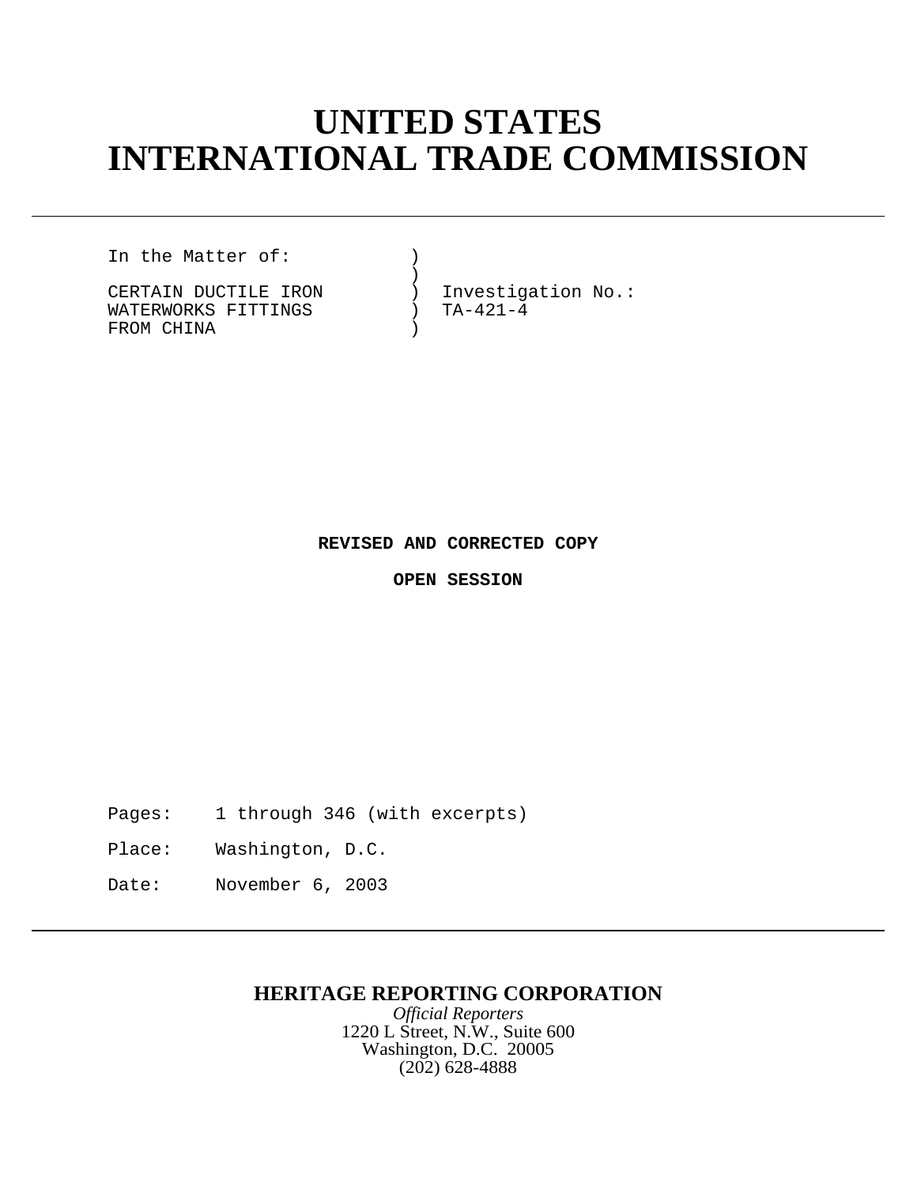# UNITED STATES
# INTERNATIONAL TRADE COMMISSION

```
In the Matter of:            )
                             )
CERTAIN DUCTILE IRON         )  Investigation No.:
WATERWORKS FITTINGS          )  TA-421-4
FROM CHINA                   )
```

**REVISED AND CORRECTED COPY**

**OPEN SESSION**

Pages: 1 through 346 (with excerpts)

Place: Washington, D.C.

Date: November 6, 2003

**HERITAGE REPORTING CORPORATION**

*Official Reporters*

1220 L Street, N.W., Suite 600

Washington, D.C. 20005

(202) 628-4888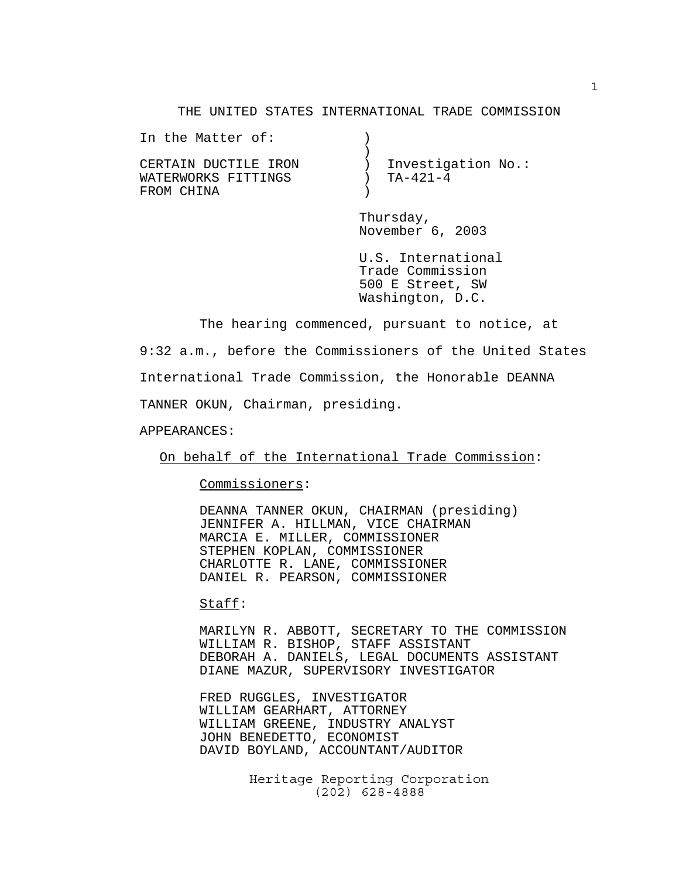THE UNITED STATES INTERNATIONAL TRADE COMMISSION

In the Matter of: )
)
CERTAIN DUCTILE IRON ) Investigation No.:
WATERWORKS FITTINGS ) TA-421-4
FROM CHINA )

Thursday,
November 6, 2003

U.S. International
Trade Commission
500 E Street, SW
Washington, D.C.

The hearing commenced, pursuant to notice, at 9:32 a.m., before the Commissioners of the United States International Trade Commission, the Honorable DEANNA TANNER OKUN, Chairman, presiding.

APPEARANCES:

On behalf of the International Trade Commission:

Commissioners:

DEANNA TANNER OKUN, CHAIRMAN (presiding)
JENNIFER A. HILLMAN, VICE CHAIRMAN
MARCIA E. MILLER, COMMISSIONER
STEPHEN KOPLAN, COMMISSIONER
CHARLOTTE R. LANE, COMMISSIONER
DANIEL R. PEARSON, COMMISSIONER

Staff:

MARILYN R. ABBOTT, SECRETARY TO THE COMMISSION
WILLIAM R. BISHOP, STAFF ASSISTANT
DEBORAH A. DANIELS, LEGAL DOCUMENTS ASSISTANT
DIANE MAZUR, SUPERVISORY INVESTIGATOR

FRED RUGGLES, INVESTIGATOR
WILLIAM GEARHART, ATTORNEY
WILLIAM GREENE, INDUSTRY ANALYST
JOHN BENEDETTO, ECONOMIST
DAVID BOYLAND, ACCOUNTANT/AUDITOR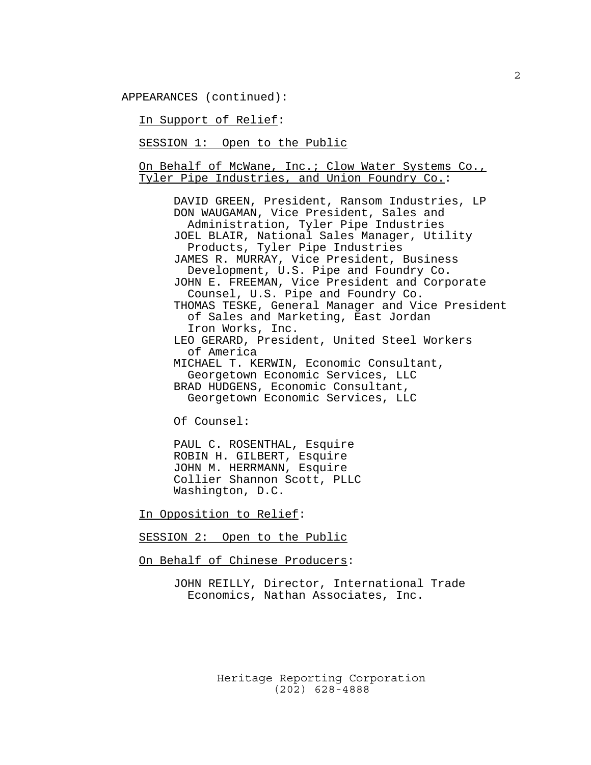APPEARANCES (continued):

<u>In Support of Relief</u>:

<u>SESSION 1: Open to the Public</u>

<u>On Behalf of McWane, Inc.; Clow Water Systems Co., Tyler Pipe Industries, and Union Foundry Co.</u>:

DAVID GREEN, President, Ransom Industries, LP
DON WAUGAMAN, Vice President, Sales and Administration, Tyler Pipe Industries
JOEL BLAIR, National Sales Manager, Utility Products, Tyler Pipe Industries
JAMES R. MURRAY, Vice President, Business Development, U.S. Pipe and Foundry Co.
JOHN E. FREEMAN, Vice President and Corporate Counsel, U.S. Pipe and Foundry Co.
THOMAS TESKE, General Manager and Vice President of Sales and Marketing, East Jordan Iron Works, Inc.
LEO GERARD, President, United Steel Workers of America
MICHAEL T. KERWIN, Economic Consultant, Georgetown Economic Services, LLC
BRAD HUDGENS, Economic Consultant, Georgetown Economic Services, LLC

Of Counsel:

PAUL C. ROSENTHAL, Esquire
ROBIN H. GILBERT, Esquire
JOHN M. HERRMANN, Esquire
Collier Shannon Scott, PLLC
Washington, D.C.

<u>In Opposition to Relief</u>:

<u>SESSION 2: Open to the Public</u>

<u>On Behalf of Chinese Producers</u>:

JOHN REILLY, Director, International Trade Economics, Nathan Associates, Inc.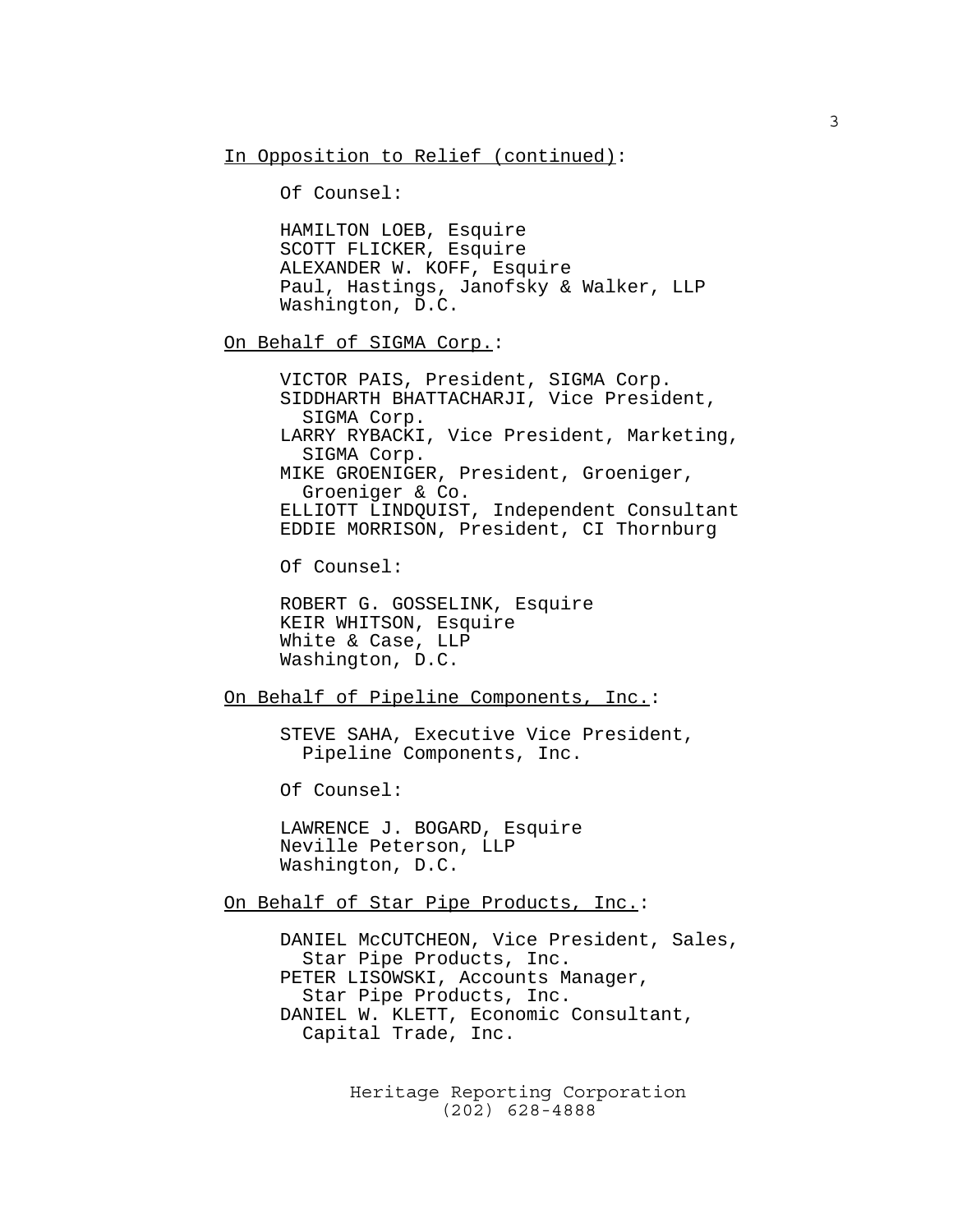In Opposition to Relief (continued):

Of Counsel:

HAMILTON LOEB, Esquire
SCOTT FLICKER, Esquire
ALEXANDER W. KOFF, Esquire
Paul, Hastings, Janofsky & Walker, LLP
Washington, D.C.

On Behalf of SIGMA Corp.:

VICTOR PAIS, President, SIGMA Corp.
SIDDHARTH BHATTACHARJI, Vice President, SIGMA Corp.
LARRY RYBACKI, Vice President, Marketing, SIGMA Corp.
MIKE GROENIGER, President, Groeniger, Groeniger & Co.
ELLIOTT LINDQUIST, Independent Consultant
EDDIE MORRISON, President, CI Thornburg

Of Counsel:

ROBERT G. GOSSELINK, Esquire
KEIR WHITSON, Esquire
White & Case, LLP
Washington, D.C.

On Behalf of Pipeline Components, Inc.:

STEVE SAHA, Executive Vice President, Pipeline Components, Inc.

Of Counsel:

LAWRENCE J. BOGARD, Esquire
Neville Peterson, LLP
Washington, D.C.

On Behalf of Star Pipe Products, Inc.:

DANIEL McCUTCHEON, Vice President, Sales, Star Pipe Products, Inc.
PETER LISOWSKI, Accounts Manager, Star Pipe Products, Inc.
DANIEL W. KLETT, Economic Consultant, Capital Trade, Inc.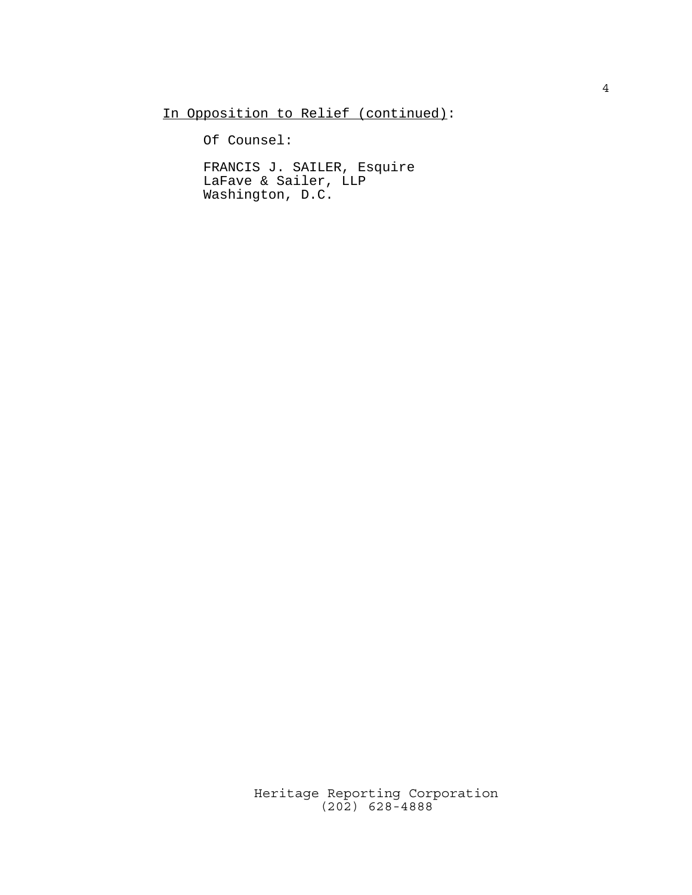In Opposition to Relief (continued):

Of Counsel:

FRANCIS J. SAILER, Esquire
LaFave & Sailer, LLP
Washington, D.C.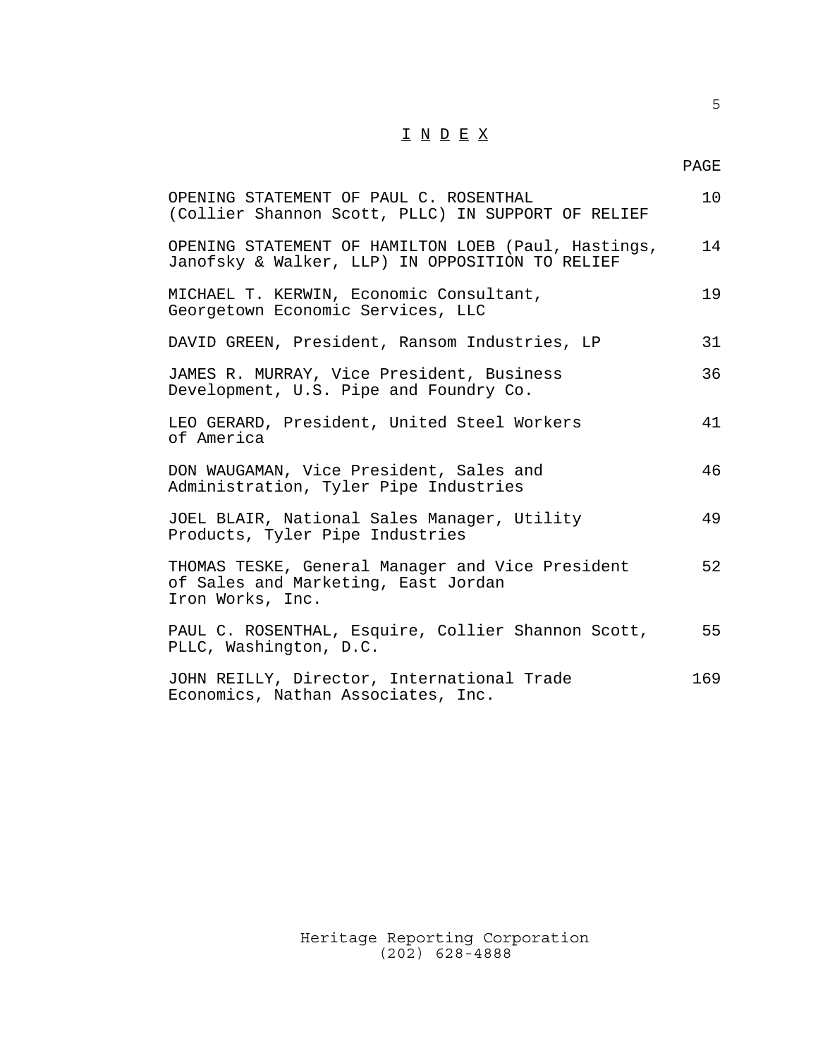# I N D E X

| | PAGE |
|---|---|
| OPENING STATEMENT OF PAUL C. ROSENTHAL (Collier Shannon Scott, PLLC) IN SUPPORT OF RELIEF | 10 |
| OPENING STATEMENT OF HAMILTON LOEB (Paul, Hastings, Janofsky & Walker, LLP) IN OPPOSITION TO RELIEF | 14 |
| MICHAEL T. KERWIN, Economic Consultant, Georgetown Economic Services, LLC | 19 |
| DAVID GREEN, President, Ransom Industries, LP | 31 |
| JAMES R. MURRAY, Vice President, Business Development, U.S. Pipe and Foundry Co. | 36 |
| LEO GERARD, President, United Steel Workers of America | 41 |
| DON WAUGAMAN, Vice President, Sales and Administration, Tyler Pipe Industries | 46 |
| JOEL BLAIR, National Sales Manager, Utility Products, Tyler Pipe Industries | 49 |
| THOMAS TESKE, General Manager and Vice President of Sales and Marketing, East Jordan Iron Works, Inc. | 52 |
| PAUL C. ROSENTHAL, Esquire, Collier Shannon Scott, PLLC, Washington, D.C. | 55 |
| JOHN REILLY, Director, International Trade Economics, Nathan Associates, Inc. | 169 |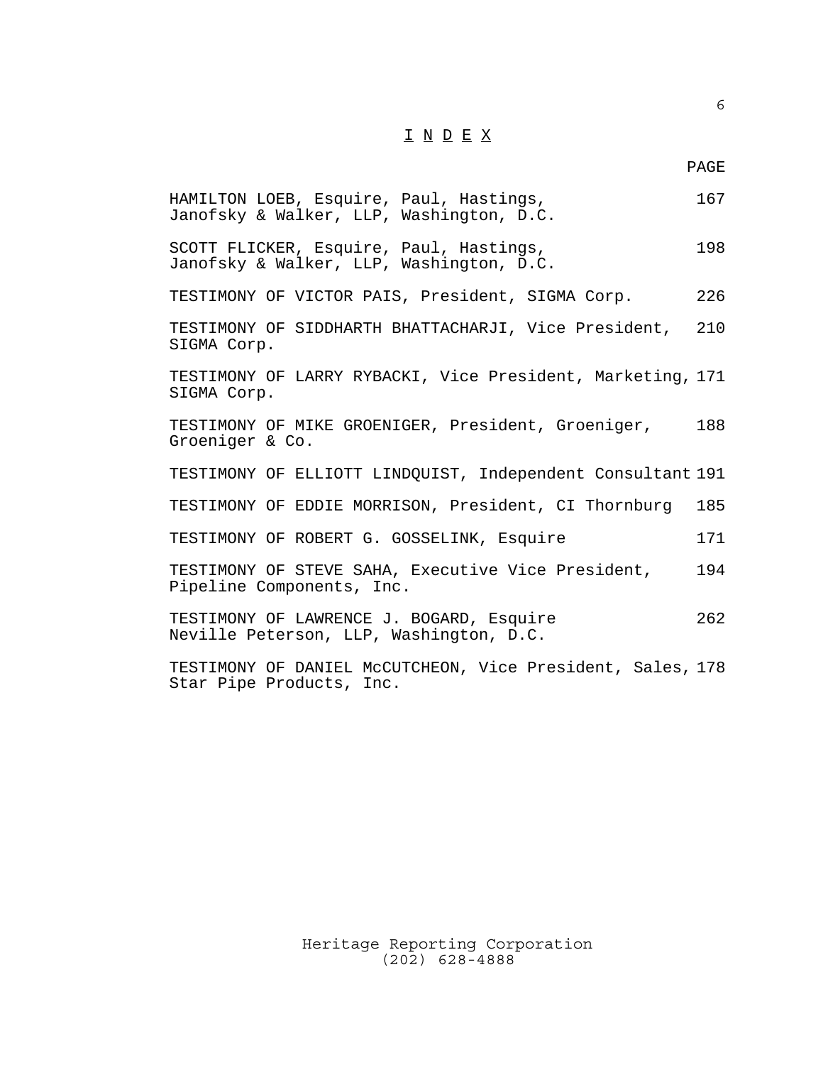# I N D E X

| | PAGE |
|---|---|
| HAMILTON LOEB, Esquire, Paul, Hastings, Janofsky & Walker, LLP, Washington, D.C. | 167 |
| SCOTT FLICKER, Esquire, Paul, Hastings, Janofsky & Walker, LLP, Washington, D.C. | 198 |
| TESTIMONY OF VICTOR PAIS, President, SIGMA Corp. | 226 |
| TESTIMONY OF SIDDHARTH BHATTACHARJI, Vice President, SIGMA Corp. | 210 |
| TESTIMONY OF LARRY RYBACKI, Vice President, Marketing, SIGMA Corp. | 171 |
| TESTIMONY OF MIKE GROENIGER, President, Groeniger, Groeniger & Co. | 188 |
| TESTIMONY OF ELLIOTT LINDQUIST, Independent Consultant | 191 |
| TESTIMONY OF EDDIE MORRISON, President, CI Thornburg | 185 |
| TESTIMONY OF ROBERT G. GOSSELINK, Esquire | 171 |
| TESTIMONY OF STEVE SAHA, Executive Vice President, Pipeline Components, Inc. | 194 |
| TESTIMONY OF LAWRENCE J. BOGARD, Esquire Neville Peterson, LLP, Washington, D.C. | 262 |
| TESTIMONY OF DANIEL McCUTCHEON, Vice President, Sales, Star Pipe Products, Inc. | 178 |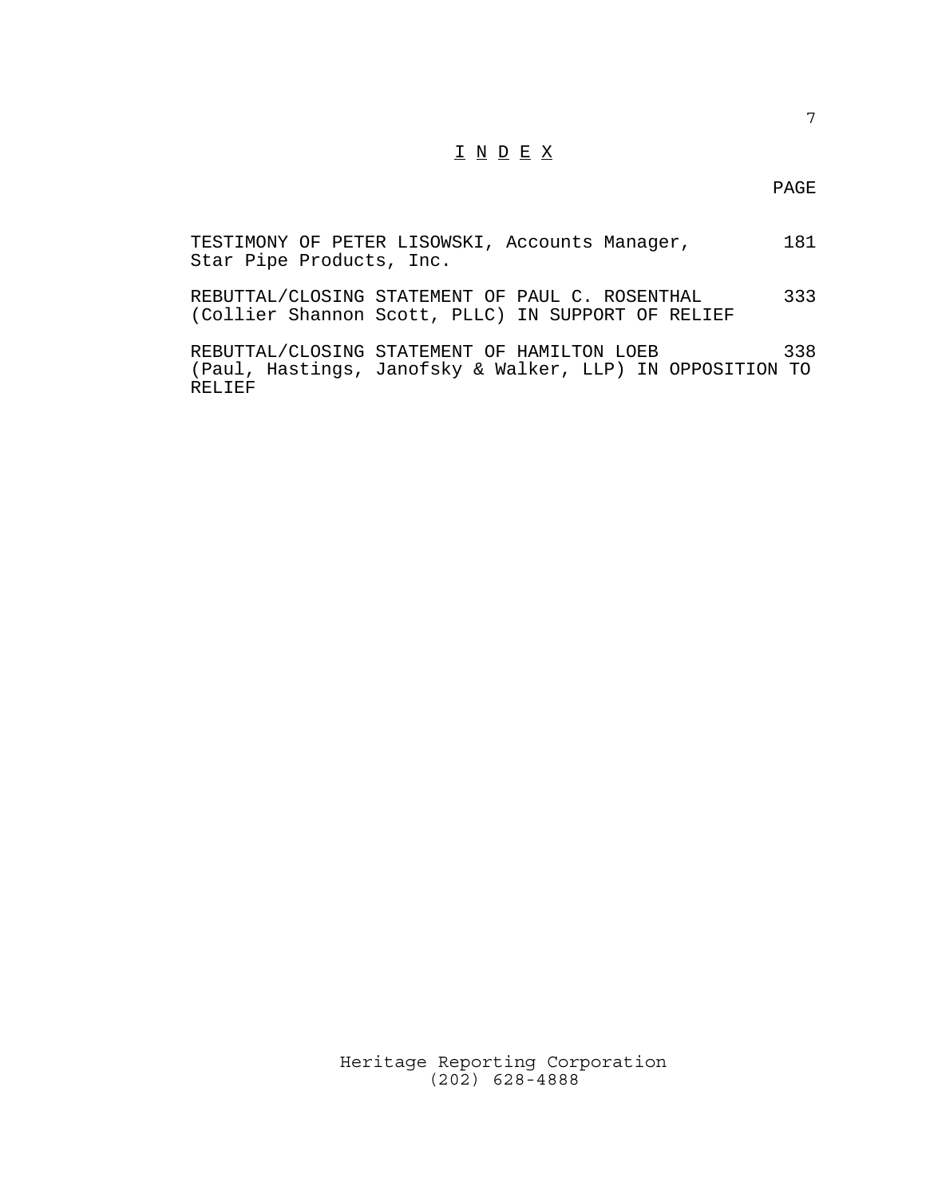# I N D E X

| | PAGE |
|---|---|
| TESTIMONY OF PETER LISOWSKI, Accounts Manager, Star Pipe Products, Inc. | 181 |
| REBUTTAL/CLOSING STATEMENT OF PAUL C. ROSENTHAL (Collier Shannon Scott, PLLC) IN SUPPORT OF RELIEF | 333 |
| REBUTTAL/CLOSING STATEMENT OF HAMILTON LOEB (Paul, Hastings, Janofsky & Walker, LLP) IN OPPOSITION TO RELIEF | 338 |

Heritage Reporting Corporation
(202) 628-4888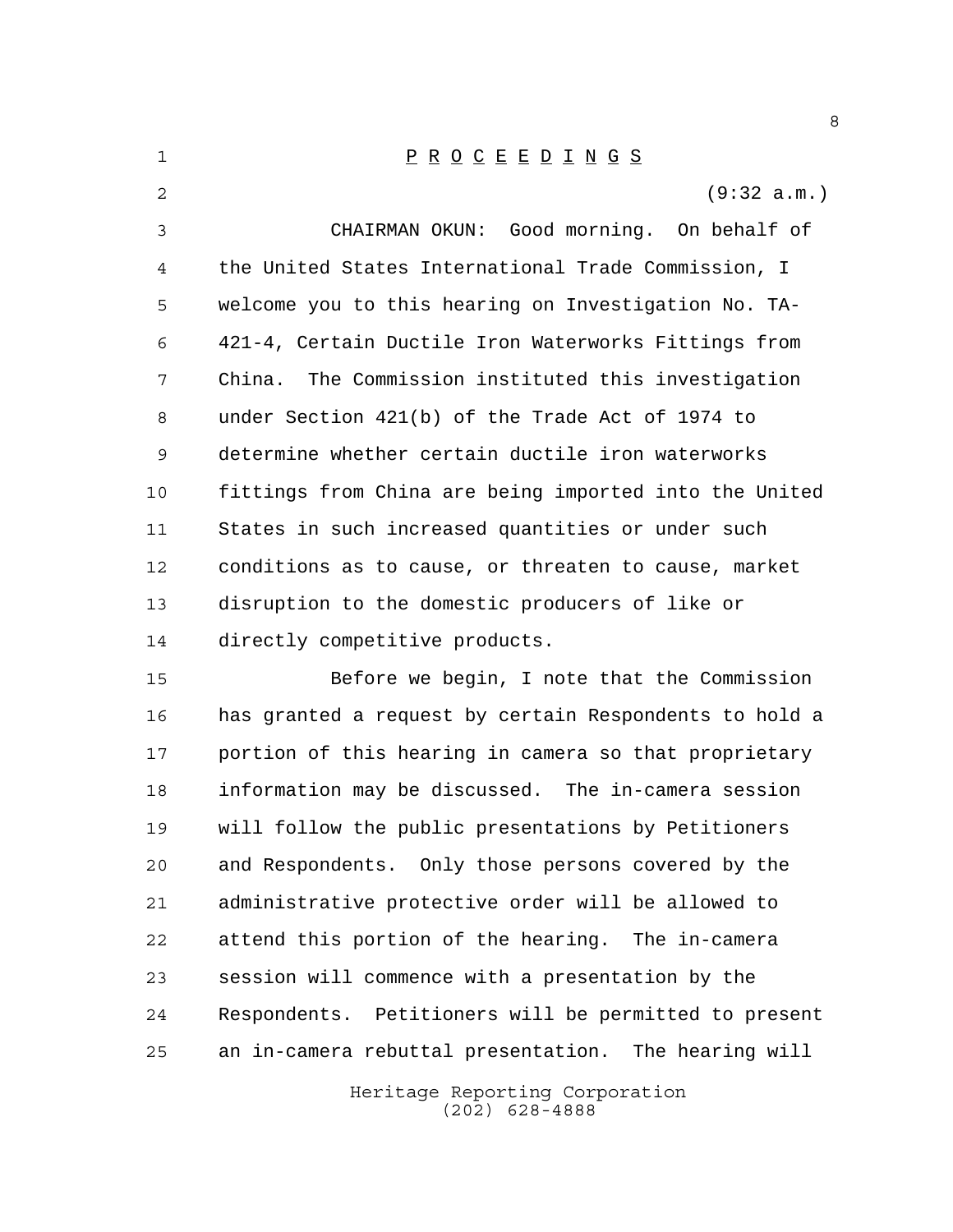P R O C E E D I N G S

(9:32 a.m.)

CHAIRMAN OKUN: Good morning. On behalf of the United States International Trade Commission, I welcome you to this hearing on Investigation No. TA-421-4, Certain Ductile Iron Waterworks Fittings from China. The Commission instituted this investigation under Section 421(b) of the Trade Act of 1974 to determine whether certain ductile iron waterworks fittings from China are being imported into the United States in such increased quantities or under such conditions as to cause, or threaten to cause, market disruption to the domestic producers of like or directly competitive products.

Before we begin, I note that the Commission has granted a request by certain Respondents to hold a portion of this hearing in camera so that proprietary information may be discussed. The in-camera session will follow the public presentations by Petitioners and Respondents. Only those persons covered by the administrative protective order will be allowed to attend this portion of the hearing. The in-camera session will commence with a presentation by the Respondents. Petitioners will be permitted to present an in-camera rebuttal presentation. The hearing will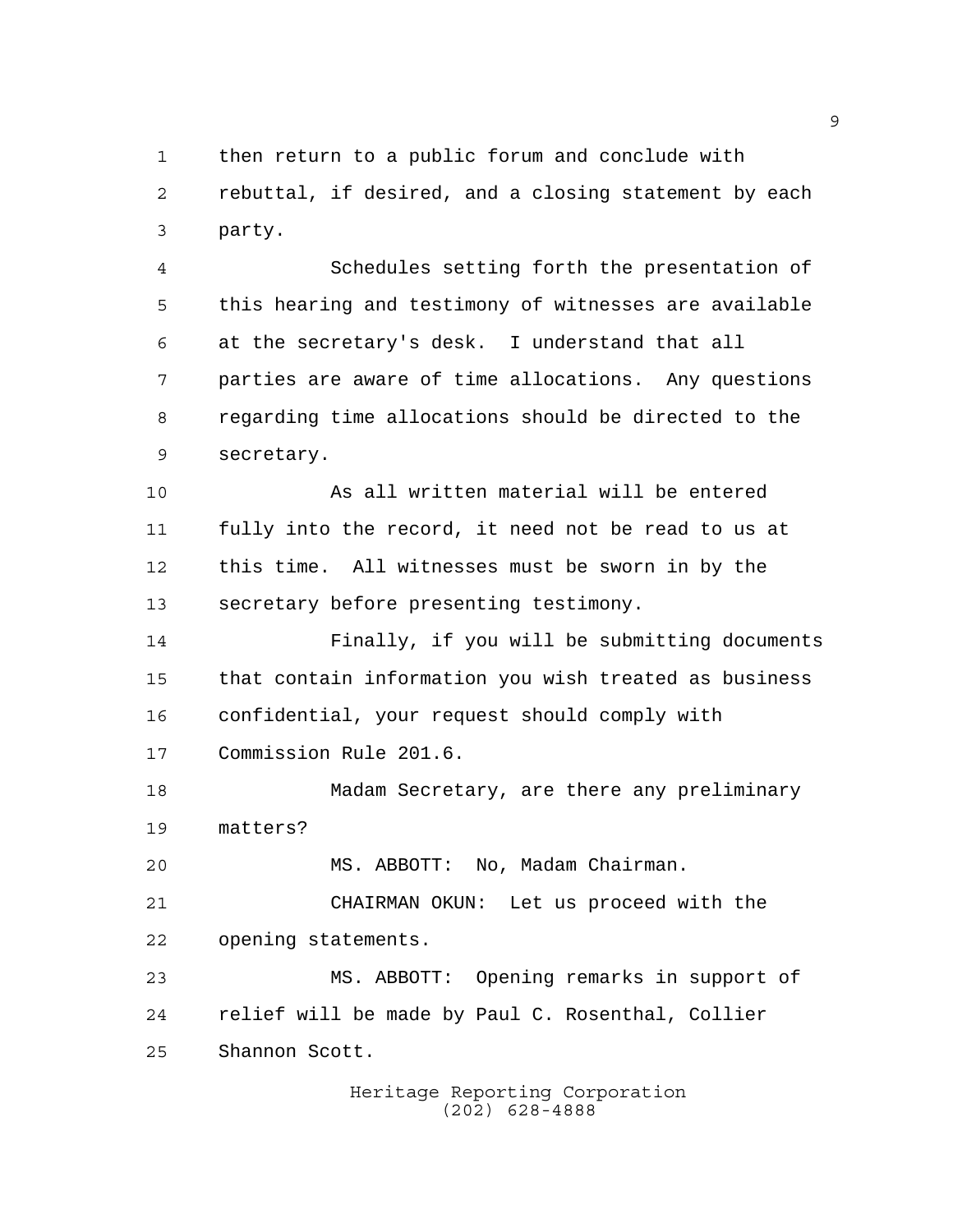then return to a public forum and conclude with rebuttal, if desired, and a closing statement by each party.

Schedules setting forth the presentation of this hearing and testimony of witnesses are available at the secretary's desk. I understand that all parties are aware of time allocations. Any questions regarding time allocations should be directed to the secretary.

As all written material will be entered fully into the record, it need not be read to us at this time. All witnesses must be sworn in by the secretary before presenting testimony.

Finally, if you will be submitting documents that contain information you wish treated as business confidential, your request should comply with Commission Rule 201.6.

Madam Secretary, are there any preliminary matters?

MS. ABBOTT: No, Madam Chairman.

CHAIRMAN OKUN: Let us proceed with the opening statements.

MS. ABBOTT: Opening remarks in support of relief will be made by Paul C. Rosenthal, Collier Shannon Scott.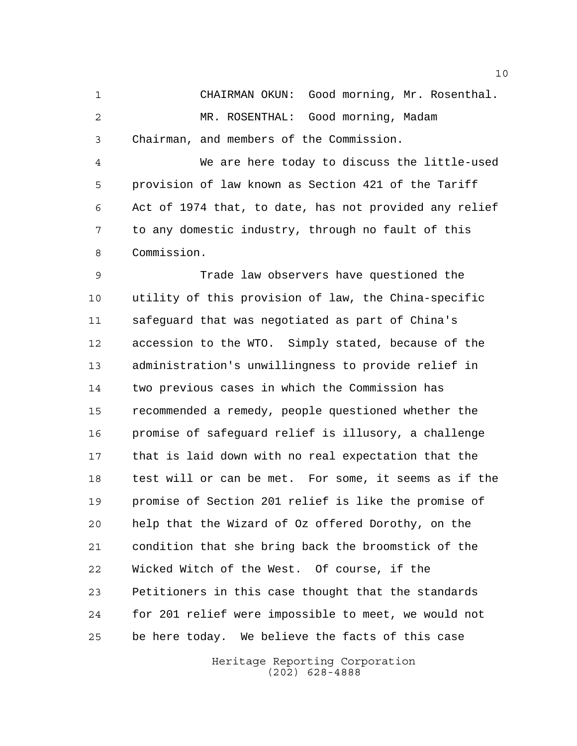CHAIRMAN OKUN: Good morning, Mr. Rosenthal.

MR. ROSENTHAL: Good morning, Madam Chairman, and members of the Commission.

We are here today to discuss the little-used provision of law known as Section 421 of the Tariff Act of 1974 that, to date, has not provided any relief to any domestic industry, through no fault of this Commission.

Trade law observers have questioned the utility of this provision of law, the China-specific safeguard that was negotiated as part of China's accession to the WTO. Simply stated, because of the administration's unwillingness to provide relief in two previous cases in which the Commission has recommended a remedy, people questioned whether the promise of safeguard relief is illusory, a challenge that is laid down with no real expectation that the test will or can be met. For some, it seems as if the promise of Section 201 relief is like the promise of help that the Wizard of Oz offered Dorothy, on the condition that she bring back the broomstick of the Wicked Witch of the West. Of course, if the Petitioners in this case thought that the standards for 201 relief were impossible to meet, we would not be here today. We believe the facts of this case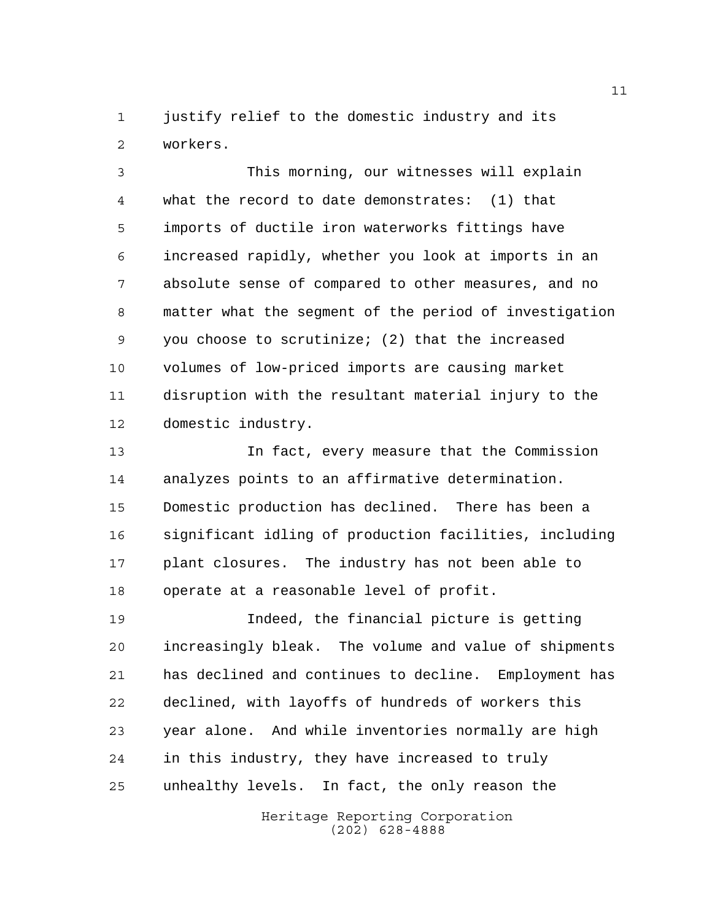justify relief to the domestic industry and its workers.

This morning, our witnesses will explain what the record to date demonstrates: (1) that imports of ductile iron waterworks fittings have increased rapidly, whether you look at imports in an absolute sense of compared to other measures, and no matter what the segment of the period of investigation you choose to scrutinize; (2) that the increased volumes of low-priced imports are causing market disruption with the resultant material injury to the domestic industry.

In fact, every measure that the Commission analyzes points to an affirmative determination. Domestic production has declined. There has been a significant idling of production facilities, including plant closures. The industry has not been able to operate at a reasonable level of profit.

Indeed, the financial picture is getting increasingly bleak. The volume and value of shipments has declined and continues to decline. Employment has declined, with layoffs of hundreds of workers this year alone. And while inventories normally are high in this industry, they have increased to truly unhealthy levels. In fact, the only reason the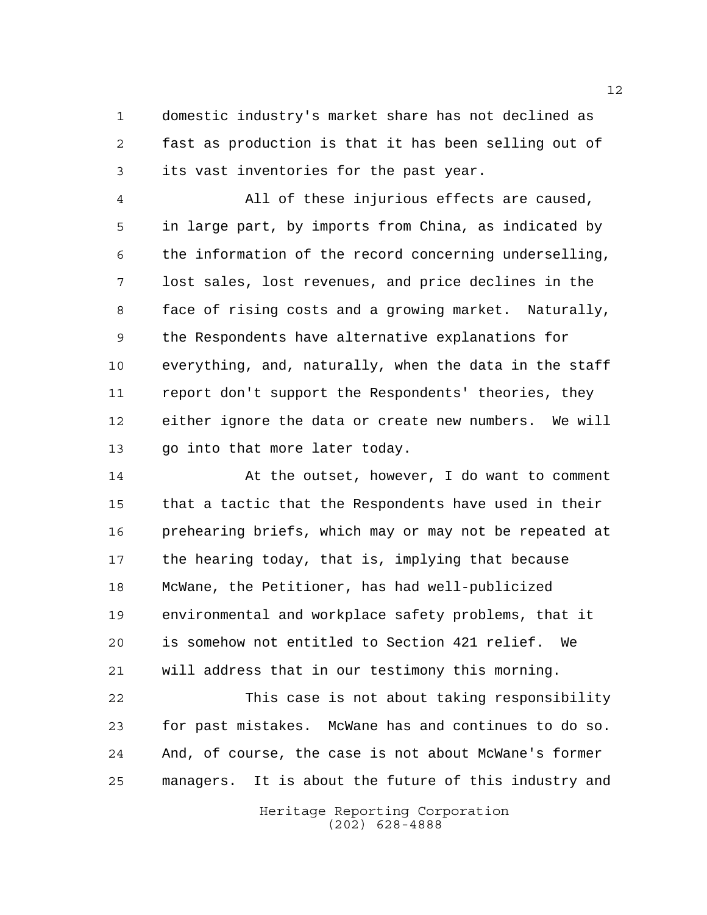domestic industry's market share has not declined as fast as production is that it has been selling out of its vast inventories for the past year.

All of these injurious effects are caused, in large part, by imports from China, as indicated by the information of the record concerning underselling, lost sales, lost revenues, and price declines in the face of rising costs and a growing market. Naturally, the Respondents have alternative explanations for everything, and, naturally, when the data in the staff report don't support the Respondents' theories, they either ignore the data or create new numbers. We will go into that more later today.

At the outset, however, I do want to comment that a tactic that the Respondents have used in their prehearing briefs, which may or may not be repeated at the hearing today, that is, implying that because McWane, the Petitioner, has had well-publicized environmental and workplace safety problems, that it is somehow not entitled to Section 421 relief. We will address that in our testimony this morning.

This case is not about taking responsibility for past mistakes. McWane has and continues to do so. And, of course, the case is not about McWane's former managers. It is about the future of this industry and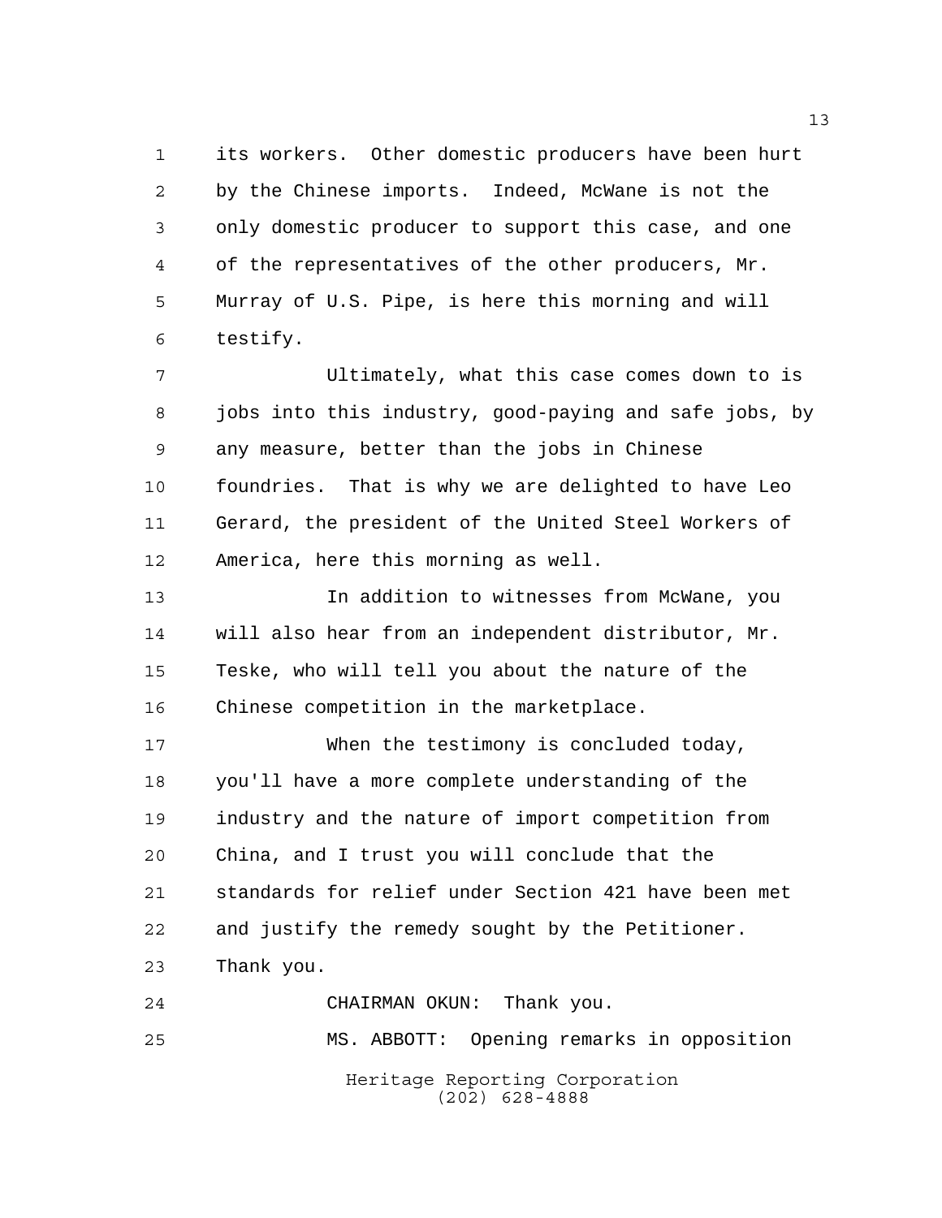its workers. Other domestic producers have been hurt by the Chinese imports. Indeed, McWane is not the only domestic producer to support this case, and one of the representatives of the other producers, Mr. Murray of U.S. Pipe, is here this morning and will testify.

Ultimately, what this case comes down to is jobs into this industry, good-paying and safe jobs, by any measure, better than the jobs in Chinese foundries. That is why we are delighted to have Leo Gerard, the president of the United Steel Workers of America, here this morning as well.

In addition to witnesses from McWane, you will also hear from an independent distributor, Mr. Teske, who will tell you about the nature of the Chinese competition in the marketplace.

When the testimony is concluded today, you'll have a more complete understanding of the industry and the nature of import competition from China, and I trust you will conclude that the standards for relief under Section 421 have been met and justify the remedy sought by the Petitioner. Thank you.

CHAIRMAN OKUN: Thank you.

MS. ABBOTT: Opening remarks in opposition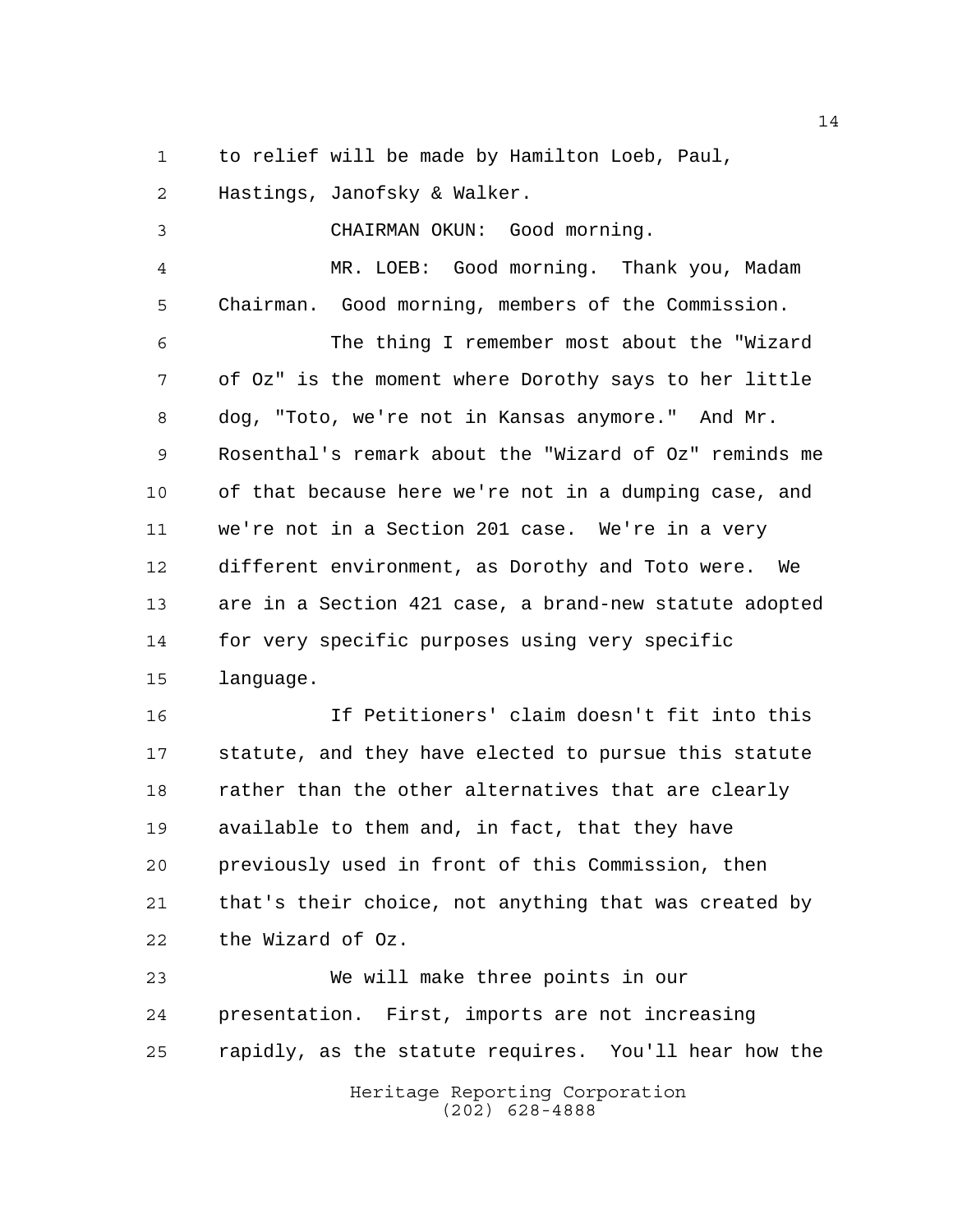to relief will be made by Hamilton Loeb, Paul, Hastings, Janofsky & Walker.

CHAIRMAN OKUN: Good morning.

MR. LOEB: Good morning. Thank you, Madam Chairman. Good morning, members of the Commission.

The thing I remember most about the "Wizard of Oz" is the moment where Dorothy says to her little dog, "Toto, we're not in Kansas anymore." And Mr. Rosenthal's remark about the "Wizard of Oz" reminds me of that because here we're not in a dumping case, and we're not in a Section 201 case. We're in a very different environment, as Dorothy and Toto were. We are in a Section 421 case, a brand-new statute adopted for very specific purposes using very specific language.

If Petitioners' claim doesn't fit into this statute, and they have elected to pursue this statute rather than the other alternatives that are clearly available to them and, in fact, that they have previously used in front of this Commission, then that's their choice, not anything that was created by the Wizard of Oz.

We will make three points in our presentation. First, imports are not increasing rapidly, as the statute requires. You'll hear how the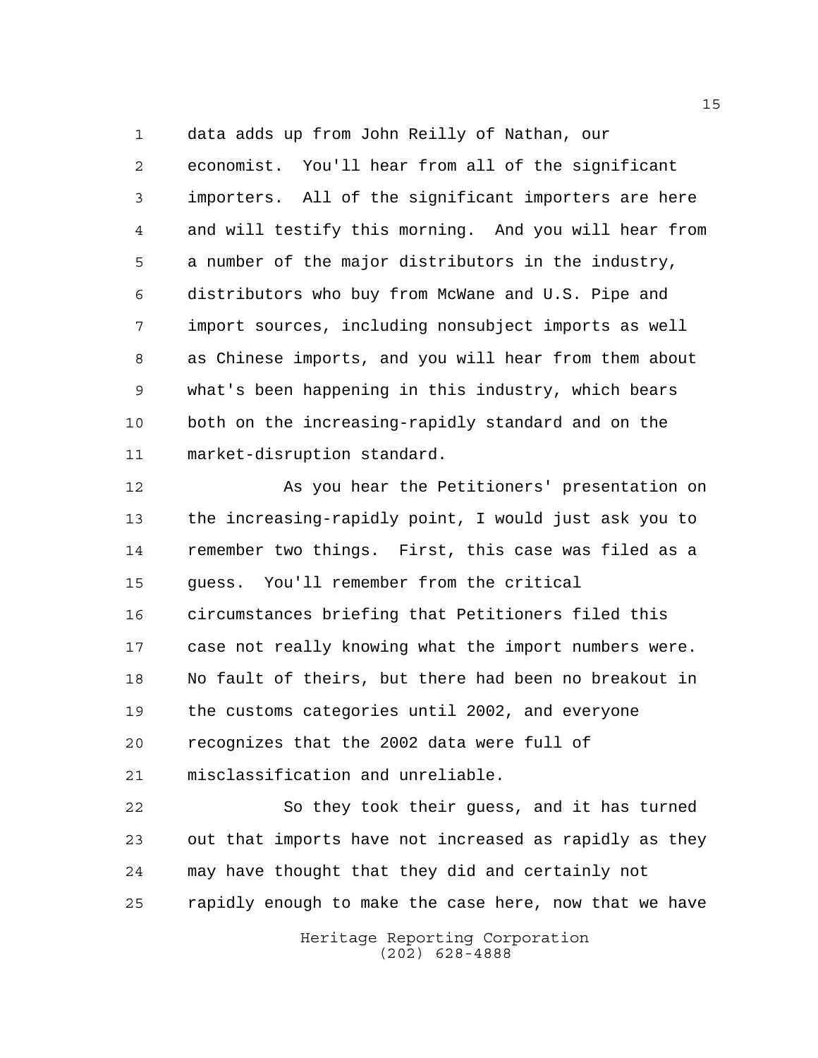data adds up from John Reilly of Nathan, our economist. You'll hear from all of the significant importers. All of the significant importers are here and will testify this morning. And you will hear from a number of the major distributors in the industry, distributors who buy from McWane and U.S. Pipe and import sources, including nonsubject imports as well as Chinese imports, and you will hear from them about what's been happening in this industry, which bears both on the increasing-rapidly standard and on the market-disruption standard.

As you hear the Petitioners' presentation on the increasing-rapidly point, I would just ask you to remember two things. First, this case was filed as a guess. You'll remember from the critical circumstances briefing that Petitioners filed this case not really knowing what the import numbers were. No fault of theirs, but there had been no breakout in the customs categories until 2002, and everyone recognizes that the 2002 data were full of misclassification and unreliable.

So they took their guess, and it has turned out that imports have not increased as rapidly as they may have thought that they did and certainly not rapidly enough to make the case here, now that we have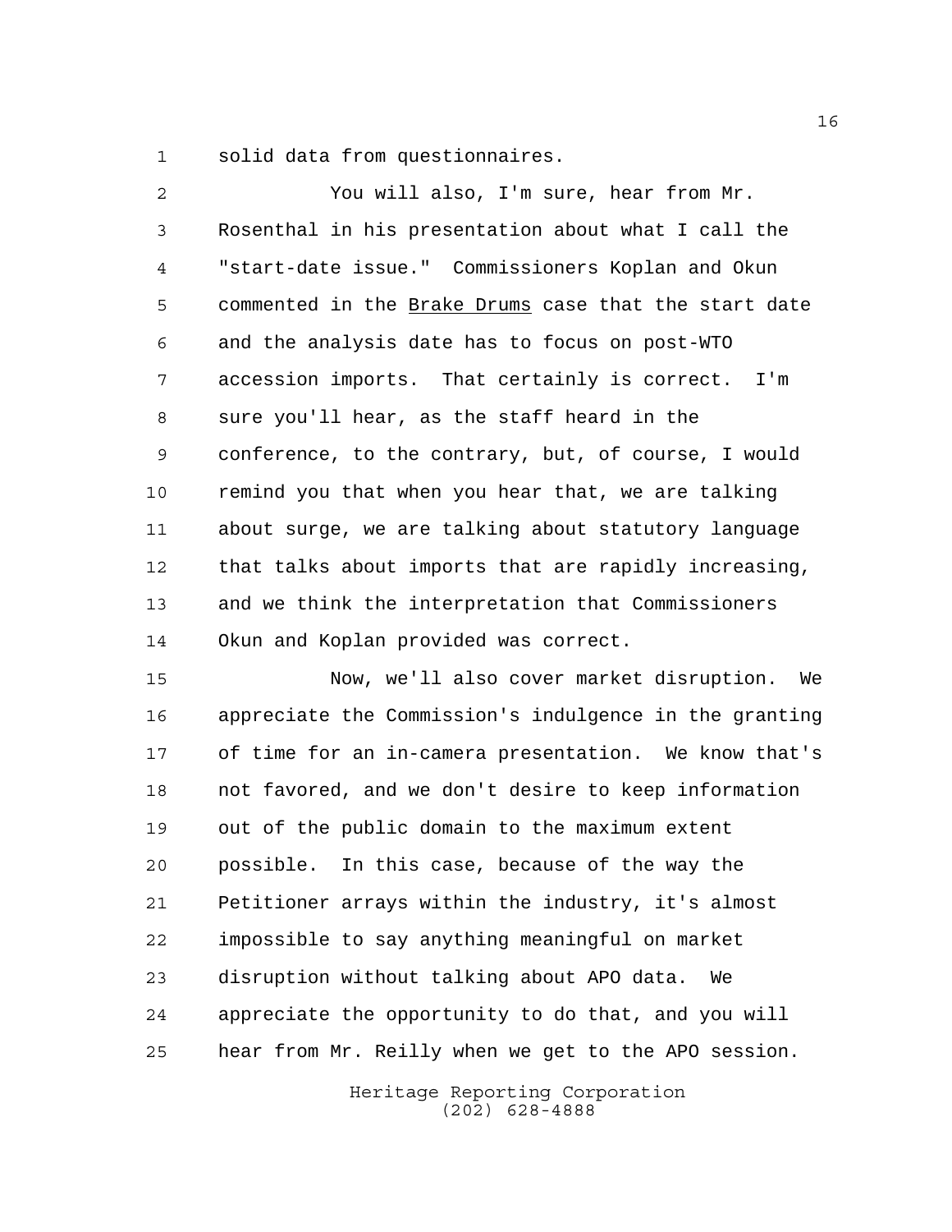solid data from questionnaires.

You will also, I'm sure, hear from Mr. Rosenthal in his presentation about what I call the "start-date issue." Commissioners Koplan and Okun commented in the Brake Drums case that the start date and the analysis date has to focus on post-WTO accession imports. That certainly is correct. I'm sure you'll hear, as the staff heard in the conference, to the contrary, but, of course, I would remind you that when you hear that, we are talking about surge, we are talking about statutory language that talks about imports that are rapidly increasing, and we think the interpretation that Commissioners Okun and Koplan provided was correct.

Now, we'll also cover market disruption. We appreciate the Commission's indulgence in the granting of time for an in-camera presentation. We know that's not favored, and we don't desire to keep information out of the public domain to the maximum extent possible. In this case, because of the way the Petitioner arrays within the industry, it's almost impossible to say anything meaningful on market disruption without talking about APO data. We appreciate the opportunity to do that, and you will hear from Mr. Reilly when we get to the APO session.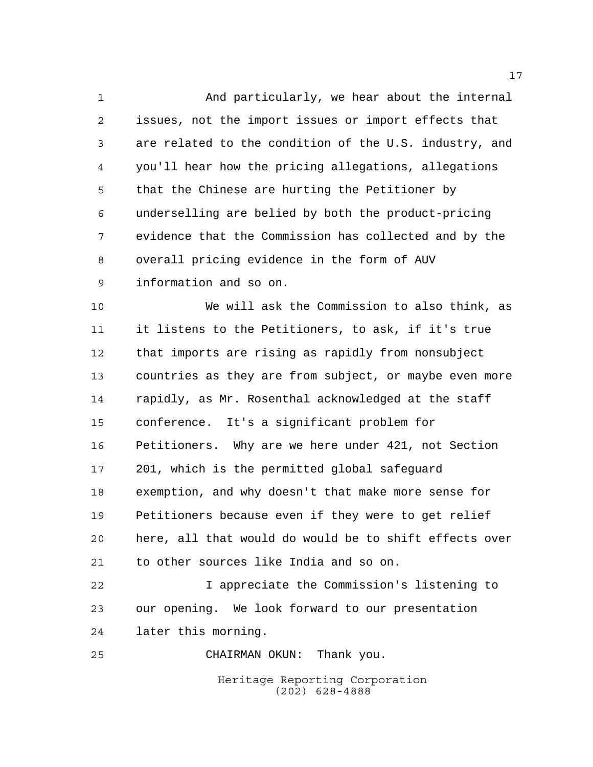And particularly, we hear about the internal issues, not the import issues or import effects that are related to the condition of the U.S. industry, and you'll hear how the pricing allegations, allegations that the Chinese are hurting the Petitioner by underselling are belied by both the product-pricing evidence that the Commission has collected and by the overall pricing evidence in the form of AUV information and so on.

We will ask the Commission to also think, as it listens to the Petitioners, to ask, if it's true that imports are rising as rapidly from nonsubject countries as they are from subject, or maybe even more rapidly, as Mr. Rosenthal acknowledged at the staff conference. It's a significant problem for Petitioners. Why are we here under 421, not Section 201, which is the permitted global safeguard exemption, and why doesn't that make more sense for Petitioners because even if they were to get relief here, all that would do would be to shift effects over to other sources like India and so on.

I appreciate the Commission's listening to our opening. We look forward to our presentation later this morning.

CHAIRMAN OKUN: Thank you.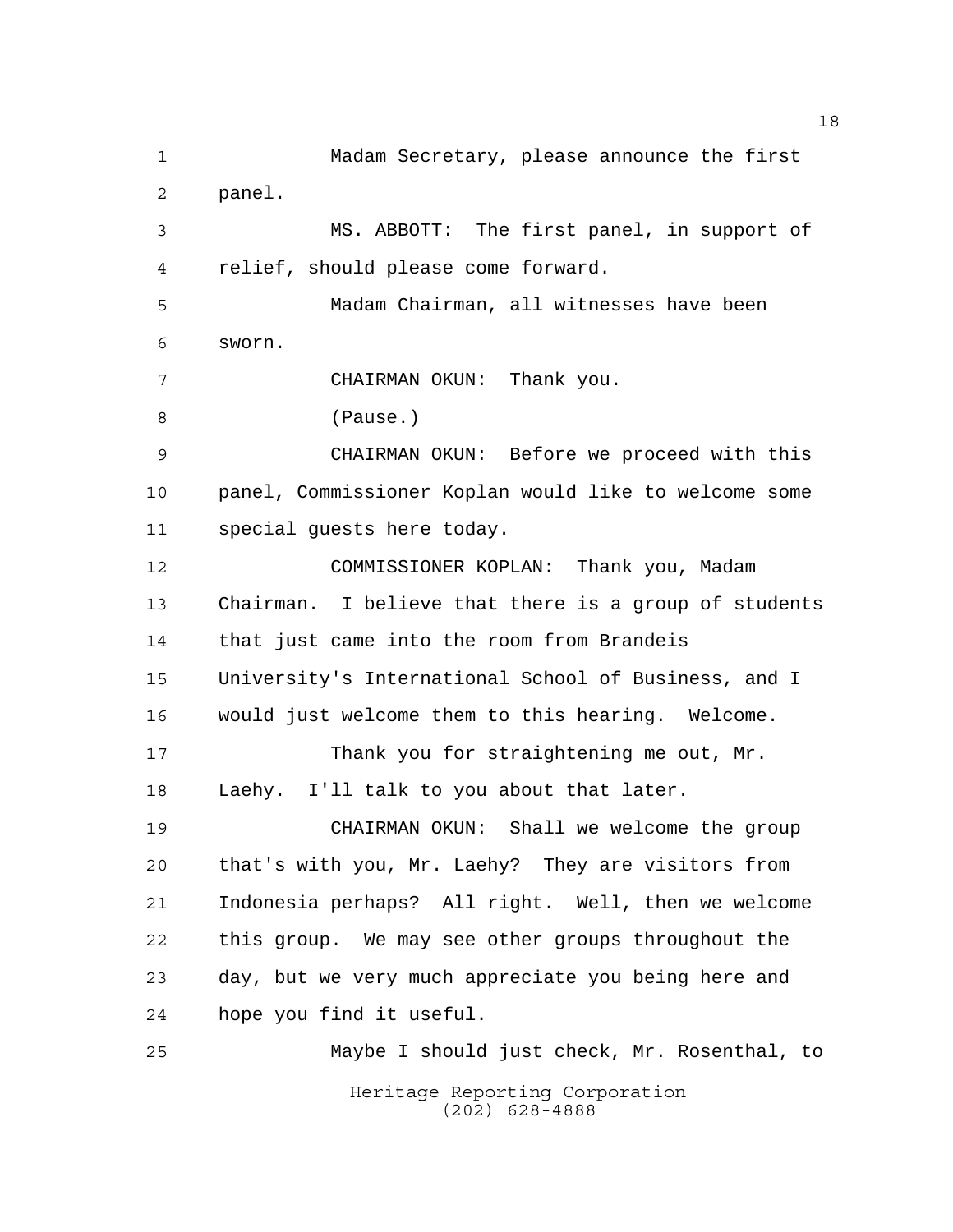Madam Secretary, please announce the first panel.

MS. ABBOTT: The first panel, in support of relief, should please come forward.

Madam Chairman, all witnesses have been sworn.

CHAIRMAN OKUN: Thank you.

(Pause.)

CHAIRMAN OKUN: Before we proceed with this panel, Commissioner Koplan would like to welcome some special guests here today.

COMMISSIONER KOPLAN: Thank you, Madam Chairman. I believe that there is a group of students that just came into the room from Brandeis University's International School of Business, and I would just welcome them to this hearing. Welcome.

Thank you for straightening me out, Mr. Laehy. I'll talk to you about that later.

CHAIRMAN OKUN: Shall we welcome the group that's with you, Mr. Laehy? They are visitors from Indonesia perhaps? All right. Well, then we welcome this group. We may see other groups throughout the day, but we very much appreciate you being here and hope you find it useful.

Maybe I should just check, Mr. Rosenthal, to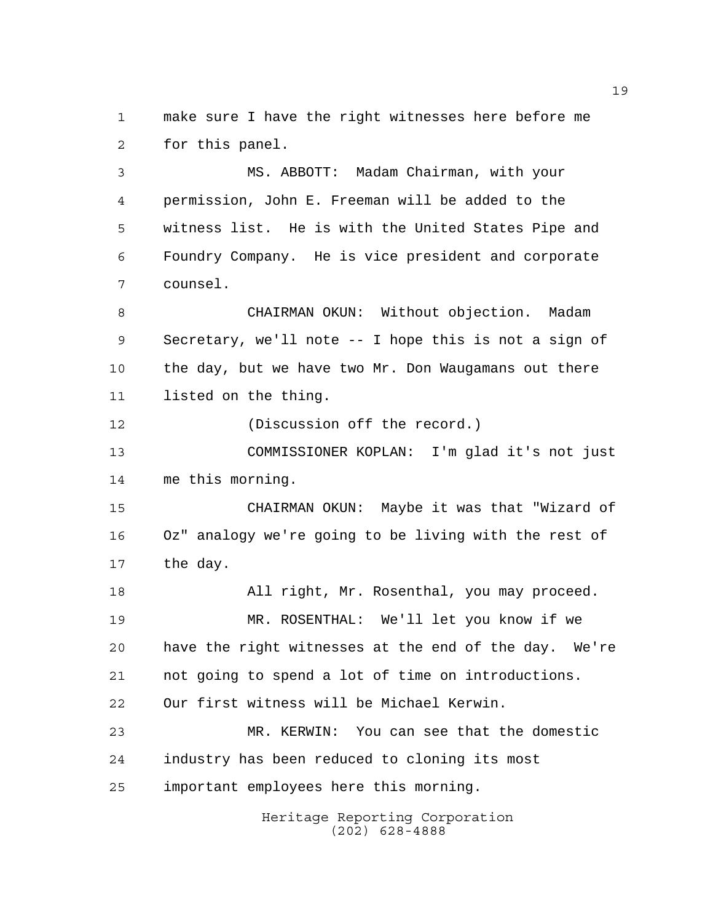make sure I have the right witnesses here before me for this panel.

MS. ABBOTT: Madam Chairman, with your permission, John E. Freeman will be added to the witness list. He is with the United States Pipe and Foundry Company. He is vice president and corporate counsel.

CHAIRMAN OKUN: Without objection. Madam Secretary, we'll note -- I hope this is not a sign of the day, but we have two Mr. Don Waugamans out there listed on the thing.

(Discussion off the record.)

COMMISSIONER KOPLAN: I'm glad it's not just me this morning.

CHAIRMAN OKUN: Maybe it was that "Wizard of Oz" analogy we're going to be living with the rest of the day.

All right, Mr. Rosenthal, you may proceed.

MR. ROSENTHAL: We'll let you know if we have the right witnesses at the end of the day. We're not going to spend a lot of time on introductions. Our first witness will be Michael Kerwin.

MR. KERWIN: You can see that the domestic industry has been reduced to cloning its most important employees here this morning.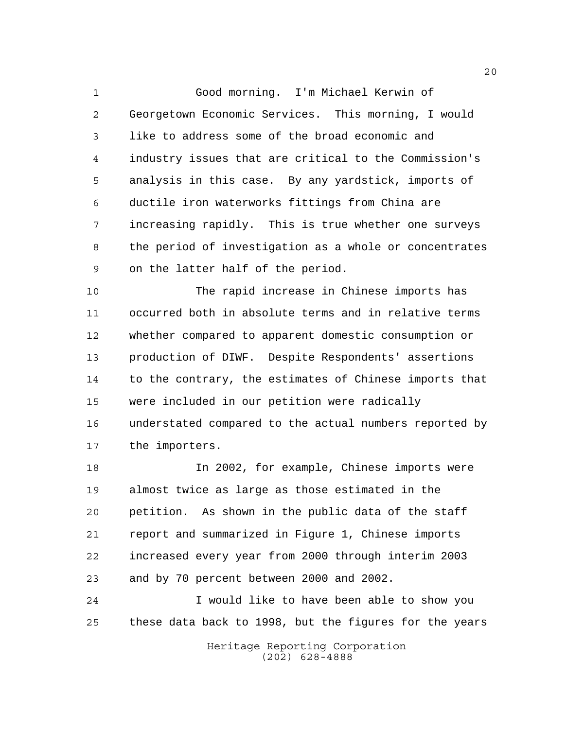Good morning. I'm Michael Kerwin of Georgetown Economic Services. This morning, I would like to address some of the broad economic and industry issues that are critical to the Commission's analysis in this case. By any yardstick, imports of ductile iron waterworks fittings from China are increasing rapidly. This is true whether one surveys the period of investigation as a whole or concentrates on the latter half of the period.

The rapid increase in Chinese imports has occurred both in absolute terms and in relative terms whether compared to apparent domestic consumption or production of DIWF. Despite Respondents' assertions to the contrary, the estimates of Chinese imports that were included in our petition were radically understated compared to the actual numbers reported by the importers.

In 2002, for example, Chinese imports were almost twice as large as those estimated in the petition. As shown in the public data of the staff report and summarized in Figure 1, Chinese imports increased every year from 2000 through interim 2003 and by 70 percent between 2000 and 2002.

I would like to have been able to show you these data back to 1998, but the figures for the years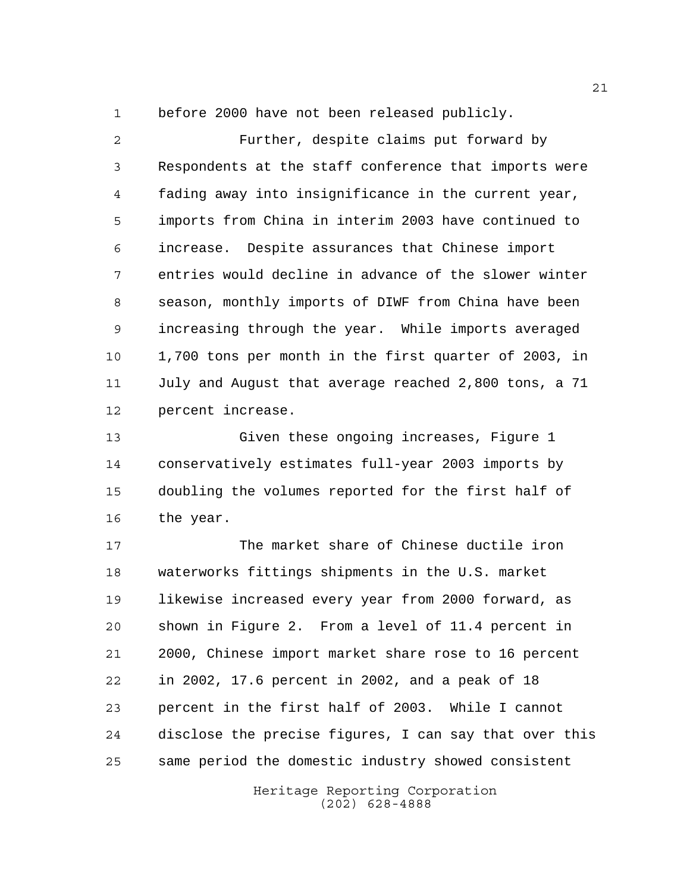before 2000 have not been released publicly.

Further, despite claims put forward by Respondents at the staff conference that imports were fading away into insignificance in the current year, imports from China in interim 2003 have continued to increase. Despite assurances that Chinese import entries would decline in advance of the slower winter season, monthly imports of DIWF from China have been increasing through the year. While imports averaged 1,700 tons per month in the first quarter of 2003, in July and August that average reached 2,800 tons, a 71 percent increase.

Given these ongoing increases, Figure 1 conservatively estimates full-year 2003 imports by doubling the volumes reported for the first half of the year.

The market share of Chinese ductile iron waterworks fittings shipments in the U.S. market likewise increased every year from 2000 forward, as shown in Figure 2. From a level of 11.4 percent in 2000, Chinese import market share rose to 16 percent in 2002, 17.6 percent in 2002, and a peak of 18 percent in the first half of 2003. While I cannot disclose the precise figures, I can say that over this same period the domestic industry showed consistent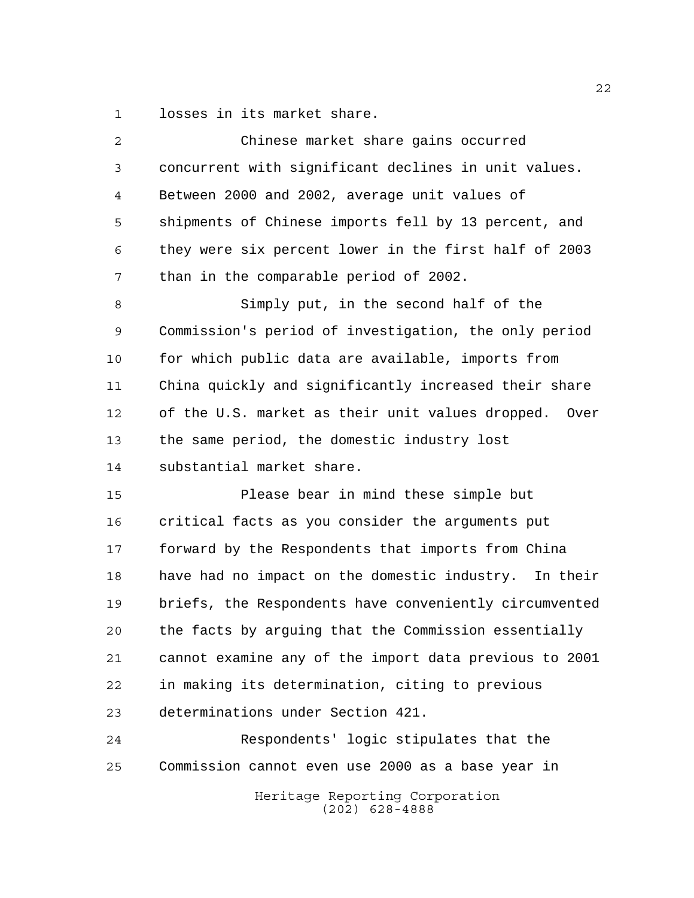losses in its market share.

Chinese market share gains occurred concurrent with significant declines in unit values. Between 2000 and 2002, average unit values of shipments of Chinese imports fell by 13 percent, and they were six percent lower in the first half of 2003 than in the comparable period of 2002.

Simply put, in the second half of the Commission's period of investigation, the only period for which public data are available, imports from China quickly and significantly increased their share of the U.S. market as their unit values dropped. Over the same period, the domestic industry lost substantial market share.

Please bear in mind these simple but critical facts as you consider the arguments put forward by the Respondents that imports from China have had no impact on the domestic industry. In their briefs, the Respondents have conveniently circumvented the facts by arguing that the Commission essentially cannot examine any of the import data previous to 2001 in making its determination, citing to previous determinations under Section 421.

Respondents' logic stipulates that the Commission cannot even use 2000 as a base year in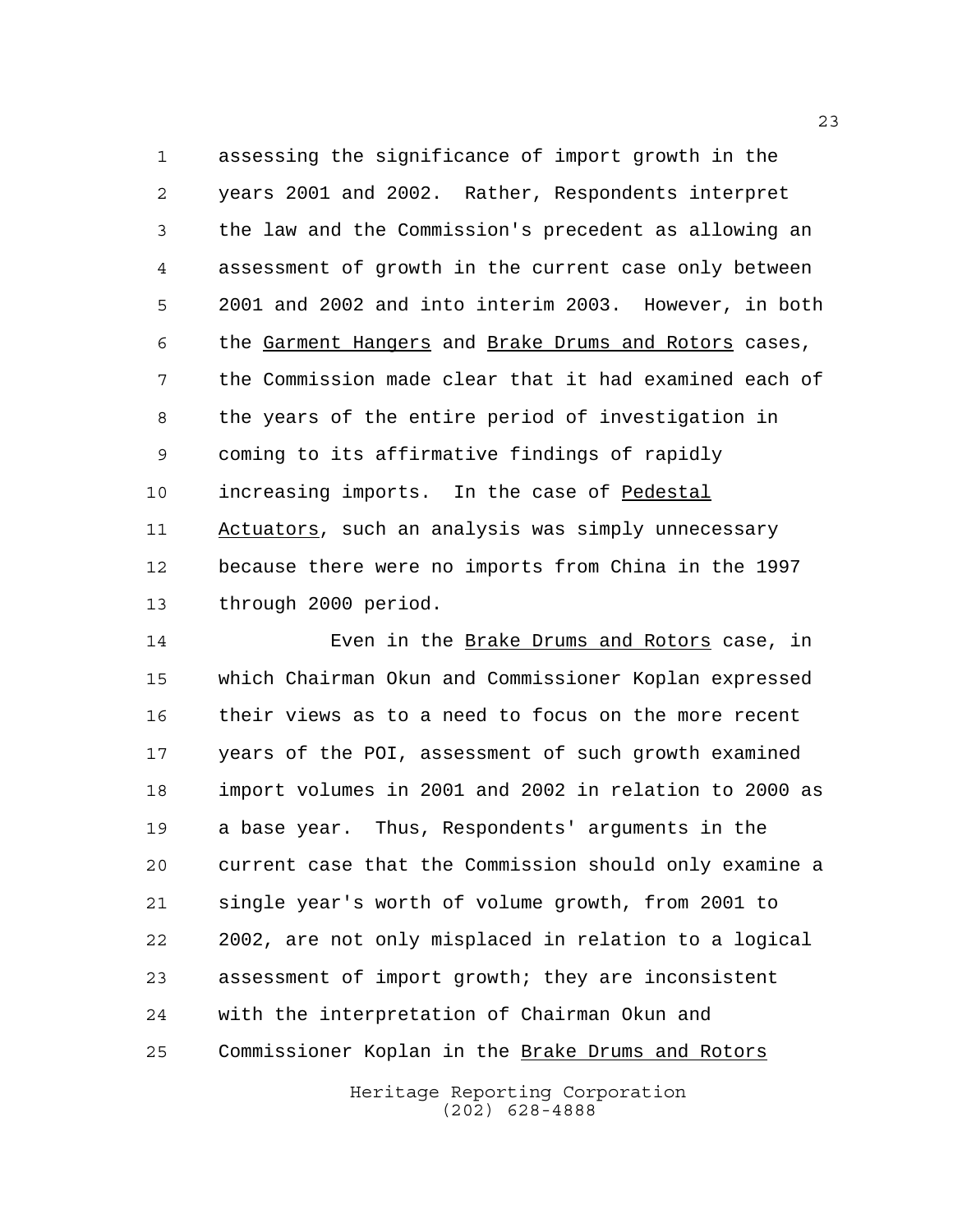assessing the significance of import growth in the years 2001 and 2002. Rather, Respondents interpret the law and the Commission's precedent as allowing an assessment of growth in the current case only between 2001 and 2002 and into interim 2003. However, in both the Garment Hangers and Brake Drums and Rotors cases, the Commission made clear that it had examined each of the years of the entire period of investigation in coming to its affirmative findings of rapidly increasing imports. In the case of Pedestal Actuators, such an analysis was simply unnecessary because there were no imports from China in the 1997 through 2000 period.

Even in the Brake Drums and Rotors case, in which Chairman Okun and Commissioner Koplan expressed their views as to a need to focus on the more recent years of the POI, assessment of such growth examined import volumes in 2001 and 2002 in relation to 2000 as a base year. Thus, Respondents' arguments in the current case that the Commission should only examine a single year's worth of volume growth, from 2001 to 2002, are not only misplaced in relation to a logical assessment of import growth; they are inconsistent with the interpretation of Chairman Okun and Commissioner Koplan in the Brake Drums and Rotors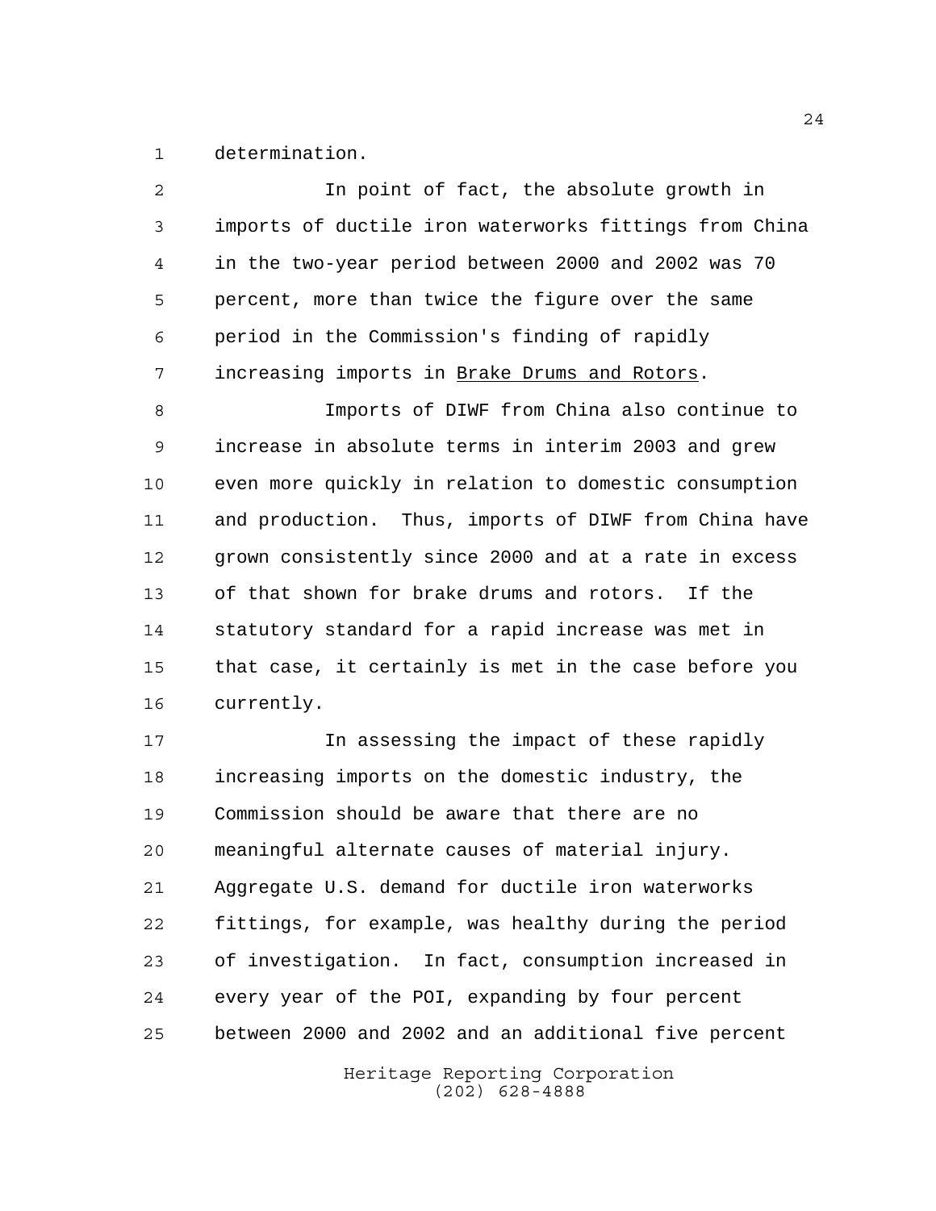determination.

In point of fact, the absolute growth in imports of ductile iron waterworks fittings from China in the two-year period between 2000 and 2002 was 70 percent, more than twice the figure over the same period in the Commission's finding of rapidly increasing imports in Brake Drums and Rotors.

Imports of DIWF from China also continue to increase in absolute terms in interim 2003 and grew even more quickly in relation to domestic consumption and production. Thus, imports of DIWF from China have grown consistently since 2000 and at a rate in excess of that shown for brake drums and rotors. If the statutory standard for a rapid increase was met in that case, it certainly is met in the case before you currently.

In assessing the impact of these rapidly increasing imports on the domestic industry, the Commission should be aware that there are no meaningful alternate causes of material injury. Aggregate U.S. demand for ductile iron waterworks fittings, for example, was healthy during the period of investigation. In fact, consumption increased in every year of the POI, expanding by four percent between 2000 and 2002 and an additional five percent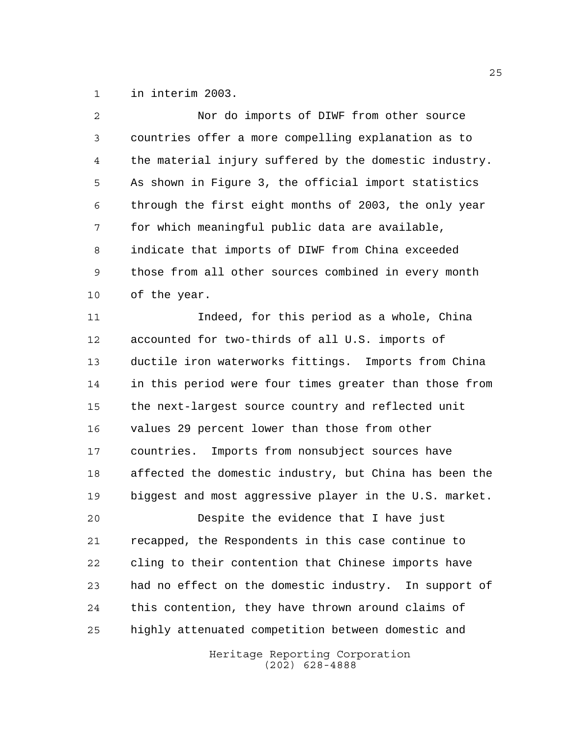in interim 2003.

Nor do imports of DIWF from other source countries offer a more compelling explanation as to the material injury suffered by the domestic industry. As shown in Figure 3, the official import statistics through the first eight months of 2003, the only year for which meaningful public data are available, indicate that imports of DIWF from China exceeded those from all other sources combined in every month of the year.

Indeed, for this period as a whole, China accounted for two-thirds of all U.S. imports of ductile iron waterworks fittings. Imports from China in this period were four times greater than those from the next-largest source country and reflected unit values 29 percent lower than those from other countries. Imports from nonsubject sources have affected the domestic industry, but China has been the biggest and most aggressive player in the U.S. market.

Despite the evidence that I have just recapped, the Respondents in this case continue to cling to their contention that Chinese imports have had no effect on the domestic industry. In support of this contention, they have thrown around claims of highly attenuated competition between domestic and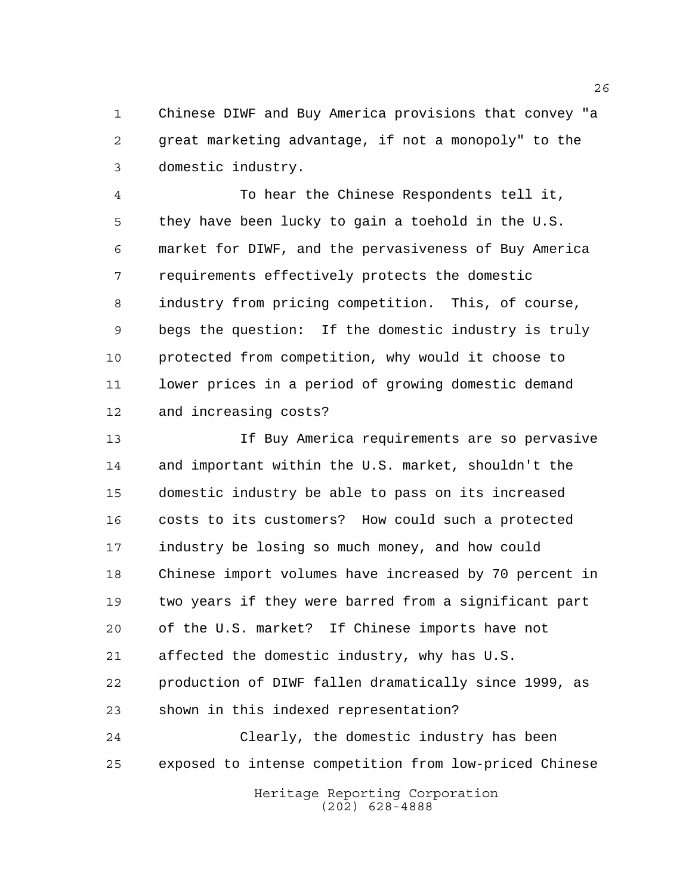Chinese DIWF and Buy America provisions that convey "a great marketing advantage, if not a monopoly" to the domestic industry.

To hear the Chinese Respondents tell it, they have been lucky to gain a toehold in the U.S. market for DIWF, and the pervasiveness of Buy America requirements effectively protects the domestic industry from pricing competition. This, of course, begs the question: If the domestic industry is truly protected from competition, why would it choose to lower prices in a period of growing domestic demand and increasing costs?

If Buy America requirements are so pervasive and important within the U.S. market, shouldn't the domestic industry be able to pass on its increased costs to its customers? How could such a protected industry be losing so much money, and how could Chinese import volumes have increased by 70 percent in two years if they were barred from a significant part of the U.S. market? If Chinese imports have not affected the domestic industry, why has U.S. production of DIWF fallen dramatically since 1999, as shown in this indexed representation?

Clearly, the domestic industry has been exposed to intense competition from low-priced Chinese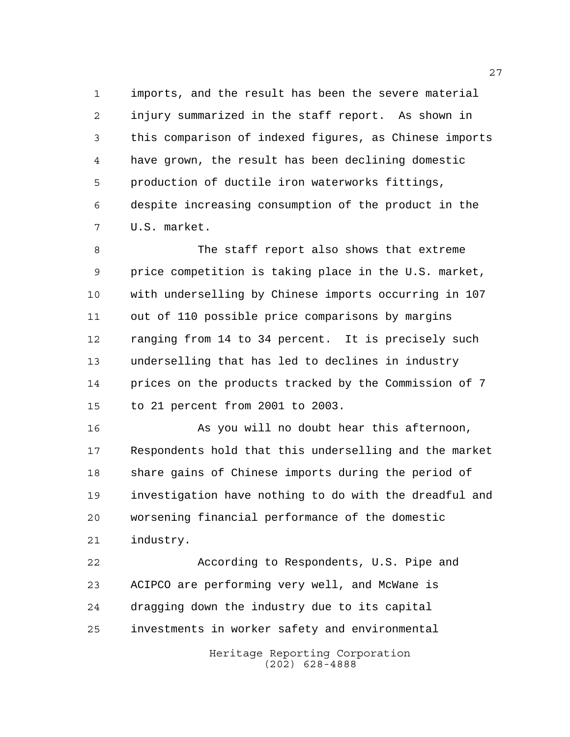imports, and the result has been the severe material injury summarized in the staff report. As shown in this comparison of indexed figures, as Chinese imports have grown, the result has been declining domestic production of ductile iron waterworks fittings, despite increasing consumption of the product in the U.S. market.

The staff report also shows that extreme price competition is taking place in the U.S. market, with underselling by Chinese imports occurring in 107 out of 110 possible price comparisons by margins ranging from 14 to 34 percent. It is precisely such underselling that has led to declines in industry prices on the products tracked by the Commission of 7 to 21 percent from 2001 to 2003.

As you will no doubt hear this afternoon, Respondents hold that this underselling and the market share gains of Chinese imports during the period of investigation have nothing to do with the dreadful and worsening financial performance of the domestic industry.

According to Respondents, U.S. Pipe and ACIPCO are performing very well, and McWane is dragging down the industry due to its capital investments in worker safety and environmental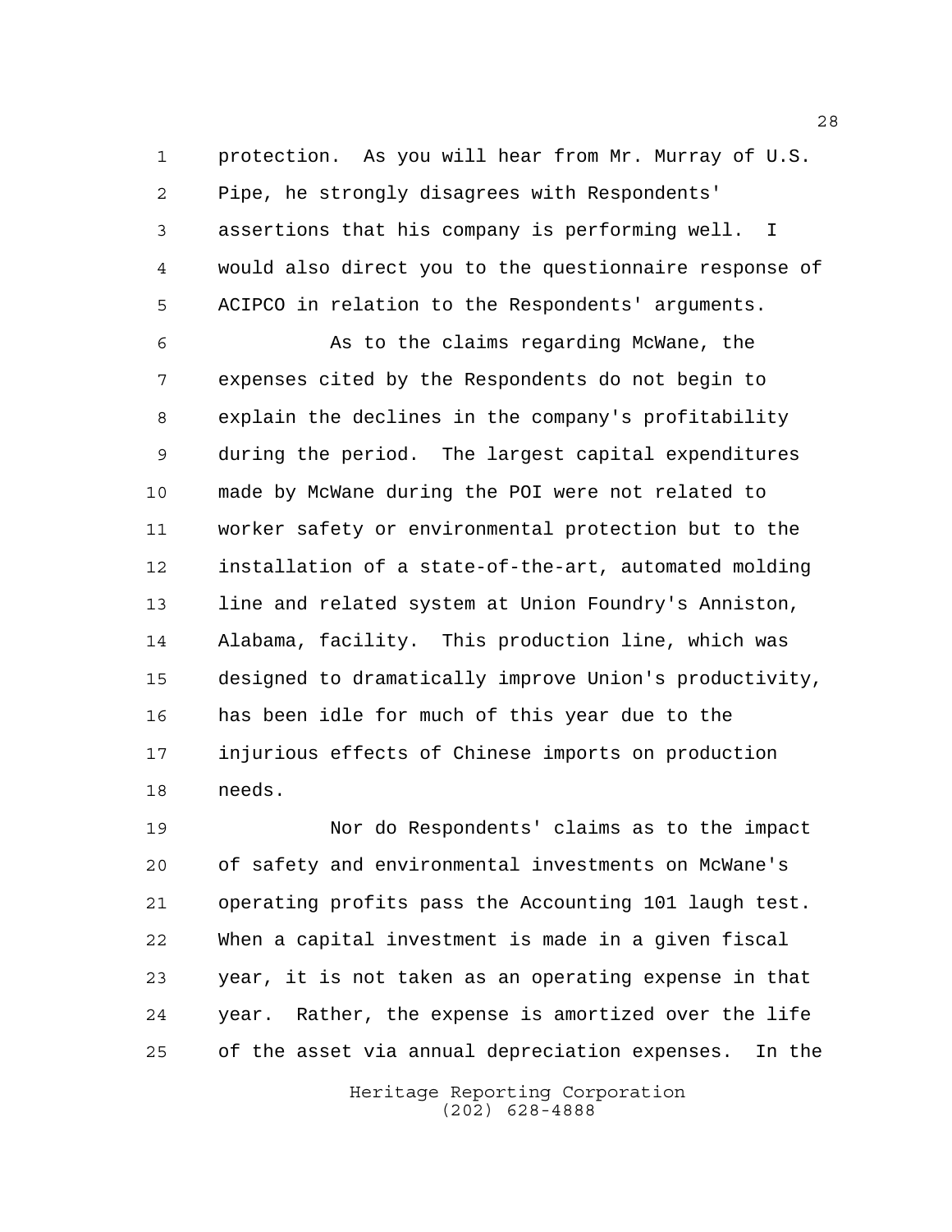protection. As you will hear from Mr. Murray of U.S. Pipe, he strongly disagrees with Respondents' assertions that his company is performing well. I would also direct you to the questionnaire response of ACIPCO in relation to the Respondents' arguments.

As to the claims regarding McWane, the expenses cited by the Respondents do not begin to explain the declines in the company's profitability during the period. The largest capital expenditures made by McWane during the POI were not related to worker safety or environmental protection but to the installation of a state-of-the-art, automated molding line and related system at Union Foundry's Anniston, Alabama, facility. This production line, which was designed to dramatically improve Union's productivity, has been idle for much of this year due to the injurious effects of Chinese imports on production needs.

Nor do Respondents' claims as to the impact of safety and environmental investments on McWane's operating profits pass the Accounting 101 laugh test. When a capital investment is made in a given fiscal year, it is not taken as an operating expense in that year. Rather, the expense is amortized over the life of the asset via annual depreciation expenses. In the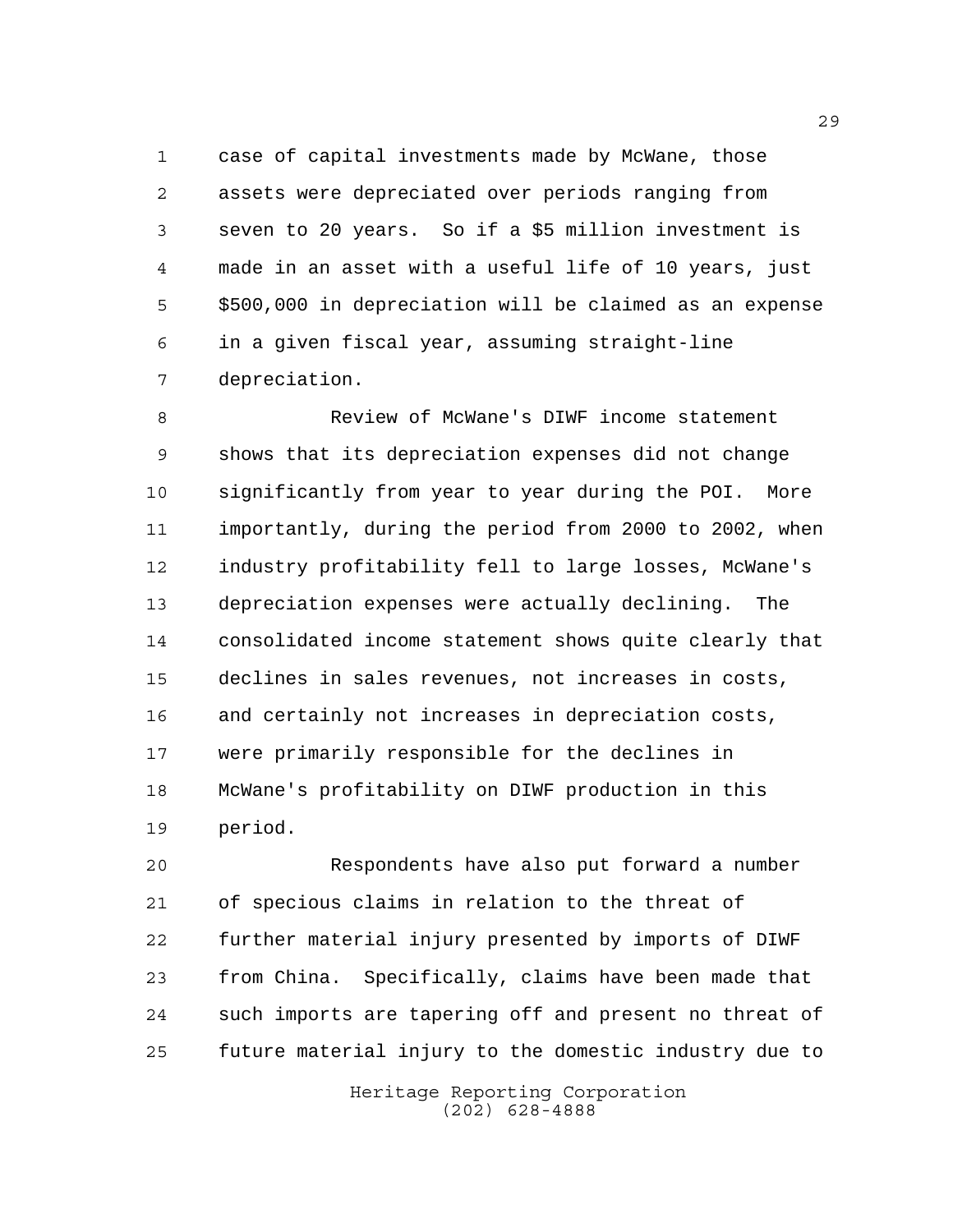case of capital investments made by McWane, those assets were depreciated over periods ranging from seven to 20 years. So if a $5 million investment is made in an asset with a useful life of 10 years, just $500,000 in depreciation will be claimed as an expense in a given fiscal year, assuming straight-line depreciation.

Review of McWane's DIWF income statement shows that its depreciation expenses did not change significantly from year to year during the POI. More importantly, during the period from 2000 to 2002, when industry profitability fell to large losses, McWane's depreciation expenses were actually declining. The consolidated income statement shows quite clearly that declines in sales revenues, not increases in costs, and certainly not increases in depreciation costs, were primarily responsible for the declines in McWane's profitability on DIWF production in this period.

Respondents have also put forward a number of specious claims in relation to the threat of further material injury presented by imports of DIWF from China. Specifically, claims have been made that such imports are tapering off and present no threat of future material injury to the domestic industry due to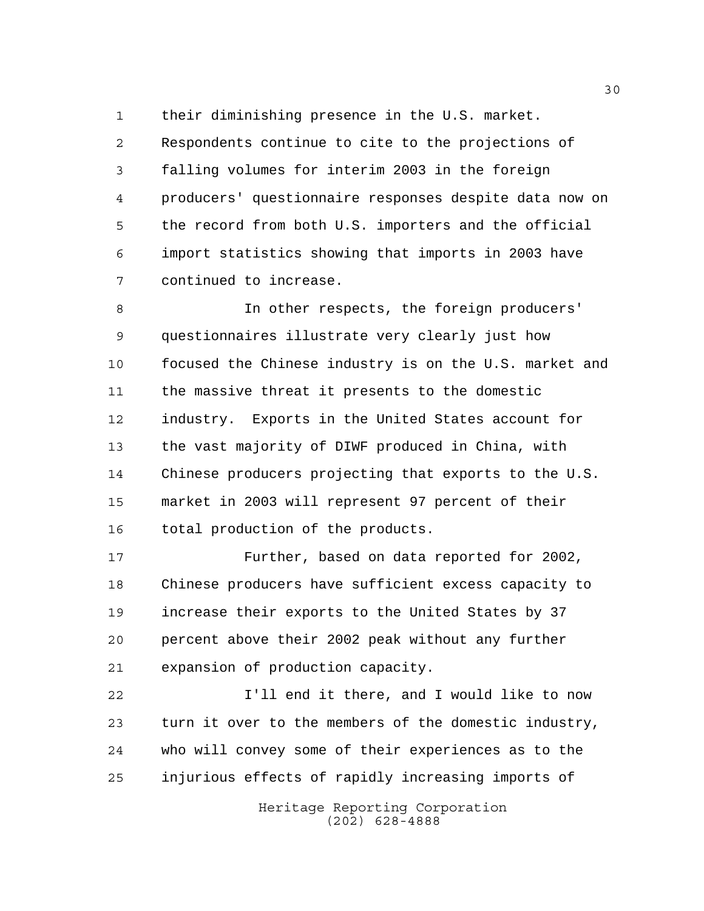their diminishing presence in the U.S. market. Respondents continue to cite to the projections of falling volumes for interim 2003 in the foreign producers' questionnaire responses despite data now on the record from both U.S. importers and the official import statistics showing that imports in 2003 have continued to increase.

In other respects, the foreign producers' questionnaires illustrate very clearly just how focused the Chinese industry is on the U.S. market and the massive threat it presents to the domestic industry. Exports in the United States account for the vast majority of DIWF produced in China, with Chinese producers projecting that exports to the U.S. market in 2003 will represent 97 percent of their total production of the products.

Further, based on data reported for 2002, Chinese producers have sufficient excess capacity to increase their exports to the United States by 37 percent above their 2002 peak without any further expansion of production capacity.

I'll end it there, and I would like to now turn it over to the members of the domestic industry, who will convey some of their experiences as to the injurious effects of rapidly increasing imports of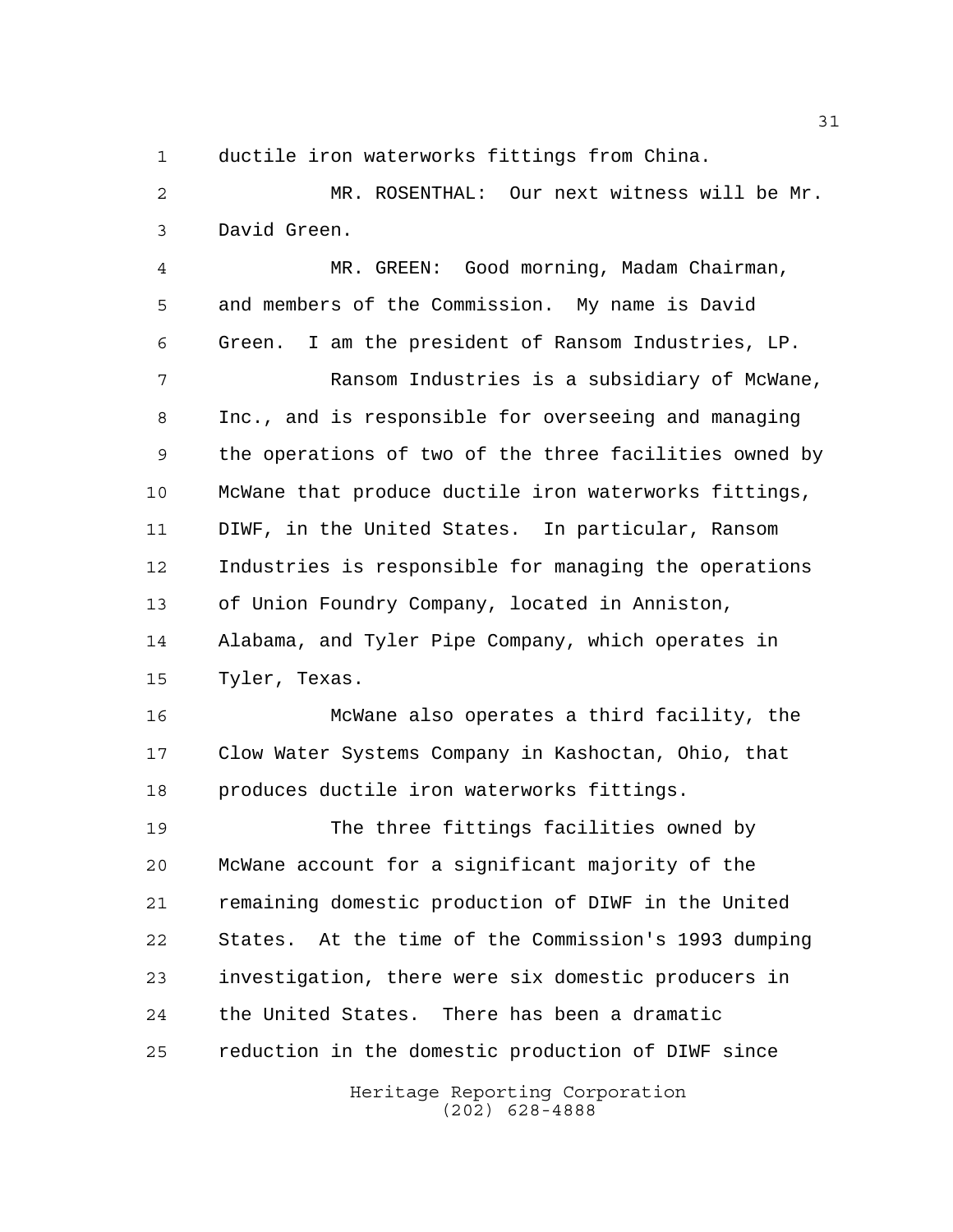ductile iron waterworks fittings from China.

MR. ROSENTHAL: Our next witness will be Mr. David Green.

MR. GREEN: Good morning, Madam Chairman, and members of the Commission. My name is David Green. I am the president of Ransom Industries, LP.

Ransom Industries is a subsidiary of McWane, Inc., and is responsible for overseeing and managing the operations of two of the three facilities owned by McWane that produce ductile iron waterworks fittings, DIWF, in the United States. In particular, Ransom Industries is responsible for managing the operations of Union Foundry Company, located in Anniston, Alabama, and Tyler Pipe Company, which operates in Tyler, Texas.

McWane also operates a third facility, the Clow Water Systems Company in Kashoctan, Ohio, that produces ductile iron waterworks fittings.

The three fittings facilities owned by McWane account for a significant majority of the remaining domestic production of DIWF in the United States. At the time of the Commission's 1993 dumping investigation, there were six domestic producers in the United States. There has been a dramatic reduction in the domestic production of DIWF since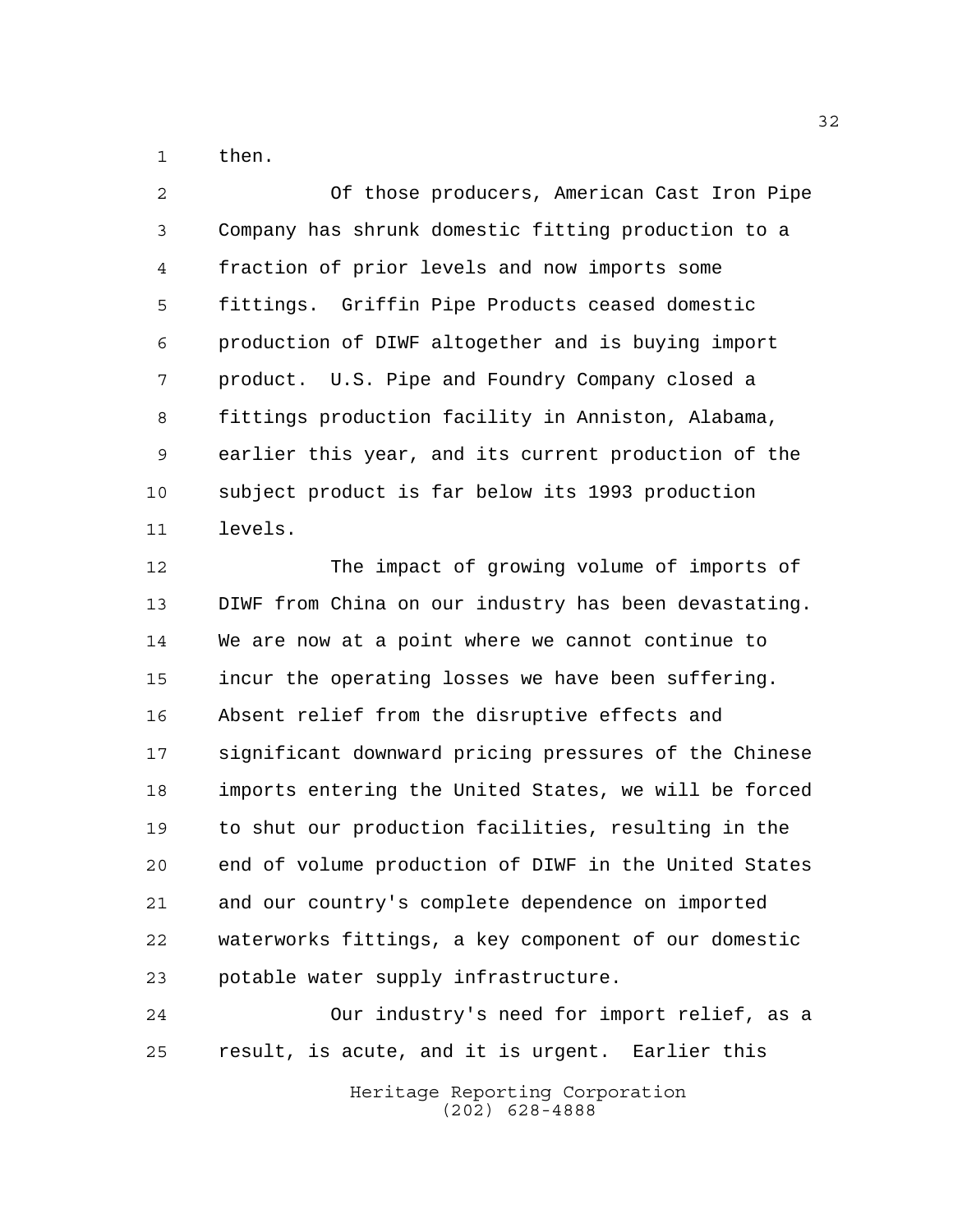then.

Of those producers, American Cast Iron Pipe Company has shrunk domestic fitting production to a fraction of prior levels and now imports some fittings. Griffin Pipe Products ceased domestic production of DIWF altogether and is buying import product. U.S. Pipe and Foundry Company closed a fittings production facility in Anniston, Alabama, earlier this year, and its current production of the subject product is far below its 1993 production levels.

The impact of growing volume of imports of DIWF from China on our industry has been devastating. We are now at a point where we cannot continue to incur the operating losses we have been suffering. Absent relief from the disruptive effects and significant downward pricing pressures of the Chinese imports entering the United States, we will be forced to shut our production facilities, resulting in the end of volume production of DIWF in the United States and our country's complete dependence on imported waterworks fittings, a key component of our domestic potable water supply infrastructure.

Our industry's need for import relief, as a result, is acute, and it is urgent. Earlier this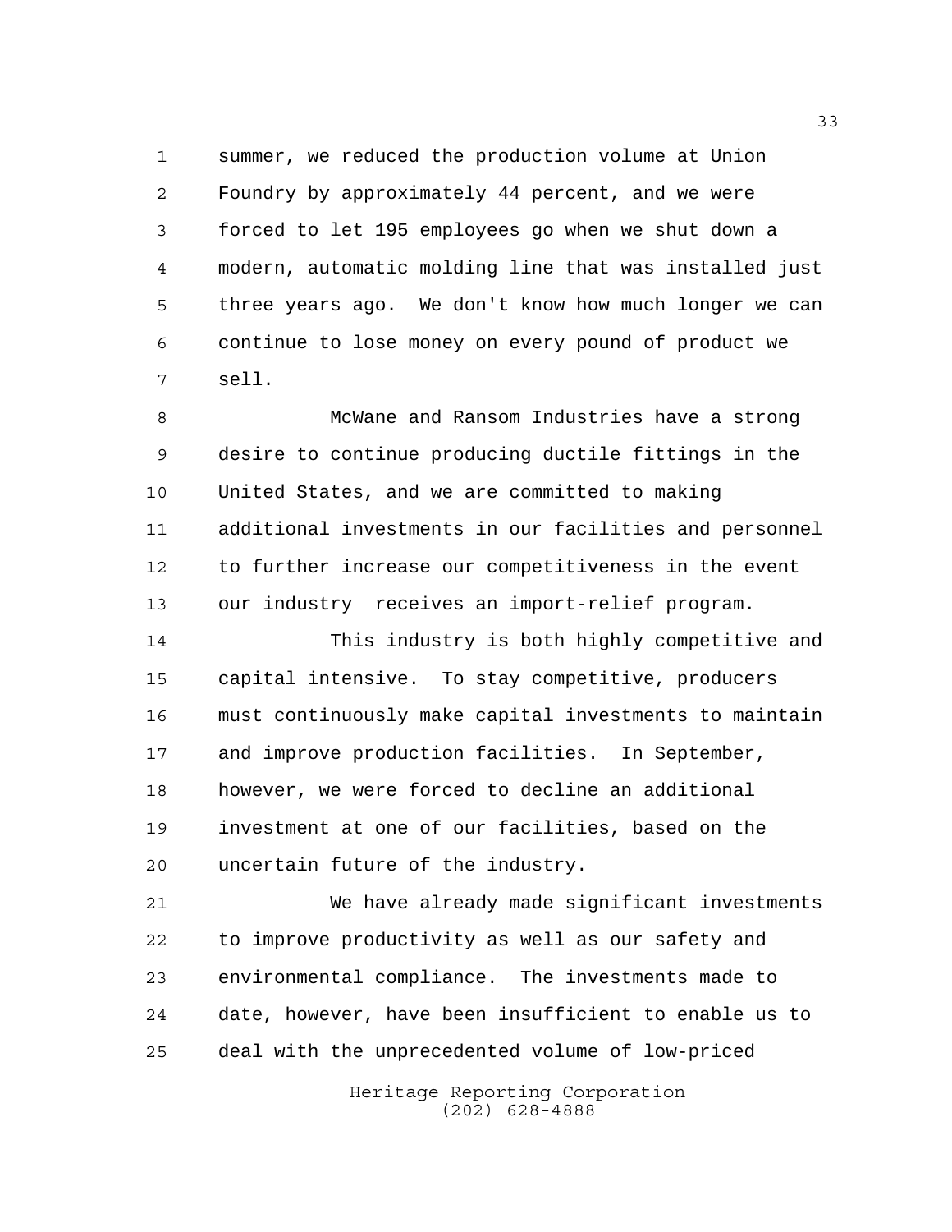summer, we reduced the production volume at Union Foundry by approximately 44 percent, and we were forced to let 195 employees go when we shut down a modern, automatic molding line that was installed just three years ago. We don't know how much longer we can continue to lose money on every pound of product we sell.

McWane and Ransom Industries have a strong desire to continue producing ductile fittings in the United States, and we are committed to making additional investments in our facilities and personnel to further increase our competitiveness in the event our industry receives an import-relief program.

This industry is both highly competitive and capital intensive. To stay competitive, producers must continuously make capital investments to maintain and improve production facilities. In September, however, we were forced to decline an additional investment at one of our facilities, based on the uncertain future of the industry.

We have already made significant investments to improve productivity as well as our safety and environmental compliance. The investments made to date, however, have been insufficient to enable us to deal with the unprecedented volume of low-priced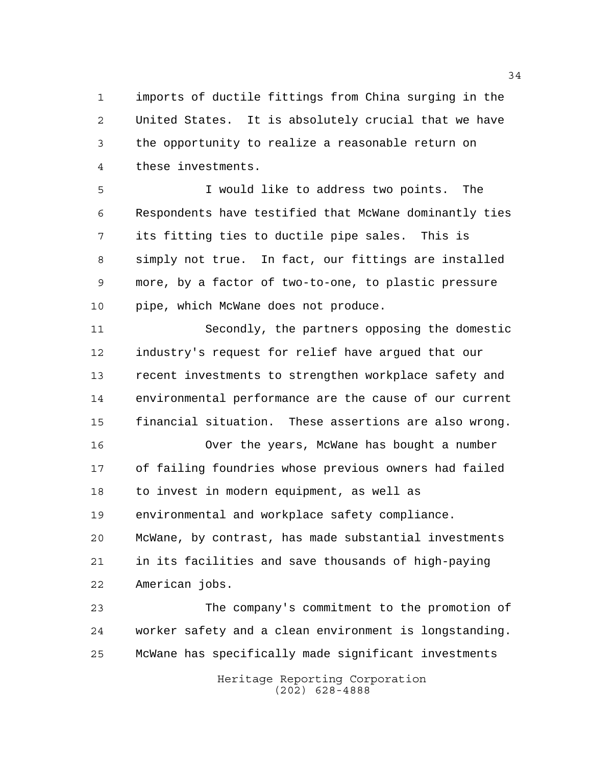imports of ductile fittings from China surging in the United States. It is absolutely crucial that we have the opportunity to realize a reasonable return on these investments.

I would like to address two points. The Respondents have testified that McWane dominantly ties its fitting ties to ductile pipe sales. This is simply not true. In fact, our fittings are installed more, by a factor of two-to-one, to plastic pressure pipe, which McWane does not produce.

Secondly, the partners opposing the domestic industry's request for relief have argued that our recent investments to strengthen workplace safety and environmental performance are the cause of our current financial situation. These assertions are also wrong.

Over the years, McWane has bought a number of failing foundries whose previous owners had failed to invest in modern equipment, as well as environmental and workplace safety compliance. McWane, by contrast, has made substantial investments in its facilities and save thousands of high-paying American jobs.

The company's commitment to the promotion of worker safety and a clean environment is longstanding. McWane has specifically made significant investments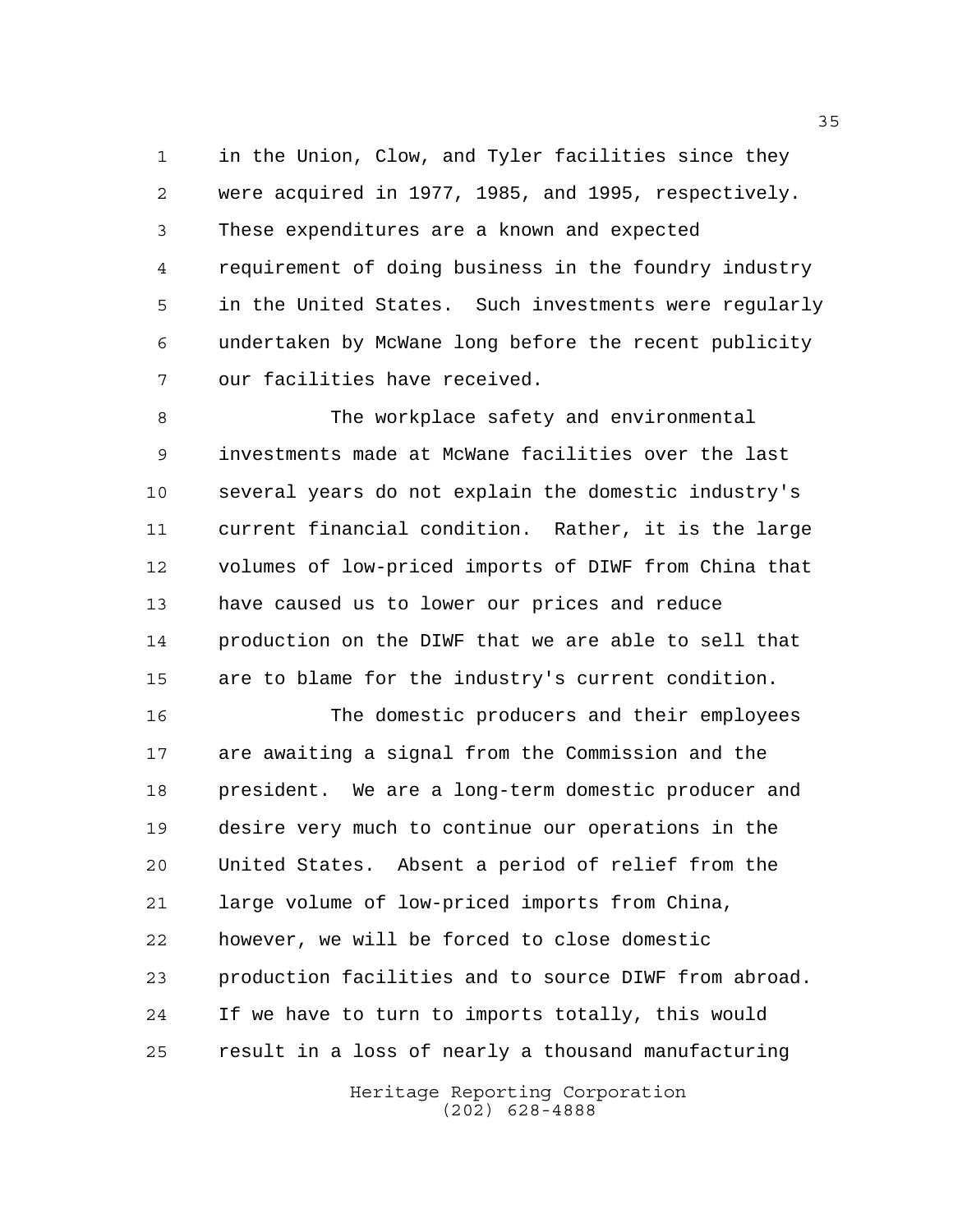in the Union, Clow, and Tyler facilities since they were acquired in 1977, 1985, and 1995, respectively. These expenditures are a known and expected requirement of doing business in the foundry industry in the United States. Such investments were regularly undertaken by McWane long before the recent publicity our facilities have received.

The workplace safety and environmental investments made at McWane facilities over the last several years do not explain the domestic industry's current financial condition. Rather, it is the large volumes of low-priced imports of DIWF from China that have caused us to lower our prices and reduce production on the DIWF that we are able to sell that are to blame for the industry's current condition.

The domestic producers and their employees are awaiting a signal from the Commission and the president. We are a long-term domestic producer and desire very much to continue our operations in the United States. Absent a period of relief from the large volume of low-priced imports from China, however, we will be forced to close domestic production facilities and to source DIWF from abroad. If we have to turn to imports totally, this would result in a loss of nearly a thousand manufacturing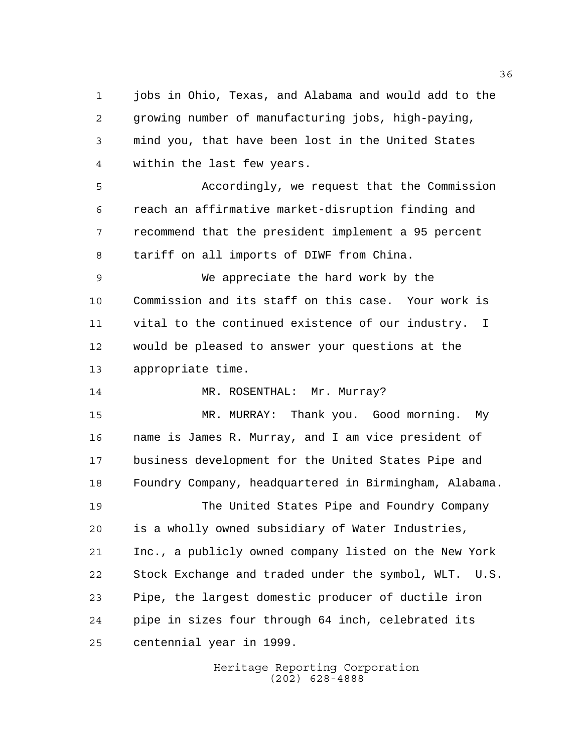jobs in Ohio, Texas, and Alabama and would add to the growing number of manufacturing jobs, high-paying, mind you, that have been lost in the United States within the last few years.

Accordingly, we request that the Commission reach an affirmative market-disruption finding and recommend that the president implement a 95 percent tariff on all imports of DIWF from China.

We appreciate the hard work by the Commission and its staff on this case. Your work is vital to the continued existence of our industry. I would be pleased to answer your questions at the appropriate time.

MR. ROSENTHAL: Mr. Murray?

MR. MURRAY: Thank you. Good morning. My name is James R. Murray, and I am vice president of business development for the United States Pipe and Foundry Company, headquartered in Birmingham, Alabama.

The United States Pipe and Foundry Company is a wholly owned subsidiary of Water Industries, Inc., a publicly owned company listed on the New York Stock Exchange and traded under the symbol, WLT. U.S. Pipe, the largest domestic producer of ductile iron pipe in sizes four through 64 inch, celebrated its centennial year in 1999.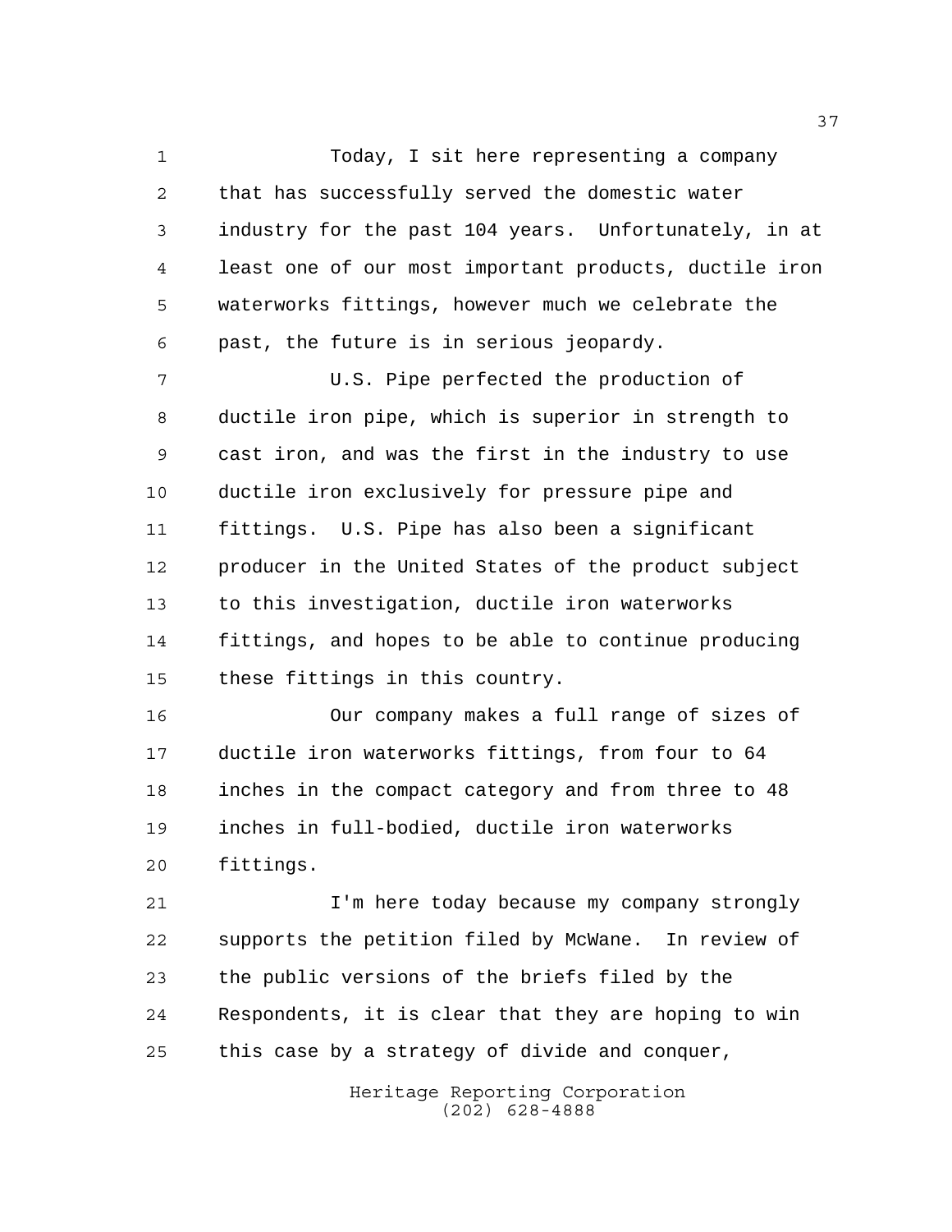Today, I sit here representing a company that has successfully served the domestic water industry for the past 104 years. Unfortunately, in at least one of our most important products, ductile iron waterworks fittings, however much we celebrate the past, the future is in serious jeopardy.

U.S. Pipe perfected the production of ductile iron pipe, which is superior in strength to cast iron, and was the first in the industry to use ductile iron exclusively for pressure pipe and fittings. U.S. Pipe has also been a significant producer in the United States of the product subject to this investigation, ductile iron waterworks fittings, and hopes to be able to continue producing these fittings in this country.

Our company makes a full range of sizes of ductile iron waterworks fittings, from four to 64 inches in the compact category and from three to 48 inches in full-bodied, ductile iron waterworks fittings.

I'm here today because my company strongly supports the petition filed by McWane. In review of the public versions of the briefs filed by the Respondents, it is clear that they are hoping to win this case by a strategy of divide and conquer,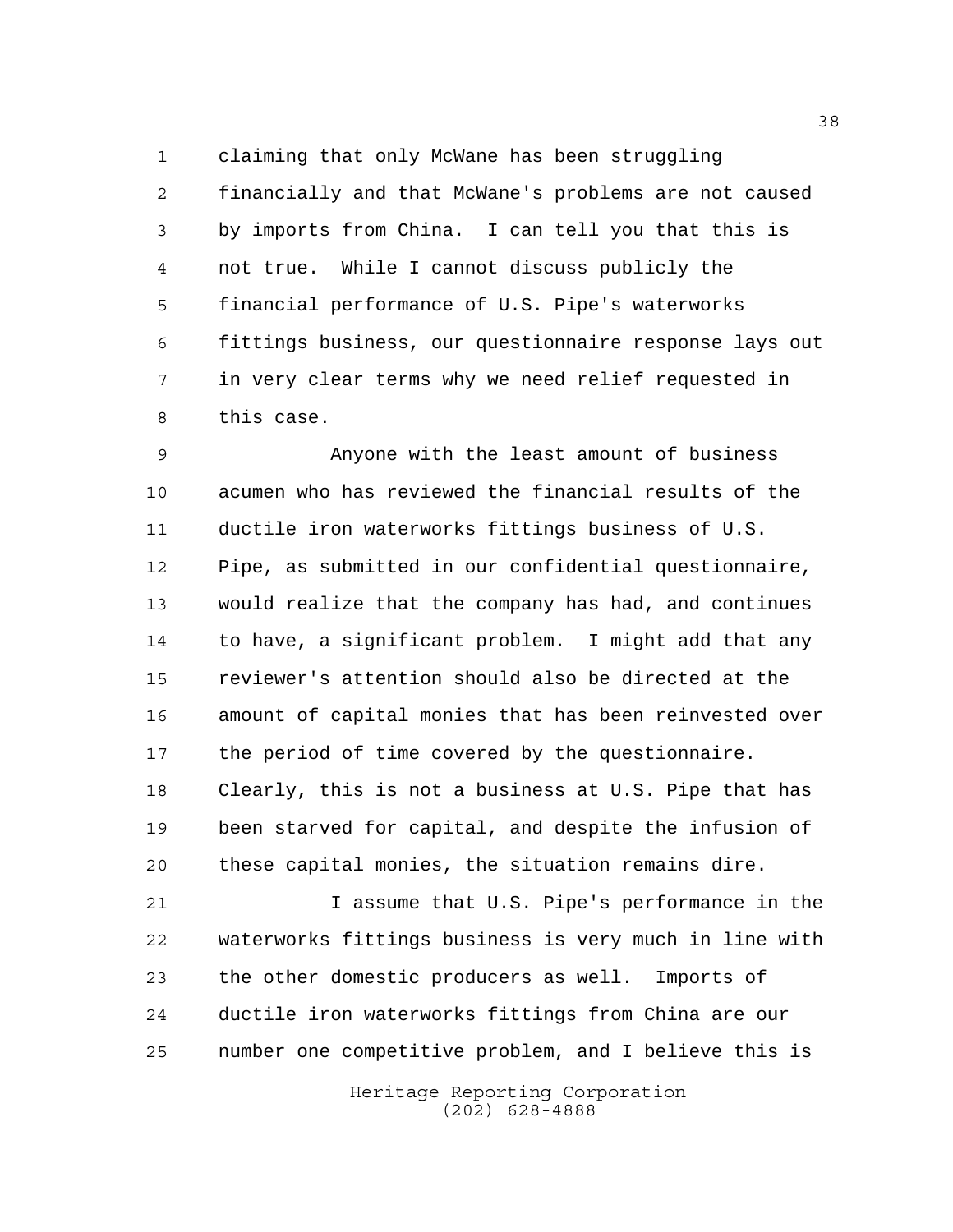claiming that only McWane has been struggling financially and that McWane's problems are not caused by imports from China. I can tell you that this is not true. While I cannot discuss publicly the financial performance of U.S. Pipe's waterworks fittings business, our questionnaire response lays out in very clear terms why we need relief requested in this case.

Anyone with the least amount of business acumen who has reviewed the financial results of the ductile iron waterworks fittings business of U.S. Pipe, as submitted in our confidential questionnaire, would realize that the company has had, and continues to have, a significant problem. I might add that any reviewer's attention should also be directed at the amount of capital monies that has been reinvested over the period of time covered by the questionnaire. Clearly, this is not a business at U.S. Pipe that has been starved for capital, and despite the infusion of these capital monies, the situation remains dire.

I assume that U.S. Pipe's performance in the waterworks fittings business is very much in line with the other domestic producers as well. Imports of ductile iron waterworks fittings from China are our number one competitive problem, and I believe this is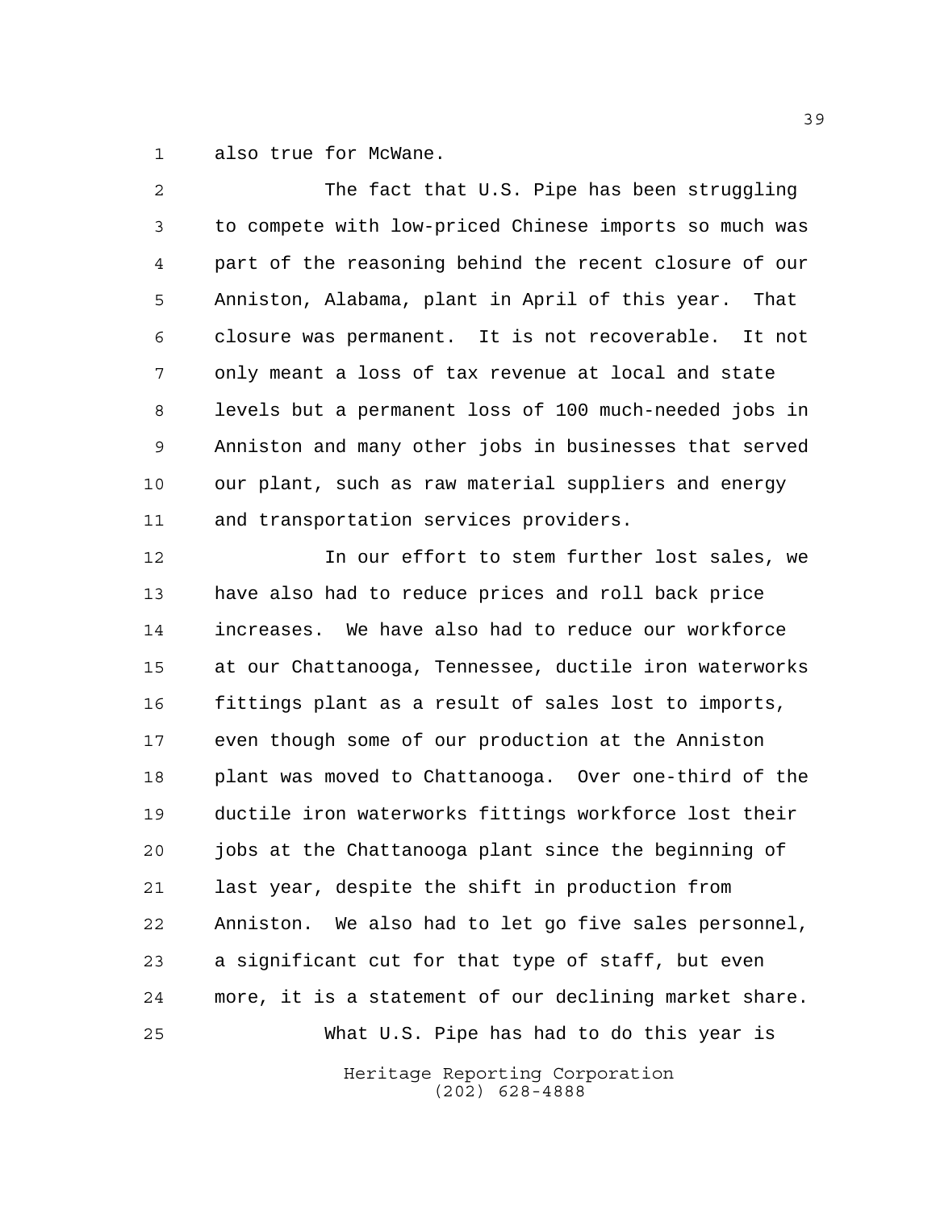also true for McWane.

The fact that U.S. Pipe has been struggling to compete with low-priced Chinese imports so much was part of the reasoning behind the recent closure of our Anniston, Alabama, plant in April of this year. That closure was permanent. It is not recoverable. It not only meant a loss of tax revenue at local and state levels but a permanent loss of 100 much-needed jobs in Anniston and many other jobs in businesses that served our plant, such as raw material suppliers and energy and transportation services providers.

In our effort to stem further lost sales, we have also had to reduce prices and roll back price increases. We have also had to reduce our workforce at our Chattanooga, Tennessee, ductile iron waterworks fittings plant as a result of sales lost to imports, even though some of our production at the Anniston plant was moved to Chattanooga. Over one-third of the ductile iron waterworks fittings workforce lost their jobs at the Chattanooga plant since the beginning of last year, despite the shift in production from Anniston. We also had to let go five sales personnel, a significant cut for that type of staff, but even more, it is a statement of our declining market share.

What U.S. Pipe has had to do this year is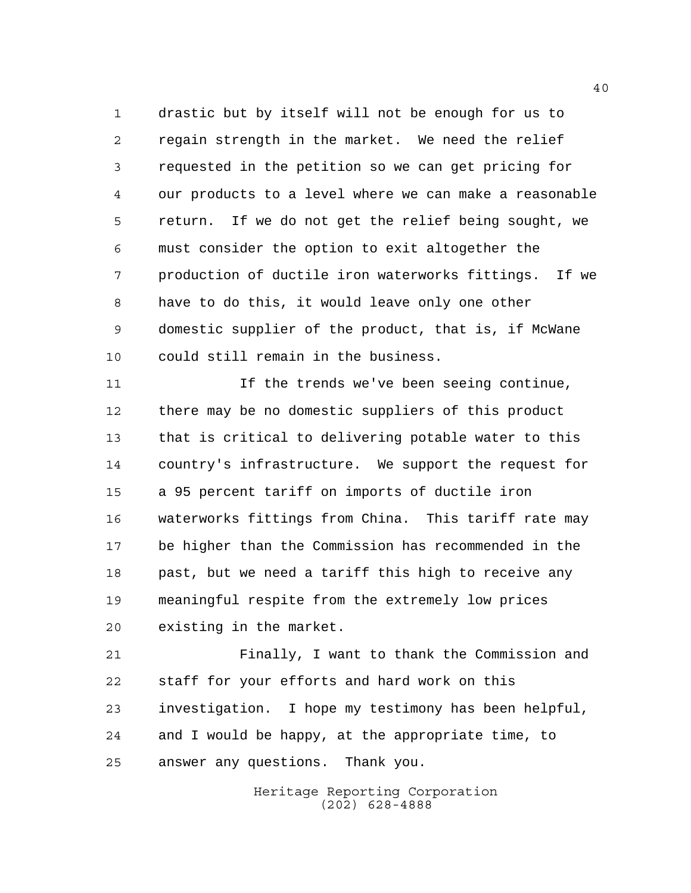drastic but by itself will not be enough for us to regain strength in the market. We need the relief requested in the petition so we can get pricing for our products to a level where we can make a reasonable return. If we do not get the relief being sought, we must consider the option to exit altogether the production of ductile iron waterworks fittings. If we have to do this, it would leave only one other domestic supplier of the product, that is, if McWane could still remain in the business.

If the trends we've been seeing continue, there may be no domestic suppliers of this product that is critical to delivering potable water to this country's infrastructure. We support the request for a 95 percent tariff on imports of ductile iron waterworks fittings from China. This tariff rate may be higher than the Commission has recommended in the past, but we need a tariff this high to receive any meaningful respite from the extremely low prices existing in the market.

Finally, I want to thank the Commission and staff for your efforts and hard work on this investigation. I hope my testimony has been helpful, and I would be happy, at the appropriate time, to answer any questions. Thank you.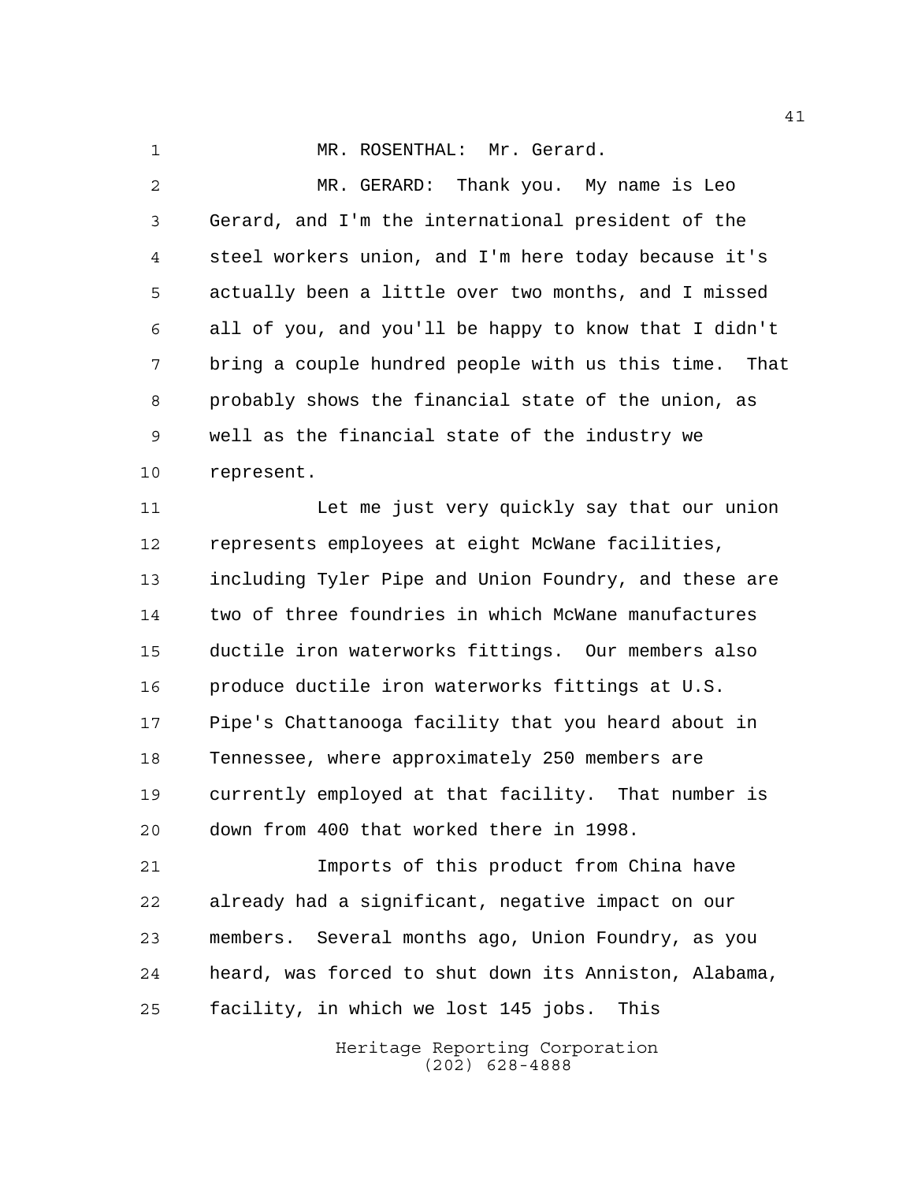MR. ROSENTHAL: Mr. Gerard.

MR. GERARD: Thank you. My name is Leo Gerard, and I'm the international president of the steel workers union, and I'm here today because it's actually been a little over two months, and I missed all of you, and you'll be happy to know that I didn't bring a couple hundred people with us this time. That probably shows the financial state of the union, as well as the financial state of the industry we represent.

Let me just very quickly say that our union represents employees at eight McWane facilities, including Tyler Pipe and Union Foundry, and these are two of three foundries in which McWane manufactures ductile iron waterworks fittings. Our members also produce ductile iron waterworks fittings at U.S. Pipe's Chattanooga facility that you heard about in Tennessee, where approximately 250 members are currently employed at that facility. That number is down from 400 that worked there in 1998.

Imports of this product from China have already had a significant, negative impact on our members. Several months ago, Union Foundry, as you heard, was forced to shut down its Anniston, Alabama, facility, in which we lost 145 jobs. This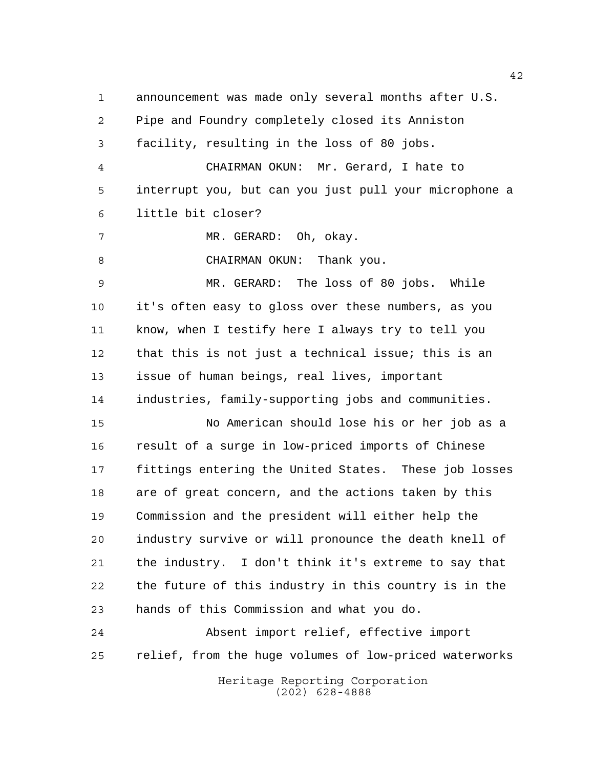announcement was made only several months after U.S. Pipe and Foundry completely closed its Anniston facility, resulting in the loss of 80 jobs.

CHAIRMAN OKUN: Mr. Gerard, I hate to interrupt you, but can you just pull your microphone a little bit closer?

MR. GERARD: Oh, okay.

CHAIRMAN OKUN: Thank you.

MR. GERARD: The loss of 80 jobs. While it's often easy to gloss over these numbers, as you know, when I testify here I always try to tell you that this is not just a technical issue; this is an issue of human beings, real lives, important industries, family-supporting jobs and communities.

No American should lose his or her job as a result of a surge in low-priced imports of Chinese fittings entering the United States. These job losses are of great concern, and the actions taken by this Commission and the president will either help the industry survive or will pronounce the death knell of the industry. I don't think it's extreme to say that the future of this industry in this country is in the hands of this Commission and what you do.

Absent import relief, effective import relief, from the huge volumes of low-priced waterworks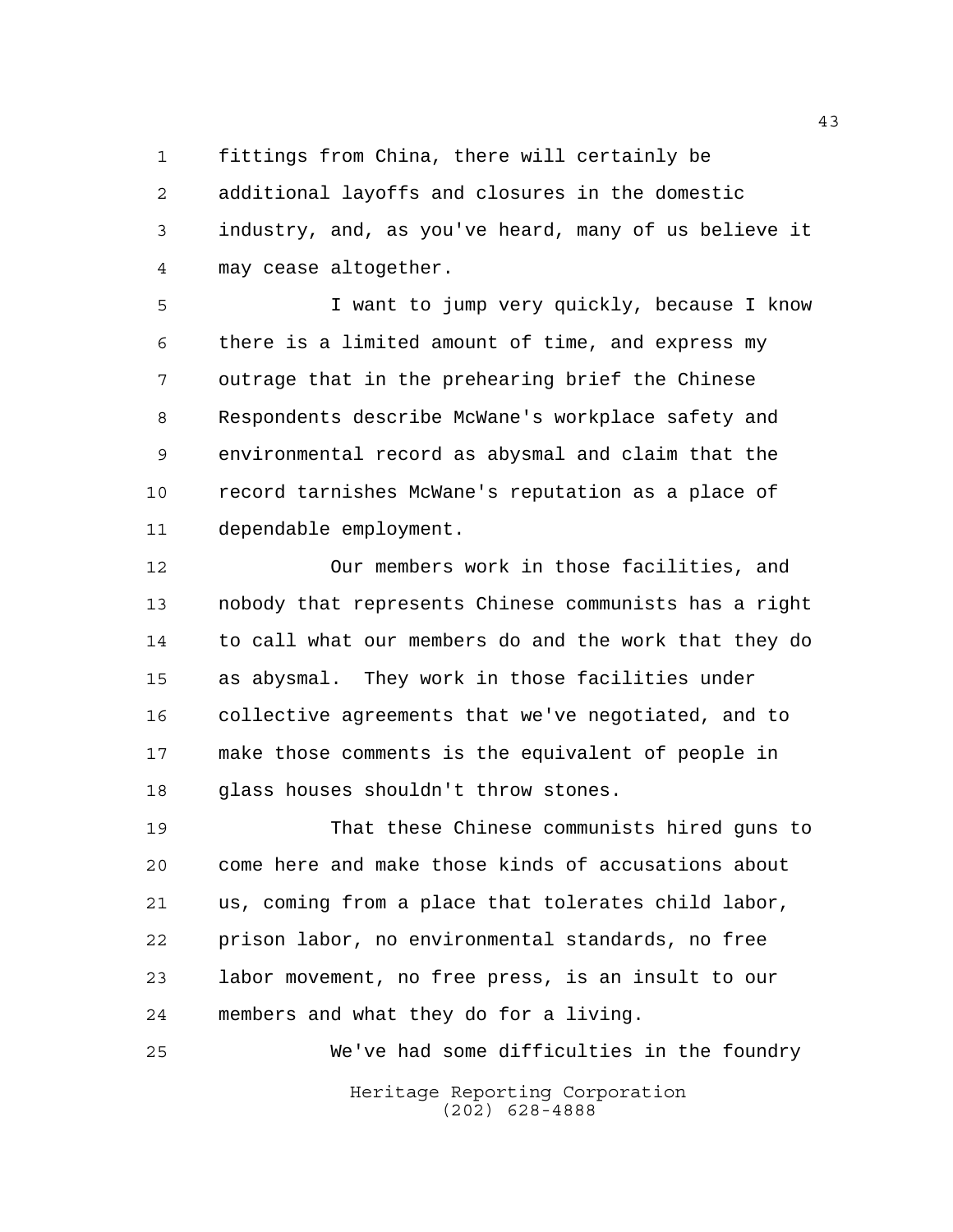fittings from China, there will certainly be additional layoffs and closures in the domestic industry, and, as you've heard, many of us believe it may cease altogether.

I want to jump very quickly, because I know there is a limited amount of time, and express my outrage that in the prehearing brief the Chinese Respondents describe McWane's workplace safety and environmental record as abysmal and claim that the record tarnishes McWane's reputation as a place of dependable employment.

Our members work in those facilities, and nobody that represents Chinese communists has a right to call what our members do and the work that they do as abysmal. They work in those facilities under collective agreements that we've negotiated, and to make those comments is the equivalent of people in glass houses shouldn't throw stones.

That these Chinese communists hired guns to come here and make those kinds of accusations about us, coming from a place that tolerates child labor, prison labor, no environmental standards, no free labor movement, no free press, is an insult to our members and what they do for a living.

We've had some difficulties in the foundry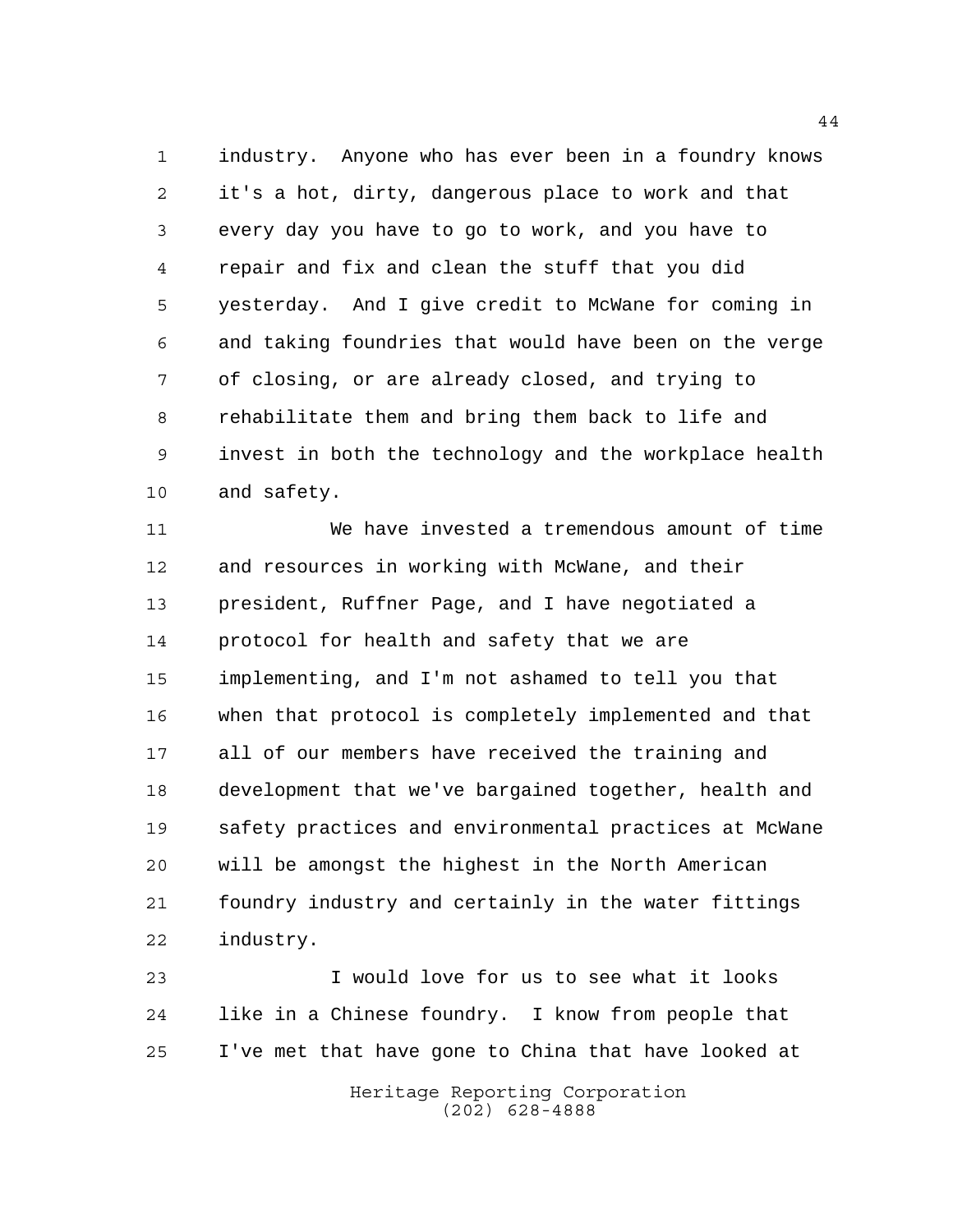industry. Anyone who has ever been in a foundry knows it's a hot, dirty, dangerous place to work and that every day you have to go to work, and you have to repair and fix and clean the stuff that you did yesterday. And I give credit to McWane for coming in and taking foundries that would have been on the verge of closing, or are already closed, and trying to rehabilitate them and bring them back to life and invest in both the technology and the workplace health and safety.

We have invested a tremendous amount of time and resources in working with McWane, and their president, Ruffner Page, and I have negotiated a protocol for health and safety that we are implementing, and I'm not ashamed to tell you that when that protocol is completely implemented and that all of our members have received the training and development that we've bargained together, health and safety practices and environmental practices at McWane will be amongst the highest in the North American foundry industry and certainly in the water fittings industry.

I would love for us to see what it looks like in a Chinese foundry. I know from people that I've met that have gone to China that have looked at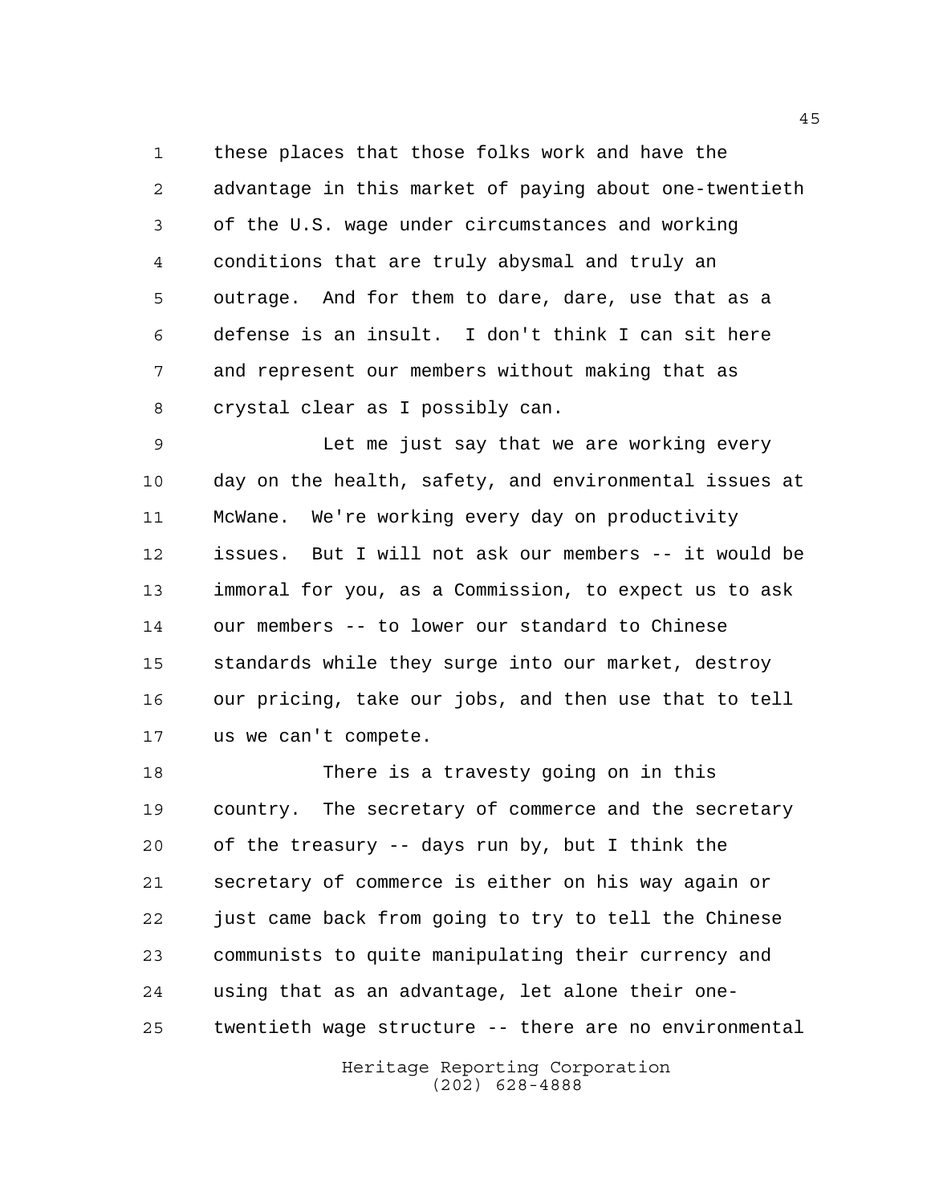these places that those folks work and have the advantage in this market of paying about one-twentieth of the U.S. wage under circumstances and working conditions that are truly abysmal and truly an outrage. And for them to dare, dare, use that as a defense is an insult. I don't think I can sit here and represent our members without making that as crystal clear as I possibly can.

Let me just say that we are working every day on the health, safety, and environmental issues at McWane. We're working every day on productivity issues. But I will not ask our members -- it would be immoral for you, as a Commission, to expect us to ask our members -- to lower our standard to Chinese standards while they surge into our market, destroy our pricing, take our jobs, and then use that to tell us we can't compete.

There is a travesty going on in this country. The secretary of commerce and the secretary of the treasury -- days run by, but I think the secretary of commerce is either on his way again or just came back from going to try to tell the Chinese communists to quite manipulating their currency and using that as an advantage, let alone their one-twentieth wage structure -- there are no environmental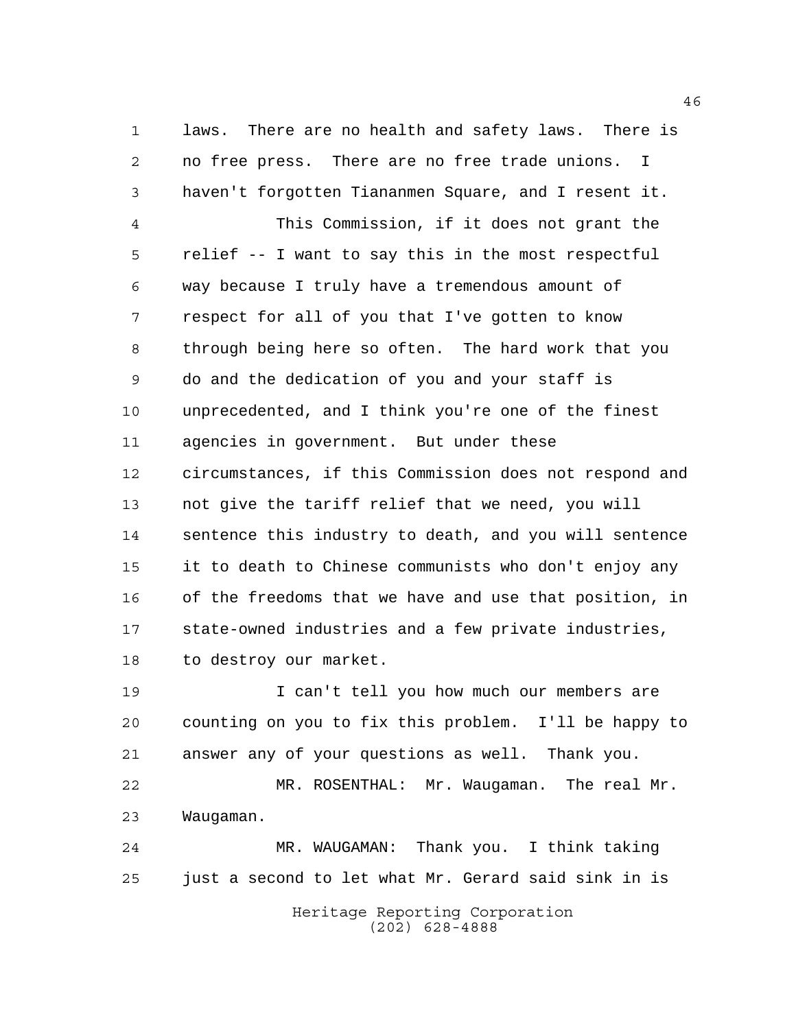laws. There are no health and safety laws. There is no free press. There are no free trade unions. I haven't forgotten Tiananmen Square, and I resent it.

This Commission, if it does not grant the relief -- I want to say this in the most respectful way because I truly have a tremendous amount of respect for all of you that I've gotten to know through being here so often. The hard work that you do and the dedication of you and your staff is unprecedented, and I think you're one of the finest agencies in government. But under these circumstances, if this Commission does not respond and not give the tariff relief that we need, you will sentence this industry to death, and you will sentence it to death to Chinese communists who don't enjoy any of the freedoms that we have and use that position, in state-owned industries and a few private industries, to destroy our market.

I can't tell you how much our members are counting on you to fix this problem. I'll be happy to answer any of your questions as well. Thank you.

MR. ROSENTHAL: Mr. Waugaman. The real Mr. Waugaman.

MR. WAUGAMAN: Thank you. I think taking just a second to let what Mr. Gerard said sink in is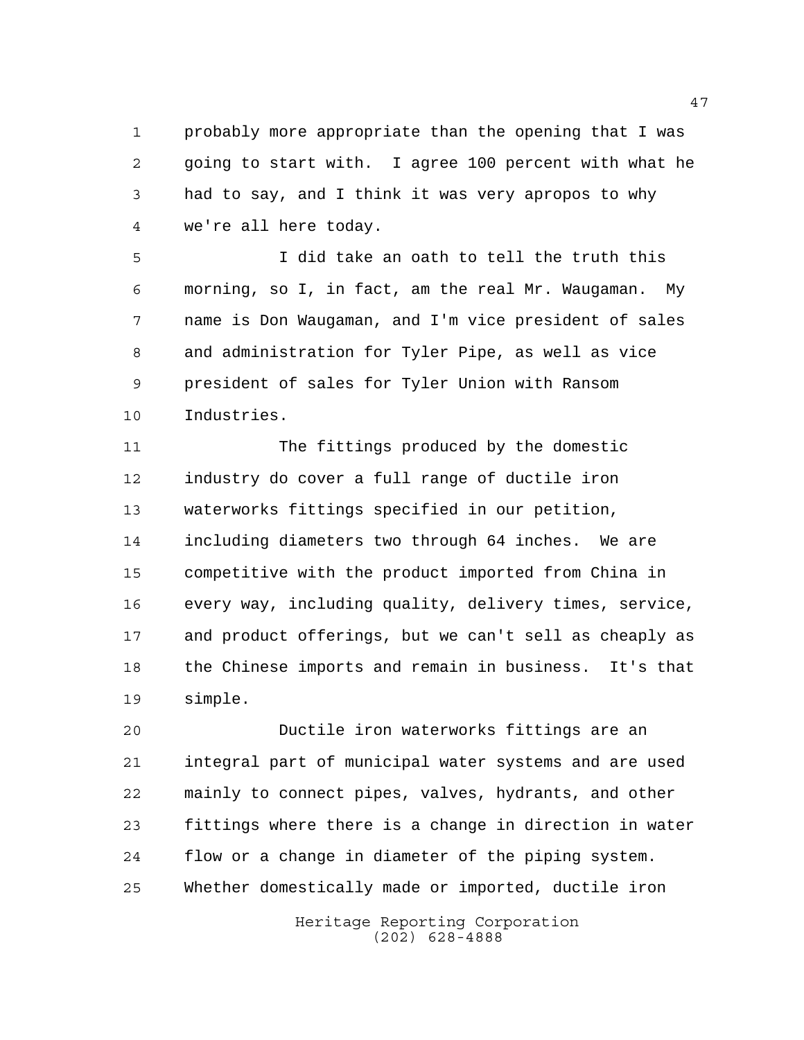probably more appropriate than the opening that I was going to start with. I agree 100 percent with what he had to say, and I think it was very apropos to why we're all here today.

I did take an oath to tell the truth this morning, so I, in fact, am the real Mr. Waugaman. My name is Don Waugaman, and I'm vice president of sales and administration for Tyler Pipe, as well as vice president of sales for Tyler Union with Ransom Industries.

The fittings produced by the domestic industry do cover a full range of ductile iron waterworks fittings specified in our petition, including diameters two through 64 inches. We are competitive with the product imported from China in every way, including quality, delivery times, service, and product offerings, but we can't sell as cheaply as the Chinese imports and remain in business. It's that simple.

Ductile iron waterworks fittings are an integral part of municipal water systems and are used mainly to connect pipes, valves, hydrants, and other fittings where there is a change in direction in water flow or a change in diameter of the piping system. Whether domestically made or imported, ductile iron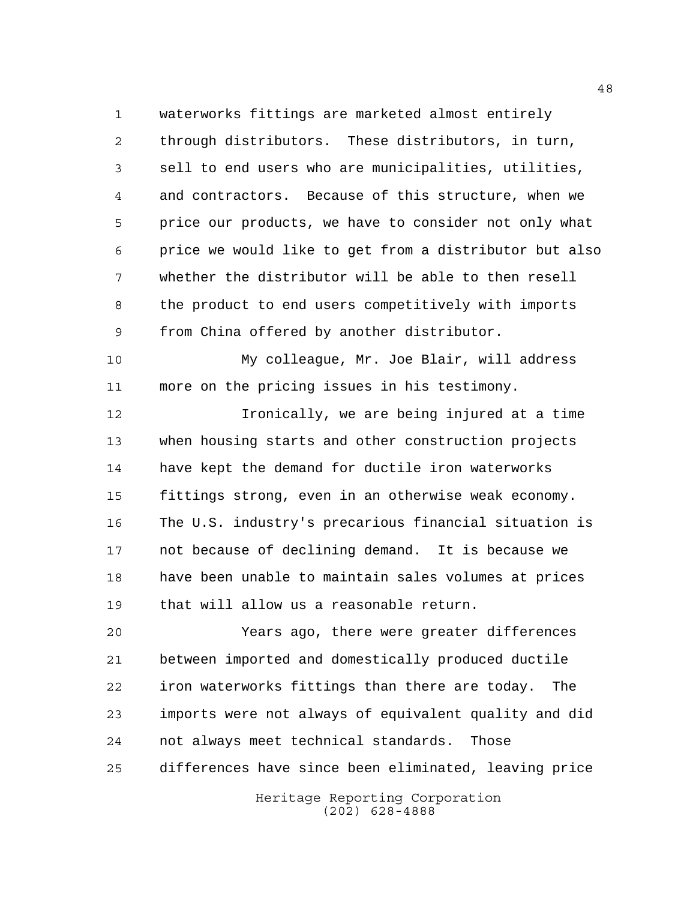waterworks fittings are marketed almost entirely through distributors. These distributors, in turn, sell to end users who are municipalities, utilities, and contractors. Because of this structure, when we price our products, we have to consider not only what price we would like to get from a distributor but also whether the distributor will be able to then resell the product to end users competitively with imports from China offered by another distributor.

My colleague, Mr. Joe Blair, will address more on the pricing issues in his testimony.

Ironically, we are being injured at a time when housing starts and other construction projects have kept the demand for ductile iron waterworks fittings strong, even in an otherwise weak economy. The U.S. industry's precarious financial situation is not because of declining demand. It is because we have been unable to maintain sales volumes at prices that will allow us a reasonable return.

Years ago, there were greater differences between imported and domestically produced ductile iron waterworks fittings than there are today. The imports were not always of equivalent quality and did not always meet technical standards. Those differences have since been eliminated, leaving price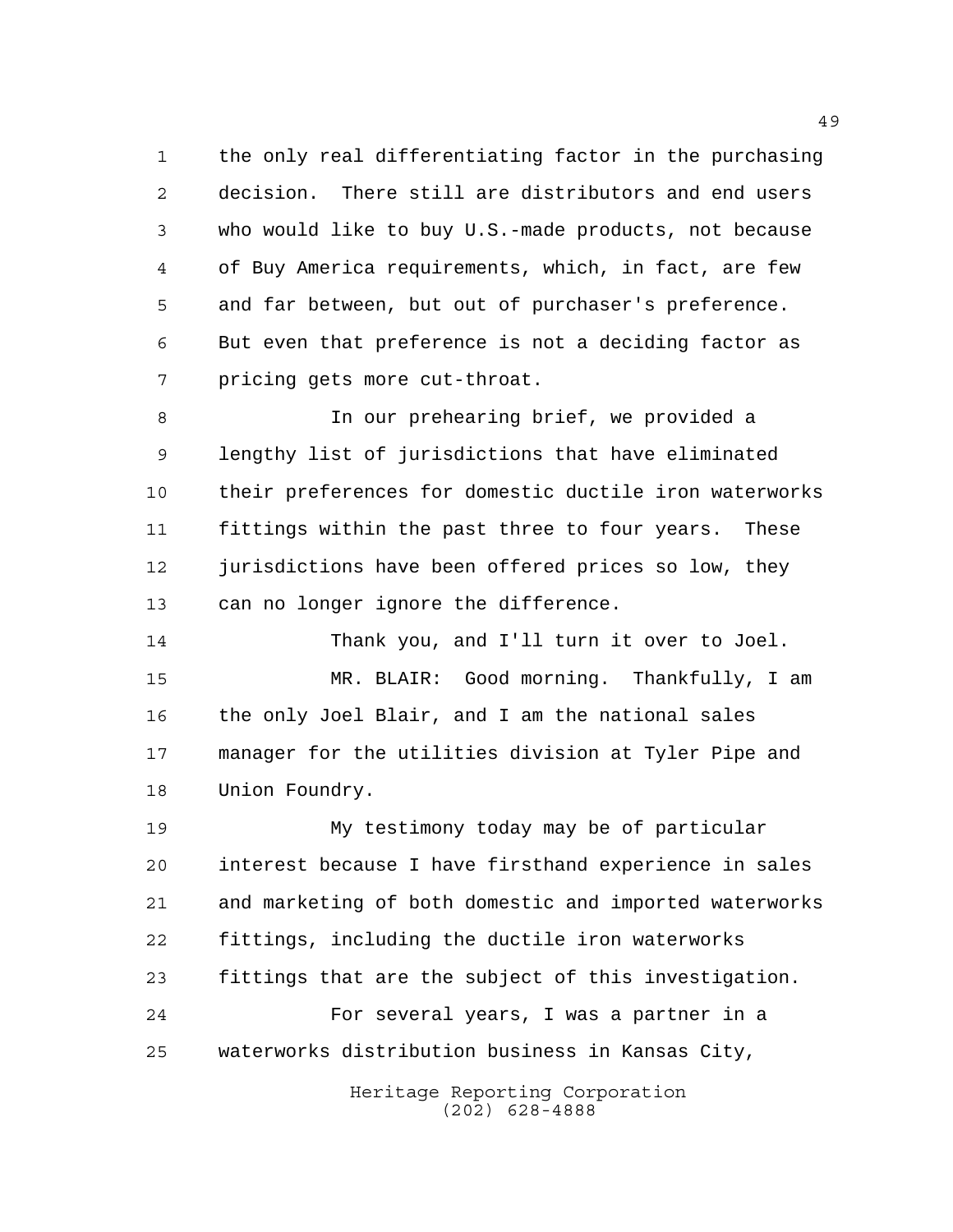the only real differentiating factor in the purchasing decision. There still are distributors and end users who would like to buy U.S.-made products, not because of Buy America requirements, which, in fact, are few and far between, but out of purchaser's preference. But even that preference is not a deciding factor as pricing gets more cut-throat.

In our prehearing brief, we provided a lengthy list of jurisdictions that have eliminated their preferences for domestic ductile iron waterworks fittings within the past three to four years. These jurisdictions have been offered prices so low, they can no longer ignore the difference.

Thank you, and I'll turn it over to Joel.

MR. BLAIR: Good morning. Thankfully, I am the only Joel Blair, and I am the national sales manager for the utilities division at Tyler Pipe and Union Foundry.

My testimony today may be of particular interest because I have firsthand experience in sales and marketing of both domestic and imported waterworks fittings, including the ductile iron waterworks fittings that are the subject of this investigation.

For several years, I was a partner in a waterworks distribution business in Kansas City,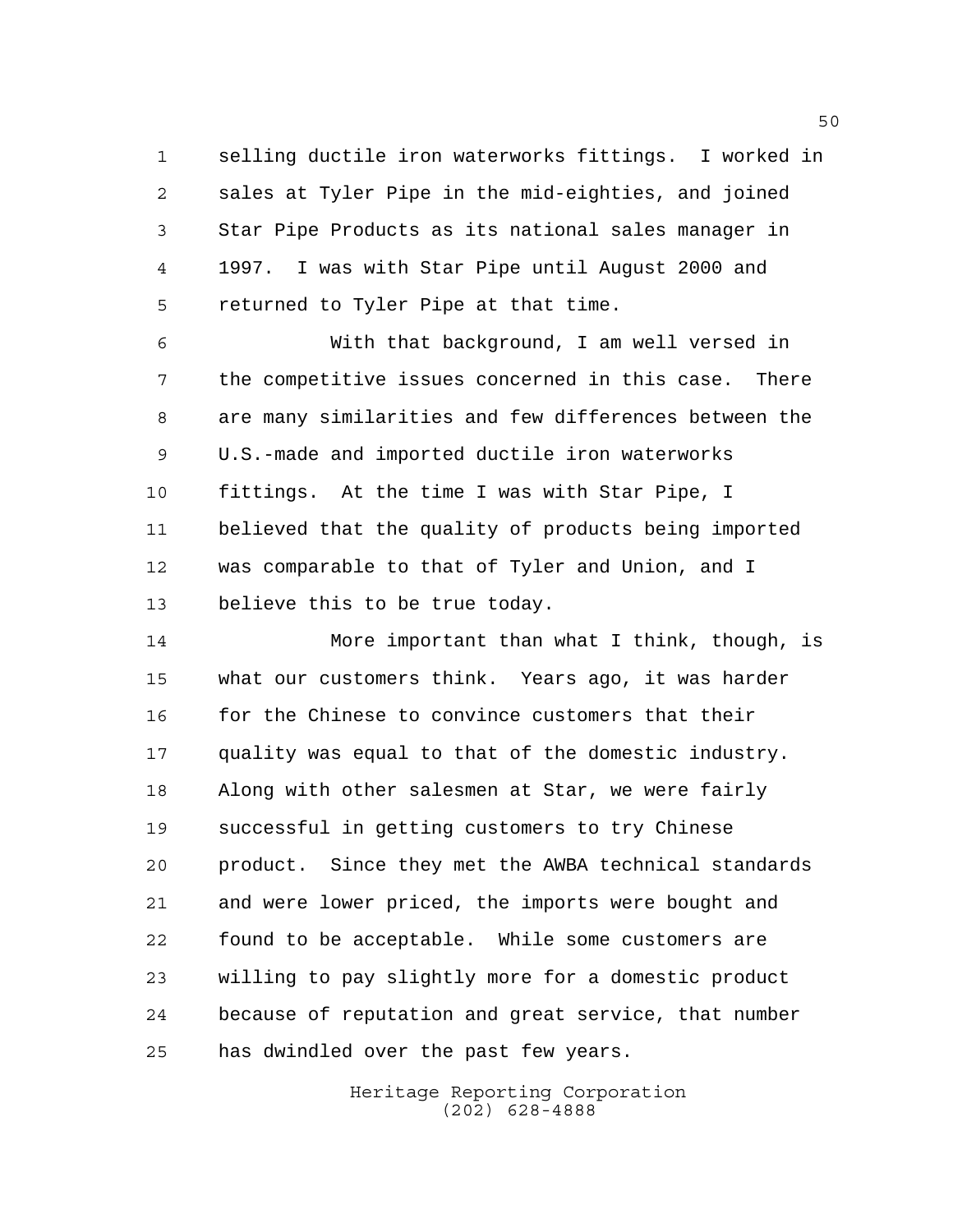selling ductile iron waterworks fittings. I worked in sales at Tyler Pipe in the mid-eighties, and joined Star Pipe Products as its national sales manager in 1997. I was with Star Pipe until August 2000 and returned to Tyler Pipe at that time.

With that background, I am well versed in the competitive issues concerned in this case. There are many similarities and few differences between the U.S.-made and imported ductile iron waterworks fittings. At the time I was with Star Pipe, I believed that the quality of products being imported was comparable to that of Tyler and Union, and I believe this to be true today.

More important than what I think, though, is what our customers think. Years ago, it was harder for the Chinese to convince customers that their quality was equal to that of the domestic industry. Along with other salesmen at Star, we were fairly successful in getting customers to try Chinese product. Since they met the AWBA technical standards and were lower priced, the imports were bought and found to be acceptable. While some customers are willing to pay slightly more for a domestic product because of reputation and great service, that number has dwindled over the past few years.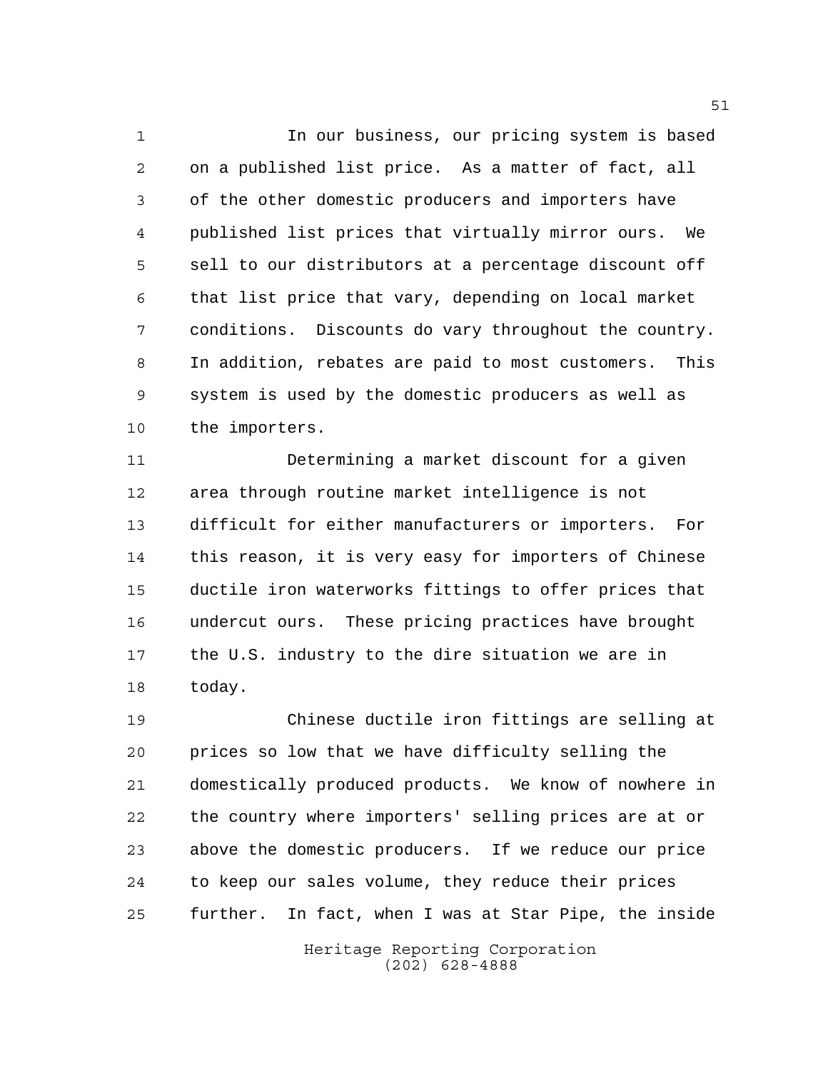In our business, our pricing system is based on a published list price. As a matter of fact, all of the other domestic producers and importers have published list prices that virtually mirror ours. We sell to our distributors at a percentage discount off that list price that vary, depending on local market conditions. Discounts do vary throughout the country. In addition, rebates are paid to most customers. This system is used by the domestic producers as well as the importers.

Determining a market discount for a given area through routine market intelligence is not difficult for either manufacturers or importers. For this reason, it is very easy for importers of Chinese ductile iron waterworks fittings to offer prices that undercut ours. These pricing practices have brought the U.S. industry to the dire situation we are in today.

Chinese ductile iron fittings are selling at prices so low that we have difficulty selling the domestically produced products. We know of nowhere in the country where importers' selling prices are at or above the domestic producers. If we reduce our price to keep our sales volume, they reduce their prices further. In fact, when I was at Star Pipe, the inside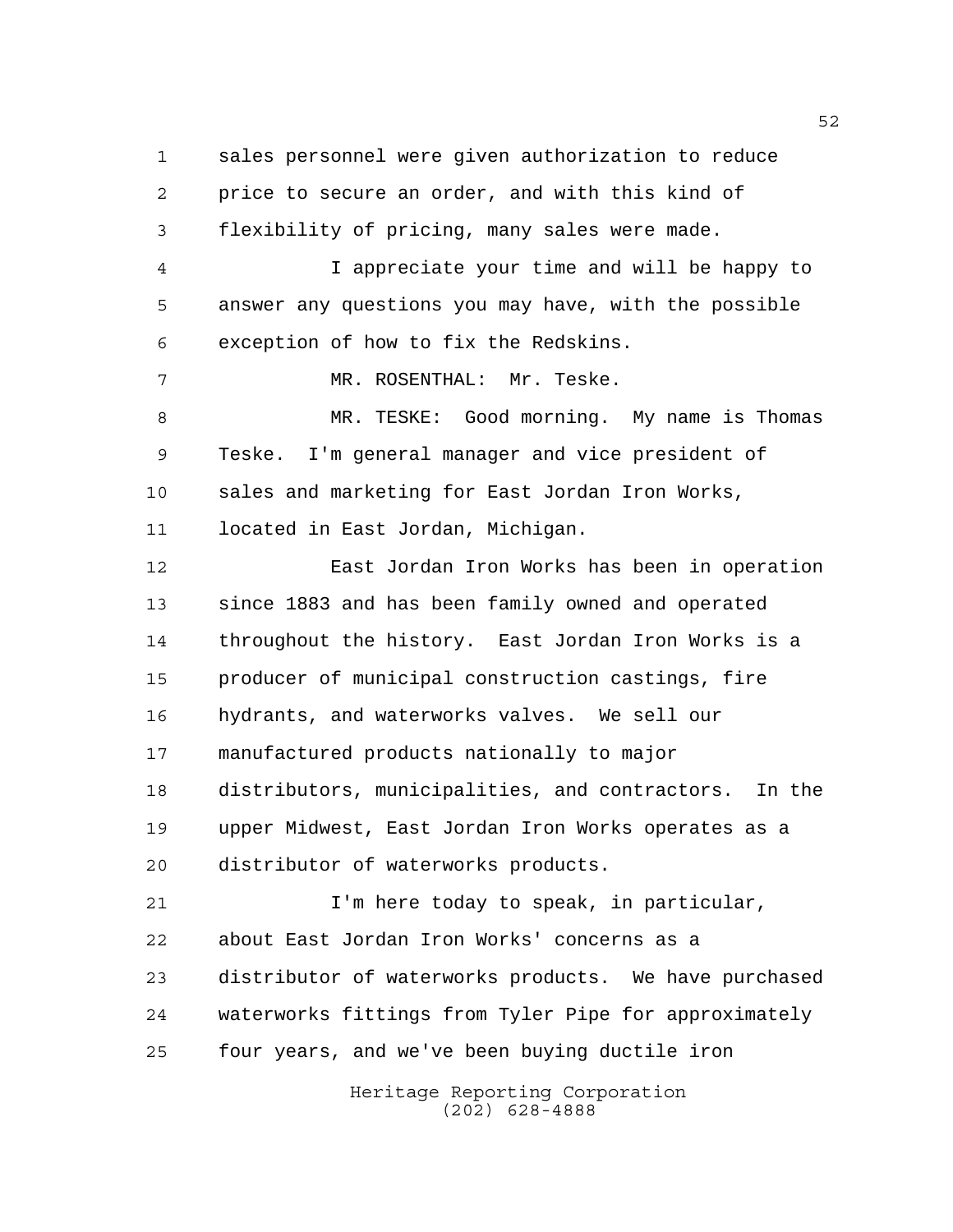sales personnel were given authorization to reduce price to secure an order, and with this kind of flexibility of pricing, many sales were made.

I appreciate your time and will be happy to answer any questions you may have, with the possible exception of how to fix the Redskins.

MR. ROSENTHAL: Mr. Teske.

MR. TESKE: Good morning. My name is Thomas Teske. I'm general manager and vice president of sales and marketing for East Jordan Iron Works, located in East Jordan, Michigan.

East Jordan Iron Works has been in operation since 1883 and has been family owned and operated throughout the history. East Jordan Iron Works is a producer of municipal construction castings, fire hydrants, and waterworks valves. We sell our manufactured products nationally to major distributors, municipalities, and contractors. In the upper Midwest, East Jordan Iron Works operates as a distributor of waterworks products.

I'm here today to speak, in particular, about East Jordan Iron Works' concerns as a distributor of waterworks products. We have purchased waterworks fittings from Tyler Pipe for approximately four years, and we've been buying ductile iron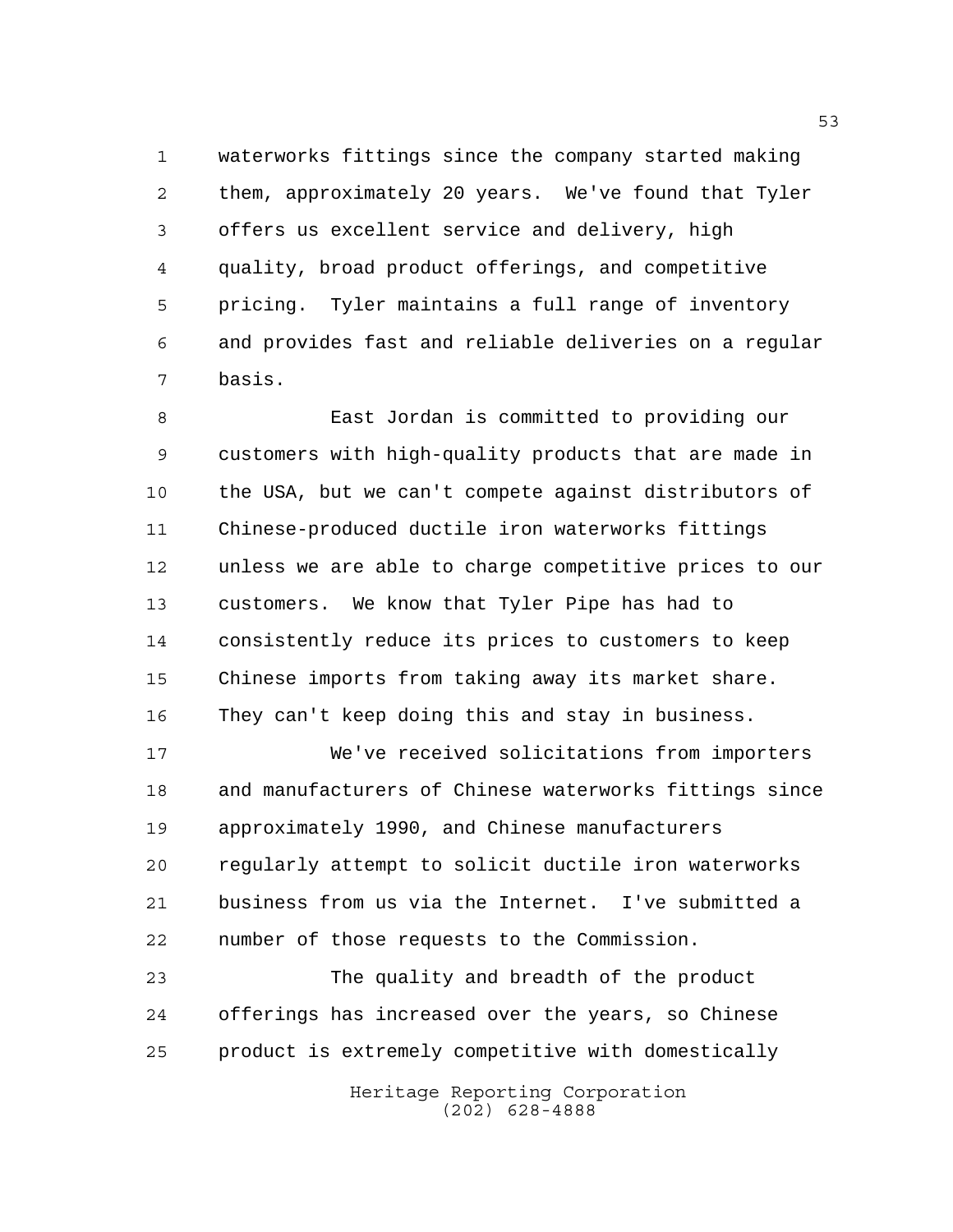waterworks fittings since the company started making them, approximately 20 years. We've found that Tyler offers us excellent service and delivery, high quality, broad product offerings, and competitive pricing. Tyler maintains a full range of inventory and provides fast and reliable deliveries on a regular basis.

East Jordan is committed to providing our customers with high-quality products that are made in the USA, but we can't compete against distributors of Chinese-produced ductile iron waterworks fittings unless we are able to charge competitive prices to our customers. We know that Tyler Pipe has had to consistently reduce its prices to customers to keep Chinese imports from taking away its market share. They can't keep doing this and stay in business.

We've received solicitations from importers and manufacturers of Chinese waterworks fittings since approximately 1990, and Chinese manufacturers regularly attempt to solicit ductile iron waterworks business from us via the Internet. I've submitted a number of those requests to the Commission.

The quality and breadth of the product offerings has increased over the years, so Chinese product is extremely competitive with domestically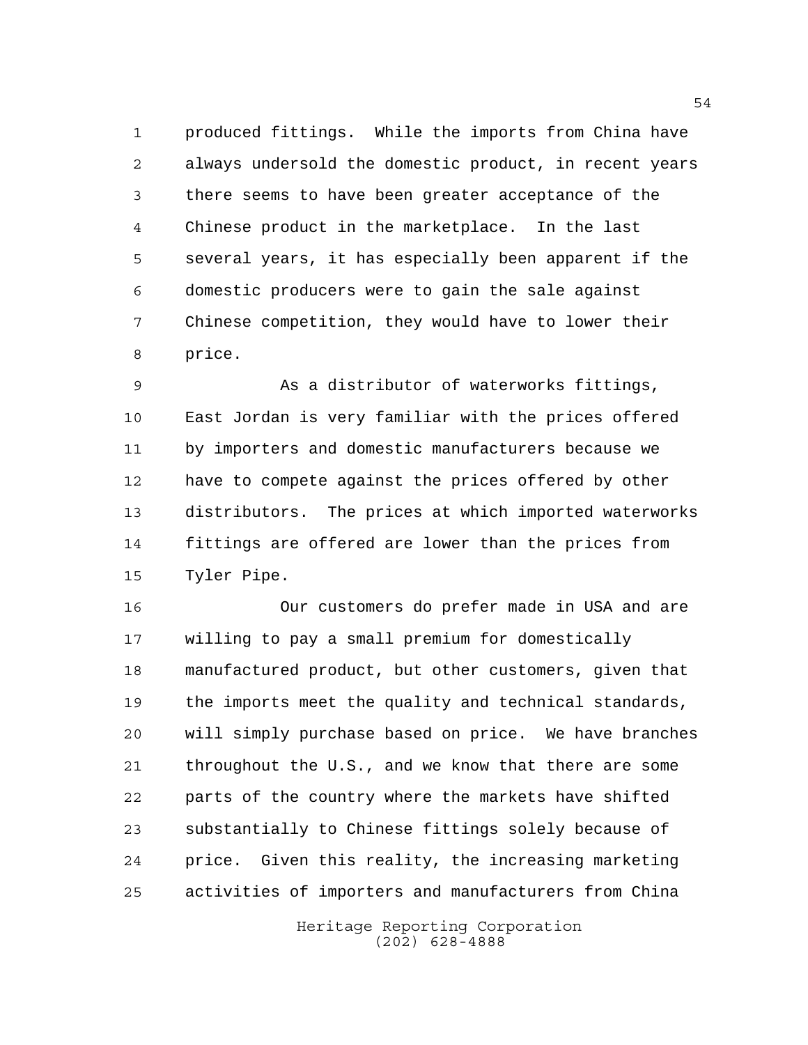produced fittings. While the imports from China have always undersold the domestic product, in recent years there seems to have been greater acceptance of the Chinese product in the marketplace. In the last several years, it has especially been apparent if the domestic producers were to gain the sale against Chinese competition, they would have to lower their price.

As a distributor of waterworks fittings, East Jordan is very familiar with the prices offered by importers and domestic manufacturers because we have to compete against the prices offered by other distributors. The prices at which imported waterworks fittings are offered are lower than the prices from Tyler Pipe.

Our customers do prefer made in USA and are willing to pay a small premium for domestically manufactured product, but other customers, given that the imports meet the quality and technical standards, will simply purchase based on price. We have branches throughout the U.S., and we know that there are some parts of the country where the markets have shifted substantially to Chinese fittings solely because of price. Given this reality, the increasing marketing activities of importers and manufacturers from China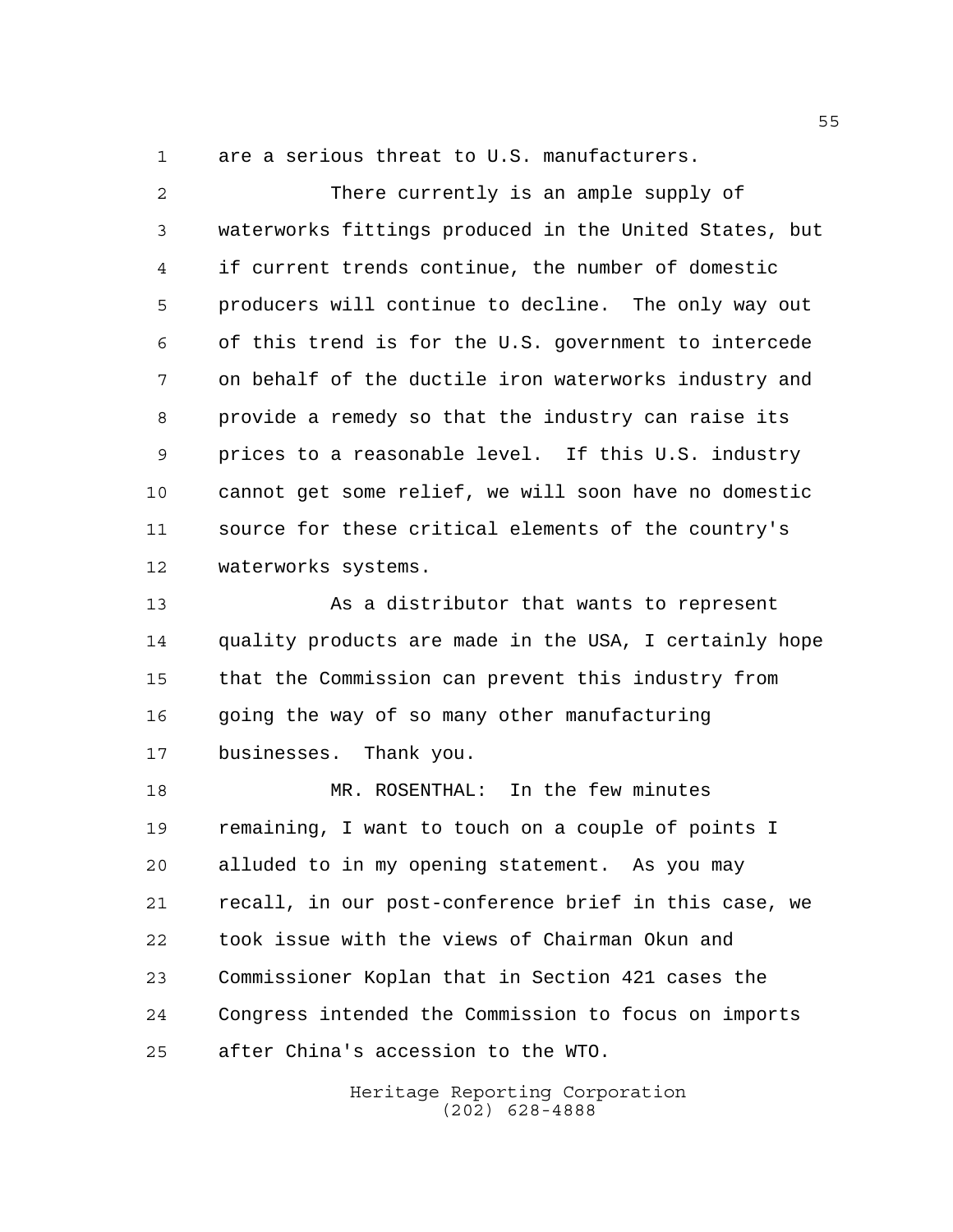are a serious threat to U.S. manufacturers.

There currently is an ample supply of waterworks fittings produced in the United States, but if current trends continue, the number of domestic producers will continue to decline. The only way out of this trend is for the U.S. government to intercede on behalf of the ductile iron waterworks industry and provide a remedy so that the industry can raise its prices to a reasonable level. If this U.S. industry cannot get some relief, we will soon have no domestic source for these critical elements of the country's waterworks systems.

As a distributor that wants to represent quality products are made in the USA, I certainly hope that the Commission can prevent this industry from going the way of so many other manufacturing businesses. Thank you.

MR. ROSENTHAL: In the few minutes remaining, I want to touch on a couple of points I alluded to in my opening statement. As you may recall, in our post-conference brief in this case, we took issue with the views of Chairman Okun and Commissioner Koplan that in Section 421 cases the Congress intended the Commission to focus on imports after China's accession to the WTO.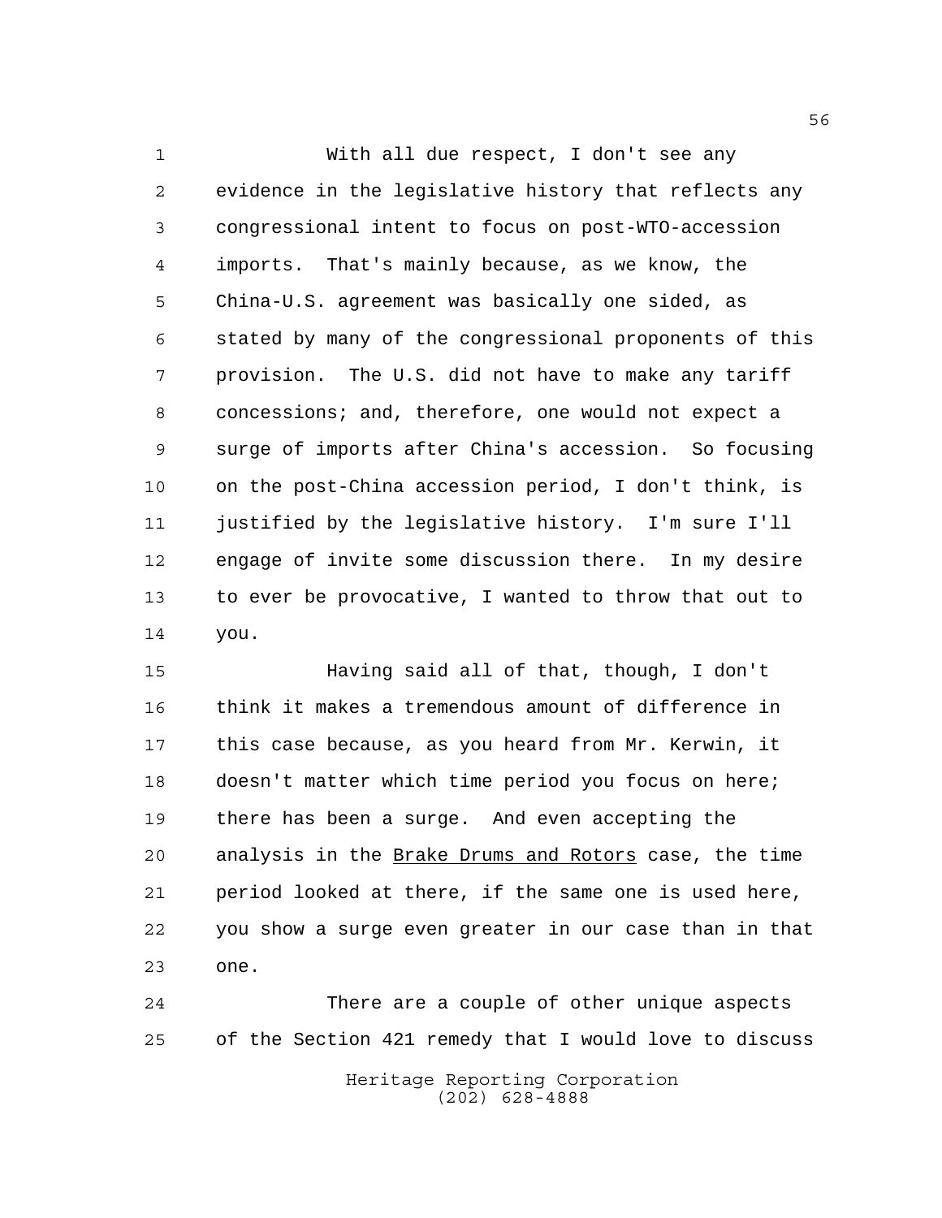With all due respect, I don't see any evidence in the legislative history that reflects any congressional intent to focus on post-WTO-accession imports. That's mainly because, as we know, the China-U.S. agreement was basically one sided, as stated by many of the congressional proponents of this provision. The U.S. did not have to make any tariff concessions; and, therefore, one would not expect a surge of imports after China's accession. So focusing on the post-China accession period, I don't think, is justified by the legislative history. I'm sure I'll engage of invite some discussion there. In my desire to ever be provocative, I wanted to throw that out to you.

Having said all of that, though, I don't think it makes a tremendous amount of difference in this case because, as you heard from Mr. Kerwin, it doesn't matter which time period you focus on here; there has been a surge. And even accepting the analysis in the _Brake Drums and Rotors_ case, the time period looked at there, if the same one is used here, you show a surge even greater in our case than in that one.

There are a couple of other unique aspects of the Section 421 remedy that I would love to discuss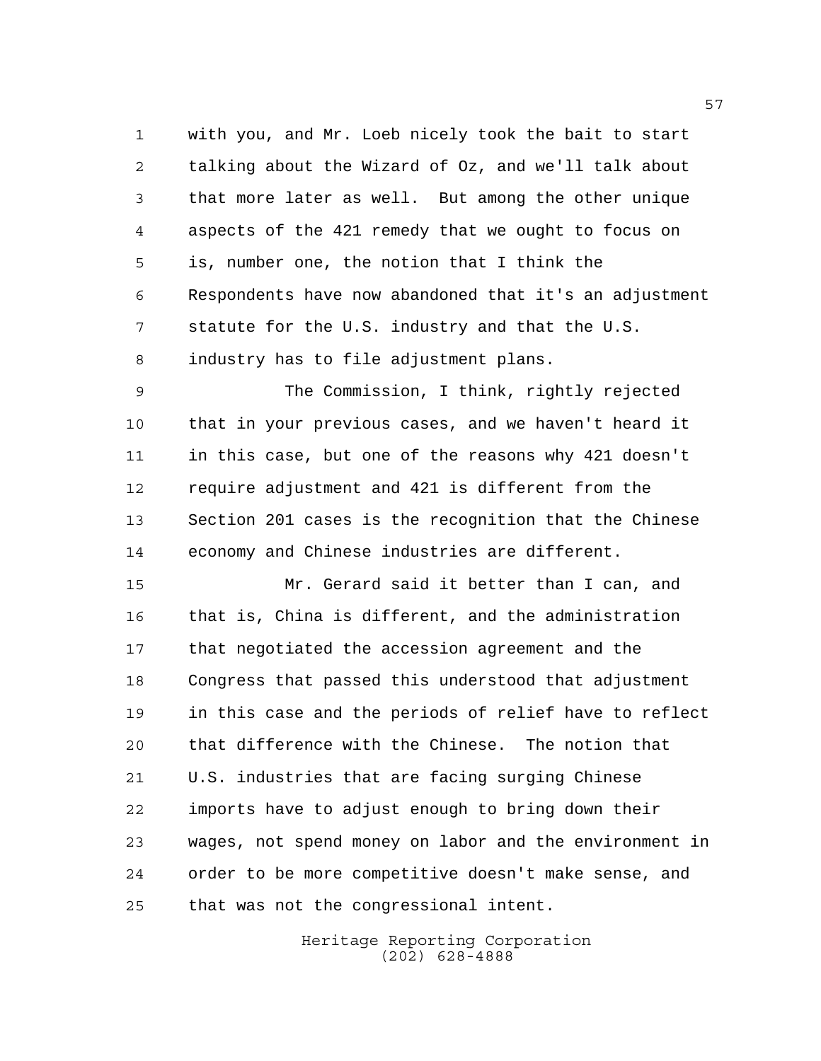with you, and Mr. Loeb nicely took the bait to start talking about the Wizard of Oz, and we'll talk about that more later as well. But among the other unique aspects of the 421 remedy that we ought to focus on is, number one, the notion that I think the Respondents have now abandoned that it's an adjustment statute for the U.S. industry and that the U.S. industry has to file adjustment plans.

The Commission, I think, rightly rejected that in your previous cases, and we haven't heard it in this case, but one of the reasons why 421 doesn't require adjustment and 421 is different from the Section 201 cases is the recognition that the Chinese economy and Chinese industries are different.

Mr. Gerard said it better than I can, and that is, China is different, and the administration that negotiated the accession agreement and the Congress that passed this understood that adjustment in this case and the periods of relief have to reflect that difference with the Chinese. The notion that U.S. industries that are facing surging Chinese imports have to adjust enough to bring down their wages, not spend money on labor and the environment in order to be more competitive doesn't make sense, and that was not the congressional intent.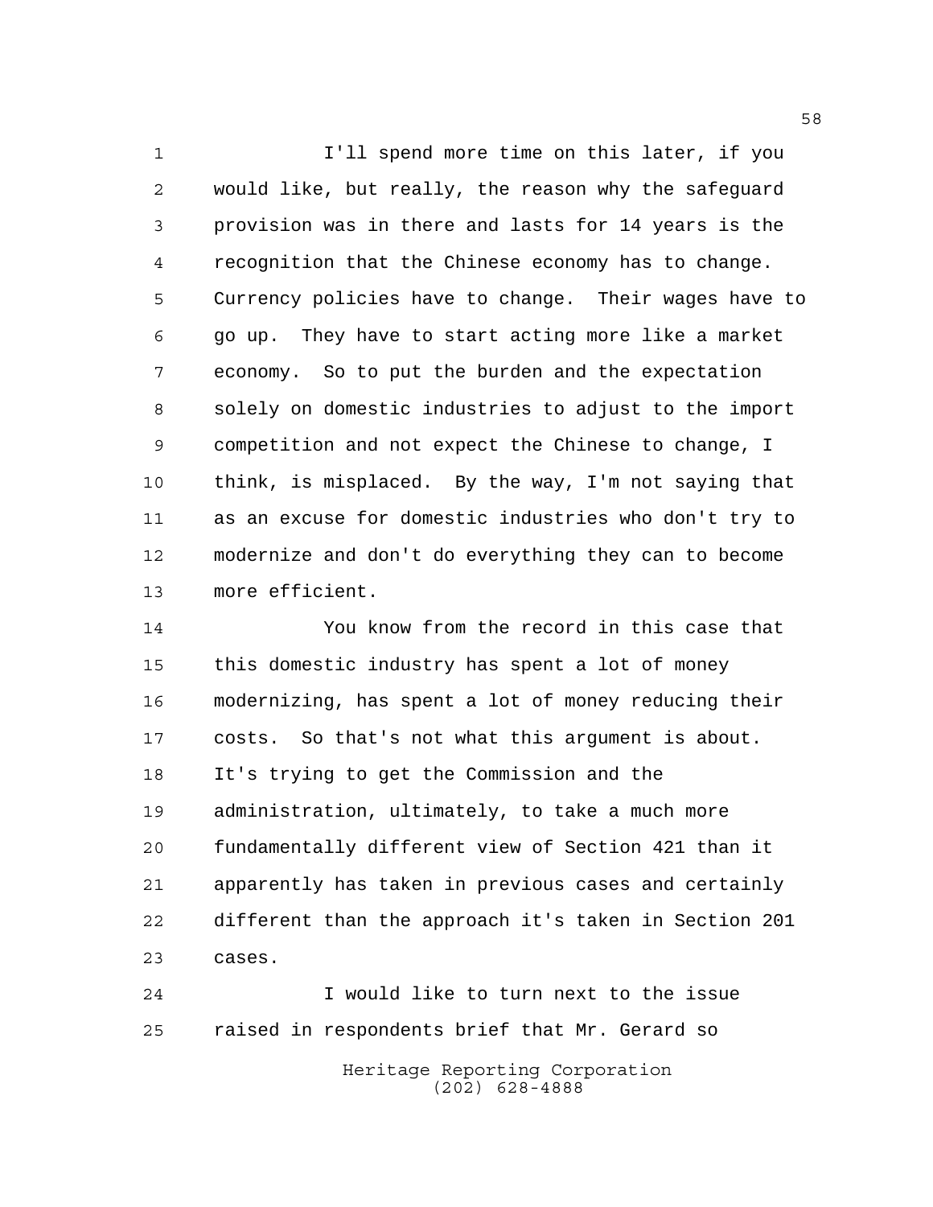I'll spend more time on this later, if you would like, but really, the reason why the safeguard provision was in there and lasts for 14 years is the recognition that the Chinese economy has to change. Currency policies have to change. Their wages have to go up. They have to start acting more like a market economy. So to put the burden and the expectation solely on domestic industries to adjust to the import competition and not expect the Chinese to change, I think, is misplaced. By the way, I'm not saying that as an excuse for domestic industries who don't try to modernize and don't do everything they can to become more efficient.

You know from the record in this case that this domestic industry has spent a lot of money modernizing, has spent a lot of money reducing their costs. So that's not what this argument is about. It's trying to get the Commission and the administration, ultimately, to take a much more fundamentally different view of Section 421 than it apparently has taken in previous cases and certainly different than the approach it's taken in Section 201 cases.

I would like to turn next to the issue raised in respondents brief that Mr. Gerard so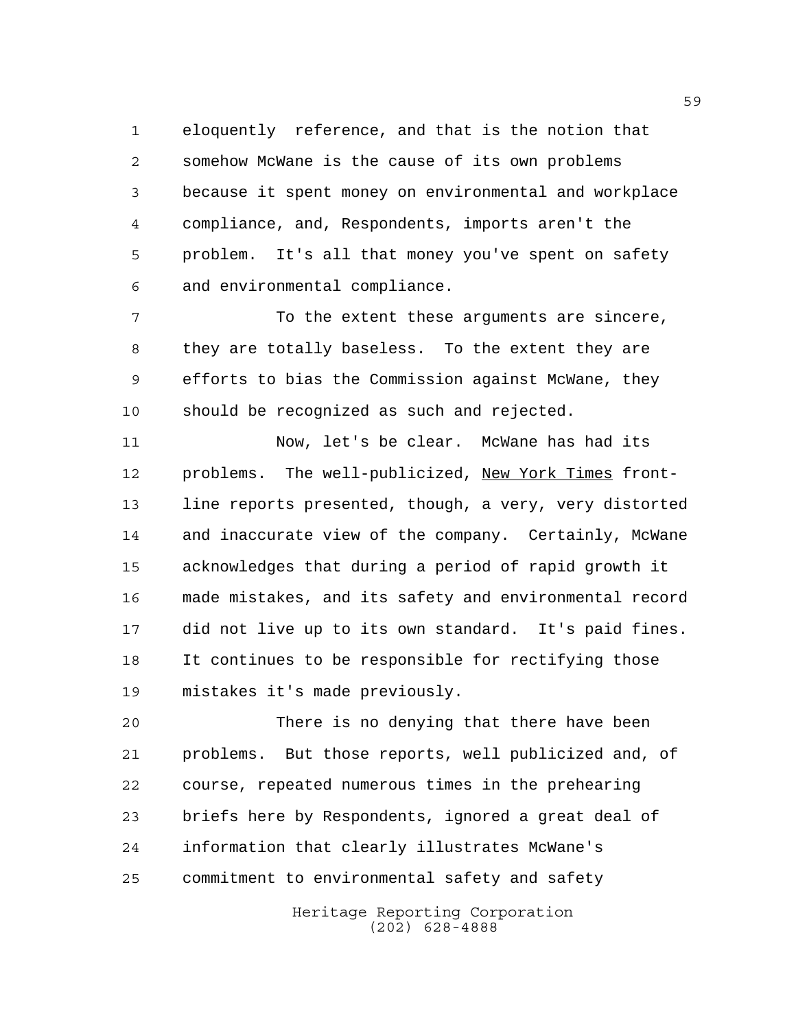eloquently reference, and that is the notion that somehow McWane is the cause of its own problems because it spent money on environmental and workplace compliance, and, Respondents, imports aren't the problem. It's all that money you've spent on safety and environmental compliance.

To the extent these arguments are sincere, they are totally baseless. To the extent they are efforts to bias the Commission against McWane, they should be recognized as such and rejected.

Now, let's be clear. McWane has had its problems. The well-publicized, New York Times front-line reports presented, though, a very, very distorted and inaccurate view of the company. Certainly, McWane acknowledges that during a period of rapid growth it made mistakes, and its safety and environmental record did not live up to its own standard. It's paid fines. It continues to be responsible for rectifying those mistakes it's made previously.

There is no denying that there have been problems. But those reports, well publicized and, of course, repeated numerous times in the prehearing briefs here by Respondents, ignored a great deal of information that clearly illustrates McWane's commitment to environmental safety and safety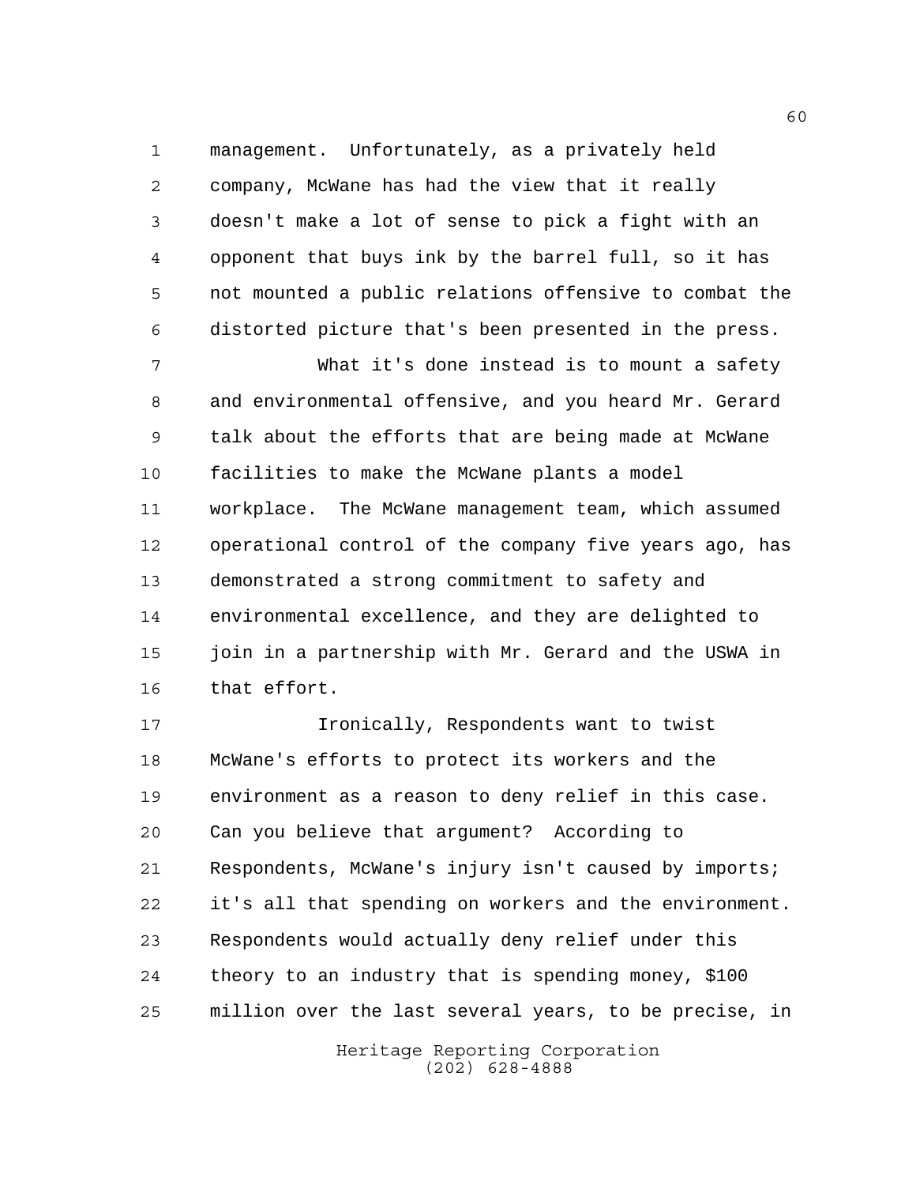management. Unfortunately, as a privately held company, McWane has had the view that it really doesn't make a lot of sense to pick a fight with an opponent that buys ink by the barrel full, so it has not mounted a public relations offensive to combat the distorted picture that's been presented in the press.

What it's done instead is to mount a safety and environmental offensive, and you heard Mr. Gerard talk about the efforts that are being made at McWane facilities to make the McWane plants a model workplace. The McWane management team, which assumed operational control of the company five years ago, has demonstrated a strong commitment to safety and environmental excellence, and they are delighted to join in a partnership with Mr. Gerard and the USWA in that effort.

Ironically, Respondents want to twist McWane's efforts to protect its workers and the environment as a reason to deny relief in this case. Can you believe that argument? According to Respondents, McWane's injury isn't caused by imports; it's all that spending on workers and the environment. Respondents would actually deny relief under this theory to an industry that is spending money, $100 million over the last several years, to be precise, in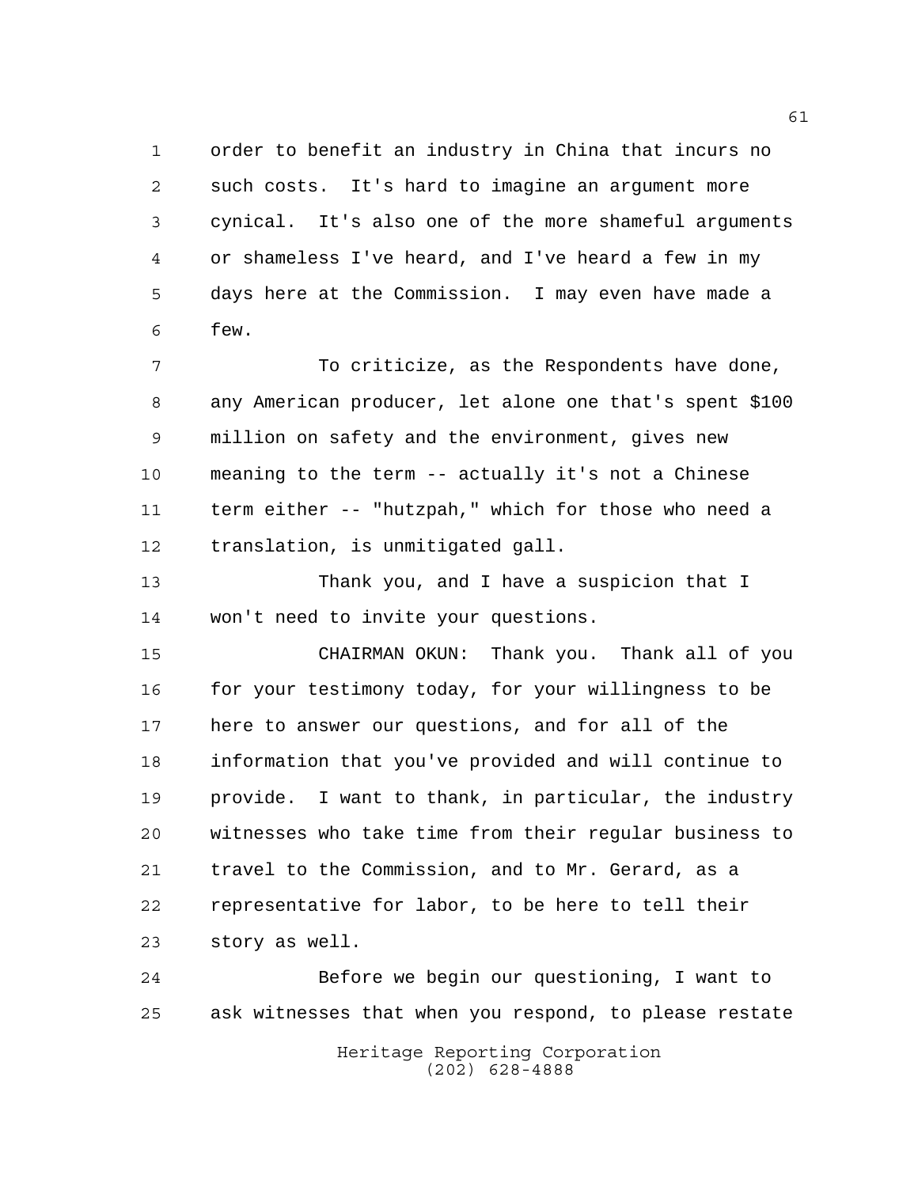order to benefit an industry in China that incurs no such costs. It's hard to imagine an argument more cynical. It's also one of the more shameful arguments or shameless I've heard, and I've heard a few in my days here at the Commission. I may even have made a few.

To criticize, as the Respondents have done, any American producer, let alone one that's spent $100 million on safety and the environment, gives new meaning to the term -- actually it's not a Chinese term either -- "hutzpah," which for those who need a translation, is unmitigated gall.

Thank you, and I have a suspicion that I won't need to invite your questions.

CHAIRMAN OKUN: Thank you. Thank all of you for your testimony today, for your willingness to be here to answer our questions, and for all of the information that you've provided and will continue to provide. I want to thank, in particular, the industry witnesses who take time from their regular business to travel to the Commission, and to Mr. Gerard, as a representative for labor, to be here to tell their story as well.

Before we begin our questioning, I want to ask witnesses that when you respond, to please restate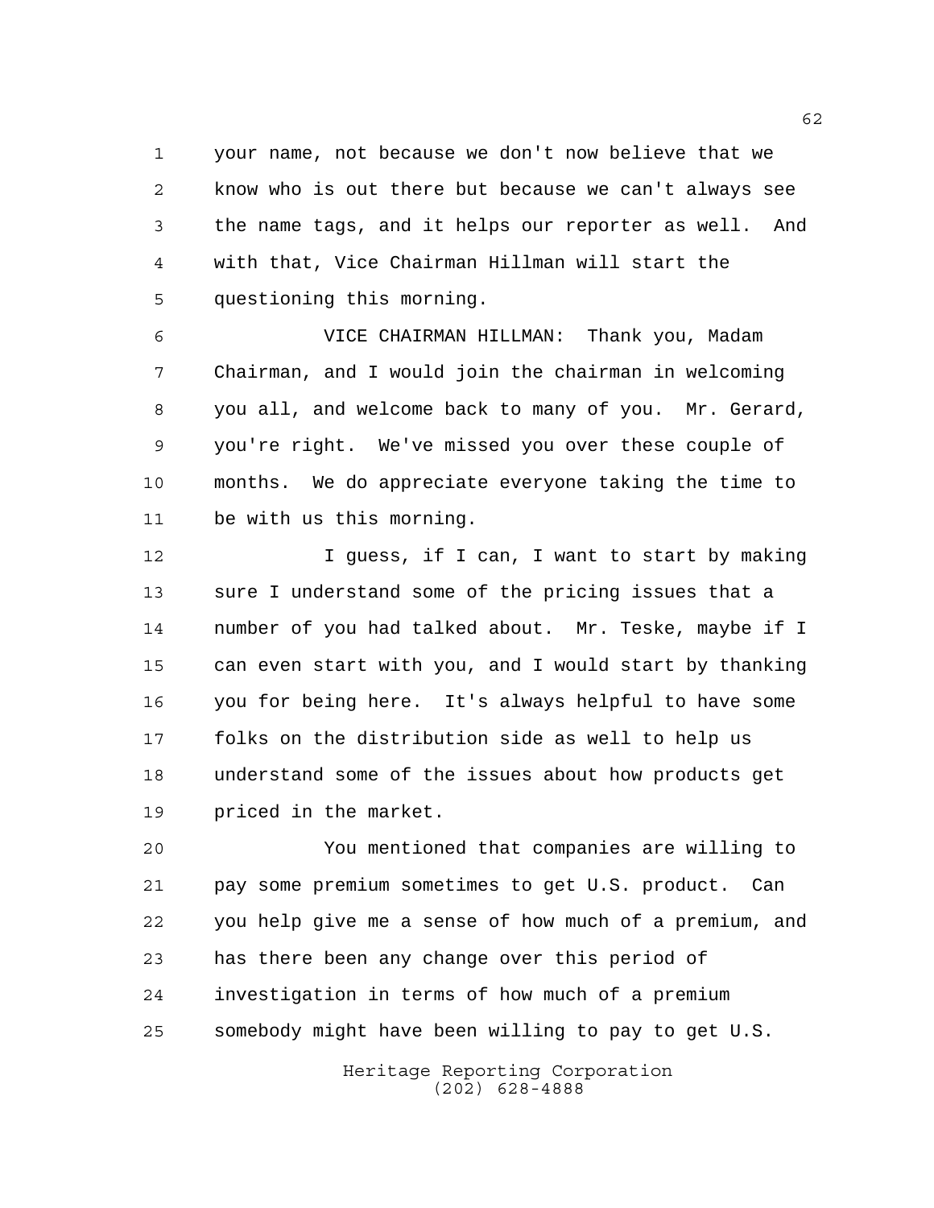your name, not because we don't now believe that we know who is out there but because we can't always see the name tags, and it helps our reporter as well. And with that, Vice Chairman Hillman will start the questioning this morning.

VICE CHAIRMAN HILLMAN: Thank you, Madam Chairman, and I would join the chairman in welcoming you all, and welcome back to many of you. Mr. Gerard, you're right. We've missed you over these couple of months. We do appreciate everyone taking the time to be with us this morning.

I guess, if I can, I want to start by making sure I understand some of the pricing issues that a number of you had talked about. Mr. Teske, maybe if I can even start with you, and I would start by thanking you for being here. It's always helpful to have some folks on the distribution side as well to help us understand some of the issues about how products get priced in the market.

You mentioned that companies are willing to pay some premium sometimes to get U.S. product. Can you help give me a sense of how much of a premium, and has there been any change over this period of investigation in terms of how much of a premium somebody might have been willing to pay to get U.S.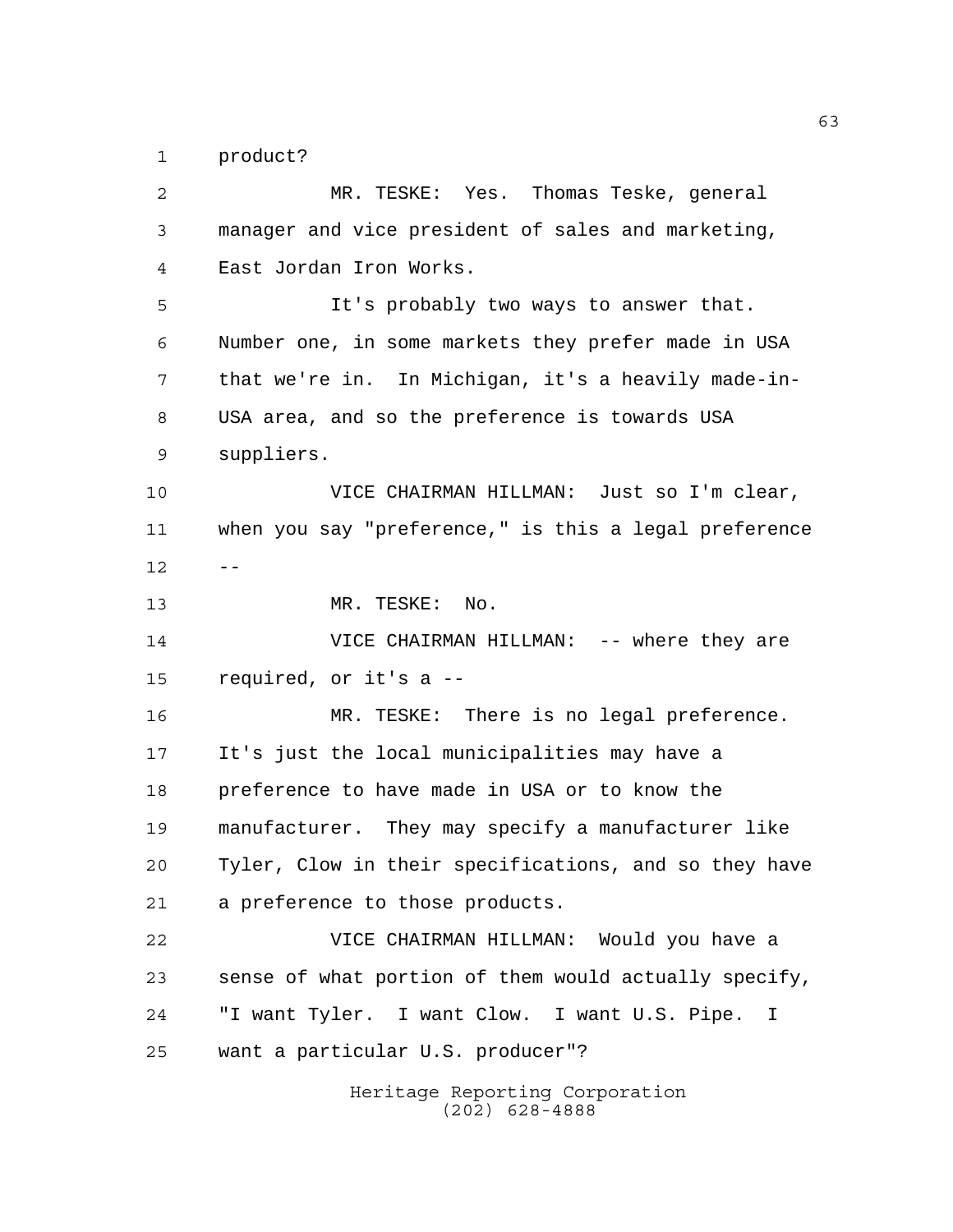product?

MR. TESKE: Yes. Thomas Teske, general manager and vice president of sales and marketing, East Jordan Iron Works.

It's probably two ways to answer that. Number one, in some markets they prefer made in USA that we're in. In Michigan, it's a heavily made-in-USA area, and so the preference is towards USA suppliers.

VICE CHAIRMAN HILLMAN: Just so I'm clear, when you say "preference," is this a legal preference --

MR. TESKE: No.

VICE CHAIRMAN HILLMAN: -- where they are required, or it's a --

MR. TESKE: There is no legal preference. It's just the local municipalities may have a preference to have made in USA or to know the manufacturer. They may specify a manufacturer like Tyler, Clow in their specifications, and so they have a preference to those products.

VICE CHAIRMAN HILLMAN: Would you have a sense of what portion of them would actually specify, "I want Tyler. I want Clow. I want U.S. Pipe. I want a particular U.S. producer"?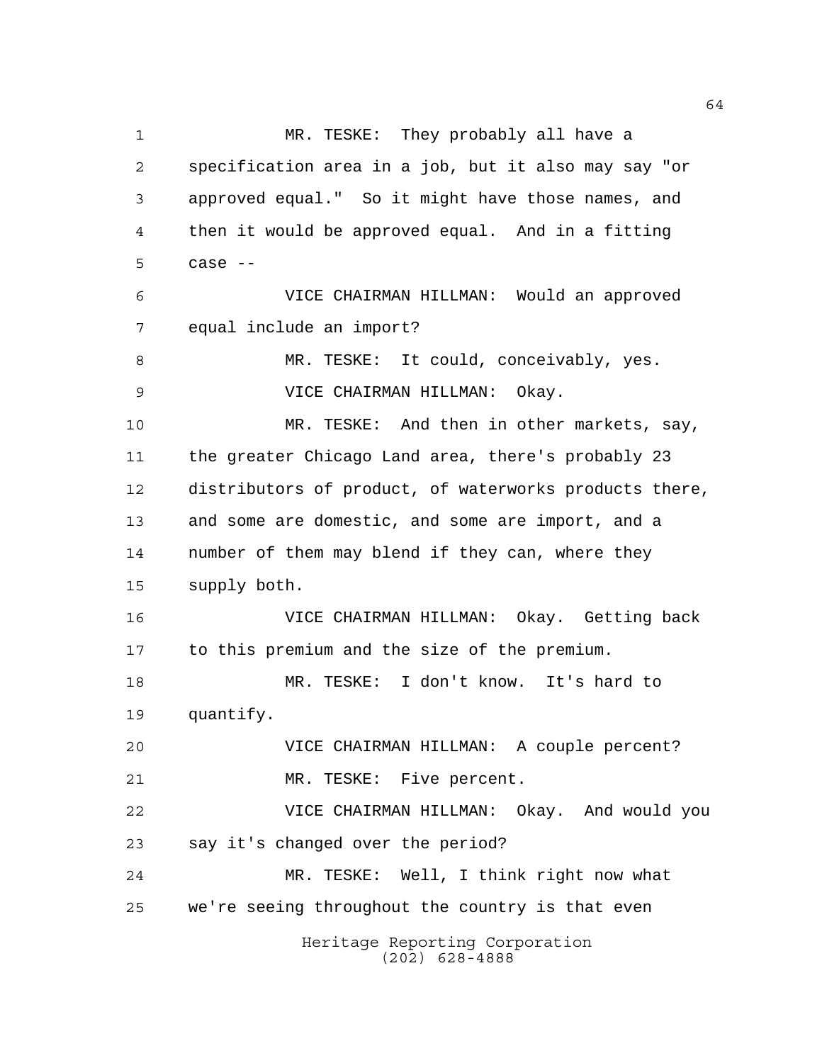MR. TESKE: They probably all have a specification area in a job, but it also may say "or approved equal." So it might have those names, and then it would be approved equal. And in a fitting case --

VICE CHAIRMAN HILLMAN: Would an approved equal include an import?

MR. TESKE: It could, conceivably, yes.

VICE CHAIRMAN HILLMAN: Okay.

MR. TESKE: And then in other markets, say, the greater Chicago Land area, there's probably 23 distributors of product, of waterworks products there, and some are domestic, and some are import, and a number of them may blend if they can, where they supply both.

VICE CHAIRMAN HILLMAN: Okay. Getting back to this premium and the size of the premium.

MR. TESKE: I don't know. It's hard to quantify.

VICE CHAIRMAN HILLMAN: A couple percent?

MR. TESKE: Five percent.

VICE CHAIRMAN HILLMAN: Okay. And would you say it's changed over the period?

MR. TESKE: Well, I think right now what we're seeing throughout the country is that even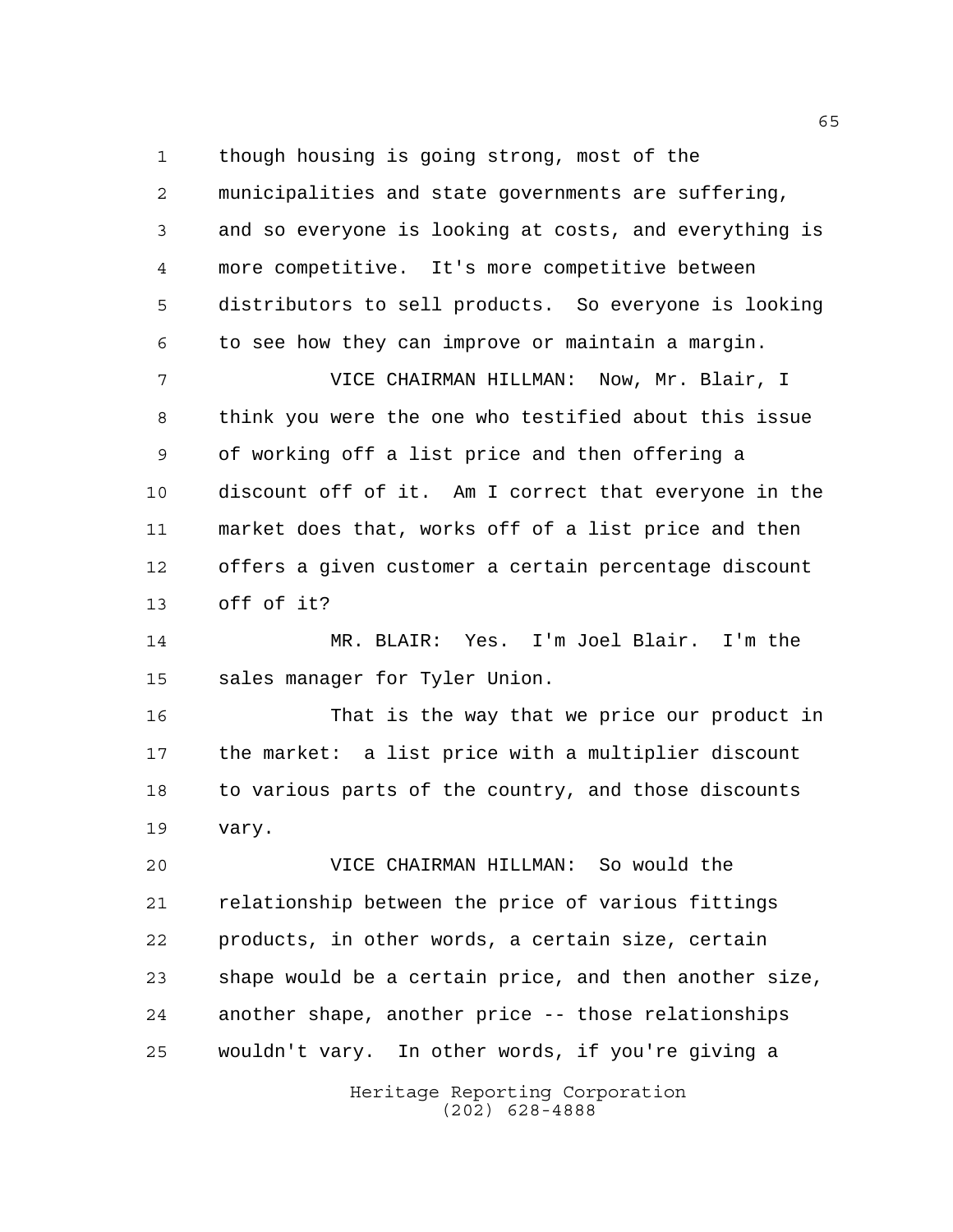though housing is going strong, most of the municipalities and state governments are suffering, and so everyone is looking at costs, and everything is more competitive. It's more competitive between distributors to sell products. So everyone is looking to see how they can improve or maintain a margin.

VICE CHAIRMAN HILLMAN: Now, Mr. Blair, I think you were the one who testified about this issue of working off a list price and then offering a discount off of it. Am I correct that everyone in the market does that, works off of a list price and then offers a given customer a certain percentage discount off of it?

MR. BLAIR: Yes. I'm Joel Blair. I'm the sales manager for Tyler Union.

That is the way that we price our product in the market: a list price with a multiplier discount to various parts of the country, and those discounts vary.

VICE CHAIRMAN HILLMAN: So would the relationship between the price of various fittings products, in other words, a certain size, certain shape would be a certain price, and then another size, another shape, another price -- those relationships wouldn't vary. In other words, if you're giving a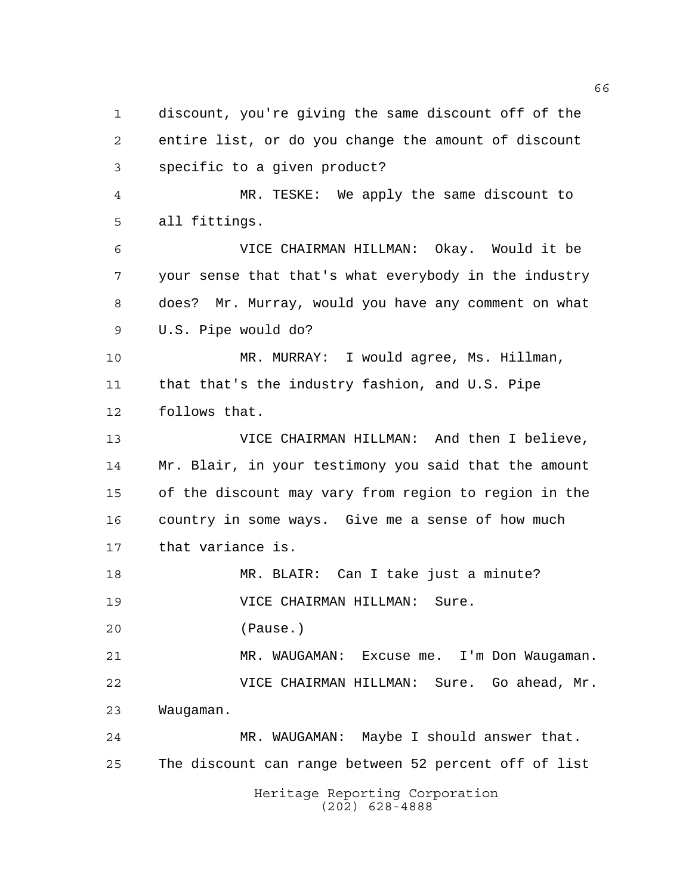discount, you're giving the same discount off of the entire list, or do you change the amount of discount specific to a given product?

MR. TESKE: We apply the same discount to all fittings.

VICE CHAIRMAN HILLMAN: Okay. Would it be your sense that that's what everybody in the industry does? Mr. Murray, would you have any comment on what U.S. Pipe would do?

MR. MURRAY: I would agree, Ms. Hillman, that that's the industry fashion, and U.S. Pipe follows that.

VICE CHAIRMAN HILLMAN: And then I believe, Mr. Blair, in your testimony you said that the amount of the discount may vary from region to region in the country in some ways. Give me a sense of how much that variance is.

MR. BLAIR: Can I take just a minute?

VICE CHAIRMAN HILLMAN: Sure.

(Pause.)

MR. WAUGAMAN: Excuse me. I'm Don Waugaman.

VICE CHAIRMAN HILLMAN: Sure. Go ahead, Mr. Waugaman.

MR. WAUGAMAN: Maybe I should answer that. The discount can range between 52 percent off of list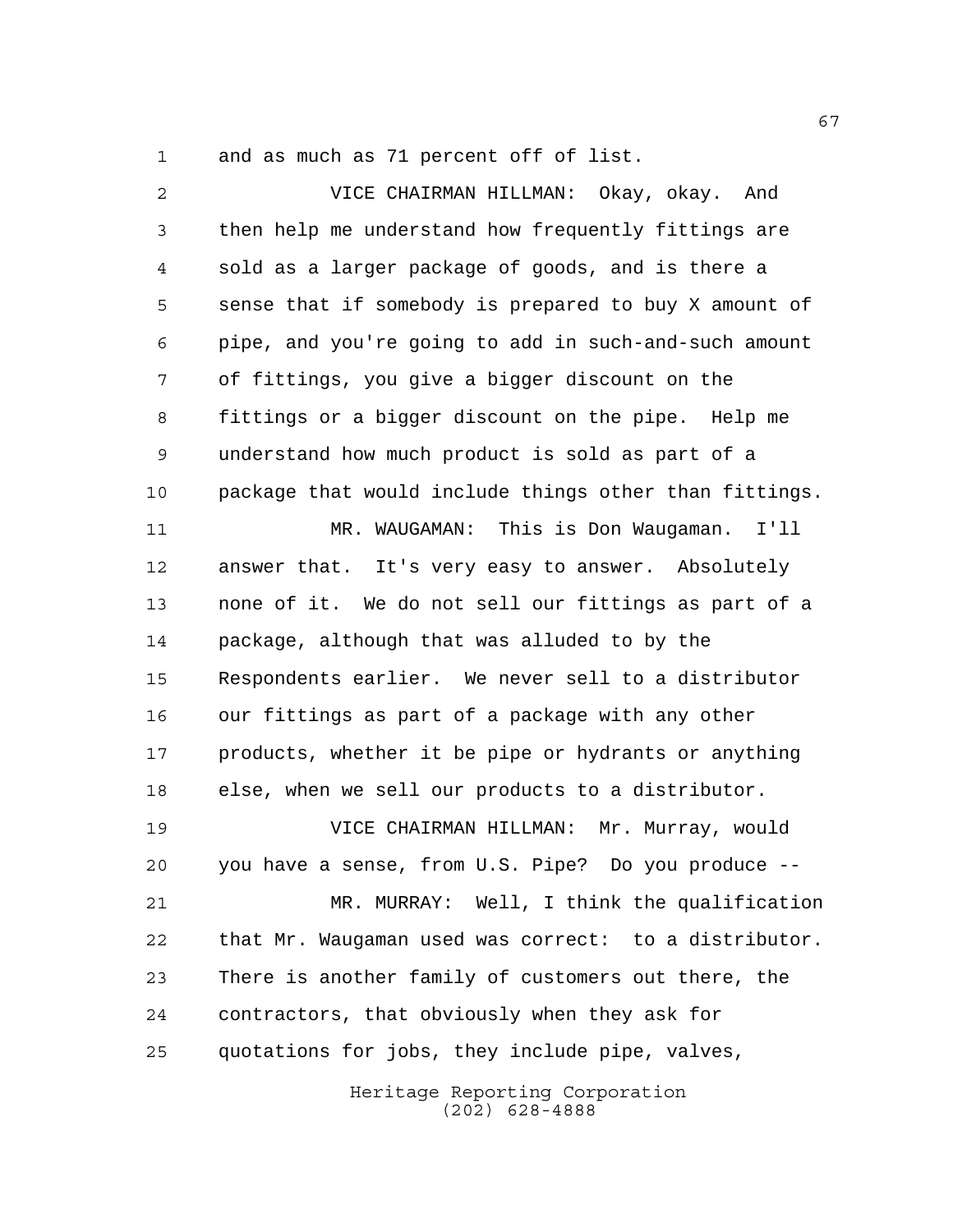and as much as 71 percent off of list.

VICE CHAIRMAN HILLMAN: Okay, okay. And then help me understand how frequently fittings are sold as a larger package of goods, and is there a sense that if somebody is prepared to buy X amount of pipe, and you're going to add in such-and-such amount of fittings, you give a bigger discount on the fittings or a bigger discount on the pipe. Help me understand how much product is sold as part of a package that would include things other than fittings.

MR. WAUGAMAN: This is Don Waugaman. I'll answer that. It's very easy to answer. Absolutely none of it. We do not sell our fittings as part of a package, although that was alluded to by the Respondents earlier. We never sell to a distributor our fittings as part of a package with any other products, whether it be pipe or hydrants or anything else, when we sell our products to a distributor.

VICE CHAIRMAN HILLMAN: Mr. Murray, would you have a sense, from U.S. Pipe? Do you produce --

MR. MURRAY: Well, I think the qualification that Mr. Waugaman used was correct: to a distributor. There is another family of customers out there, the contractors, that obviously when they ask for quotations for jobs, they include pipe, valves,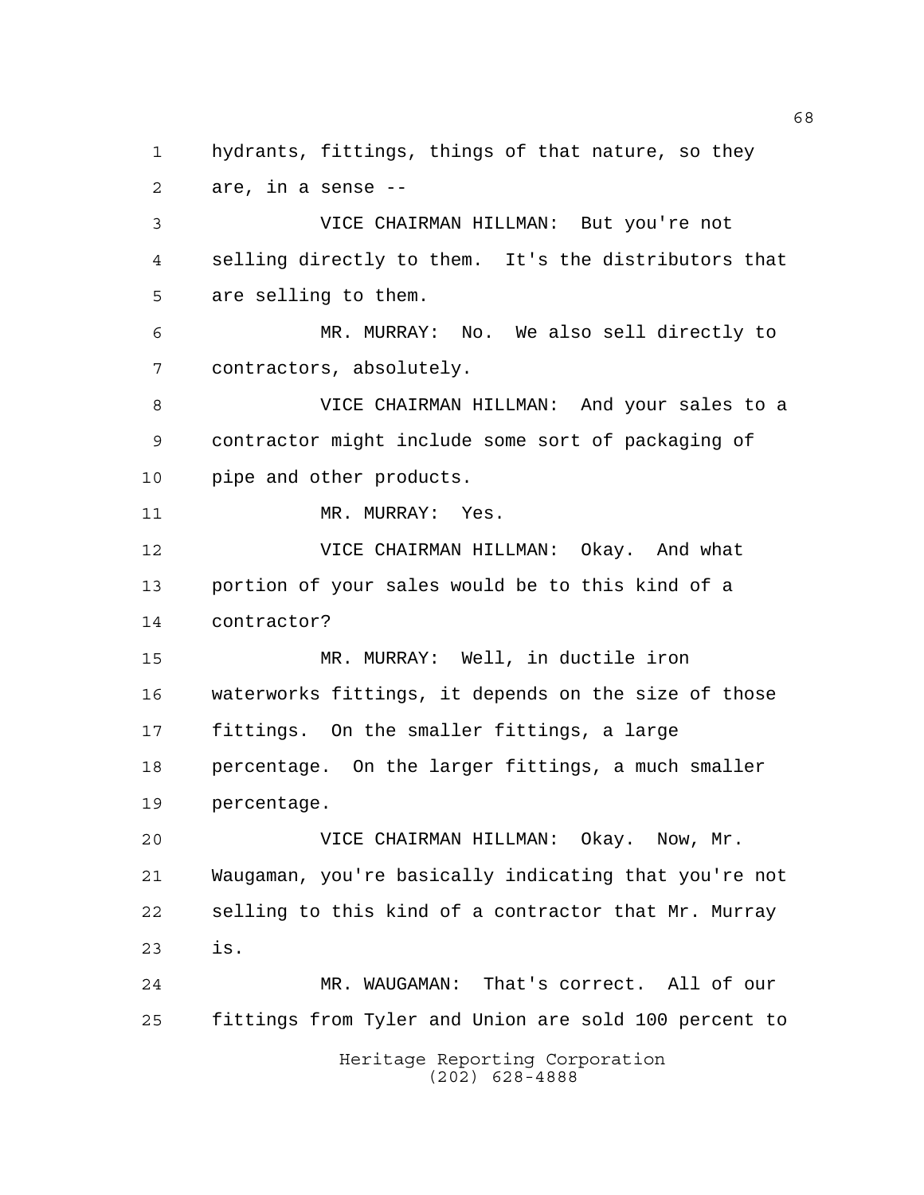hydrants, fittings, things of that nature, so they are, in a sense --

VICE CHAIRMAN HILLMAN: But you're not selling directly to them. It's the distributors that are selling to them.

MR. MURRAY: No. We also sell directly to contractors, absolutely.

VICE CHAIRMAN HILLMAN: And your sales to a contractor might include some sort of packaging of pipe and other products.

MR. MURRAY: Yes.

VICE CHAIRMAN HILLMAN: Okay. And what portion of your sales would be to this kind of a contractor?

MR. MURRAY: Well, in ductile iron waterworks fittings, it depends on the size of those fittings. On the smaller fittings, a large percentage. On the larger fittings, a much smaller percentage.

VICE CHAIRMAN HILLMAN: Okay. Now, Mr. Waugaman, you're basically indicating that you're not selling to this kind of a contractor that Mr. Murray is.

MR. WAUGAMAN: That's correct. All of our fittings from Tyler and Union are sold 100 percent to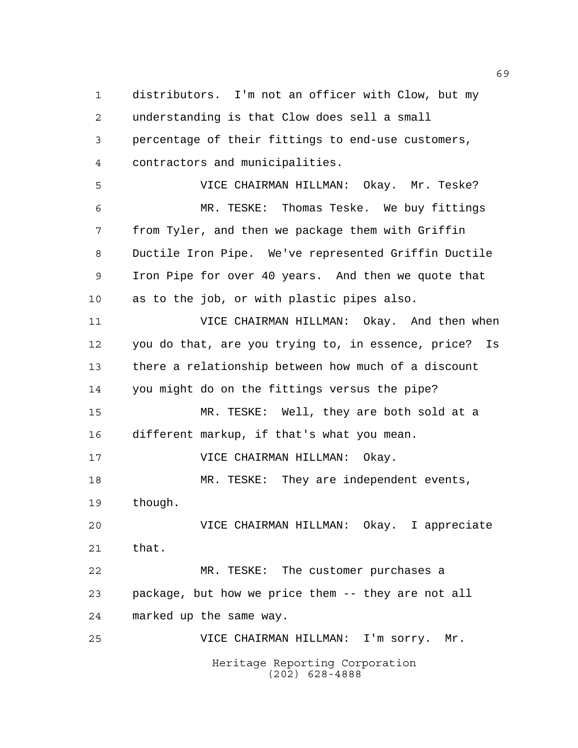distributors. I'm not an officer with Clow, but my understanding is that Clow does sell a small percentage of their fittings to end-use customers, contractors and municipalities.

VICE CHAIRMAN HILLMAN: Okay. Mr. Teske?

MR. TESKE: Thomas Teske. We buy fittings from Tyler, and then we package them with Griffin Ductile Iron Pipe. We've represented Griffin Ductile Iron Pipe for over 40 years. And then we quote that as to the job, or with plastic pipes also.

VICE CHAIRMAN HILLMAN: Okay. And then when you do that, are you trying to, in essence, price? Is there a relationship between how much of a discount you might do on the fittings versus the pipe?

MR. TESKE: Well, they are both sold at a different markup, if that's what you mean.

VICE CHAIRMAN HILLMAN: Okay.

MR. TESKE: They are independent events, though.

VICE CHAIRMAN HILLMAN: Okay. I appreciate that.

MR. TESKE: The customer purchases a package, but how we price them -- they are not all marked up the same way.

VICE CHAIRMAN HILLMAN: I'm sorry. Mr.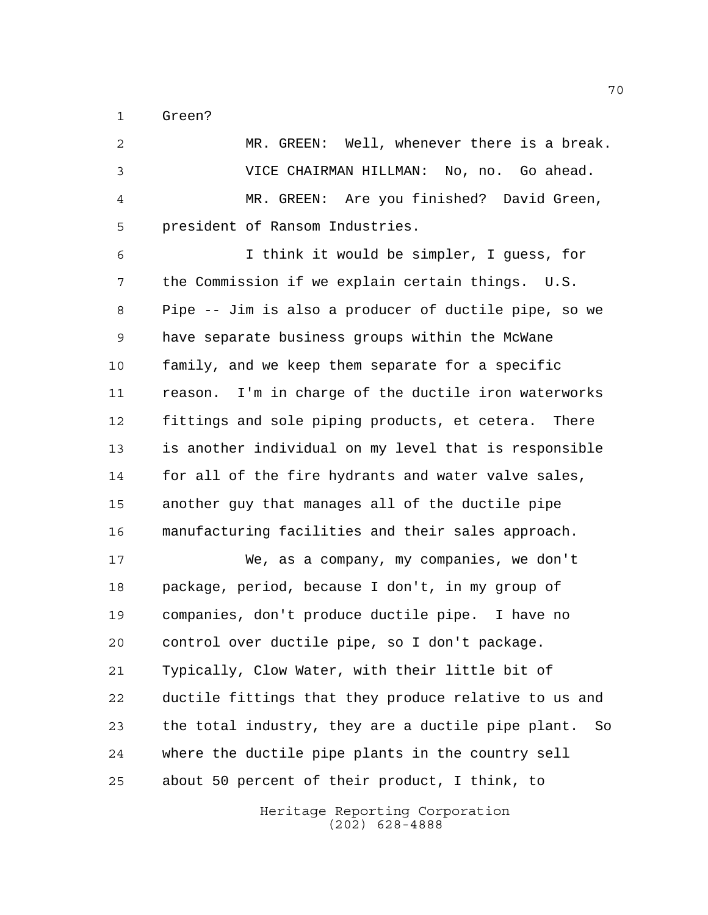Green?

MR. GREEN: Well, whenever there is a break.

VICE CHAIRMAN HILLMAN: No, no. Go ahead.

MR. GREEN: Are you finished? David Green, president of Ransom Industries.

I think it would be simpler, I guess, for the Commission if we explain certain things. U.S. Pipe -- Jim is also a producer of ductile pipe, so we have separate business groups within the McWane family, and we keep them separate for a specific reason. I'm in charge of the ductile iron waterworks fittings and sole piping products, et cetera. There is another individual on my level that is responsible for all of the fire hydrants and water valve sales, another guy that manages all of the ductile pipe manufacturing facilities and their sales approach.

We, as a company, my companies, we don't package, period, because I don't, in my group of companies, don't produce ductile pipe. I have no control over ductile pipe, so I don't package. Typically, Clow Water, with their little bit of ductile fittings that they produce relative to us and the total industry, they are a ductile pipe plant. So where the ductile pipe plants in the country sell about 50 percent of their product, I think, to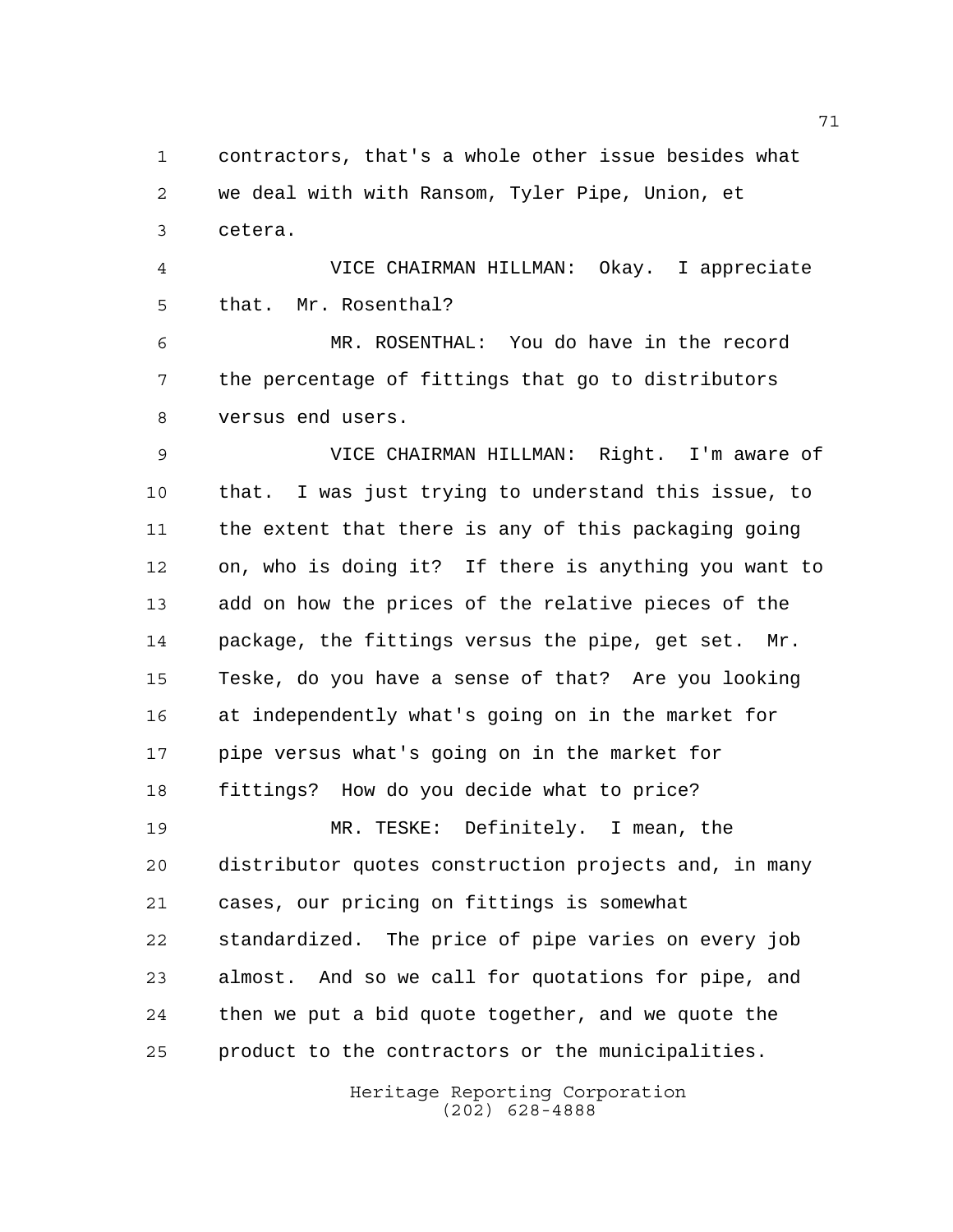contractors, that's a whole other issue besides what we deal with with Ransom, Tyler Pipe, Union, et cetera.

VICE CHAIRMAN HILLMAN: Okay. I appreciate that. Mr. Rosenthal?

MR. ROSENTHAL: You do have in the record the percentage of fittings that go to distributors versus end users.

VICE CHAIRMAN HILLMAN: Right. I'm aware of that. I was just trying to understand this issue, to the extent that there is any of this packaging going on, who is doing it? If there is anything you want to add on how the prices of the relative pieces of the package, the fittings versus the pipe, get set. Mr. Teske, do you have a sense of that? Are you looking at independently what's going on in the market for pipe versus what's going on in the market for fittings? How do you decide what to price?

MR. TESKE: Definitely. I mean, the distributor quotes construction projects and, in many cases, our pricing on fittings is somewhat standardized. The price of pipe varies on every job almost. And so we call for quotations for pipe, and then we put a bid quote together, and we quote the product to the contractors or the municipalities.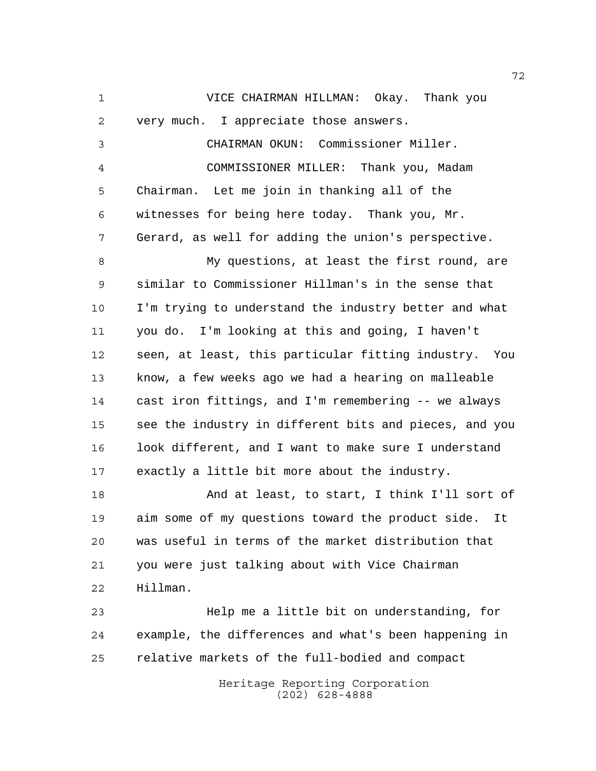VICE CHAIRMAN HILLMAN: Okay. Thank you very much. I appreciate those answers.

CHAIRMAN OKUN: Commissioner Miller.

COMMISSIONER MILLER: Thank you, Madam Chairman. Let me join in thanking all of the witnesses for being here today. Thank you, Mr. Gerard, as well for adding the union's perspective.

My questions, at least the first round, are similar to Commissioner Hillman's in the sense that I'm trying to understand the industry better and what you do. I'm looking at this and going, I haven't seen, at least, this particular fitting industry. You know, a few weeks ago we had a hearing on malleable cast iron fittings, and I'm remembering -- we always see the industry in different bits and pieces, and you look different, and I want to make sure I understand exactly a little bit more about the industry.

And at least, to start, I think I'll sort of aim some of my questions toward the product side. It was useful in terms of the market distribution that you were just talking about with Vice Chairman Hillman.

Help me a little bit on understanding, for example, the differences and what's been happening in relative markets of the full-bodied and compact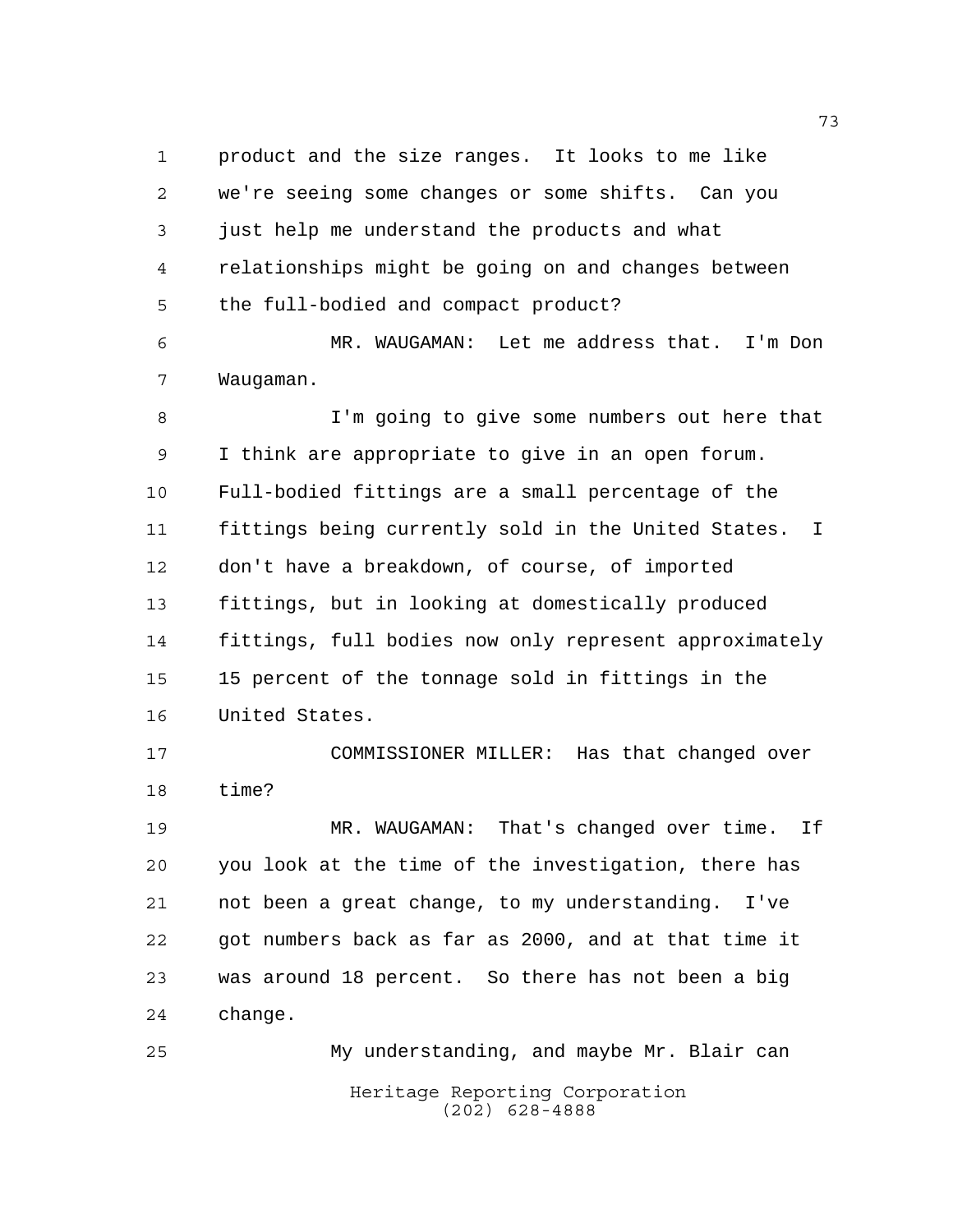product and the size ranges. It looks to me like we're seeing some changes or some shifts. Can you just help me understand the products and what relationships might be going on and changes between the full-bodied and compact product?

MR. WAUGAMAN: Let me address that. I'm Don Waugaman.

I'm going to give some numbers out here that I think are appropriate to give in an open forum. Full-bodied fittings are a small percentage of the fittings being currently sold in the United States. I don't have a breakdown, of course, of imported fittings, but in looking at domestically produced fittings, full bodies now only represent approximately 15 percent of the tonnage sold in fittings in the United States.

COMMISSIONER MILLER: Has that changed over time?

MR. WAUGAMAN: That's changed over time. If you look at the time of the investigation, there has not been a great change, to my understanding. I've got numbers back as far as 2000, and at that time it was around 18 percent. So there has not been a big change.

My understanding, and maybe Mr. Blair can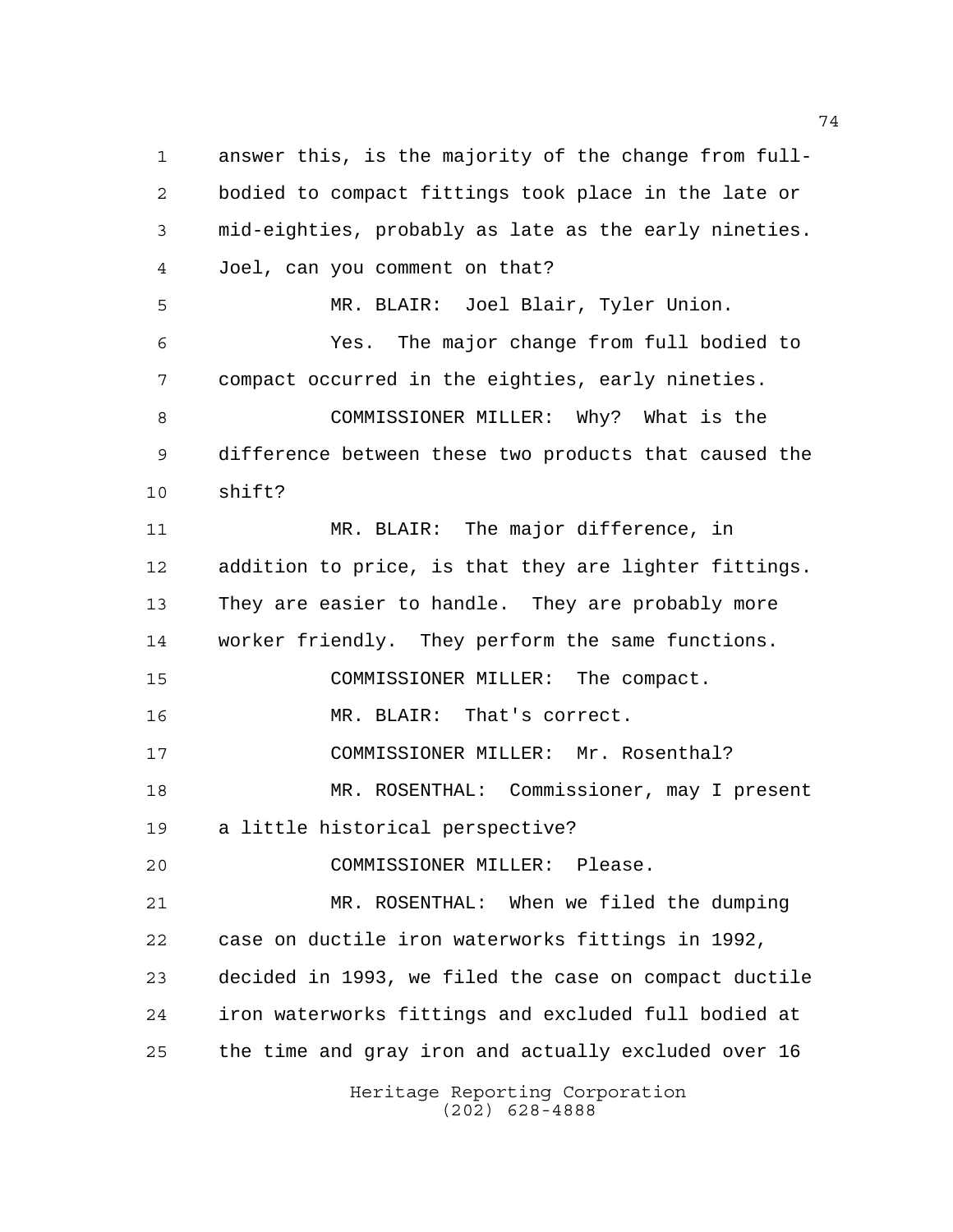answer this, is the majority of the change from full-bodied to compact fittings took place in the late or mid-eighties, probably as late as the early nineties. Joel, can you comment on that?

MR. BLAIR: Joel Blair, Tyler Union.

Yes. The major change from full bodied to compact occurred in the eighties, early nineties.

COMMISSIONER MILLER: Why? What is the difference between these two products that caused the shift?

MR. BLAIR: The major difference, in addition to price, is that they are lighter fittings. They are easier to handle. They are probably more worker friendly. They perform the same functions.

COMMISSIONER MILLER: The compact.

MR. BLAIR: That's correct.

COMMISSIONER MILLER: Mr. Rosenthal?

MR. ROSENTHAL: Commissioner, may I present a little historical perspective?

COMMISSIONER MILLER: Please.

MR. ROSENTHAL: When we filed the dumping case on ductile iron waterworks fittings in 1992, decided in 1993, we filed the case on compact ductile iron waterworks fittings and excluded full bodied at the time and gray iron and actually excluded over 16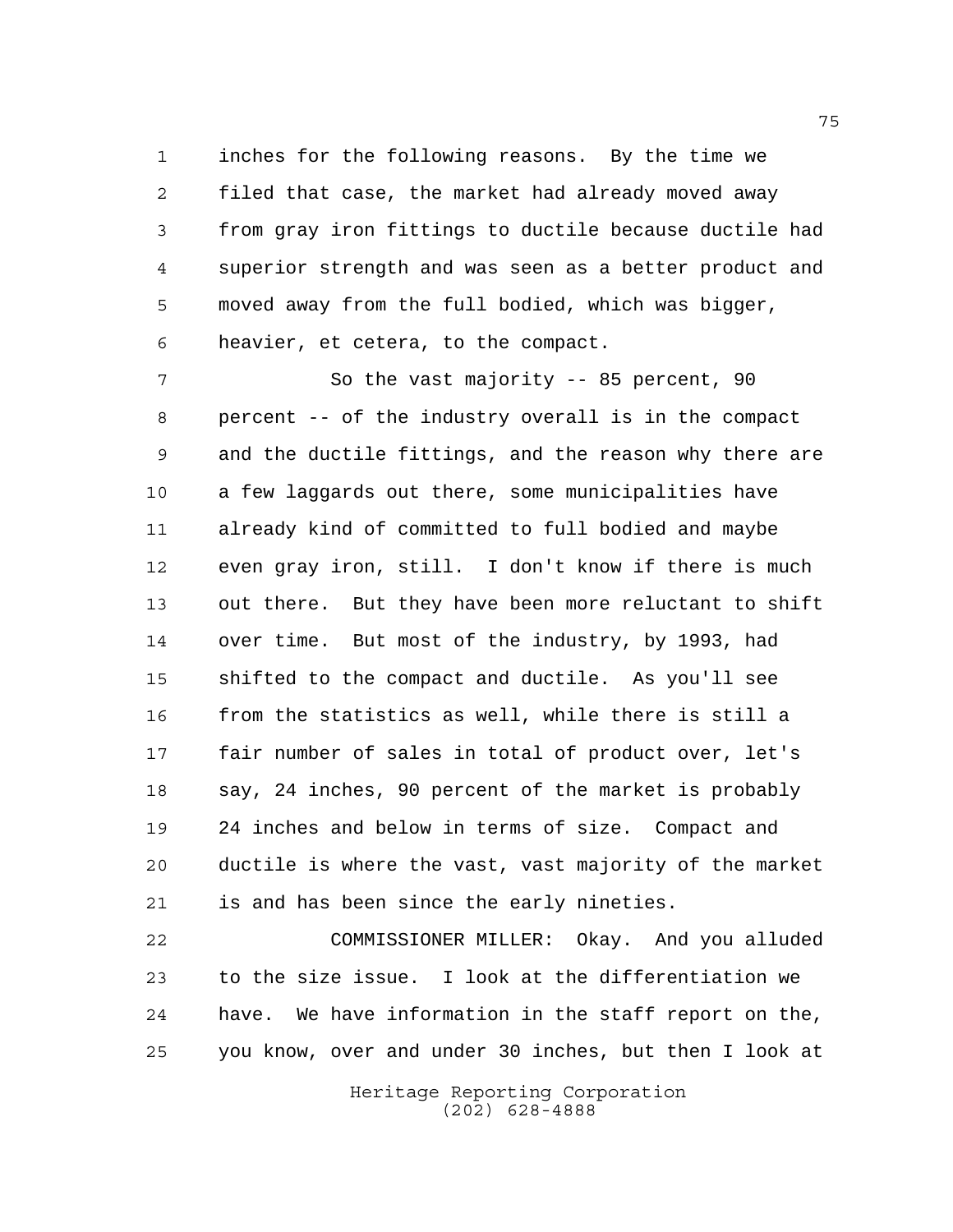inches for the following reasons. By the time we filed that case, the market had already moved away from gray iron fittings to ductile because ductile had superior strength and was seen as a better product and moved away from the full bodied, which was bigger, heavier, et cetera, to the compact.

So the vast majority -- 85 percent, 90 percent -- of the industry overall is in the compact and the ductile fittings, and the reason why there are a few laggards out there, some municipalities have already kind of committed to full bodied and maybe even gray iron, still. I don't know if there is much out there. But they have been more reluctant to shift over time. But most of the industry, by 1993, had shifted to the compact and ductile. As you'll see from the statistics as well, while there is still a fair number of sales in total of product over, let's say, 24 inches, 90 percent of the market is probably 24 inches and below in terms of size. Compact and ductile is where the vast, vast majority of the market is and has been since the early nineties.

COMMISSIONER MILLER: Okay. And you alluded to the size issue. I look at the differentiation we have. We have information in the staff report on the, you know, over and under 30 inches, but then I look at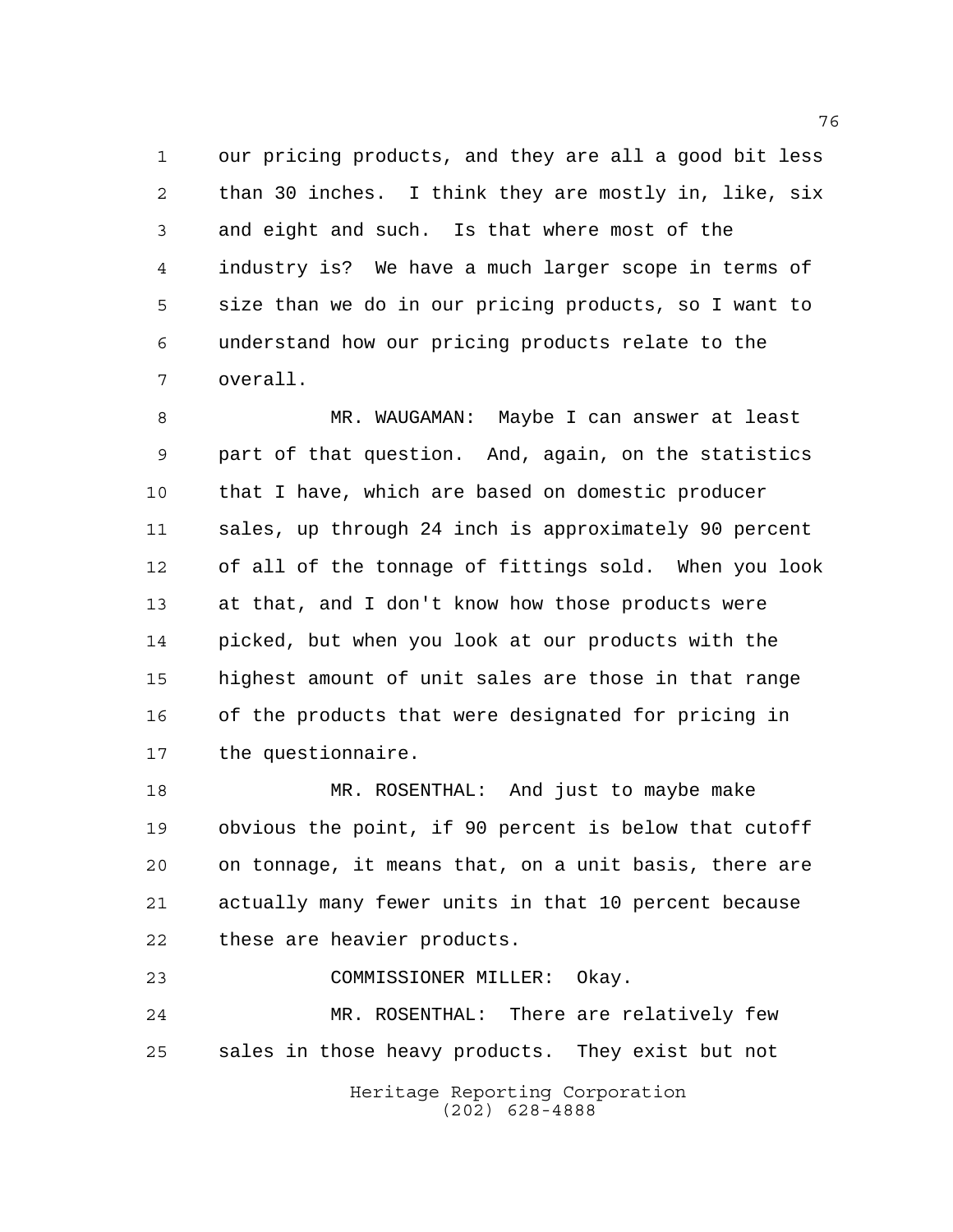our pricing products, and they are all a good bit less than 30 inches. I think they are mostly in, like, six and eight and such. Is that where most of the industry is? We have a much larger scope in terms of size than we do in our pricing products, so I want to understand how our pricing products relate to the overall.

MR. WAUGAMAN: Maybe I can answer at least part of that question. And, again, on the statistics that I have, which are based on domestic producer sales, up through 24 inch is approximately 90 percent of all of the tonnage of fittings sold. When you look at that, and I don't know how those products were picked, but when you look at our products with the highest amount of unit sales are those in that range of the products that were designated for pricing in the questionnaire.

MR. ROSENTHAL: And just to maybe make obvious the point, if 90 percent is below that cutoff on tonnage, it means that, on a unit basis, there are actually many fewer units in that 10 percent because these are heavier products.

COMMISSIONER MILLER: Okay.

MR. ROSENTHAL: There are relatively few sales in those heavy products. They exist but not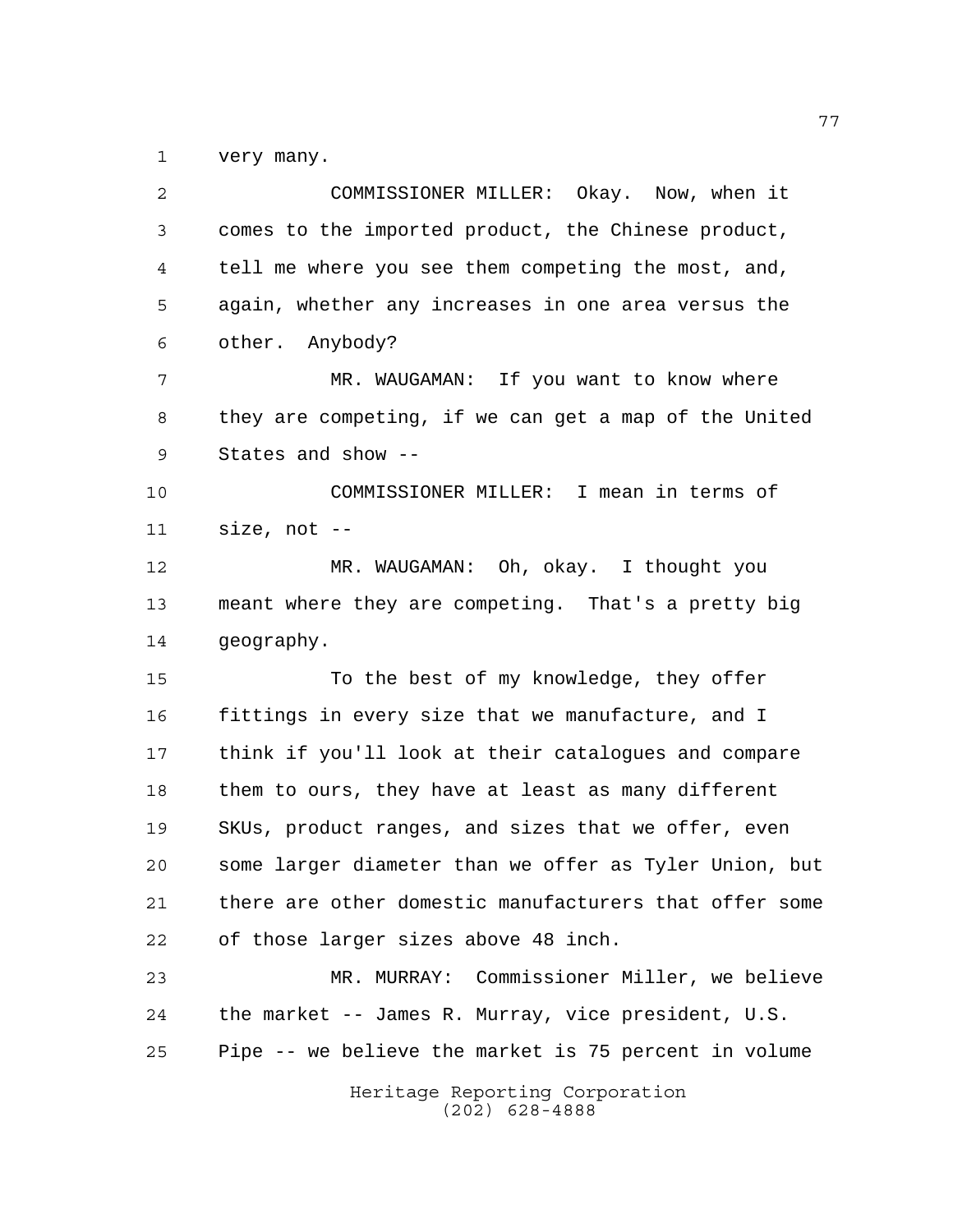very many.

COMMISSIONER MILLER: Okay. Now, when it comes to the imported product, the Chinese product, tell me where you see them competing the most, and, again, whether any increases in one area versus the other. Anybody?

MR. WAUGAMAN: If you want to know where they are competing, if we can get a map of the United States and show --

COMMISSIONER MILLER: I mean in terms of size, not --

MR. WAUGAMAN: Oh, okay. I thought you meant where they are competing. That's a pretty big geography.

To the best of my knowledge, they offer fittings in every size that we manufacture, and I think if you'll look at their catalogues and compare them to ours, they have at least as many different SKUs, product ranges, and sizes that we offer, even some larger diameter than we offer as Tyler Union, but there are other domestic manufacturers that offer some of those larger sizes above 48 inch.

MR. MURRAY: Commissioner Miller, we believe the market -- James R. Murray, vice president, U.S. Pipe -- we believe the market is 75 percent in volume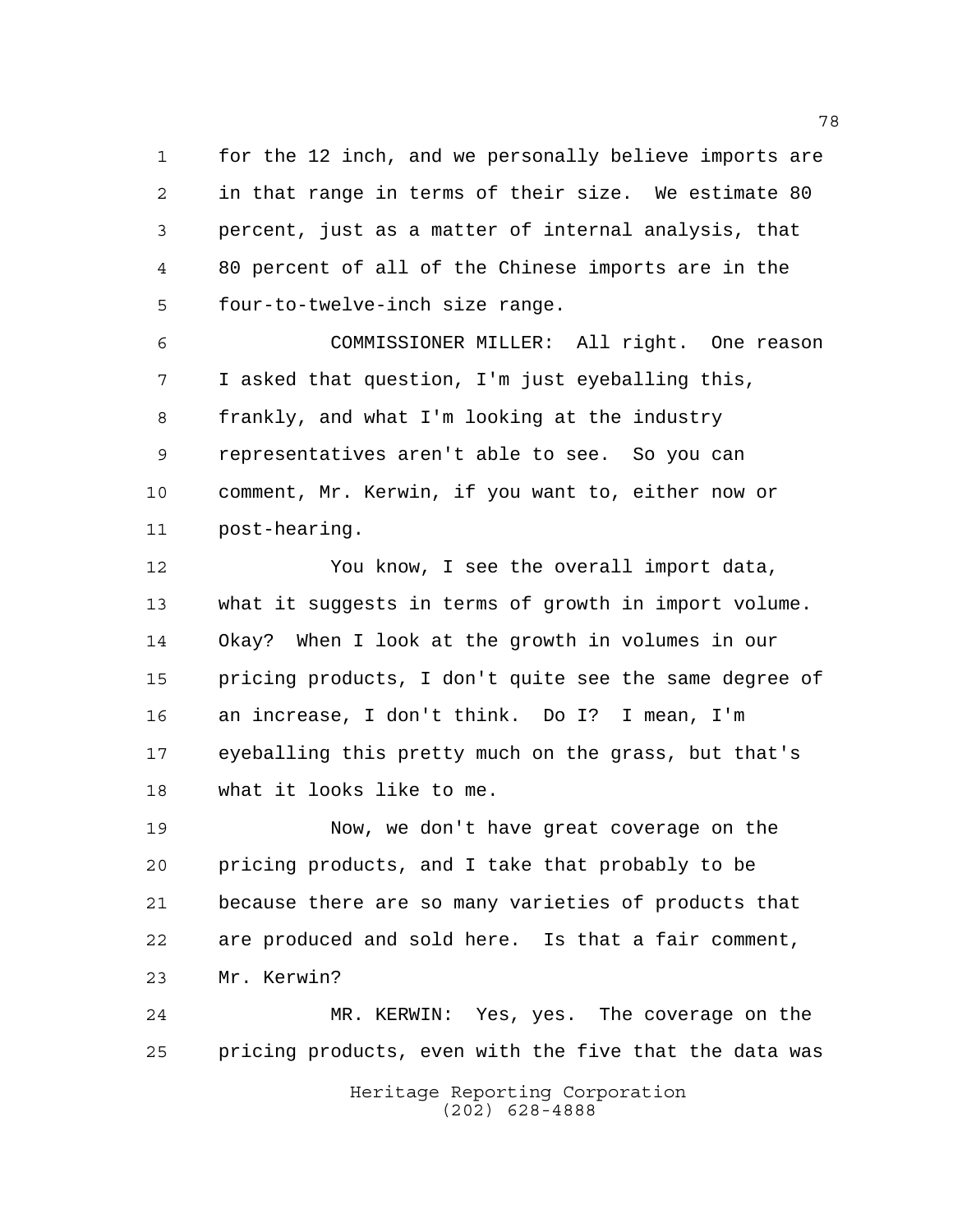for the 12 inch, and we personally believe imports are in that range in terms of their size. We estimate 80 percent, just as a matter of internal analysis, that 80 percent of all of the Chinese imports are in the four-to-twelve-inch size range.

COMMISSIONER MILLER: All right. One reason I asked that question, I'm just eyeballing this, frankly, and what I'm looking at the industry representatives aren't able to see. So you can comment, Mr. Kerwin, if you want to, either now or post-hearing.

You know, I see the overall import data, what it suggests in terms of growth in import volume. Okay? When I look at the growth in volumes in our pricing products, I don't quite see the same degree of an increase, I don't think. Do I? I mean, I'm eyeballing this pretty much on the grass, but that's what it looks like to me.

Now, we don't have great coverage on the pricing products, and I take that probably to be because there are so many varieties of products that are produced and sold here. Is that a fair comment, Mr. Kerwin?

MR. KERWIN: Yes, yes. The coverage on the pricing products, even with the five that the data was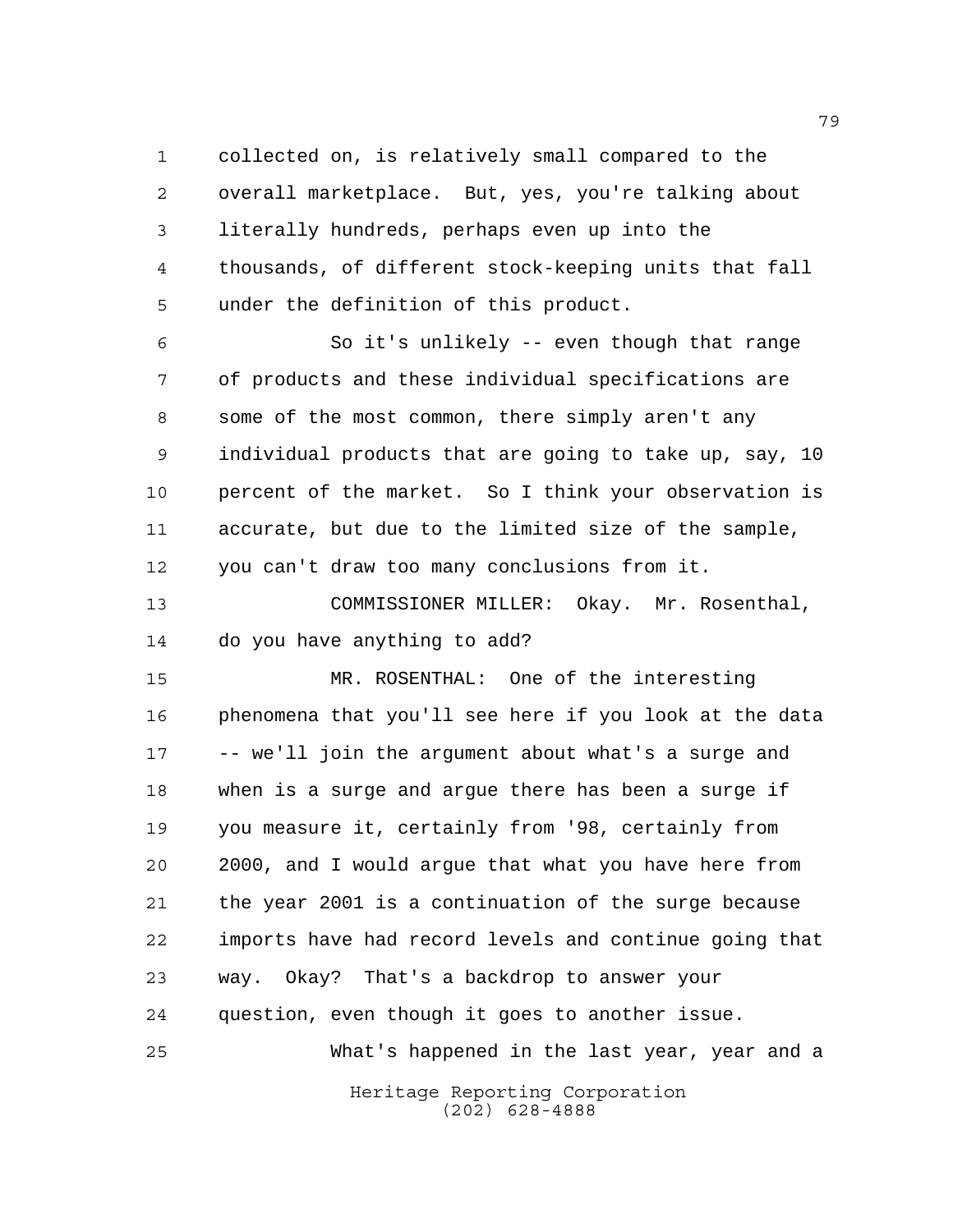collected on, is relatively small compared to the overall marketplace. But, yes, you're talking about literally hundreds, perhaps even up into the thousands, of different stock-keeping units that fall under the definition of this product.

So it's unlikely -- even though that range of products and these individual specifications are some of the most common, there simply aren't any individual products that are going to take up, say, 10 percent of the market. So I think your observation is accurate, but due to the limited size of the sample, you can't draw too many conclusions from it.

COMMISSIONER MILLER: Okay. Mr. Rosenthal, do you have anything to add?

MR. ROSENTHAL: One of the interesting phenomena that you'll see here if you look at the data -- we'll join the argument about what's a surge and when is a surge and argue there has been a surge if you measure it, certainly from '98, certainly from 2000, and I would argue that what you have here from the year 2001 is a continuation of the surge because imports have had record levels and continue going that way. Okay? That's a backdrop to answer your question, even though it goes to another issue.

What's happened in the last year, year and a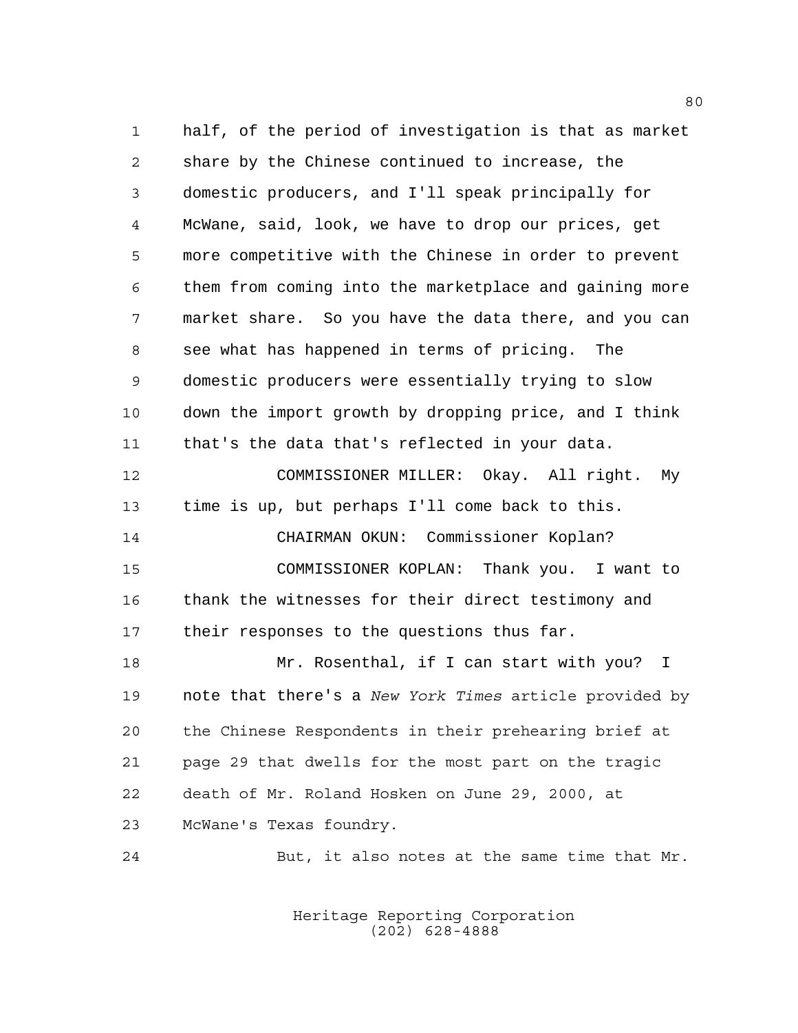half, of the period of investigation is that as market share by the Chinese continued to increase, the domestic producers, and I'll speak principally for McWane, said, look, we have to drop our prices, get more competitive with the Chinese in order to prevent them from coming into the marketplace and gaining more market share. So you have the data there, and you can see what has happened in terms of pricing. The domestic producers were essentially trying to slow down the import growth by dropping price, and I think that's the data that's reflected in your data.

COMMISSIONER MILLER: Okay. All right. My time is up, but perhaps I'll come back to this.

CHAIRMAN OKUN: Commissioner Koplan?

COMMISSIONER KOPLAN: Thank you. I want to thank the witnesses for their direct testimony and their responses to the questions thus far.

Mr. Rosenthal, if I can start with you? I note that there's a *New York Times* article provided by the Chinese Respondents in their prehearing brief at page 29 that dwells for the most part on the tragic death of Mr. Roland Hosken on June 29, 2000, at McWane's Texas foundry.

But, it also notes at the same time that Mr.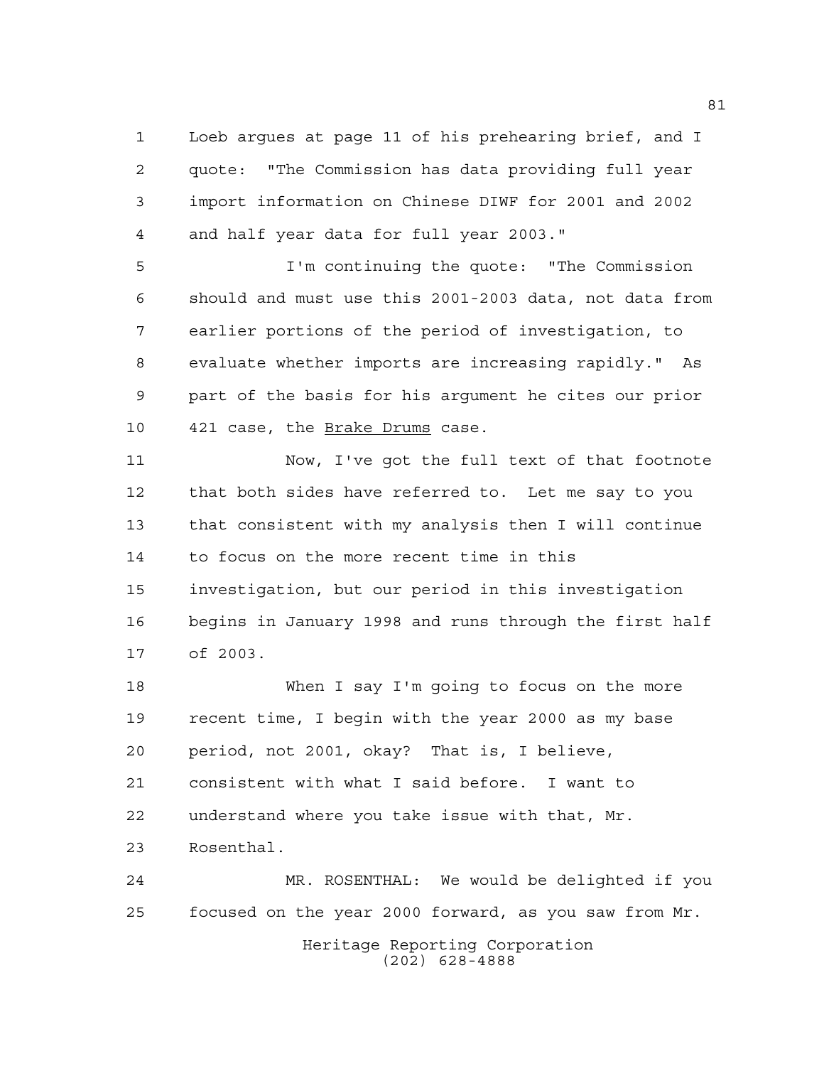Loeb argues at page 11 of his prehearing brief, and I quote: "The Commission has data providing full year import information on Chinese DIWF for 2001 and 2002 and half year data for full year 2003."

I'm continuing the quote: "The Commission should and must use this 2001-2003 data, not data from earlier portions of the period of investigation, to evaluate whether imports are increasing rapidly." As part of the basis for his argument he cites our prior 421 case, the Brake Drums case.

Now, I've got the full text of that footnote that both sides have referred to. Let me say to you that consistent with my analysis then I will continue to focus on the more recent time in this investigation, but our period in this investigation begins in January 1998 and runs through the first half of 2003.

When I say I'm going to focus on the more recent time, I begin with the year 2000 as my base period, not 2001, okay? That is, I believe, consistent with what I said before. I want to understand where you take issue with that, Mr. Rosenthal.

MR. ROSENTHAL: We would be delighted if you focused on the year 2000 forward, as you saw from Mr.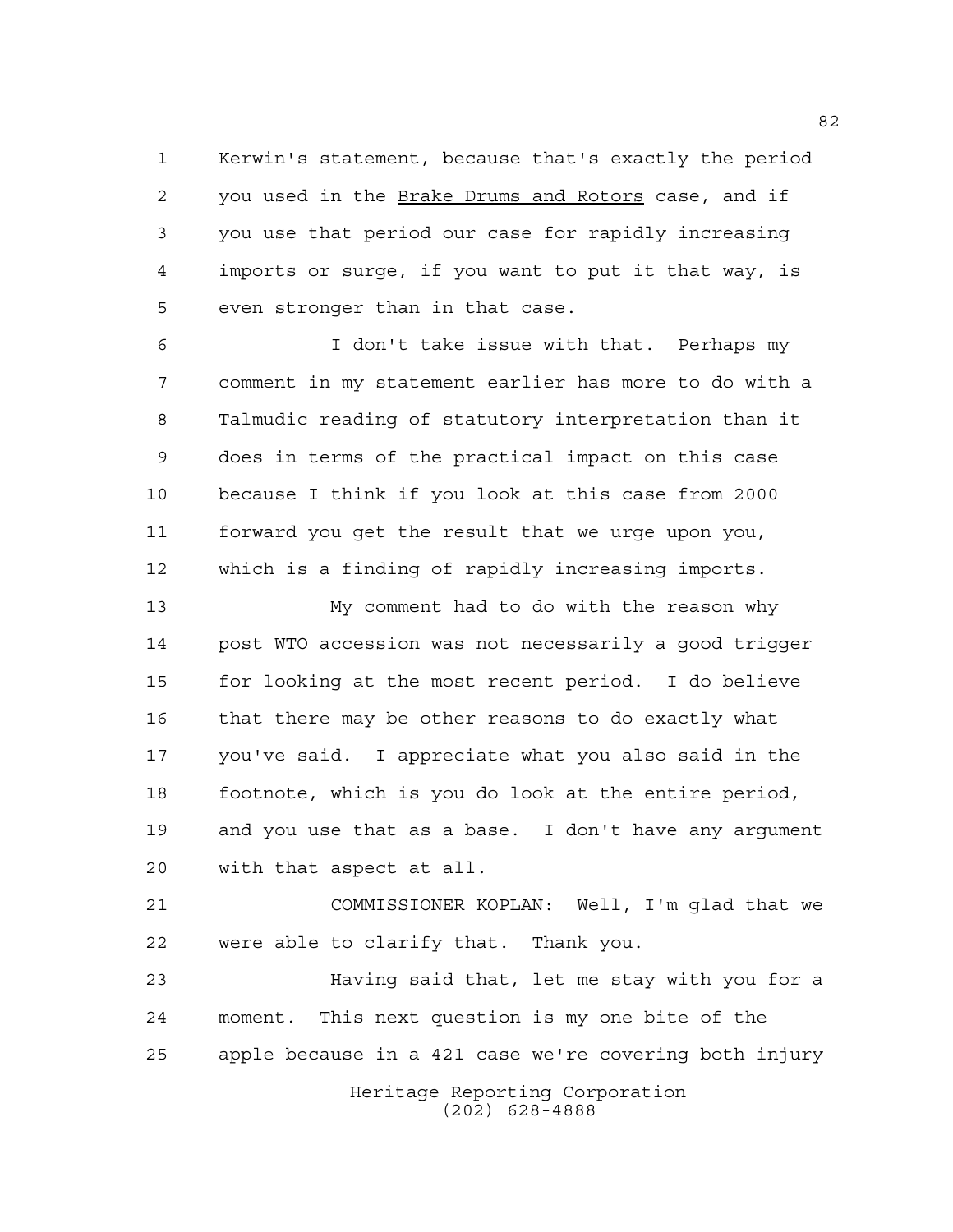Kerwin's statement, because that's exactly the period you used in the Brake Drums and Rotors case, and if you use that period our case for rapidly increasing imports or surge, if you want to put it that way, is even stronger than in that case.

I don't take issue with that. Perhaps my comment in my statement earlier has more to do with a Talmudic reading of statutory interpretation than it does in terms of the practical impact on this case because I think if you look at this case from 2000 forward you get the result that we urge upon you, which is a finding of rapidly increasing imports.

My comment had to do with the reason why post WTO accession was not necessarily a good trigger for looking at the most recent period. I do believe that there may be other reasons to do exactly what you've said. I appreciate what you also said in the footnote, which is you do look at the entire period, and you use that as a base. I don't have any argument with that aspect at all.

COMMISSIONER KOPLAN: Well, I'm glad that we were able to clarify that. Thank you.

Having said that, let me stay with you for a moment. This next question is my one bite of the apple because in a 421 case we're covering both injury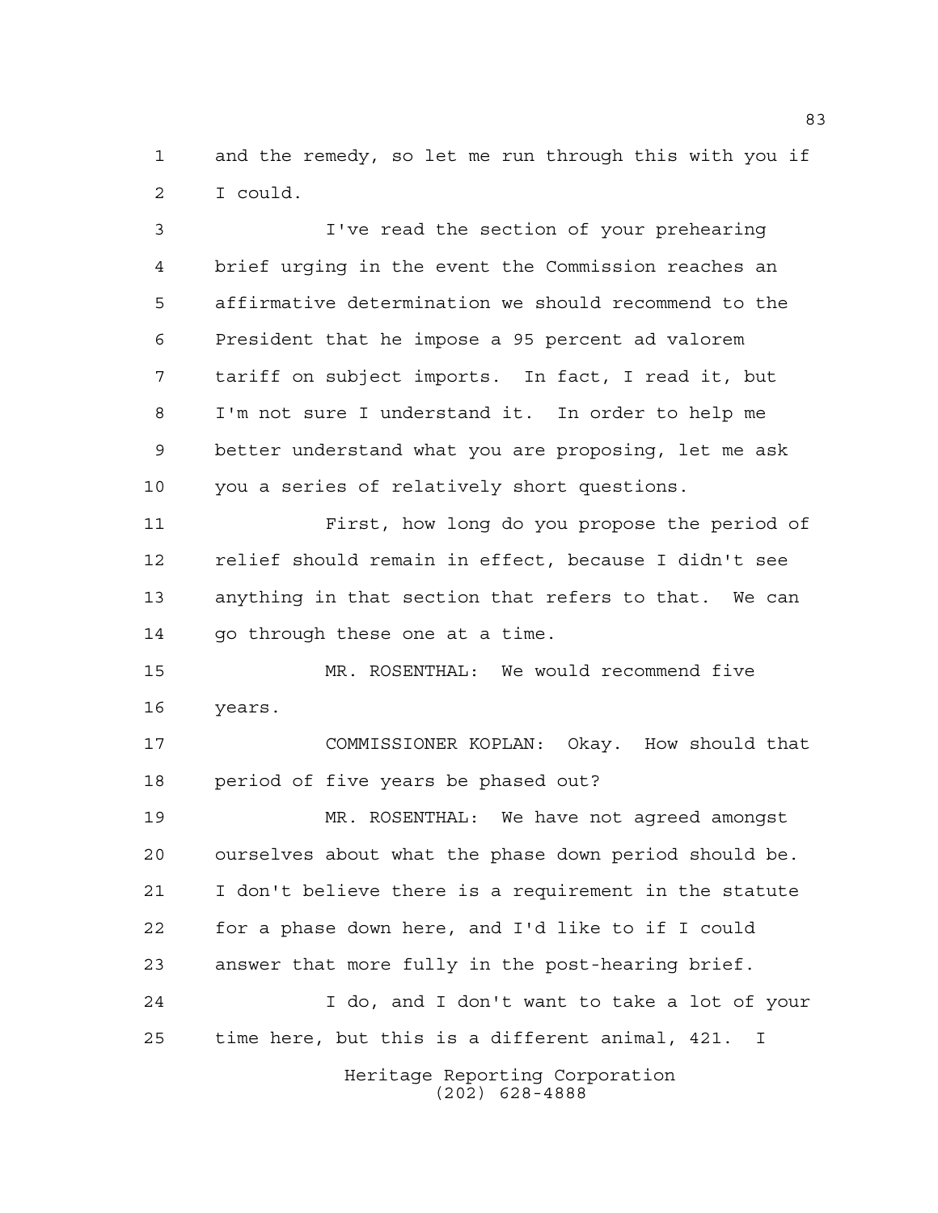and the remedy, so let me run through this with you if I could.

I've read the section of your prehearing brief urging in the event the Commission reaches an affirmative determination we should recommend to the President that he impose a 95 percent ad valorem tariff on subject imports. In fact, I read it, but I'm not sure I understand it. In order to help me better understand what you are proposing, let me ask you a series of relatively short questions.

First, how long do you propose the period of relief should remain in effect, because I didn't see anything in that section that refers to that. We can go through these one at a time.

MR. ROSENTHAL: We would recommend five years.

COMMISSIONER KOPLAN: Okay. How should that period of five years be phased out?

MR. ROSENTHAL: We have not agreed amongst ourselves about what the phase down period should be. I don't believe there is a requirement in the statute for a phase down here, and I'd like to if I could answer that more fully in the post-hearing brief.

I do, and I don't want to take a lot of your time here, but this is a different animal, 421. I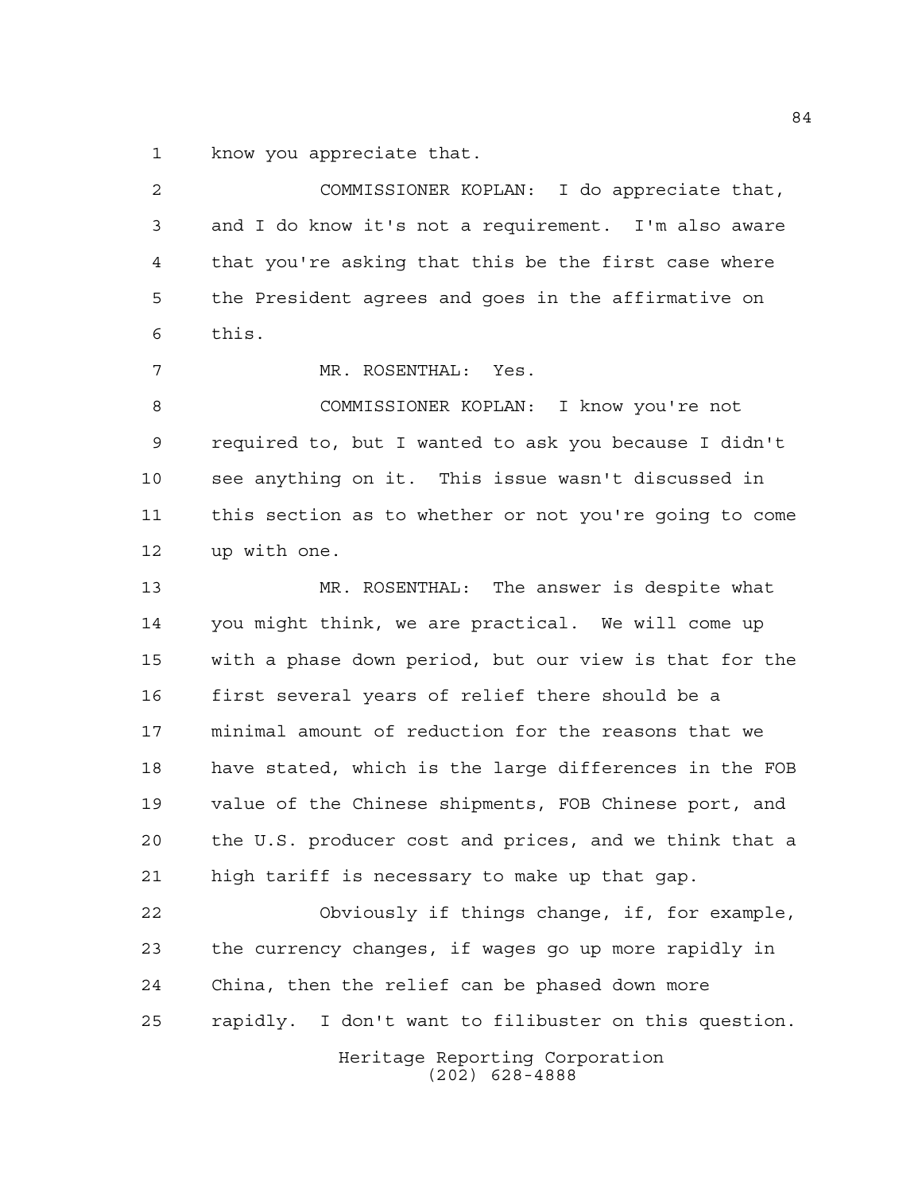know you appreciate that.

COMMISSIONER KOPLAN: I do appreciate that, and I do know it's not a requirement. I'm also aware that you're asking that this be the first case where the President agrees and goes in the affirmative on this.

MR. ROSENTHAL: Yes.

COMMISSIONER KOPLAN: I know you're not required to, but I wanted to ask you because I didn't see anything on it. This issue wasn't discussed in this section as to whether or not you're going to come up with one.

MR. ROSENTHAL: The answer is despite what you might think, we are practical. We will come up with a phase down period, but our view is that for the first several years of relief there should be a minimal amount of reduction for the reasons that we have stated, which is the large differences in the FOB value of the Chinese shipments, FOB Chinese port, and the U.S. producer cost and prices, and we think that a high tariff is necessary to make up that gap.

Obviously if things change, if, for example, the currency changes, if wages go up more rapidly in China, then the relief can be phased down more rapidly. I don't want to filibuster on this question.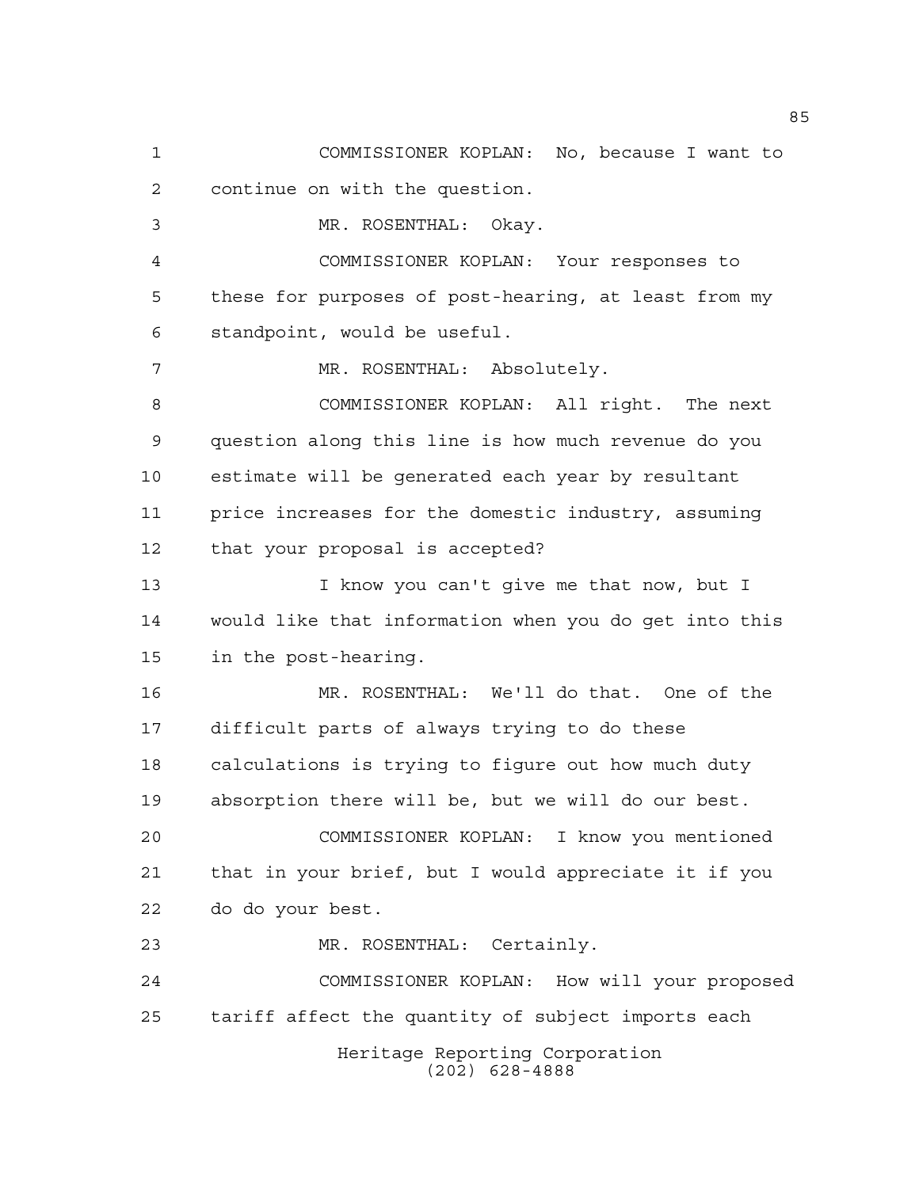COMMISSIONER KOPLAN: No, because I want to continue on with the question.

MR. ROSENTHAL: Okay.

COMMISSIONER KOPLAN: Your responses to these for purposes of post-hearing, at least from my standpoint, would be useful.

MR. ROSENTHAL: Absolutely.

COMMISSIONER KOPLAN: All right. The next question along this line is how much revenue do you estimate will be generated each year by resultant price increases for the domestic industry, assuming that your proposal is accepted?

I know you can't give me that now, but I would like that information when you do get into this in the post-hearing.

MR. ROSENTHAL: We'll do that. One of the difficult parts of always trying to do these calculations is trying to figure out how much duty absorption there will be, but we will do our best.

COMMISSIONER KOPLAN: I know you mentioned that in your brief, but I would appreciate it if you do do your best.

MR. ROSENTHAL: Certainly.

COMMISSIONER KOPLAN: How will your proposed tariff affect the quantity of subject imports each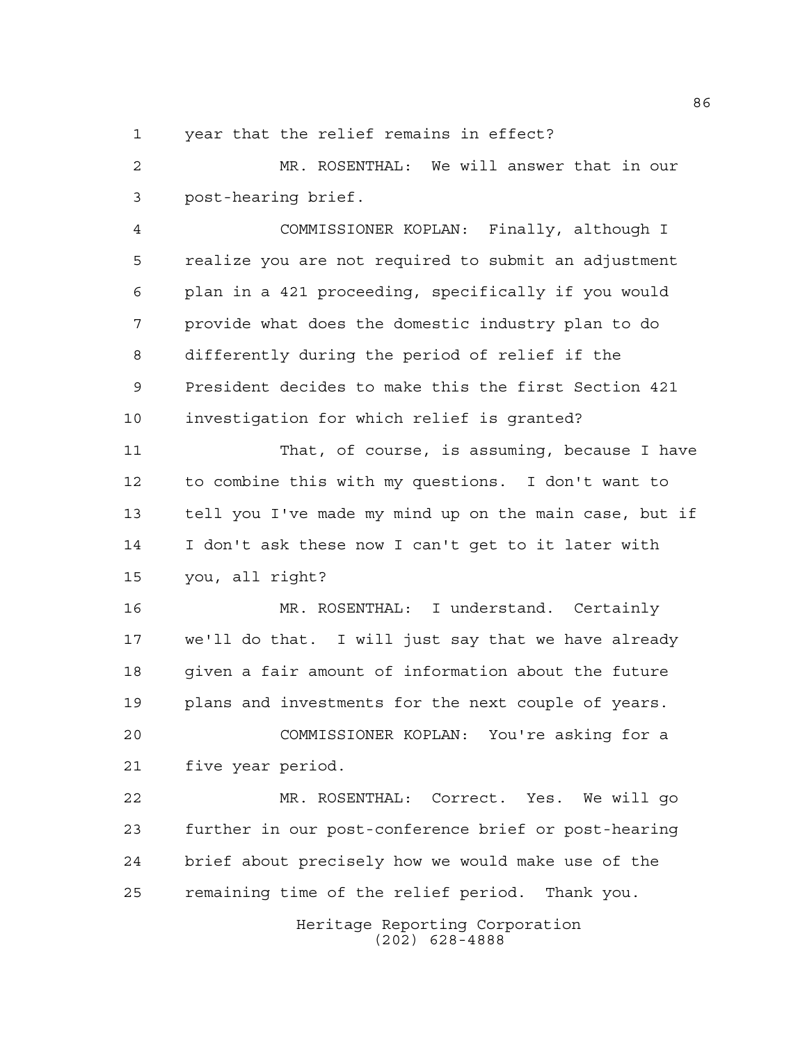year that the relief remains in effect?

MR. ROSENTHAL: We will answer that in our post-hearing brief.

COMMISSIONER KOPLAN: Finally, although I realize you are not required to submit an adjustment plan in a 421 proceeding, specifically if you would provide what does the domestic industry plan to do differently during the period of relief if the President decides to make this the first Section 421 investigation for which relief is granted?

That, of course, is assuming, because I have to combine this with my questions. I don't want to tell you I've made my mind up on the main case, but if I don't ask these now I can't get to it later with you, all right?

MR. ROSENTHAL: I understand. Certainly we'll do that. I will just say that we have already given a fair amount of information about the future plans and investments for the next couple of years.

COMMISSIONER KOPLAN: You're asking for a five year period.

MR. ROSENTHAL: Correct. Yes. We will go further in our post-conference brief or post-hearing brief about precisely how we would make use of the remaining time of the relief period. Thank you.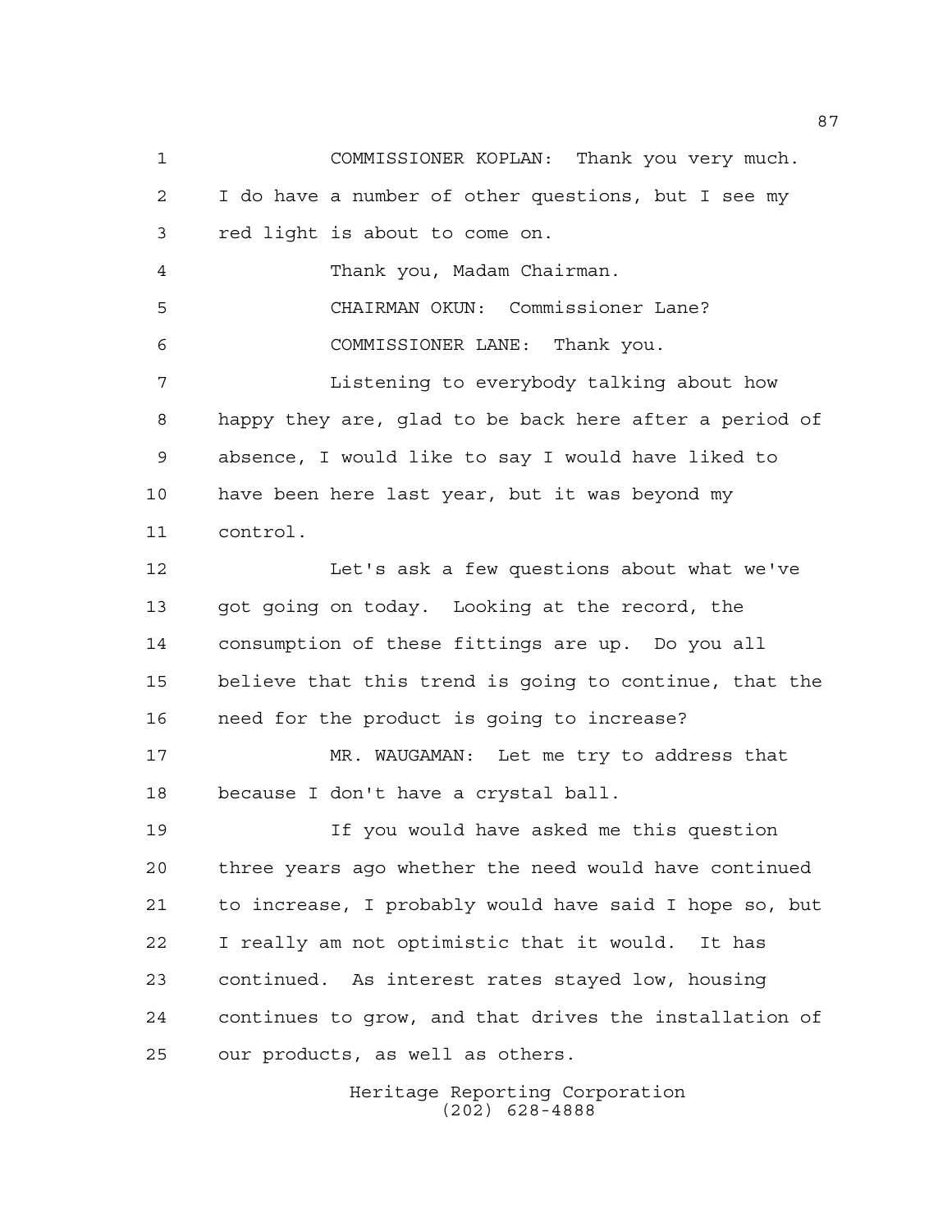COMMISSIONER KOPLAN: Thank you very much. I do have a number of other questions, but I see my red light is about to come on.

Thank you, Madam Chairman.

CHAIRMAN OKUN: Commissioner Lane?

COMMISSIONER LANE: Thank you.

Listening to everybody talking about how happy they are, glad to be back here after a period of absence, I would like to say I would have liked to have been here last year, but it was beyond my control.

Let's ask a few questions about what we've got going on today. Looking at the record, the consumption of these fittings are up. Do you all believe that this trend is going to continue, that the need for the product is going to increase?

MR. WAUGAMAN: Let me try to address that because I don't have a crystal ball.

If you would have asked me this question three years ago whether the need would have continued to increase, I probably would have said I hope so, but I really am not optimistic that it would. It has continued. As interest rates stayed low, housing continues to grow, and that drives the installation of our products, as well as others.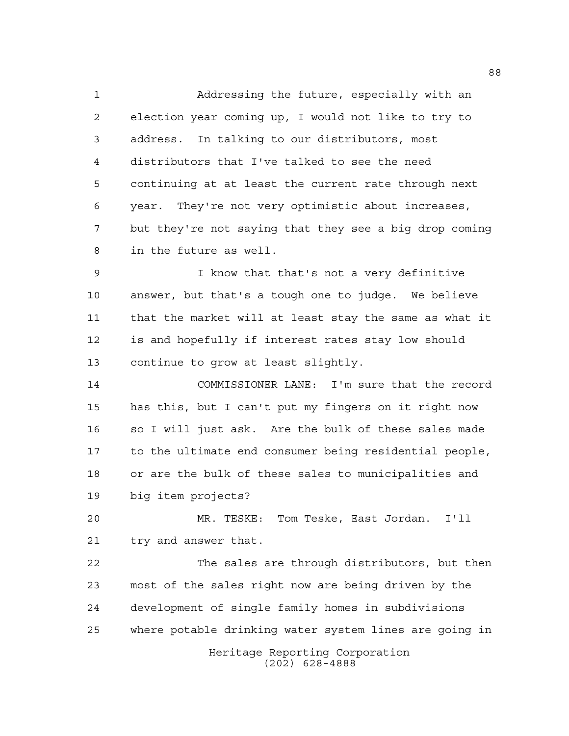Addressing the future, especially with an election year coming up, I would not like to try to address. In talking to our distributors, most distributors that I've talked to see the need continuing at at least the current rate through next year. They're not very optimistic about increases, but they're not saying that they see a big drop coming in the future as well.

I know that that's not a very definitive answer, but that's a tough one to judge. We believe that the market will at least stay the same as what it is and hopefully if interest rates stay low should continue to grow at least slightly.

COMMISSIONER LANE: I'm sure that the record has this, but I can't put my fingers on it right now so I will just ask. Are the bulk of these sales made to the ultimate end consumer being residential people, or are the bulk of these sales to municipalities and big item projects?

MR. TESKE: Tom Teske, East Jordan. I'll try and answer that.

The sales are through distributors, but then most of the sales right now are being driven by the development of single family homes in subdivisions where potable drinking water system lines are going in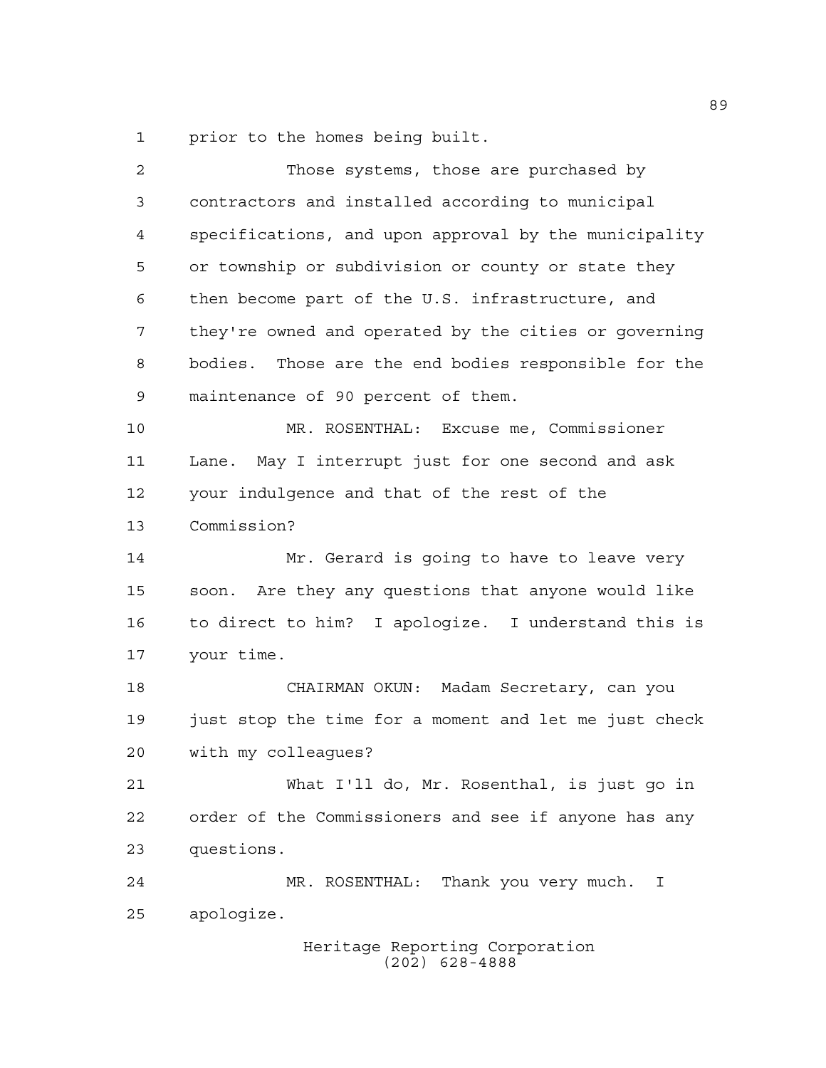prior to the homes being built.

Those systems, those are purchased by contractors and installed according to municipal specifications, and upon approval by the municipality or township or subdivision or county or state they then become part of the U.S. infrastructure, and they're owned and operated by the cities or governing bodies. Those are the end bodies responsible for the maintenance of 90 percent of them.

MR. ROSENTHAL: Excuse me, Commissioner Lane. May I interrupt just for one second and ask your indulgence and that of the rest of the Commission?

Mr. Gerard is going to have to leave very soon. Are they any questions that anyone would like to direct to him? I apologize. I understand this is your time.

CHAIRMAN OKUN: Madam Secretary, can you just stop the time for a moment and let me just check with my colleagues?

What I'll do, Mr. Rosenthal, is just go in order of the Commissioners and see if anyone has any questions.

MR. ROSENTHAL: Thank you very much. I apologize.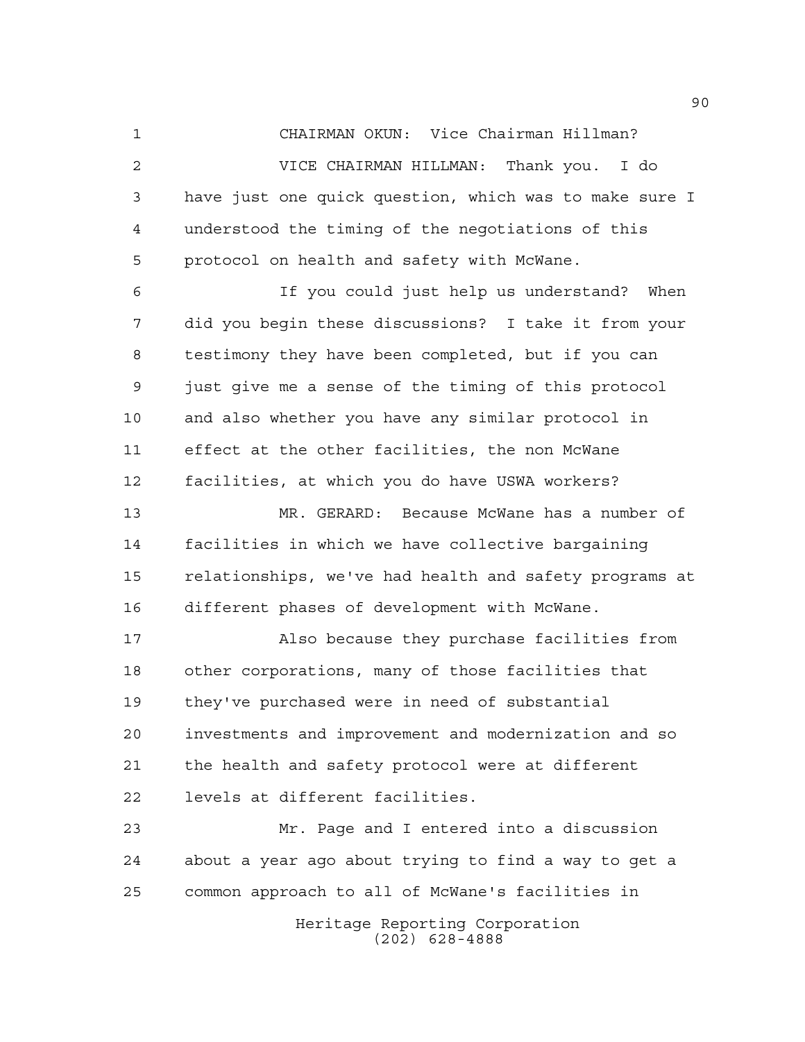CHAIRMAN OKUN: Vice Chairman Hillman?

VICE CHAIRMAN HILLMAN: Thank you. I do have just one quick question, which was to make sure I understood the timing of the negotiations of this protocol on health and safety with McWane.

If you could just help us understand? When did you begin these discussions? I take it from your testimony they have been completed, but if you can just give me a sense of the timing of this protocol and also whether you have any similar protocol in effect at the other facilities, the non McWane facilities, at which you do have USWA workers?

MR. GERARD: Because McWane has a number of facilities in which we have collective bargaining relationships, we've had health and safety programs at different phases of development with McWane.

Also because they purchase facilities from other corporations, many of those facilities that they've purchased were in need of substantial investments and improvement and modernization and so the health and safety protocol were at different levels at different facilities.

Mr. Page and I entered into a discussion about a year ago about trying to find a way to get a common approach to all of McWane's facilities in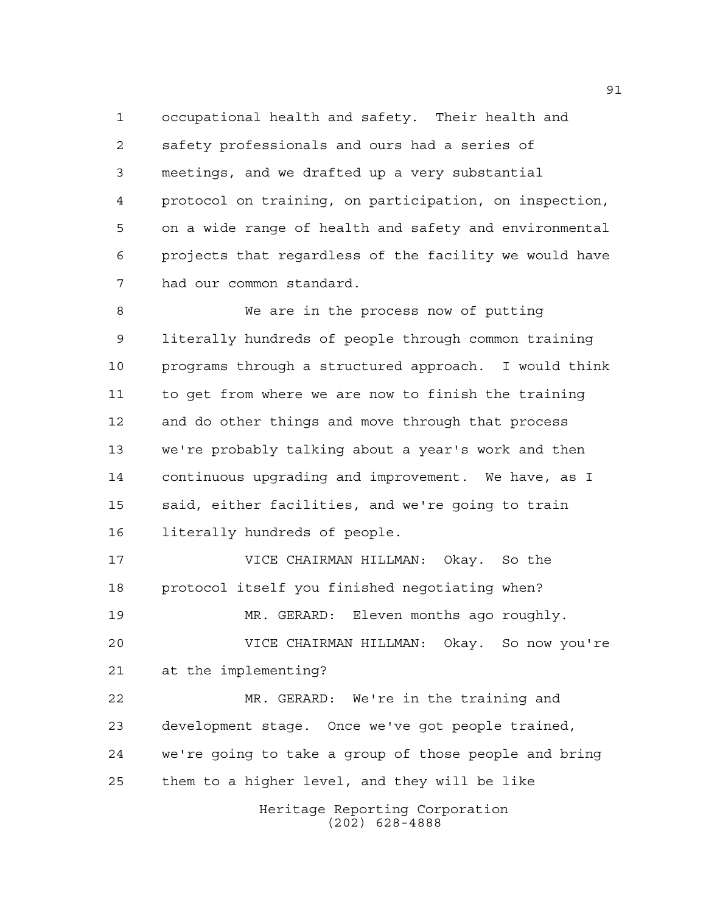occupational health and safety. Their health and safety professionals and ours had a series of meetings, and we drafted up a very substantial protocol on training, on participation, on inspection, on a wide range of health and safety and environmental projects that regardless of the facility we would have had our common standard.

We are in the process now of putting literally hundreds of people through common training programs through a structured approach. I would think to get from where we are now to finish the training and do other things and move through that process we're probably talking about a year's work and then continuous upgrading and improvement. We have, as I said, either facilities, and we're going to train literally hundreds of people.

VICE CHAIRMAN HILLMAN: Okay. So the protocol itself you finished negotiating when?

MR. GERARD: Eleven months ago roughly.

VICE CHAIRMAN HILLMAN: Okay. So now you're at the implementing?

MR. GERARD: We're in the training and development stage. Once we've got people trained, we're going to take a group of those people and bring them to a higher level, and they will be like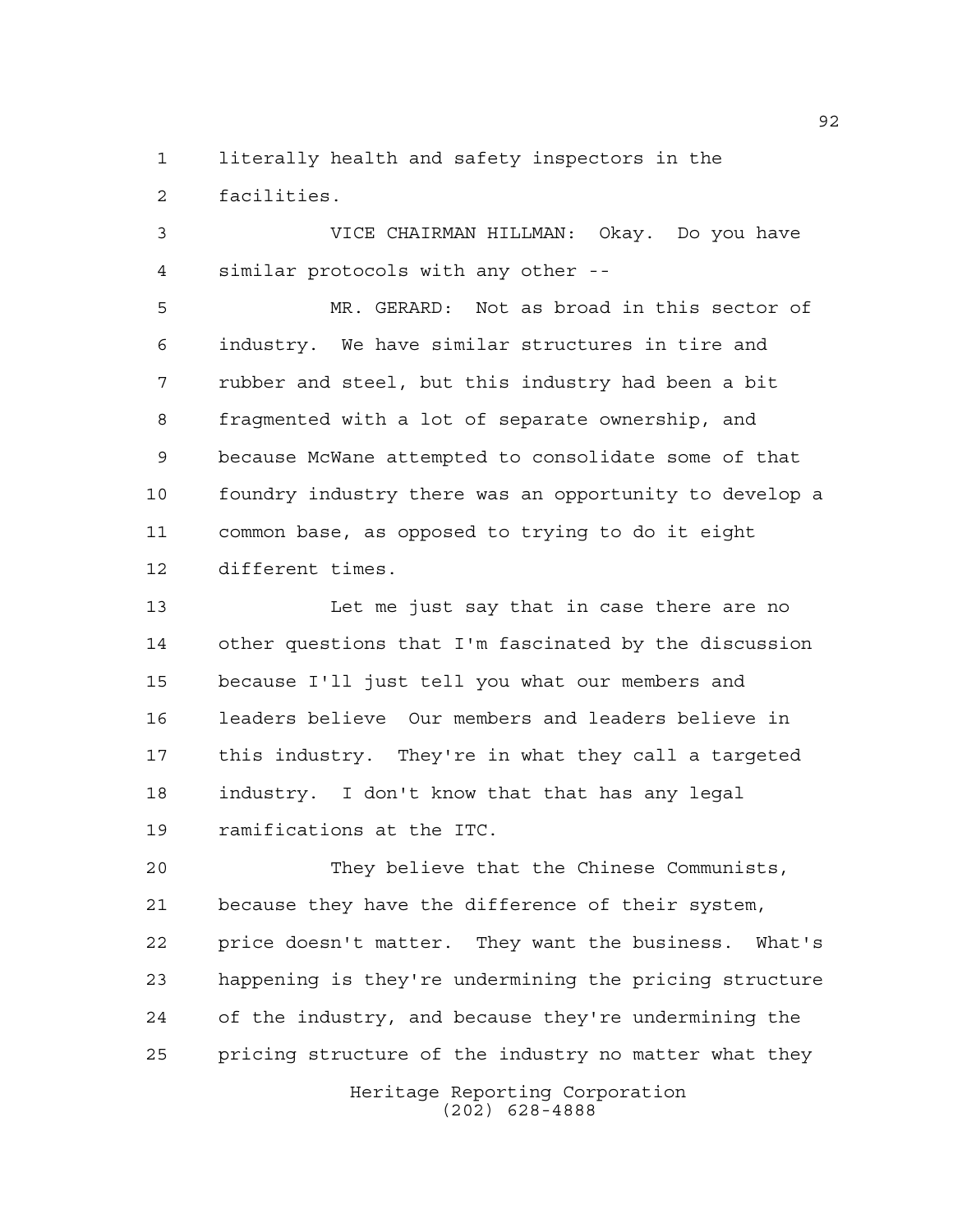literally health and safety inspectors in the facilities.

VICE CHAIRMAN HILLMAN: Okay. Do you have similar protocols with any other --

MR. GERARD: Not as broad in this sector of industry. We have similar structures in tire and rubber and steel, but this industry had been a bit fragmented with a lot of separate ownership, and because McWane attempted to consolidate some of that foundry industry there was an opportunity to develop a common base, as opposed to trying to do it eight different times.

Let me just say that in case there are no other questions that I'm fascinated by the discussion because I'll just tell you what our members and leaders believe Our members and leaders believe in this industry. They're in what they call a targeted industry. I don't know that that has any legal ramifications at the ITC.

They believe that the Chinese Communists, because they have the difference of their system, price doesn't matter. They want the business. What's happening is they're undermining the pricing structure of the industry, and because they're undermining the pricing structure of the industry no matter what they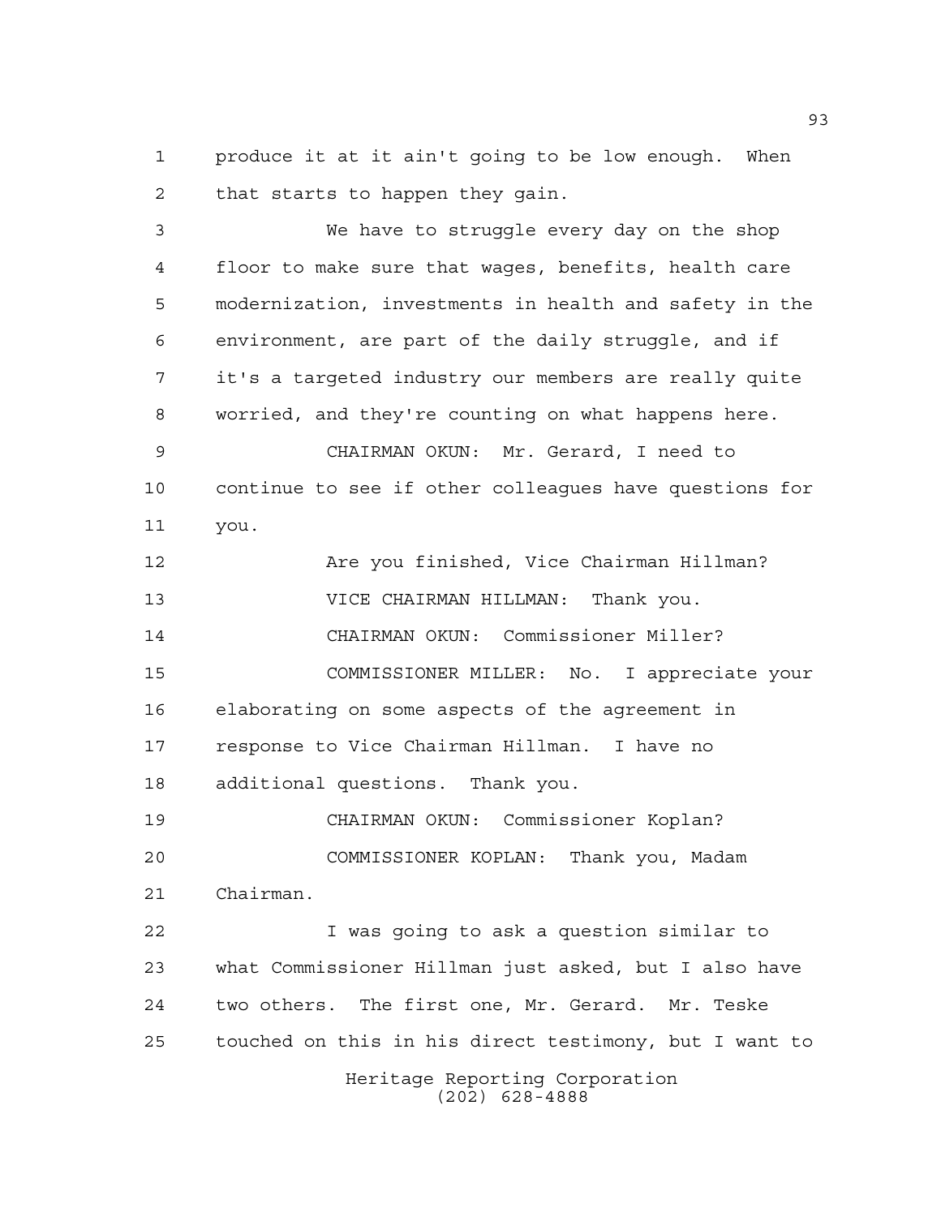produce it at it ain't going to be low enough. When that starts to happen they gain.

We have to struggle every day on the shop floor to make sure that wages, benefits, health care modernization, investments in health and safety in the environment, are part of the daily struggle, and if it's a targeted industry our members are really quite worried, and they're counting on what happens here.

CHAIRMAN OKUN: Mr. Gerard, I need to continue to see if other colleagues have questions for you.

Are you finished, Vice Chairman Hillman?

VICE CHAIRMAN HILLMAN: Thank you.

CHAIRMAN OKUN: Commissioner Miller?

COMMISSIONER MILLER: No. I appreciate your elaborating on some aspects of the agreement in response to Vice Chairman Hillman. I have no additional questions. Thank you.

CHAIRMAN OKUN: Commissioner Koplan?

COMMISSIONER KOPLAN: Thank you, Madam Chairman.

I was going to ask a question similar to what Commissioner Hillman just asked, but I also have two others. The first one, Mr. Gerard. Mr. Teske touched on this in his direct testimony, but I want to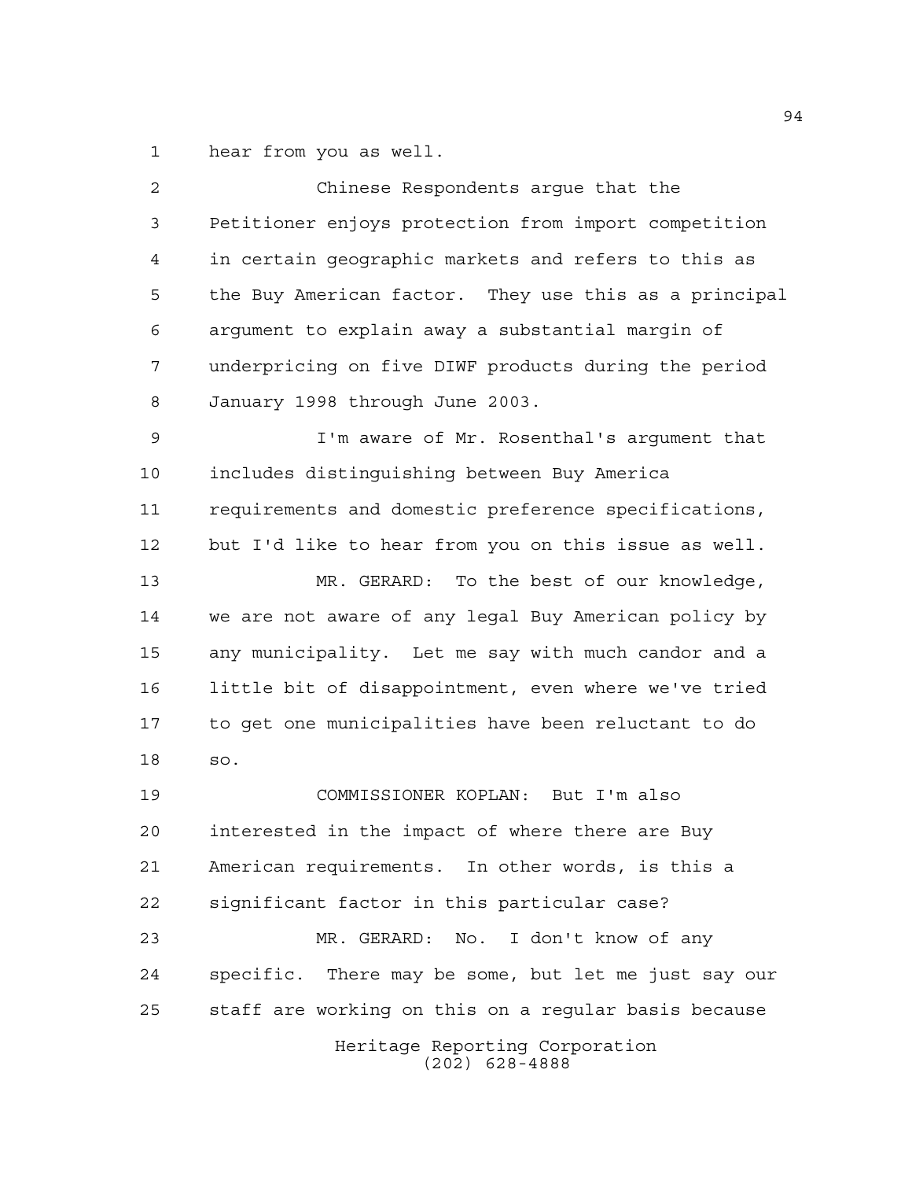hear from you as well.

Chinese Respondents argue that the Petitioner enjoys protection from import competition in certain geographic markets and refers to this as the Buy American factor. They use this as a principal argument to explain away a substantial margin of underpricing on five DIWF products during the period January 1998 through June 2003.

I'm aware of Mr. Rosenthal's argument that includes distinguishing between Buy America requirements and domestic preference specifications, but I'd like to hear from you on this issue as well.

MR. GERARD: To the best of our knowledge, we are not aware of any legal Buy American policy by any municipality. Let me say with much candor and a little bit of disappointment, even where we've tried to get one municipalities have been reluctant to do so.

COMMISSIONER KOPLAN: But I'm also interested in the impact of where there are Buy American requirements. In other words, is this a significant factor in this particular case?

MR. GERARD: No. I don't know of any specific. There may be some, but let me just say our staff are working on this on a regular basis because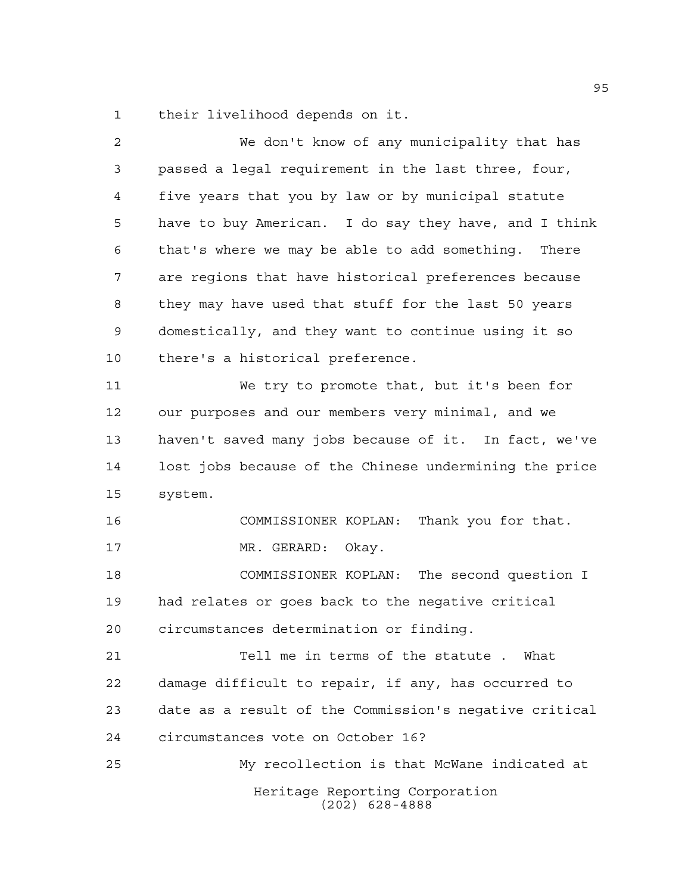their livelihood depends on it.

We don't know of any municipality that has passed a legal requirement in the last three, four, five years that you by law or by municipal statute have to buy American. I do say they have, and I think that's where we may be able to add something. There are regions that have historical preferences because they may have used that stuff for the last 50 years domestically, and they want to continue using it so there's a historical preference.

We try to promote that, but it's been for our purposes and our members very minimal, and we haven't saved many jobs because of it. In fact, we've lost jobs because of the Chinese undermining the price system.

COMMISSIONER KOPLAN: Thank you for that.

MR. GERARD: Okay.

COMMISSIONER KOPLAN: The second question I had relates or goes back to the negative critical circumstances determination or finding.

Tell me in terms of the statute . What damage difficult to repair, if any, has occurred to date as a result of the Commission's negative critical circumstances vote on October 16?

My recollection is that McWane indicated at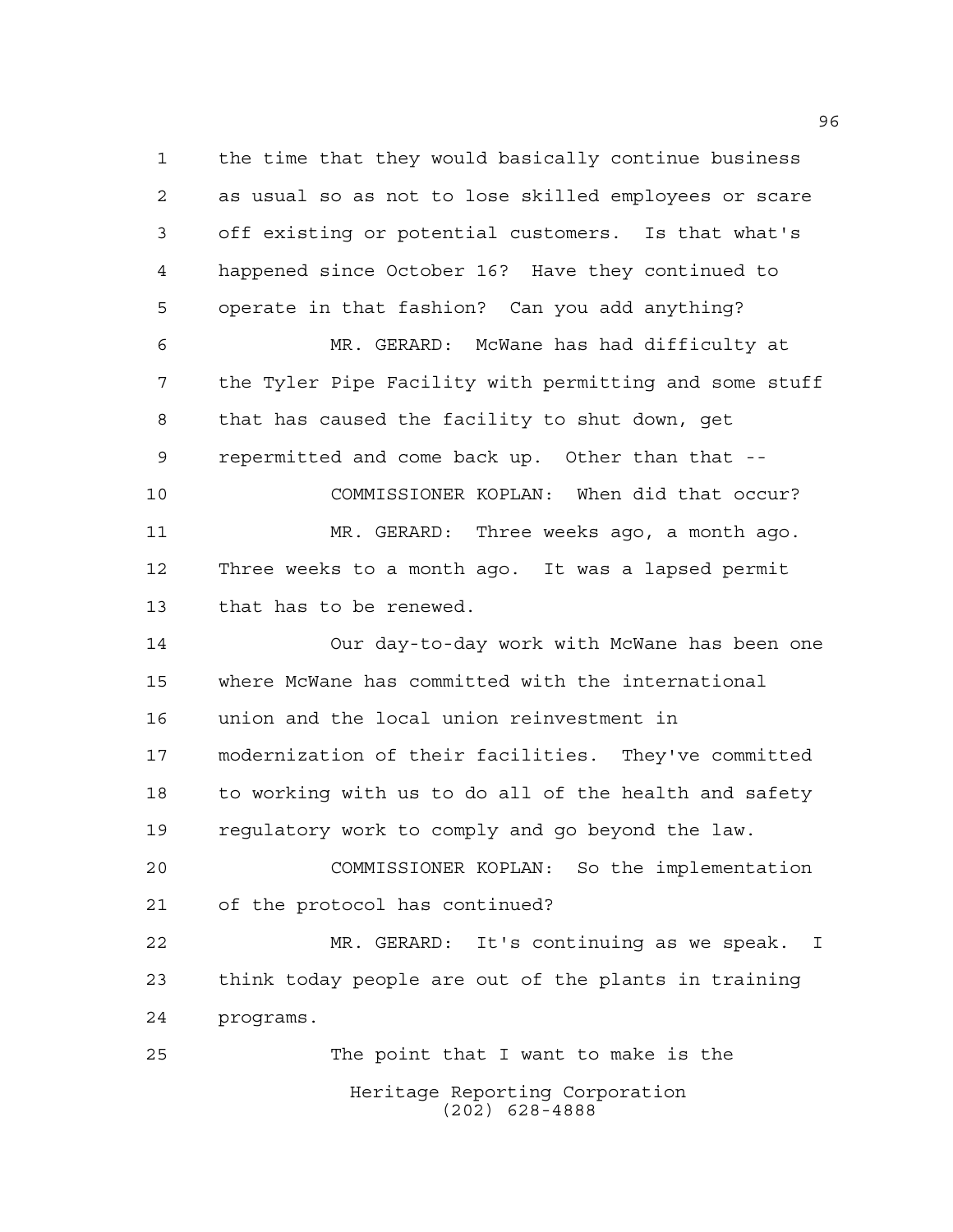the time that they would basically continue business as usual so as not to lose skilled employees or scare off existing or potential customers. Is that what's happened since October 16? Have they continued to operate in that fashion? Can you add anything?

MR. GERARD: McWane has had difficulty at the Tyler Pipe Facility with permitting and some stuff that has caused the facility to shut down, get repermitted and come back up. Other than that --

COMMISSIONER KOPLAN: When did that occur?

MR. GERARD: Three weeks ago, a month ago. Three weeks to a month ago. It was a lapsed permit that has to be renewed.

Our day-to-day work with McWane has been one where McWane has committed with the international union and the local union reinvestment in modernization of their facilities. They've committed to working with us to do all of the health and safety regulatory work to comply and go beyond the law.

COMMISSIONER KOPLAN: So the implementation of the protocol has continued?

MR. GERARD: It's continuing as we speak. I think today people are out of the plants in training programs.

The point that I want to make is the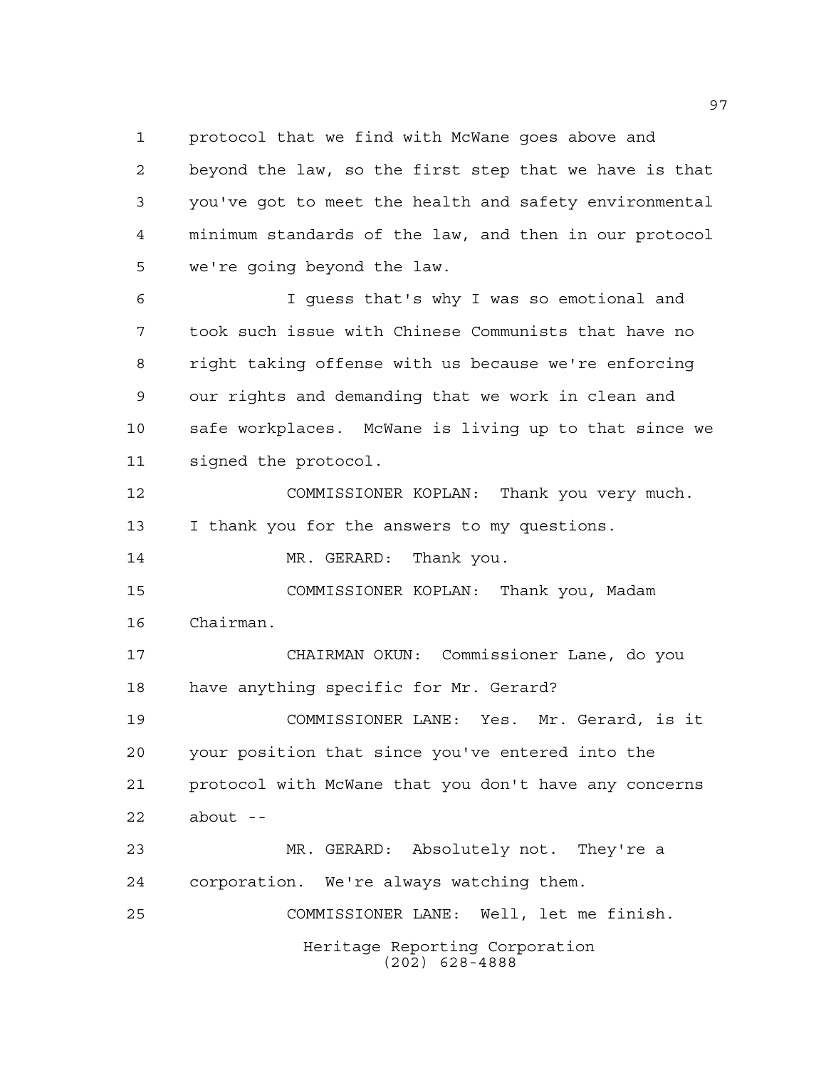protocol that we find with McWane goes above and beyond the law, so the first step that we have is that you've got to meet the health and safety environmental minimum standards of the law, and then in our protocol we're going beyond the law.

I guess that's why I was so emotional and took such issue with Chinese Communists that have no right taking offense with us because we're enforcing our rights and demanding that we work in clean and safe workplaces. McWane is living up to that since we signed the protocol.

COMMISSIONER KOPLAN: Thank you very much. I thank you for the answers to my questions.

MR. GERARD: Thank you.

COMMISSIONER KOPLAN: Thank you, Madam Chairman.

CHAIRMAN OKUN: Commissioner Lane, do you have anything specific for Mr. Gerard?

COMMISSIONER LANE: Yes. Mr. Gerard, is it your position that since you've entered into the protocol with McWane that you don't have any concerns about --

MR. GERARD: Absolutely not. They're a corporation. We're always watching them.

COMMISSIONER LANE: Well, let me finish.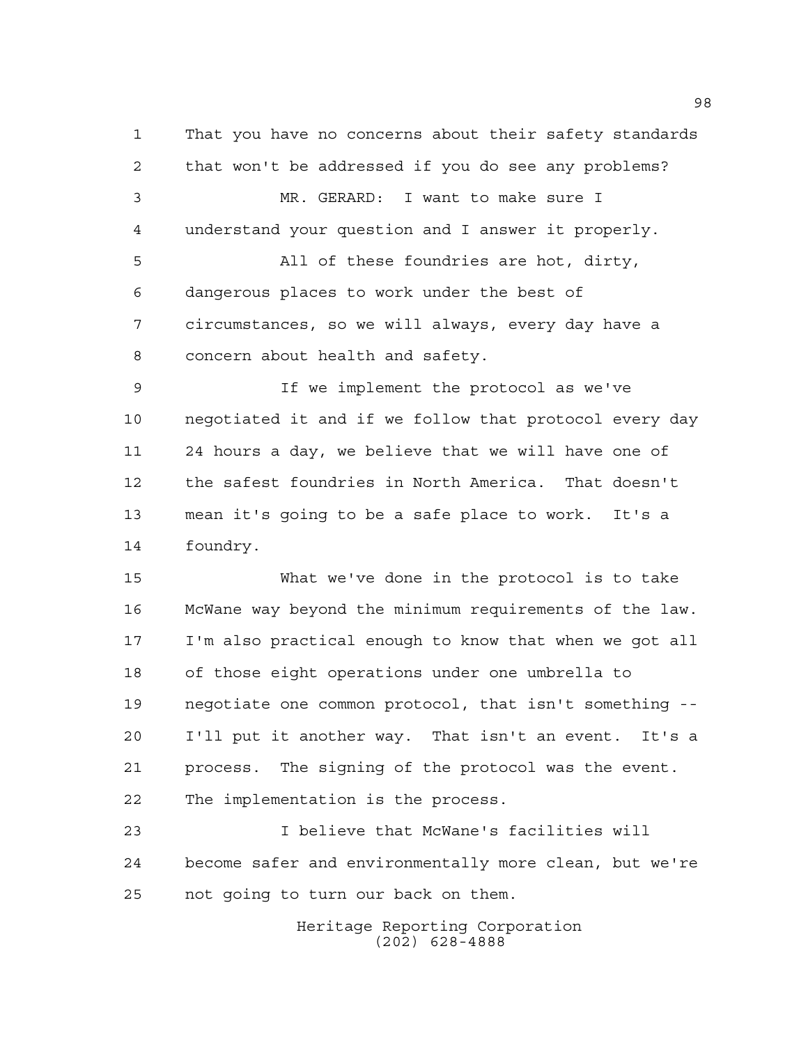That you have no concerns about their safety standards that won't be addressed if you do see any problems?

MR. GERARD: I want to make sure I understand your question and I answer it properly.

All of these foundries are hot, dirty, dangerous places to work under the best of circumstances, so we will always, every day have a concern about health and safety.

If we implement the protocol as we've negotiated it and if we follow that protocol every day 24 hours a day, we believe that we will have one of the safest foundries in North America. That doesn't mean it's going to be a safe place to work. It's a foundry.

What we've done in the protocol is to take McWane way beyond the minimum requirements of the law. I'm also practical enough to know that when we got all of those eight operations under one umbrella to negotiate one common protocol, that isn't something -- I'll put it another way. That isn't an event. It's a process. The signing of the protocol was the event. The implementation is the process.

I believe that McWane's facilities will become safer and environmentally more clean, but we're not going to turn our back on them.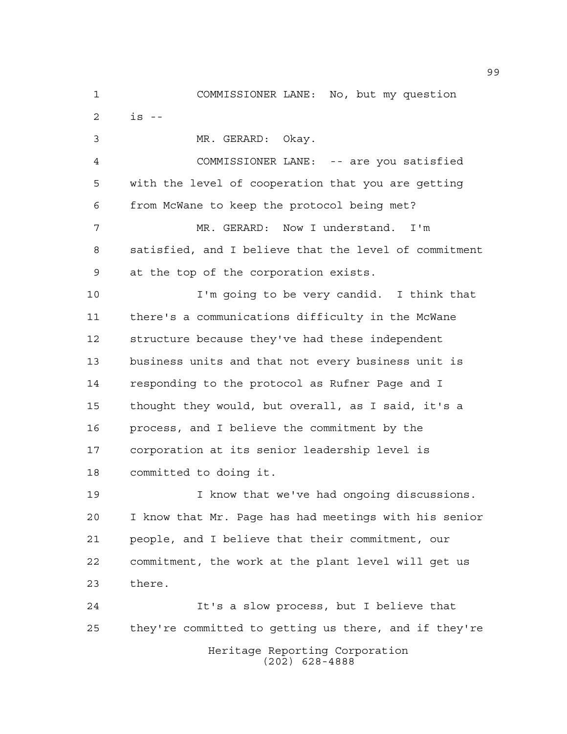COMMISSIONER LANE: No, but my question is --

MR. GERARD: Okay.

COMMISSIONER LANE: -- are you satisfied with the level of cooperation that you are getting from McWane to keep the protocol being met?

MR. GERARD: Now I understand. I'm satisfied, and I believe that the level of commitment at the top of the corporation exists.

I'm going to be very candid. I think that there's a communications difficulty in the McWane structure because they've had these independent business units and that not every business unit is responding to the protocol as Rufner Page and I thought they would, but overall, as I said, it's a process, and I believe the commitment by the corporation at its senior leadership level is committed to doing it.

I know that we've had ongoing discussions. I know that Mr. Page has had meetings with his senior people, and I believe that their commitment, our commitment, the work at the plant level will get us there.

It's a slow process, but I believe that they're committed to getting us there, and if they're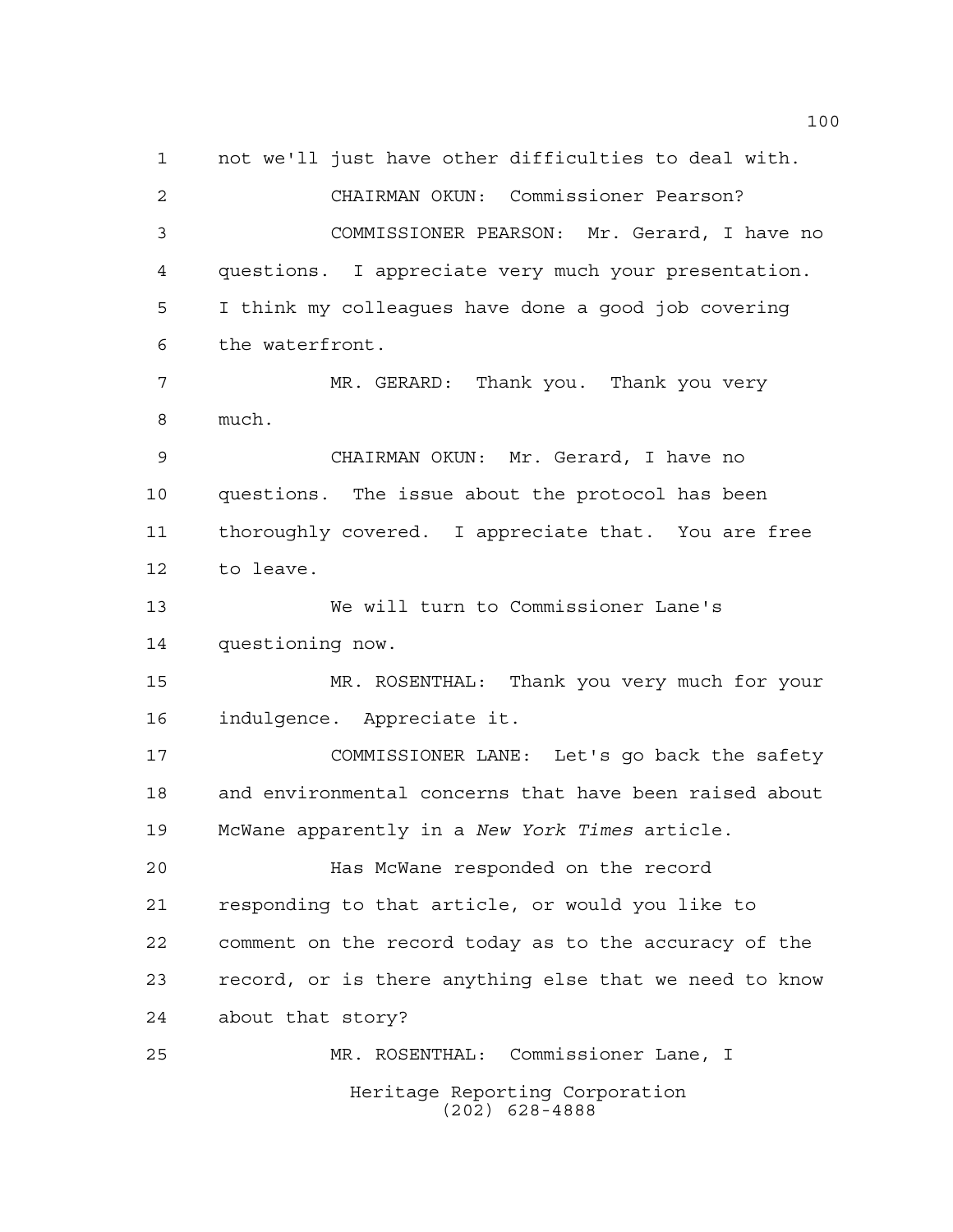not we'll just have other difficulties to deal with.

CHAIRMAN OKUN: Commissioner Pearson?

COMMISSIONER PEARSON: Mr. Gerard, I have no questions. I appreciate very much your presentation. I think my colleagues have done a good job covering the waterfront.

MR. GERARD: Thank you. Thank you very much.

CHAIRMAN OKUN: Mr. Gerard, I have no questions. The issue about the protocol has been thoroughly covered. I appreciate that. You are free to leave.

We will turn to Commissioner Lane's questioning now.

MR. ROSENTHAL: Thank you very much for your indulgence. Appreciate it.

COMMISSIONER LANE: Let's go back the safety and environmental concerns that have been raised about McWane apparently in a *New York Times* article.

Has McWane responded on the record responding to that article, or would you like to comment on the record today as to the accuracy of the record, or is there anything else that we need to know about that story?

MR. ROSENTHAL: Commissioner Lane, I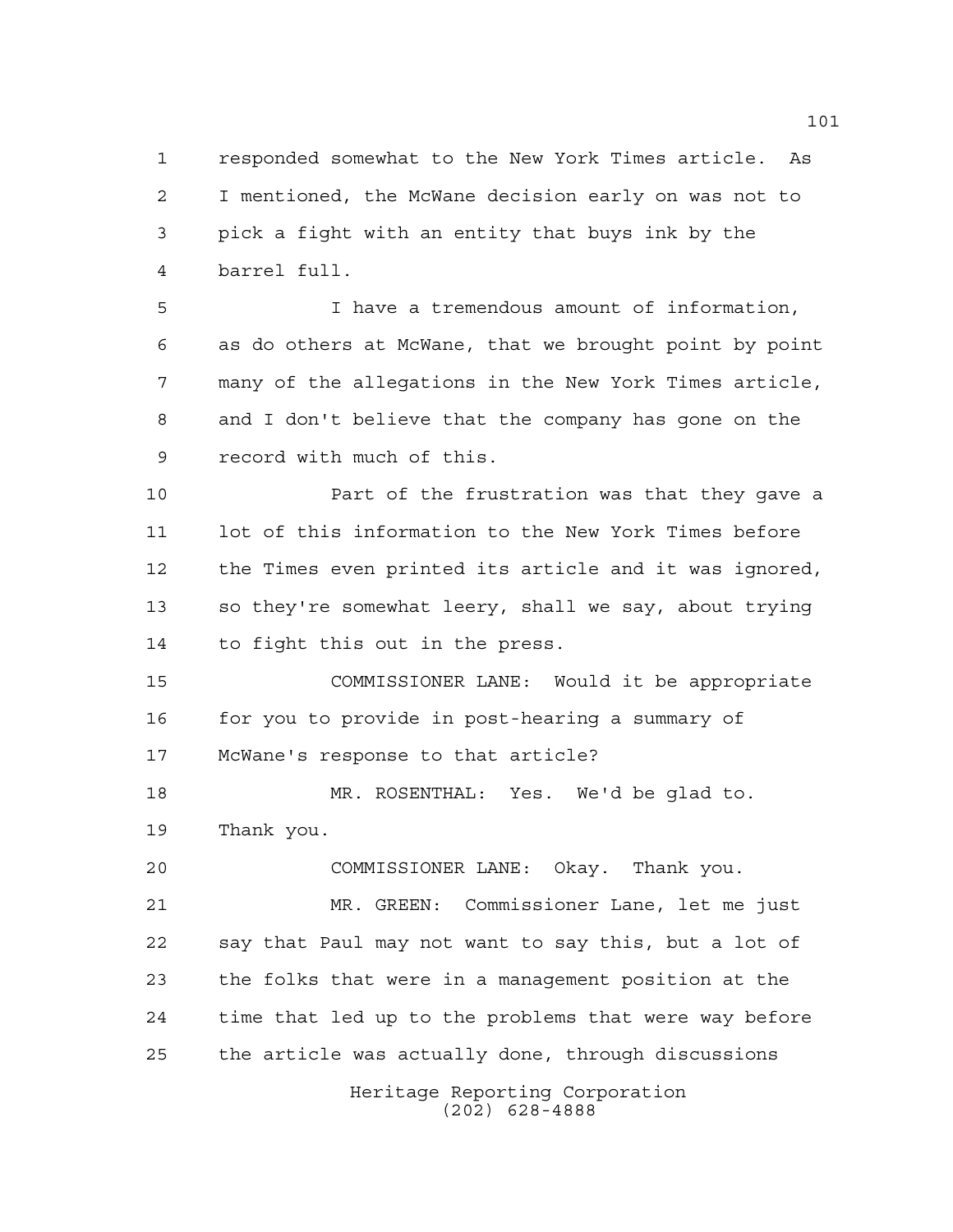responded somewhat to the New York Times article. As I mentioned, the McWane decision early on was not to pick a fight with an entity that buys ink by the barrel full.

I have a tremendous amount of information, as do others at McWane, that we brought point by point many of the allegations in the New York Times article, and I don't believe that the company has gone on the record with much of this.

Part of the frustration was that they gave a lot of this information to the New York Times before the Times even printed its article and it was ignored, so they're somewhat leery, shall we say, about trying to fight this out in the press.

COMMISSIONER LANE: Would it be appropriate for you to provide in post-hearing a summary of McWane's response to that article?

MR. ROSENTHAL: Yes. We'd be glad to. Thank you.

COMMISSIONER LANE: Okay. Thank you.

MR. GREEN: Commissioner Lane, let me just say that Paul may not want to say this, but a lot of the folks that were in a management position at the time that led up to the problems that were way before the article was actually done, through discussions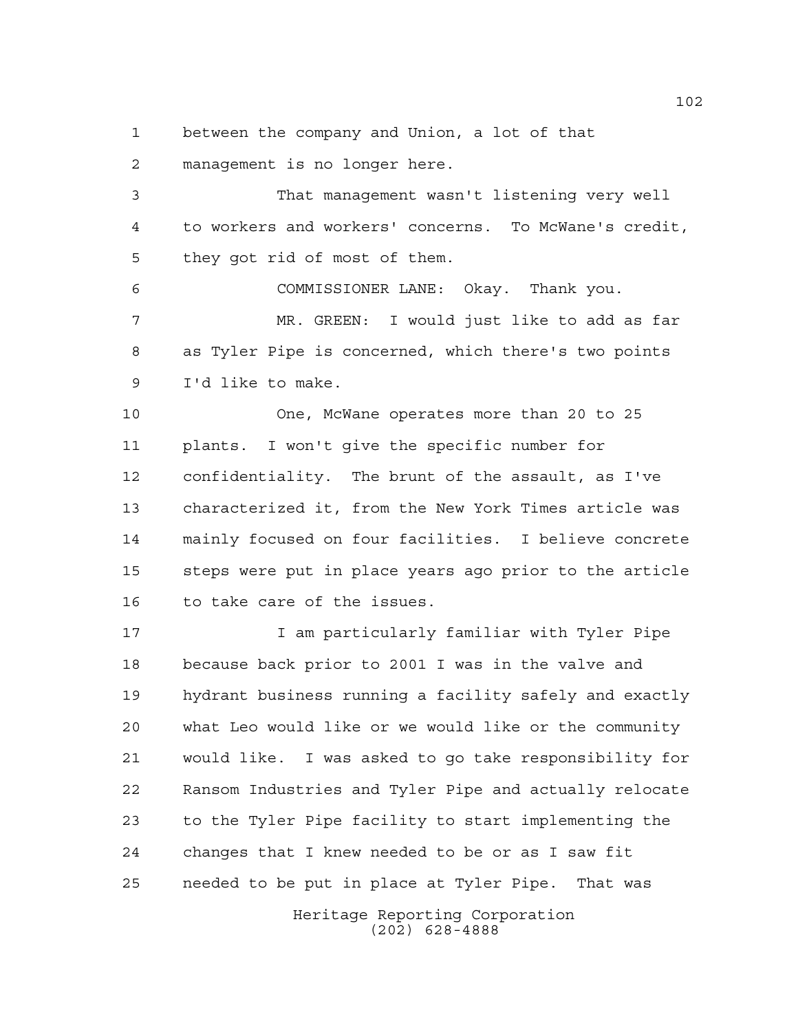between the company and Union, a lot of that management is no longer here.

That management wasn't listening very well to workers and workers' concerns. To McWane's credit, they got rid of most of them.

COMMISSIONER LANE: Okay. Thank you.

MR. GREEN: I would just like to add as far as Tyler Pipe is concerned, which there's two points I'd like to make.

One, McWane operates more than 20 to 25 plants. I won't give the specific number for confidentiality. The brunt of the assault, as I've characterized it, from the New York Times article was mainly focused on four facilities. I believe concrete steps were put in place years ago prior to the article to take care of the issues.

I am particularly familiar with Tyler Pipe because back prior to 2001 I was in the valve and hydrant business running a facility safely and exactly what Leo would like or we would like or the community would like. I was asked to go take responsibility for Ransom Industries and Tyler Pipe and actually relocate to the Tyler Pipe facility to start implementing the changes that I knew needed to be or as I saw fit needed to be put in place at Tyler Pipe. That was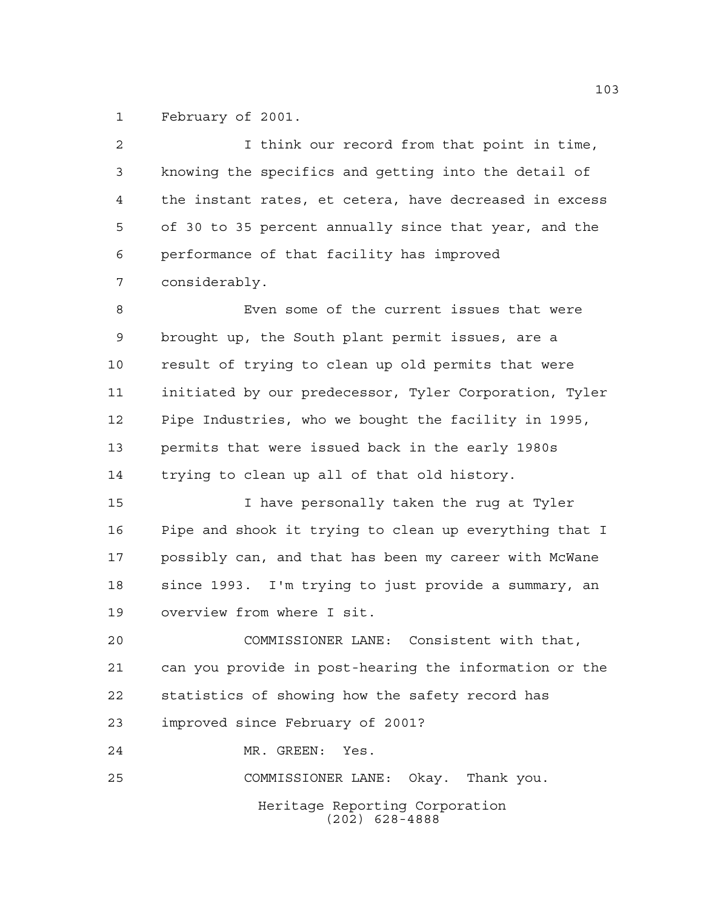February of 2001.

I think our record from that point in time, knowing the specifics and getting into the detail of the instant rates, et cetera, have decreased in excess of 30 to 35 percent annually since that year, and the performance of that facility has improved considerably.

Even some of the current issues that were brought up, the South plant permit issues, are a result of trying to clean up old permits that were initiated by our predecessor, Tyler Corporation, Tyler Pipe Industries, who we bought the facility in 1995, permits that were issued back in the early 1980s trying to clean up all of that old history.

I have personally taken the rug at Tyler Pipe and shook it trying to clean up everything that I possibly can, and that has been my career with McWane since 1993. I'm trying to just provide a summary, an overview from where I sit.

COMMISSIONER LANE: Consistent with that, can you provide in post-hearing the information or the statistics of showing how the safety record has improved since February of 2001?

MR. GREEN: Yes.

COMMISSIONER LANE: Okay. Thank you.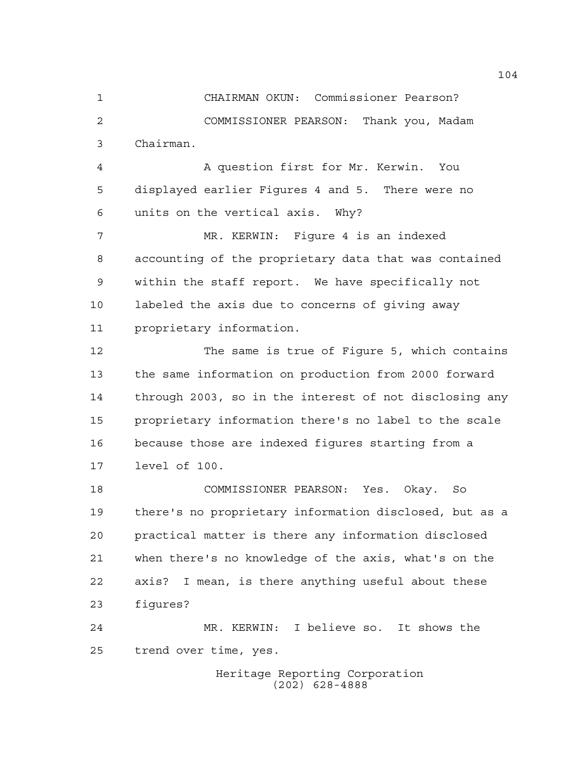CHAIRMAN OKUN: Commissioner Pearson?

COMMISSIONER PEARSON: Thank you, Madam Chairman.

A question first for Mr. Kerwin. You displayed earlier Figures 4 and 5. There were no units on the vertical axis. Why?

MR. KERWIN: Figure 4 is an indexed accounting of the proprietary data that was contained within the staff report. We have specifically not labeled the axis due to concerns of giving away proprietary information.

The same is true of Figure 5, which contains the same information on production from 2000 forward through 2003, so in the interest of not disclosing any proprietary information there's no label to the scale because those are indexed figures starting from a level of 100.

COMMISSIONER PEARSON: Yes. Okay. So there's no proprietary information disclosed, but as a practical matter is there any information disclosed when there's no knowledge of the axis, what's on the axis? I mean, is there anything useful about these figures?

MR. KERWIN: I believe so. It shows the trend over time, yes.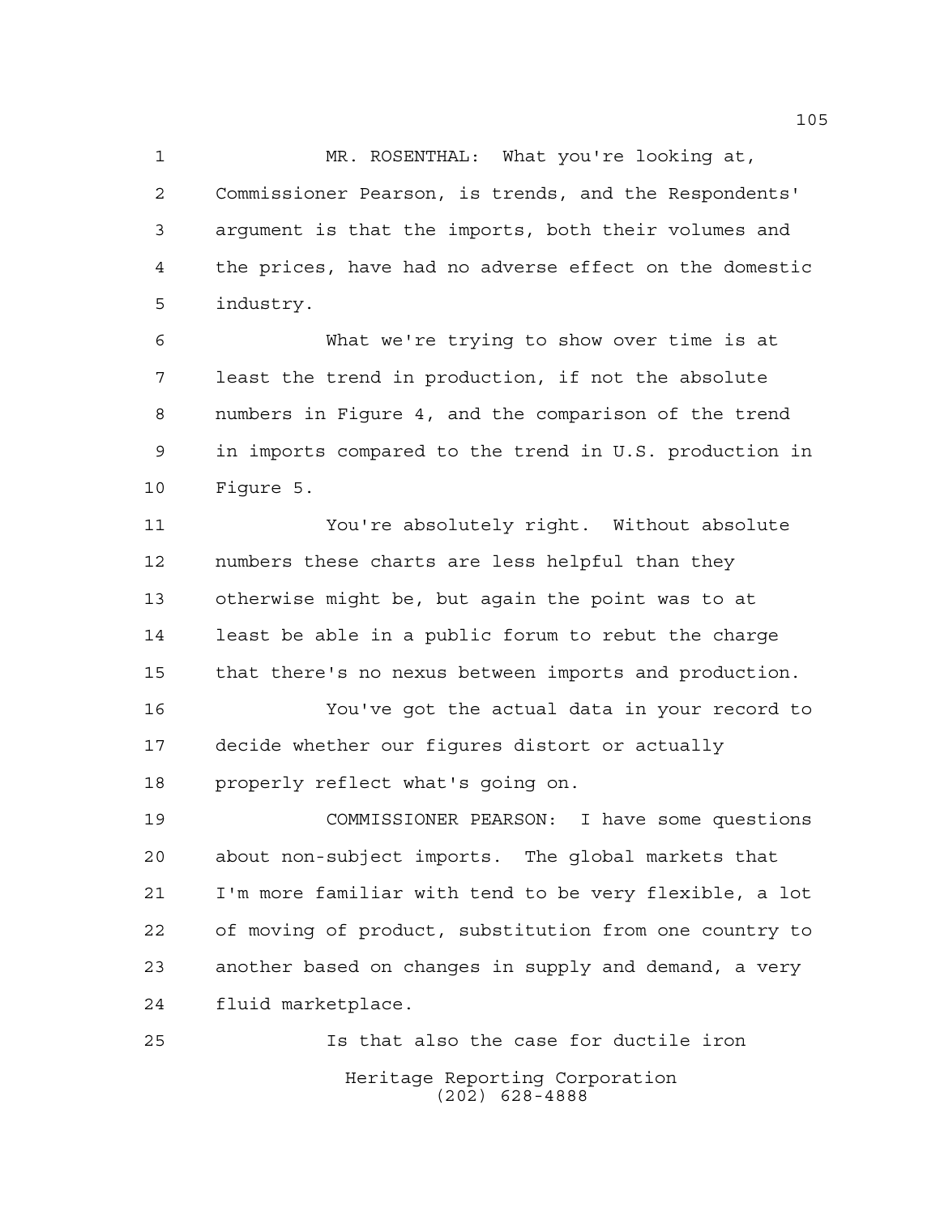MR. ROSENTHAL: What you're looking at, Commissioner Pearson, is trends, and the Respondents' argument is that the imports, both their volumes and the prices, have had no adverse effect on the domestic industry.

What we're trying to show over time is at least the trend in production, if not the absolute numbers in Figure 4, and the comparison of the trend in imports compared to the trend in U.S. production in Figure 5.

You're absolutely right. Without absolute numbers these charts are less helpful than they otherwise might be, but again the point was to at least be able in a public forum to rebut the charge that there's no nexus between imports and production.

You've got the actual data in your record to decide whether our figures distort or actually properly reflect what's going on.

COMMISSIONER PEARSON: I have some questions about non-subject imports. The global markets that I'm more familiar with tend to be very flexible, a lot of moving of product, substitution from one country to another based on changes in supply and demand, a very fluid marketplace.

Is that also the case for ductile iron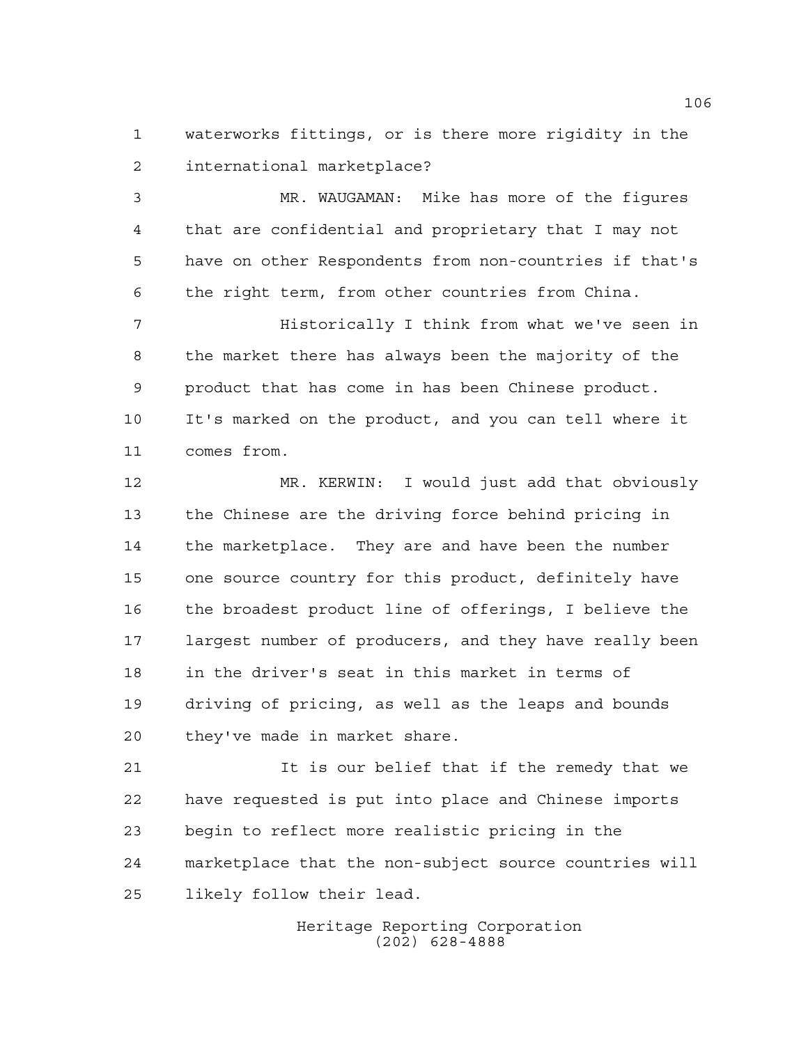waterworks fittings, or is there more rigidity in the international marketplace?

MR. WAUGAMAN: Mike has more of the figures that are confidential and proprietary that I may not have on other Respondents from non-countries if that's the right term, from other countries from China.

Historically I think from what we've seen in the market there has always been the majority of the product that has come in has been Chinese product. It's marked on the product, and you can tell where it comes from.

MR. KERWIN: I would just add that obviously the Chinese are the driving force behind pricing in the marketplace. They are and have been the number one source country for this product, definitely have the broadest product line of offerings, I believe the largest number of producers, and they have really been in the driver's seat in this market in terms of driving of pricing, as well as the leaps and bounds they've made in market share.

It is our belief that if the remedy that we have requested is put into place and Chinese imports begin to reflect more realistic pricing in the marketplace that the non-subject source countries will likely follow their lead.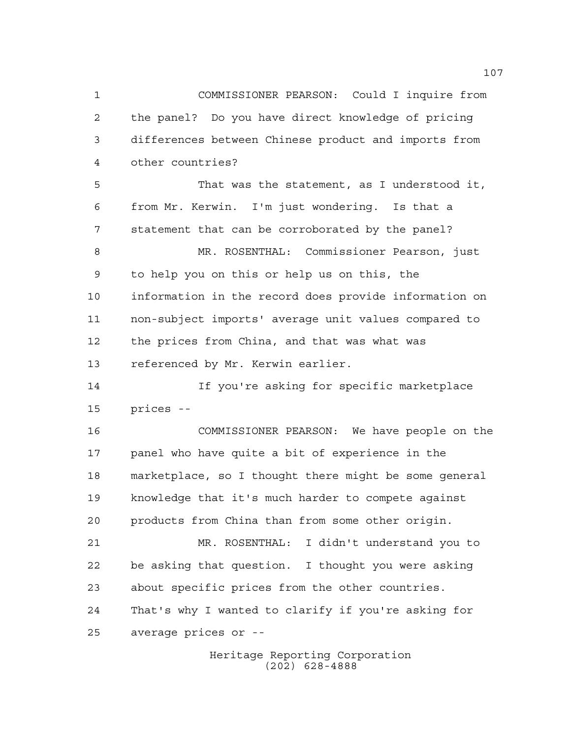COMMISSIONER PEARSON: Could I inquire from the panel? Do you have direct knowledge of pricing differences between Chinese product and imports from other countries?

That was the statement, as I understood it, from Mr. Kerwin. I'm just wondering. Is that a statement that can be corroborated by the panel?

MR. ROSENTHAL: Commissioner Pearson, just to help you on this or help us on this, the information in the record does provide information on non-subject imports' average unit values compared to the prices from China, and that was what was referenced by Mr. Kerwin earlier.

If you're asking for specific marketplace prices --

COMMISSIONER PEARSON: We have people on the panel who have quite a bit of experience in the marketplace, so I thought there might be some general knowledge that it's much harder to compete against products from China than from some other origin.

MR. ROSENTHAL: I didn't understand you to be asking that question. I thought you were asking about specific prices from the other countries. That's why I wanted to clarify if you're asking for average prices or --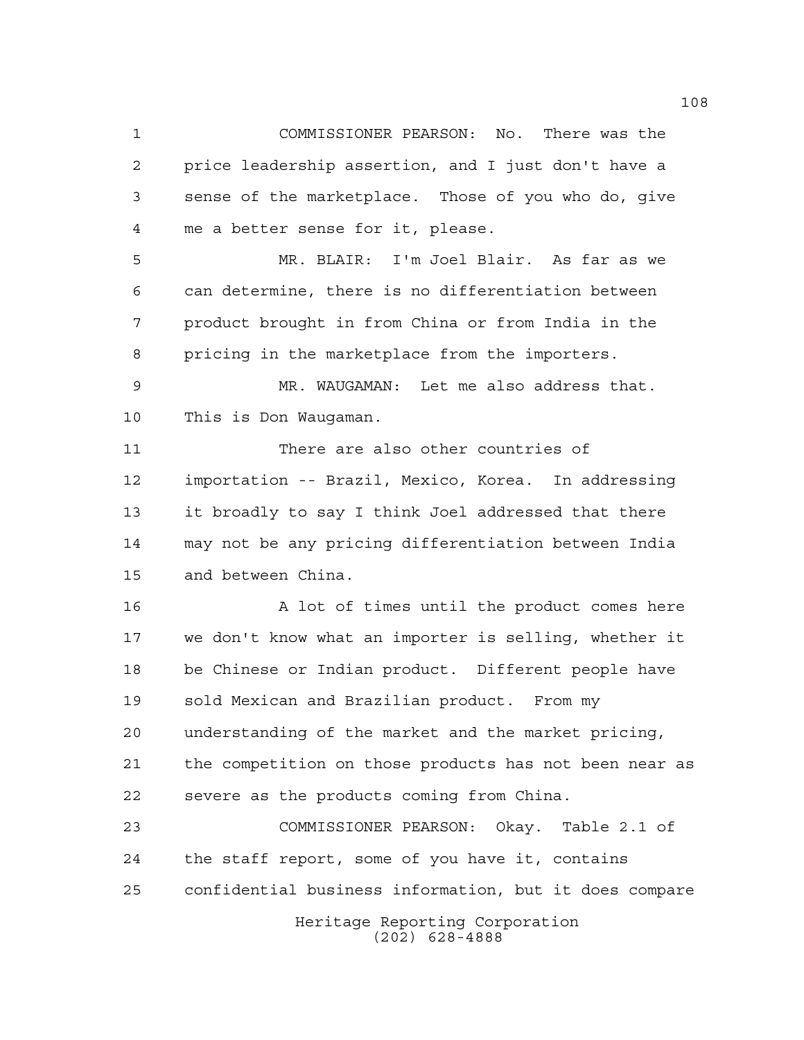COMMISSIONER PEARSON: No. There was the price leadership assertion, and I just don't have a sense of the marketplace. Those of you who do, give me a better sense for it, please.

MR. BLAIR: I'm Joel Blair. As far as we can determine, there is no differentiation between product brought in from China or from India in the pricing in the marketplace from the importers.

MR. WAUGAMAN: Let me also address that. This is Don Waugaman.

There are also other countries of importation -- Brazil, Mexico, Korea. In addressing it broadly to say I think Joel addressed that there may not be any pricing differentiation between India and between China.

A lot of times until the product comes here we don't know what an importer is selling, whether it be Chinese or Indian product. Different people have sold Mexican and Brazilian product. From my understanding of the market and the market pricing, the competition on those products has not been near as severe as the products coming from China.

COMMISSIONER PEARSON: Okay. Table 2.1 of the staff report, some of you have it, contains confidential business information, but it does compare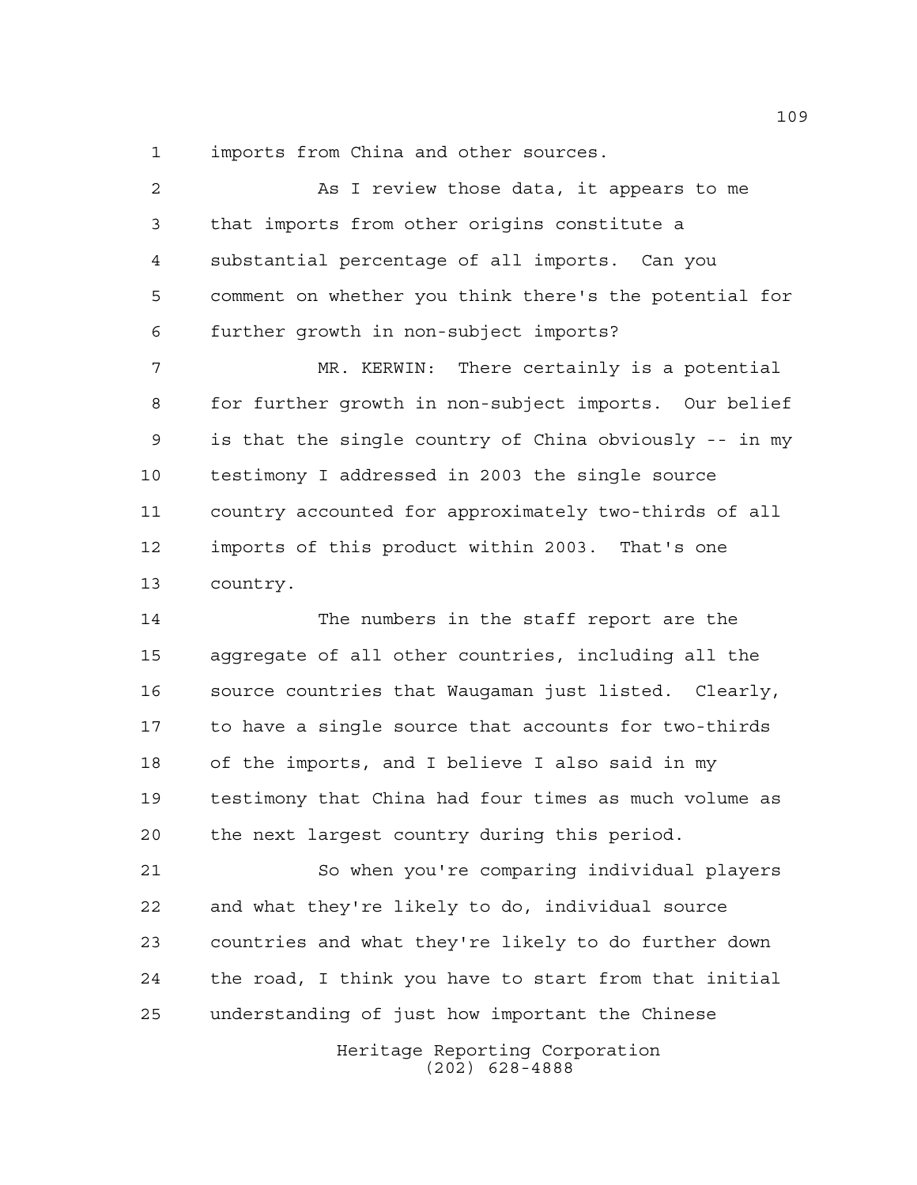imports from China and other sources.

As I review those data, it appears to me that imports from other origins constitute a substantial percentage of all imports. Can you comment on whether you think there's the potential for further growth in non-subject imports?

MR. KERWIN: There certainly is a potential for further growth in non-subject imports. Our belief is that the single country of China obviously -- in my testimony I addressed in 2003 the single source country accounted for approximately two-thirds of all imports of this product within 2003. That's one country.

The numbers in the staff report are the aggregate of all other countries, including all the source countries that Waugaman just listed. Clearly, to have a single source that accounts for two-thirds of the imports, and I believe I also said in my testimony that China had four times as much volume as the next largest country during this period.

So when you're comparing individual players and what they're likely to do, individual source countries and what they're likely to do further down the road, I think you have to start from that initial understanding of just how important the Chinese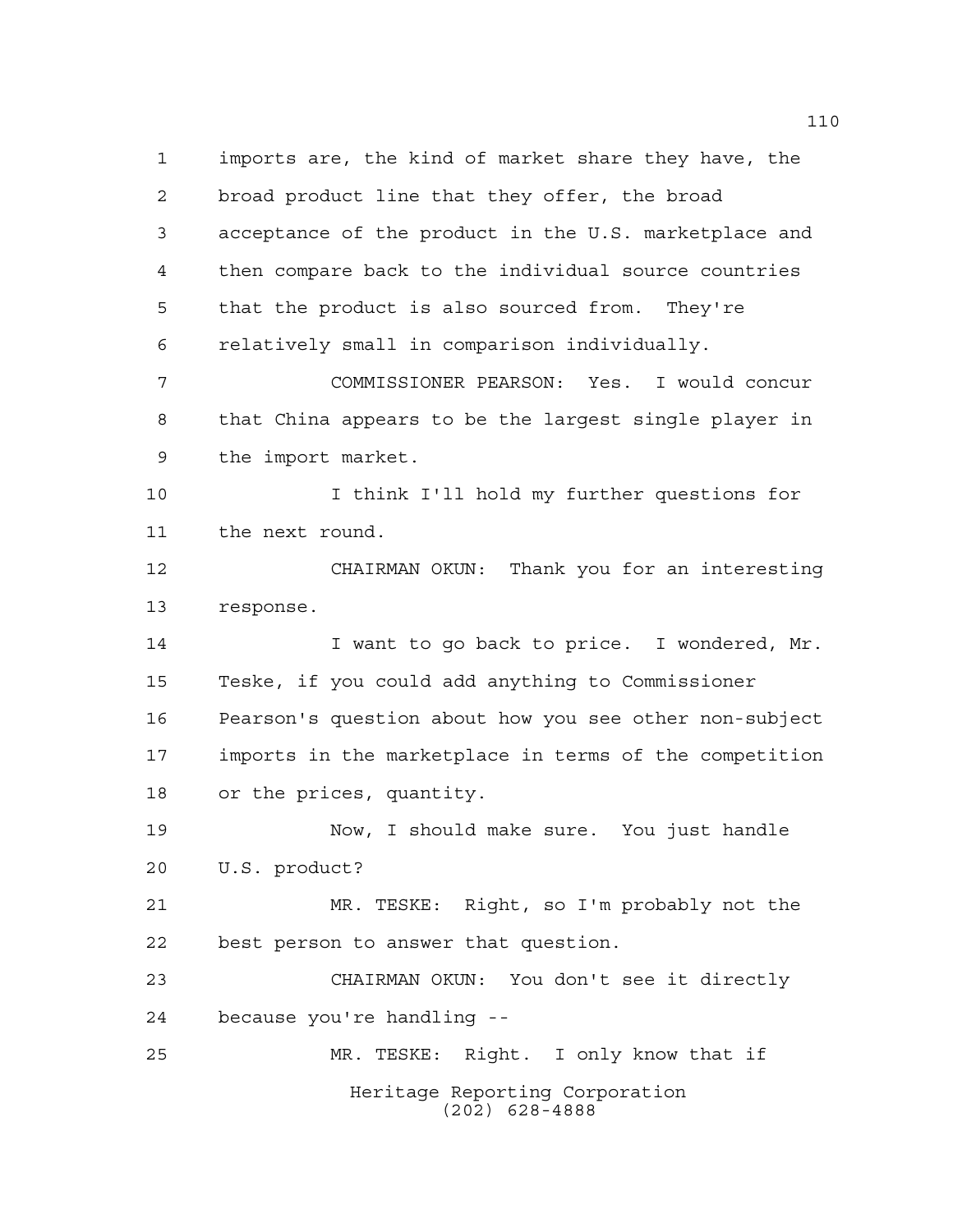imports are, the kind of market share they have, the broad product line that they offer, the broad acceptance of the product in the U.S. marketplace and then compare back to the individual source countries that the product is also sourced from. They're relatively small in comparison individually.

COMMISSIONER PEARSON: Yes. I would concur that China appears to be the largest single player in the import market.

I think I'll hold my further questions for the next round.

CHAIRMAN OKUN: Thank you for an interesting response.

I want to go back to price. I wondered, Mr. Teske, if you could add anything to Commissioner Pearson's question about how you see other non-subject imports in the marketplace in terms of the competition or the prices, quantity.

Now, I should make sure. You just handle U.S. product?

MR. TESKE: Right, so I'm probably not the best person to answer that question.

CHAIRMAN OKUN: You don't see it directly because you're handling --

MR. TESKE: Right. I only know that if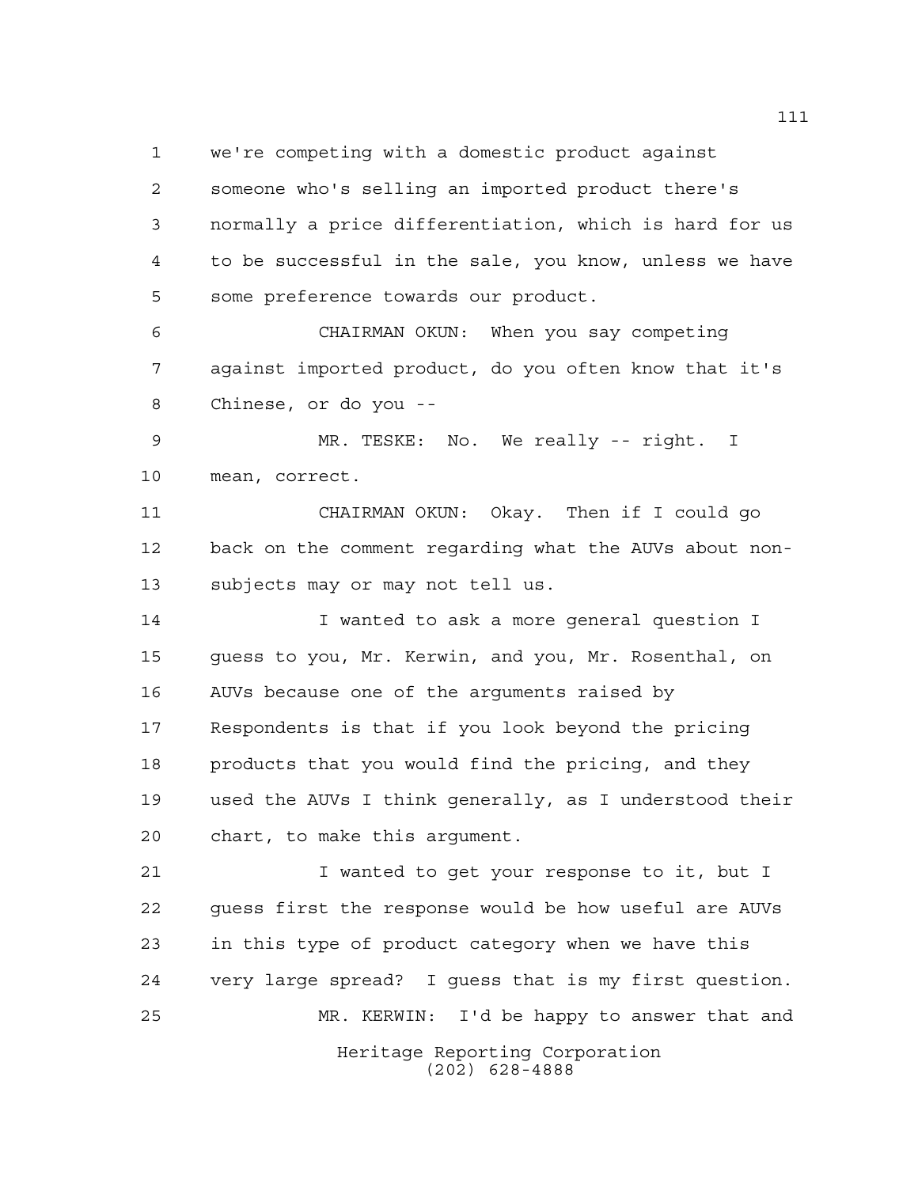we're competing with a domestic product against someone who's selling an imported product there's normally a price differentiation, which is hard for us to be successful in the sale, you know, unless we have some preference towards our product.

CHAIRMAN OKUN: When you say competing against imported product, do you often know that it's Chinese, or do you --

MR. TESKE: No. We really -- right. I mean, correct.

CHAIRMAN OKUN: Okay. Then if I could go back on the comment regarding what the AUVs about non-subjects may or may not tell us.

I wanted to ask a more general question I guess to you, Mr. Kerwin, and you, Mr. Rosenthal, on AUVs because one of the arguments raised by Respondents is that if you look beyond the pricing products that you would find the pricing, and they used the AUVs I think generally, as I understood their chart, to make this argument.

I wanted to get your response to it, but I guess first the response would be how useful are AUVs in this type of product category when we have this very large spread? I guess that is my first question.

MR. KERWIN: I'd be happy to answer that and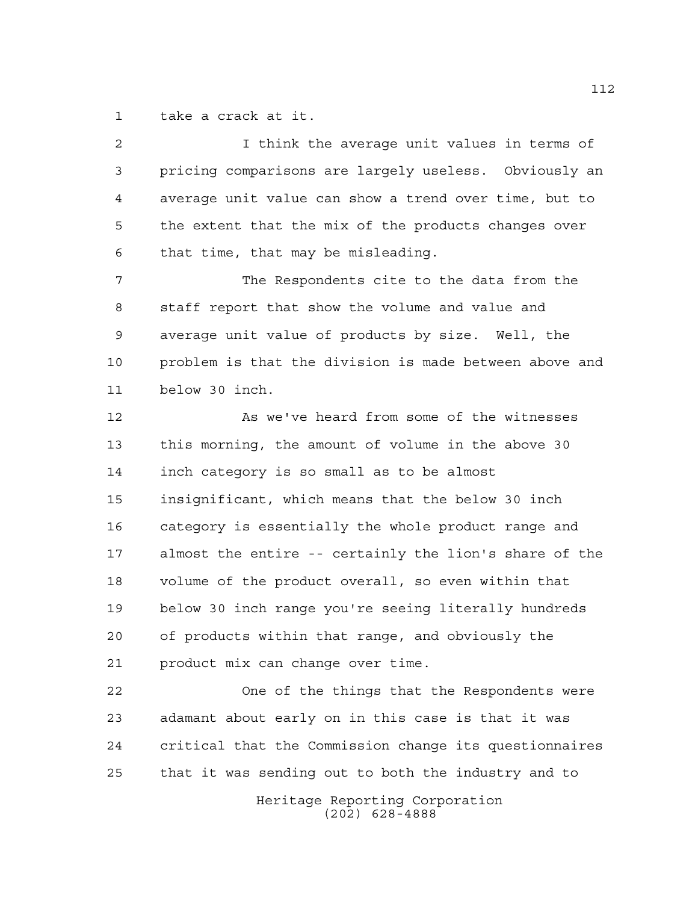take a crack at it.

I think the average unit values in terms of pricing comparisons are largely useless. Obviously an average unit value can show a trend over time, but to the extent that the mix of the products changes over that time, that may be misleading.

The Respondents cite to the data from the staff report that show the volume and value and average unit value of products by size. Well, the problem is that the division is made between above and below 30 inch.

As we've heard from some of the witnesses this morning, the amount of volume in the above 30 inch category is so small as to be almost insignificant, which means that the below 30 inch category is essentially the whole product range and almost the entire -- certainly the lion's share of the volume of the product overall, so even within that below 30 inch range you're seeing literally hundreds of products within that range, and obviously the product mix can change over time.

One of the things that the Respondents were adamant about early on in this case is that it was critical that the Commission change its questionnaires that it was sending out to both the industry and to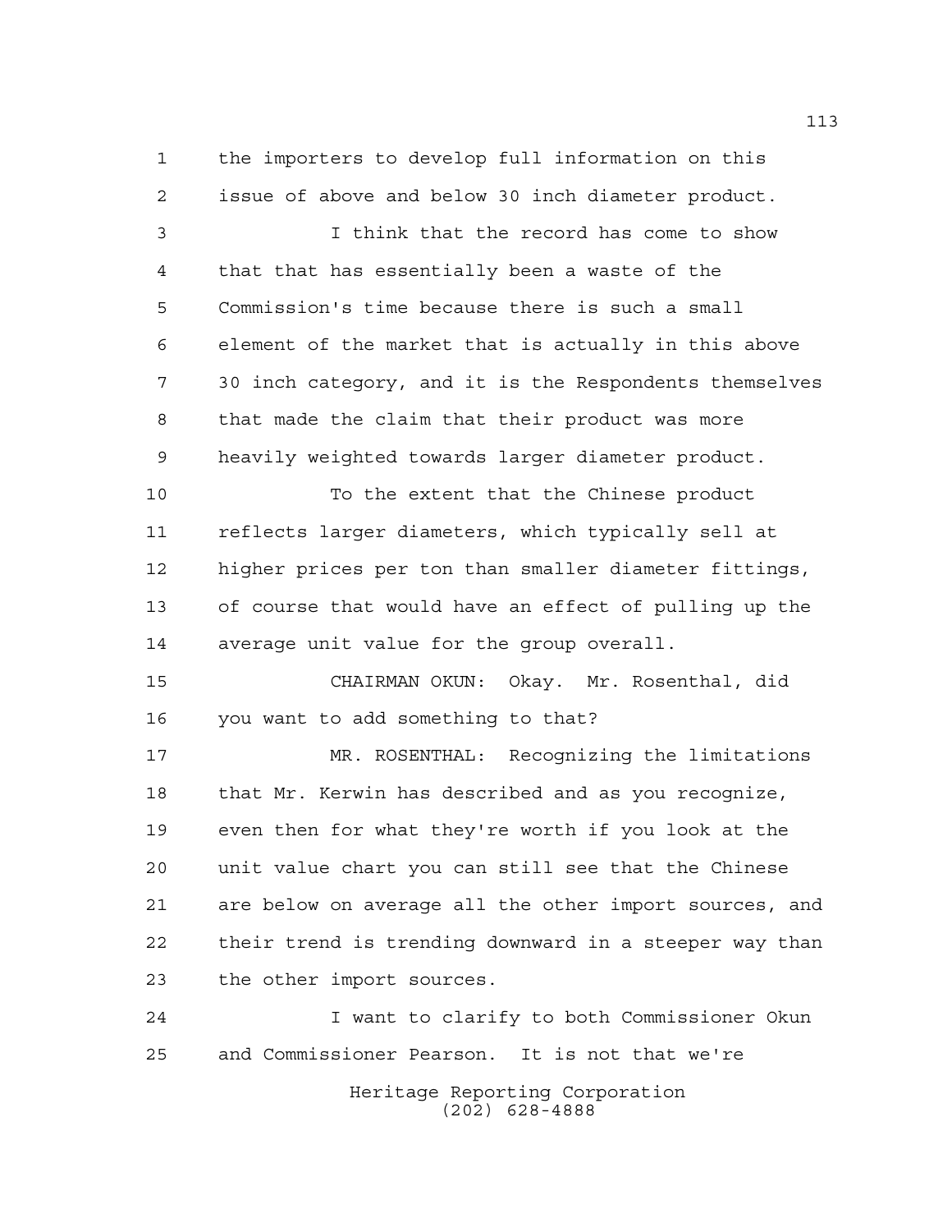the importers to develop full information on this issue of above and below 30 inch diameter product.

I think that the record has come to show that that has essentially been a waste of the Commission's time because there is such a small element of the market that is actually in this above 30 inch category, and it is the Respondents themselves that made the claim that their product was more heavily weighted towards larger diameter product.

To the extent that the Chinese product reflects larger diameters, which typically sell at higher prices per ton than smaller diameter fittings, of course that would have an effect of pulling up the average unit value for the group overall.

CHAIRMAN OKUN: Okay. Mr. Rosenthal, did you want to add something to that?

MR. ROSENTHAL: Recognizing the limitations that Mr. Kerwin has described and as you recognize, even then for what they're worth if you look at the unit value chart you can still see that the Chinese are below on average all the other import sources, and their trend is trending downward in a steeper way than the other import sources.

I want to clarify to both Commissioner Okun and Commissioner Pearson. It is not that we're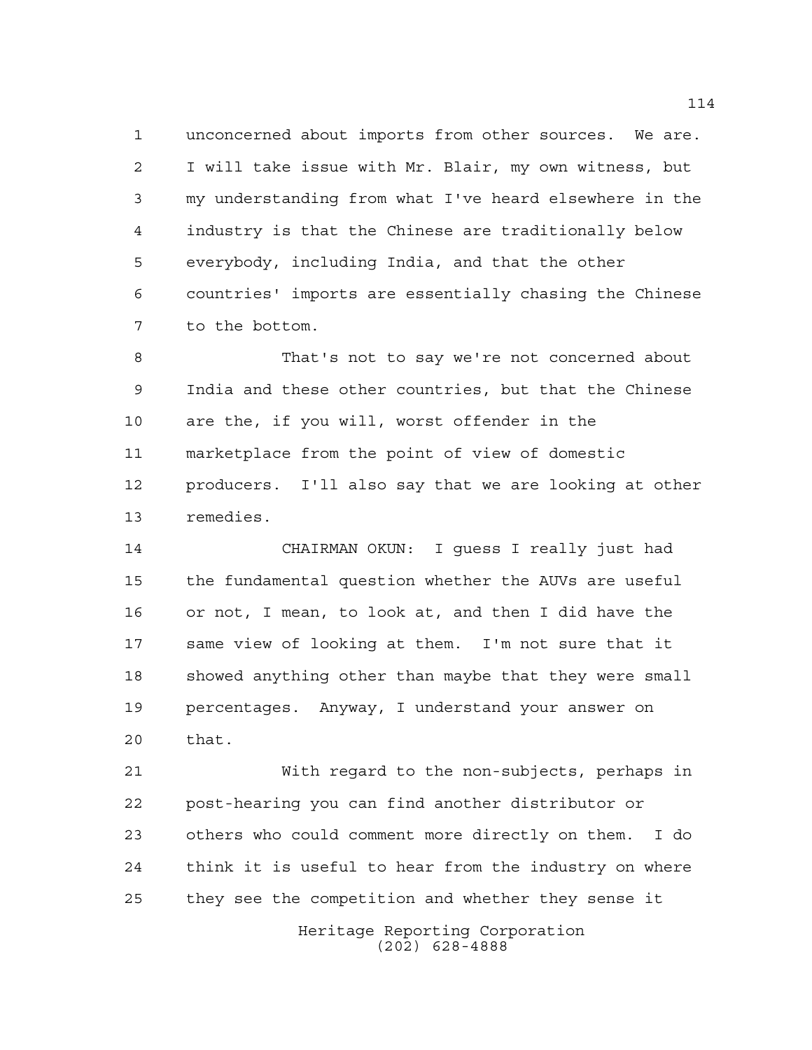unconcerned about imports from other sources. We are. I will take issue with Mr. Blair, my own witness, but my understanding from what I've heard elsewhere in the industry is that the Chinese are traditionally below everybody, including India, and that the other countries' imports are essentially chasing the Chinese to the bottom.

That's not to say we're not concerned about India and these other countries, but that the Chinese are the, if you will, worst offender in the marketplace from the point of view of domestic producers. I'll also say that we are looking at other remedies.

CHAIRMAN OKUN: I guess I really just had the fundamental question whether the AUVs are useful or not, I mean, to look at, and then I did have the same view of looking at them. I'm not sure that it showed anything other than maybe that they were small percentages. Anyway, I understand your answer on that.

With regard to the non-subjects, perhaps in post-hearing you can find another distributor or others who could comment more directly on them. I do think it is useful to hear from the industry on where they see the competition and whether they sense it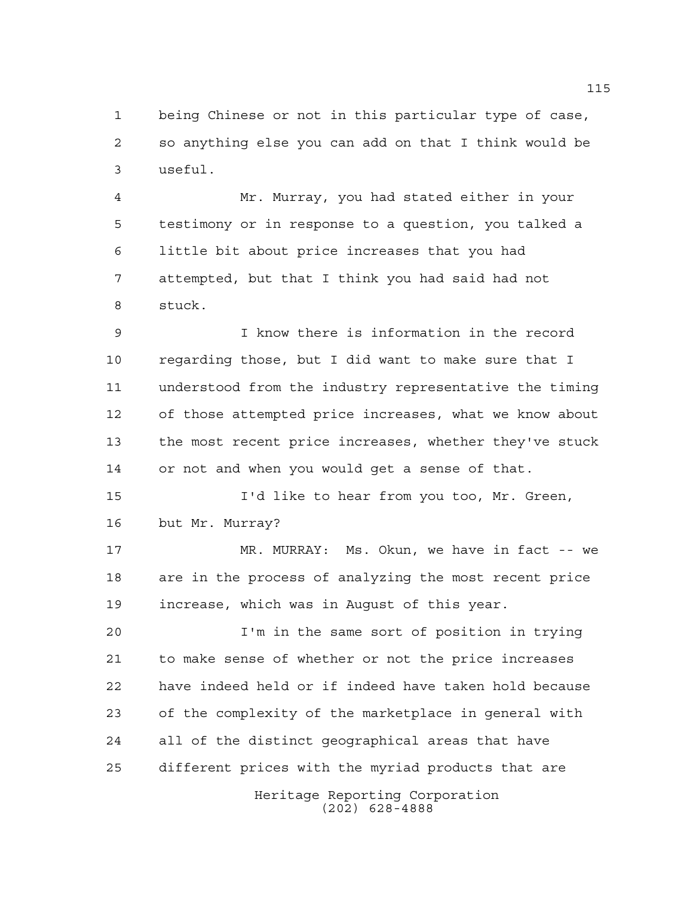being Chinese or not in this particular type of case, so anything else you can add on that I think would be useful.

Mr. Murray, you had stated either in your testimony or in response to a question, you talked a little bit about price increases that you had attempted, but that I think you had said had not stuck.

I know there is information in the record regarding those, but I did want to make sure that I understood from the industry representative the timing of those attempted price increases, what we know about the most recent price increases, whether they've stuck or not and when you would get a sense of that.

I'd like to hear from you too, Mr. Green, but Mr. Murray?

MR. MURRAY: Ms. Okun, we have in fact -- we are in the process of analyzing the most recent price increase, which was in August of this year.

I'm in the same sort of position in trying to make sense of whether or not the price increases have indeed held or if indeed have taken hold because of the complexity of the marketplace in general with all of the distinct geographical areas that have different prices with the myriad products that are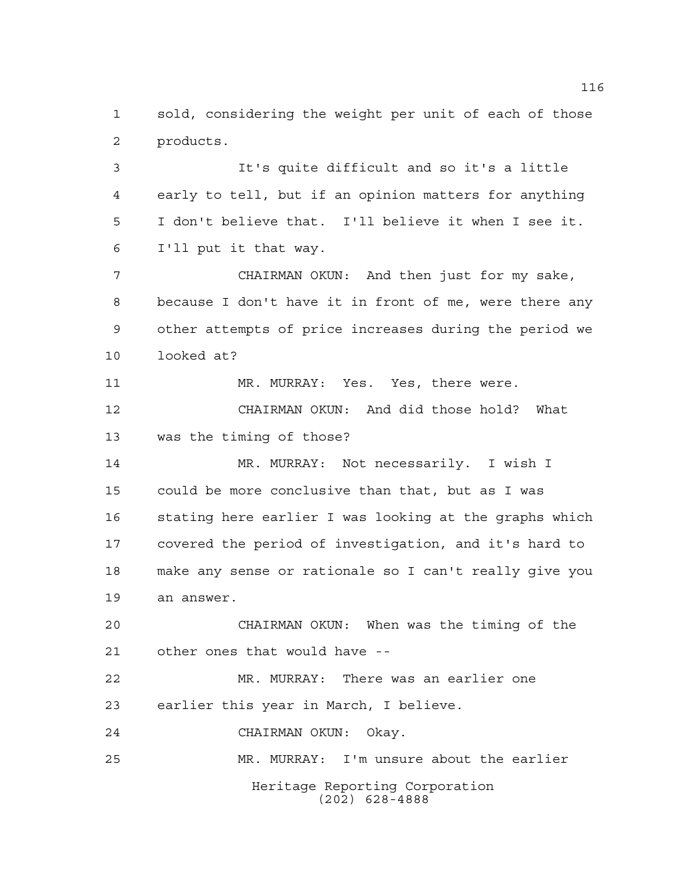sold, considering the weight per unit of each of those products.

It's quite difficult and so it's a little early to tell, but if an opinion matters for anything I don't believe that. I'll believe it when I see it. I'll put it that way.

CHAIRMAN OKUN: And then just for my sake, because I don't have it in front of me, were there any other attempts of price increases during the period we looked at?

MR. MURRAY: Yes. Yes, there were.

CHAIRMAN OKUN: And did those hold? What was the timing of those?

MR. MURRAY: Not necessarily. I wish I could be more conclusive than that, but as I was stating here earlier I was looking at the graphs which covered the period of investigation, and it's hard to make any sense or rationale so I can't really give you an answer.

CHAIRMAN OKUN: When was the timing of the other ones that would have --

MR. MURRAY: There was an earlier one earlier this year in March, I believe.

CHAIRMAN OKUN: Okay.

MR. MURRAY: I'm unsure about the earlier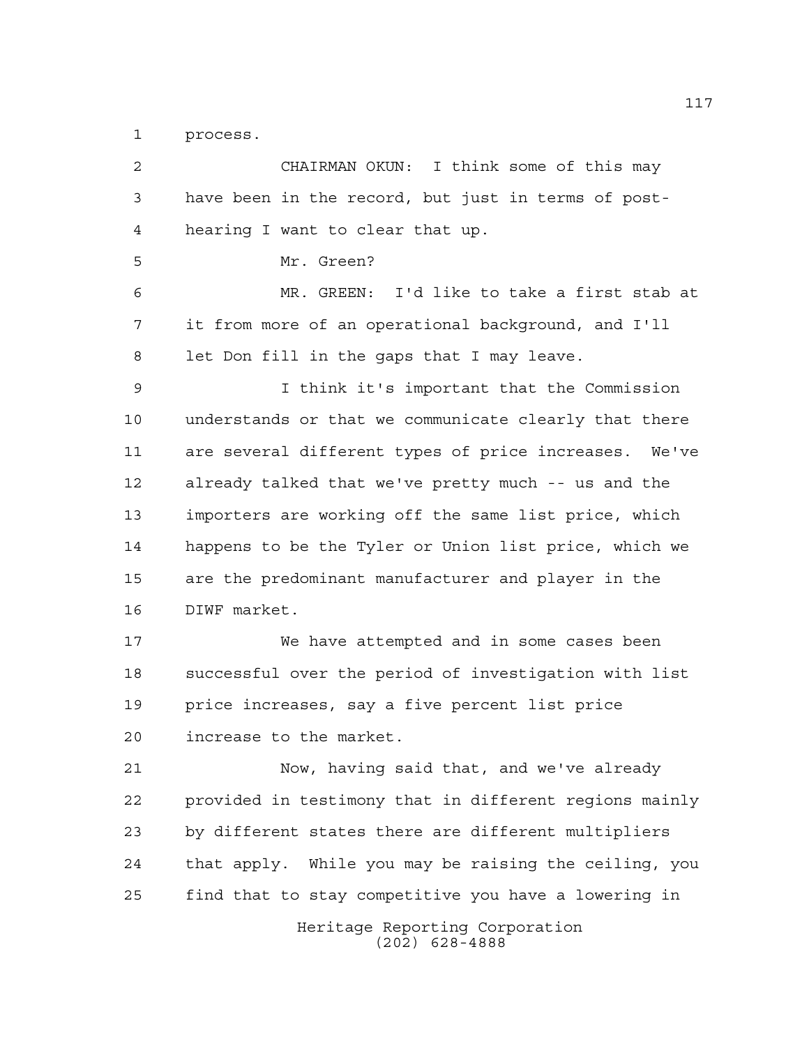process.

CHAIRMAN OKUN: I think some of this may have been in the record, but just in terms of post-hearing I want to clear that up.

Mr. Green?

MR. GREEN: I'd like to take a first stab at it from more of an operational background, and I'll let Don fill in the gaps that I may leave.

I think it's important that the Commission understands or that we communicate clearly that there are several different types of price increases. We've already talked that we've pretty much -- us and the importers are working off the same list price, which happens to be the Tyler or Union list price, which we are the predominant manufacturer and player in the DIWF market.

We have attempted and in some cases been successful over the period of investigation with list price increases, say a five percent list price increase to the market.

Now, having said that, and we've already provided in testimony that in different regions mainly by different states there are different multipliers that apply. While you may be raising the ceiling, you find that to stay competitive you have a lowering in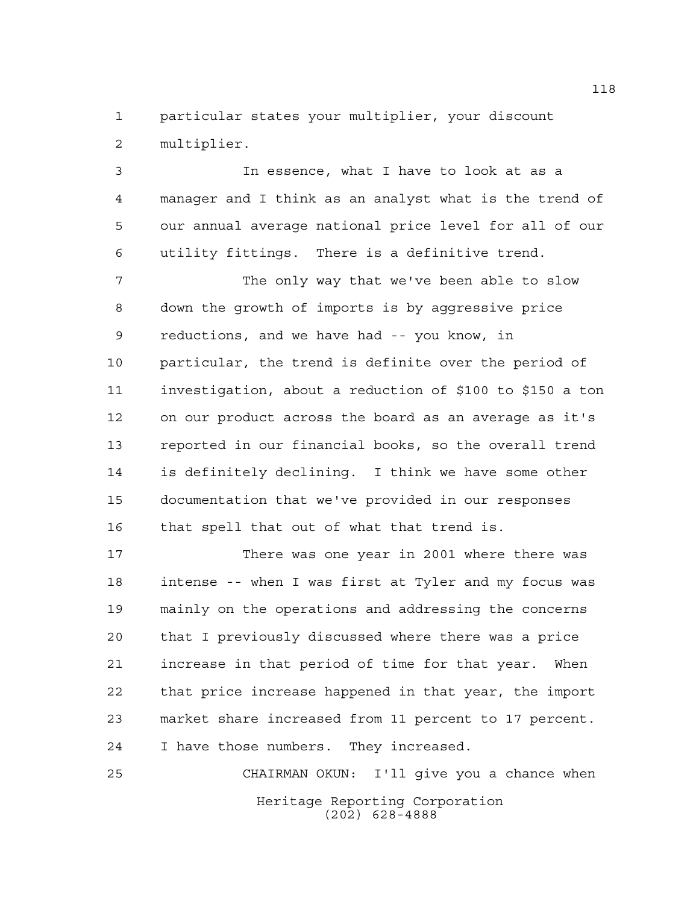particular states your multiplier, your discount multiplier.

In essence, what I have to look at as a manager and I think as an analyst what is the trend of our annual average national price level for all of our utility fittings. There is a definitive trend.

The only way that we've been able to slow down the growth of imports is by aggressive price reductions, and we have had -- you know, in particular, the trend is definite over the period of investigation, about a reduction of $100 to $150 a ton on our product across the board as an average as it's reported in our financial books, so the overall trend is definitely declining. I think we have some other documentation that we've provided in our responses that spell that out of what that trend is.

There was one year in 2001 where there was intense -- when I was first at Tyler and my focus was mainly on the operations and addressing the concerns that I previously discussed where there was a price increase in that period of time for that year. When that price increase happened in that year, the import market share increased from 11 percent to 17 percent. I have those numbers. They increased.

CHAIRMAN OKUN: I'll give you a chance when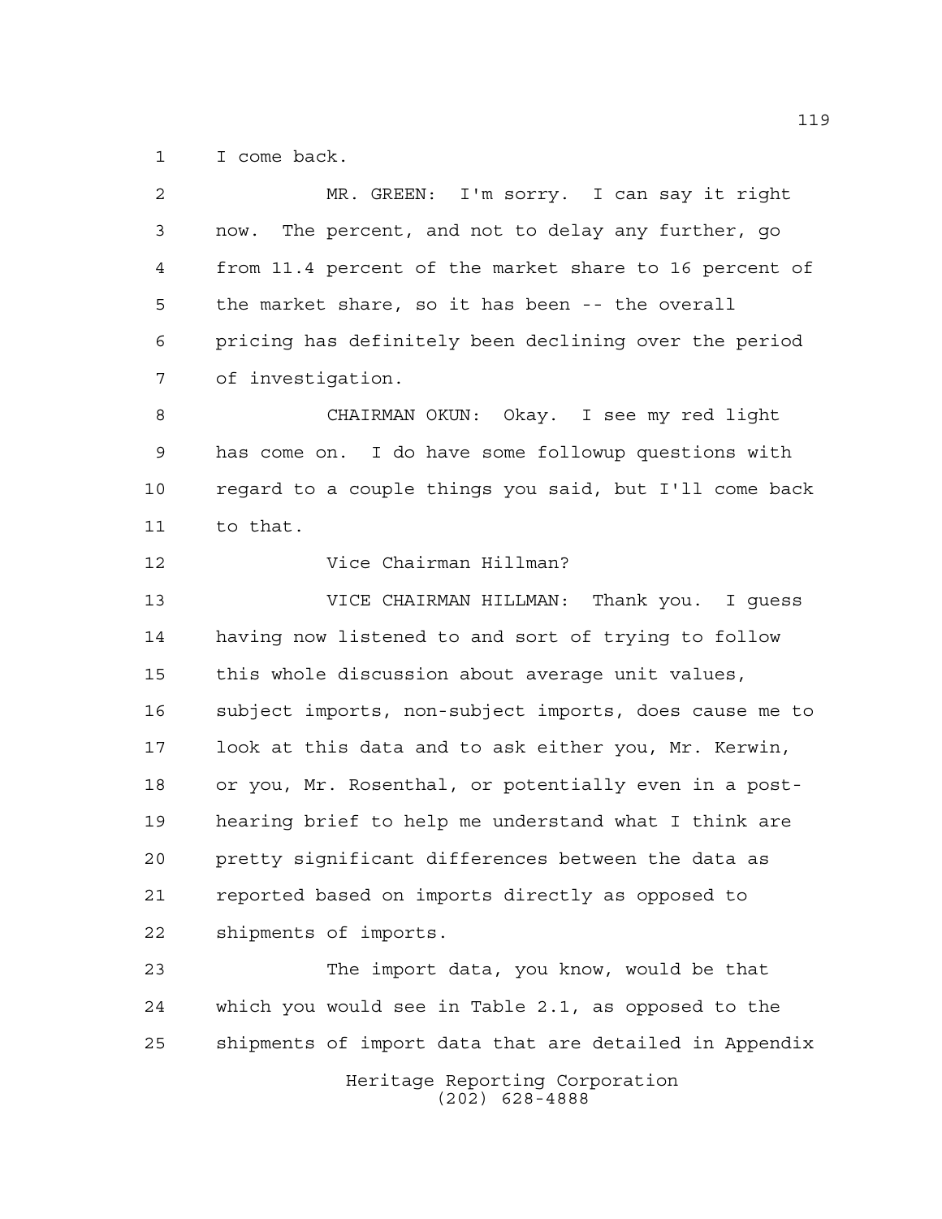I come back.

MR. GREEN: I'm sorry. I can say it right now. The percent, and not to delay any further, go from 11.4 percent of the market share to 16 percent of the market share, so it has been -- the overall pricing has definitely been declining over the period of investigation.

CHAIRMAN OKUN: Okay. I see my red light has come on. I do have some followup questions with regard to a couple things you said, but I'll come back to that.

Vice Chairman Hillman?

VICE CHAIRMAN HILLMAN: Thank you. I guess having now listened to and sort of trying to follow this whole discussion about average unit values, subject imports, non-subject imports, does cause me to look at this data and to ask either you, Mr. Kerwin, or you, Mr. Rosenthal, or potentially even in a post-hearing brief to help me understand what I think are pretty significant differences between the data as reported based on imports directly as opposed to shipments of imports.

The import data, you know, would be that which you would see in Table 2.1, as opposed to the shipments of import data that are detailed in Appendix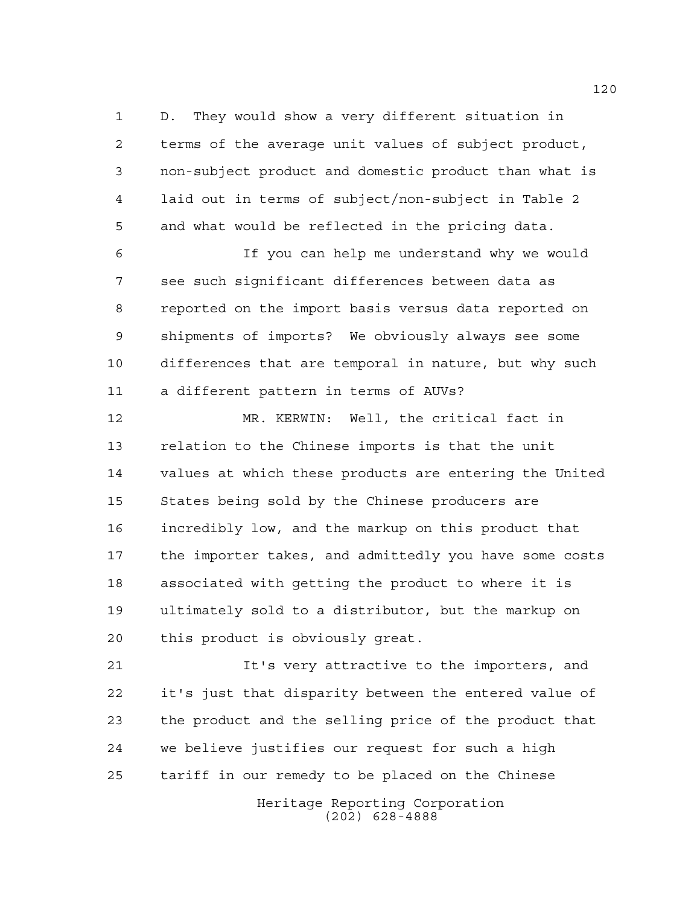D. They would show a very different situation in terms of the average unit values of subject product, non-subject product and domestic product than what is laid out in terms of subject/non-subject in Table 2 and what would be reflected in the pricing data.

If you can help me understand why we would see such significant differences between data as reported on the import basis versus data reported on shipments of imports? We obviously always see some differences that are temporal in nature, but why such a different pattern in terms of AUVs?

MR. KERWIN: Well, the critical fact in relation to the Chinese imports is that the unit values at which these products are entering the United States being sold by the Chinese producers are incredibly low, and the markup on this product that the importer takes, and admittedly you have some costs associated with getting the product to where it is ultimately sold to a distributor, but the markup on this product is obviously great.

It's very attractive to the importers, and it's just that disparity between the entered value of the product and the selling price of the product that we believe justifies our request for such a high tariff in our remedy to be placed on the Chinese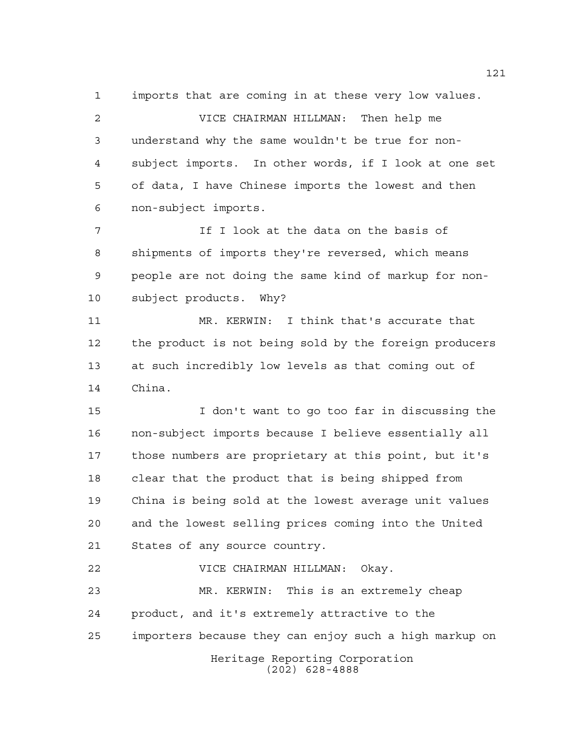imports that are coming in at these very low values.

VICE CHAIRMAN HILLMAN: Then help me understand why the same wouldn't be true for non-subject imports. In other words, if I look at one set of data, I have Chinese imports the lowest and then non-subject imports.

If I look at the data on the basis of shipments of imports they're reversed, which means people are not doing the same kind of markup for non-subject products. Why?

MR. KERWIN: I think that's accurate that the product is not being sold by the foreign producers at such incredibly low levels as that coming out of China.

I don't want to go too far in discussing the non-subject imports because I believe essentially all those numbers are proprietary at this point, but it's clear that the product that is being shipped from China is being sold at the lowest average unit values and the lowest selling prices coming into the United States of any source country.

VICE CHAIRMAN HILLMAN: Okay.

MR. KERWIN: This is an extremely cheap product, and it's extremely attractive to the importers because they can enjoy such a high markup on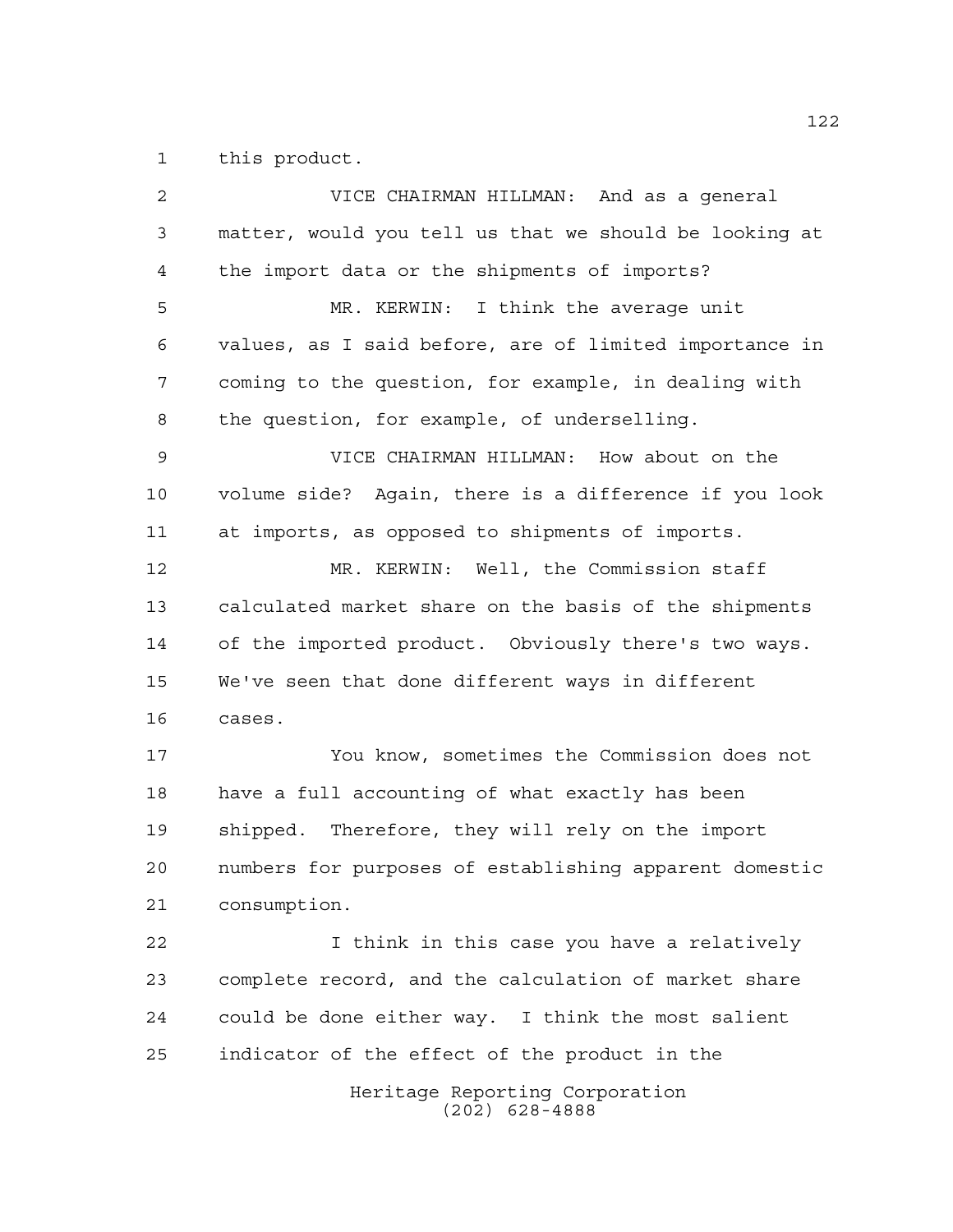this product.

VICE CHAIRMAN HILLMAN: And as a general matter, would you tell us that we should be looking at the import data or the shipments of imports?

MR. KERWIN: I think the average unit values, as I said before, are of limited importance in coming to the question, for example, in dealing with the question, for example, of underselling.

VICE CHAIRMAN HILLMAN: How about on the volume side? Again, there is a difference if you look at imports, as opposed to shipments of imports.

MR. KERWIN: Well, the Commission staff calculated market share on the basis of the shipments of the imported product. Obviously there's two ways. We've seen that done different ways in different cases.

You know, sometimes the Commission does not have a full accounting of what exactly has been shipped. Therefore, they will rely on the import numbers for purposes of establishing apparent domestic consumption.

I think in this case you have a relatively complete record, and the calculation of market share could be done either way. I think the most salient indicator of the effect of the product in the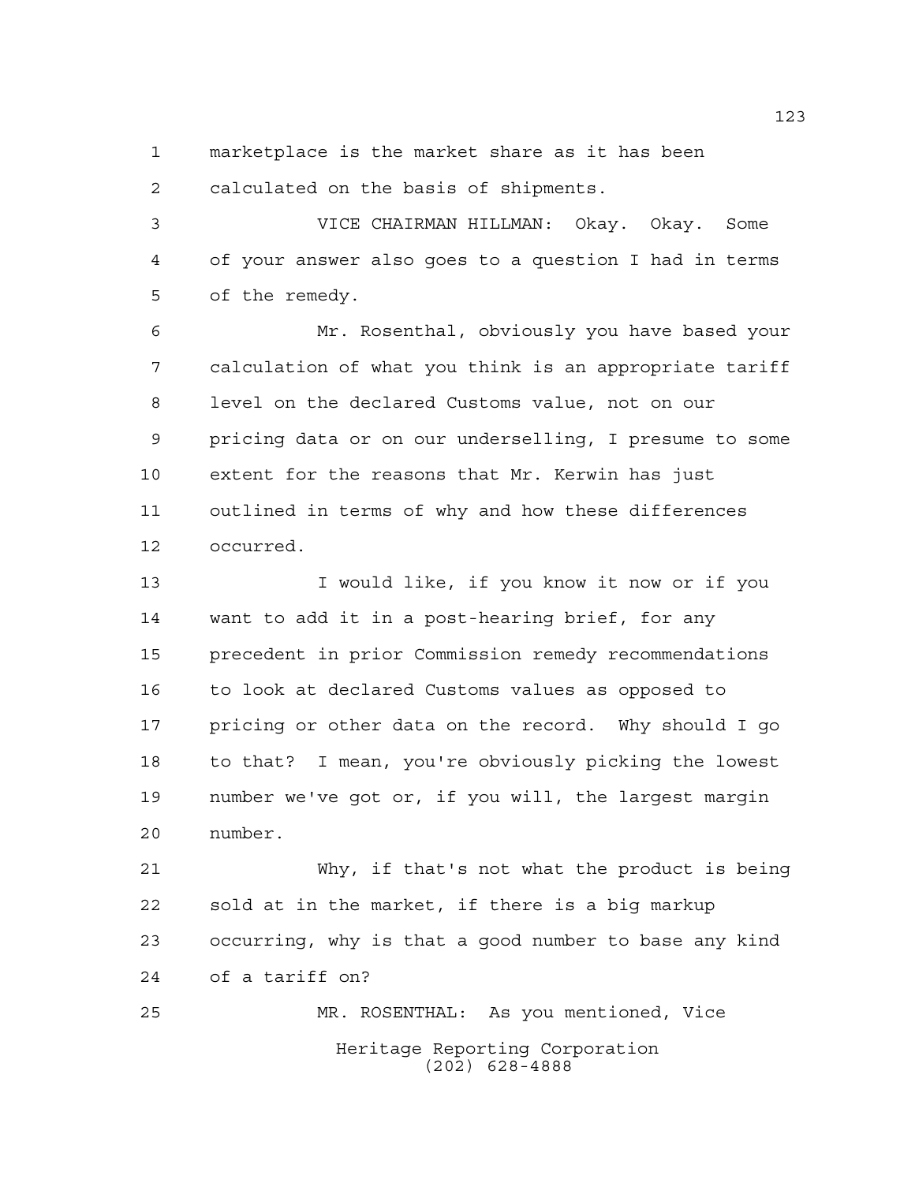marketplace is the market share as it has been calculated on the basis of shipments.

VICE CHAIRMAN HILLMAN: Okay. Okay. Some of your answer also goes to a question I had in terms of the remedy.

Mr. Rosenthal, obviously you have based your calculation of what you think is an appropriate tariff level on the declared Customs value, not on our pricing data or on our underselling, I presume to some extent for the reasons that Mr. Kerwin has just outlined in terms of why and how these differences occurred.

I would like, if you know it now or if you want to add it in a post-hearing brief, for any precedent in prior Commission remedy recommendations to look at declared Customs values as opposed to pricing or other data on the record. Why should I go to that? I mean, you're obviously picking the lowest number we've got or, if you will, the largest margin number.

Why, if that's not what the product is being sold at in the market, if there is a big markup occurring, why is that a good number to base any kind of a tariff on?

MR. ROSENTHAL: As you mentioned, Vice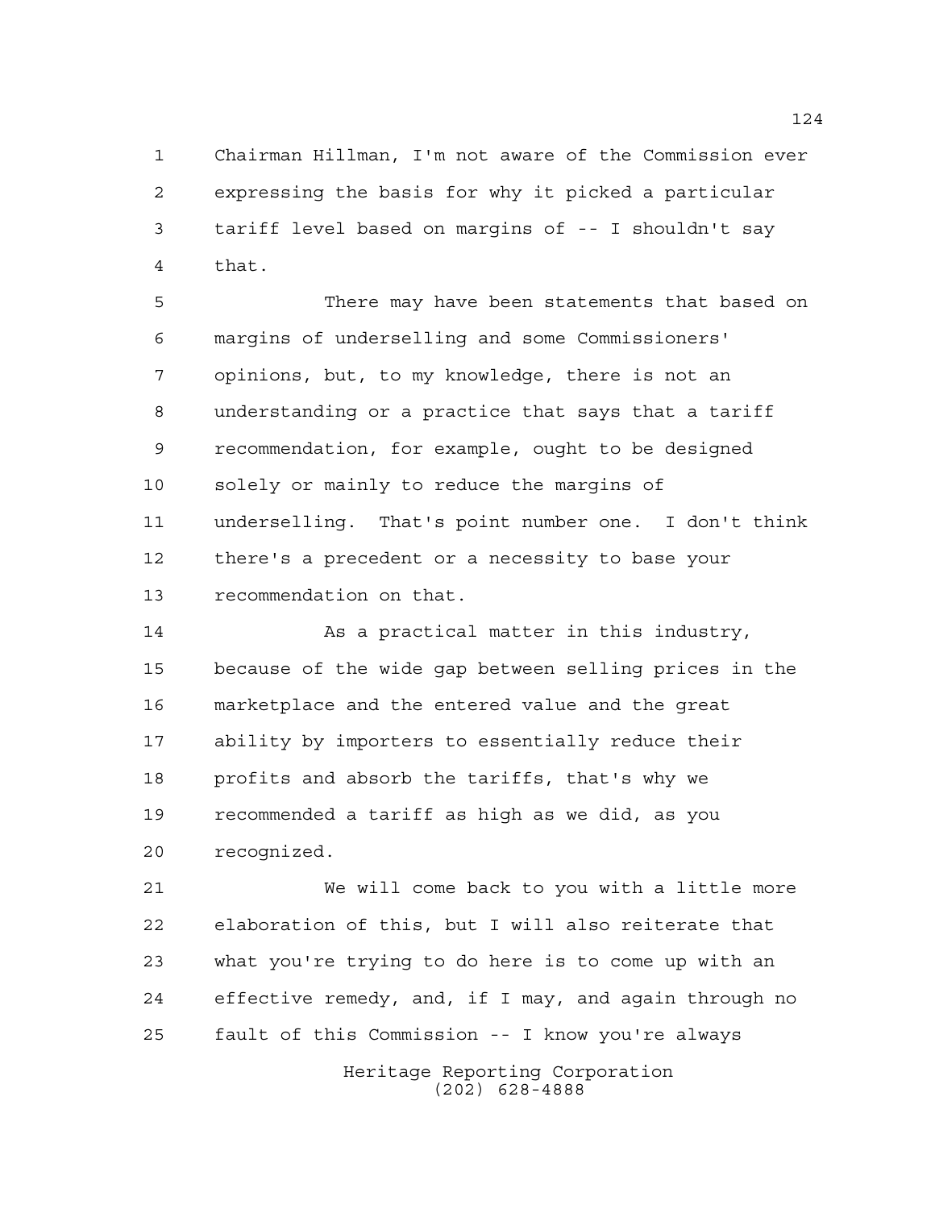Chairman Hillman, I'm not aware of the Commission ever expressing the basis for why it picked a particular tariff level based on margins of -- I shouldn't say that.

There may have been statements that based on margins of underselling and some Commissioners' opinions, but, to my knowledge, there is not an understanding or a practice that says that a tariff recommendation, for example, ought to be designed solely or mainly to reduce the margins of underselling. That's point number one. I don't think there's a precedent or a necessity to base your recommendation on that.

As a practical matter in this industry, because of the wide gap between selling prices in the marketplace and the entered value and the great ability by importers to essentially reduce their profits and absorb the tariffs, that's why we recommended a tariff as high as we did, as you recognized.

We will come back to you with a little more elaboration of this, but I will also reiterate that what you're trying to do here is to come up with an effective remedy, and, if I may, and again through no fault of this Commission -- I know you're always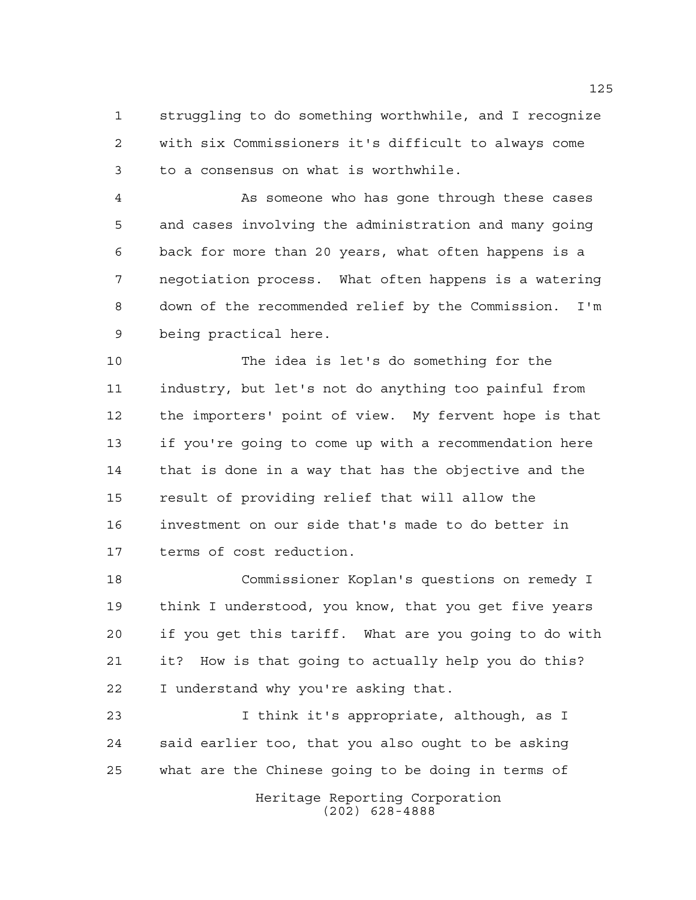struggling to do something worthwhile, and I recognize with six Commissioners it's difficult to always come to a consensus on what is worthwhile.

As someone who has gone through these cases and cases involving the administration and many going back for more than 20 years, what often happens is a negotiation process. What often happens is a watering down of the recommended relief by the Commission. I'm being practical here.

The idea is let's do something for the industry, but let's not do anything too painful from the importers' point of view. My fervent hope is that if you're going to come up with a recommendation here that is done in a way that has the objective and the result of providing relief that will allow the investment on our side that's made to do better in terms of cost reduction.

Commissioner Koplan's questions on remedy I think I understood, you know, that you get five years if you get this tariff. What are you going to do with it? How is that going to actually help you do this? I understand why you're asking that.

I think it's appropriate, although, as I said earlier too, that you also ought to be asking what are the Chinese going to be doing in terms of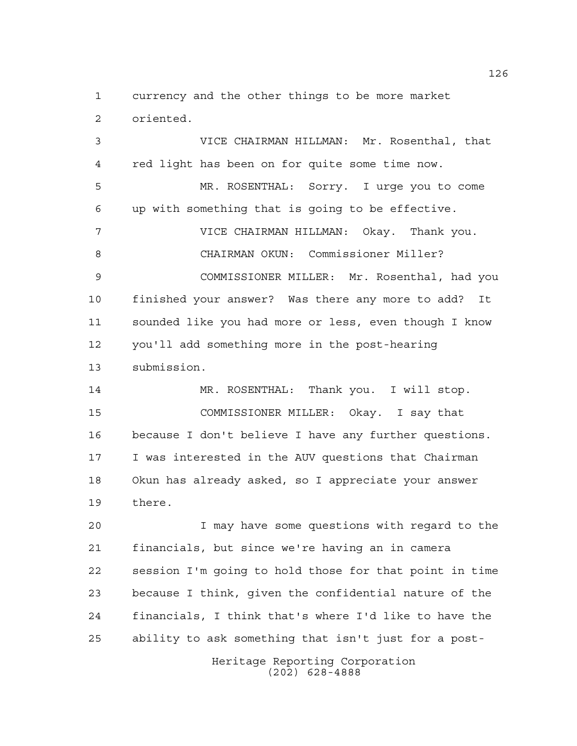currency and the other things to be more market oriented.

VICE CHAIRMAN HILLMAN: Mr. Rosenthal, that red light has been on for quite some time now.

MR. ROSENTHAL: Sorry. I urge you to come up with something that is going to be effective.

VICE CHAIRMAN HILLMAN: Okay. Thank you.

CHAIRMAN OKUN: Commissioner Miller?

COMMISSIONER MILLER: Mr. Rosenthal, had you finished your answer? Was there any more to add? It sounded like you had more or less, even though I know you'll add something more in the post-hearing submission.

MR. ROSENTHAL: Thank you. I will stop.

COMMISSIONER MILLER: Okay. I say that because I don't believe I have any further questions. I was interested in the AUV questions that Chairman Okun has already asked, so I appreciate your answer there.

I may have some questions with regard to the financials, but since we're having an in camera session I'm going to hold those for that point in time because I think, given the confidential nature of the financials, I think that's where I'd like to have the ability to ask something that isn't just for a post-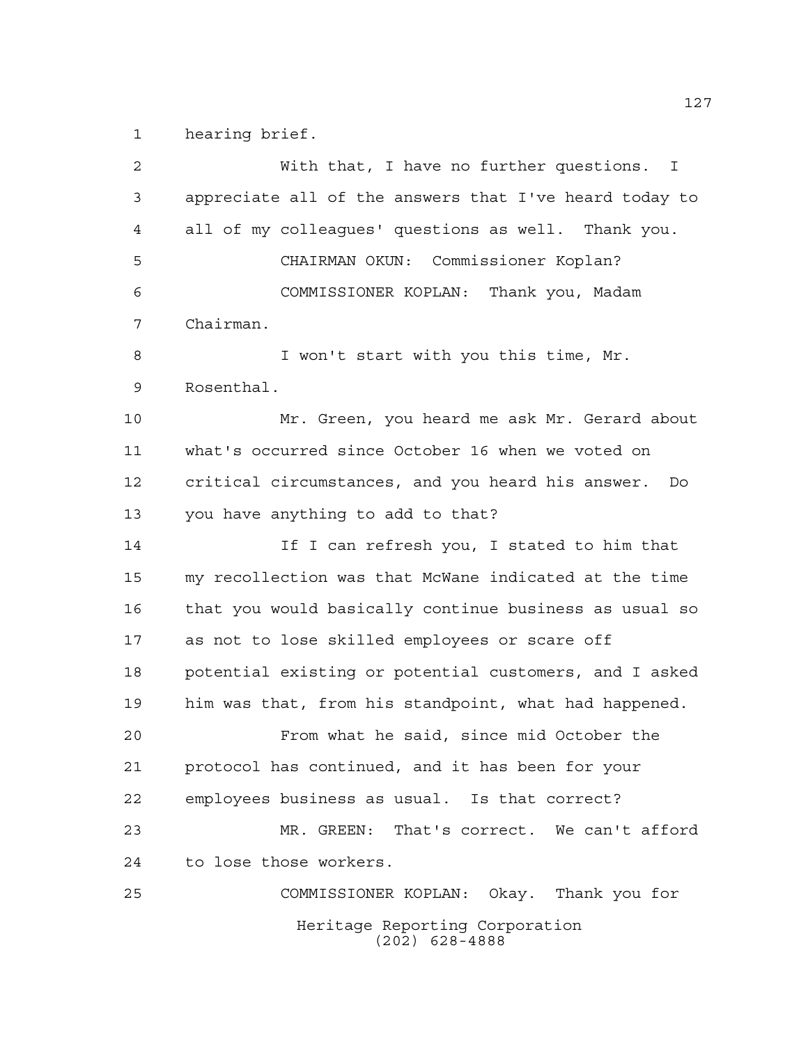1 hearing brief.

2 With that, I have no further questions. I
3 appreciate all of the answers that I've heard today to
4 all of my colleagues' questions as well. Thank you.

5 CHAIRMAN OKUN: Commissioner Koplan?

6 COMMISSIONER KOPLAN: Thank you, Madam
7 Chairman.

8 I won't start with you this time, Mr.
9 Rosenthal.

10 Mr. Green, you heard me ask Mr. Gerard about
11 what's occurred since October 16 when we voted on
12 critical circumstances, and you heard his answer. Do
13 you have anything to add to that?

14 If I can refresh you, I stated to him that
15 my recollection was that McWane indicated at the time
16 that you would basically continue business as usual so
17 as not to lose skilled employees or scare off
18 potential existing or potential customers, and I asked
19 him was that, from his standpoint, what had happened.

20 From what he said, since mid October the
21 protocol has continued, and it has been for your
22 employees business as usual. Is that correct?

23 MR. GREEN: That's correct. We can't afford
24 to lose those workers.

25 COMMISSIONER KOPLAN: Okay. Thank you for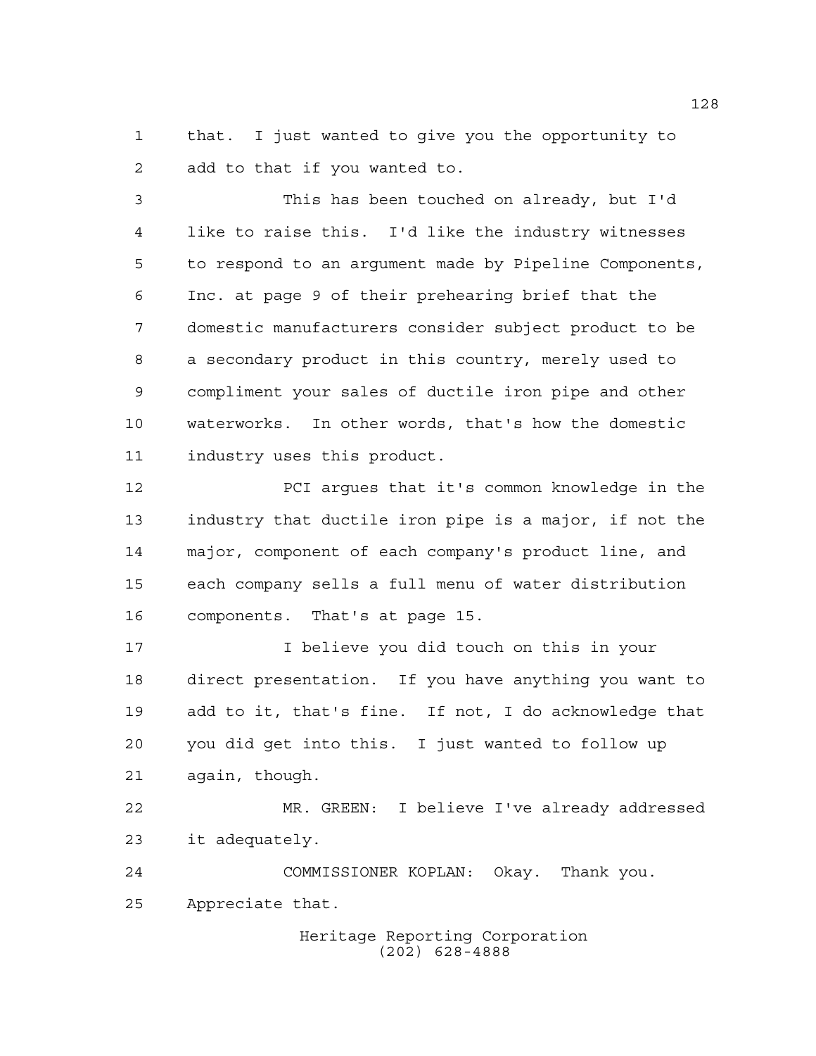that. I just wanted to give you the opportunity to add to that if you wanted to.

This has been touched on already, but I'd like to raise this. I'd like the industry witnesses to respond to an argument made by Pipeline Components, Inc. at page 9 of their prehearing brief that the domestic manufacturers consider subject product to be a secondary product in this country, merely used to compliment your sales of ductile iron pipe and other waterworks. In other words, that's how the domestic industry uses this product.

PCI argues that it's common knowledge in the industry that ductile iron pipe is a major, if not the major, component of each company's product line, and each company sells a full menu of water distribution components. That's at page 15.

I believe you did touch on this in your direct presentation. If you have anything you want to add to it, that's fine. If not, I do acknowledge that you did get into this. I just wanted to follow up again, though.

MR. GREEN: I believe I've already addressed it adequately.

COMMISSIONER KOPLAN: Okay. Thank you. Appreciate that.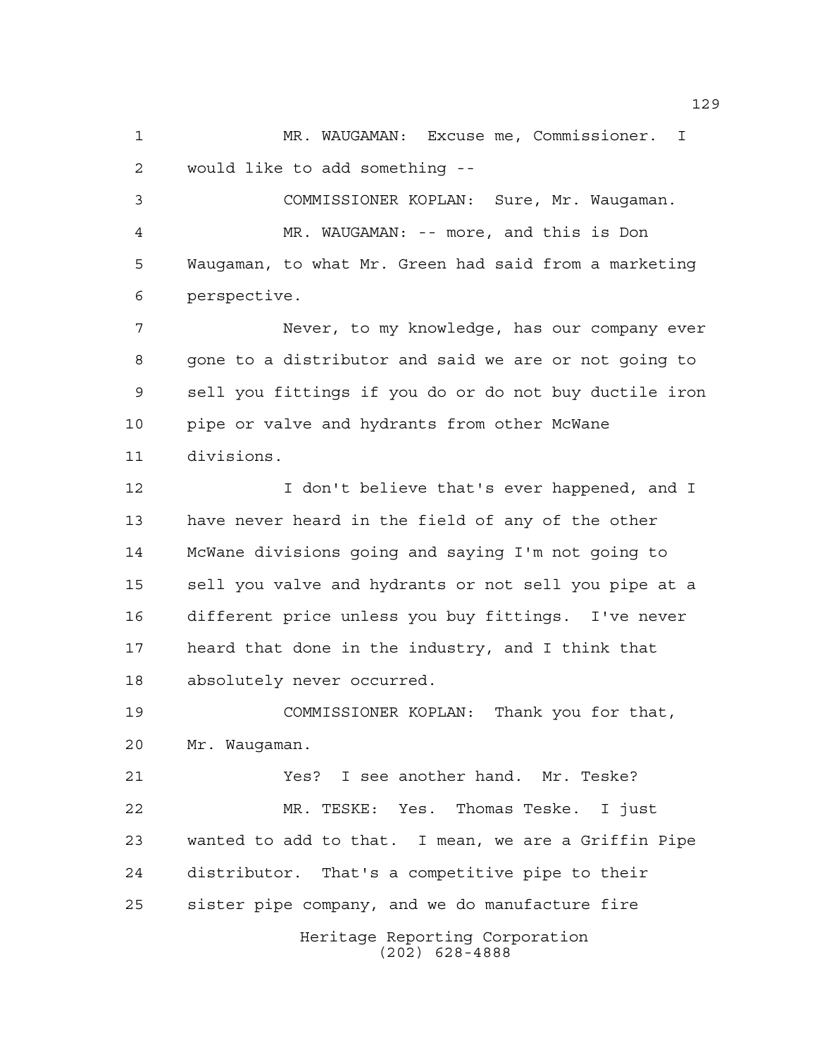MR. WAUGAMAN: Excuse me, Commissioner. I would like to add something --

COMMISSIONER KOPLAN: Sure, Mr. Waugaman.

MR. WAUGAMAN: -- more, and this is Don Waugaman, to what Mr. Green had said from a marketing perspective.

Never, to my knowledge, has our company ever gone to a distributor and said we are or not going to sell you fittings if you do or do not buy ductile iron pipe or valve and hydrants from other McWane divisions.

I don't believe that's ever happened, and I have never heard in the field of any of the other McWane divisions going and saying I'm not going to sell you valve and hydrants or not sell you pipe at a different price unless you buy fittings. I've never heard that done in the industry, and I think that absolutely never occurred.

COMMISSIONER KOPLAN: Thank you for that, Mr. Waugaman.

Yes? I see another hand. Mr. Teske?

MR. TESKE: Yes. Thomas Teske. I just wanted to add to that. I mean, we are a Griffin Pipe distributor. That's a competitive pipe to their sister pipe company, and we do manufacture fire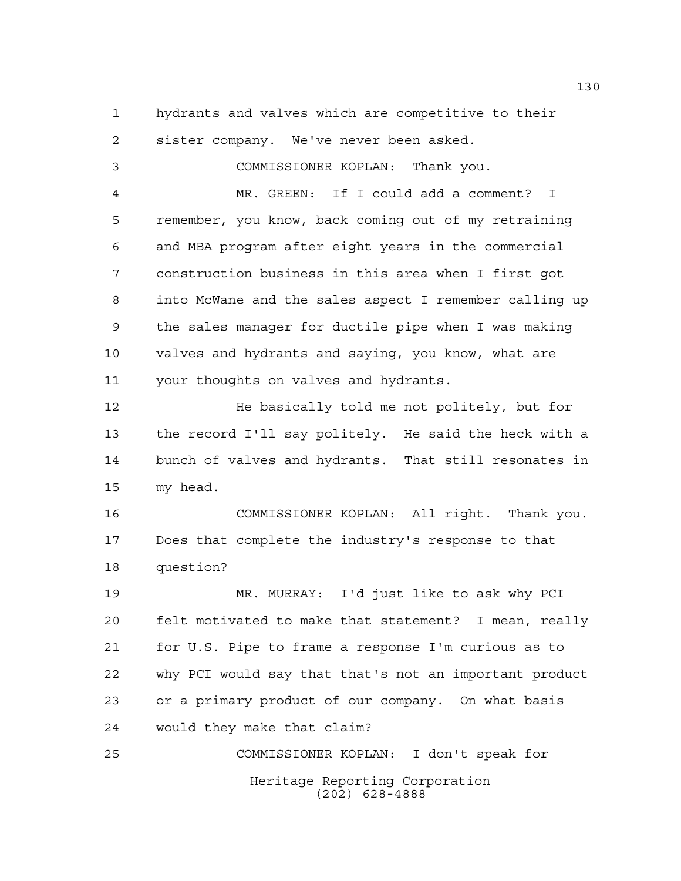hydrants and valves which are competitive to their sister company. We've never been asked.

COMMISSIONER KOPLAN: Thank you.

MR. GREEN: If I could add a comment? I remember, you know, back coming out of my retraining and MBA program after eight years in the commercial construction business in this area when I first got into McWane and the sales aspect I remember calling up the sales manager for ductile pipe when I was making valves and hydrants and saying, you know, what are your thoughts on valves and hydrants.

He basically told me not politely, but for the record I'll say politely. He said the heck with a bunch of valves and hydrants. That still resonates in my head.

COMMISSIONER KOPLAN: All right. Thank you. Does that complete the industry's response to that question?

MR. MURRAY: I'd just like to ask why PCI felt motivated to make that statement? I mean, really for U.S. Pipe to frame a response I'm curious as to why PCI would say that that's not an important product or a primary product of our company. On what basis would they make that claim?

COMMISSIONER KOPLAN: I don't speak for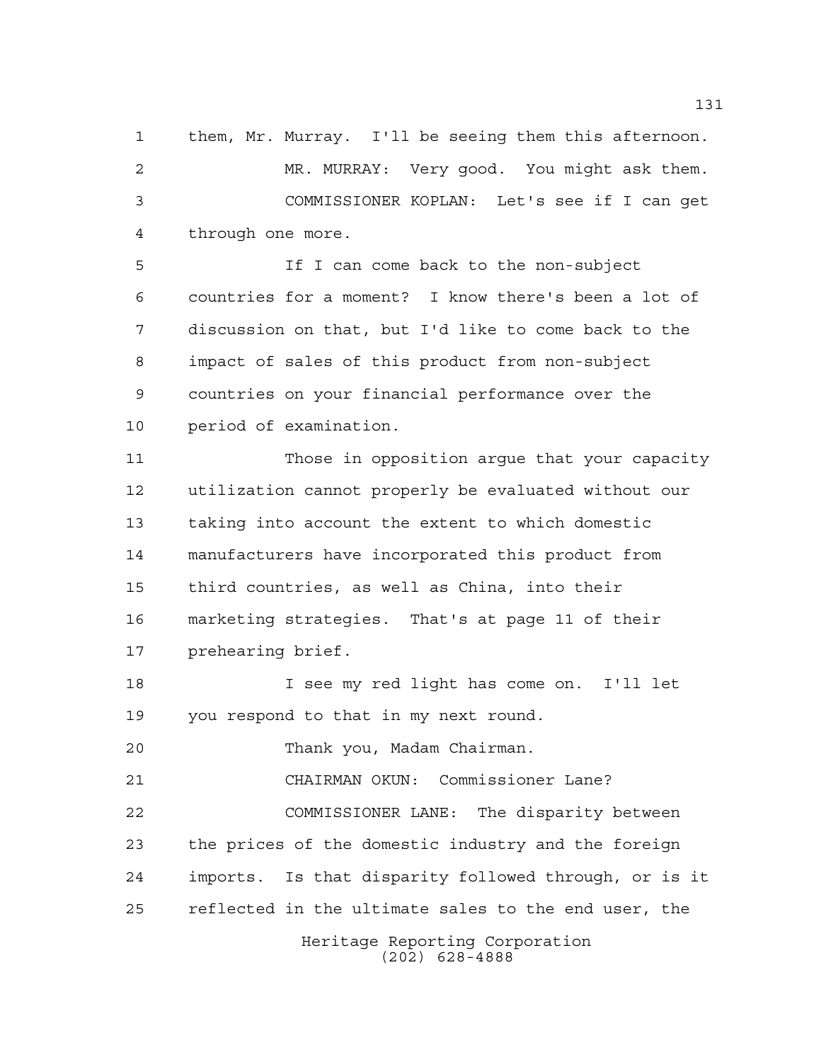them, Mr. Murray. I'll be seeing them this afternoon.

MR. MURRAY: Very good. You might ask them.

COMMISSIONER KOPLAN: Let's see if I can get through one more.

If I can come back to the non-subject countries for a moment? I know there's been a lot of discussion on that, but I'd like to come back to the impact of sales of this product from non-subject countries on your financial performance over the period of examination.

Those in opposition argue that your capacity utilization cannot properly be evaluated without our taking into account the extent to which domestic manufacturers have incorporated this product from third countries, as well as China, into their marketing strategies. That's at page 11 of their prehearing brief.

I see my red light has come on. I'll let you respond to that in my next round.

Thank you, Madam Chairman.

CHAIRMAN OKUN: Commissioner Lane?

COMMISSIONER LANE: The disparity between the prices of the domestic industry and the foreign imports. Is that disparity followed through, or is it reflected in the ultimate sales to the end user, the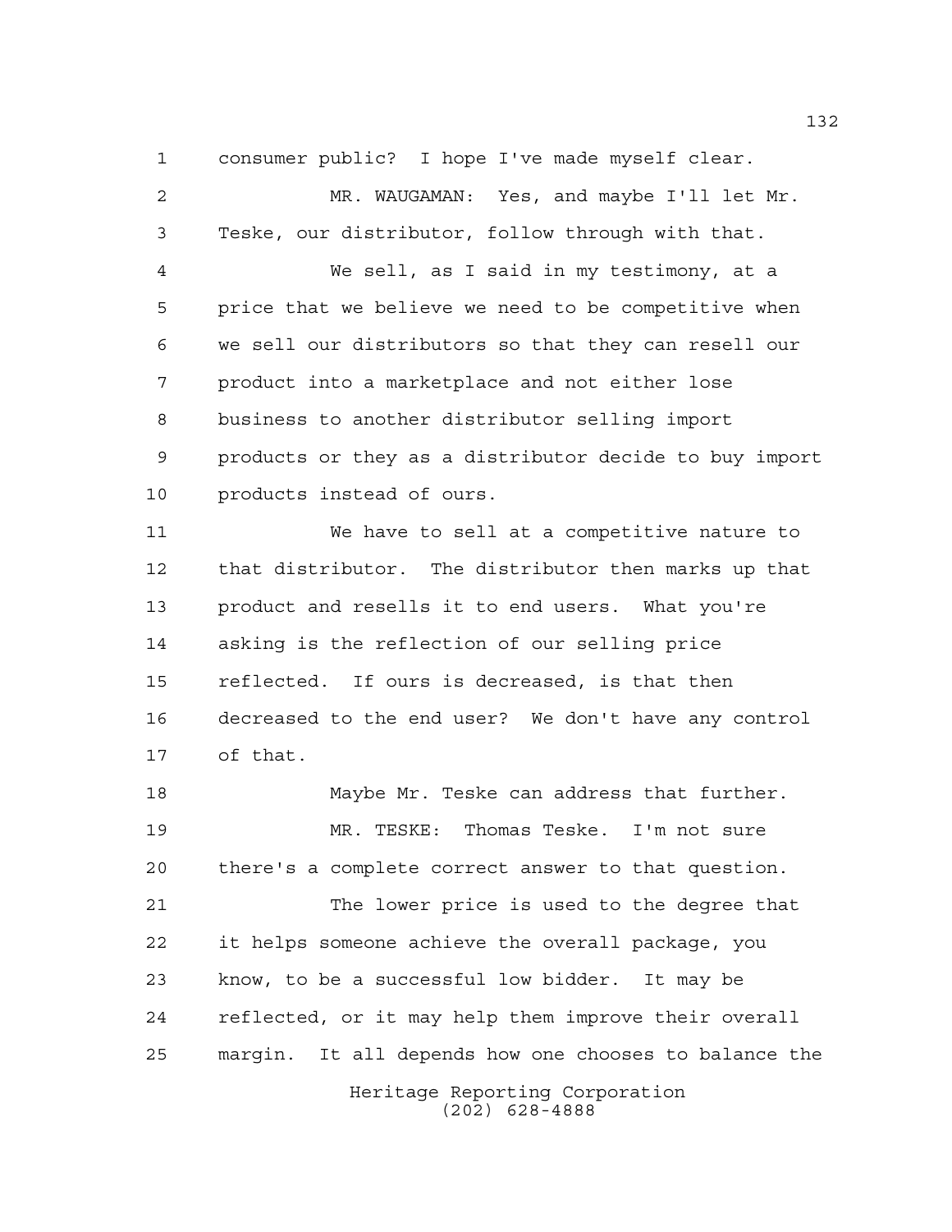consumer public? I hope I've made myself clear.

MR. WAUGAMAN: Yes, and maybe I'll let Mr. Teske, our distributor, follow through with that.

We sell, as I said in my testimony, at a price that we believe we need to be competitive when we sell our distributors so that they can resell our product into a marketplace and not either lose business to another distributor selling import products or they as a distributor decide to buy import products instead of ours.

We have to sell at a competitive nature to that distributor. The distributor then marks up that product and resells it to end users. What you're asking is the reflection of our selling price reflected. If ours is decreased, is that then decreased to the end user? We don't have any control of that.

Maybe Mr. Teske can address that further.

MR. TESKE: Thomas Teske. I'm not sure there's a complete correct answer to that question.

The lower price is used to the degree that it helps someone achieve the overall package, you know, to be a successful low bidder. It may be reflected, or it may help them improve their overall margin. It all depends how one chooses to balance the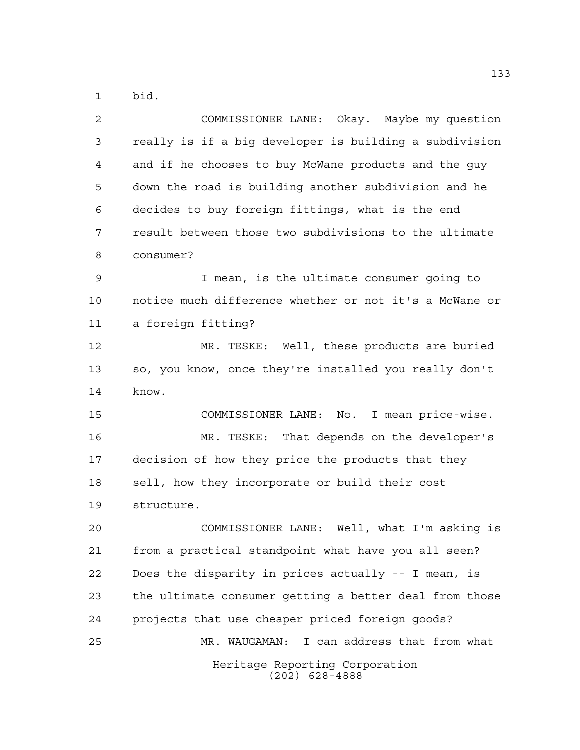bid.

COMMISSIONER LANE: Okay. Maybe my question really is if a big developer is building a subdivision and if he chooses to buy McWane products and the guy down the road is building another subdivision and he decides to buy foreign fittings, what is the end result between those two subdivisions to the ultimate consumer?

I mean, is the ultimate consumer going to notice much difference whether or not it's a McWane or a foreign fitting?

MR. TESKE: Well, these products are buried so, you know, once they're installed you really don't know.

COMMISSIONER LANE: No. I mean price-wise.

MR. TESKE: That depends on the developer's decision of how they price the products that they sell, how they incorporate or build their cost structure.

COMMISSIONER LANE: Well, what I'm asking is from a practical standpoint what have you all seen? Does the disparity in prices actually -- I mean, is the ultimate consumer getting a better deal from those projects that use cheaper priced foreign goods?

MR. WAUGAMAN: I can address that from what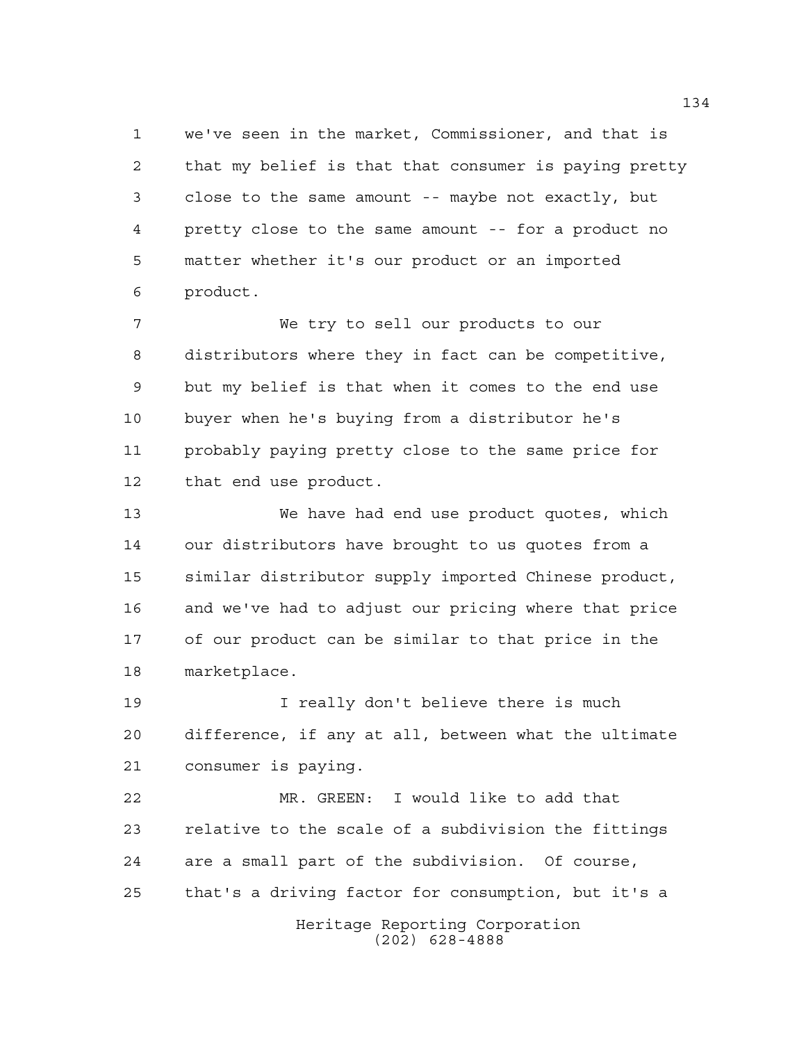we've seen in the market, Commissioner, and that is that my belief is that that consumer is paying pretty close to the same amount -- maybe not exactly, but pretty close to the same amount -- for a product no matter whether it's our product or an imported product.

We try to sell our products to our distributors where they in fact can be competitive, but my belief is that when it comes to the end use buyer when he's buying from a distributor he's probably paying pretty close to the same price for that end use product.

We have had end use product quotes, which our distributors have brought to us quotes from a similar distributor supply imported Chinese product, and we've had to adjust our pricing where that price of our product can be similar to that price in the marketplace.

I really don't believe there is much difference, if any at all, between what the ultimate consumer is paying.

MR. GREEN: I would like to add that relative to the scale of a subdivision the fittings are a small part of the subdivision. Of course, that's a driving factor for consumption, but it's a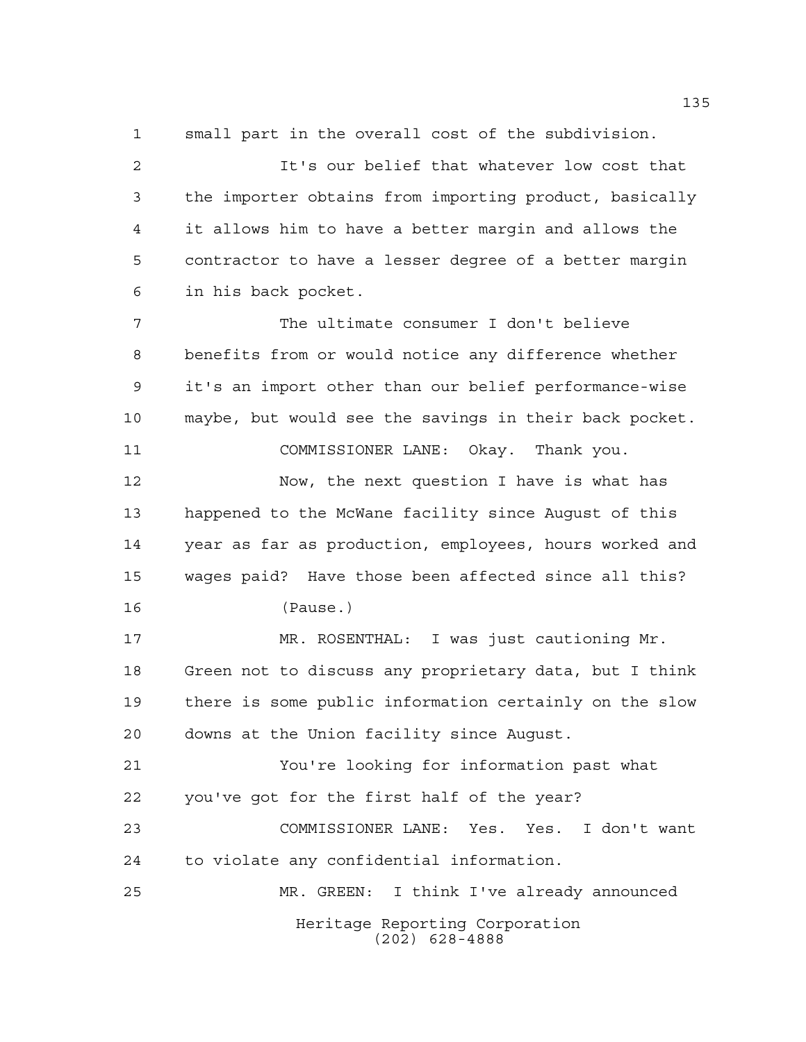small part in the overall cost of the subdivision.

It's our belief that whatever low cost that the importer obtains from importing product, basically it allows him to have a better margin and allows the contractor to have a lesser degree of a better margin in his back pocket.

The ultimate consumer I don't believe benefits from or would notice any difference whether it's an import other than our belief performance-wise maybe, but would see the savings in their back pocket.

COMMISSIONER LANE: Okay. Thank you.

Now, the next question I have is what has happened to the McWane facility since August of this year as far as production, employees, hours worked and wages paid? Have those been affected since all this?

(Pause.)

MR. ROSENTHAL: I was just cautioning Mr. Green not to discuss any proprietary data, but I think there is some public information certainly on the slow downs at the Union facility since August.

You're looking for information past what you've got for the first half of the year?

COMMISSIONER LANE: Yes. Yes. I don't want to violate any confidential information.

MR. GREEN: I think I've already announced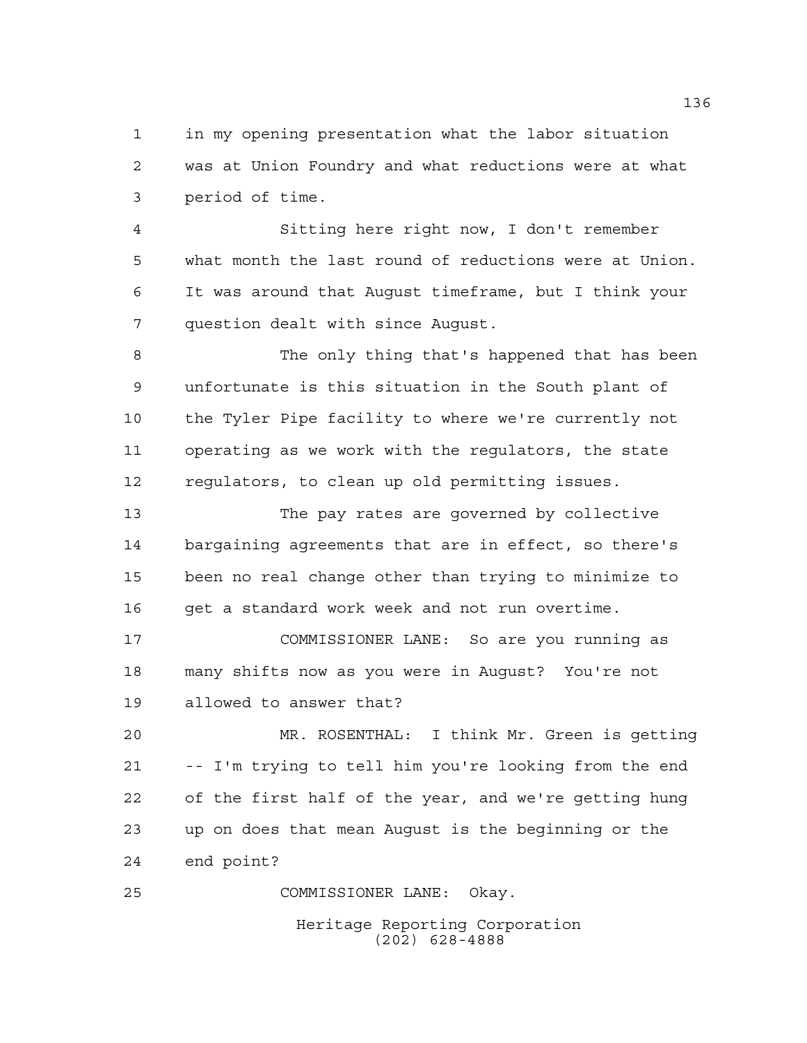in my opening presentation what the labor situation was at Union Foundry and what reductions were at what period of time.

Sitting here right now, I don't remember what month the last round of reductions were at Union. It was around that August timeframe, but I think your question dealt with since August.

The only thing that's happened that has been unfortunate is this situation in the South plant of the Tyler Pipe facility to where we're currently not operating as we work with the regulators, the state regulators, to clean up old permitting issues.

The pay rates are governed by collective bargaining agreements that are in effect, so there's been no real change other than trying to minimize to get a standard work week and not run overtime.

COMMISSIONER LANE: So are you running as many shifts now as you were in August? You're not allowed to answer that?

MR. ROSENTHAL: I think Mr. Green is getting -- I'm trying to tell him you're looking from the end of the first half of the year, and we're getting hung up on does that mean August is the beginning or the end point?

COMMISSIONER LANE: Okay.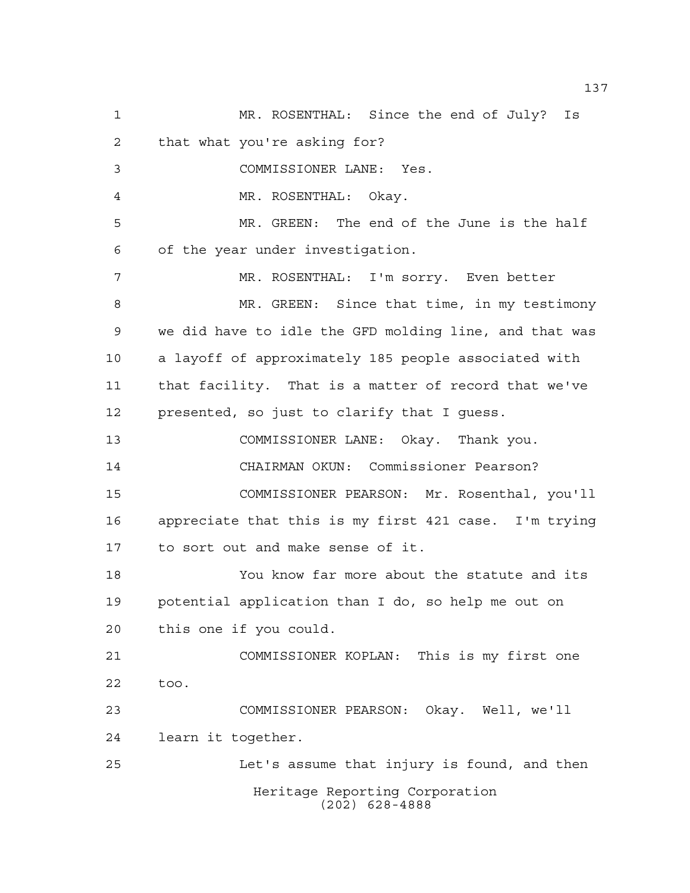MR. ROSENTHAL: Since the end of July? Is that what you're asking for?

COMMISSIONER LANE: Yes.

MR. ROSENTHAL: Okay.

MR. GREEN: The end of the June is the half of the year under investigation.

MR. ROSENTHAL: I'm sorry. Even better

MR. GREEN: Since that time, in my testimony we did have to idle the GFD molding line, and that was a layoff of approximately 185 people associated with that facility. That is a matter of record that we've presented, so just to clarify that I guess.

COMMISSIONER LANE: Okay. Thank you.

CHAIRMAN OKUN: Commissioner Pearson?

COMMISSIONER PEARSON: Mr. Rosenthal, you'll appreciate that this is my first 421 case. I'm trying to sort out and make sense of it.

You know far more about the statute and its potential application than I do, so help me out on this one if you could.

COMMISSIONER KOPLAN: This is my first one too.

COMMISSIONER PEARSON: Okay. Well, we'll learn it together.

Let's assume that injury is found, and then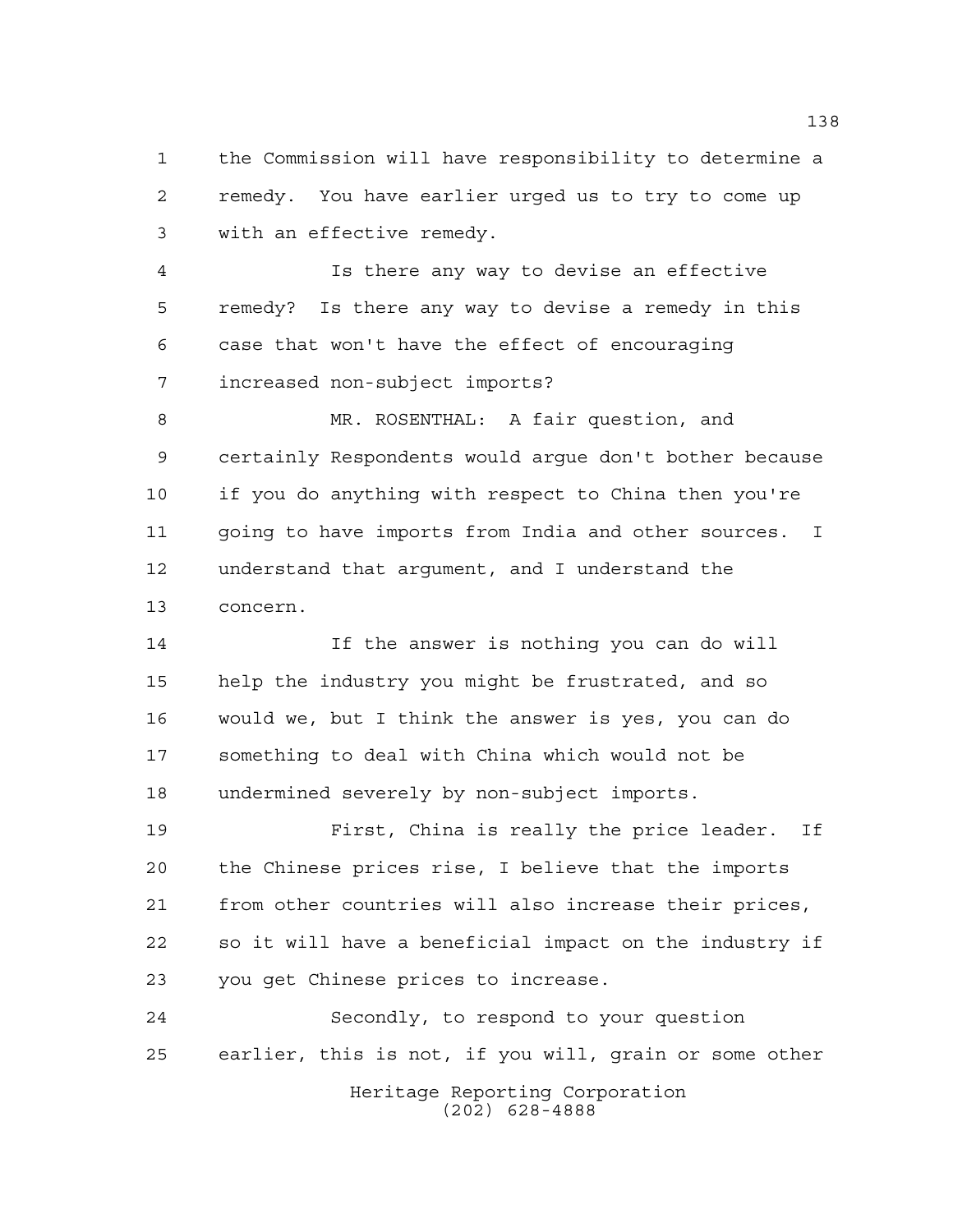the Commission will have responsibility to determine a remedy. You have earlier urged us to try to come up with an effective remedy.

Is there any way to devise an effective remedy? Is there any way to devise a remedy in this case that won't have the effect of encouraging increased non-subject imports?

MR. ROSENTHAL: A fair question, and certainly Respondents would argue don't bother because if you do anything with respect to China then you're going to have imports from India and other sources. I understand that argument, and I understand the concern.

If the answer is nothing you can do will help the industry you might be frustrated, and so would we, but I think the answer is yes, you can do something to deal with China which would not be undermined severely by non-subject imports.

First, China is really the price leader. If the Chinese prices rise, I believe that the imports from other countries will also increase their prices, so it will have a beneficial impact on the industry if you get Chinese prices to increase.

Secondly, to respond to your question earlier, this is not, if you will, grain or some other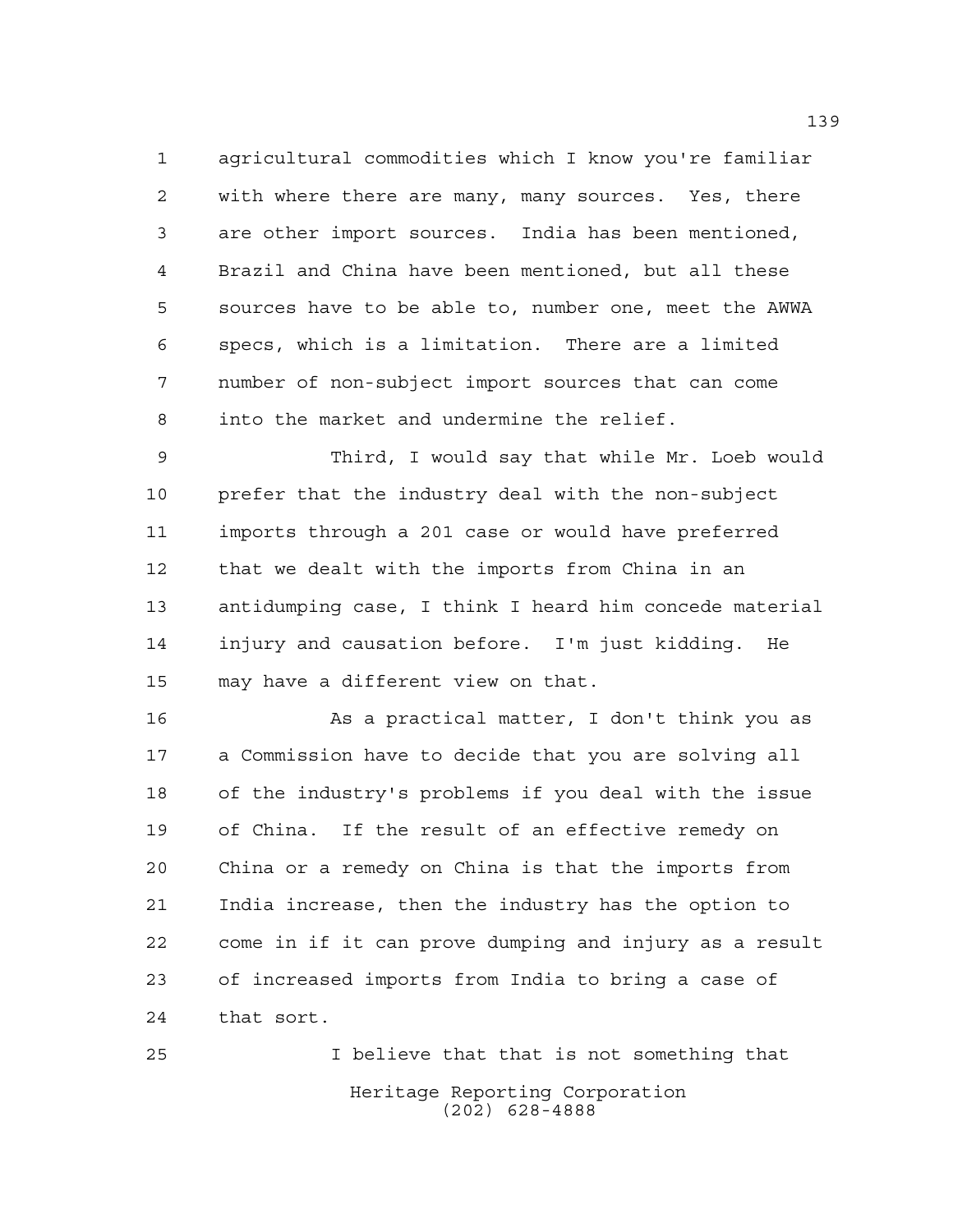agricultural commodities which I know you're familiar with where there are many, many sources. Yes, there are other import sources. India has been mentioned, Brazil and China have been mentioned, but all these sources have to be able to, number one, meet the AWWA specs, which is a limitation. There are a limited number of non-subject import sources that can come into the market and undermine the relief.

Third, I would say that while Mr. Loeb would prefer that the industry deal with the non-subject imports through a 201 case or would have preferred that we dealt with the imports from China in an antidumping case, I think I heard him concede material injury and causation before. I'm just kidding. He may have a different view on that.

As a practical matter, I don't think you as a Commission have to decide that you are solving all of the industry's problems if you deal with the issue of China. If the result of an effective remedy on China or a remedy on China is that the imports from India increase, then the industry has the option to come in if it can prove dumping and injury as a result of increased imports from India to bring a case of that sort.

I believe that that is not something that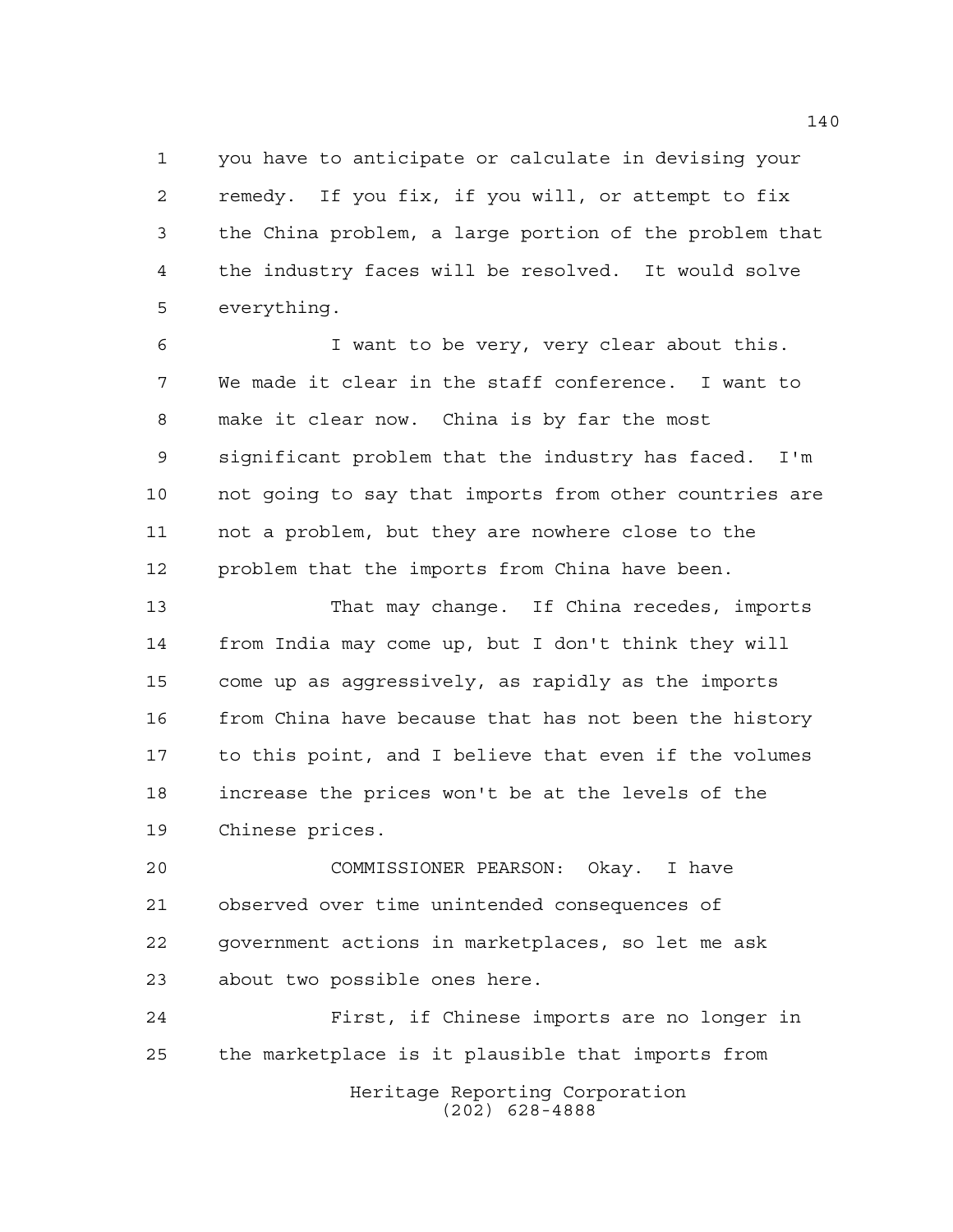you have to anticipate or calculate in devising your remedy. If you fix, if you will, or attempt to fix the China problem, a large portion of the problem that the industry faces will be resolved. It would solve everything.

I want to be very, very clear about this. We made it clear in the staff conference. I want to make it clear now. China is by far the most significant problem that the industry has faced. I'm not going to say that imports from other countries are not a problem, but they are nowhere close to the problem that the imports from China have been.

That may change. If China recedes, imports from India may come up, but I don't think they will come up as aggressively, as rapidly as the imports from China have because that has not been the history to this point, and I believe that even if the volumes increase the prices won't be at the levels of the Chinese prices.

COMMISSIONER PEARSON: Okay. I have observed over time unintended consequences of government actions in marketplaces, so let me ask about two possible ones here.

First, if Chinese imports are no longer in the marketplace is it plausible that imports from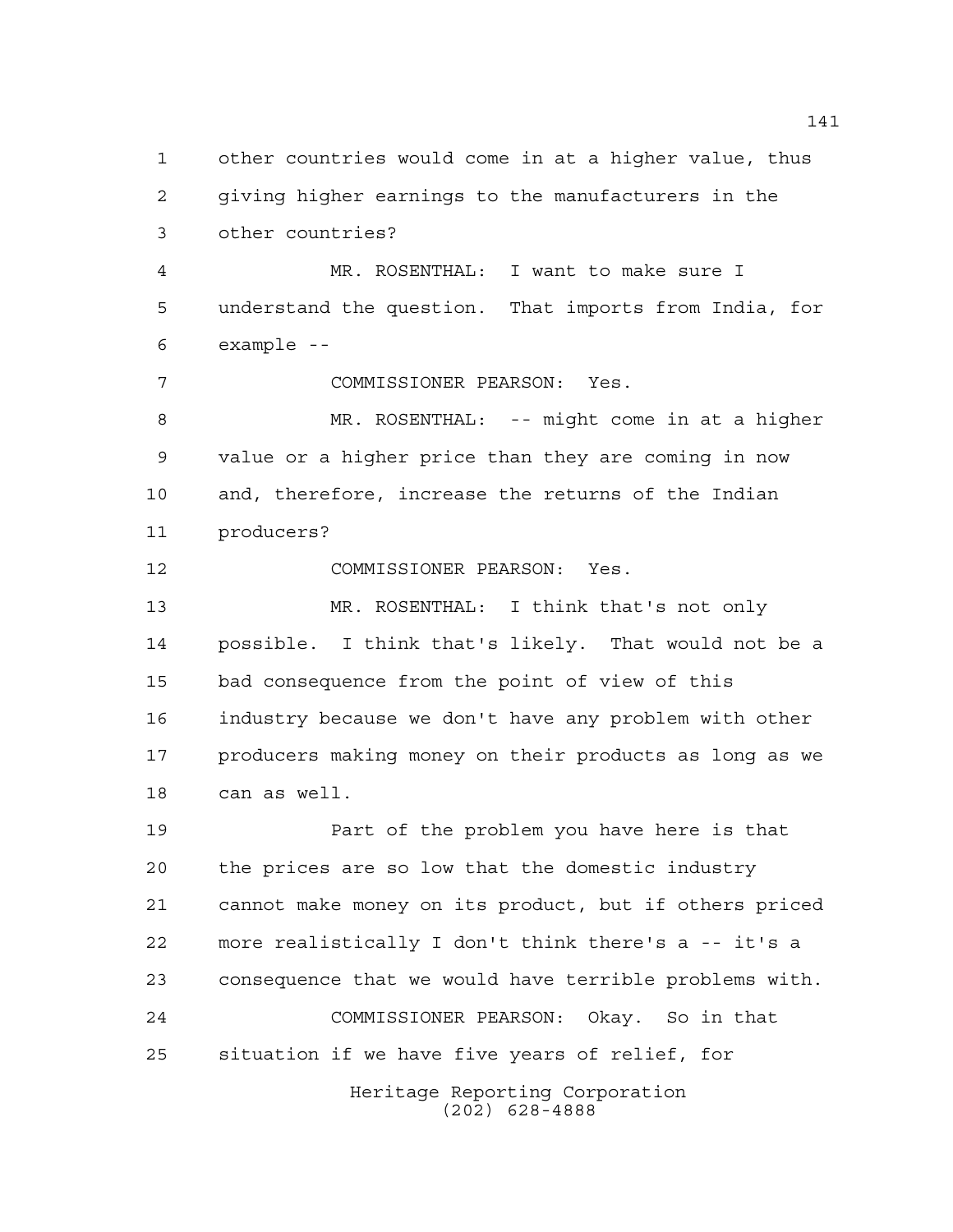other countries would come in at a higher value, thus giving higher earnings to the manufacturers in the other countries?

MR. ROSENTHAL: I want to make sure I understand the question. That imports from India, for example --

COMMISSIONER PEARSON: Yes.

MR. ROSENTHAL: -- might come in at a higher value or a higher price than they are coming in now and, therefore, increase the returns of the Indian producers?

COMMISSIONER PEARSON: Yes.

MR. ROSENTHAL: I think that's not only possible. I think that's likely. That would not be a bad consequence from the point of view of this industry because we don't have any problem with other producers making money on their products as long as we can as well.

Part of the problem you have here is that the prices are so low that the domestic industry cannot make money on its product, but if others priced more realistically I don't think there's a -- it's a consequence that we would have terrible problems with.

COMMISSIONER PEARSON: Okay. So in that situation if we have five years of relief, for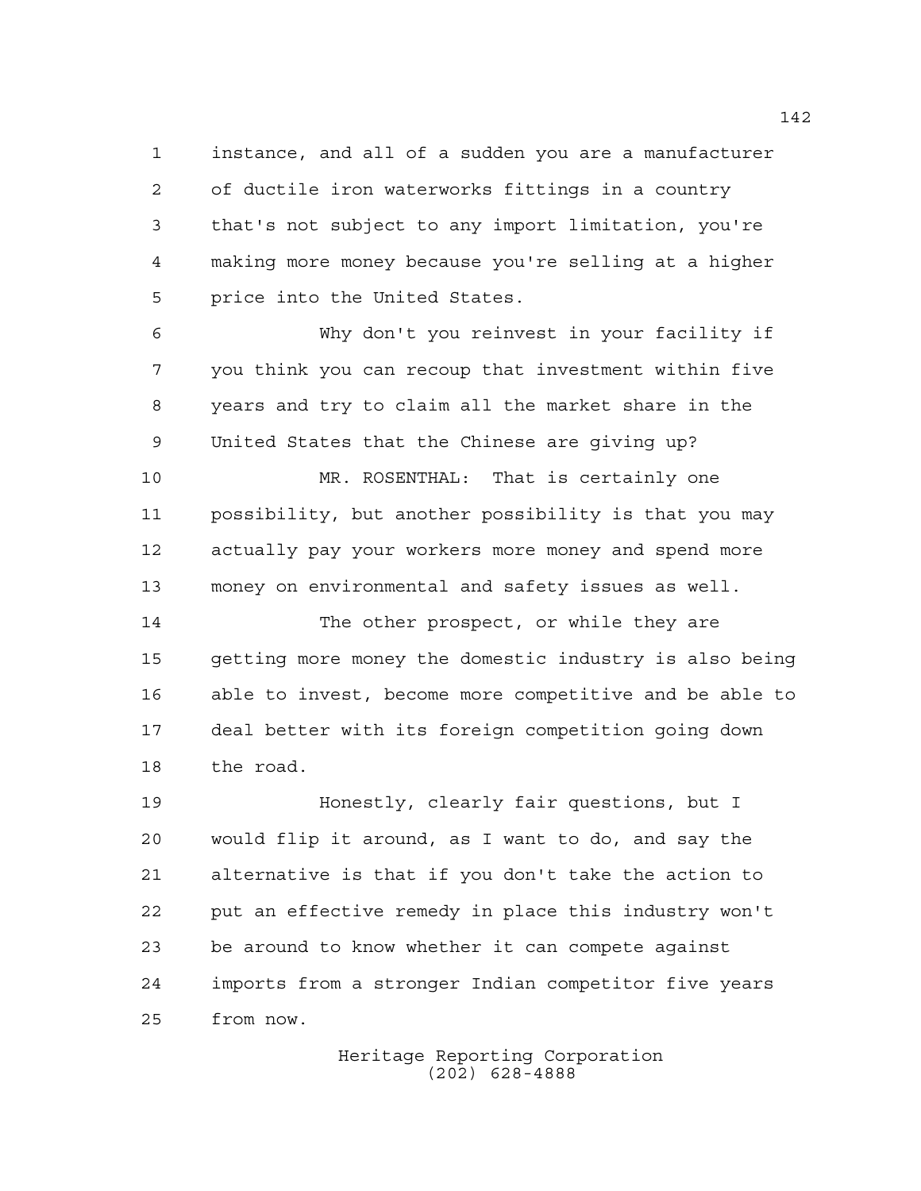instance, and all of a sudden you are a manufacturer of ductile iron waterworks fittings in a country that's not subject to any import limitation, you're making more money because you're selling at a higher price into the United States.

Why don't you reinvest in your facility if you think you can recoup that investment within five years and try to claim all the market share in the United States that the Chinese are giving up?

MR. ROSENTHAL: That is certainly one possibility, but another possibility is that you may actually pay your workers more money and spend more money on environmental and safety issues as well.

The other prospect, or while they are getting more money the domestic industry is also being able to invest, become more competitive and be able to deal better with its foreign competition going down the road.

Honestly, clearly fair questions, but I would flip it around, as I want to do, and say the alternative is that if you don't take the action to put an effective remedy in place this industry won't be around to know whether it can compete against imports from a stronger Indian competitor five years from now.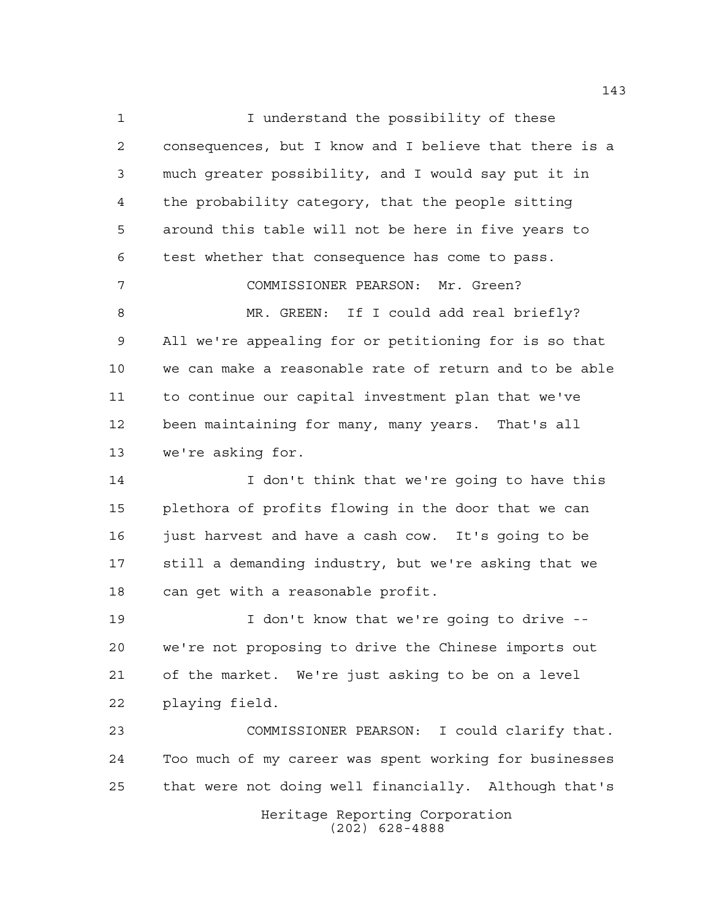I understand the possibility of these consequences, but I know and I believe that there is a much greater possibility, and I would say put it in the probability category, that the people sitting around this table will not be here in five years to test whether that consequence has come to pass.

COMMISSIONER PEARSON: Mr. Green?

MR. GREEN: If I could add real briefly? All we're appealing for or petitioning for is so that we can make a reasonable rate of return and to be able to continue our capital investment plan that we've been maintaining for many, many years. That's all we're asking for.

I don't think that we're going to have this plethora of profits flowing in the door that we can just harvest and have a cash cow. It's going to be still a demanding industry, but we're asking that we can get with a reasonable profit.

I don't know that we're going to drive -- we're not proposing to drive the Chinese imports out of the market. We're just asking to be on a level playing field.

COMMISSIONER PEARSON: I could clarify that. Too much of my career was spent working for businesses that were not doing well financially. Although that's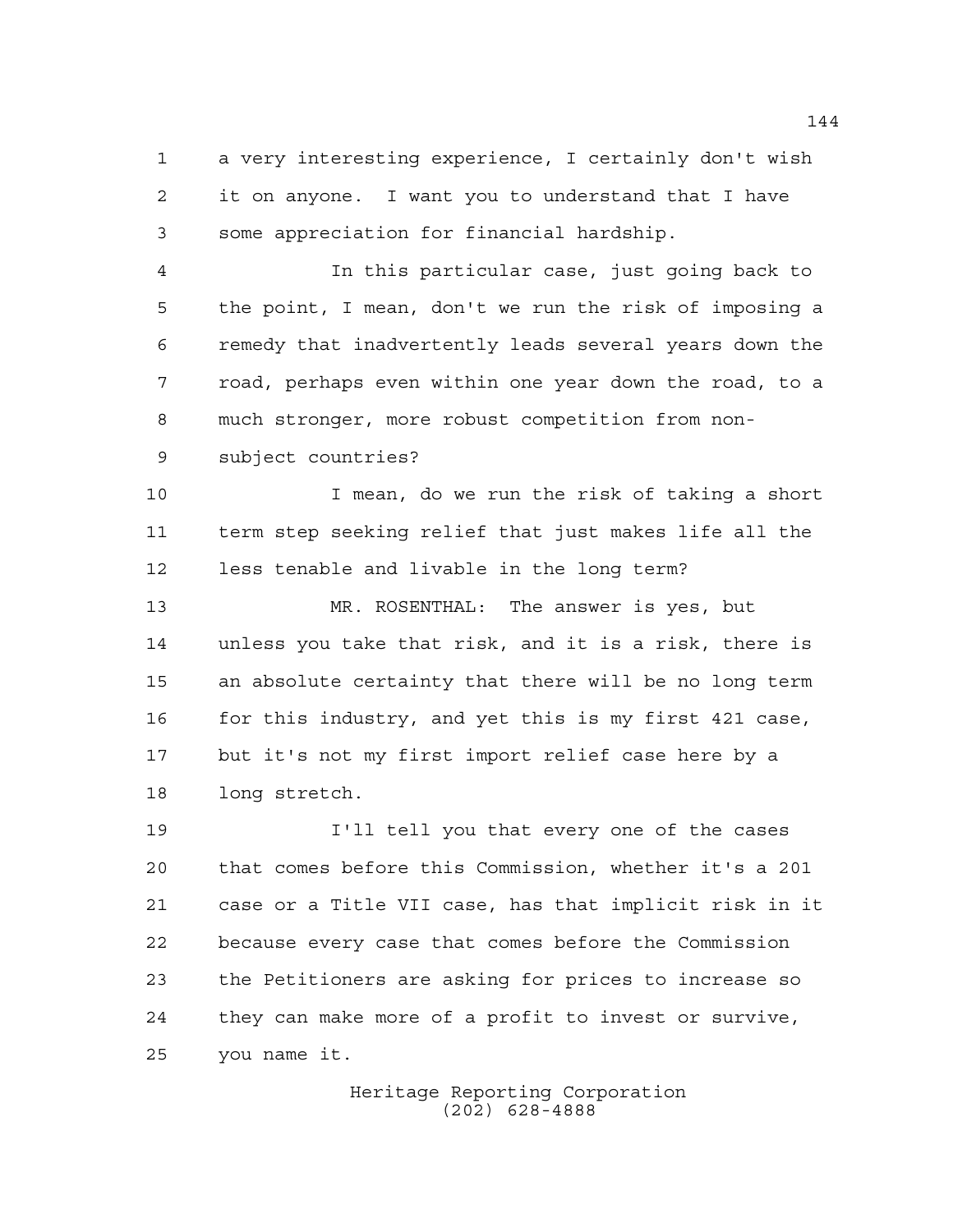a very interesting experience, I certainly don't wish it on anyone. I want you to understand that I have some appreciation for financial hardship.

In this particular case, just going back to the point, I mean, don't we run the risk of imposing a remedy that inadvertently leads several years down the road, perhaps even within one year down the road, to a much stronger, more robust competition from non-subject countries?

I mean, do we run the risk of taking a short term step seeking relief that just makes life all the less tenable and livable in the long term?

MR. ROSENTHAL: The answer is yes, but unless you take that risk, and it is a risk, there is an absolute certainty that there will be no long term for this industry, and yet this is my first 421 case, but it's not my first import relief case here by a long stretch.

I'll tell you that every one of the cases that comes before this Commission, whether it's a 201 case or a Title VII case, has that implicit risk in it because every case that comes before the Commission the Petitioners are asking for prices to increase so they can make more of a profit to invest or survive, you name it.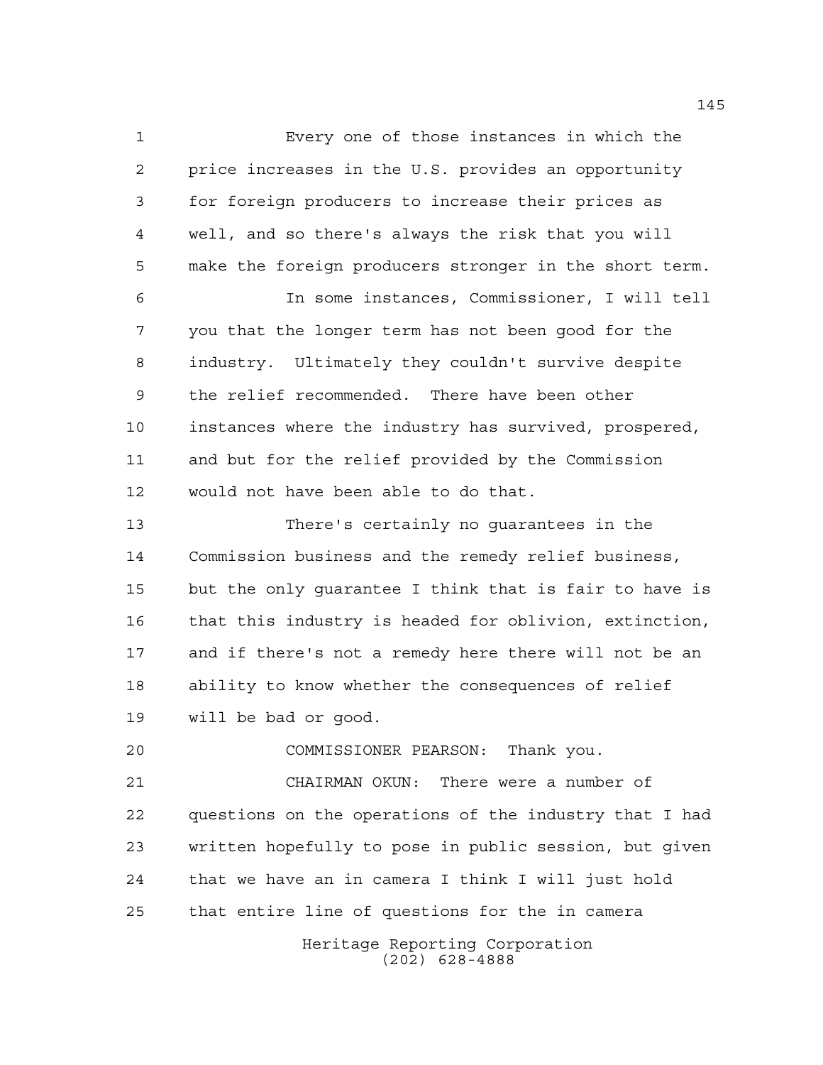Every one of those instances in which the price increases in the U.S. provides an opportunity for foreign producers to increase their prices as well, and so there's always the risk that you will make the foreign producers stronger in the short term.

In some instances, Commissioner, I will tell you that the longer term has not been good for the industry. Ultimately they couldn't survive despite the relief recommended. There have been other instances where the industry has survived, prospered, and but for the relief provided by the Commission would not have been able to do that.

There's certainly no guarantees in the Commission business and the remedy relief business, but the only guarantee I think that is fair to have is that this industry is headed for oblivion, extinction, and if there's not a remedy here there will not be an ability to know whether the consequences of relief will be bad or good.

COMMISSIONER PEARSON: Thank you.

CHAIRMAN OKUN: There were a number of questions on the operations of the industry that I had written hopefully to pose in public session, but given that we have an in camera I think I will just hold that entire line of questions for the in camera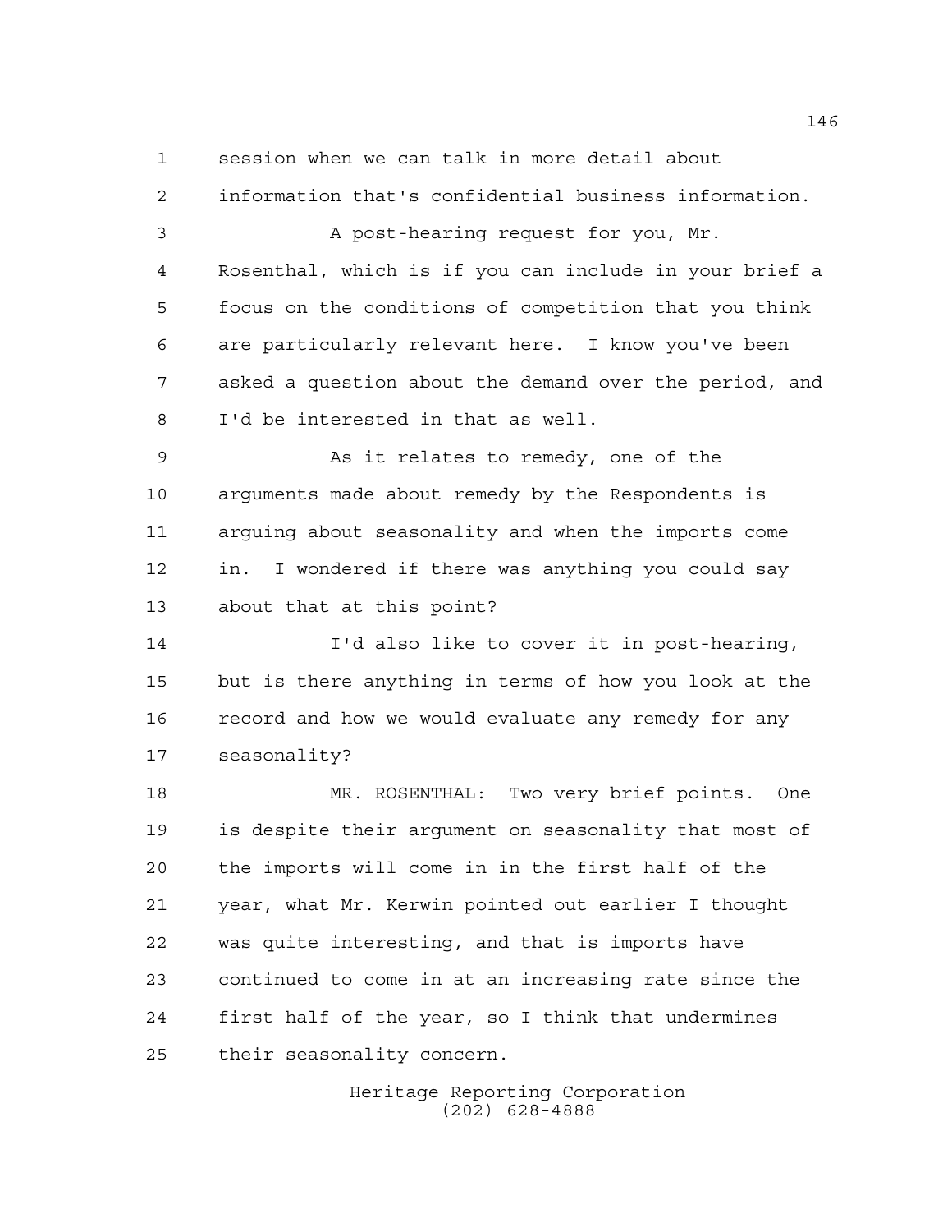session when we can talk in more detail about information that's confidential business information.

A post-hearing request for you, Mr. Rosenthal, which is if you can include in your brief a focus on the conditions of competition that you think are particularly relevant here. I know you've been asked a question about the demand over the period, and I'd be interested in that as well.

As it relates to remedy, one of the arguments made about remedy by the Respondents is arguing about seasonality and when the imports come in. I wondered if there was anything you could say about that at this point?

I'd also like to cover it in post-hearing, but is there anything in terms of how you look at the record and how we would evaluate any remedy for any seasonality?

MR. ROSENTHAL: Two very brief points. One is despite their argument on seasonality that most of the imports will come in in the first half of the year, what Mr. Kerwin pointed out earlier I thought was quite interesting, and that is imports have continued to come in at an increasing rate since the first half of the year, so I think that undermines their seasonality concern.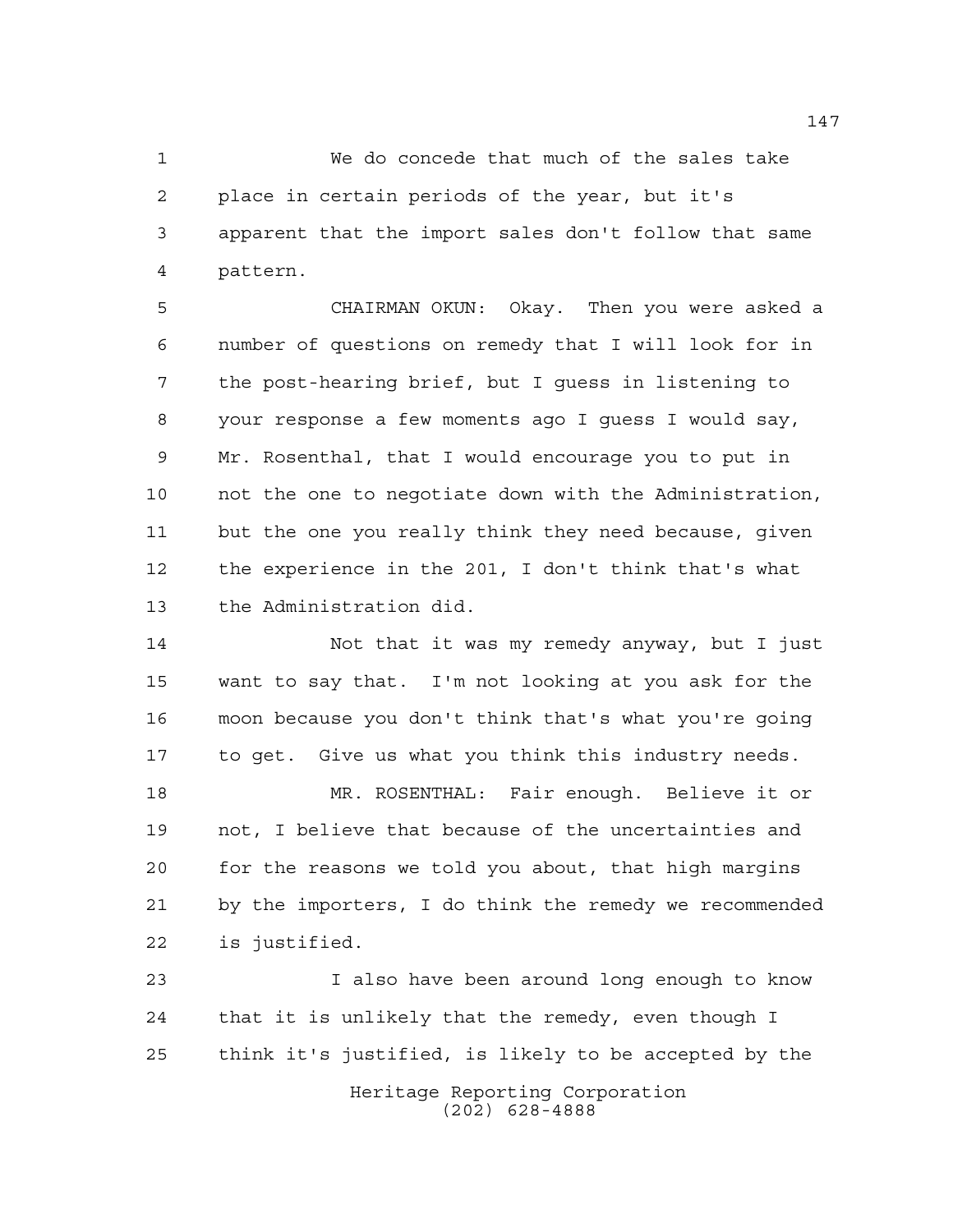We do concede that much of the sales take place in certain periods of the year, but it's apparent that the import sales don't follow that same pattern.

CHAIRMAN OKUN: Okay. Then you were asked a number of questions on remedy that I will look for in the post-hearing brief, but I guess in listening to your response a few moments ago I guess I would say, Mr. Rosenthal, that I would encourage you to put in not the one to negotiate down with the Administration, but the one you really think they need because, given the experience in the 201, I don't think that's what the Administration did.

Not that it was my remedy anyway, but I just want to say that. I'm not looking at you ask for the moon because you don't think that's what you're going to get. Give us what you think this industry needs.

MR. ROSENTHAL: Fair enough. Believe it or not, I believe that because of the uncertainties and for the reasons we told you about, that high margins by the importers, I do think the remedy we recommended is justified.

I also have been around long enough to know that it is unlikely that the remedy, even though I think it's justified, is likely to be accepted by the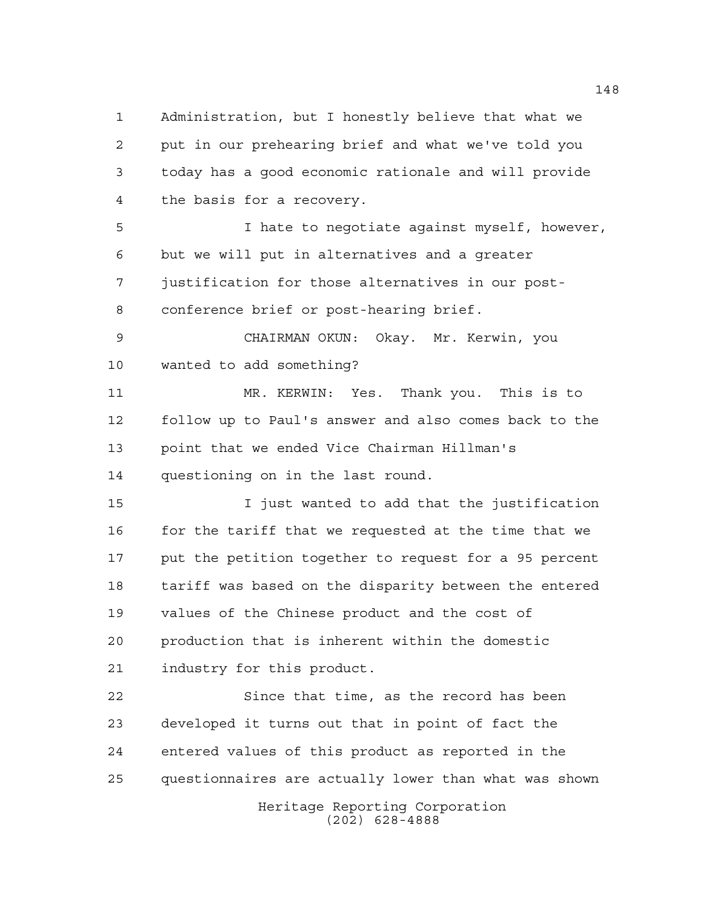Administration, but I honestly believe that what we put in our prehearing brief and what we've told you today has a good economic rationale and will provide the basis for a recovery.

I hate to negotiate against myself, however, but we will put in alternatives and a greater justification for those alternatives in our post-conference brief or post-hearing brief.

CHAIRMAN OKUN: Okay. Mr. Kerwin, you wanted to add something?

MR. KERWIN: Yes. Thank you. This is to follow up to Paul's answer and also comes back to the point that we ended Vice Chairman Hillman's questioning on in the last round.

I just wanted to add that the justification for the tariff that we requested at the time that we put the petition together to request for a 95 percent tariff was based on the disparity between the entered values of the Chinese product and the cost of production that is inherent within the domestic industry for this product.

Since that time, as the record has been developed it turns out that in point of fact the entered values of this product as reported in the questionnaires are actually lower than what was shown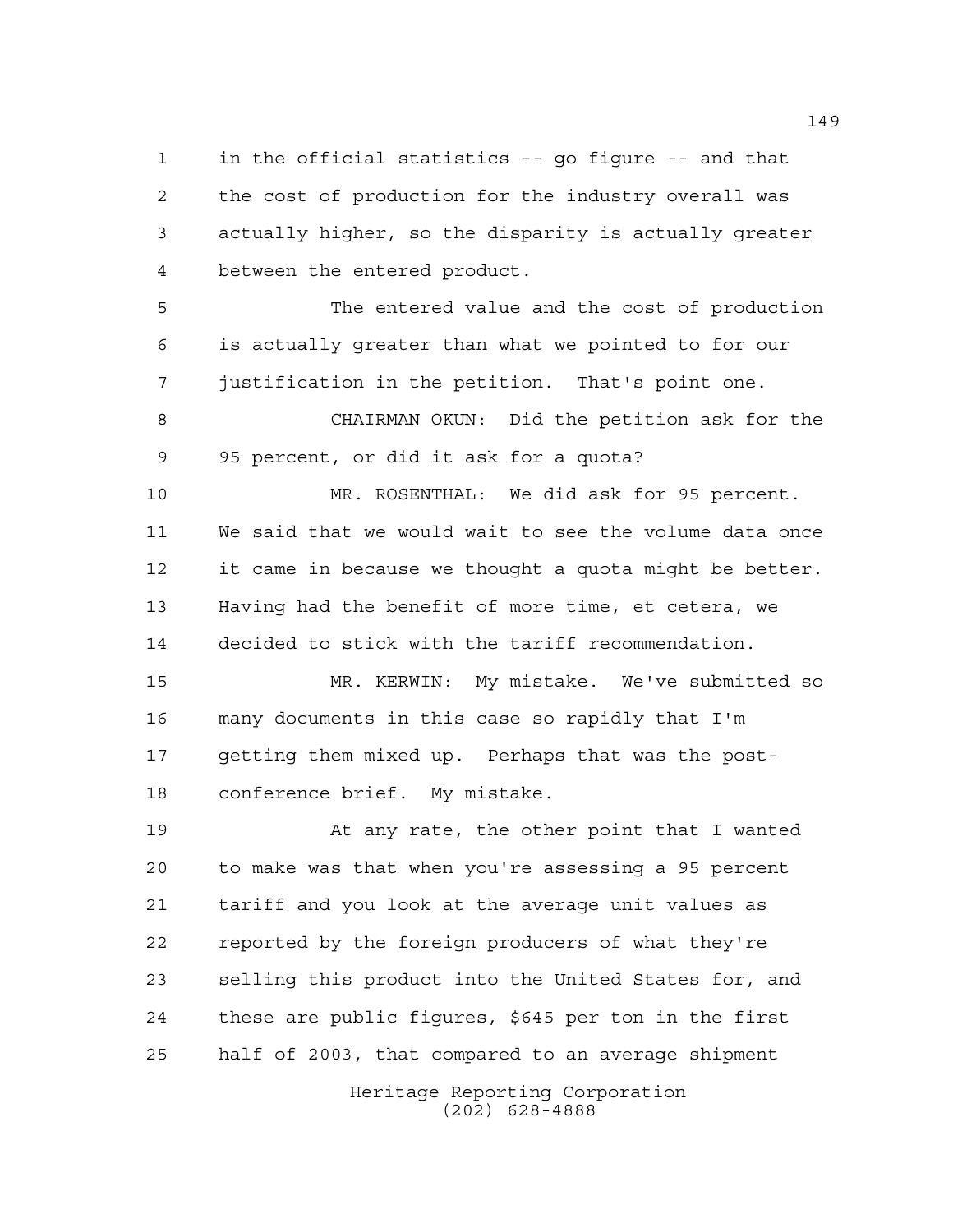in the official statistics -- go figure -- and that the cost of production for the industry overall was actually higher, so the disparity is actually greater between the entered product.

The entered value and the cost of production is actually greater than what we pointed to for our justification in the petition. That's point one.

CHAIRMAN OKUN: Did the petition ask for the 95 percent, or did it ask for a quota?

MR. ROSENTHAL: We did ask for 95 percent. We said that we would wait to see the volume data once it came in because we thought a quota might be better. Having had the benefit of more time, et cetera, we decided to stick with the tariff recommendation.

MR. KERWIN: My mistake. We've submitted so many documents in this case so rapidly that I'm getting them mixed up. Perhaps that was the post-conference brief. My mistake.

At any rate, the other point that I wanted to make was that when you're assessing a 95 percent tariff and you look at the average unit values as reported by the foreign producers of what they're selling this product into the United States for, and these are public figures, $645 per ton in the first half of 2003, that compared to an average shipment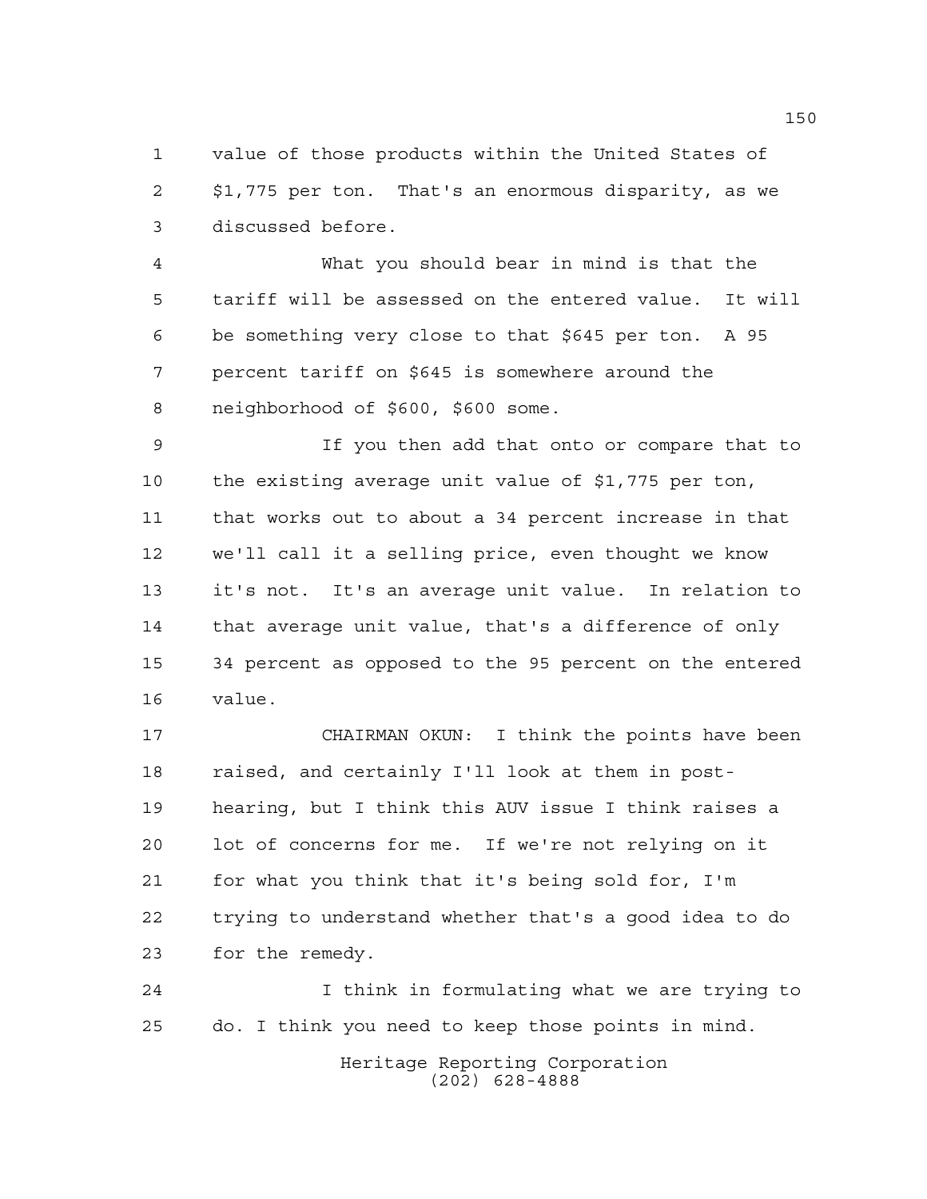value of those products within the United States of $1,775 per ton. That's an enormous disparity, as we discussed before.

What you should bear in mind is that the tariff will be assessed on the entered value. It will be something very close to that $645 per ton. A 95 percent tariff on $645 is somewhere around the neighborhood of $600, $600 some.

If you then add that onto or compare that to the existing average unit value of $1,775 per ton, that works out to about a 34 percent increase in that we'll call it a selling price, even thought we know it's not. It's an average unit value. In relation to that average unit value, that's a difference of only 34 percent as opposed to the 95 percent on the entered value.

CHAIRMAN OKUN: I think the points have been raised, and certainly I'll look at them in post-hearing, but I think this AUV issue I think raises a lot of concerns for me. If we're not relying on it for what you think that it's being sold for, I'm trying to understand whether that's a good idea to do for the remedy.

I think in formulating what we are trying to do. I think you need to keep those points in mind.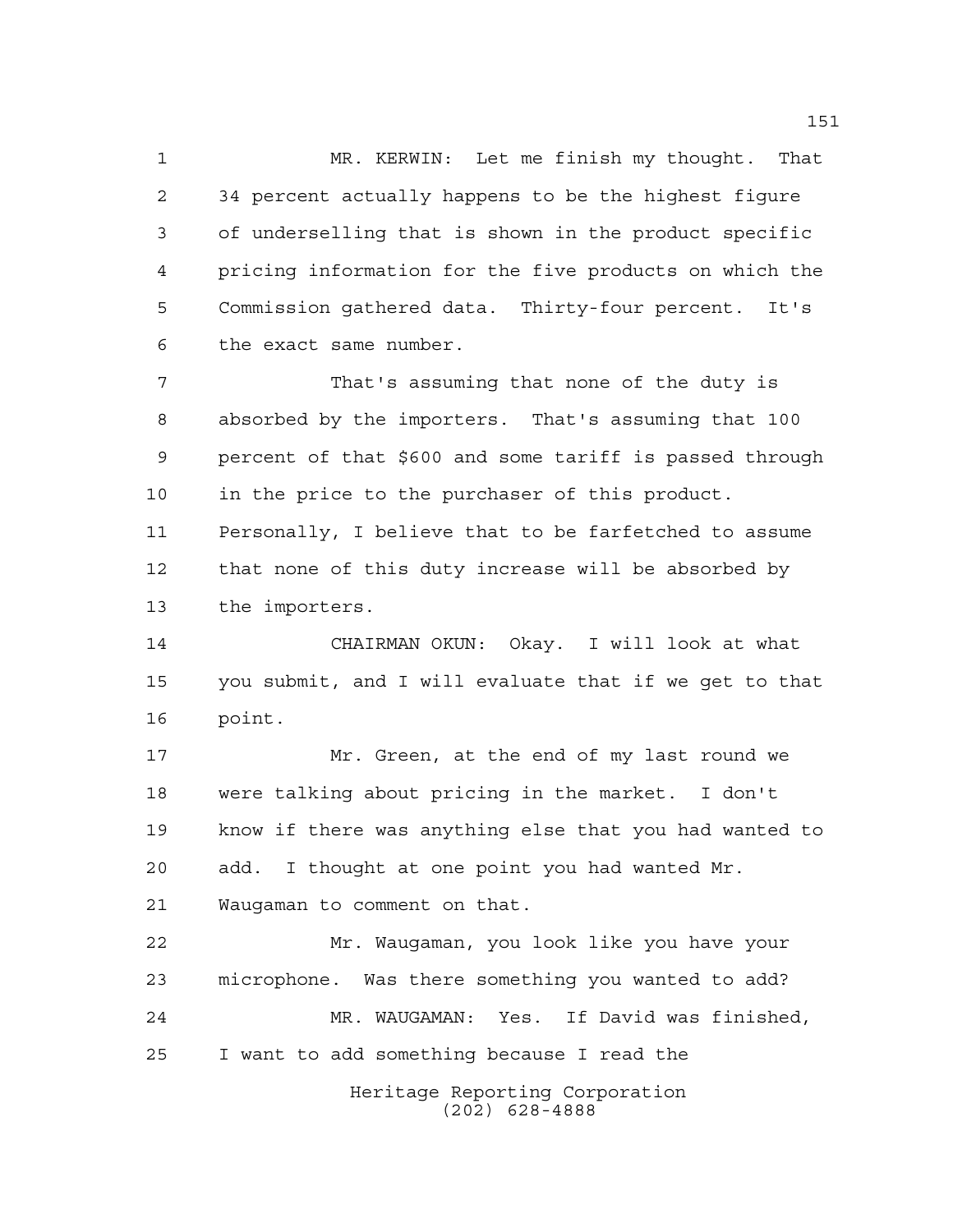MR. KERWIN: Let me finish my thought. That 34 percent actually happens to be the highest figure of underselling that is shown in the product specific pricing information for the five products on which the Commission gathered data. Thirty-four percent. It's the exact same number.

That's assuming that none of the duty is absorbed by the importers. That's assuming that 100 percent of that $600 and some tariff is passed through in the price to the purchaser of this product. Personally, I believe that to be farfetched to assume that none of this duty increase will be absorbed by the importers.

CHAIRMAN OKUN: Okay. I will look at what you submit, and I will evaluate that if we get to that point.

Mr. Green, at the end of my last round we were talking about pricing in the market. I don't know if there was anything else that you had wanted to add. I thought at one point you had wanted Mr. Waugaman to comment on that.

Mr. Waugaman, you look like you have your microphone. Was there something you wanted to add?

MR. WAUGAMAN: Yes. If David was finished, I want to add something because I read the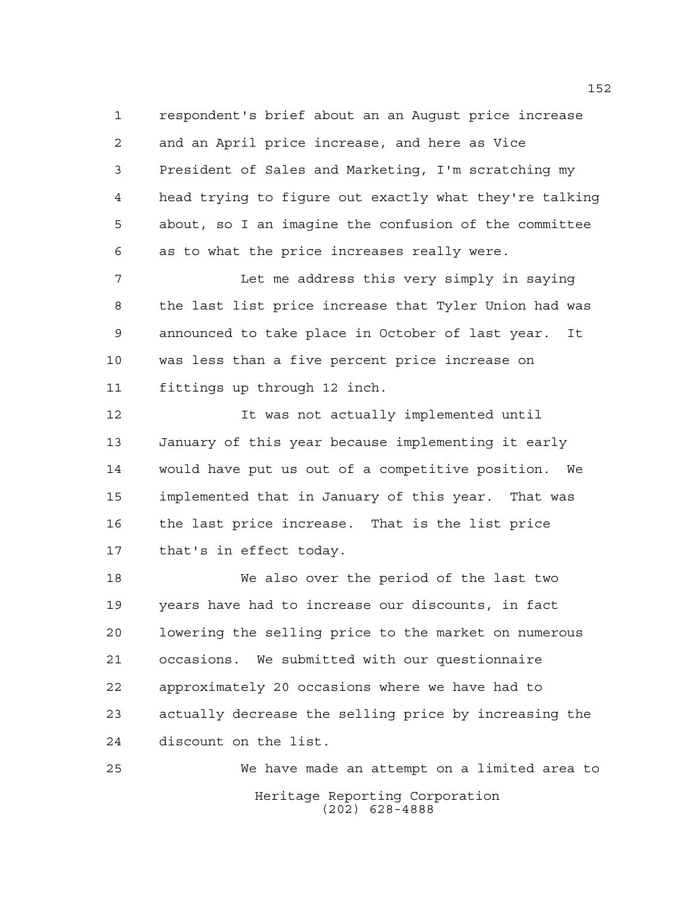respondent's brief about an an August price increase and an April price increase, and here as Vice President of Sales and Marketing, I'm scratching my head trying to figure out exactly what they're talking about, so I an imagine the confusion of the committee as to what the price increases really were.

Let me address this very simply in saying the last list price increase that Tyler Union had was announced to take place in October of last year. It was less than a five percent price increase on fittings up through 12 inch.

It was not actually implemented until January of this year because implementing it early would have put us out of a competitive position. We implemented that in January of this year. That was the last price increase. That is the list price that's in effect today.

We also over the period of the last two years have had to increase our discounts, in fact lowering the selling price to the market on numerous occasions. We submitted with our questionnaire approximately 20 occasions where we have had to actually decrease the selling price by increasing the discount on the list.

We have made an attempt on a limited area to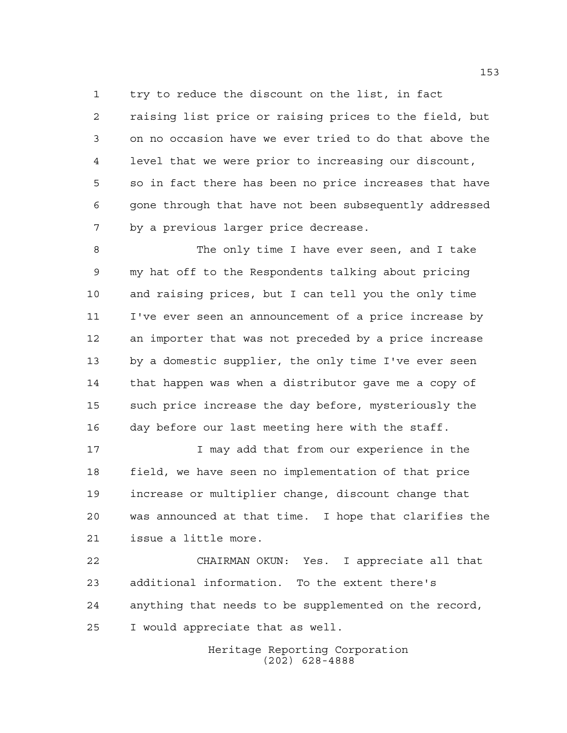try to reduce the discount on the list, in fact raising list price or raising prices to the field, but on no occasion have we ever tried to do that above the level that we were prior to increasing our discount, so in fact there has been no price increases that have gone through that have not been subsequently addressed by a previous larger price decrease.

The only time I have ever seen, and I take my hat off to the Respondents talking about pricing and raising prices, but I can tell you the only time I've ever seen an announcement of a price increase by an importer that was not preceded by a price increase by a domestic supplier, the only time I've ever seen that happen was when a distributor gave me a copy of such price increase the day before, mysteriously the day before our last meeting here with the staff.

I may add that from our experience in the field, we have seen no implementation of that price increase or multiplier change, discount change that was announced at that time. I hope that clarifies the issue a little more.

CHAIRMAN OKUN: Yes. I appreciate all that additional information. To the extent there's anything that needs to be supplemented on the record, I would appreciate that as well.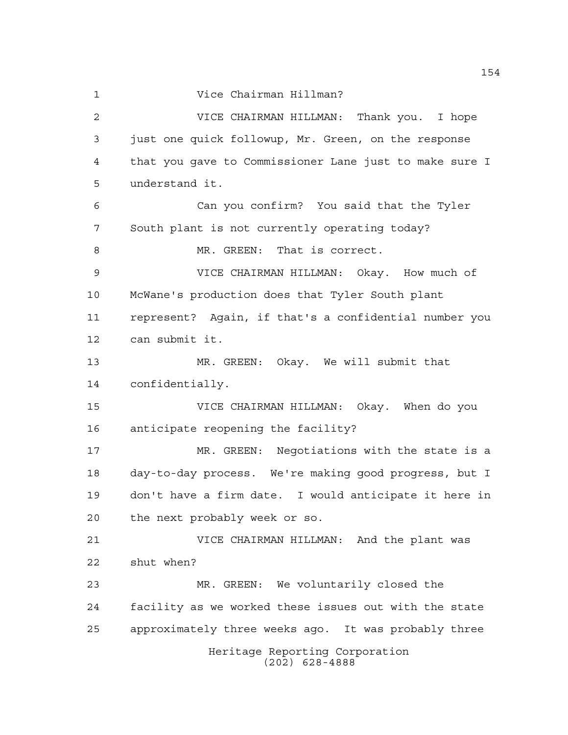Vice Chairman Hillman?

VICE CHAIRMAN HILLMAN: Thank you. I hope just one quick followup, Mr. Green, on the response that you gave to Commissioner Lane just to make sure I understand it.

Can you confirm? You said that the Tyler South plant is not currently operating today?

MR. GREEN: That is correct.

VICE CHAIRMAN HILLMAN: Okay. How much of McWane's production does that Tyler South plant represent? Again, if that's a confidential number you can submit it.

MR. GREEN: Okay. We will submit that confidentially.

VICE CHAIRMAN HILLMAN: Okay. When do you anticipate reopening the facility?

MR. GREEN: Negotiations with the state is a day-to-day process. We're making good progress, but I don't have a firm date. I would anticipate it here in the next probably week or so.

VICE CHAIRMAN HILLMAN: And the plant was shut when?

MR. GREEN: We voluntarily closed the facility as we worked these issues out with the state approximately three weeks ago. It was probably three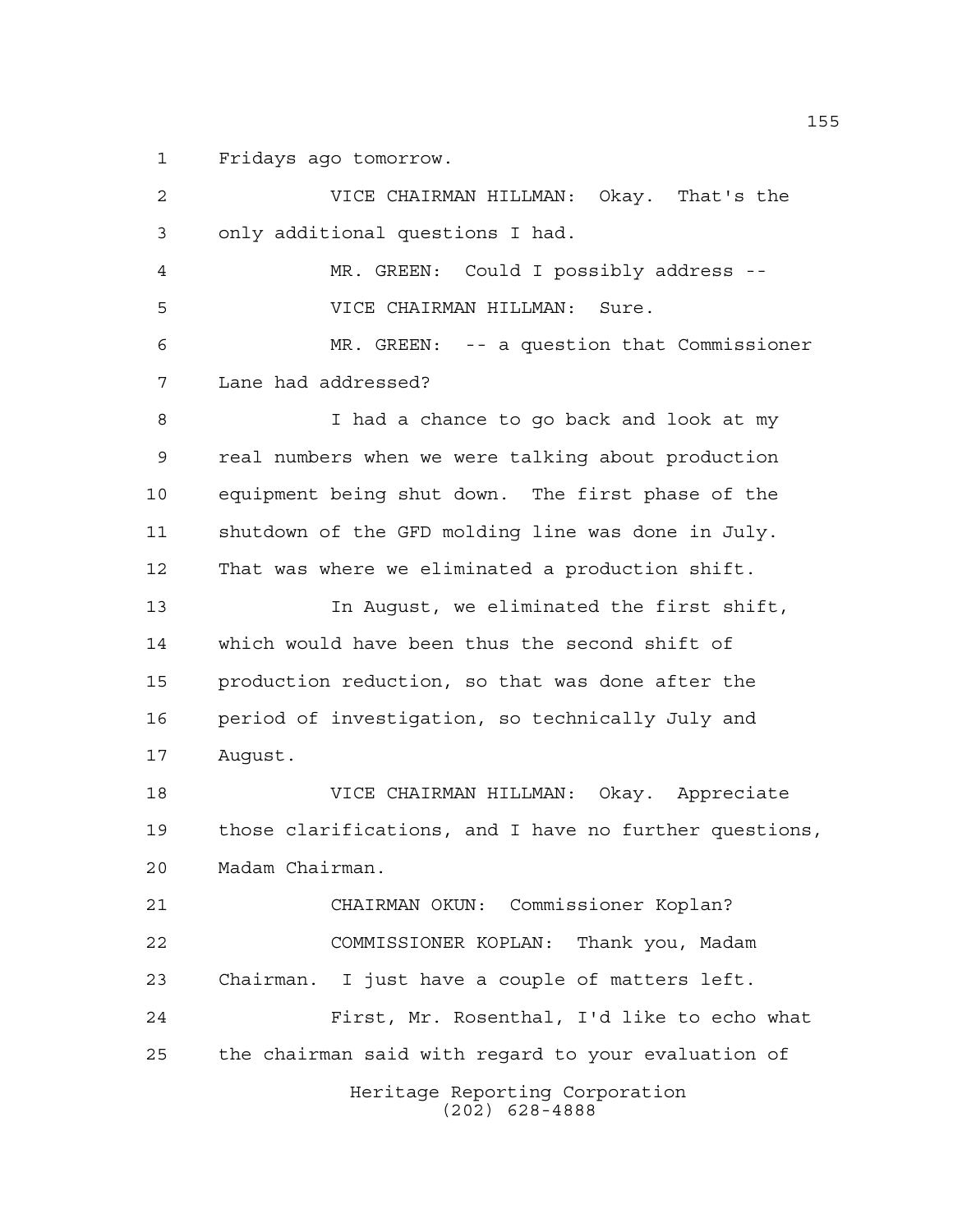Fridays ago tomorrow.

VICE CHAIRMAN HILLMAN: Okay. That's the only additional questions I had.

MR. GREEN: Could I possibly address --

VICE CHAIRMAN HILLMAN: Sure.

MR. GREEN: -- a question that Commissioner Lane had addressed?

I had a chance to go back and look at my real numbers when we were talking about production equipment being shut down. The first phase of the shutdown of the GFD molding line was done in July. That was where we eliminated a production shift.

In August, we eliminated the first shift, which would have been thus the second shift of production reduction, so that was done after the period of investigation, so technically July and August.

VICE CHAIRMAN HILLMAN: Okay. Appreciate those clarifications, and I have no further questions, Madam Chairman.

CHAIRMAN OKUN: Commissioner Koplan?

COMMISSIONER KOPLAN: Thank you, Madam Chairman. I just have a couple of matters left.

First, Mr. Rosenthal, I'd like to echo what the chairman said with regard to your evaluation of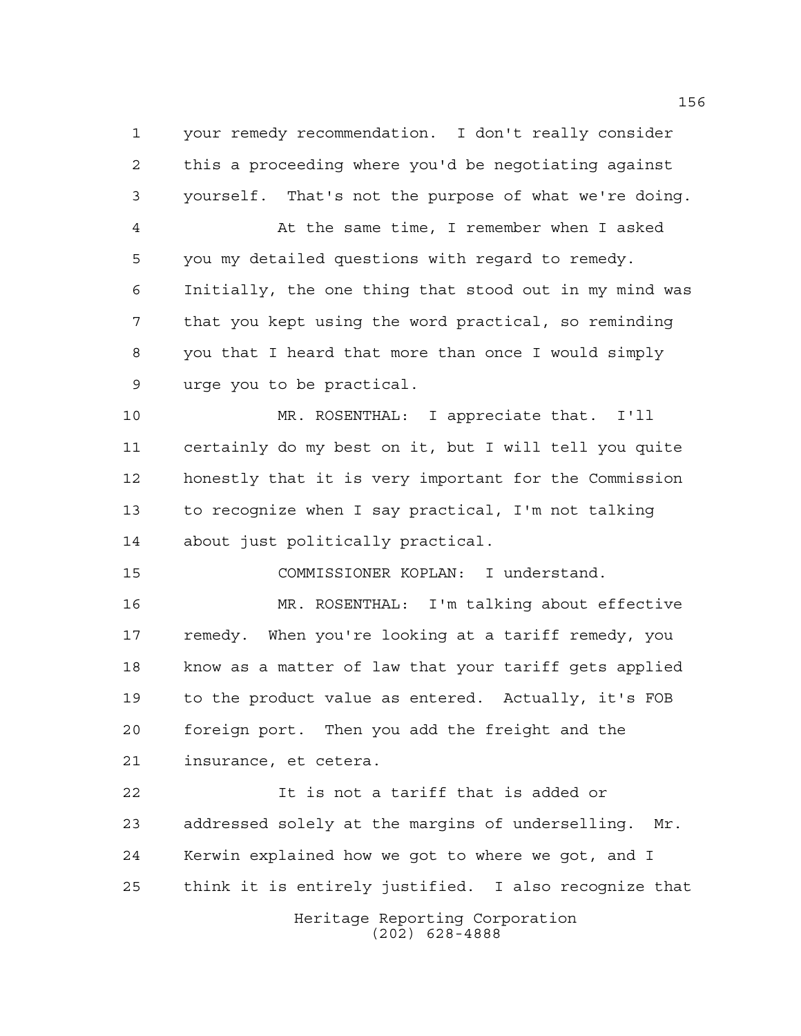your remedy recommendation. I don't really consider this a proceeding where you'd be negotiating against yourself. That's not the purpose of what we're doing.

At the same time, I remember when I asked you my detailed questions with regard to remedy. Initially, the one thing that stood out in my mind was that you kept using the word practical, so reminding you that I heard that more than once I would simply urge you to be practical.

MR. ROSENTHAL: I appreciate that. I'll certainly do my best on it, but I will tell you quite honestly that it is very important for the Commission to recognize when I say practical, I'm not talking about just politically practical.

COMMISSIONER KOPLAN: I understand.

MR. ROSENTHAL: I'm talking about effective remedy. When you're looking at a tariff remedy, you know as a matter of law that your tariff gets applied to the product value as entered. Actually, it's FOB foreign port. Then you add the freight and the insurance, et cetera.

It is not a tariff that is added or addressed solely at the margins of underselling. Mr. Kerwin explained how we got to where we got, and I think it is entirely justified. I also recognize that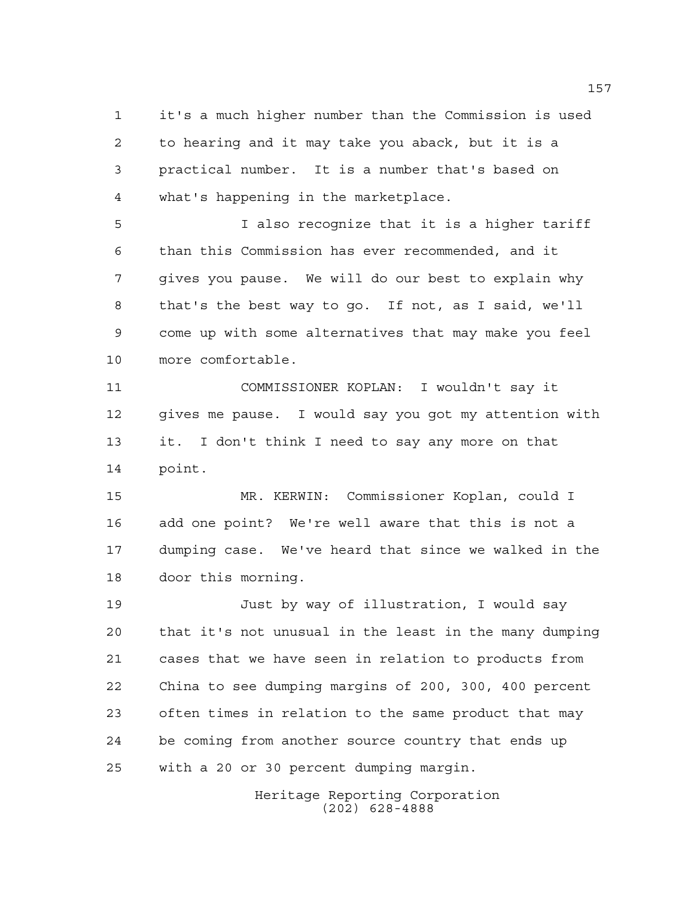it's a much higher number than the Commission is used to hearing and it may take you aback, but it is a practical number. It is a number that's based on what's happening in the marketplace.

I also recognize that it is a higher tariff than this Commission has ever recommended, and it gives you pause. We will do our best to explain why that's the best way to go. If not, as I said, we'll come up with some alternatives that may make you feel more comfortable.

COMMISSIONER KOPLAN: I wouldn't say it gives me pause. I would say you got my attention with it. I don't think I need to say any more on that point.

MR. KERWIN: Commissioner Koplan, could I add one point? We're well aware that this is not a dumping case. We've heard that since we walked in the door this morning.

Just by way of illustration, I would say that it's not unusual in the least in the many dumping cases that we have seen in relation to products from China to see dumping margins of 200, 300, 400 percent often times in relation to the same product that may be coming from another source country that ends up with a 20 or 30 percent dumping margin.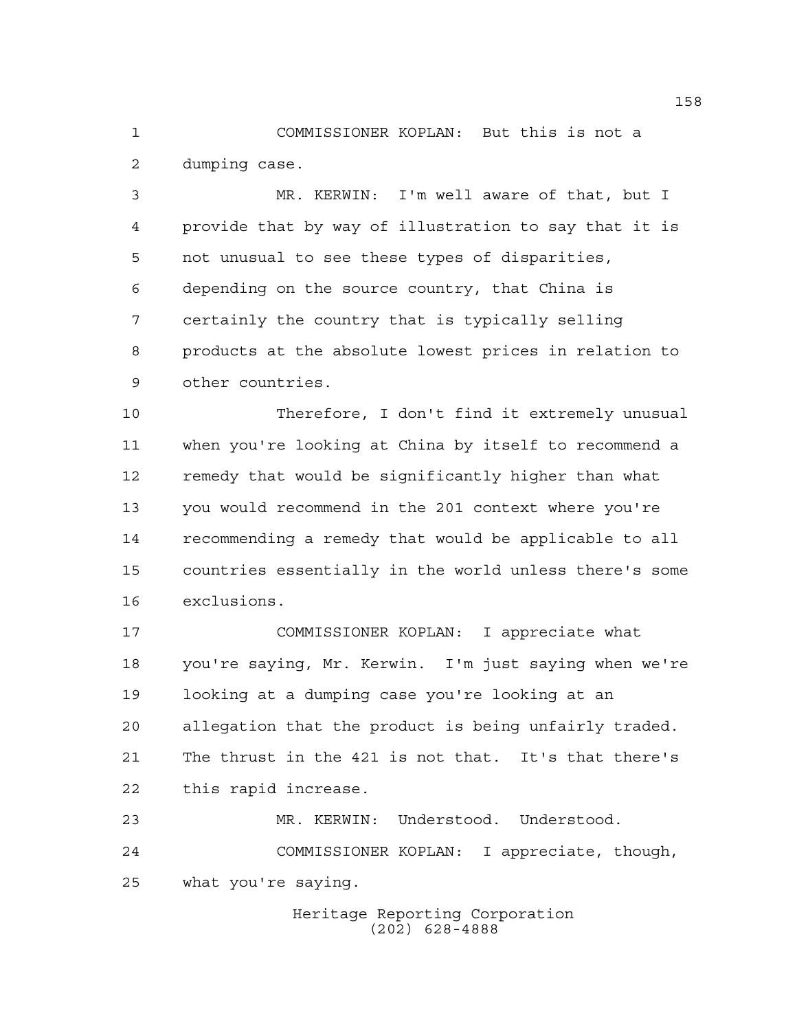COMMISSIONER KOPLAN: But this is not a dumping case.

MR. KERWIN: I'm well aware of that, but I provide that by way of illustration to say that it is not unusual to see these types of disparities, depending on the source country, that China is certainly the country that is typically selling products at the absolute lowest prices in relation to other countries.

Therefore, I don't find it extremely unusual when you're looking at China by itself to recommend a remedy that would be significantly higher than what you would recommend in the 201 context where you're recommending a remedy that would be applicable to all countries essentially in the world unless there's some exclusions.

COMMISSIONER KOPLAN: I appreciate what you're saying, Mr. Kerwin. I'm just saying when we're looking at a dumping case you're looking at an allegation that the product is being unfairly traded. The thrust in the 421 is not that. It's that there's this rapid increase.

MR. KERWIN: Understood. Understood.

COMMISSIONER KOPLAN: I appreciate, though, what you're saying.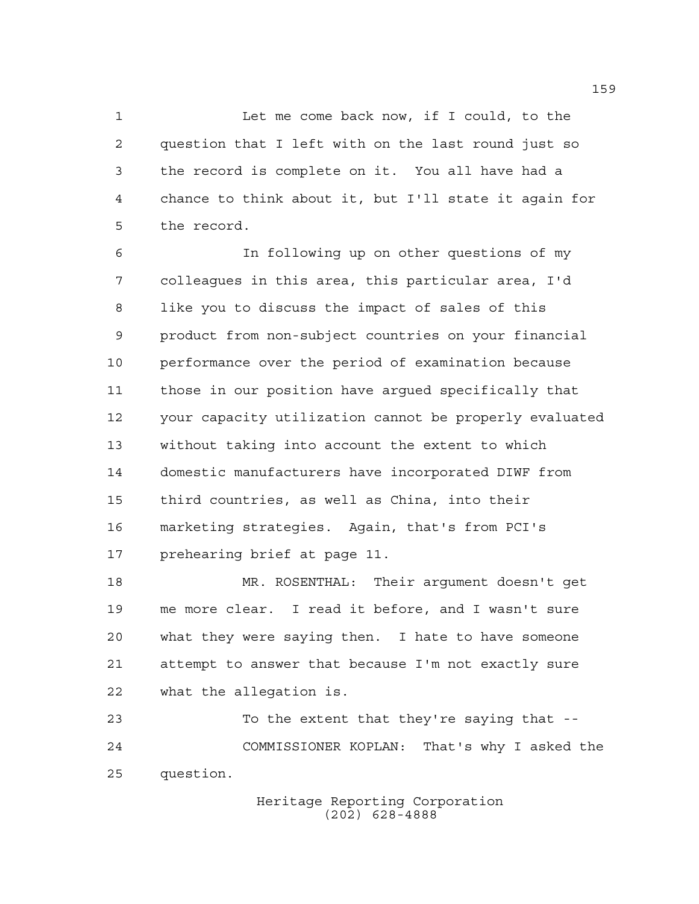Let me come back now, if I could, to the question that I left with on the last round just so the record is complete on it. You all have had a chance to think about it, but I'll state it again for the record.

In following up on other questions of my colleagues in this area, this particular area, I'd like you to discuss the impact of sales of this product from non-subject countries on your financial performance over the period of examination because those in our position have argued specifically that your capacity utilization cannot be properly evaluated without taking into account the extent to which domestic manufacturers have incorporated DIWF from third countries, as well as China, into their marketing strategies. Again, that's from PCI's prehearing brief at page 11.

MR. ROSENTHAL: Their argument doesn't get me more clear. I read it before, and I wasn't sure what they were saying then. I hate to have someone attempt to answer that because I'm not exactly sure what the allegation is.

To the extent that they're saying that --

COMMISSIONER KOPLAN: That's why I asked the question.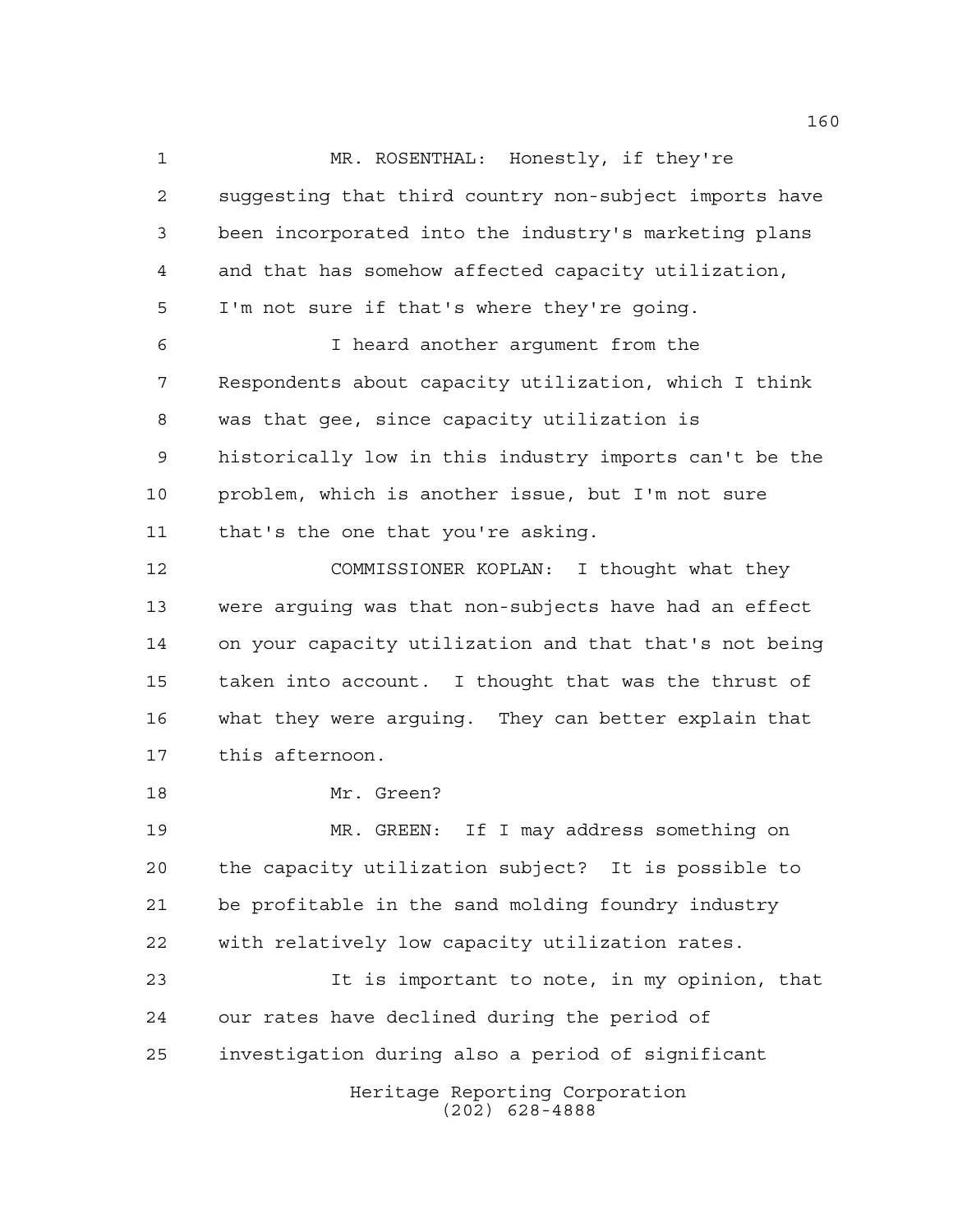MR. ROSENTHAL: Honestly, if they're suggesting that third country non-subject imports have been incorporated into the industry's marketing plans and that has somehow affected capacity utilization, I'm not sure if that's where they're going.

I heard another argument from the Respondents about capacity utilization, which I think was that gee, since capacity utilization is historically low in this industry imports can't be the problem, which is another issue, but I'm not sure that's the one that you're asking.

COMMISSIONER KOPLAN: I thought what they were arguing was that non-subjects have had an effect on your capacity utilization and that that's not being taken into account. I thought that was the thrust of what they were arguing. They can better explain that this afternoon.

Mr. Green?

MR. GREEN: If I may address something on the capacity utilization subject? It is possible to be profitable in the sand molding foundry industry with relatively low capacity utilization rates.

It is important to note, in my opinion, that our rates have declined during the period of investigation during also a period of significant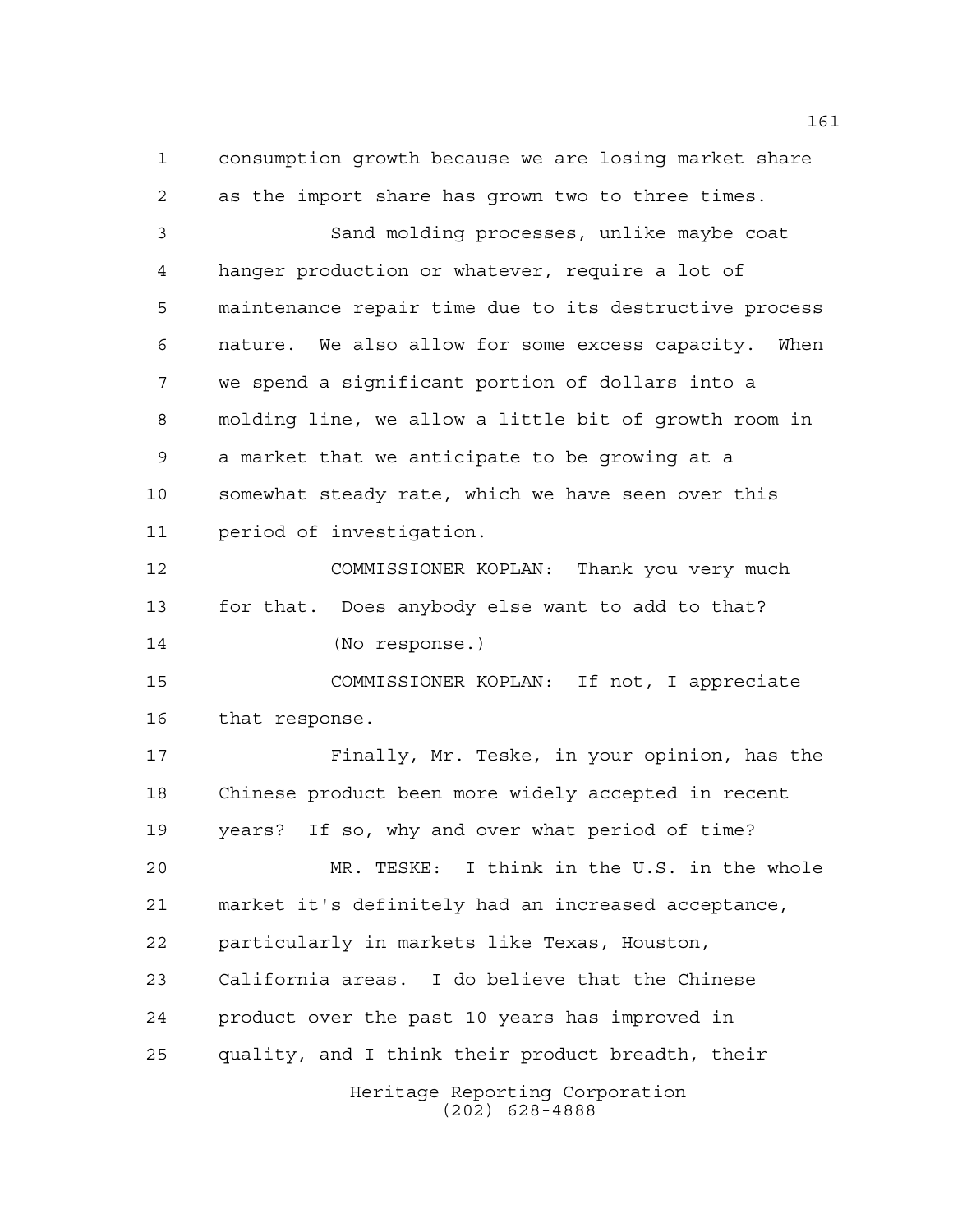consumption growth because we are losing market share as the import share has grown two to three times.

Sand molding processes, unlike maybe coat hanger production or whatever, require a lot of maintenance repair time due to its destructive process nature. We also allow for some excess capacity. When we spend a significant portion of dollars into a molding line, we allow a little bit of growth room in a market that we anticipate to be growing at a somewhat steady rate, which we have seen over this period of investigation.

COMMISSIONER KOPLAN: Thank you very much for that. Does anybody else want to add to that?

(No response.)

COMMISSIONER KOPLAN: If not, I appreciate that response.

Finally, Mr. Teske, in your opinion, has the Chinese product been more widely accepted in recent years? If so, why and over what period of time?

MR. TESKE: I think in the U.S. in the whole market it's definitely had an increased acceptance, particularly in markets like Texas, Houston, California areas. I do believe that the Chinese product over the past 10 years has improved in quality, and I think their product breadth, their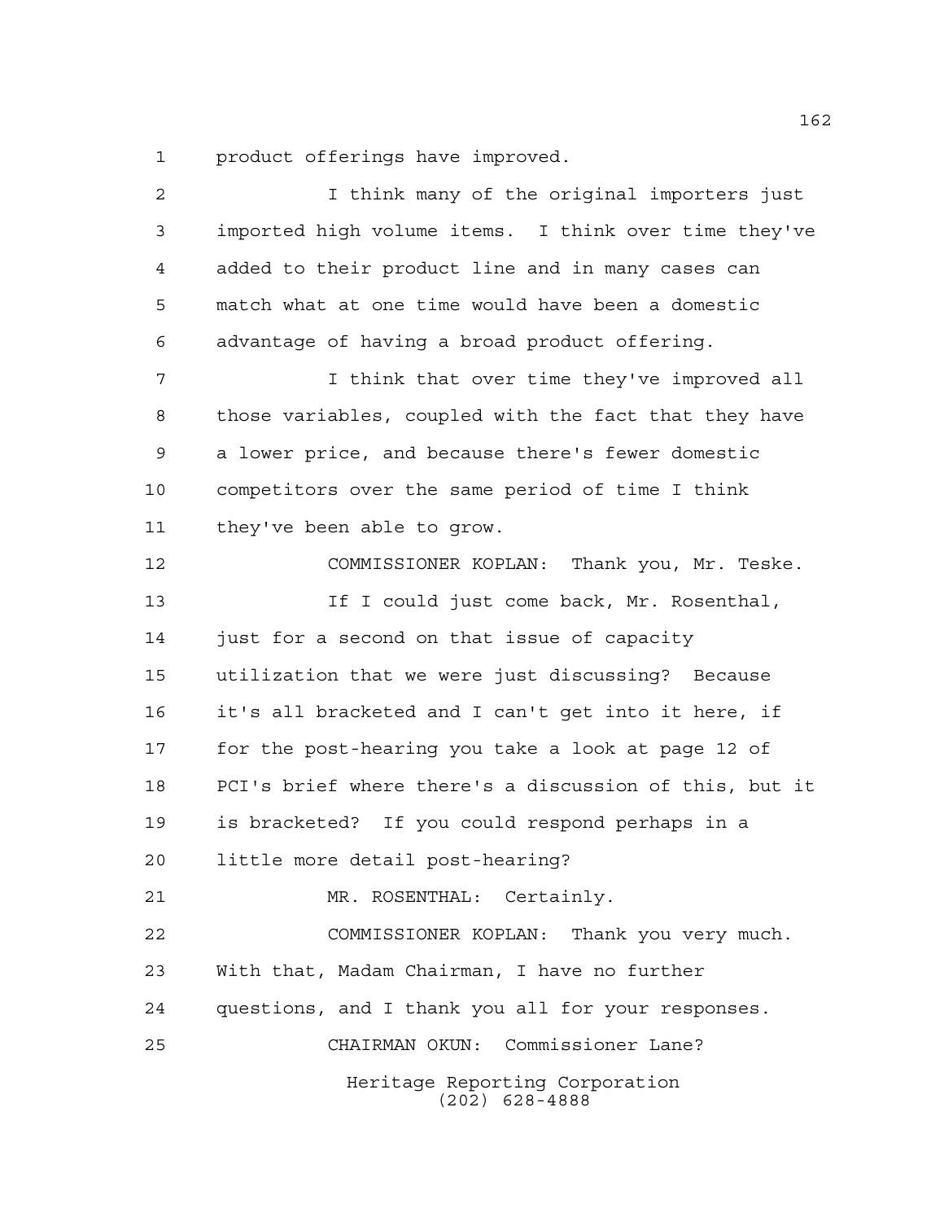product offerings have improved.

I think many of the original importers just imported high volume items. I think over time they've added to their product line and in many cases can match what at one time would have been a domestic advantage of having a broad product offering.

I think that over time they've improved all those variables, coupled with the fact that they have a lower price, and because there's fewer domestic competitors over the same period of time I think they've been able to grow.

COMMISSIONER KOPLAN: Thank you, Mr. Teske.

If I could just come back, Mr. Rosenthal, just for a second on that issue of capacity utilization that we were just discussing? Because it's all bracketed and I can't get into it here, if for the post-hearing you take a look at page 12 of PCI's brief where there's a discussion of this, but it is bracketed? If you could respond perhaps in a little more detail post-hearing?

MR. ROSENTHAL: Certainly.

COMMISSIONER KOPLAN: Thank you very much. With that, Madam Chairman, I have no further questions, and I thank you all for your responses.

CHAIRMAN OKUN: Commissioner Lane?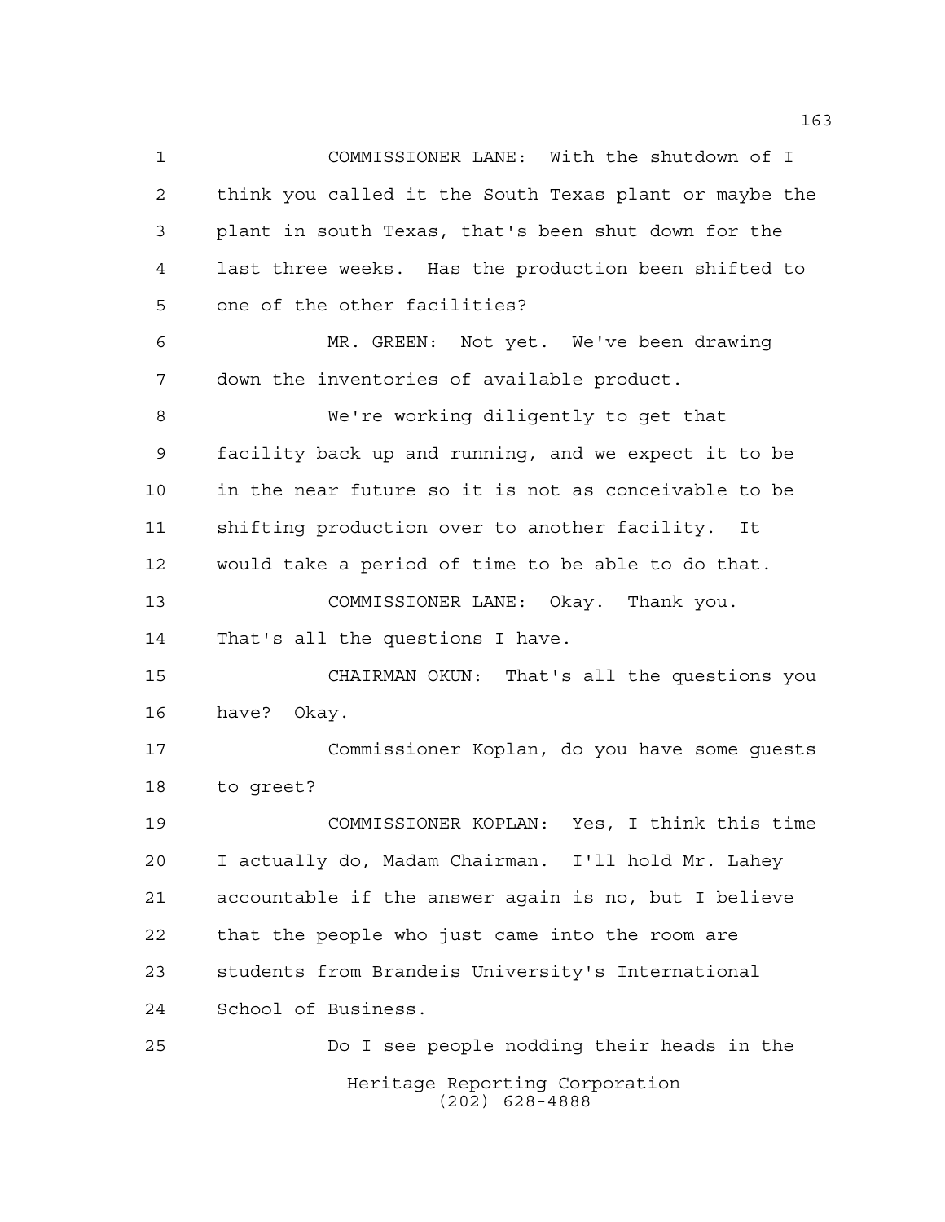COMMISSIONER LANE: With the shutdown of I think you called it the South Texas plant or maybe the plant in south Texas, that's been shut down for the last three weeks. Has the production been shifted to one of the other facilities?

MR. GREEN: Not yet. We've been drawing down the inventories of available product.

We're working diligently to get that facility back up and running, and we expect it to be in the near future so it is not as conceivable to be shifting production over to another facility. It would take a period of time to be able to do that.

COMMISSIONER LANE: Okay. Thank you. That's all the questions I have.

CHAIRMAN OKUN: That's all the questions you have? Okay.

Commissioner Koplan, do you have some guests to greet?

COMMISSIONER KOPLAN: Yes, I think this time I actually do, Madam Chairman. I'll hold Mr. Lahey accountable if the answer again is no, but I believe that the people who just came into the room are students from Brandeis University's International School of Business.

Do I see people nodding their heads in the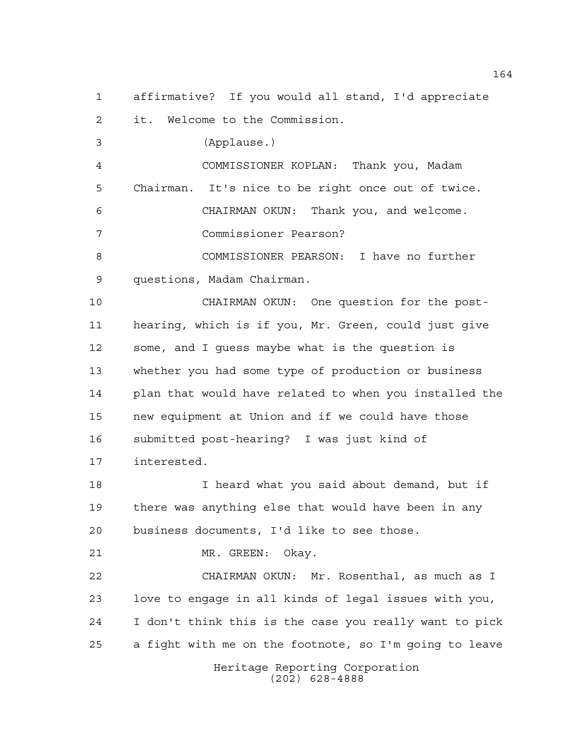affirmative? If you would all stand, I'd appreciate it. Welcome to the Commission.

(Applause.)

COMMISSIONER KOPLAN: Thank you, Madam Chairman. It's nice to be right once out of twice.

CHAIRMAN OKUN: Thank you, and welcome. Commissioner Pearson?

COMMISSIONER PEARSON: I have no further questions, Madam Chairman.

CHAIRMAN OKUN: One question for the post-hearing, which is if you, Mr. Green, could just give some, and I guess maybe what is the question is whether you had some type of production or business plan that would have related to when you installed the new equipment at Union and if we could have those submitted post-hearing? I was just kind of interested.

I heard what you said about demand, but if there was anything else that would have been in any business documents, I'd like to see those.

MR. GREEN: Okay.

CHAIRMAN OKUN: Mr. Rosenthal, as much as I love to engage in all kinds of legal issues with you, I don't think this is the case you really want to pick a fight with me on the footnote, so I'm going to leave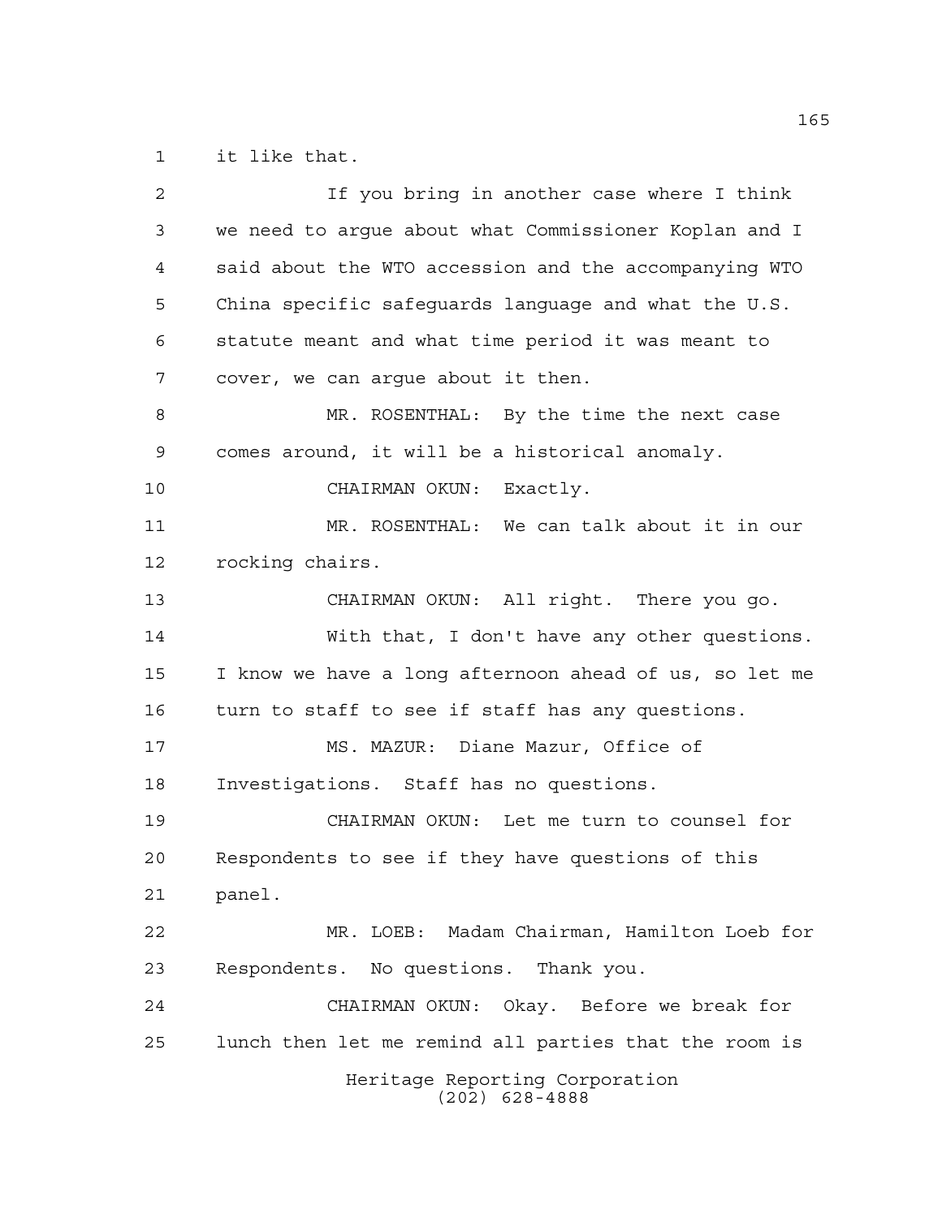it like that.

If you bring in another case where I think we need to argue about what Commissioner Koplan and I said about the WTO accession and the accompanying WTO China specific safeguards language and what the U.S. statute meant and what time period it was meant to cover, we can argue about it then.

MR. ROSENTHAL: By the time the next case comes around, it will be a historical anomaly.

CHAIRMAN OKUN: Exactly.

MR. ROSENTHAL: We can talk about it in our rocking chairs.

CHAIRMAN OKUN: All right. There you go.

With that, I don't have any other questions. I know we have a long afternoon ahead of us, so let me turn to staff to see if staff has any questions.

MS. MAZUR: Diane Mazur, Office of Investigations. Staff has no questions.

CHAIRMAN OKUN: Let me turn to counsel for Respondents to see if they have questions of this panel.

MR. LOEB: Madam Chairman, Hamilton Loeb for Respondents. No questions. Thank you.

CHAIRMAN OKUN: Okay. Before we break for lunch then let me remind all parties that the room is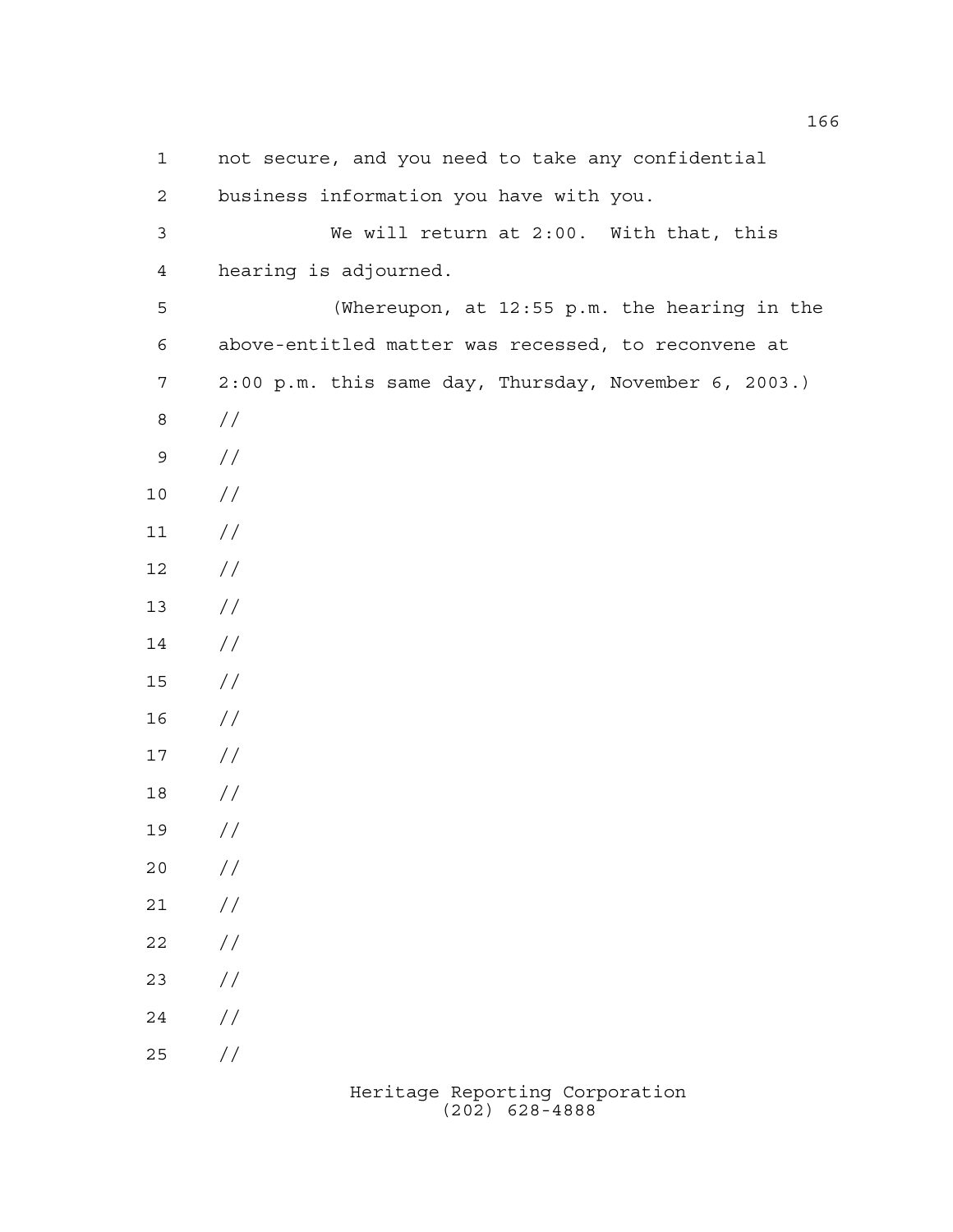not secure, and you need to take any confidential business information you have with you.

We will return at 2:00. With that, this hearing is adjourned.

(Whereupon, at 12:55 p.m. the hearing in the above-entitled matter was recessed, to reconvene at 2:00 p.m. this same day, Thursday, November 6, 2003.)

//

//

//

//

//

//

//

//

//

//

//

//

//

//

//

//

//

//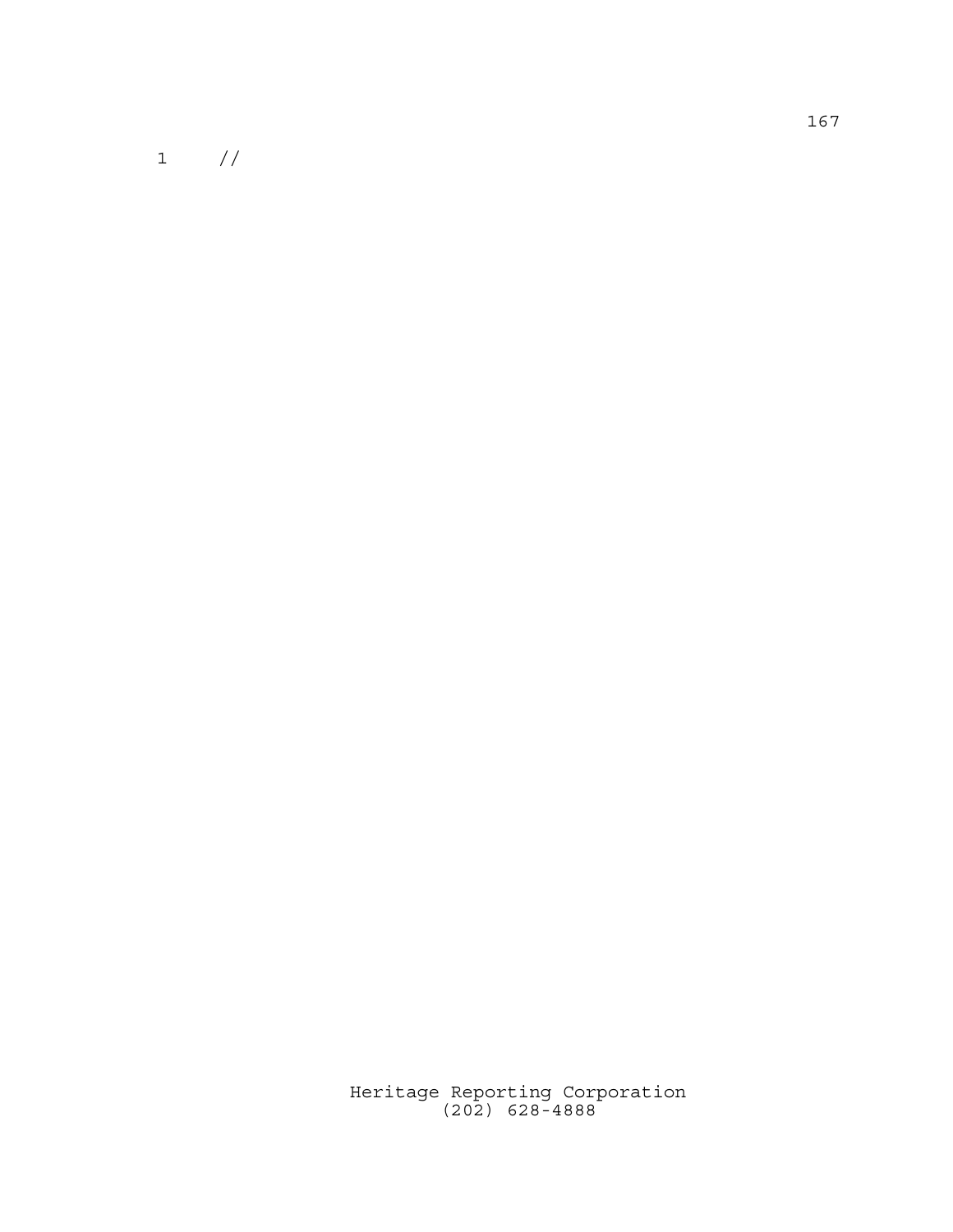1 //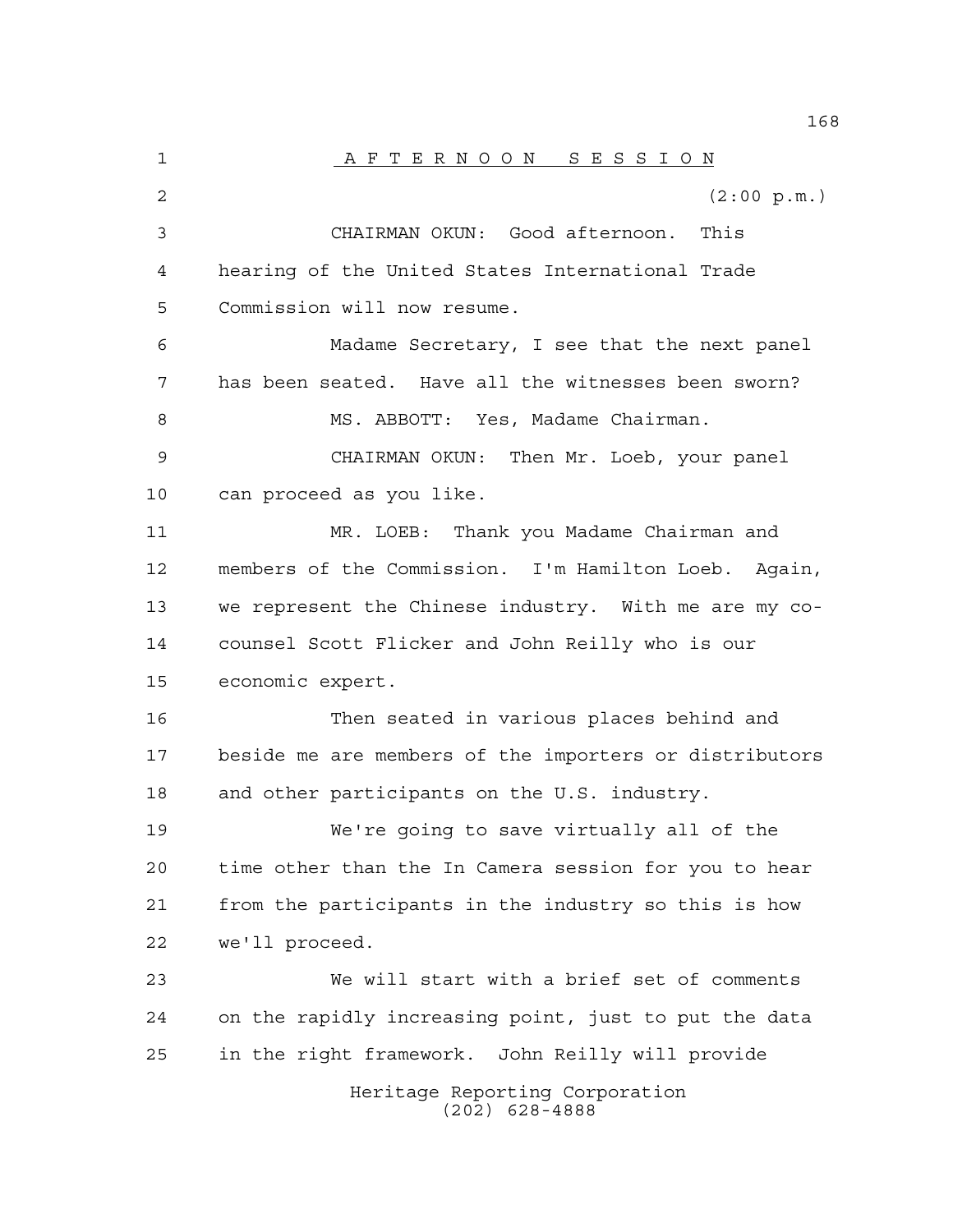A F T E R N O O N   S E S S I O N

(2:00 p.m.)

CHAIRMAN OKUN: Good afternoon. This hearing of the United States International Trade Commission will now resume.

Madame Secretary, I see that the next panel has been seated. Have all the witnesses been sworn?

MS. ABBOTT: Yes, Madame Chairman.

CHAIRMAN OKUN: Then Mr. Loeb, your panel can proceed as you like.

MR. LOEB: Thank you Madame Chairman and members of the Commission. I'm Hamilton Loeb. Again, we represent the Chinese industry. With me are my co-counsel Scott Flicker and John Reilly who is our economic expert.

Then seated in various places behind and beside me are members of the importers or distributors and other participants on the U.S. industry.

We're going to save virtually all of the time other than the In Camera session for you to hear from the participants in the industry so this is how we'll proceed.

We will start with a brief set of comments on the rapidly increasing point, just to put the data in the right framework. John Reilly will provide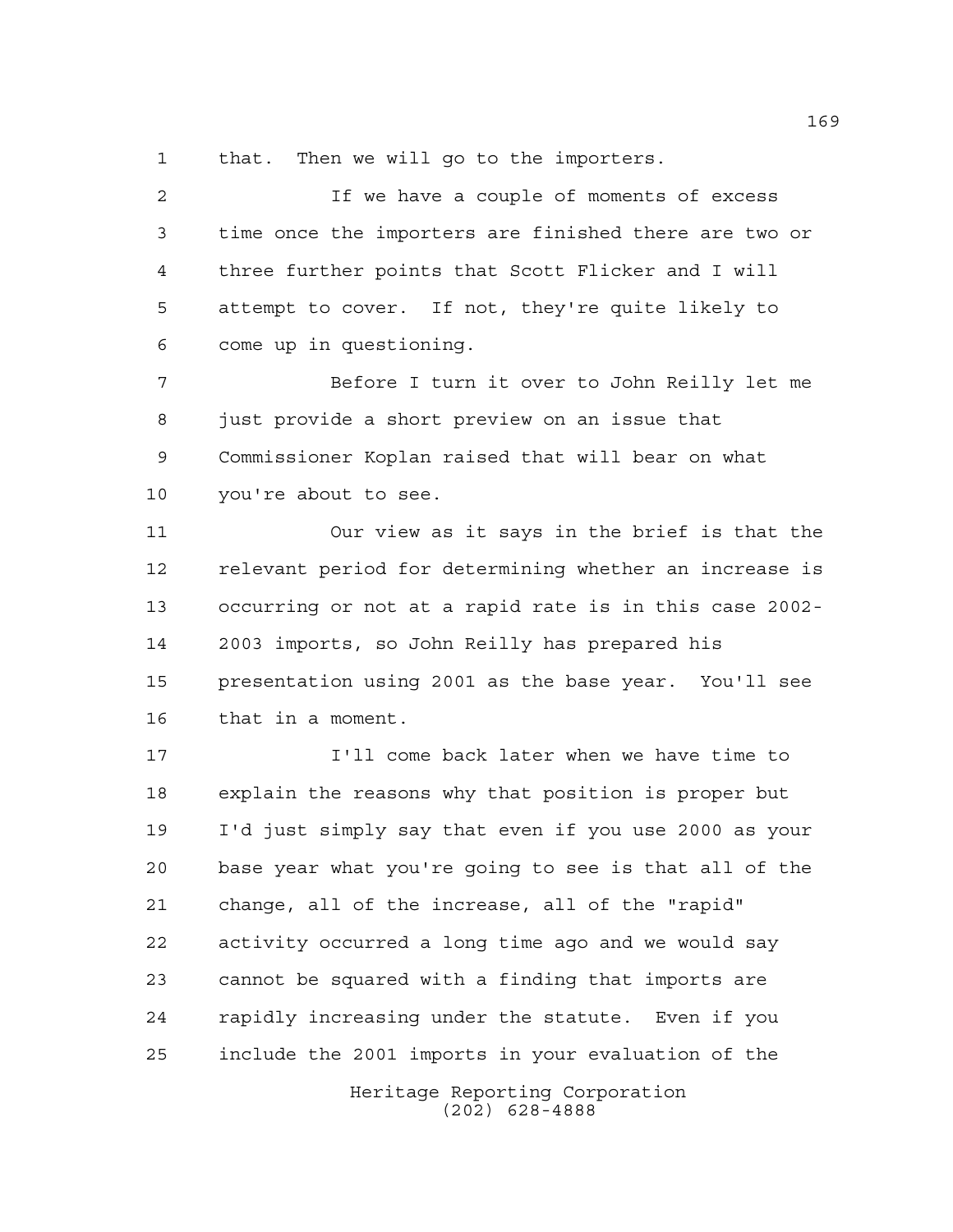that. Then we will go to the importers.

If we have a couple of moments of excess time once the importers are finished there are two or three further points that Scott Flicker and I will attempt to cover. If not, they're quite likely to come up in questioning.

Before I turn it over to John Reilly let me just provide a short preview on an issue that Commissioner Koplan raised that will bear on what you're about to see.

Our view as it says in the brief is that the relevant period for determining whether an increase is occurring or not at a rapid rate is in this case 2002-2003 imports, so John Reilly has prepared his presentation using 2001 as the base year. You'll see that in a moment.

I'll come back later when we have time to explain the reasons why that position is proper but I'd just simply say that even if you use 2000 as your base year what you're going to see is that all of the change, all of the increase, all of the "rapid" activity occurred a long time ago and we would say cannot be squared with a finding that imports are rapidly increasing under the statute. Even if you include the 2001 imports in your evaluation of the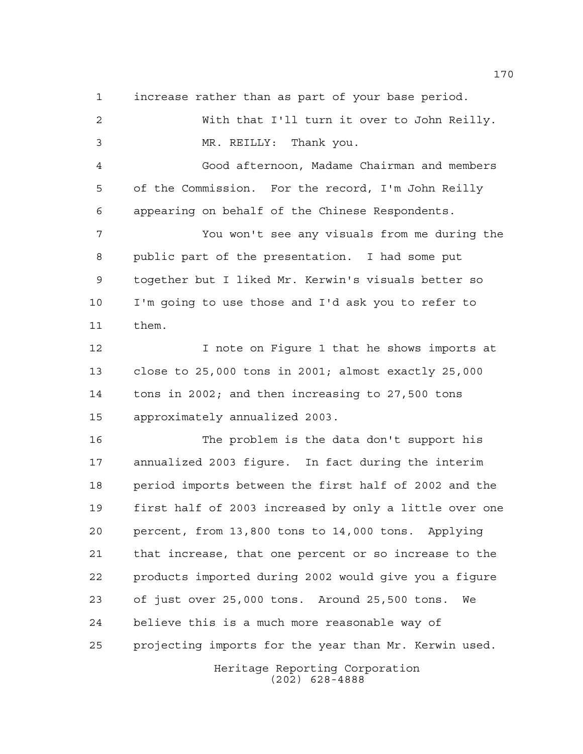increase rather than as part of your base period.

With that I'll turn it over to John Reilly.

MR. REILLY: Thank you.

Good afternoon, Madame Chairman and members of the Commission. For the record, I'm John Reilly appearing on behalf of the Chinese Respondents.

You won't see any visuals from me during the public part of the presentation. I had some put together but I liked Mr. Kerwin's visuals better so I'm going to use those and I'd ask you to refer to them.

I note on Figure 1 that he shows imports at close to 25,000 tons in 2001; almost exactly 25,000 tons in 2002; and then increasing to 27,500 tons approximately annualized 2003.

The problem is the data don't support his annualized 2003 figure. In fact during the interim period imports between the first half of 2002 and the first half of 2003 increased by only a little over one percent, from 13,800 tons to 14,000 tons. Applying that increase, that one percent or so increase to the products imported during 2002 would give you a figure of just over 25,000 tons. Around 25,500 tons. We believe this is a much more reasonable way of projecting imports for the year than Mr. Kerwin used.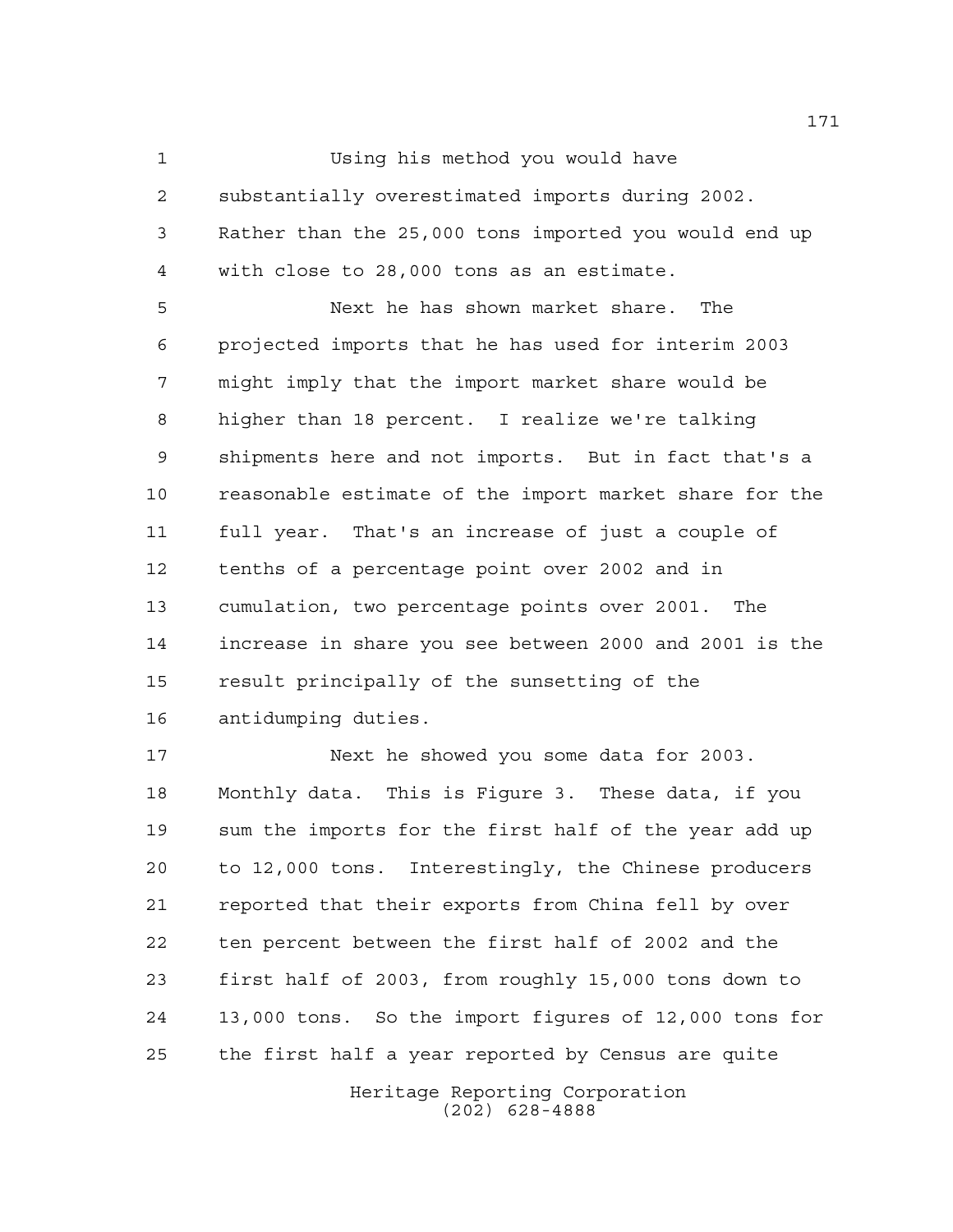Using his method you would have substantially overestimated imports during 2002. Rather than the 25,000 tons imported you would end up with close to 28,000 tons as an estimate.

Next he has shown market share. The projected imports that he has used for interim 2003 might imply that the import market share would be higher than 18 percent. I realize we're talking shipments here and not imports. But in fact that's a reasonable estimate of the import market share for the full year. That's an increase of just a couple of tenths of a percentage point over 2002 and in cumulation, two percentage points over 2001. The increase in share you see between 2000 and 2001 is the result principally of the sunsetting of the antidumping duties.

Next he showed you some data for 2003. Monthly data. This is Figure 3. These data, if you sum the imports for the first half of the year add up to 12,000 tons. Interestingly, the Chinese producers reported that their exports from China fell by over ten percent between the first half of 2002 and the first half of 2003, from roughly 15,000 tons down to 13,000 tons. So the import figures of 12,000 tons for the first half a year reported by Census are quite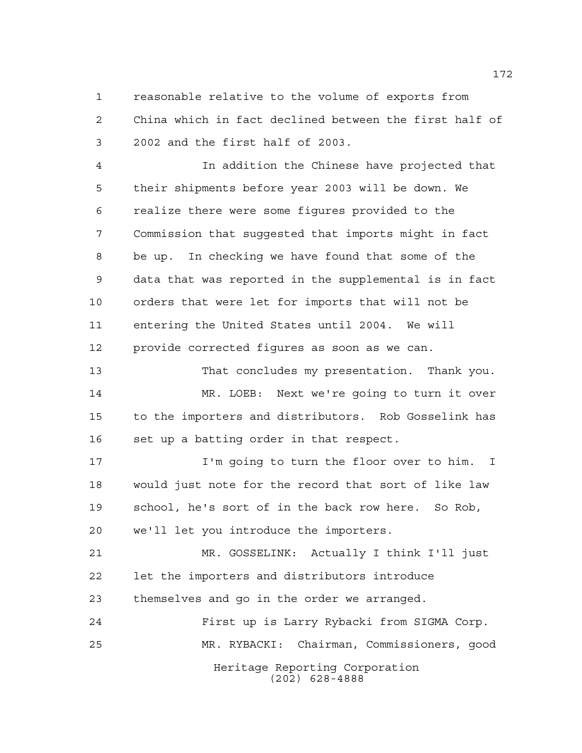reasonable relative to the volume of exports from China which in fact declined between the first half of 2002 and the first half of 2003.

In addition the Chinese have projected that their shipments before year 2003 will be down. We realize there were some figures provided to the Commission that suggested that imports might in fact be up. In checking we have found that some of the data that was reported in the supplemental is in fact orders that were let for imports that will not be entering the United States until 2004. We will provide corrected figures as soon as we can.

That concludes my presentation. Thank you.

MR. LOEB: Next we're going to turn it over to the importers and distributors. Rob Gosselink has set up a batting order in that respect.

I'm going to turn the floor over to him. I would just note for the record that sort of like law school, he's sort of in the back row here. So Rob, we'll let you introduce the importers.

MR. GOSSELINK: Actually I think I'll just let the importers and distributors introduce themselves and go in the order we arranged.

First up is Larry Rybacki from SIGMA Corp.

MR. RYBACKI: Chairman, Commissioners, good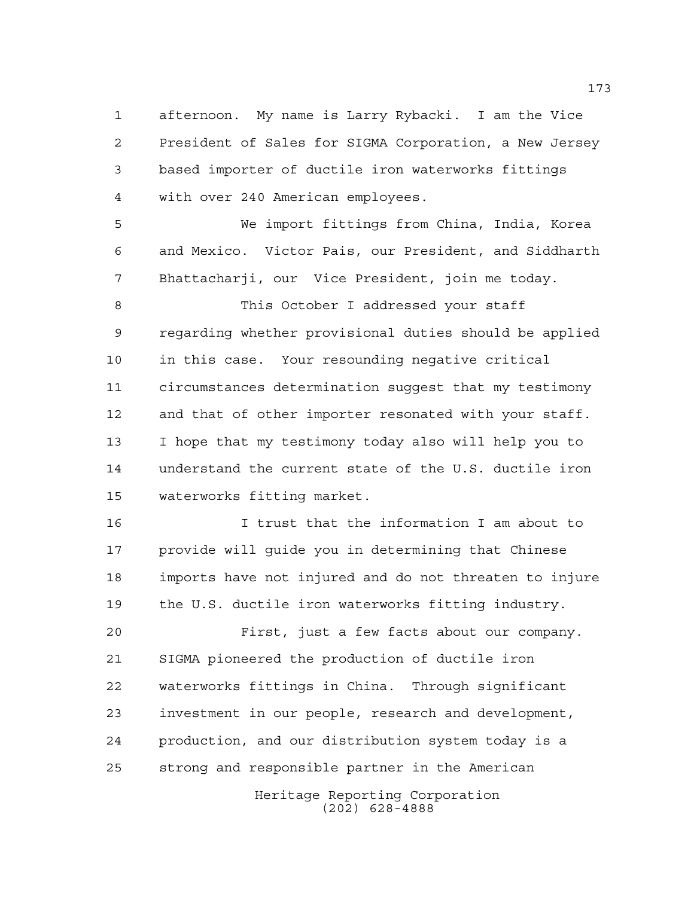afternoon. My name is Larry Rybacki. I am the Vice President of Sales for SIGMA Corporation, a New Jersey based importer of ductile iron waterworks fittings with over 240 American employees.

We import fittings from China, India, Korea and Mexico. Victor Pais, our President, and Siddharth Bhattacharji, our Vice President, join me today.

This October I addressed your staff regarding whether provisional duties should be applied in this case. Your resounding negative critical circumstances determination suggest that my testimony and that of other importer resonated with your staff. I hope that my testimony today also will help you to understand the current state of the U.S. ductile iron waterworks fitting market.

I trust that the information I am about to provide will guide you in determining that Chinese imports have not injured and do not threaten to injure the U.S. ductile iron waterworks fitting industry.

First, just a few facts about our company. SIGMA pioneered the production of ductile iron waterworks fittings in China. Through significant investment in our people, research and development, production, and our distribution system today is a strong and responsible partner in the American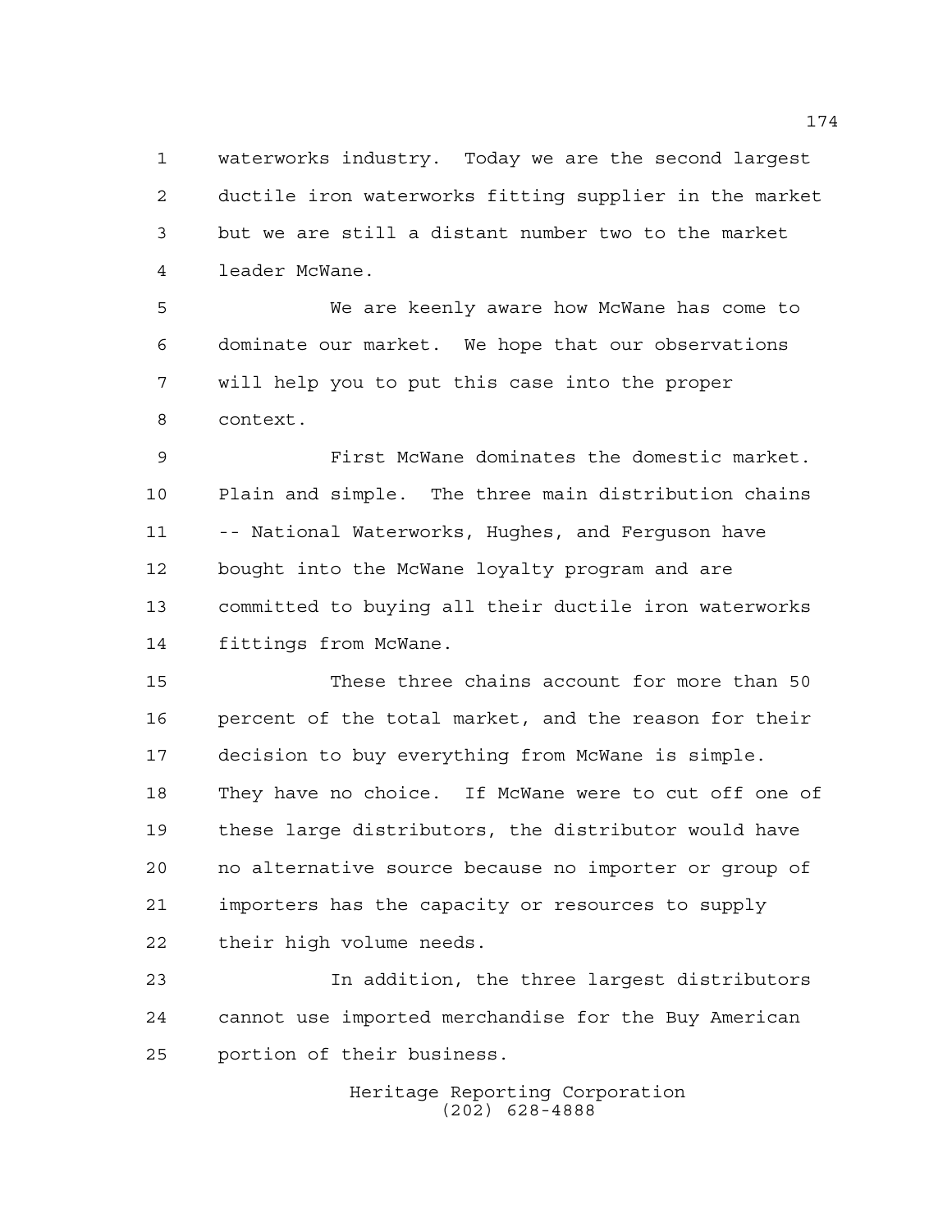waterworks industry. Today we are the second largest ductile iron waterworks fitting supplier in the market but we are still a distant number two to the market leader McWane.

We are keenly aware how McWane has come to dominate our market. We hope that our observations will help you to put this case into the proper context.

First McWane dominates the domestic market. Plain and simple. The three main distribution chains -- National Waterworks, Hughes, and Ferguson have bought into the McWane loyalty program and are committed to buying all their ductile iron waterworks fittings from McWane.

These three chains account for more than 50 percent of the total market, and the reason for their decision to buy everything from McWane is simple. They have no choice. If McWane were to cut off one of these large distributors, the distributor would have no alternative source because no importer or group of importers has the capacity or resources to supply their high volume needs.

In addition, the three largest distributors cannot use imported merchandise for the Buy American portion of their business.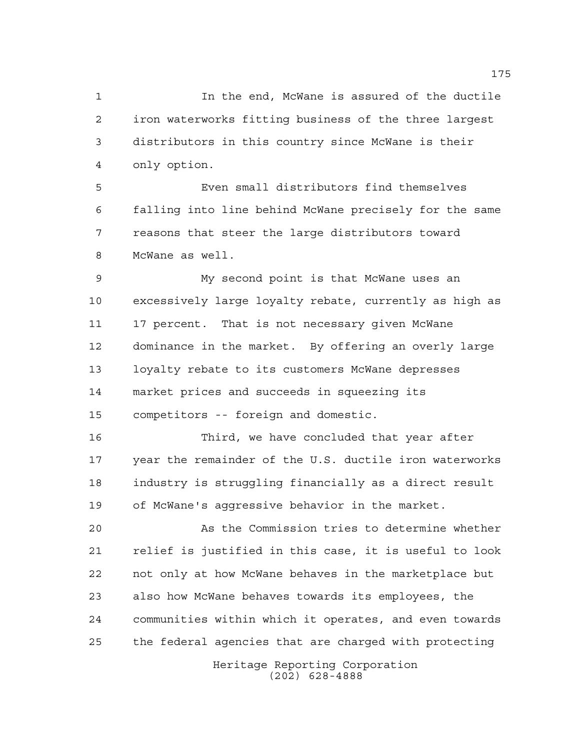In the end, McWane is assured of the ductile iron waterworks fitting business of the three largest distributors in this country since McWane is their only option.

Even small distributors find themselves falling into line behind McWane precisely for the same reasons that steer the large distributors toward McWane as well.

My second point is that McWane uses an excessively large loyalty rebate, currently as high as 17 percent. That is not necessary given McWane dominance in the market. By offering an overly large loyalty rebate to its customers McWane depresses market prices and succeeds in squeezing its competitors -- foreign and domestic.

Third, we have concluded that year after year the remainder of the U.S. ductile iron waterworks industry is struggling financially as a direct result of McWane's aggressive behavior in the market.

As the Commission tries to determine whether relief is justified in this case, it is useful to look not only at how McWane behaves in the marketplace but also how McWane behaves towards its employees, the communities within which it operates, and even towards the federal agencies that are charged with protecting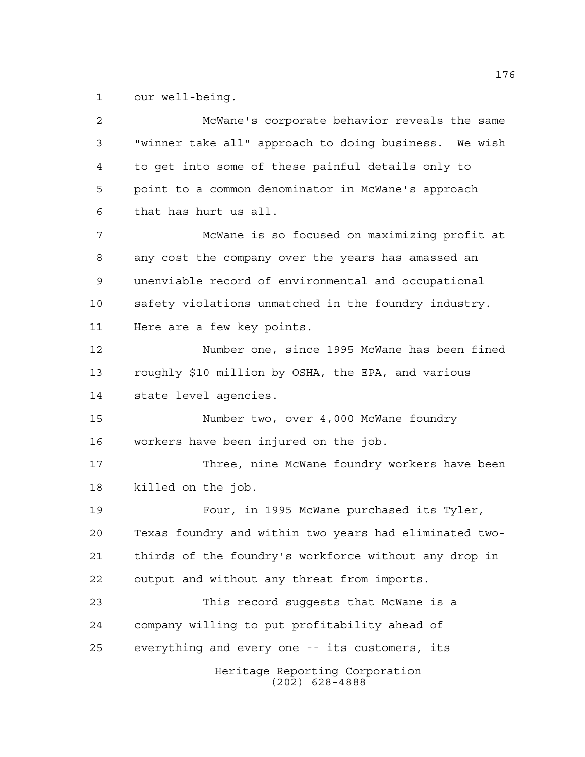our well-being.

McWane's corporate behavior reveals the same "winner take all" approach to doing business. We wish to get into some of these painful details only to point to a common denominator in McWane's approach that has hurt us all.

McWane is so focused on maximizing profit at any cost the company over the years has amassed an unenviable record of environmental and occupational safety violations unmatched in the foundry industry. Here are a few key points.

Number one, since 1995 McWane has been fined roughly $10 million by OSHA, the EPA, and various state level agencies.

Number two, over 4,000 McWane foundry workers have been injured on the job.

Three, nine McWane foundry workers have been killed on the job.

Four, in 1995 McWane purchased its Tyler, Texas foundry and within two years had eliminated two-thirds of the foundry's workforce without any drop in output and without any threat from imports.

This record suggests that McWane is a company willing to put profitability ahead of everything and every one -- its customers, its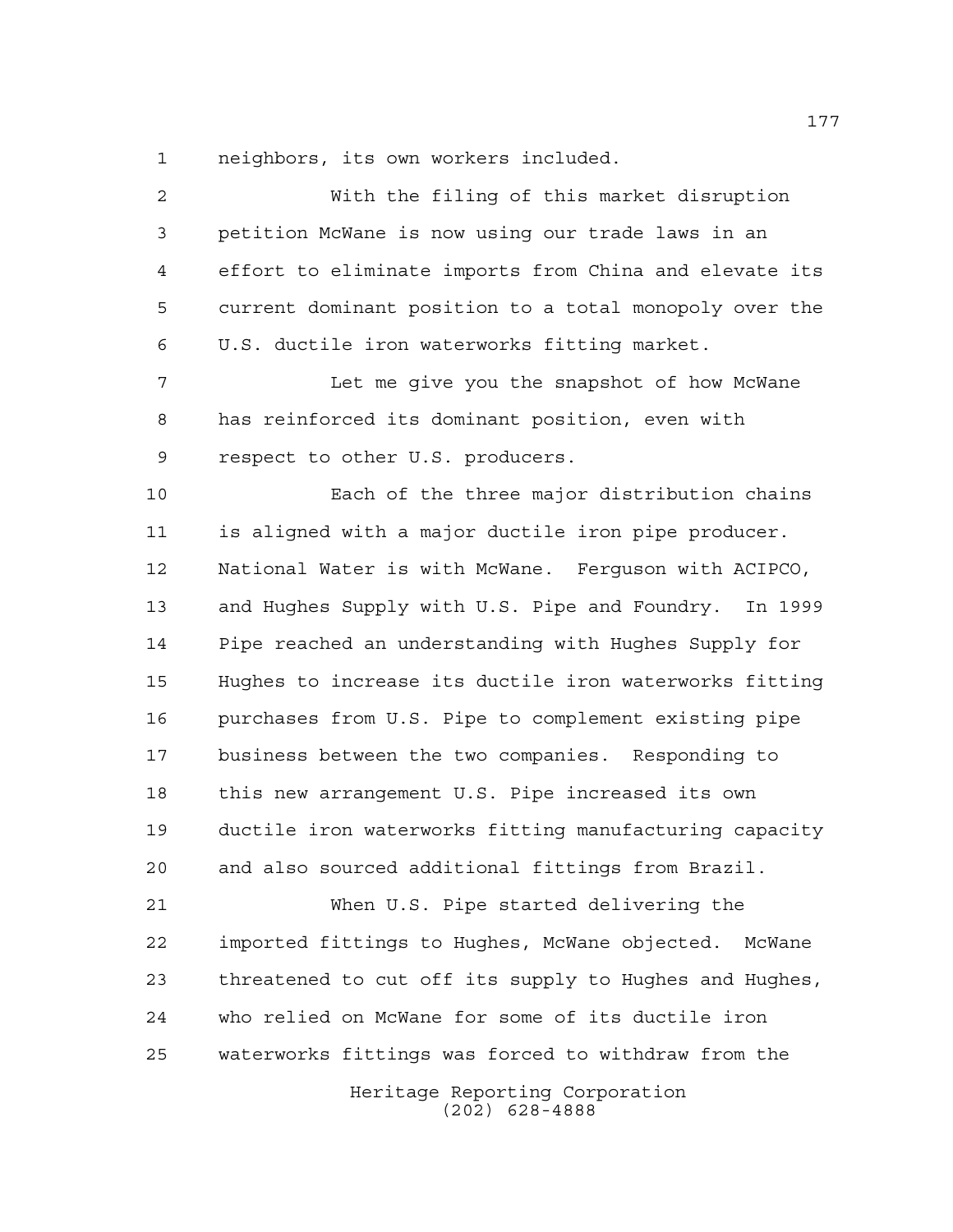neighbors, its own workers included.

With the filing of this market disruption petition McWane is now using our trade laws in an effort to eliminate imports from China and elevate its current dominant position to a total monopoly over the U.S. ductile iron waterworks fitting market.

Let me give you the snapshot of how McWane has reinforced its dominant position, even with respect to other U.S. producers.

Each of the three major distribution chains is aligned with a major ductile iron pipe producer. National Water is with McWane. Ferguson with ACIPCO, and Hughes Supply with U.S. Pipe and Foundry. In 1999 Pipe reached an understanding with Hughes Supply for Hughes to increase its ductile iron waterworks fitting purchases from U.S. Pipe to complement existing pipe business between the two companies. Responding to this new arrangement U.S. Pipe increased its own ductile iron waterworks fitting manufacturing capacity and also sourced additional fittings from Brazil.

When U.S. Pipe started delivering the imported fittings to Hughes, McWane objected. McWane threatened to cut off its supply to Hughes and Hughes, who relied on McWane for some of its ductile iron waterworks fittings was forced to withdraw from the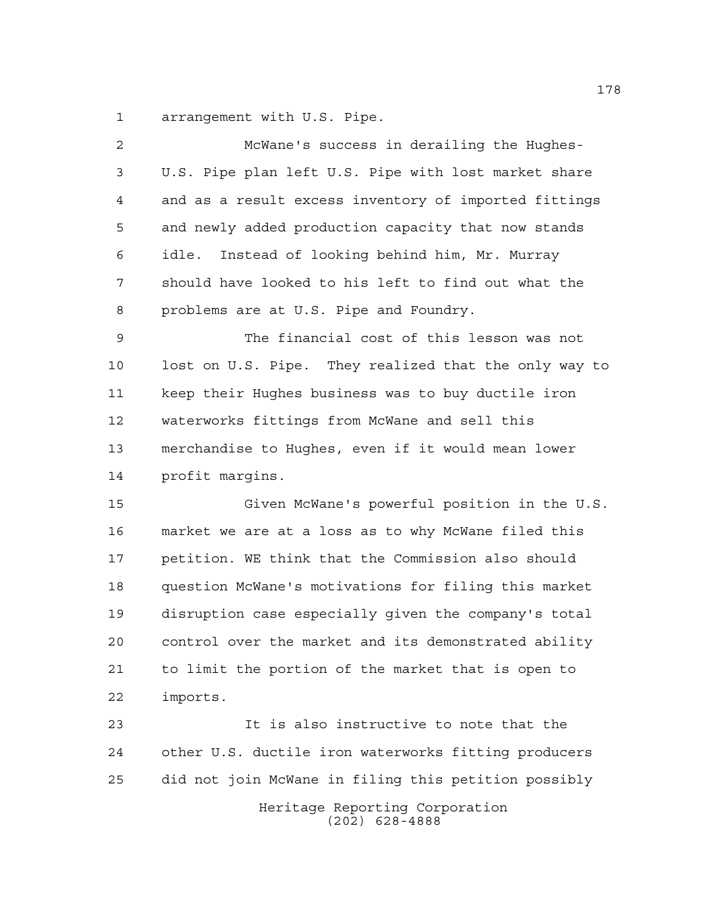arrangement with U.S. Pipe.

McWane's success in derailing the Hughes-U.S. Pipe plan left U.S. Pipe with lost market share and as a result excess inventory of imported fittings and newly added production capacity that now stands idle. Instead of looking behind him, Mr. Murray should have looked to his left to find out what the problems are at U.S. Pipe and Foundry.

The financial cost of this lesson was not lost on U.S. Pipe. They realized that the only way to keep their Hughes business was to buy ductile iron waterworks fittings from McWane and sell this merchandise to Hughes, even if it would mean lower profit margins.

Given McWane's powerful position in the U.S. market we are at a loss as to why McWane filed this petition. WE think that the Commission also should question McWane's motivations for filing this market disruption case especially given the company's total control over the market and its demonstrated ability to limit the portion of the market that is open to imports.

It is also instructive to note that the other U.S. ductile iron waterworks fitting producers did not join McWane in filing this petition possibly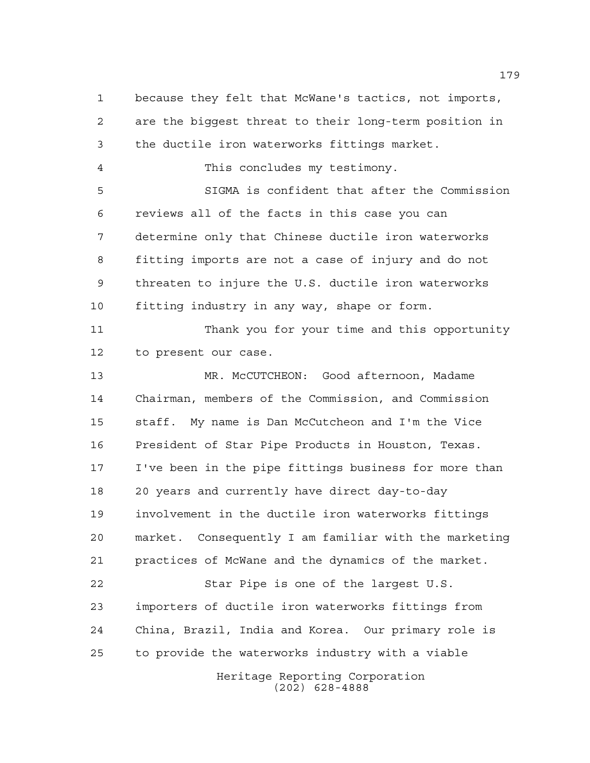because they felt that McWane's tactics, not imports, are the biggest threat to their long-term position in the ductile iron waterworks fittings market.

This concludes my testimony.

SIGMA is confident that after the Commission reviews all of the facts in this case you can determine only that Chinese ductile iron waterworks fitting imports are not a case of injury and do not threaten to injure the U.S. ductile iron waterworks fitting industry in any way, shape or form.

Thank you for your time and this opportunity to present our case.

MR. McCUTCHEON: Good afternoon, Madame Chairman, members of the Commission, and Commission staff. My name is Dan McCutcheon and I'm the Vice President of Star Pipe Products in Houston, Texas. I've been in the pipe fittings business for more than 20 years and currently have direct day-to-day involvement in the ductile iron waterworks fittings market. Consequently I am familiar with the marketing practices of McWane and the dynamics of the market.

Star Pipe is one of the largest U.S. importers of ductile iron waterworks fittings from China, Brazil, India and Korea. Our primary role is to provide the waterworks industry with a viable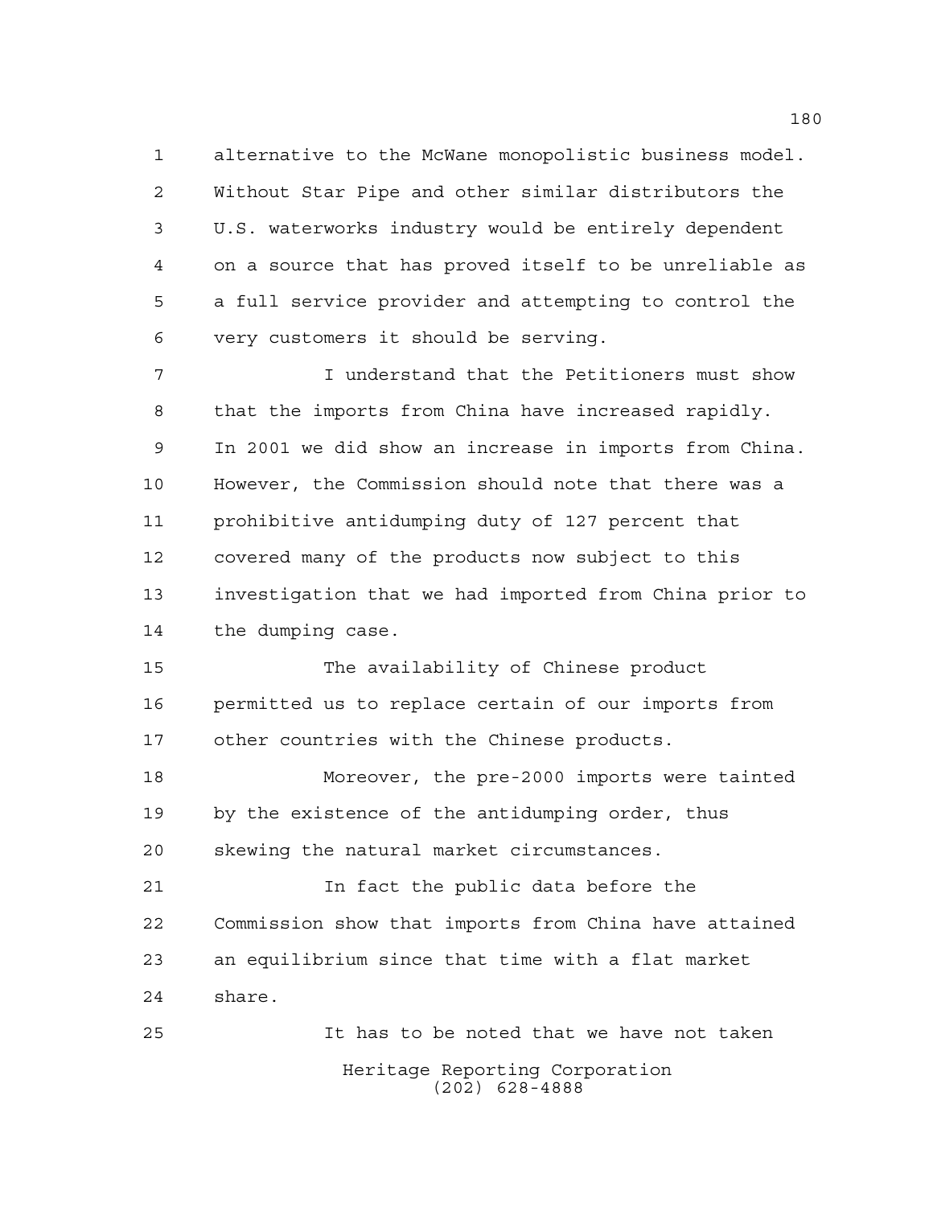alternative to the McWane monopolistic business model. Without Star Pipe and other similar distributors the U.S. waterworks industry would be entirely dependent on a source that has proved itself to be unreliable as a full service provider and attempting to control the very customers it should be serving.

I understand that the Petitioners must show that the imports from China have increased rapidly. In 2001 we did show an increase in imports from China. However, the Commission should note that there was a prohibitive antidumping duty of 127 percent that covered many of the products now subject to this investigation that we had imported from China prior to the dumping case.

The availability of Chinese product permitted us to replace certain of our imports from other countries with the Chinese products.

Moreover, the pre-2000 imports were tainted by the existence of the antidumping order, thus skewing the natural market circumstances.

In fact the public data before the Commission show that imports from China have attained an equilibrium since that time with a flat market share.

It has to be noted that we have not taken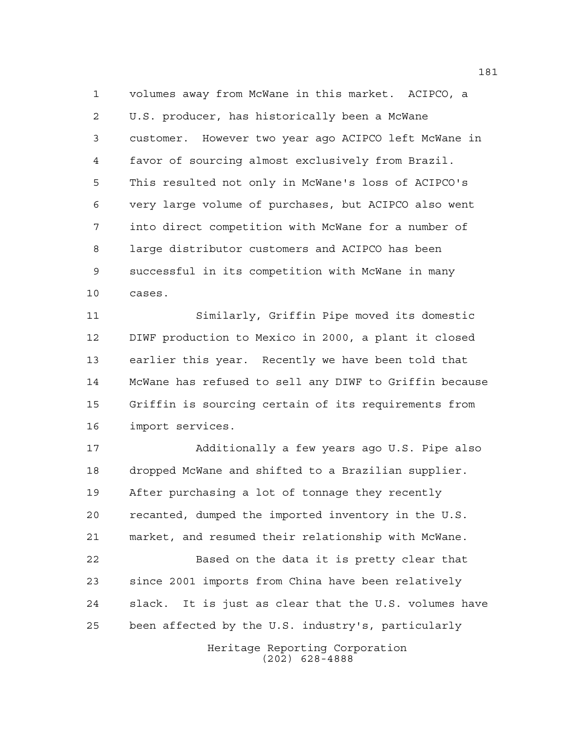volumes away from McWane in this market. ACIPCO, a U.S. producer, has historically been a McWane customer. However two year ago ACIPCO left McWane in favor of sourcing almost exclusively from Brazil. This resulted not only in McWane's loss of ACIPCO's very large volume of purchases, but ACIPCO also went into direct competition with McWane for a number of large distributor customers and ACIPCO has been successful in its competition with McWane in many cases.

Similarly, Griffin Pipe moved its domestic DIWF production to Mexico in 2000, a plant it closed earlier this year. Recently we have been told that McWane has refused to sell any DIWF to Griffin because Griffin is sourcing certain of its requirements from import services.

Additionally a few years ago U.S. Pipe also dropped McWane and shifted to a Brazilian supplier. After purchasing a lot of tonnage they recently recanted, dumped the imported inventory in the U.S. market, and resumed their relationship with McWane.

Based on the data it is pretty clear that since 2001 imports from China have been relatively slack. It is just as clear that the U.S. volumes have been affected by the U.S. industry's, particularly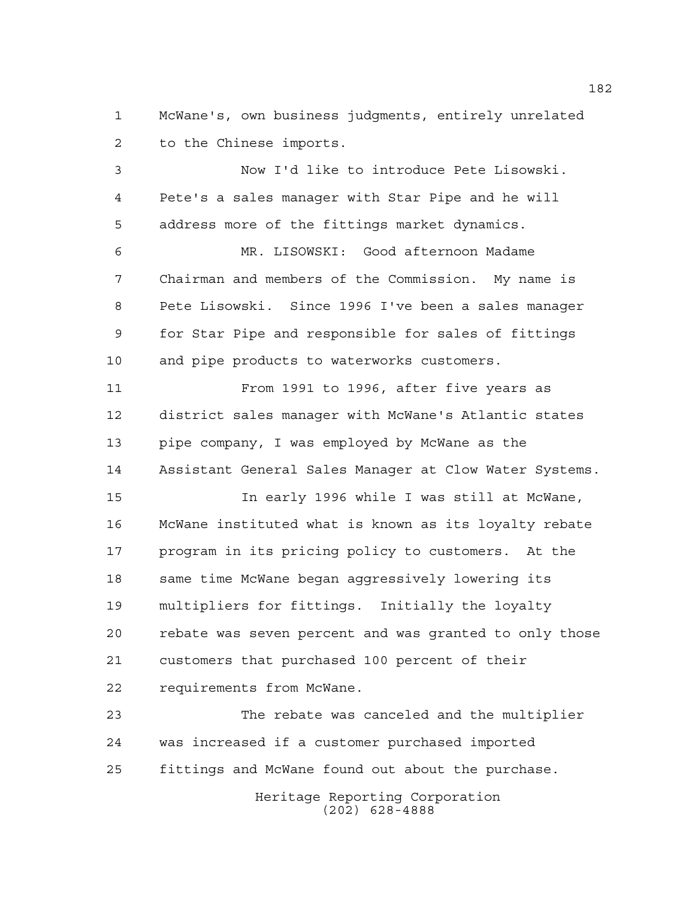McWane's, own business judgments, entirely unrelated to the Chinese imports.

Now I'd like to introduce Pete Lisowski. Pete's a sales manager with Star Pipe and he will address more of the fittings market dynamics.

MR. LISOWSKI: Good afternoon Madame Chairman and members of the Commission. My name is Pete Lisowski. Since 1996 I've been a sales manager for Star Pipe and responsible for sales of fittings and pipe products to waterworks customers.

From 1991 to 1996, after five years as district sales manager with McWane's Atlantic states pipe company, I was employed by McWane as the Assistant General Sales Manager at Clow Water Systems.

In early 1996 while I was still at McWane, McWane instituted what is known as its loyalty rebate program in its pricing policy to customers. At the same time McWane began aggressively lowering its multipliers for fittings. Initially the loyalty rebate was seven percent and was granted to only those customers that purchased 100 percent of their requirements from McWane.

The rebate was canceled and the multiplier was increased if a customer purchased imported fittings and McWane found out about the purchase.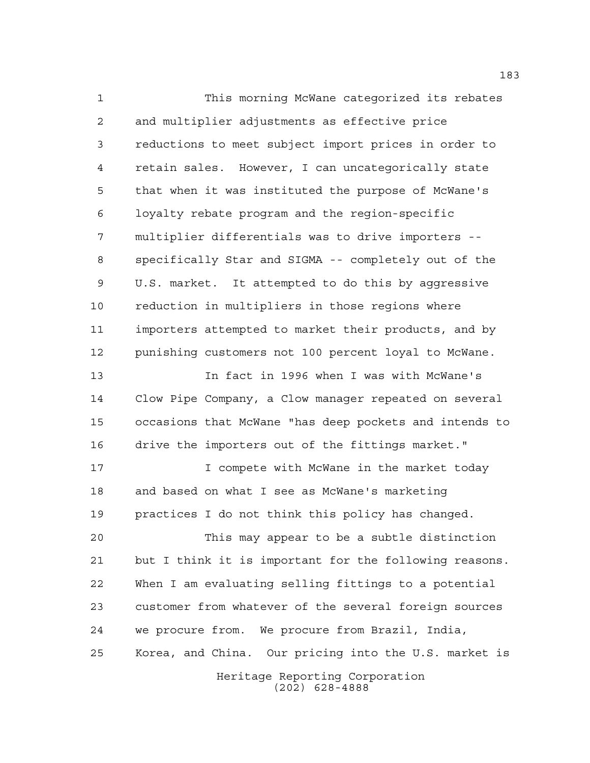This morning McWane categorized its rebates and multiplier adjustments as effective price reductions to meet subject import prices in order to retain sales. However, I can uncategorically state that when it was instituted the purpose of McWane's loyalty rebate program and the region-specific multiplier differentials was to drive importers -- specifically Star and SIGMA -- completely out of the U.S. market. It attempted to do this by aggressive reduction in multipliers in those regions where importers attempted to market their products, and by punishing customers not 100 percent loyal to McWane.

In fact in 1996 when I was with McWane's Clow Pipe Company, a Clow manager repeated on several occasions that McWane "has deep pockets and intends to drive the importers out of the fittings market."

I compete with McWane in the market today and based on what I see as McWane's marketing practices I do not think this policy has changed.

This may appear to be a subtle distinction but I think it is important for the following reasons. When I am evaluating selling fittings to a potential customer from whatever of the several foreign sources we procure from. We procure from Brazil, India, Korea, and China. Our pricing into the U.S. market is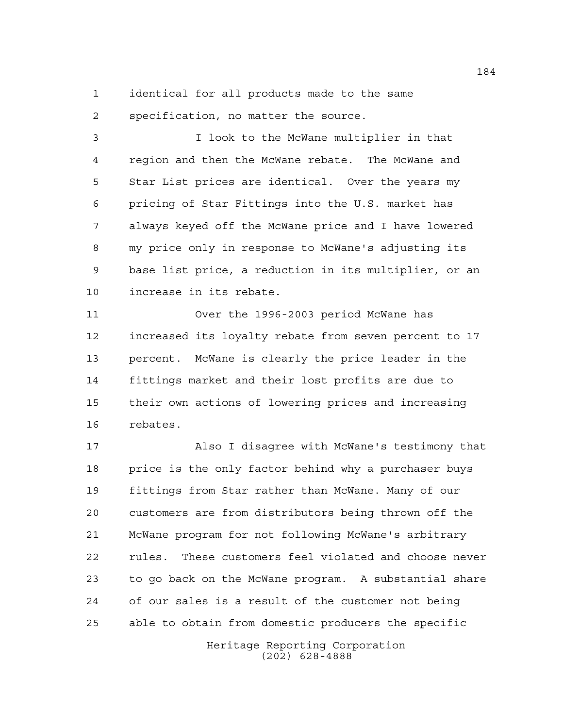identical for all products made to the same specification, no matter the source.

I look to the McWane multiplier in that region and then the McWane rebate. The McWane and Star List prices are identical. Over the years my pricing of Star Fittings into the U.S. market has always keyed off the McWane price and I have lowered my price only in response to McWane's adjusting its base list price, a reduction in its multiplier, or an increase in its rebate.

Over the 1996-2003 period McWane has increased its loyalty rebate from seven percent to 17 percent. McWane is clearly the price leader in the fittings market and their lost profits are due to their own actions of lowering prices and increasing rebates.

Also I disagree with McWane's testimony that price is the only factor behind why a purchaser buys fittings from Star rather than McWane. Many of our customers are from distributors being thrown off the McWane program for not following McWane's arbitrary rules. These customers feel violated and choose never to go back on the McWane program. A substantial share of our sales is a result of the customer not being able to obtain from domestic producers the specific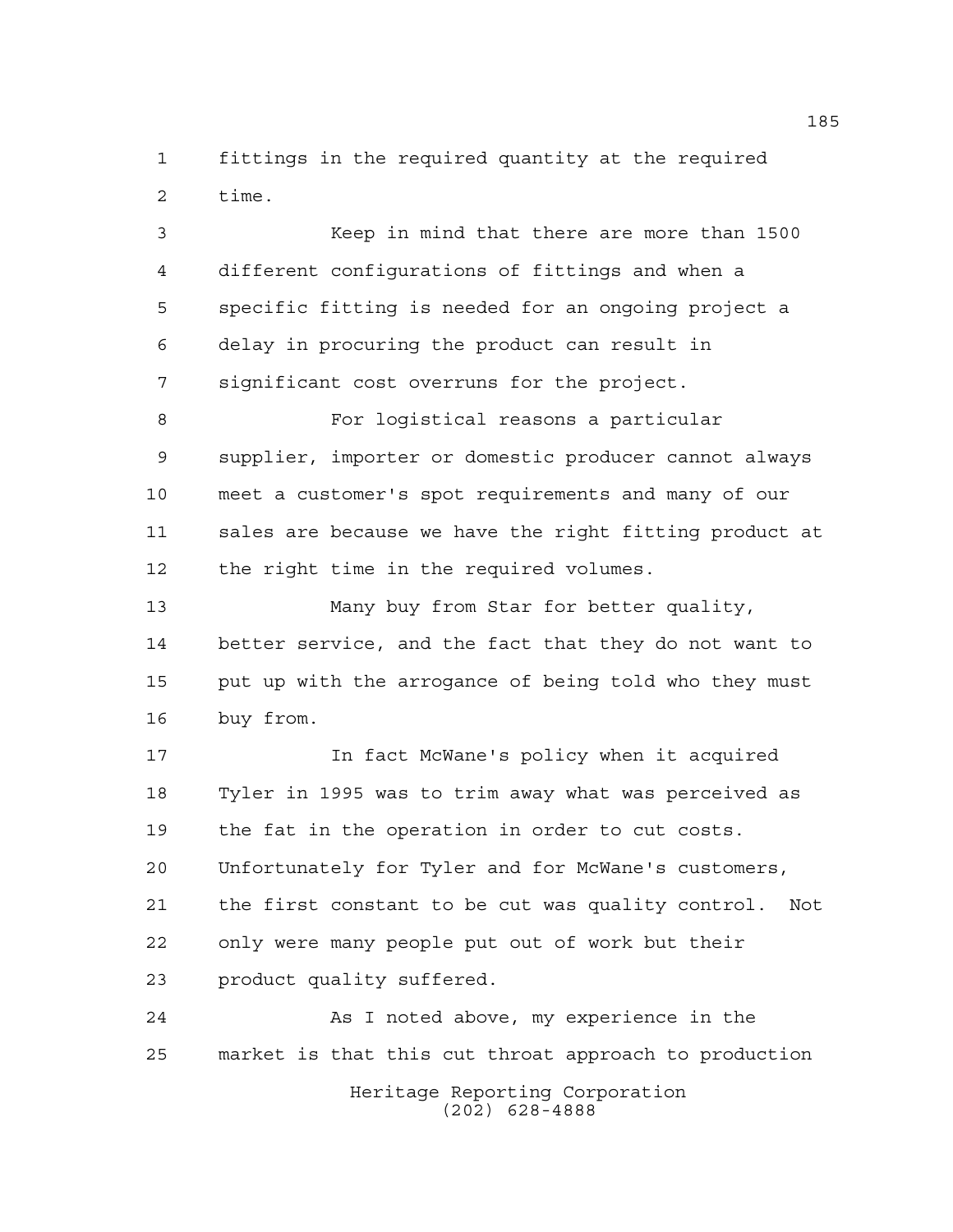fittings in the required quantity at the required time.

Keep in mind that there are more than 1500 different configurations of fittings and when a specific fitting is needed for an ongoing project a delay in procuring the product can result in significant cost overruns for the project.

For logistical reasons a particular supplier, importer or domestic producer cannot always meet a customer's spot requirements and many of our sales are because we have the right fitting product at the right time in the required volumes.

Many buy from Star for better quality, better service, and the fact that they do not want to put up with the arrogance of being told who they must buy from.

In fact McWane's policy when it acquired Tyler in 1995 was to trim away what was perceived as the fat in the operation in order to cut costs. Unfortunately for Tyler and for McWane's customers, the first constant to be cut was quality control. Not only were many people put out of work but their product quality suffered.

As I noted above, my experience in the market is that this cut throat approach to production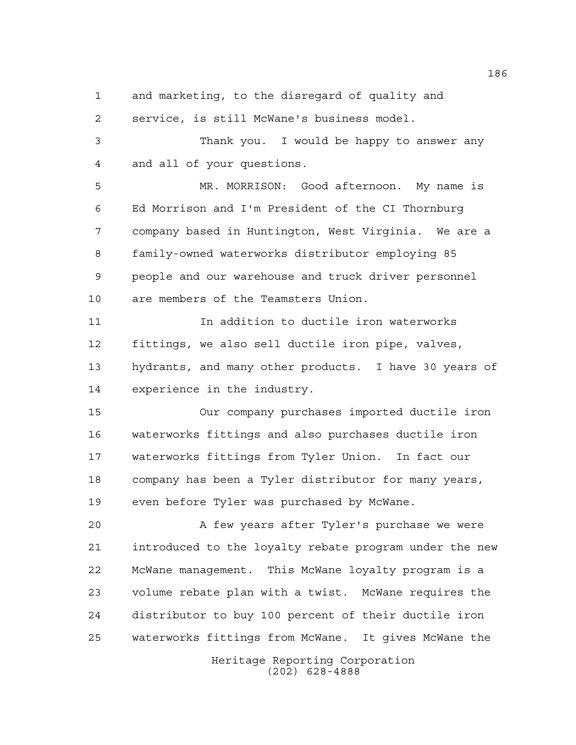and marketing, to the disregard of quality and service, is still McWane's business model.

Thank you. I would be happy to answer any and all of your questions.

MR. MORRISON: Good afternoon. My name is Ed Morrison and I'm President of the CI Thornburg company based in Huntington, West Virginia. We are a family-owned waterworks distributor employing 85 people and our warehouse and truck driver personnel are members of the Teamsters Union.

In addition to ductile iron waterworks fittings, we also sell ductile iron pipe, valves, hydrants, and many other products. I have 30 years of experience in the industry.

Our company purchases imported ductile iron waterworks fittings and also purchases ductile iron waterworks fittings from Tyler Union. In fact our company has been a Tyler distributor for many years, even before Tyler was purchased by McWane.

A few years after Tyler's purchase we were introduced to the loyalty rebate program under the new McWane management. This McWane loyalty program is a volume rebate plan with a twist. McWane requires the distributor to buy 100 percent of their ductile iron waterworks fittings from McWane. It gives McWane the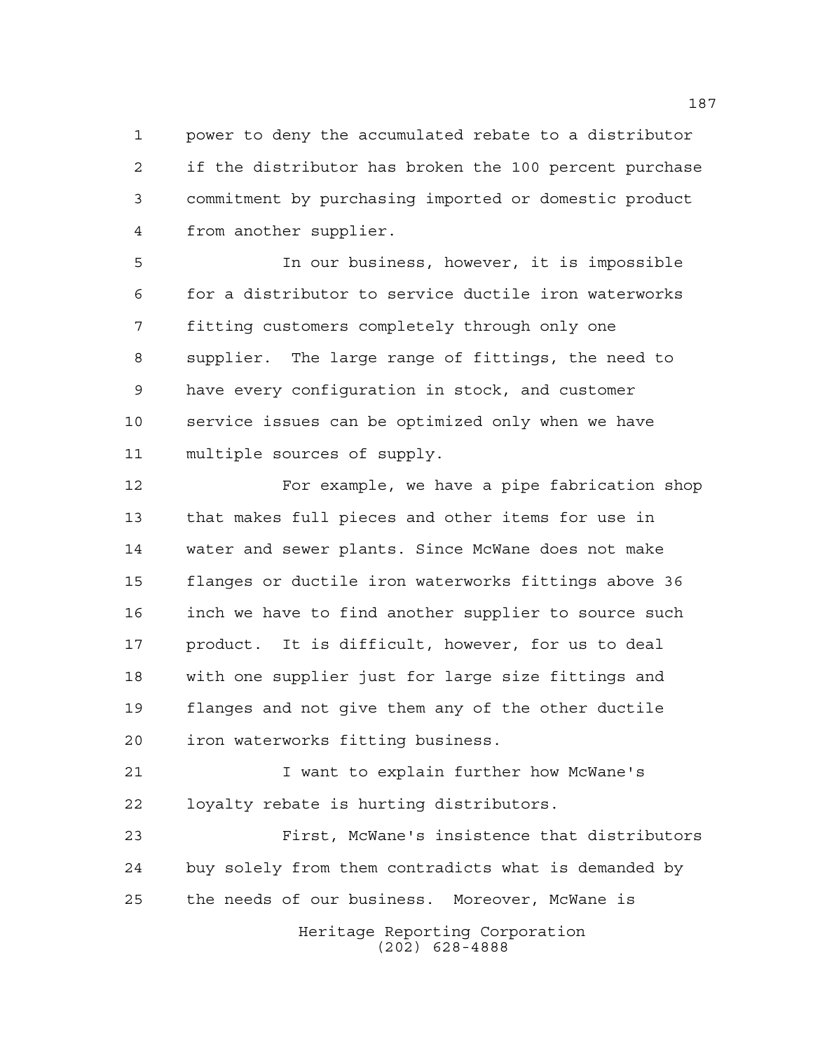power to deny the accumulated rebate to a distributor if the distributor has broken the 100 percent purchase commitment by purchasing imported or domestic product from another supplier.

In our business, however, it is impossible for a distributor to service ductile iron waterworks fitting customers completely through only one supplier. The large range of fittings, the need to have every configuration in stock, and customer service issues can be optimized only when we have multiple sources of supply.

For example, we have a pipe fabrication shop that makes full pieces and other items for use in water and sewer plants. Since McWane does not make flanges or ductile iron waterworks fittings above 36 inch we have to find another supplier to source such product. It is difficult, however, for us to deal with one supplier just for large size fittings and flanges and not give them any of the other ductile iron waterworks fitting business.

I want to explain further how McWane's loyalty rebate is hurting distributors.

First, McWane's insistence that distributors buy solely from them contradicts what is demanded by the needs of our business. Moreover, McWane is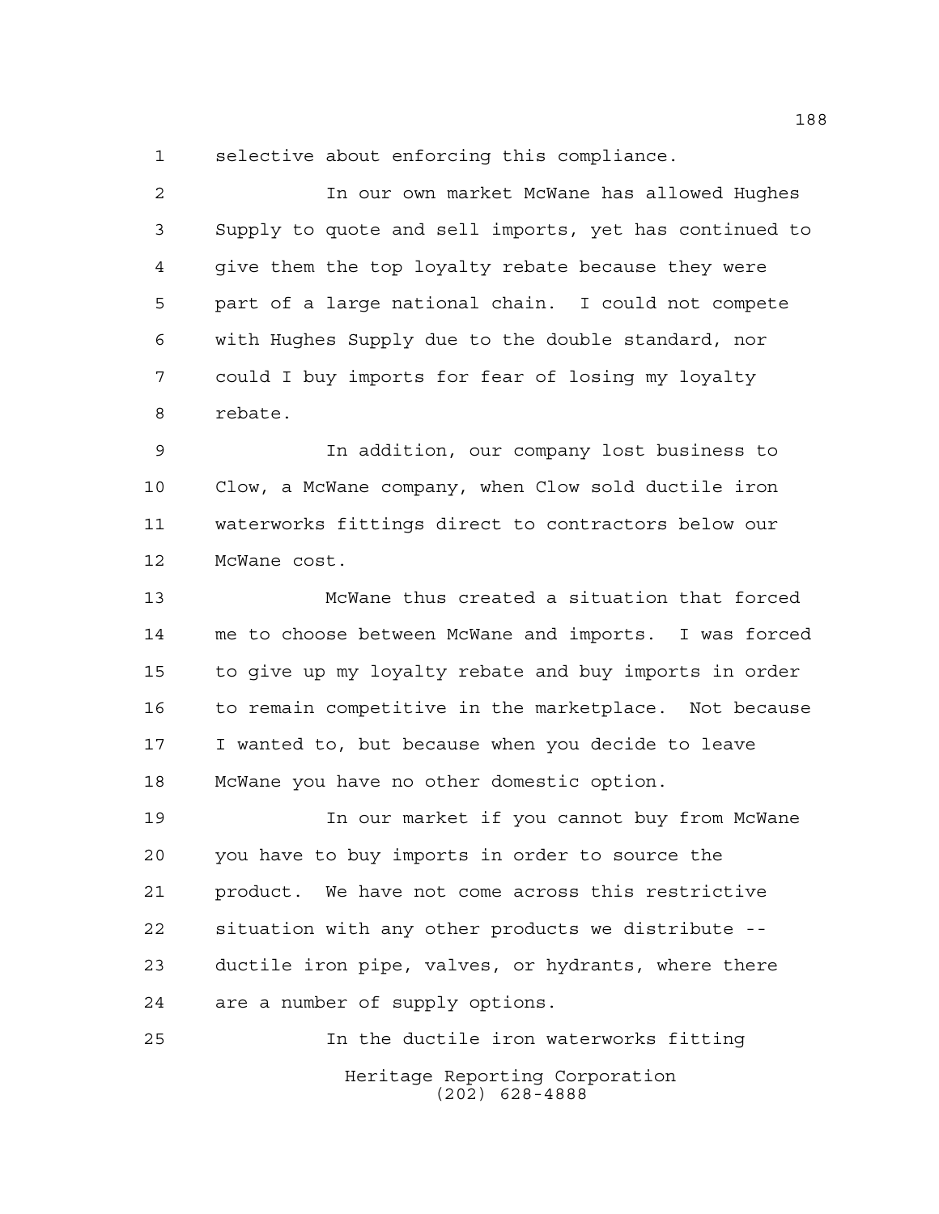selective about enforcing this compliance.

In our own market McWane has allowed Hughes Supply to quote and sell imports, yet has continued to give them the top loyalty rebate because they were part of a large national chain. I could not compete with Hughes Supply due to the double standard, nor could I buy imports for fear of losing my loyalty rebate.

In addition, our company lost business to Clow, a McWane company, when Clow sold ductile iron waterworks fittings direct to contractors below our McWane cost.

McWane thus created a situation that forced me to choose between McWane and imports. I was forced to give up my loyalty rebate and buy imports in order to remain competitive in the marketplace. Not because I wanted to, but because when you decide to leave McWane you have no other domestic option.

In our market if you cannot buy from McWane you have to buy imports in order to source the product. We have not come across this restrictive situation with any other products we distribute -- ductile iron pipe, valves, or hydrants, where there are a number of supply options.

In the ductile iron waterworks fitting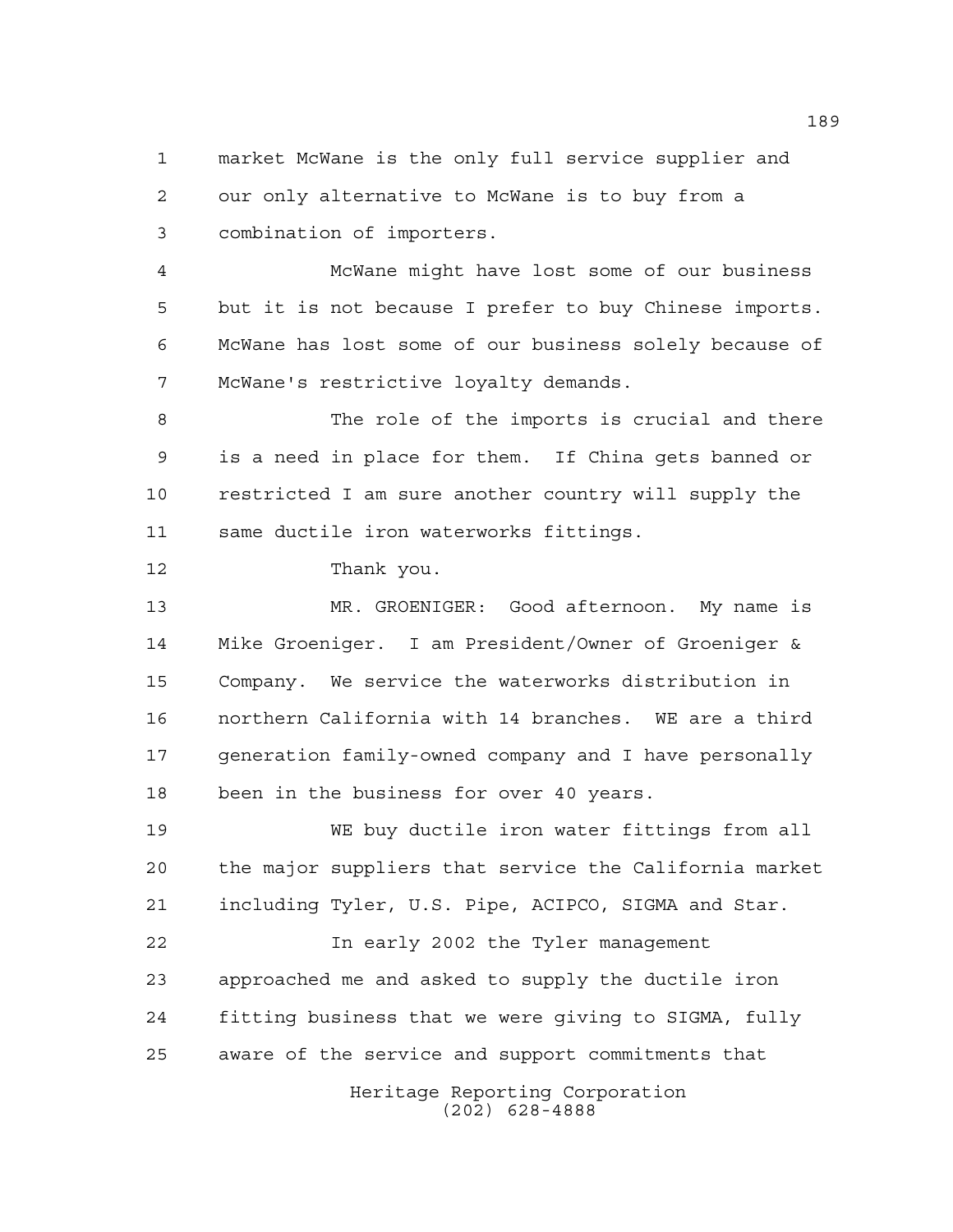market McWane is the only full service supplier and our only alternative to McWane is to buy from a combination of importers.

McWane might have lost some of our business but it is not because I prefer to buy Chinese imports. McWane has lost some of our business solely because of McWane's restrictive loyalty demands.

The role of the imports is crucial and there is a need in place for them. If China gets banned or restricted I am sure another country will supply the same ductile iron waterworks fittings.

Thank you.

MR. GROENIGER: Good afternoon. My name is Mike Groeniger. I am President/Owner of Groeniger & Company. We service the waterworks distribution in northern California with 14 branches. WE are a third generation family-owned company and I have personally been in the business for over 40 years.

WE buy ductile iron water fittings from all the major suppliers that service the California market including Tyler, U.S. Pipe, ACIPCO, SIGMA and Star.

In early 2002 the Tyler management approached me and asked to supply the ductile iron fitting business that we were giving to SIGMA, fully aware of the service and support commitments that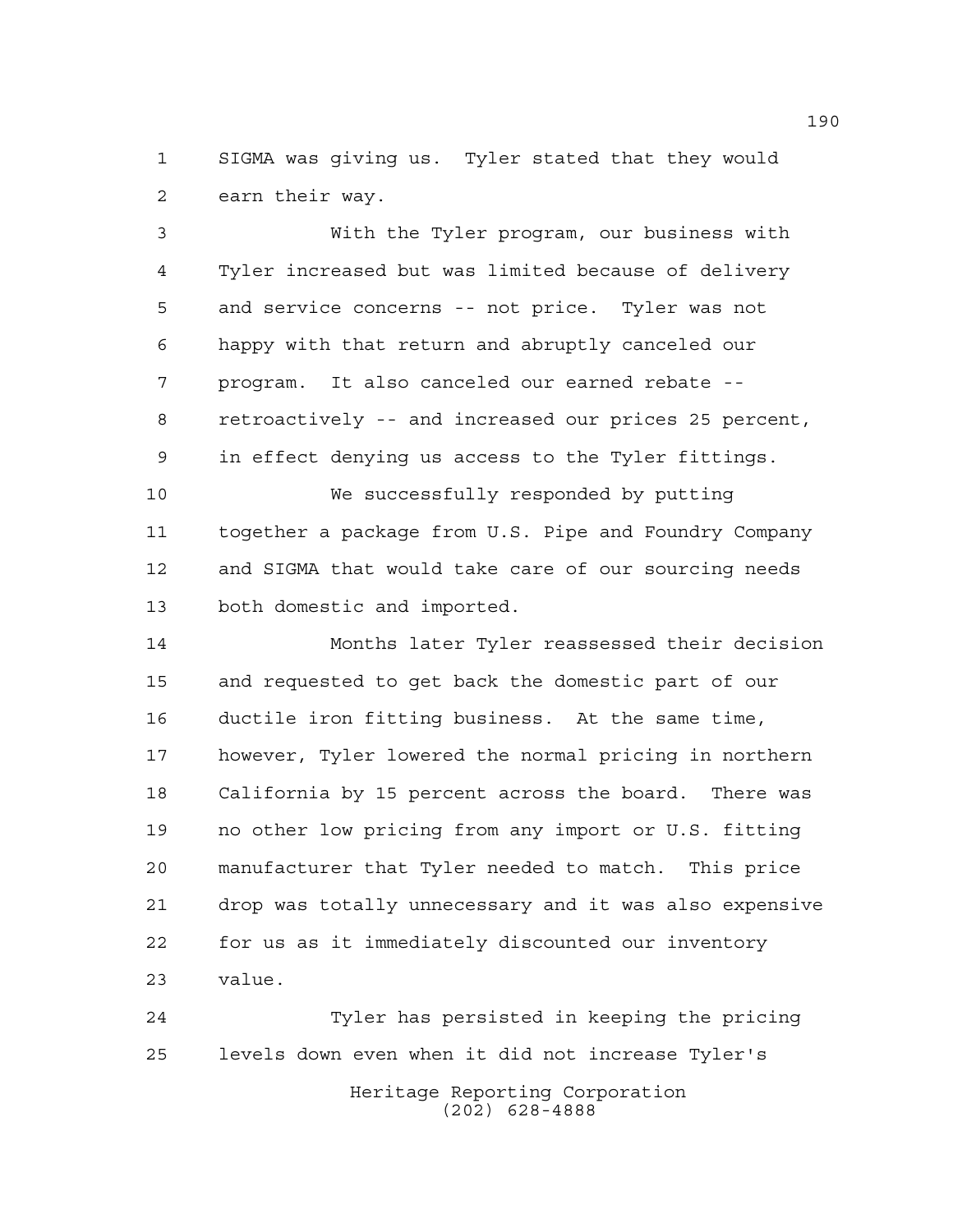SIGMA was giving us. Tyler stated that they would earn their way.

With the Tyler program, our business with Tyler increased but was limited because of delivery and service concerns -- not price. Tyler was not happy with that return and abruptly canceled our program. It also canceled our earned rebate -- retroactively -- and increased our prices 25 percent, in effect denying us access to the Tyler fittings.

We successfully responded by putting together a package from U.S. Pipe and Foundry Company and SIGMA that would take care of our sourcing needs both domestic and imported.

Months later Tyler reassessed their decision and requested to get back the domestic part of our ductile iron fitting business. At the same time, however, Tyler lowered the normal pricing in northern California by 15 percent across the board. There was no other low pricing from any import or U.S. fitting manufacturer that Tyler needed to match. This price drop was totally unnecessary and it was also expensive for us as it immediately discounted our inventory value.

Tyler has persisted in keeping the pricing levels down even when it did not increase Tyler's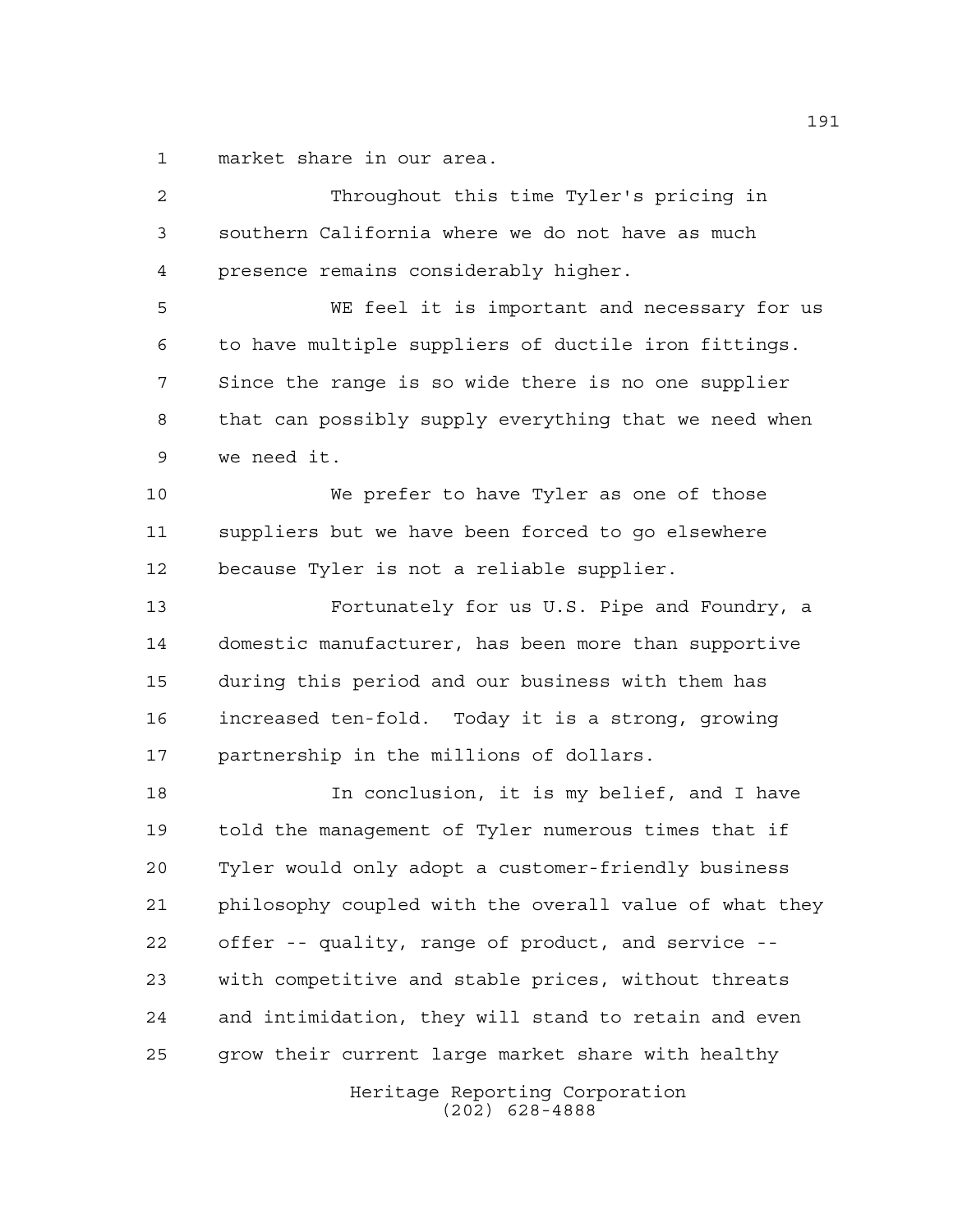market share in our area.

Throughout this time Tyler's pricing in southern California where we do not have as much presence remains considerably higher.

WE feel it is important and necessary for us to have multiple suppliers of ductile iron fittings. Since the range is so wide there is no one supplier that can possibly supply everything that we need when we need it.

We prefer to have Tyler as one of those suppliers but we have been forced to go elsewhere because Tyler is not a reliable supplier.

Fortunately for us U.S. Pipe and Foundry, a domestic manufacturer, has been more than supportive during this period and our business with them has increased ten-fold. Today it is a strong, growing partnership in the millions of dollars.

In conclusion, it is my belief, and I have told the management of Tyler numerous times that if Tyler would only adopt a customer-friendly business philosophy coupled with the overall value of what they offer -- quality, range of product, and service -- with competitive and stable prices, without threats and intimidation, they will stand to retain and even grow their current large market share with healthy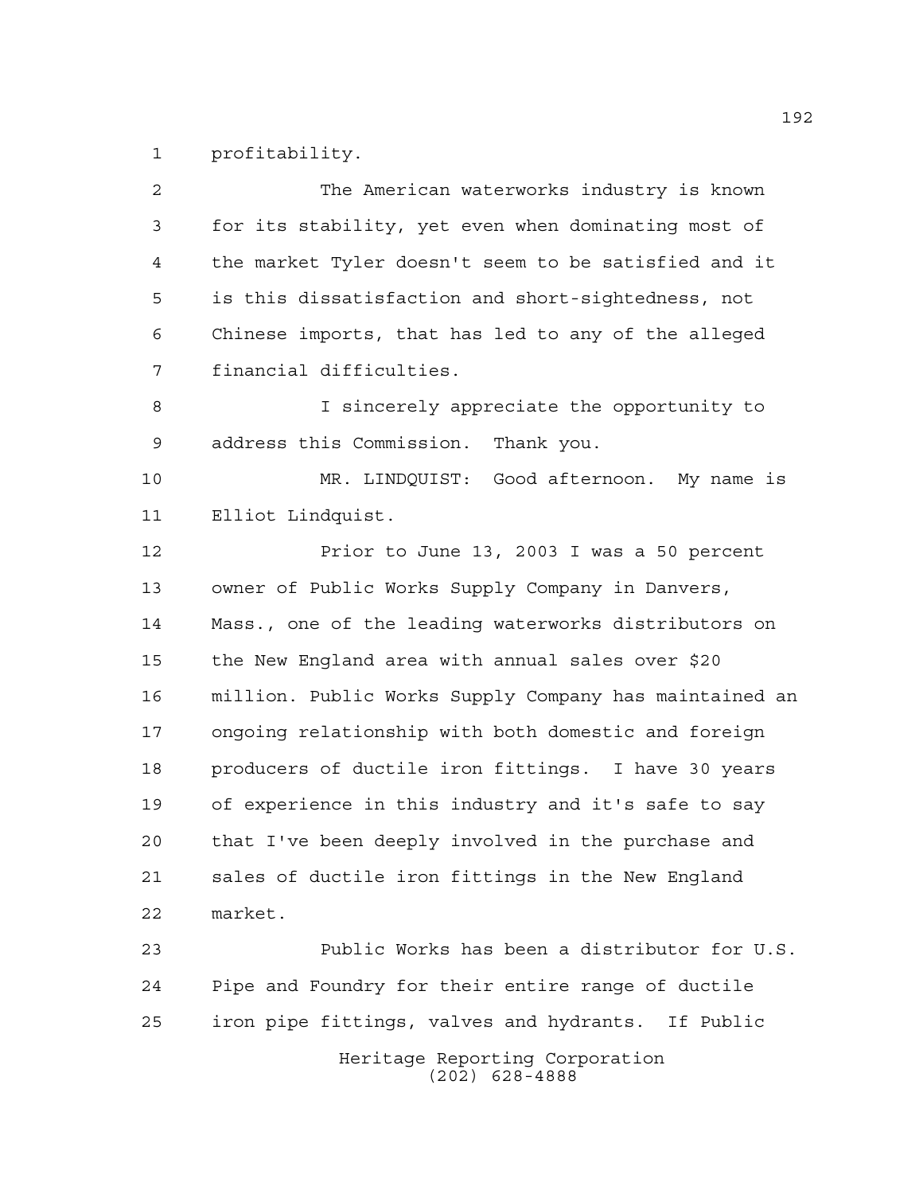profitability.

The American waterworks industry is known for its stability, yet even when dominating most of the market Tyler doesn't seem to be satisfied and it is this dissatisfaction and short-sightedness, not Chinese imports, that has led to any of the alleged financial difficulties.

I sincerely appreciate the opportunity to address this Commission. Thank you.

MR. LINDQUIST: Good afternoon. My name is Elliot Lindquist.

Prior to June 13, 2003 I was a 50 percent owner of Public Works Supply Company in Danvers, Mass., one of the leading waterworks distributors on the New England area with annual sales over $20 million. Public Works Supply Company has maintained an ongoing relationship with both domestic and foreign producers of ductile iron fittings. I have 30 years of experience in this industry and it's safe to say that I've been deeply involved in the purchase and sales of ductile iron fittings in the New England market.

Public Works has been a distributor for U.S. Pipe and Foundry for their entire range of ductile iron pipe fittings, valves and hydrants. If Public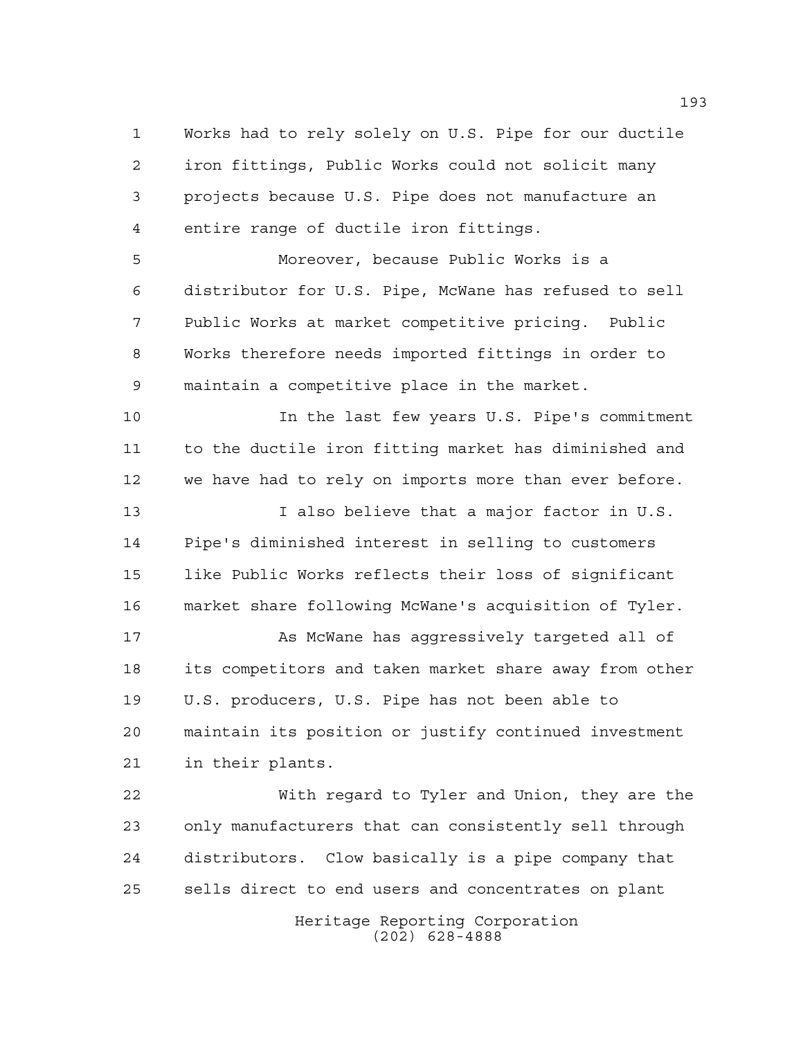Works had to rely solely on U.S. Pipe for our ductile iron fittings, Public Works could not solicit many projects because U.S. Pipe does not manufacture an entire range of ductile iron fittings.

Moreover, because Public Works is a distributor for U.S. Pipe, McWane has refused to sell Public Works at market competitive pricing. Public Works therefore needs imported fittings in order to maintain a competitive place in the market.

In the last few years U.S. Pipe's commitment to the ductile iron fitting market has diminished and we have had to rely on imports more than ever before.

I also believe that a major factor in U.S. Pipe's diminished interest in selling to customers like Public Works reflects their loss of significant market share following McWane's acquisition of Tyler.

As McWane has aggressively targeted all of its competitors and taken market share away from other U.S. producers, U.S. Pipe has not been able to maintain its position or justify continued investment in their plants.

With regard to Tyler and Union, they are the only manufacturers that can consistently sell through distributors. Clow basically is a pipe company that sells direct to end users and concentrates on plant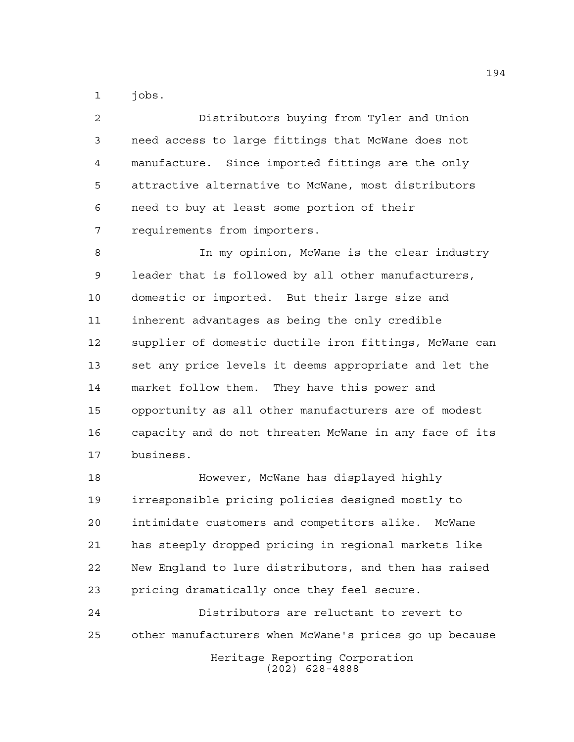jobs.

Distributors buying from Tyler and Union need access to large fittings that McWane does not manufacture. Since imported fittings are the only attractive alternative to McWane, most distributors need to buy at least some portion of their requirements from importers.

In my opinion, McWane is the clear industry leader that is followed by all other manufacturers, domestic or imported. But their large size and inherent advantages as being the only credible supplier of domestic ductile iron fittings, McWane can set any price levels it deems appropriate and let the market follow them. They have this power and opportunity as all other manufacturers are of modest capacity and do not threaten McWane in any face of its business.

However, McWane has displayed highly irresponsible pricing policies designed mostly to intimidate customers and competitors alike. McWane has steeply dropped pricing in regional markets like New England to lure distributors, and then has raised pricing dramatically once they feel secure.

Distributors are reluctant to revert to other manufacturers when McWane's prices go up because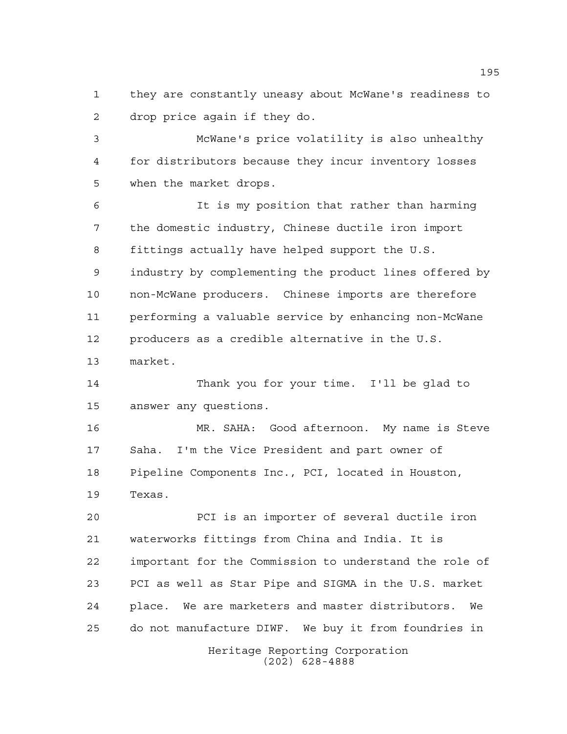they are constantly uneasy about McWane's readiness to drop price again if they do.

McWane's price volatility is also unhealthy for distributors because they incur inventory losses when the market drops.

It is my position that rather than harming the domestic industry, Chinese ductile iron import fittings actually have helped support the U.S. industry by complementing the product lines offered by non-McWane producers. Chinese imports are therefore performing a valuable service by enhancing non-McWane producers as a credible alternative in the U.S. market.

Thank you for your time. I'll be glad to answer any questions.

MR. SAHA: Good afternoon. My name is Steve Saha. I'm the Vice President and part owner of Pipeline Components Inc., PCI, located in Houston, Texas.

PCI is an importer of several ductile iron waterworks fittings from China and India. It is important for the Commission to understand the role of PCI as well as Star Pipe and SIGMA in the U.S. market place. We are marketers and master distributors. We do not manufacture DIWF. We buy it from foundries in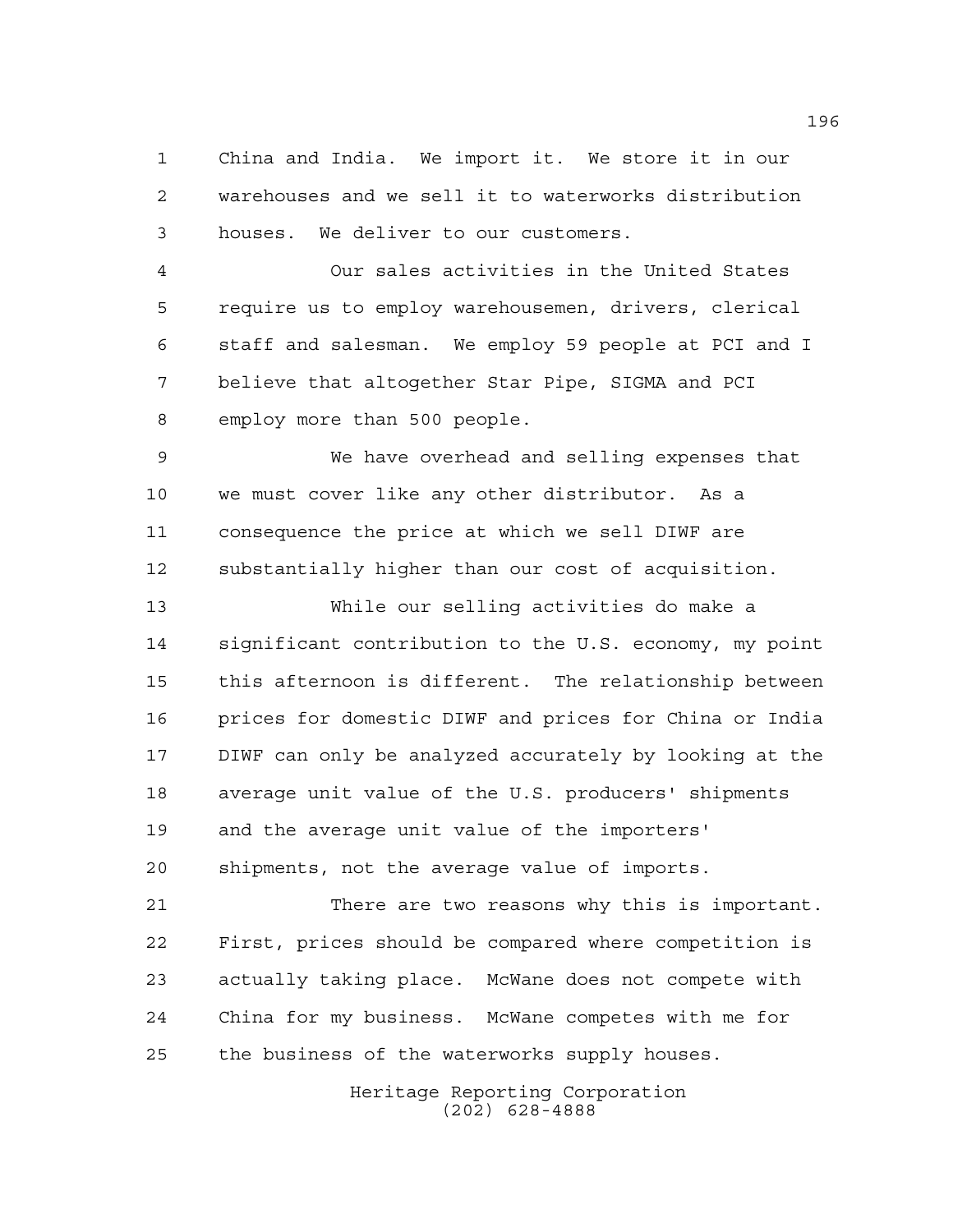China and India. We import it. We store it in our warehouses and we sell it to waterworks distribution houses. We deliver to our customers.

Our sales activities in the United States require us to employ warehousemen, drivers, clerical staff and salesman. We employ 59 people at PCI and I believe that altogether Star Pipe, SIGMA and PCI employ more than 500 people.

We have overhead and selling expenses that we must cover like any other distributor. As a consequence the price at which we sell DIWF are substantially higher than our cost of acquisition.

While our selling activities do make a significant contribution to the U.S. economy, my point this afternoon is different. The relationship between prices for domestic DIWF and prices for China or India DIWF can only be analyzed accurately by looking at the average unit value of the U.S. producers' shipments and the average unit value of the importers' shipments, not the average value of imports.

There are two reasons why this is important. First, prices should be compared where competition is actually taking place. McWane does not compete with China for my business. McWane competes with me for the business of the waterworks supply houses.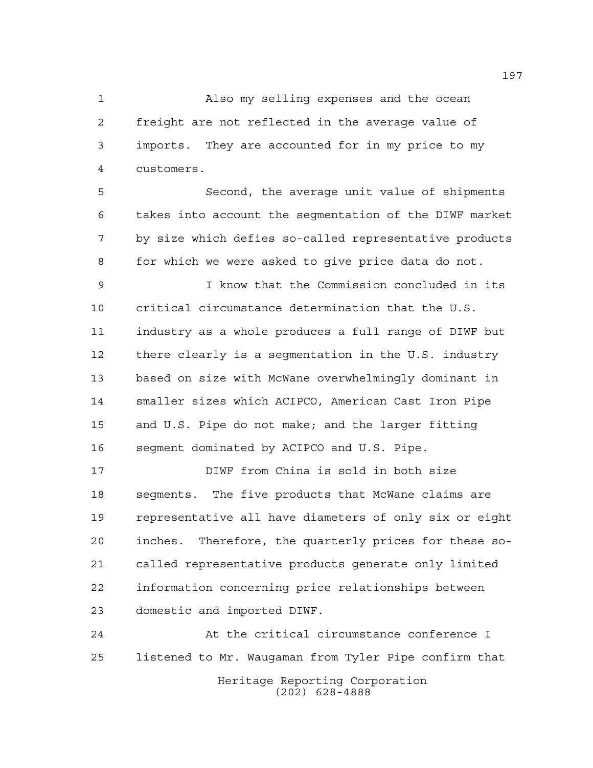Also my selling expenses and the ocean freight are not reflected in the average value of imports. They are accounted for in my price to my customers.

Second, the average unit value of shipments takes into account the segmentation of the DIWF market by size which defies so-called representative products for which we were asked to give price data do not.

I know that the Commission concluded in its critical circumstance determination that the U.S. industry as a whole produces a full range of DIWF but there clearly is a segmentation in the U.S. industry based on size with McWane overwhelmingly dominant in smaller sizes which ACIPCO, American Cast Iron Pipe and U.S. Pipe do not make; and the larger fitting segment dominated by ACIPCO and U.S. Pipe.

DIWF from China is sold in both size segments. The five products that McWane claims are representative all have diameters of only six or eight inches. Therefore, the quarterly prices for these so-called representative products generate only limited information concerning price relationships between domestic and imported DIWF.

At the critical circumstance conference I listened to Mr. Waugaman from Tyler Pipe confirm that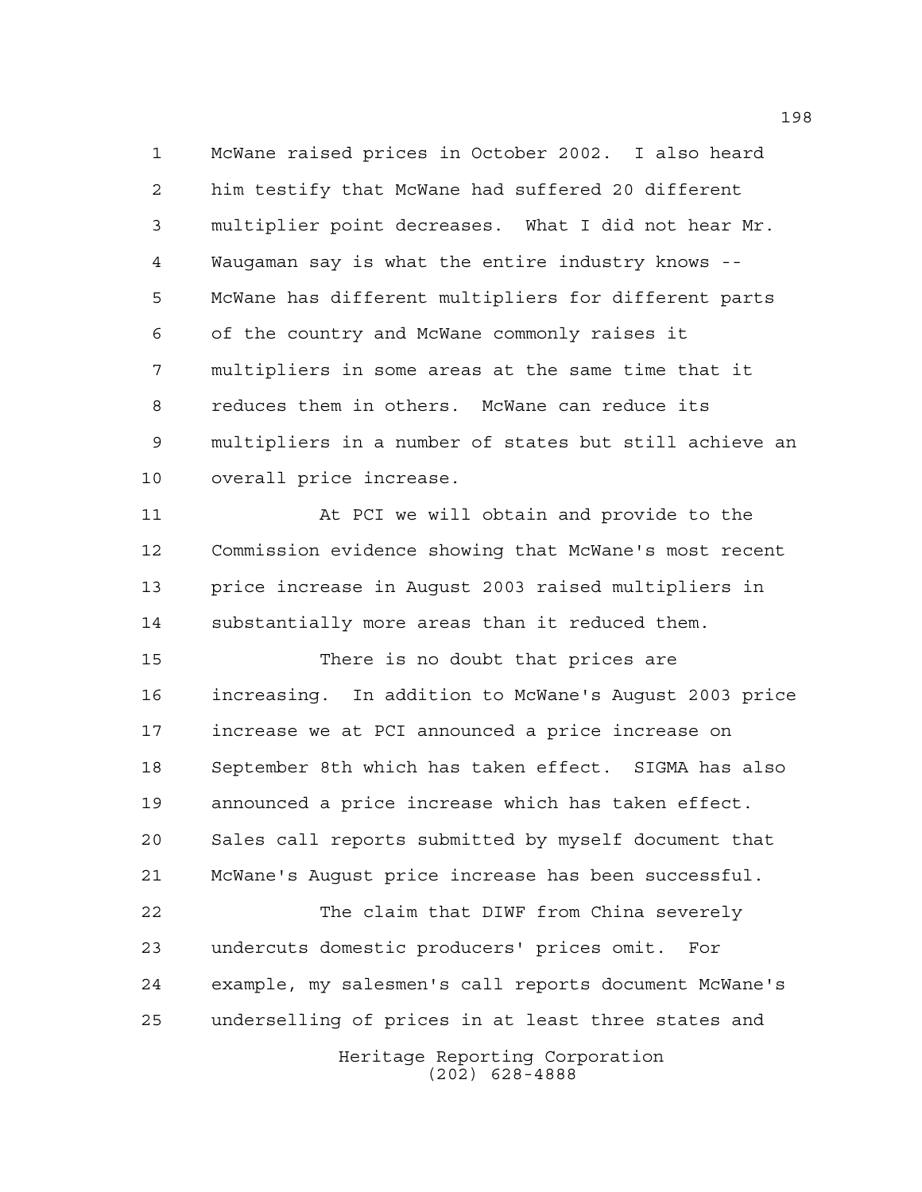McWane raised prices in October 2002. I also heard him testify that McWane had suffered 20 different multiplier point decreases. What I did not hear Mr. Waugaman say is what the entire industry knows -- McWane has different multipliers for different parts of the country and McWane commonly raises it multipliers in some areas at the same time that it reduces them in others. McWane can reduce its multipliers in a number of states but still achieve an overall price increase.

At PCI we will obtain and provide to the Commission evidence showing that McWane's most recent price increase in August 2003 raised multipliers in substantially more areas than it reduced them.

There is no doubt that prices are increasing. In addition to McWane's August 2003 price increase we at PCI announced a price increase on September 8th which has taken effect. SIGMA has also announced a price increase which has taken effect. Sales call reports submitted by myself document that McWane's August price increase has been successful.

The claim that DIWF from China severely undercuts domestic producers' prices omit. For example, my salesmen's call reports document McWane's underselling of prices in at least three states and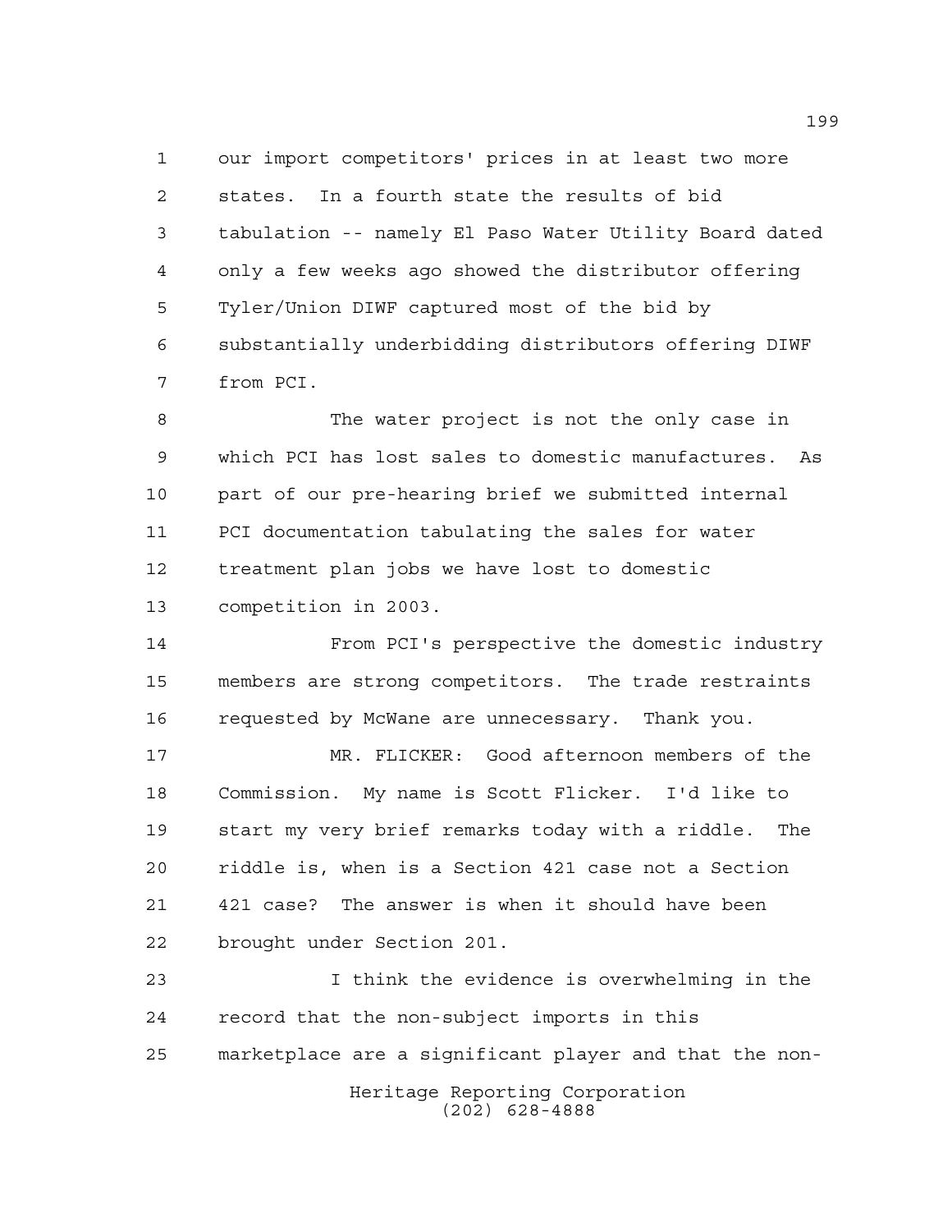our import competitors' prices in at least two more states. In a fourth state the results of bid tabulation -- namely El Paso Water Utility Board dated only a few weeks ago showed the distributor offering Tyler/Union DIWF captured most of the bid by substantially underbidding distributors offering DIWF from PCI.

The water project is not the only case in which PCI has lost sales to domestic manufactures. As part of our pre-hearing brief we submitted internal PCI documentation tabulating the sales for water treatment plan jobs we have lost to domestic competition in 2003.

From PCI's perspective the domestic industry members are strong competitors. The trade restraints requested by McWane are unnecessary. Thank you.

MR. FLICKER: Good afternoon members of the Commission. My name is Scott Flicker. I'd like to start my very brief remarks today with a riddle. The riddle is, when is a Section 421 case not a Section 421 case? The answer is when it should have been brought under Section 201.

I think the evidence is overwhelming in the record that the non-subject imports in this marketplace are a significant player and that the non-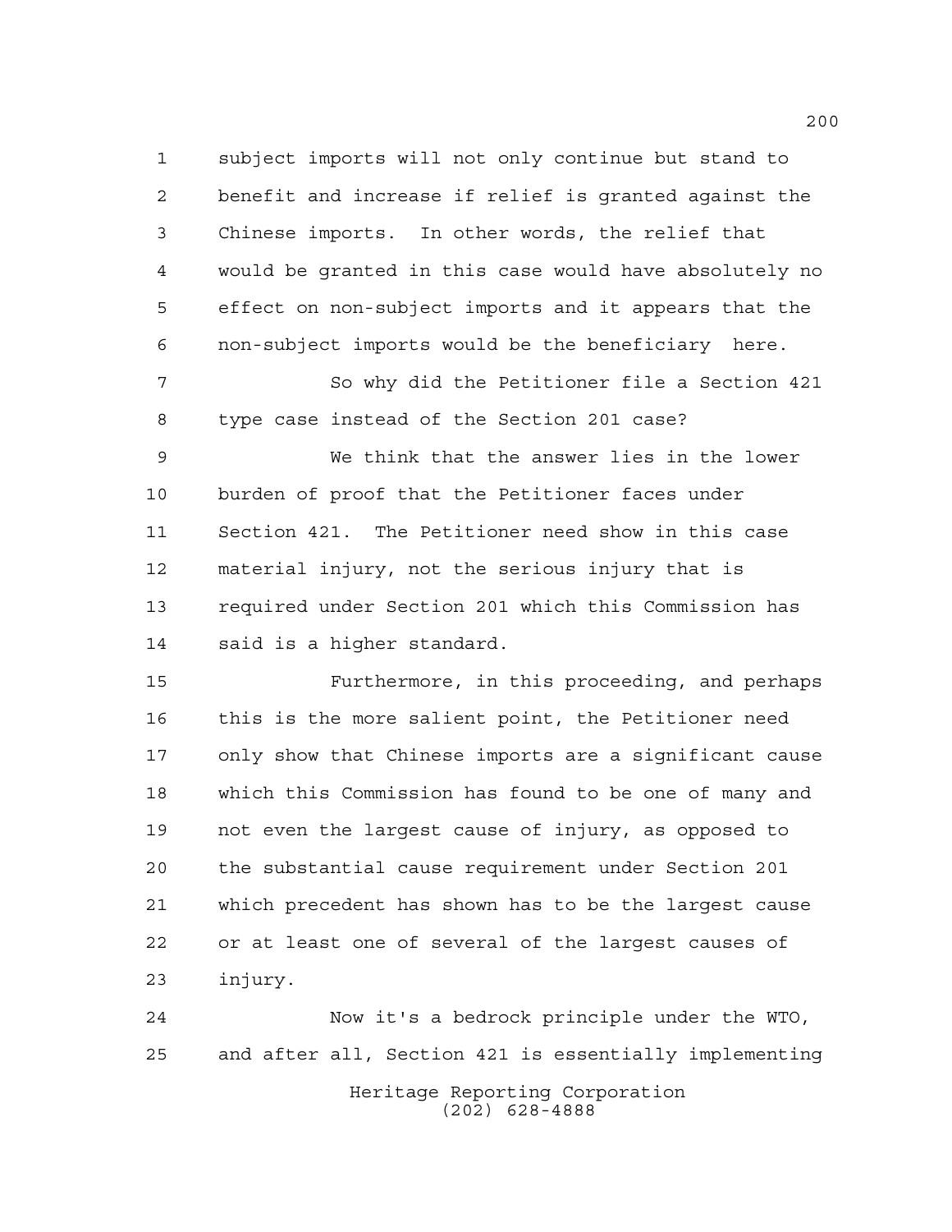subject imports will not only continue but stand to benefit and increase if relief is granted against the Chinese imports. In other words, the relief that would be granted in this case would have absolutely no effect on non-subject imports and it appears that the non-subject imports would be the beneficiary here.

So why did the Petitioner file a Section 421 type case instead of the Section 201 case?

We think that the answer lies in the lower burden of proof that the Petitioner faces under Section 421. The Petitioner need show in this case material injury, not the serious injury that is required under Section 201 which this Commission has said is a higher standard.

Furthermore, in this proceeding, and perhaps this is the more salient point, the Petitioner need only show that Chinese imports are a significant cause which this Commission has found to be one of many and not even the largest cause of injury, as opposed to the substantial cause requirement under Section 201 which precedent has shown has to be the largest cause or at least one of several of the largest causes of injury.

Now it's a bedrock principle under the WTO, and after all, Section 421 is essentially implementing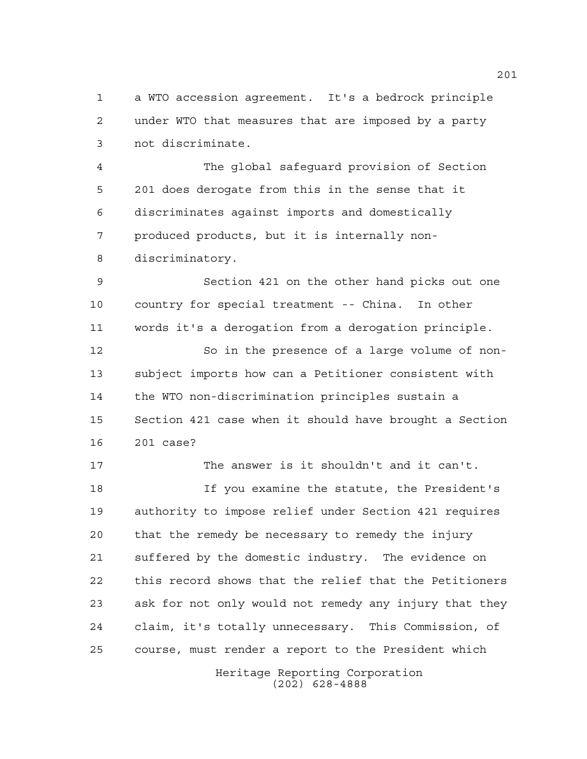a WTO accession agreement. It's a bedrock principle under WTO that measures that are imposed by a party not discriminate.

The global safeguard provision of Section 201 does derogate from this in the sense that it discriminates against imports and domestically produced products, but it is internally non-discriminatory.

Section 421 on the other hand picks out one country for special treatment -- China. In other words it's a derogation from a derogation principle.

So in the presence of a large volume of non-subject imports how can a Petitioner consistent with the WTO non-discrimination principles sustain a Section 421 case when it should have brought a Section 201 case?

The answer is it shouldn't and it can't.

If you examine the statute, the President's authority to impose relief under Section 421 requires that the remedy be necessary to remedy the injury suffered by the domestic industry. The evidence on this record shows that the relief that the Petitioners ask for not only would not remedy any injury that they claim, it's totally unnecessary. This Commission, of course, must render a report to the President which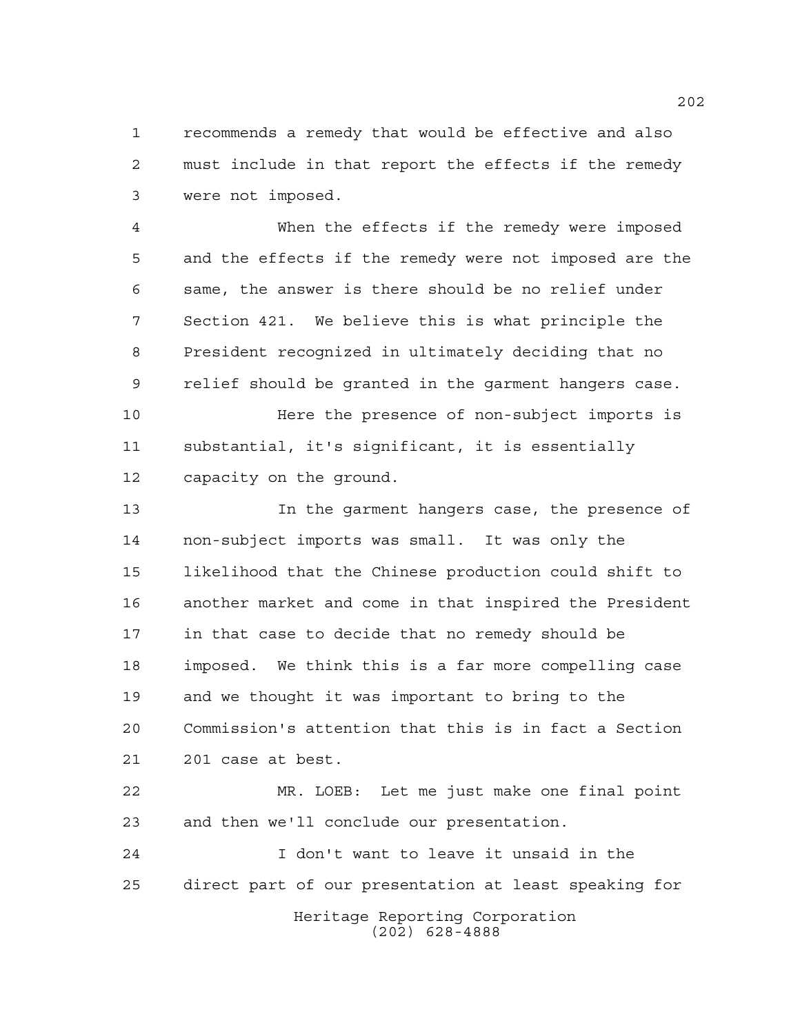recommends a remedy that would be effective and also must include in that report the effects if the remedy were not imposed.

When the effects if the remedy were imposed and the effects if the remedy were not imposed are the same, the answer is there should be no relief under Section 421. We believe this is what principle the President recognized in ultimately deciding that no relief should be granted in the garment hangers case.

Here the presence of non-subject imports is substantial, it's significant, it is essentially capacity on the ground.

In the garment hangers case, the presence of non-subject imports was small. It was only the likelihood that the Chinese production could shift to another market and come in that inspired the President in that case to decide that no remedy should be imposed. We think this is a far more compelling case and we thought it was important to bring to the Commission's attention that this is in fact a Section 201 case at best.

MR. LOEB: Let me just make one final point and then we'll conclude our presentation.

I don't want to leave it unsaid in the direct part of our presentation at least speaking for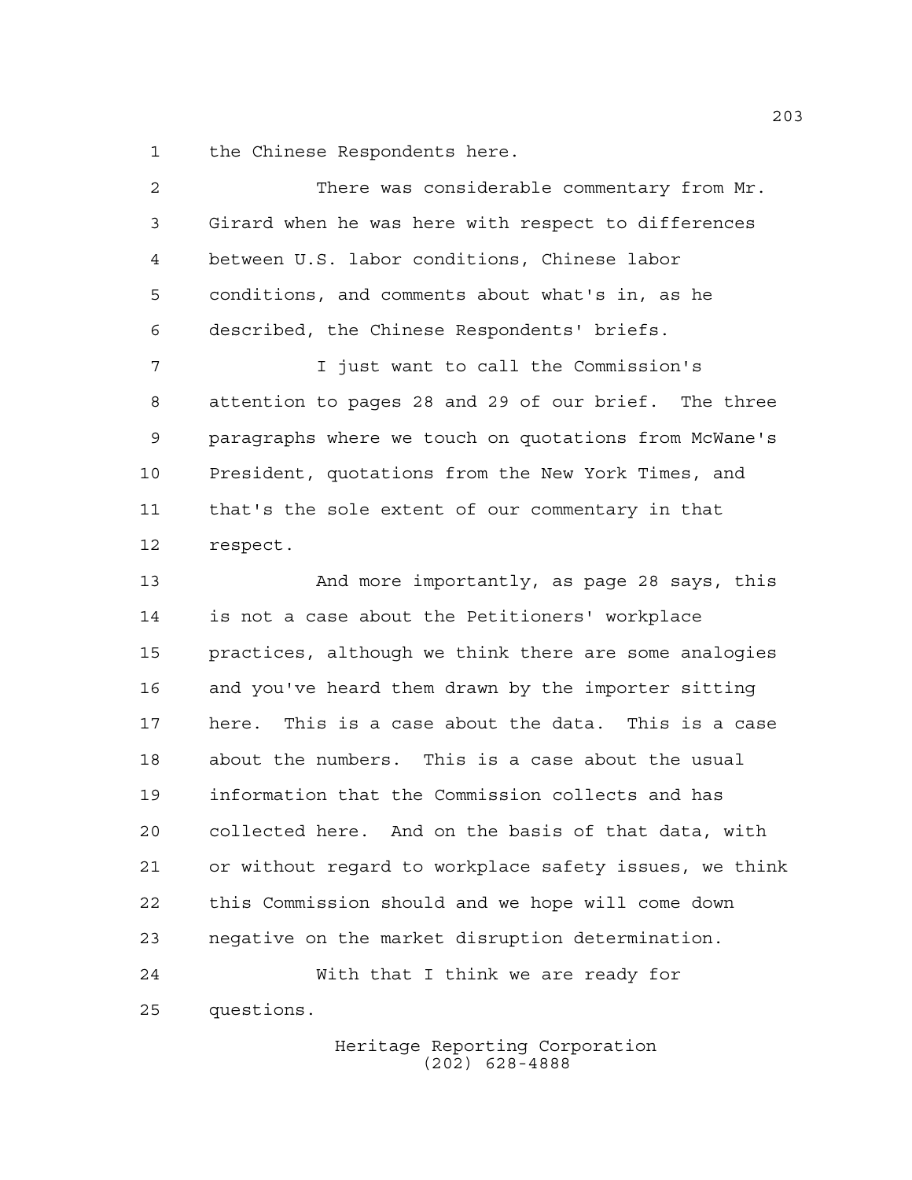the Chinese Respondents here.

There was considerable commentary from Mr. Girard when he was here with respect to differences between U.S. labor conditions, Chinese labor conditions, and comments about what's in, as he described, the Chinese Respondents' briefs.

I just want to call the Commission's attention to pages 28 and 29 of our brief. The three paragraphs where we touch on quotations from McWane's President, quotations from the New York Times, and that's the sole extent of our commentary in that respect.

And more importantly, as page 28 says, this is not a case about the Petitioners' workplace practices, although we think there are some analogies and you've heard them drawn by the importer sitting here. This is a case about the data. This is a case about the numbers. This is a case about the usual information that the Commission collects and has collected here. And on the basis of that data, with or without regard to workplace safety issues, we think this Commission should and we hope will come down negative on the market disruption determination.

With that I think we are ready for questions.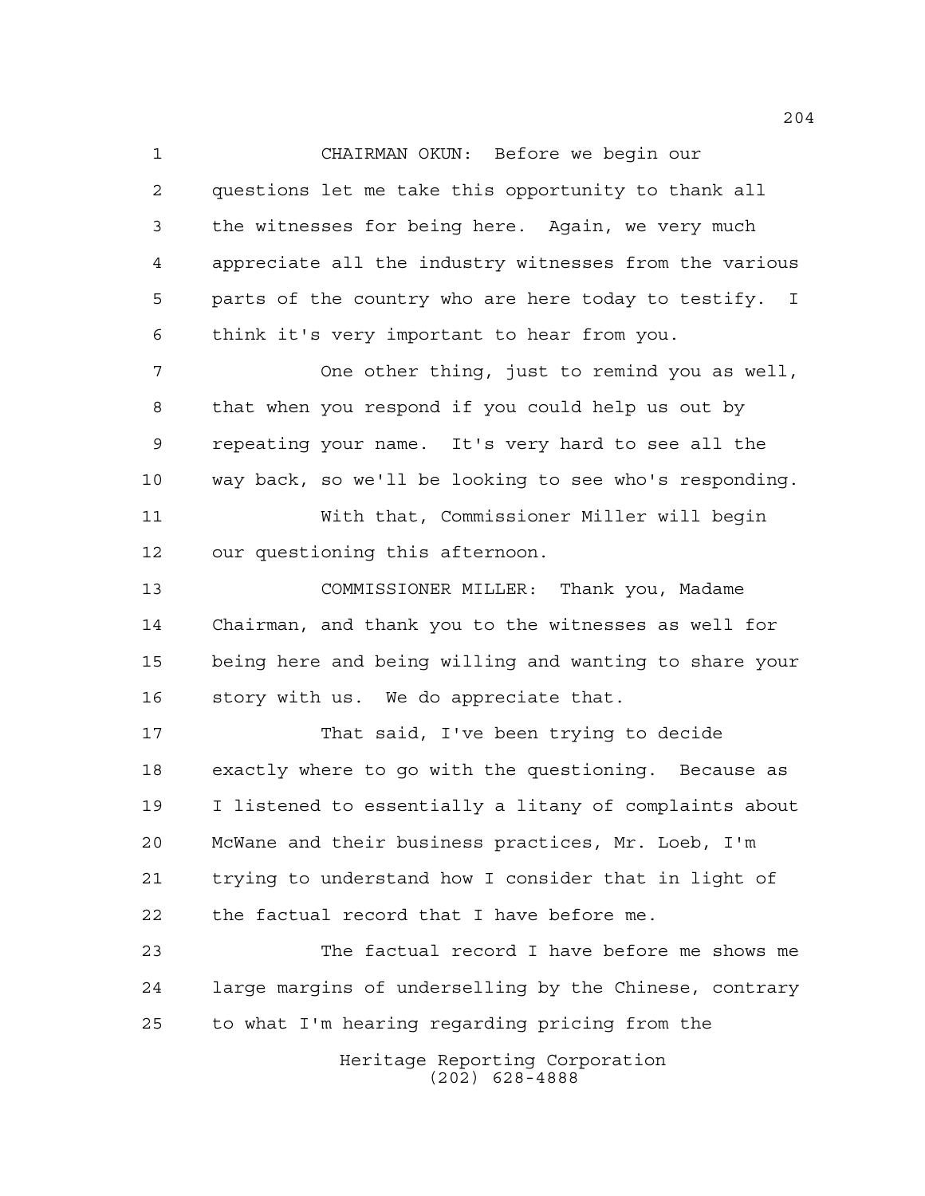CHAIRMAN OKUN: Before we begin our questions let me take this opportunity to thank all the witnesses for being here. Again, we very much appreciate all the industry witnesses from the various parts of the country who are here today to testify. I think it's very important to hear from you.

One other thing, just to remind you as well, that when you respond if you could help us out by repeating your name. It's very hard to see all the way back, so we'll be looking to see who's responding.

With that, Commissioner Miller will begin our questioning this afternoon.

COMMISSIONER MILLER: Thank you, Madame Chairman, and thank you to the witnesses as well for being here and being willing and wanting to share your story with us. We do appreciate that.

That said, I've been trying to decide exactly where to go with the questioning. Because as I listened to essentially a litany of complaints about McWane and their business practices, Mr. Loeb, I'm trying to understand how I consider that in light of the factual record that I have before me.

The factual record I have before me shows me large margins of underselling by the Chinese, contrary to what I'm hearing regarding pricing from the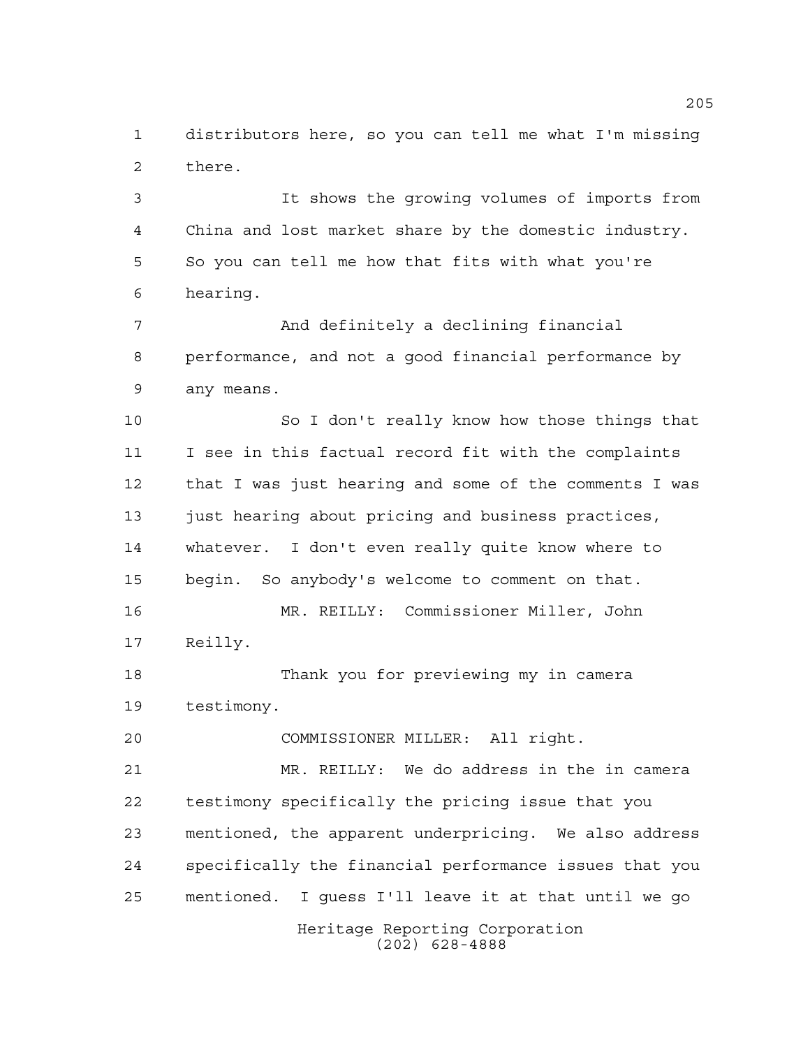distributors here, so you can tell me what I'm missing there.

It shows the growing volumes of imports from China and lost market share by the domestic industry. So you can tell me how that fits with what you're hearing.

And definitely a declining financial performance, and not a good financial performance by any means.

So I don't really know how those things that I see in this factual record fit with the complaints that I was just hearing and some of the comments I was just hearing about pricing and business practices, whatever. I don't even really quite know where to begin. So anybody's welcome to comment on that.

MR. REILLY: Commissioner Miller, John Reilly.

Thank you for previewing my in camera testimony.

COMMISSIONER MILLER: All right.

MR. REILLY: We do address in the in camera testimony specifically the pricing issue that you mentioned, the apparent underpricing. We also address specifically the financial performance issues that you mentioned. I guess I'll leave it at that until we go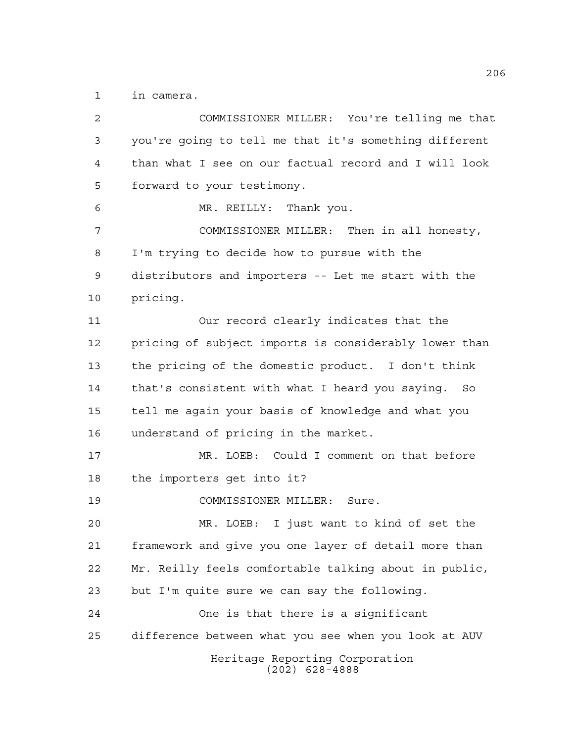in camera.

COMMISSIONER MILLER: You're telling me that you're going to tell me that it's something different than what I see on our factual record and I will look forward to your testimony.

MR. REILLY: Thank you.

COMMISSIONER MILLER: Then in all honesty, I'm trying to decide how to pursue with the distributors and importers -- Let me start with the pricing.

Our record clearly indicates that the pricing of subject imports is considerably lower than the pricing of the domestic product. I don't think that's consistent with what I heard you saying. So tell me again your basis of knowledge and what you understand of pricing in the market.

MR. LOEB: Could I comment on that before the importers get into it?

COMMISSIONER MILLER: Sure.

MR. LOEB: I just want to kind of set the framework and give you one layer of detail more than Mr. Reilly feels comfortable talking about in public, but I'm quite sure we can say the following.

One is that there is a significant difference between what you see when you look at AUV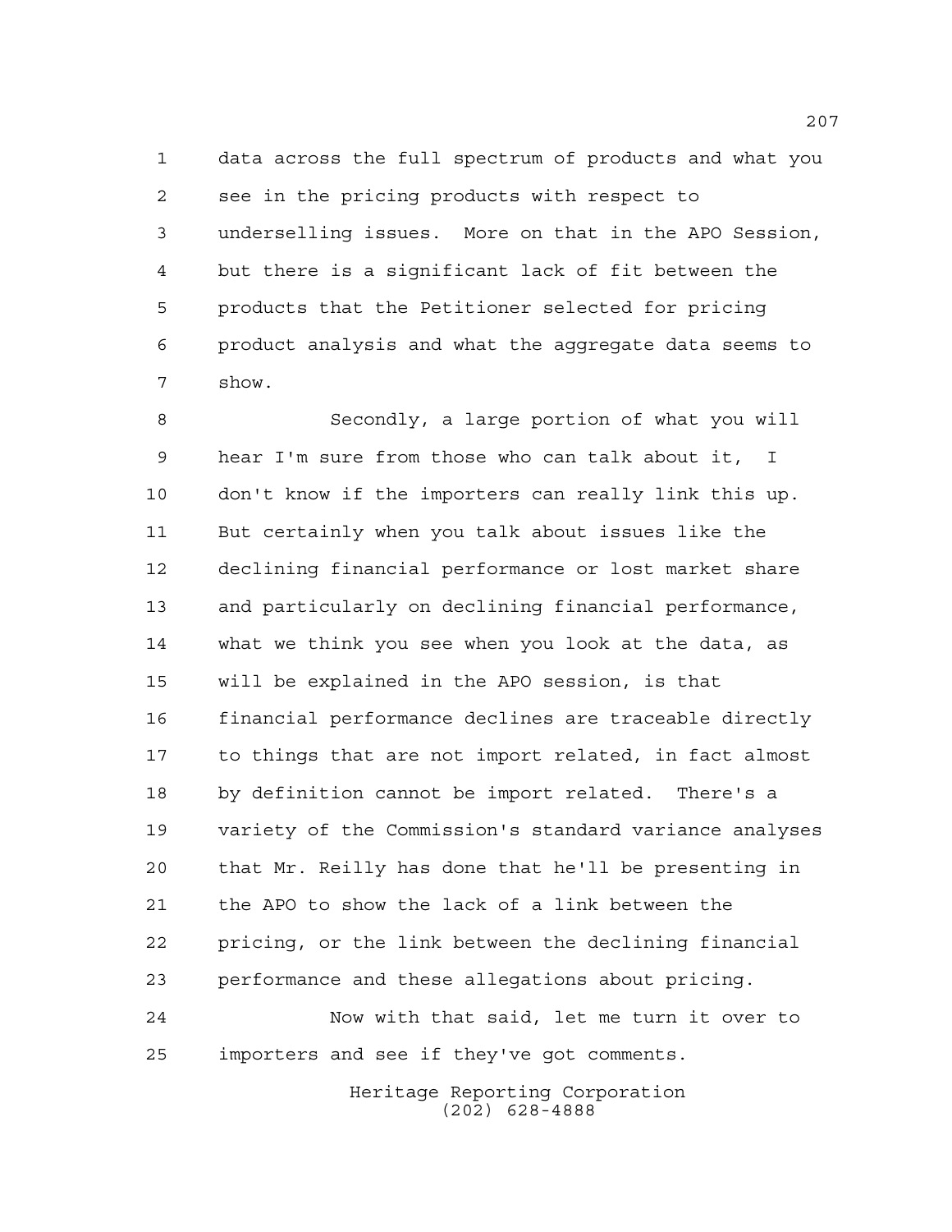data across the full spectrum of products and what you see in the pricing products with respect to underselling issues. More on that in the APO Session, but there is a significant lack of fit between the products that the Petitioner selected for pricing product analysis and what the aggregate data seems to show.

Secondly, a large portion of what you will hear I'm sure from those who can talk about it, I don't know if the importers can really link this up. But certainly when you talk about issues like the declining financial performance or lost market share and particularly on declining financial performance, what we think you see when you look at the data, as will be explained in the APO session, is that financial performance declines are traceable directly to things that are not import related, in fact almost by definition cannot be import related. There's a variety of the Commission's standard variance analyses that Mr. Reilly has done that he'll be presenting in the APO to show the lack of a link between the pricing, or the link between the declining financial performance and these allegations about pricing.

Now with that said, let me turn it over to importers and see if they've got comments.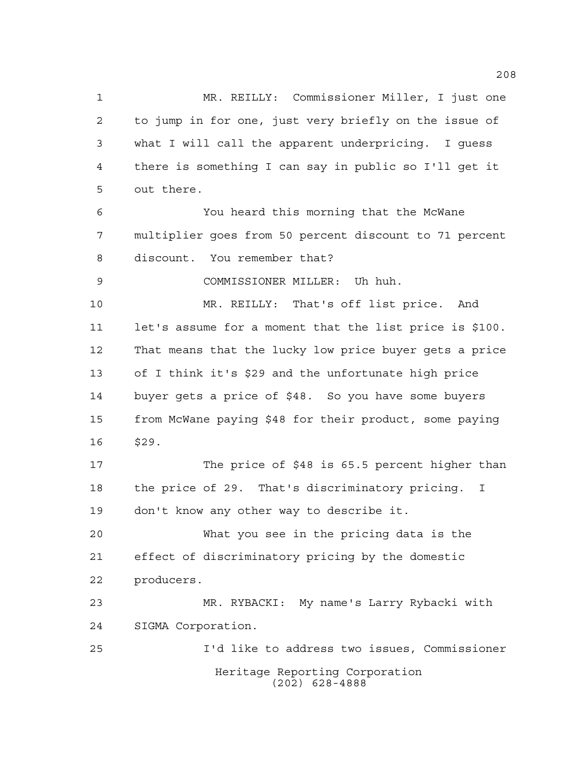MR. REILLY: Commissioner Miller, I just one to jump in for one, just very briefly on the issue of what I will call the apparent underpricing. I guess there is something I can say in public so I'll get it out there.

You heard this morning that the McWane multiplier goes from 50 percent discount to 71 percent discount. You remember that?

COMMISSIONER MILLER: Uh huh.

MR. REILLY: That's off list price. And let's assume for a moment that the list price is $100. That means that the lucky low price buyer gets a price of I think it's $29 and the unfortunate high price buyer gets a price of $48. So you have some buyers from McWane paying $48 for their product, some paying $29.

The price of $48 is 65.5 percent higher than the price of 29. That's discriminatory pricing. I don't know any other way to describe it.

What you see in the pricing data is the effect of discriminatory pricing by the domestic producers.

MR. RYBACKI: My name's Larry Rybacki with SIGMA Corporation.

I'd like to address two issues, Commissioner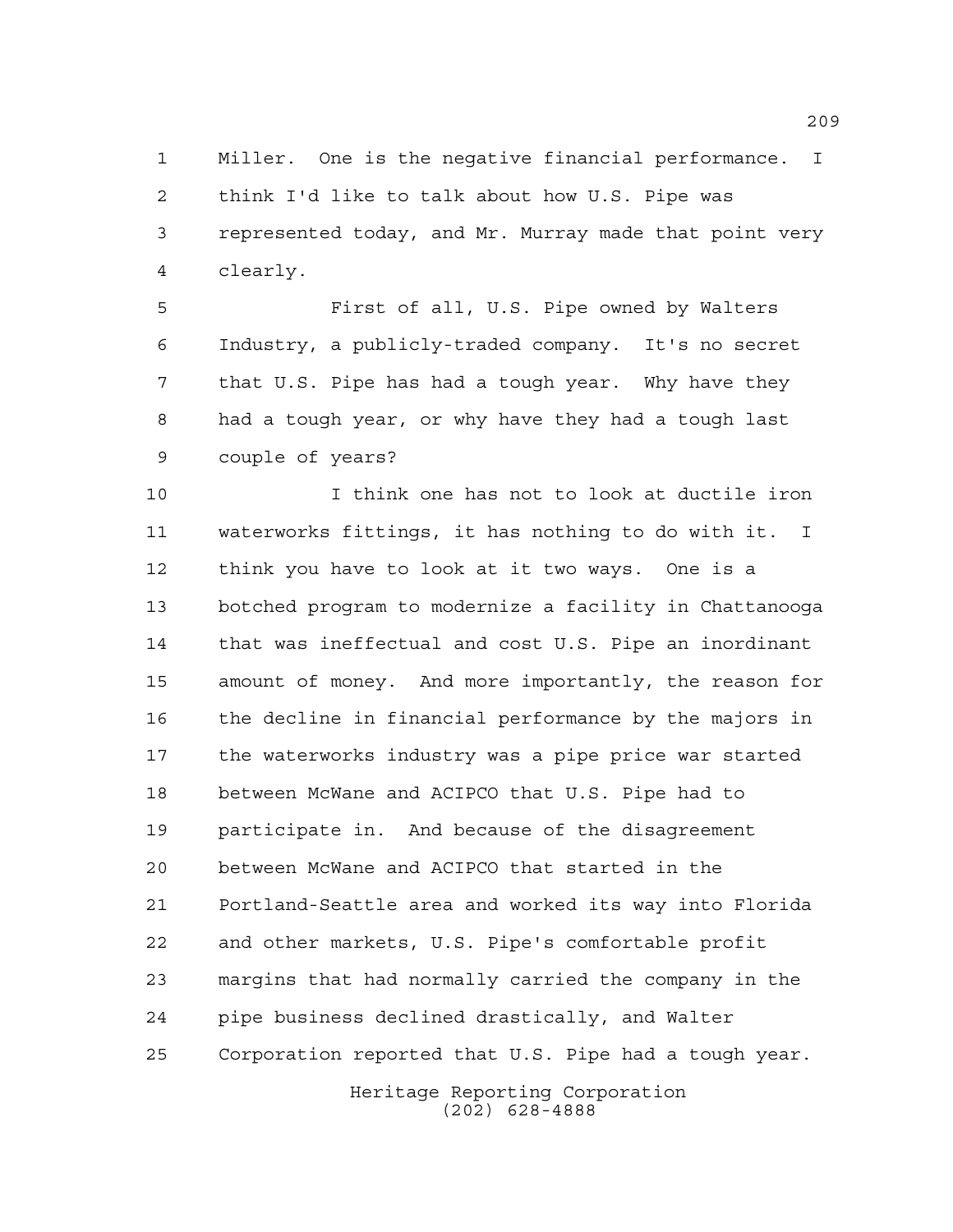Miller. One is the negative financial performance. I think I'd like to talk about how U.S. Pipe was represented today, and Mr. Murray made that point very clearly.

First of all, U.S. Pipe owned by Walters Industry, a publicly-traded company. It's no secret that U.S. Pipe has had a tough year. Why have they had a tough year, or why have they had a tough last couple of years?

I think one has not to look at ductile iron waterworks fittings, it has nothing to do with it. I think you have to look at it two ways. One is a botched program to modernize a facility in Chattanooga that was ineffectual and cost U.S. Pipe an inordinant amount of money. And more importantly, the reason for the decline in financial performance by the majors in the waterworks industry was a pipe price war started between McWane and ACIPCO that U.S. Pipe had to participate in. And because of the disagreement between McWane and ACIPCO that started in the Portland-Seattle area and worked its way into Florida and other markets, U.S. Pipe's comfortable profit margins that had normally carried the company in the pipe business declined drastically, and Walter Corporation reported that U.S. Pipe had a tough year.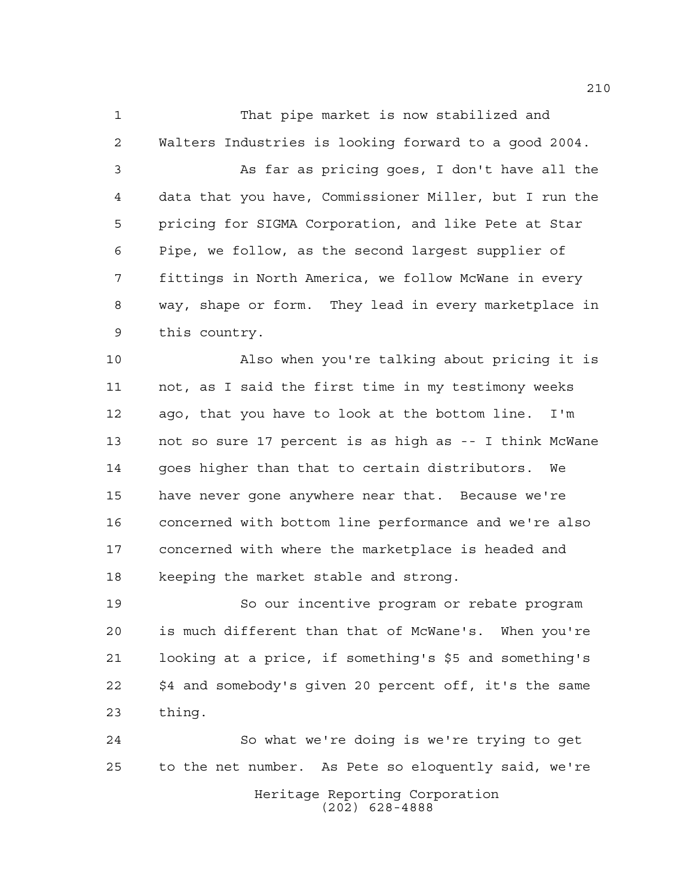That pipe market is now stabilized and Walters Industries is looking forward to a good 2004.

As far as pricing goes, I don't have all the data that you have, Commissioner Miller, but I run the pricing for SIGMA Corporation, and like Pete at Star Pipe, we follow, as the second largest supplier of fittings in North America, we follow McWane in every way, shape or form. They lead in every marketplace in this country.

Also when you're talking about pricing it is not, as I said the first time in my testimony weeks ago, that you have to look at the bottom line. I'm not so sure 17 percent is as high as -- I think McWane goes higher than that to certain distributors. We have never gone anywhere near that. Because we're concerned with bottom line performance and we're also concerned with where the marketplace is headed and keeping the market stable and strong.

So our incentive program or rebate program is much different than that of McWane's. When you're looking at a price, if something's $5 and something's $4 and somebody's given 20 percent off, it's the same thing.

So what we're doing is we're trying to get to the net number. As Pete so eloquently said, we're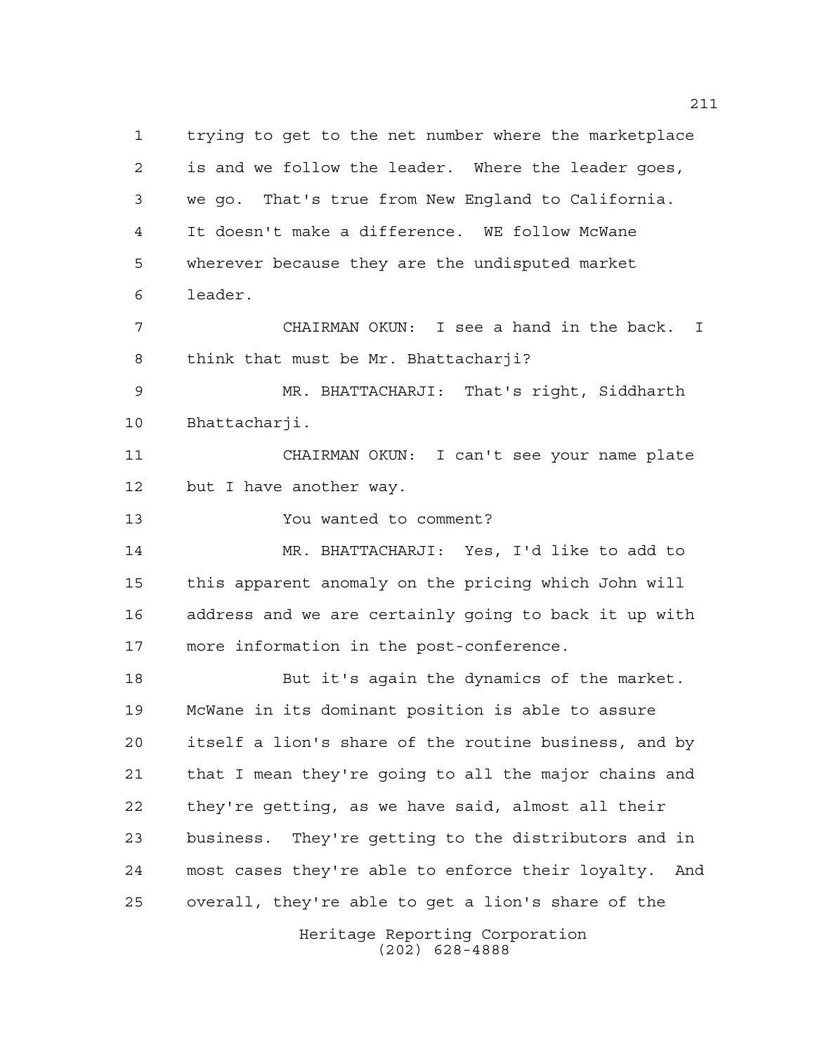trying to get to the net number where the marketplace is and we follow the leader. Where the leader goes, we go. That's true from New England to California. It doesn't make a difference. WE follow McWane wherever because they are the undisputed market leader.

CHAIRMAN OKUN: I see a hand in the back. I think that must be Mr. Bhattacharji?

MR. BHATTACHARJI: That's right, Siddharth Bhattacharji.

CHAIRMAN OKUN: I can't see your name plate but I have another way.

You wanted to comment?

MR. BHATTACHARJI: Yes, I'd like to add to this apparent anomaly on the pricing which John will address and we are certainly going to back it up with more information in the post-conference.

But it's again the dynamics of the market. McWane in its dominant position is able to assure itself a lion's share of the routine business, and by that I mean they're going to all the major chains and they're getting, as we have said, almost all their business. They're getting to the distributors and in most cases they're able to enforce their loyalty. And overall, they're able to get a lion's share of the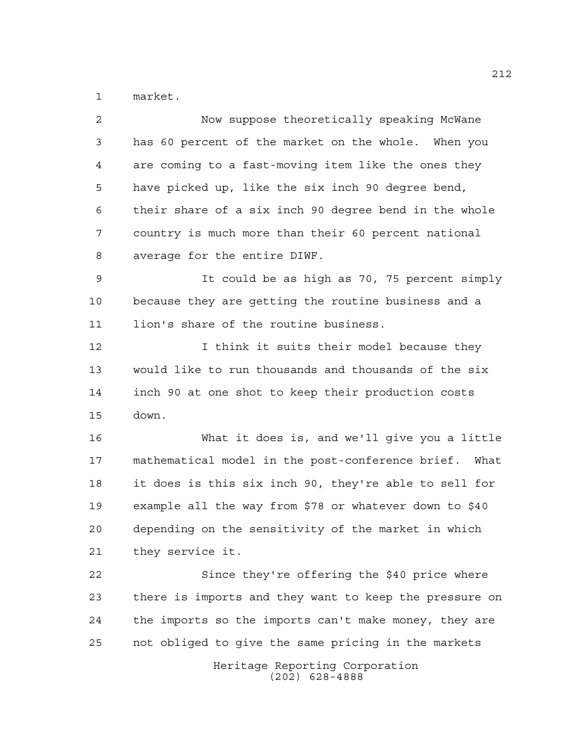market.

Now suppose theoretically speaking McWane has 60 percent of the market on the whole. When you are coming to a fast-moving item like the ones they have picked up, like the six inch 90 degree bend, their share of a six inch 90 degree bend in the whole country is much more than their 60 percent national average for the entire DIWF.

It could be as high as 70, 75 percent simply because they are getting the routine business and a lion's share of the routine business.

I think it suits their model because they would like to run thousands and thousands of the six inch 90 at one shot to keep their production costs down.

What it does is, and we'll give you a little mathematical model in the post-conference brief. What it does is this six inch 90, they're able to sell for example all the way from $78 or whatever down to $40 depending on the sensitivity of the market in which they service it.

Since they're offering the $40 price where there is imports and they want to keep the pressure on the imports so the imports can't make money, they are not obliged to give the same pricing in the markets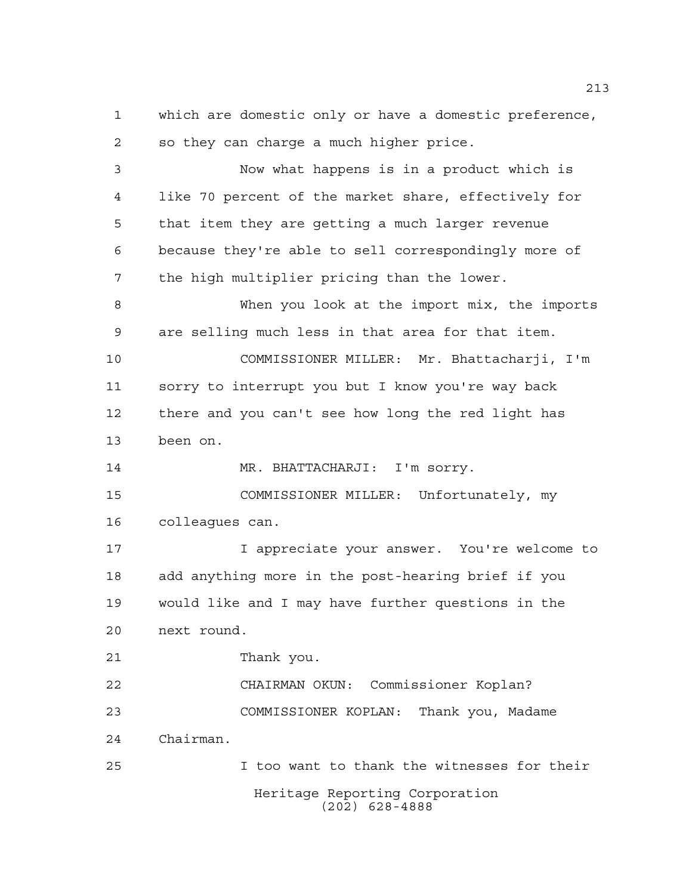which are domestic only or have a domestic preference, so they can charge a much higher price.

Now what happens is in a product which is like 70 percent of the market share, effectively for that item they are getting a much larger revenue because they're able to sell correspondingly more of the high multiplier pricing than the lower.

When you look at the import mix, the imports are selling much less in that area for that item.

COMMISSIONER MILLER: Mr. Bhattacharji, I'm sorry to interrupt you but I know you're way back there and you can't see how long the red light has been on.

MR. BHATTACHARJI: I'm sorry.

COMMISSIONER MILLER: Unfortunately, my colleagues can.

I appreciate your answer. You're welcome to add anything more in the post-hearing brief if you would like and I may have further questions in the next round.

Thank you.

CHAIRMAN OKUN: Commissioner Koplan?

COMMISSIONER KOPLAN: Thank you, Madame Chairman.

I too want to thank the witnesses for their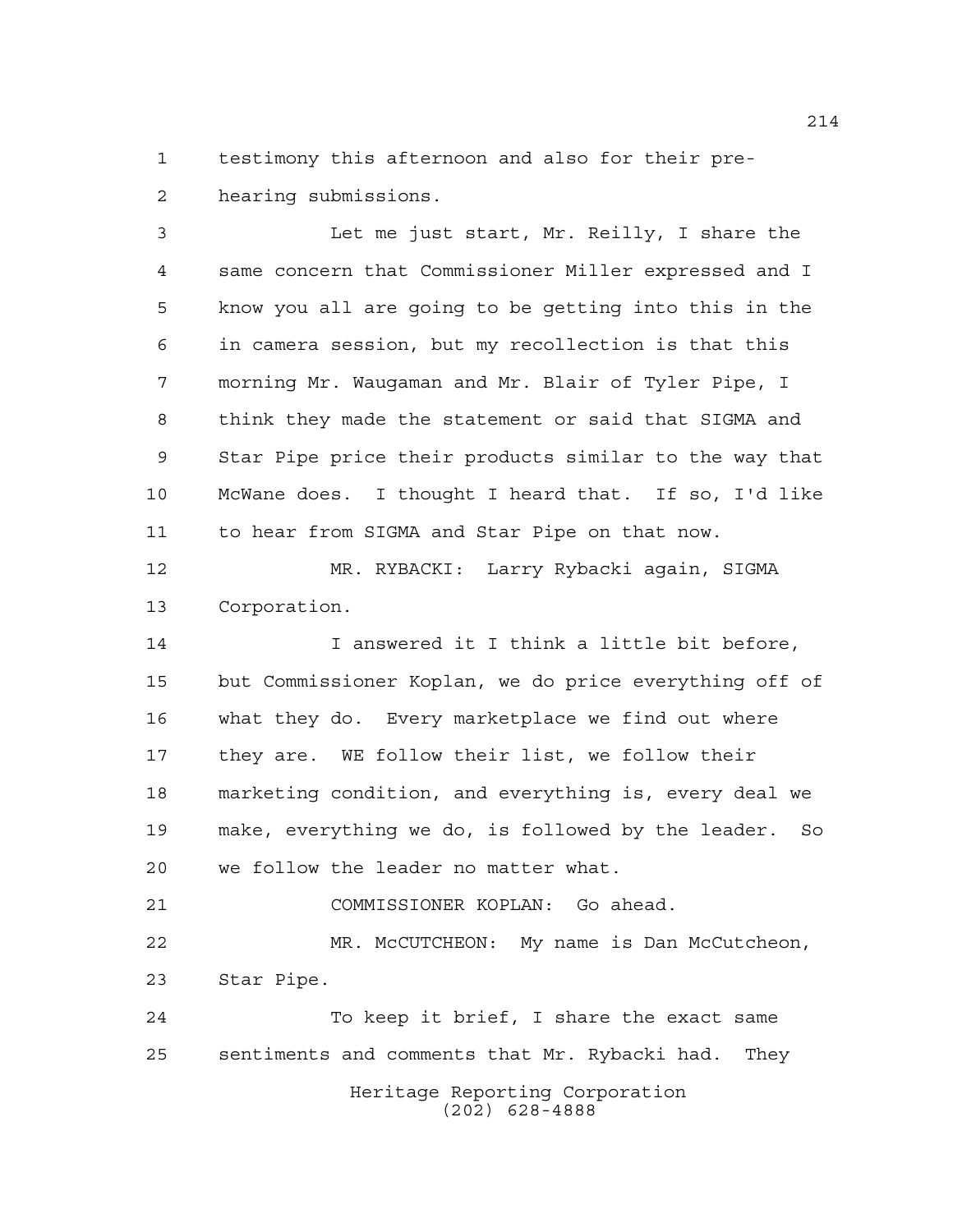testimony this afternoon and also for their pre-hearing submissions.

Let me just start, Mr. Reilly, I share the same concern that Commissioner Miller expressed and I know you all are going to be getting into this in the in camera session, but my recollection is that this morning Mr. Waugaman and Mr. Blair of Tyler Pipe, I think they made the statement or said that SIGMA and Star Pipe price their products similar to the way that McWane does. I thought I heard that. If so, I'd like to hear from SIGMA and Star Pipe on that now.

MR. RYBACKI: Larry Rybacki again, SIGMA Corporation.

I answered it I think a little bit before, but Commissioner Koplan, we do price everything off of what they do. Every marketplace we find out where they are. WE follow their list, we follow their marketing condition, and everything is, every deal we make, everything we do, is followed by the leader. So we follow the leader no matter what.

COMMISSIONER KOPLAN: Go ahead.

MR. McCUTCHEON: My name is Dan McCutcheon, Star Pipe.

To keep it brief, I share the exact same sentiments and comments that Mr. Rybacki had. They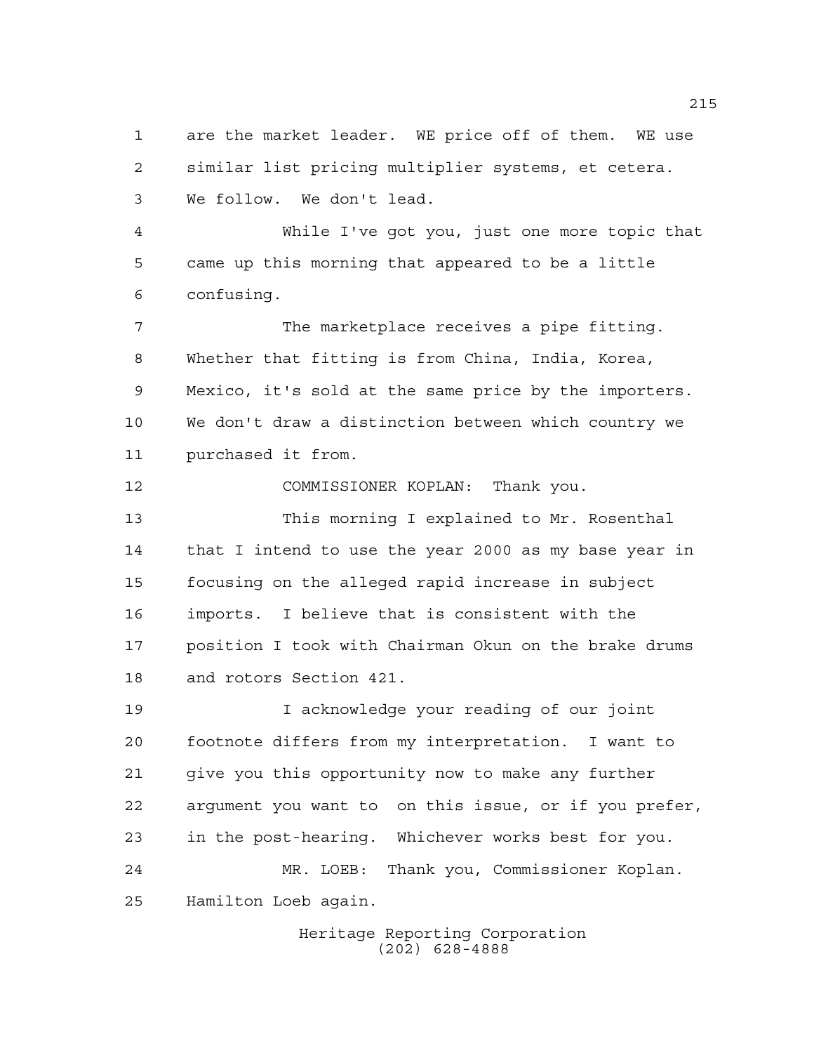are the market leader. WE price off of them. WE use similar list pricing multiplier systems, et cetera. We follow. We don't lead.

While I've got you, just one more topic that came up this morning that appeared to be a little confusing.

The marketplace receives a pipe fitting. Whether that fitting is from China, India, Korea, Mexico, it's sold at the same price by the importers. We don't draw a distinction between which country we purchased it from.

COMMISSIONER KOPLAN: Thank you.

This morning I explained to Mr. Rosenthal that I intend to use the year 2000 as my base year in focusing on the alleged rapid increase in subject imports. I believe that is consistent with the position I took with Chairman Okun on the brake drums and rotors Section 421.

I acknowledge your reading of our joint footnote differs from my interpretation. I want to give you this opportunity now to make any further argument you want to on this issue, or if you prefer, in the post-hearing. Whichever works best for you.

MR. LOEB: Thank you, Commissioner Koplan. Hamilton Loeb again.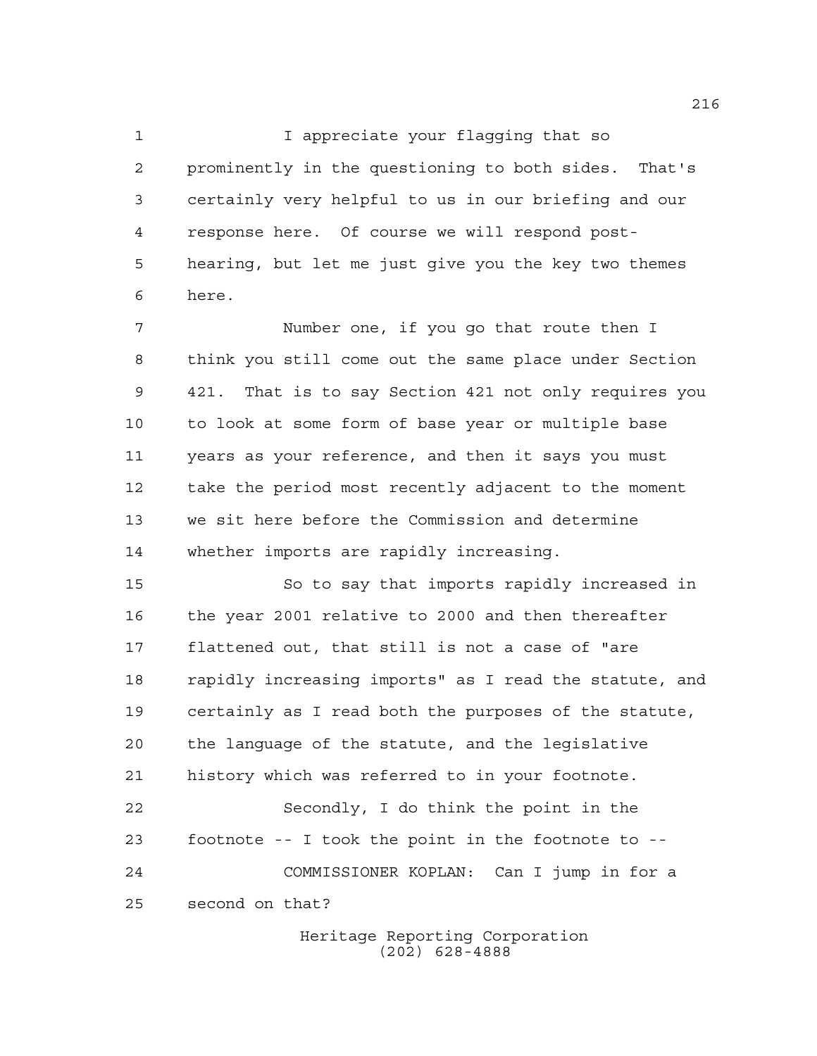I appreciate your flagging that so prominently in the questioning to both sides. That's certainly very helpful to us in our briefing and our response here. Of course we will respond post-hearing, but let me just give you the key two themes here.

Number one, if you go that route then I think you still come out the same place under Section 421. That is to say Section 421 not only requires you to look at some form of base year or multiple base years as your reference, and then it says you must take the period most recently adjacent to the moment we sit here before the Commission and determine whether imports are rapidly increasing.

So to say that imports rapidly increased in the year 2001 relative to 2000 and then thereafter flattened out, that still is not a case of "are rapidly increasing imports" as I read the statute, and certainly as I read both the purposes of the statute, the language of the statute, and the legislative history which was referred to in your footnote.

Secondly, I do think the point in the footnote -- I took the point in the footnote to --

COMMISSIONER KOPLAN: Can I jump in for a second on that?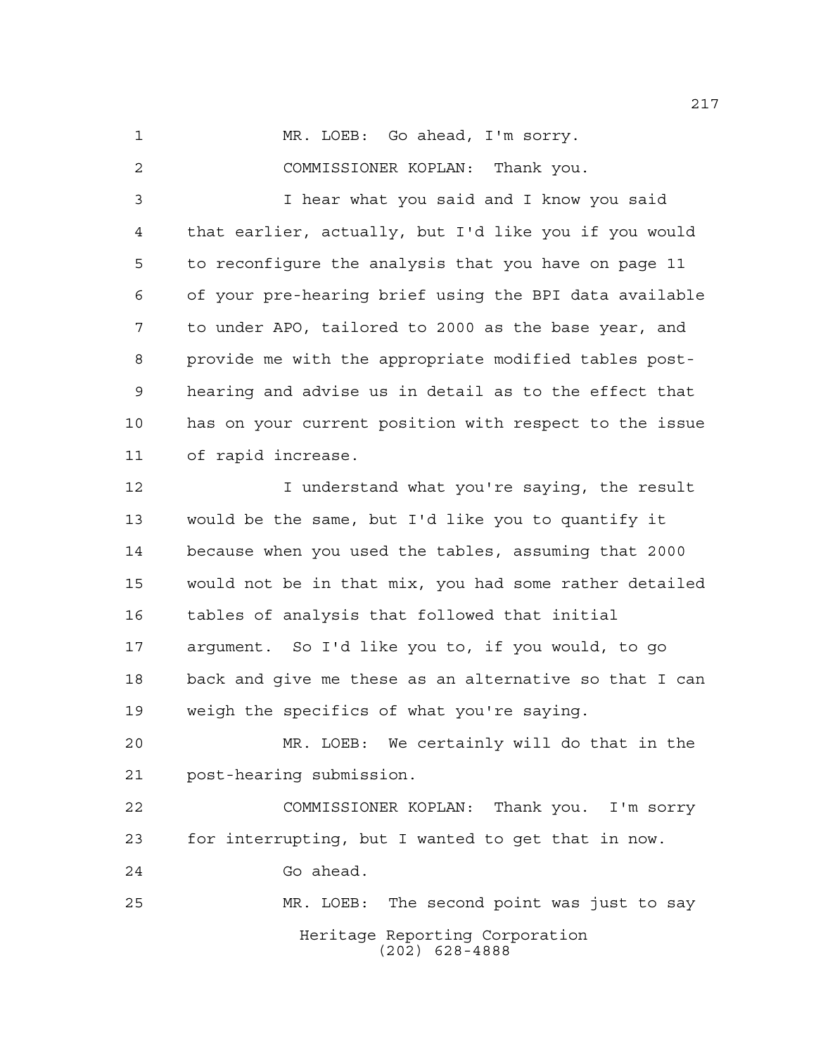MR. LOEB: Go ahead, I'm sorry.

COMMISSIONER KOPLAN: Thank you.

I hear what you said and I know you said that earlier, actually, but I'd like you if you would to reconfigure the analysis that you have on page 11 of your pre-hearing brief using the BPI data available to under APO, tailored to 2000 as the base year, and provide me with the appropriate modified tables post-hearing and advise us in detail as to the effect that has on your current position with respect to the issue of rapid increase.

I understand what you're saying, the result would be the same, but I'd like you to quantify it because when you used the tables, assuming that 2000 would not be in that mix, you had some rather detailed tables of analysis that followed that initial argument. So I'd like you to, if you would, to go back and give me these as an alternative so that I can weigh the specifics of what you're saying.

MR. LOEB: We certainly will do that in the post-hearing submission.

COMMISSIONER KOPLAN: Thank you. I'm sorry for interrupting, but I wanted to get that in now.

Go ahead.

MR. LOEB: The second point was just to say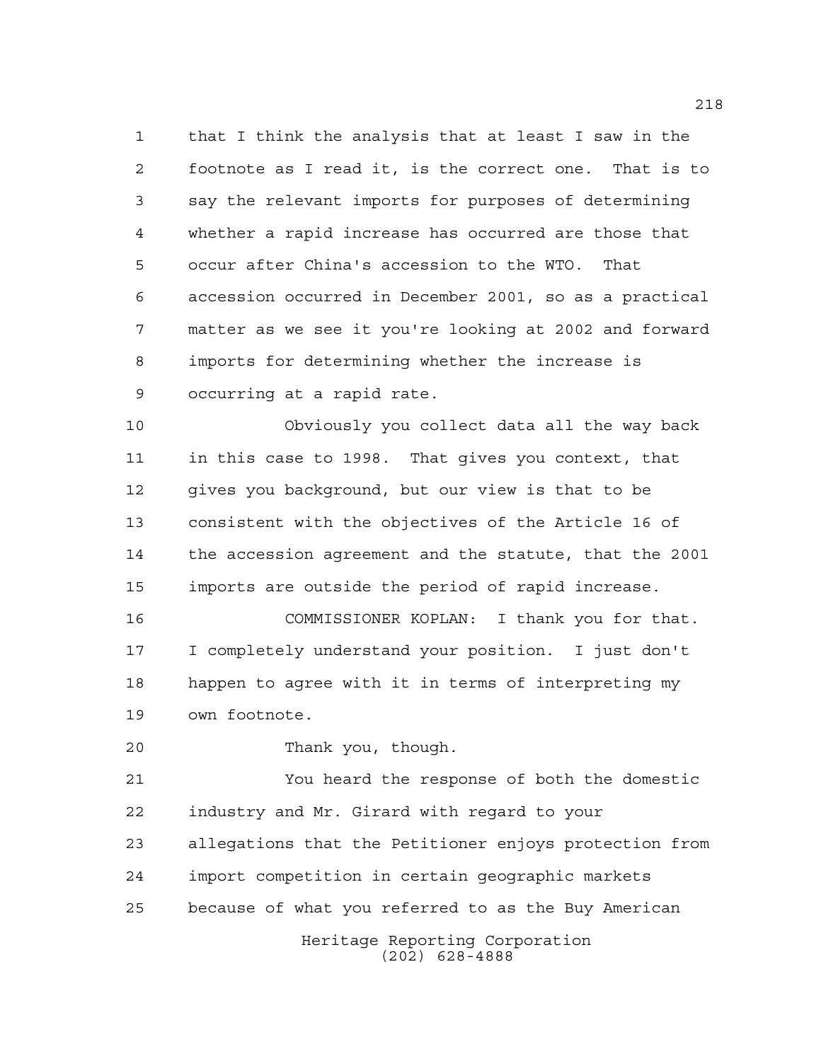that I think the analysis that at least I saw in the footnote as I read it, is the correct one. That is to say the relevant imports for purposes of determining whether a rapid increase has occurred are those that occur after China's accession to the WTO. That accession occurred in December 2001, so as a practical matter as we see it you're looking at 2002 and forward imports for determining whether the increase is occurring at a rapid rate.

Obviously you collect data all the way back in this case to 1998. That gives you context, that gives you background, but our view is that to be consistent with the objectives of the Article 16 of the accession agreement and the statute, that the 2001 imports are outside the period of rapid increase.

COMMISSIONER KOPLAN: I thank you for that. I completely understand your position. I just don't happen to agree with it in terms of interpreting my own footnote.

Thank you, though.

You heard the response of both the domestic industry and Mr. Girard with regard to your allegations that the Petitioner enjoys protection from import competition in certain geographic markets because of what you referred to as the Buy American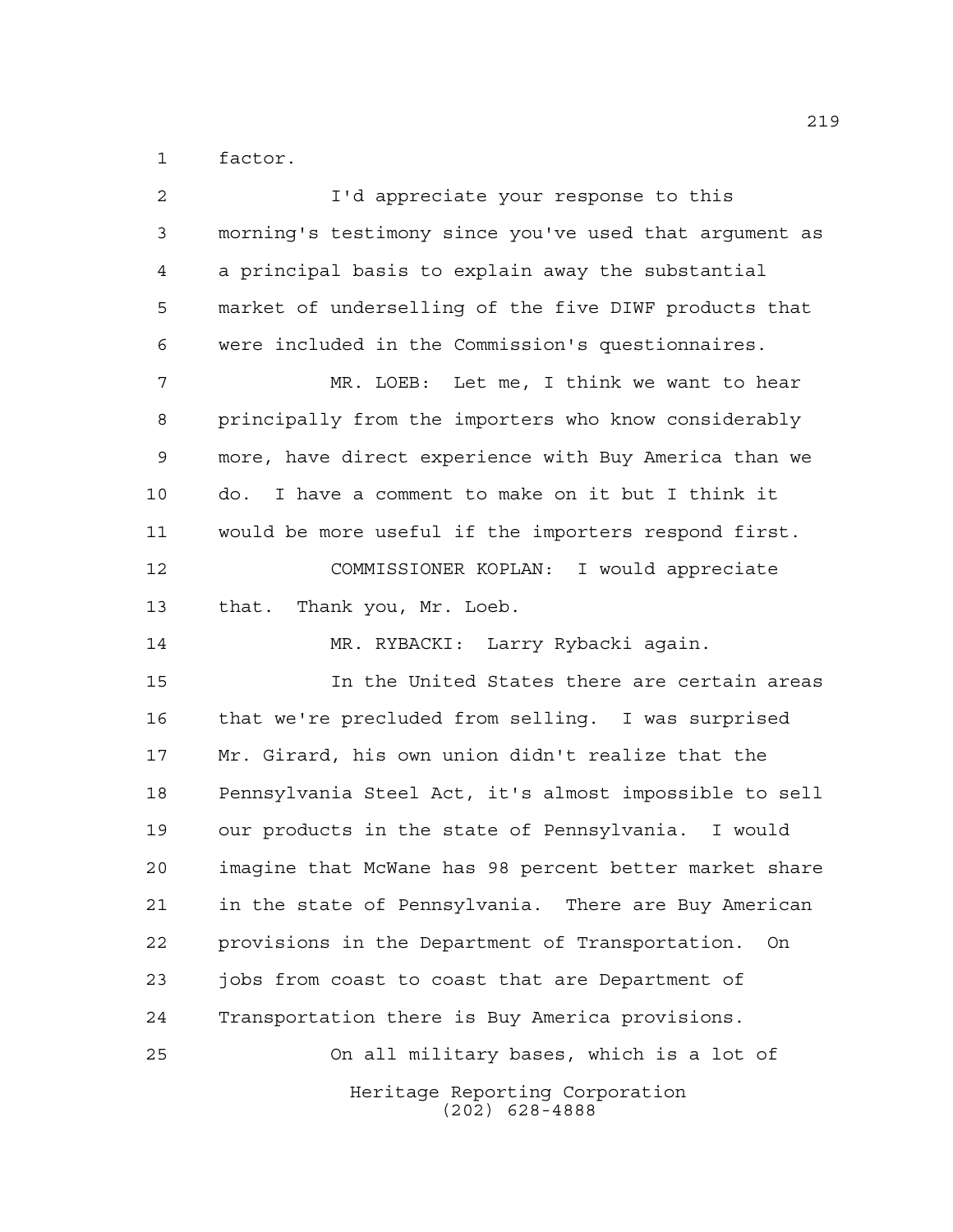factor.

I'd appreciate your response to this morning's testimony since you've used that argument as a principal basis to explain away the substantial market of underselling of the five DIWF products that were included in the Commission's questionnaires.

MR. LOEB: Let me, I think we want to hear principally from the importers who know considerably more, have direct experience with Buy America than we do. I have a comment to make on it but I think it would be more useful if the importers respond first.

COMMISSIONER KOPLAN: I would appreciate that. Thank you, Mr. Loeb.

MR. RYBACKI: Larry Rybacki again.

In the United States there are certain areas that we're precluded from selling. I was surprised Mr. Girard, his own union didn't realize that the Pennsylvania Steel Act, it's almost impossible to sell our products in the state of Pennsylvania. I would imagine that McWane has 98 percent better market share in the state of Pennsylvania. There are Buy American provisions in the Department of Transportation. On jobs from coast to coast that are Department of Transportation there is Buy America provisions.

On all military bases, which is a lot of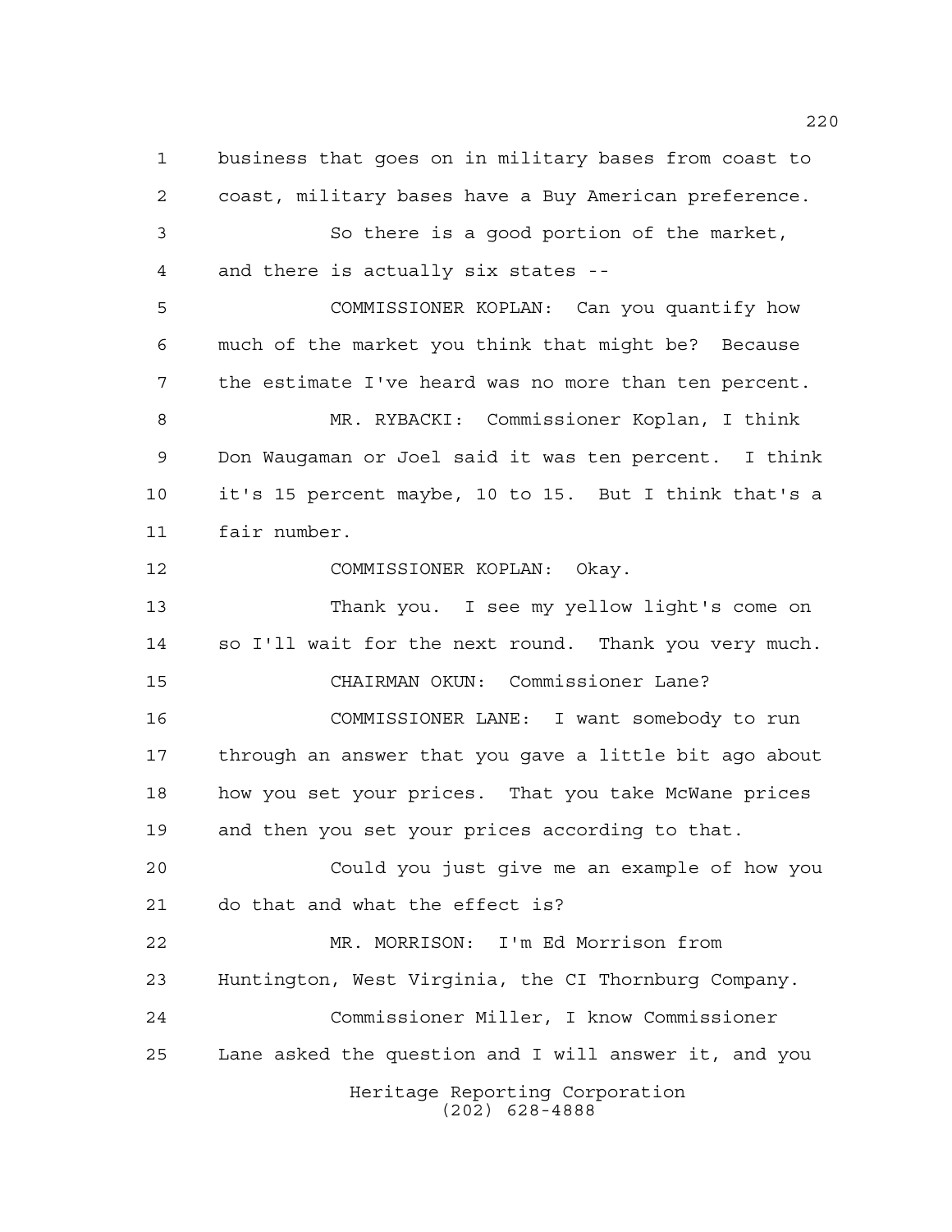business that goes on in military bases from coast to coast, military bases have a Buy American preference.

So there is a good portion of the market, and there is actually six states --

COMMISSIONER KOPLAN: Can you quantify how much of the market you think that might be? Because the estimate I've heard was no more than ten percent.

MR. RYBACKI: Commissioner Koplan, I think Don Waugaman or Joel said it was ten percent. I think it's 15 percent maybe, 10 to 15. But I think that's a fair number.

COMMISSIONER KOPLAN: Okay.

Thank you. I see my yellow light's come on so I'll wait for the next round. Thank you very much.

CHAIRMAN OKUN: Commissioner Lane?

COMMISSIONER LANE: I want somebody to run through an answer that you gave a little bit ago about how you set your prices. That you take McWane prices and then you set your prices according to that.

Could you just give me an example of how you do that and what the effect is?

MR. MORRISON: I'm Ed Morrison from Huntington, West Virginia, the CI Thornburg Company.

Commissioner Miller, I know Commissioner Lane asked the question and I will answer it, and you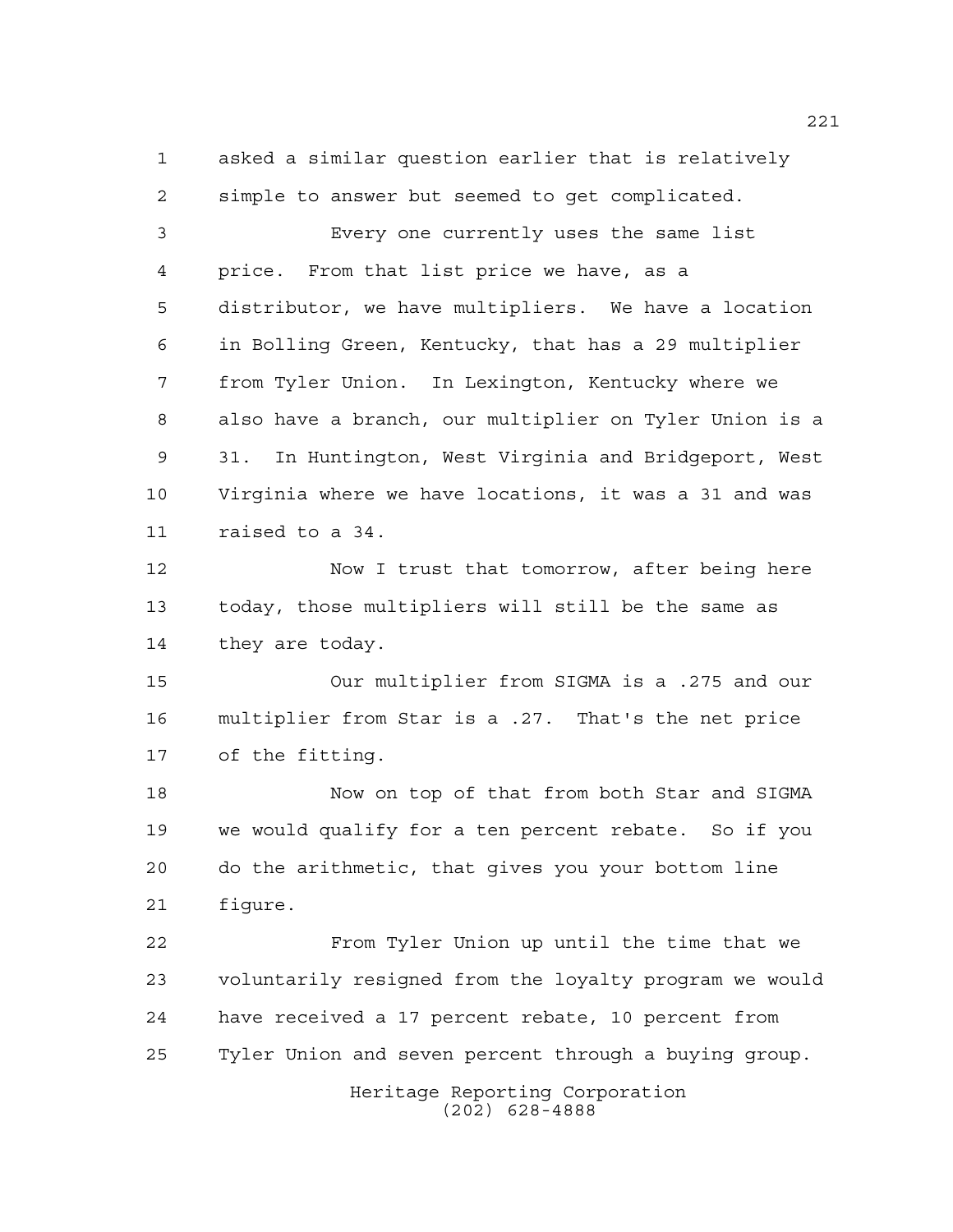asked a similar question earlier that is relatively simple to answer but seemed to get complicated.

Every one currently uses the same list price. From that list price we have, as a distributor, we have multipliers. We have a location in Bolling Green, Kentucky, that has a 29 multiplier from Tyler Union. In Lexington, Kentucky where we also have a branch, our multiplier on Tyler Union is a 31. In Huntington, West Virginia and Bridgeport, West Virginia where we have locations, it was a 31 and was raised to a 34.

Now I trust that tomorrow, after being here today, those multipliers will still be the same as they are today.

Our multiplier from SIGMA is a .275 and our multiplier from Star is a .27. That's the net price of the fitting.

Now on top of that from both Star and SIGMA we would qualify for a ten percent rebate. So if you do the arithmetic, that gives you your bottom line figure.

From Tyler Union up until the time that we voluntarily resigned from the loyalty program we would have received a 17 percent rebate, 10 percent from Tyler Union and seven percent through a buying group.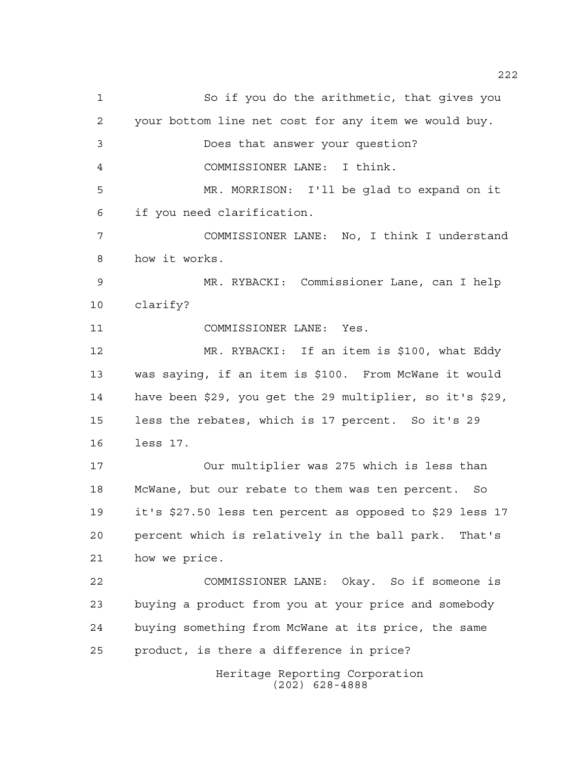So if you do the arithmetic, that gives you your bottom line net cost for any item we would buy.

Does that answer your question?

COMMISSIONER LANE: I think.

MR. MORRISON: I'll be glad to expand on it if you need clarification.

COMMISSIONER LANE: No, I think I understand how it works.

MR. RYBACKI: Commissioner Lane, can I help clarify?

COMMISSIONER LANE: Yes.

MR. RYBACKI: If an item is $100, what Eddy was saying, if an item is $100. From McWane it would have been $29, you get the 29 multiplier, so it's $29, less the rebates, which is 17 percent. So it's 29 less 17.

Our multiplier was 275 which is less than McWane, but our rebate to them was ten percent. So it's $27.50 less ten percent as opposed to $29 less 17 percent which is relatively in the ball park. That's how we price.

COMMISSIONER LANE: Okay. So if someone is buying a product from you at your price and somebody buying something from McWane at its price, the same product, is there a difference in price?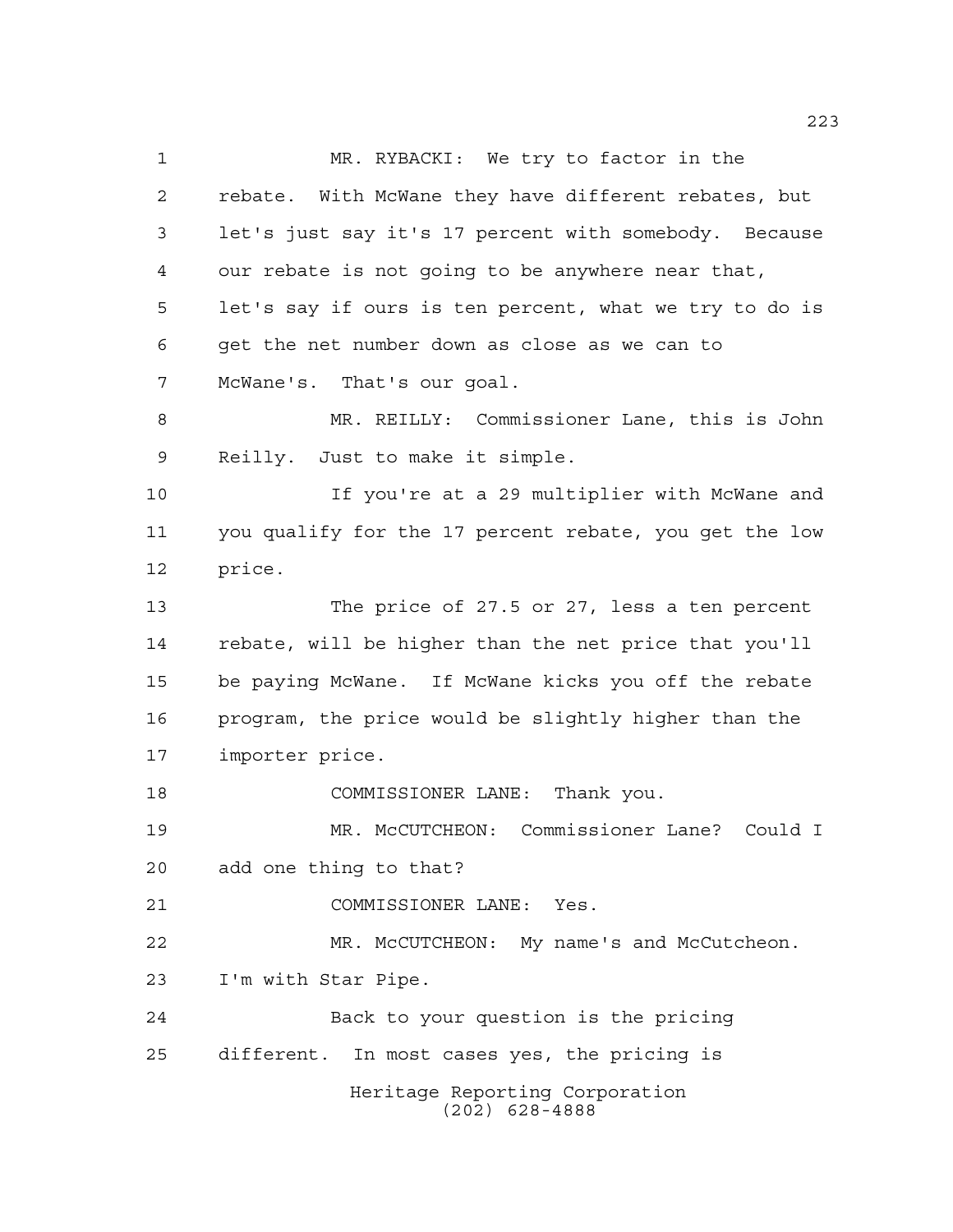MR. RYBACKI: We try to factor in the rebate. With McWane they have different rebates, but let's just say it's 17 percent with somebody. Because our rebate is not going to be anywhere near that, let's say if ours is ten percent, what we try to do is get the net number down as close as we can to McWane's. That's our goal.

MR. REILLY: Commissioner Lane, this is John Reilly. Just to make it simple.

If you're at a 29 multiplier with McWane and you qualify for the 17 percent rebate, you get the low price.

The price of 27.5 or 27, less a ten percent rebate, will be higher than the net price that you'll be paying McWane. If McWane kicks you off the rebate program, the price would be slightly higher than the importer price.

COMMISSIONER LANE: Thank you.

MR. McCUTCHEON: Commissioner Lane? Could I add one thing to that?

COMMISSIONER LANE: Yes.

MR. McCUTCHEON: My name's and McCutcheon. I'm with Star Pipe.

Back to your question is the pricing different. In most cases yes, the pricing is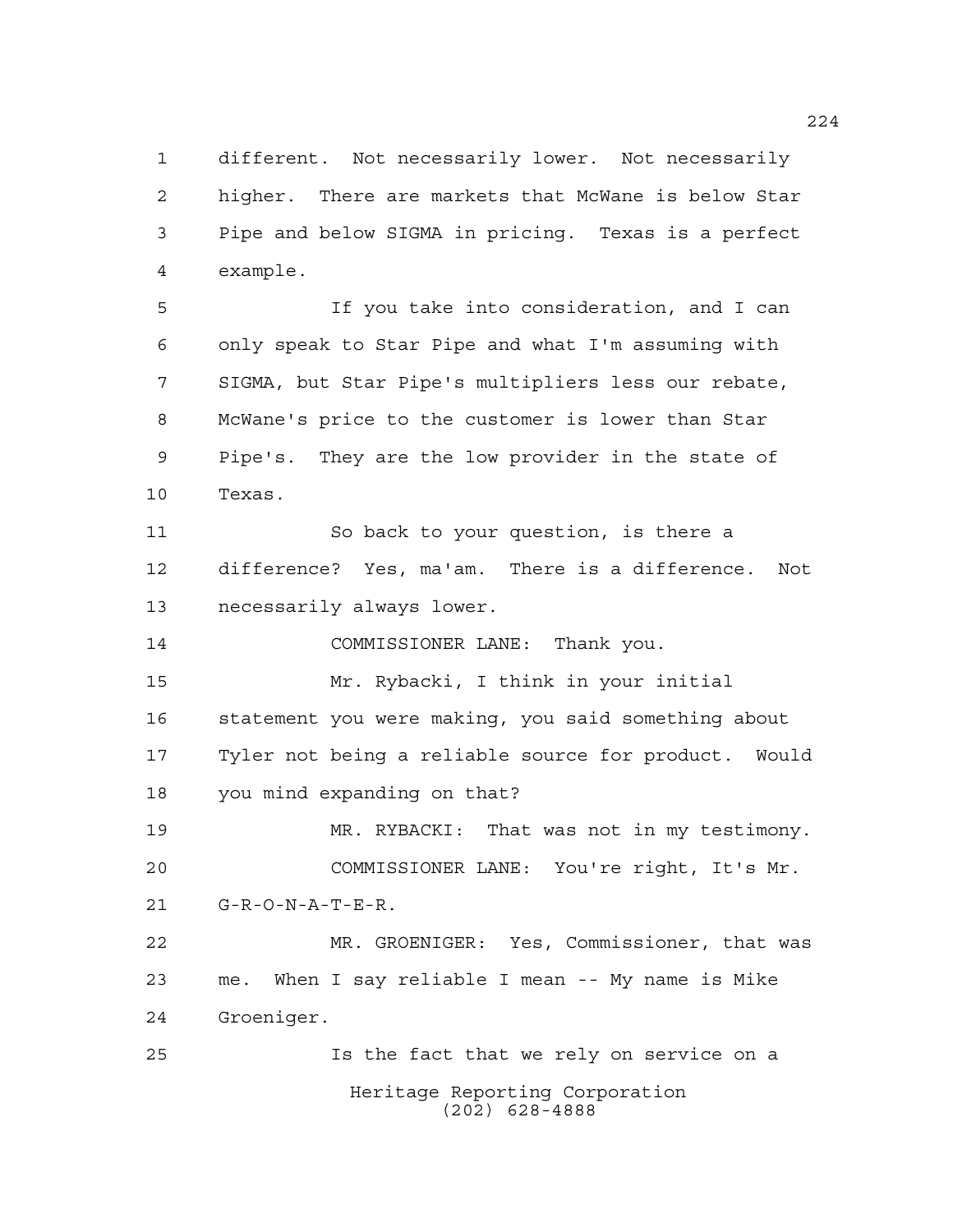different. Not necessarily lower. Not necessarily higher. There are markets that McWane is below Star Pipe and below SIGMA in pricing. Texas is a perfect example.

If you take into consideration, and I can only speak to Star Pipe and what I'm assuming with SIGMA, but Star Pipe's multipliers less our rebate, McWane's price to the customer is lower than Star Pipe's. They are the low provider in the state of Texas.

So back to your question, is there a difference? Yes, ma'am. There is a difference. Not necessarily always lower.

COMMISSIONER LANE: Thank you.

Mr. Rybacki, I think in your initial statement you were making, you said something about Tyler not being a reliable source for product. Would you mind expanding on that?

MR. RYBACKI: That was not in my testimony.

COMMISSIONER LANE: You're right, It's Mr. G-R-O-N-A-T-E-R.

MR. GROENIGER: Yes, Commissioner, that was me. When I say reliable I mean -- My name is Mike Groeniger.

Is the fact that we rely on service on a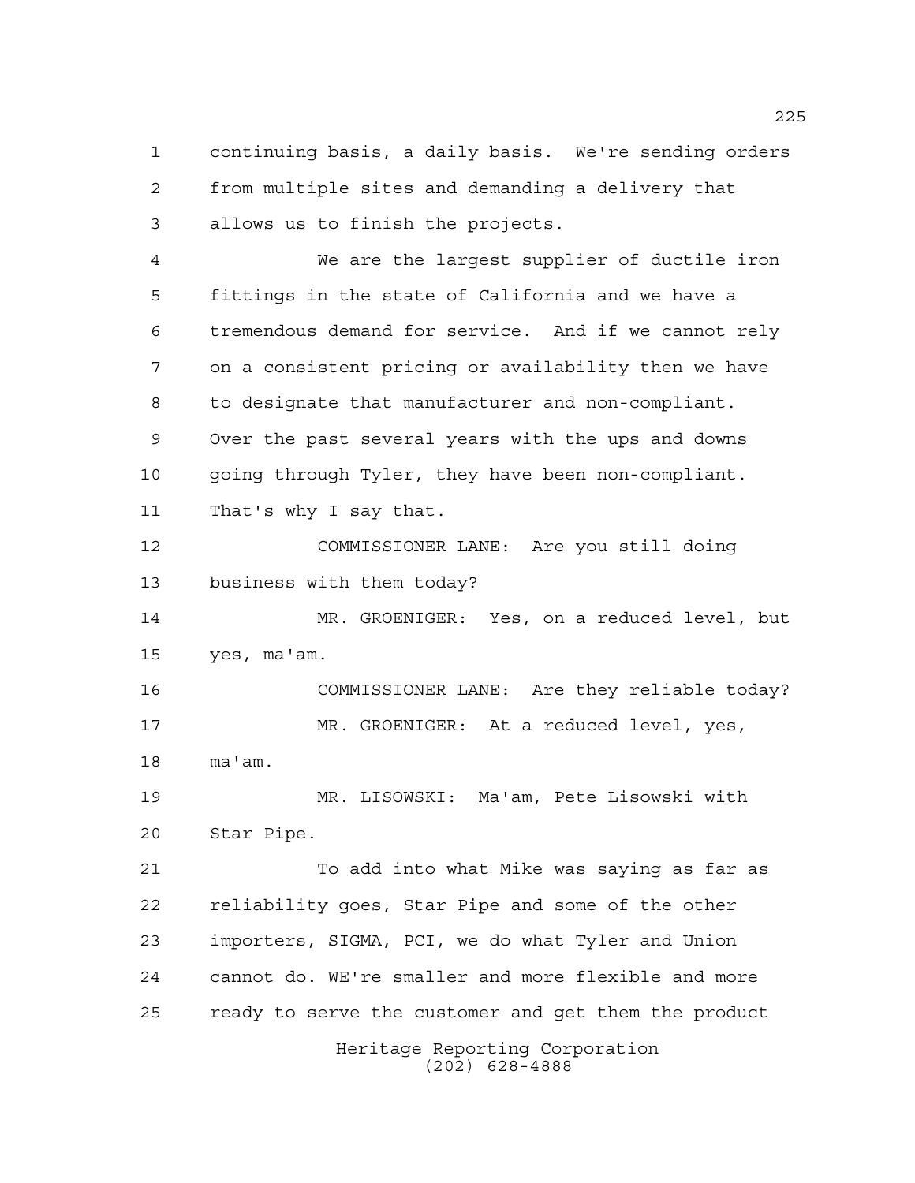continuing basis, a daily basis. We're sending orders from multiple sites and demanding a delivery that allows us to finish the projects.

We are the largest supplier of ductile iron fittings in the state of California and we have a tremendous demand for service. And if we cannot rely on a consistent pricing or availability then we have to designate that manufacturer and non-compliant. Over the past several years with the ups and downs going through Tyler, they have been non-compliant. That's why I say that.

COMMISSIONER LANE: Are you still doing business with them today?

MR. GROENIGER: Yes, on a reduced level, but yes, ma'am.

COMMISSIONER LANE: Are they reliable today?

MR. GROENIGER: At a reduced level, yes, ma'am.

MR. LISOWSKI: Ma'am, Pete Lisowski with Star Pipe.

To add into what Mike was saying as far as reliability goes, Star Pipe and some of the other importers, SIGMA, PCI, we do what Tyler and Union cannot do. WE're smaller and more flexible and more ready to serve the customer and get them the product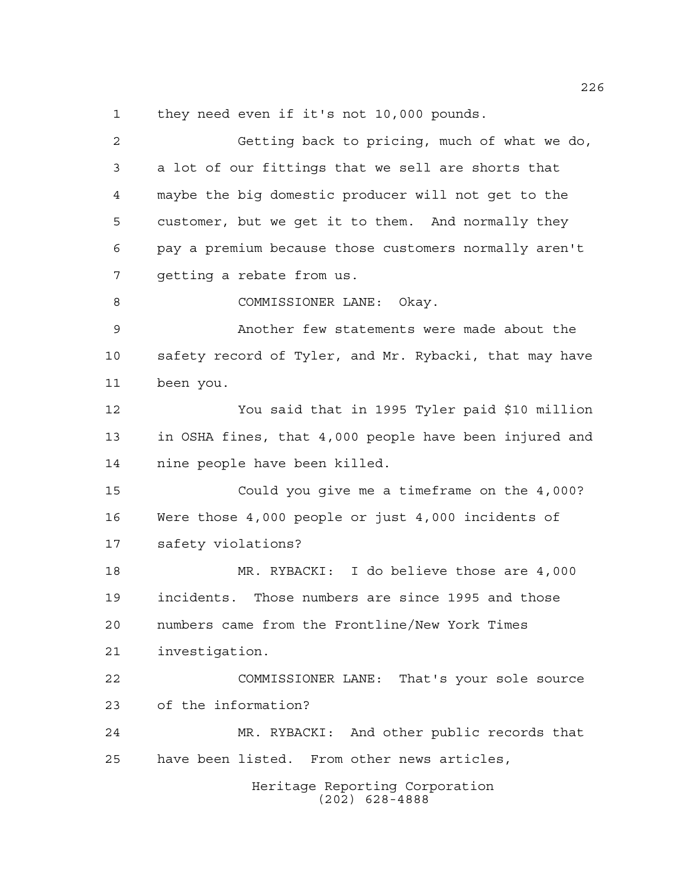they need even if it's not 10,000 pounds.

Getting back to pricing, much of what we do, a lot of our fittings that we sell are shorts that maybe the big domestic producer will not get to the customer, but we get it to them. And normally they pay a premium because those customers normally aren't getting a rebate from us.

COMMISSIONER LANE: Okay.

Another few statements were made about the safety record of Tyler, and Mr. Rybacki, that may have been you.

You said that in 1995 Tyler paid $10 million in OSHA fines, that 4,000 people have been injured and nine people have been killed.

Could you give me a timeframe on the 4,000? Were those 4,000 people or just 4,000 incidents of safety violations?

MR. RYBACKI: I do believe those are 4,000 incidents. Those numbers are since 1995 and those numbers came from the Frontline/New York Times investigation.

COMMISSIONER LANE: That's your sole source of the information?

MR. RYBACKI: And other public records that have been listed. From other news articles,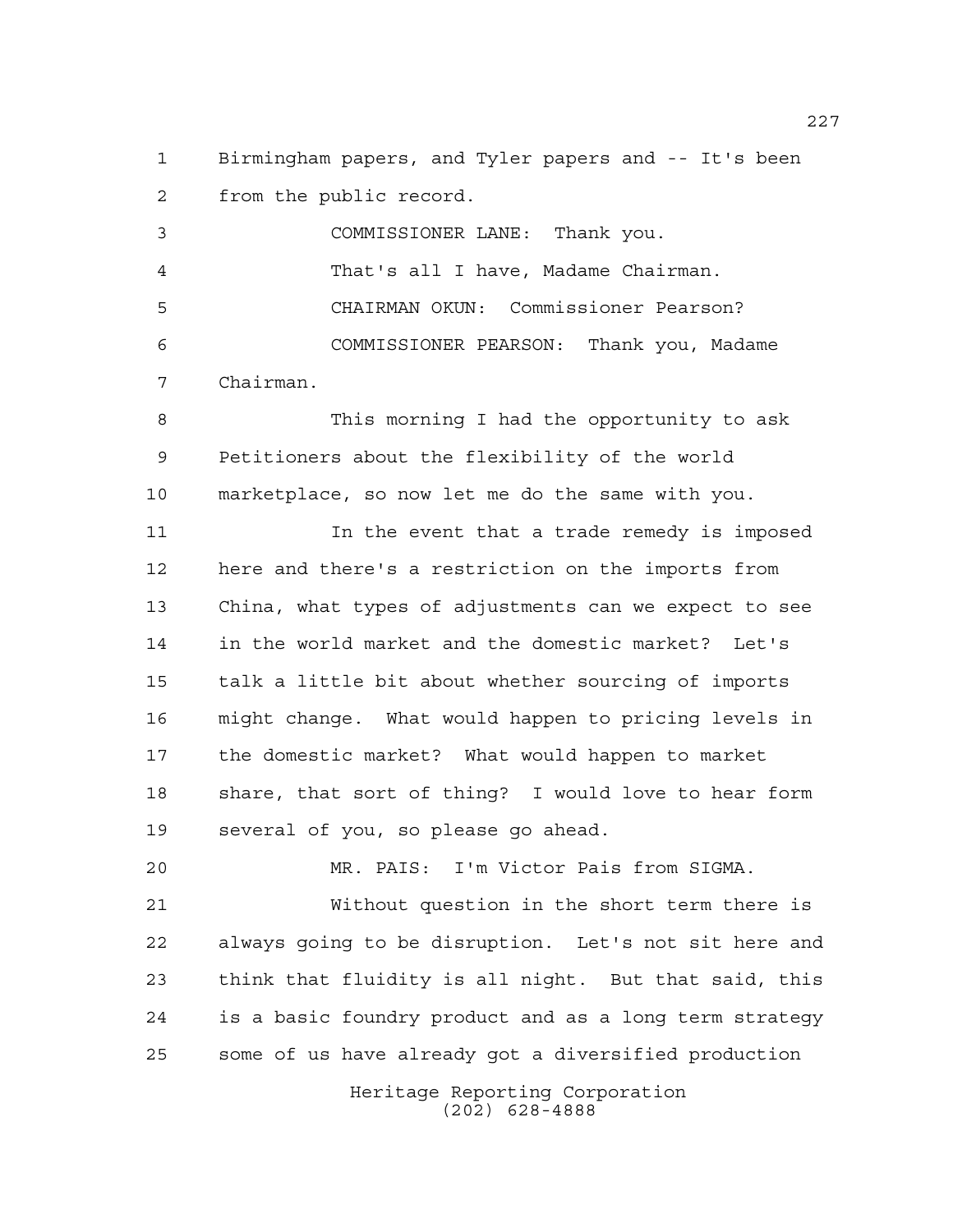Birmingham papers, and Tyler papers and -- It's been from the public record.

COMMISSIONER LANE: Thank you.

That's all I have, Madame Chairman.

CHAIRMAN OKUN: Commissioner Pearson?

COMMISSIONER PEARSON: Thank you, Madame Chairman.

This morning I had the opportunity to ask Petitioners about the flexibility of the world marketplace, so now let me do the same with you.

In the event that a trade remedy is imposed here and there's a restriction on the imports from China, what types of adjustments can we expect to see in the world market and the domestic market? Let's talk a little bit about whether sourcing of imports might change. What would happen to pricing levels in the domestic market? What would happen to market share, that sort of thing? I would love to hear form several of you, so please go ahead.

MR. PAIS: I'm Victor Pais from SIGMA.

Without question in the short term there is always going to be disruption. Let's not sit here and think that fluidity is all night. But that said, this is a basic foundry product and as a long term strategy some of us have already got a diversified production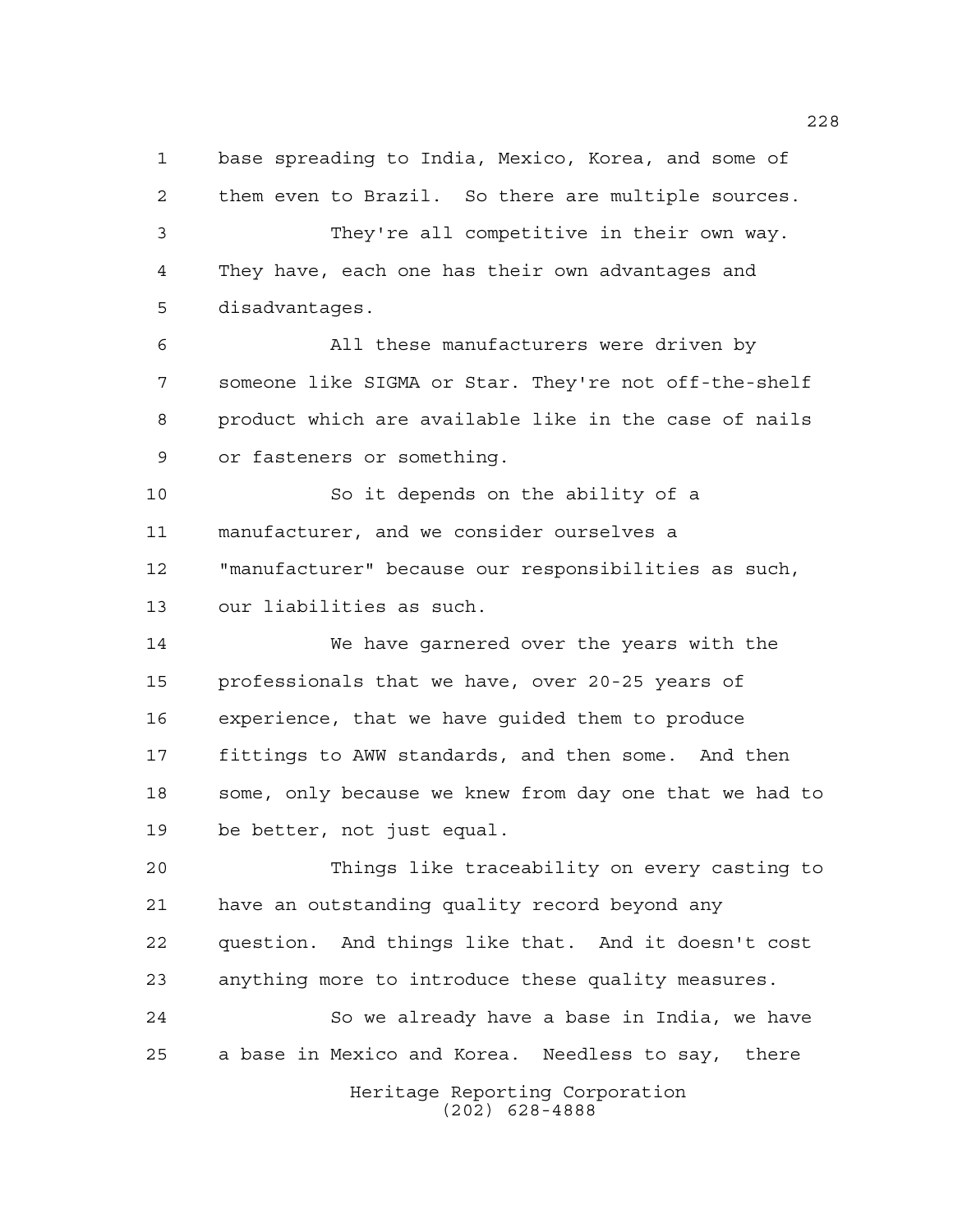base spreading to India, Mexico, Korea, and some of them even to Brazil. So there are multiple sources.

They're all competitive in their own way. They have, each one has their own advantages and disadvantages.

All these manufacturers were driven by someone like SIGMA or Star. They're not off-the-shelf product which are available like in the case of nails or fasteners or something.

So it depends on the ability of a manufacturer, and we consider ourselves a "manufacturer" because our responsibilities as such, our liabilities as such.

We have garnered over the years with the professionals that we have, over 20-25 years of experience, that we have guided them to produce fittings to AWW standards, and then some. And then some, only because we knew from day one that we had to be better, not just equal.

Things like traceability on every casting to have an outstanding quality record beyond any question. And things like that. And it doesn't cost anything more to introduce these quality measures.

So we already have a base in India, we have a base in Mexico and Korea. Needless to say, there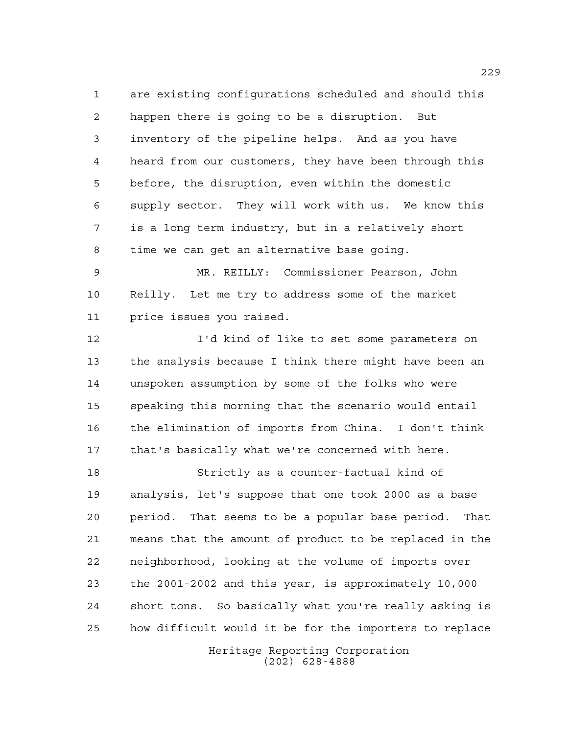are existing configurations scheduled and should this happen there is going to be a disruption. But inventory of the pipeline helps. And as you have heard from our customers, they have been through this before, the disruption, even within the domestic supply sector. They will work with us. We know this is a long term industry, but in a relatively short time we can get an alternative base going.

MR. REILLY: Commissioner Pearson, John Reilly. Let me try to address some of the market price issues you raised.

I'd kind of like to set some parameters on the analysis because I think there might have been an unspoken assumption by some of the folks who were speaking this morning that the scenario would entail the elimination of imports from China. I don't think that's basically what we're concerned with here.

Strictly as a counter-factual kind of analysis, let's suppose that one took 2000 as a base period. That seems to be a popular base period. That means that the amount of product to be replaced in the neighborhood, looking at the volume of imports over the 2001-2002 and this year, is approximately 10,000 short tons. So basically what you're really asking is how difficult would it be for the importers to replace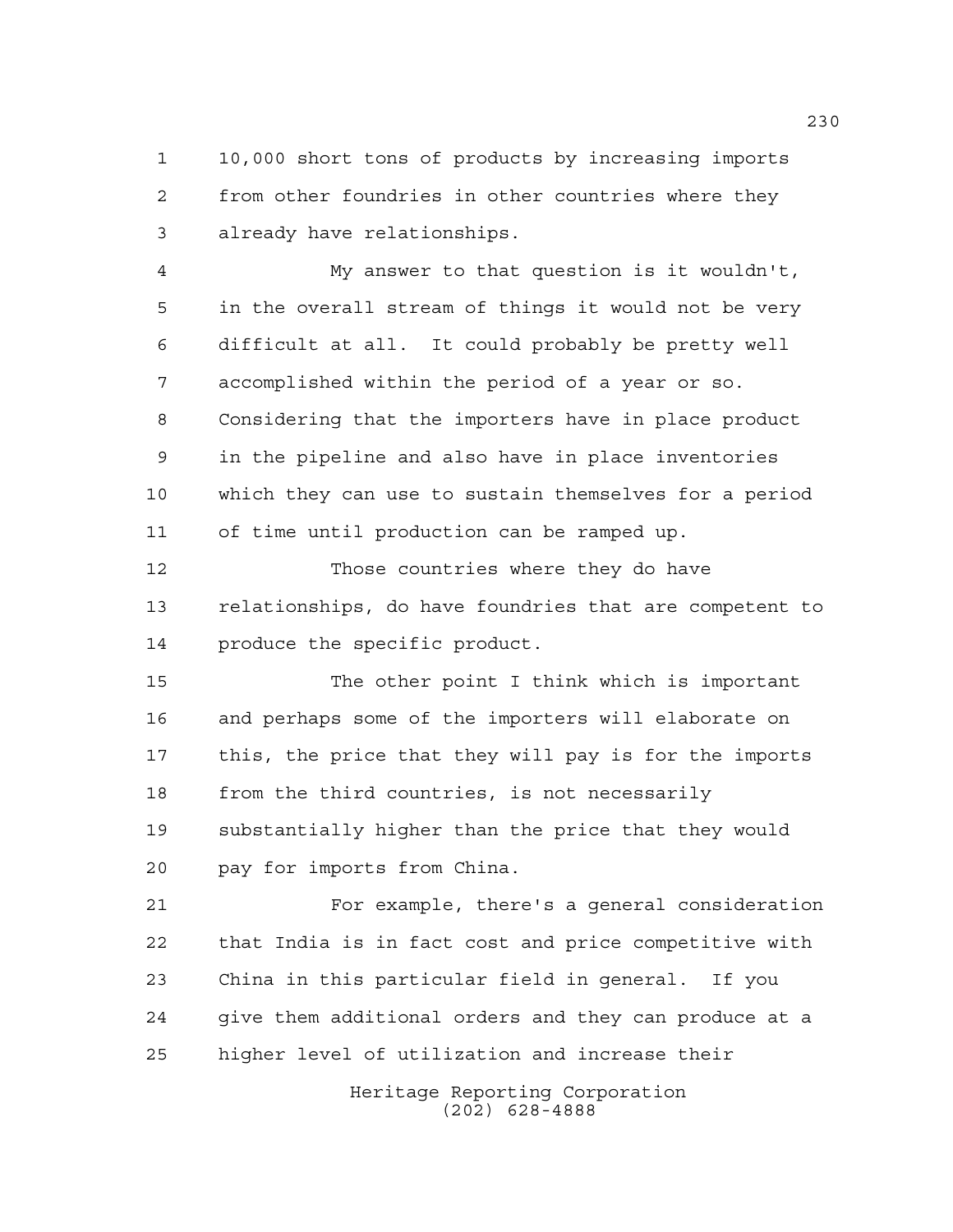10,000 short tons of products by increasing imports from other foundries in other countries where they already have relationships.

My answer to that question is it wouldn't, in the overall stream of things it would not be very difficult at all. It could probably be pretty well accomplished within the period of a year or so. Considering that the importers have in place product in the pipeline and also have in place inventories which they can use to sustain themselves for a period of time until production can be ramped up.

Those countries where they do have relationships, do have foundries that are competent to produce the specific product.

The other point I think which is important and perhaps some of the importers will elaborate on this, the price that they will pay is for the imports from the third countries, is not necessarily substantially higher than the price that they would pay for imports from China.

For example, there's a general consideration that India is in fact cost and price competitive with China in this particular field in general. If you give them additional orders and they can produce at a higher level of utilization and increase their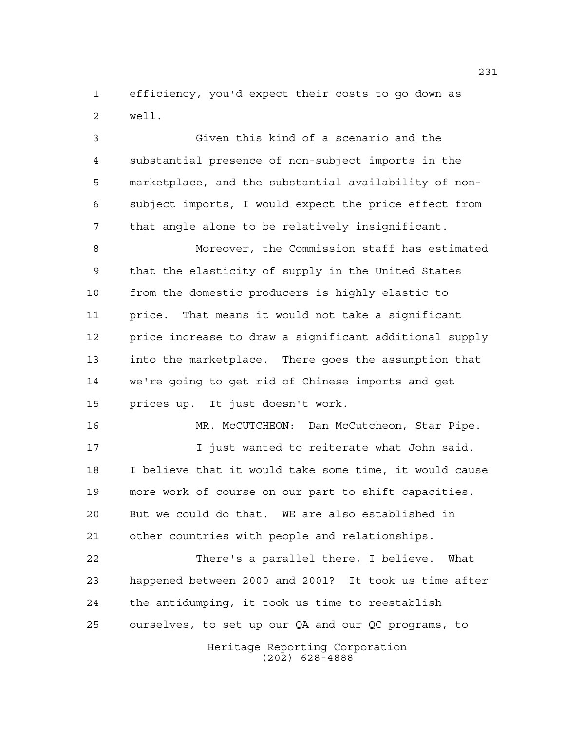efficiency, you'd expect their costs to go down as well.

Given this kind of a scenario and the substantial presence of non-subject imports in the marketplace, and the substantial availability of non-subject imports, I would expect the price effect from that angle alone to be relatively insignificant.

Moreover, the Commission staff has estimated that the elasticity of supply in the United States from the domestic producers is highly elastic to price. That means it would not take a significant price increase to draw a significant additional supply into the marketplace. There goes the assumption that we're going to get rid of Chinese imports and get prices up. It just doesn't work.

MR. McCUTCHEON: Dan McCutcheon, Star Pipe.

I just wanted to reiterate what John said. I believe that it would take some time, it would cause more work of course on our part to shift capacities. But we could do that. WE are also established in other countries with people and relationships.

There's a parallel there, I believe. What happened between 2000 and 2001? It took us time after the antidumping, it took us time to reestablish ourselves, to set up our QA and our QC programs, to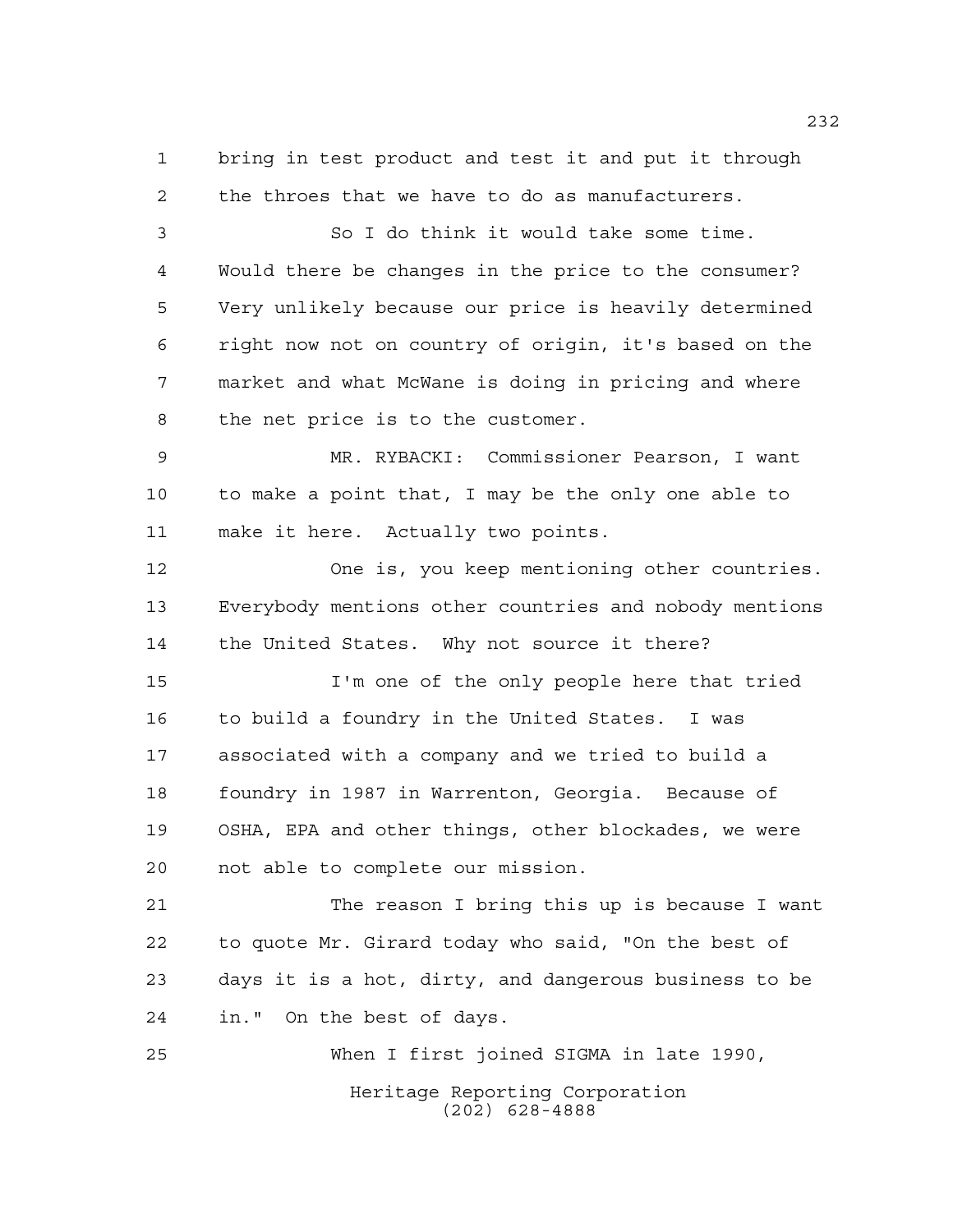bring in test product and test it and put it through the throes that we have to do as manufacturers.

So I do think it would take some time. Would there be changes in the price to the consumer? Very unlikely because our price is heavily determined right now not on country of origin, it's based on the market and what McWane is doing in pricing and where the net price is to the customer.

MR. RYBACKI: Commissioner Pearson, I want to make a point that, I may be the only one able to make it here. Actually two points.

One is, you keep mentioning other countries. Everybody mentions other countries and nobody mentions the United States. Why not source it there?

I'm one of the only people here that tried to build a foundry in the United States. I was associated with a company and we tried to build a foundry in 1987 in Warrenton, Georgia. Because of OSHA, EPA and other things, other blockades, we were not able to complete our mission.

The reason I bring this up is because I want to quote Mr. Girard today who said, "On the best of days it is a hot, dirty, and dangerous business to be in." On the best of days.

When I first joined SIGMA in late 1990,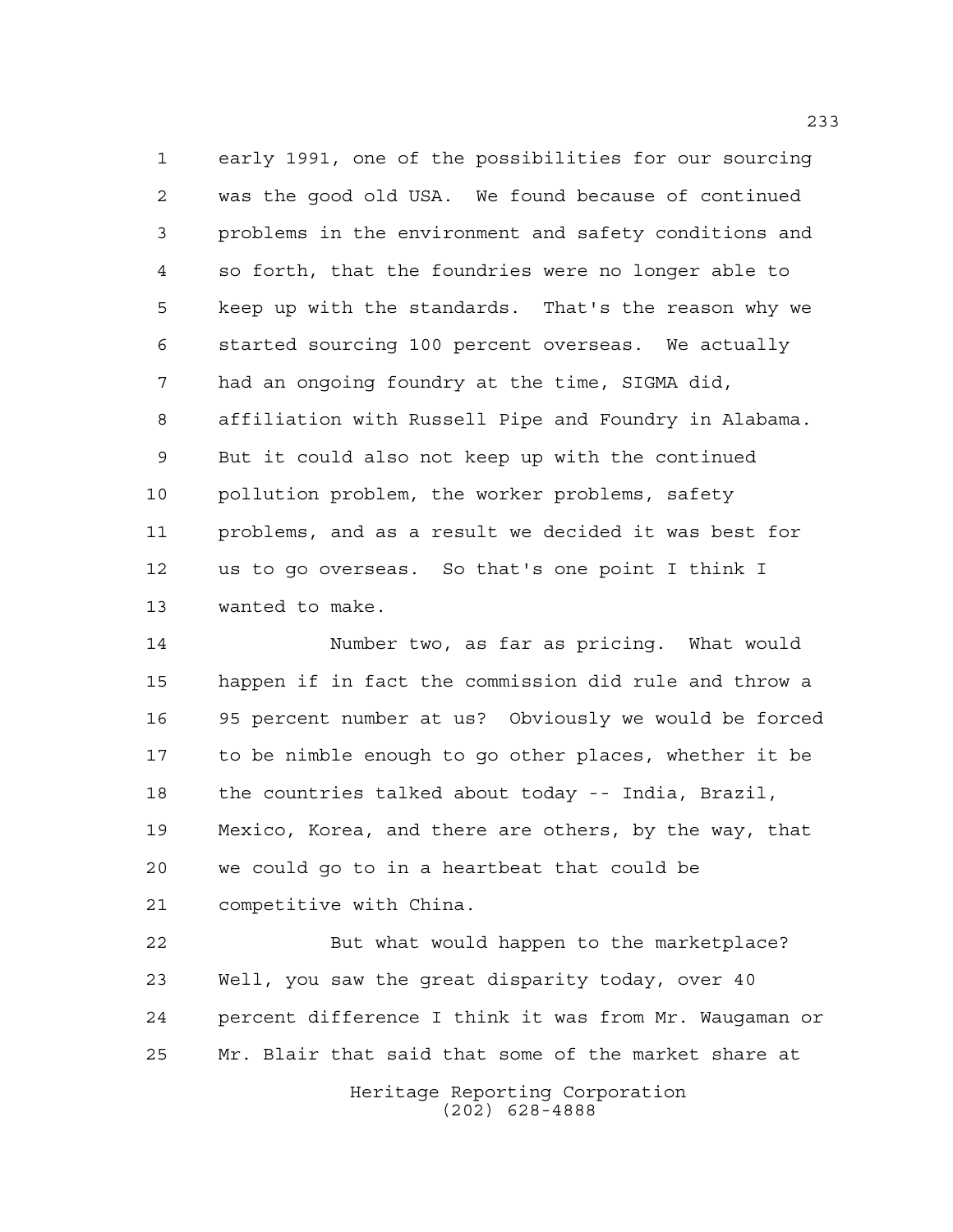early 1991, one of the possibilities for our sourcing was the good old USA. We found because of continued problems in the environment and safety conditions and so forth, that the foundries were no longer able to keep up with the standards. That's the reason why we started sourcing 100 percent overseas. We actually had an ongoing foundry at the time, SIGMA did, affiliation with Russell Pipe and Foundry in Alabama. But it could also not keep up with the continued pollution problem, the worker problems, safety problems, and as a result we decided it was best for us to go overseas. So that's one point I think I wanted to make.

Number two, as far as pricing. What would happen if in fact the commission did rule and throw a 95 percent number at us? Obviously we would be forced to be nimble enough to go other places, whether it be the countries talked about today -- India, Brazil, Mexico, Korea, and there are others, by the way, that we could go to in a heartbeat that could be competitive with China.

But what would happen to the marketplace? Well, you saw the great disparity today, over 40 percent difference I think it was from Mr. Waugaman or Mr. Blair that said that some of the market share at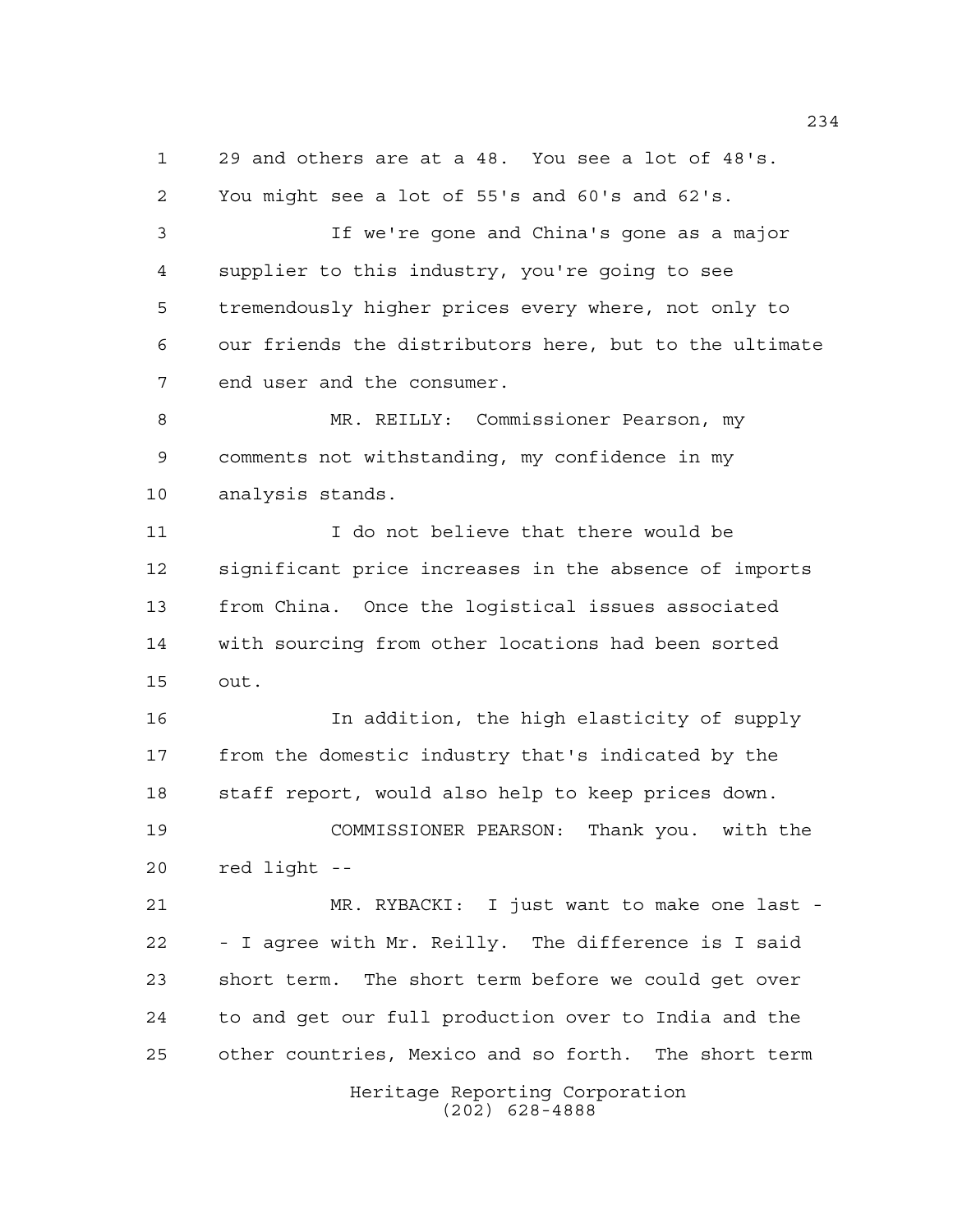29 and others are at a 48. You see a lot of 48's. You might see a lot of 55's and 60's and 62's.

If we're gone and China's gone as a major supplier to this industry, you're going to see tremendously higher prices every where, not only to our friends the distributors here, but to the ultimate end user and the consumer.

MR. REILLY: Commissioner Pearson, my comments not withstanding, my confidence in my analysis stands.

I do not believe that there would be significant price increases in the absence of imports from China. Once the logistical issues associated with sourcing from other locations had been sorted out.

In addition, the high elasticity of supply from the domestic industry that's indicated by the staff report, would also help to keep prices down.

COMMISSIONER PEARSON: Thank you. with the red light --

MR. RYBACKI: I just want to make one last - - I agree with Mr. Reilly. The difference is I said short term. The short term before we could get over to and get our full production over to India and the other countries, Mexico and so forth. The short term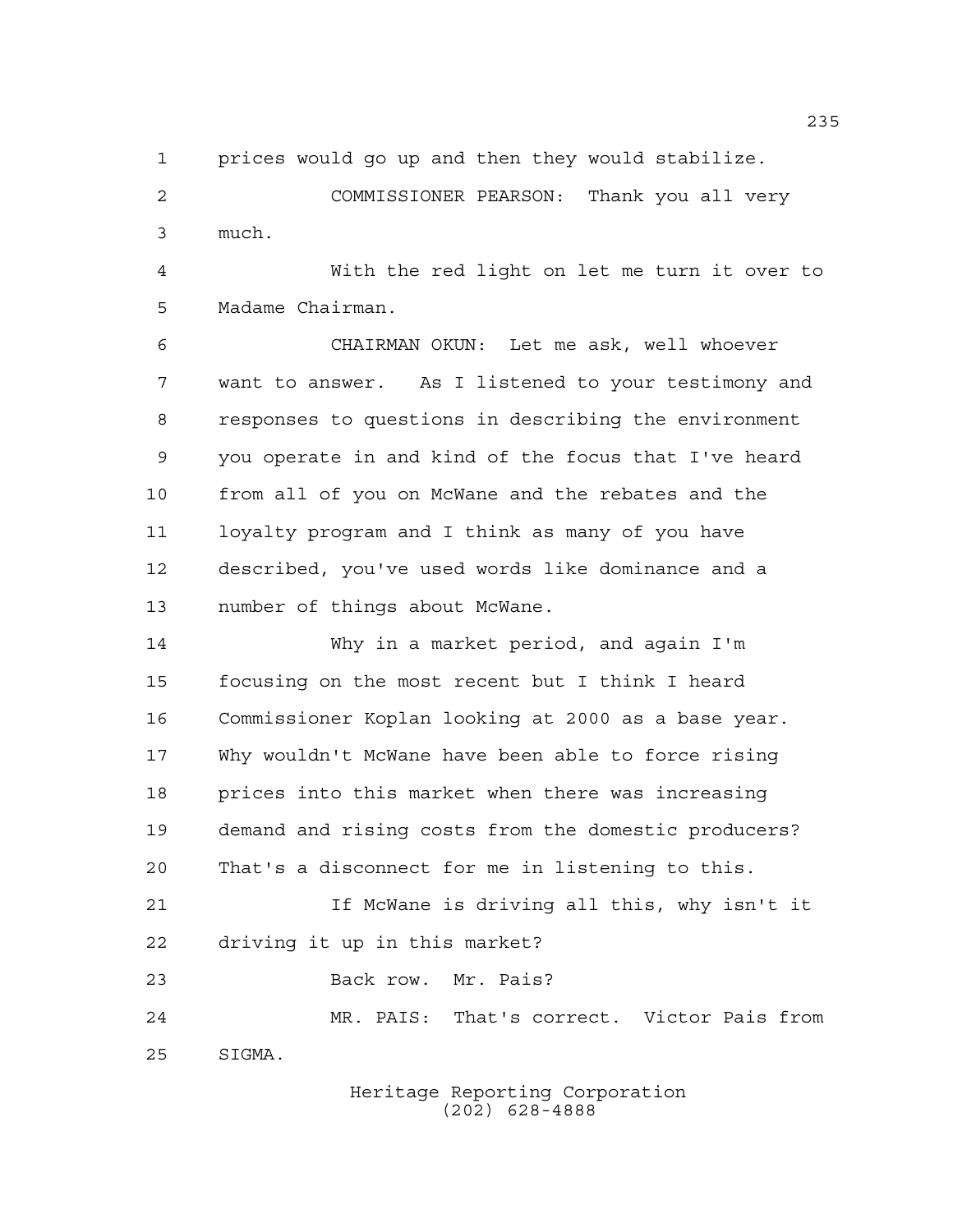prices would go up and then they would stabilize.

COMMISSIONER PEARSON: Thank you all very much.

With the red light on let me turn it over to Madame Chairman.

CHAIRMAN OKUN: Let me ask, well whoever want to answer. As I listened to your testimony and responses to questions in describing the environment you operate in and kind of the focus that I've heard from all of you on McWane and the rebates and the loyalty program and I think as many of you have described, you've used words like dominance and a number of things about McWane.

Why in a market period, and again I'm focusing on the most recent but I think I heard Commissioner Koplan looking at 2000 as a base year. Why wouldn't McWane have been able to force rising prices into this market when there was increasing demand and rising costs from the domestic producers? That's a disconnect for me in listening to this.

If McWane is driving all this, why isn't it driving it up in this market?

Back row. Mr. Pais?

MR. PAIS: That's correct. Victor Pais from SIGMA.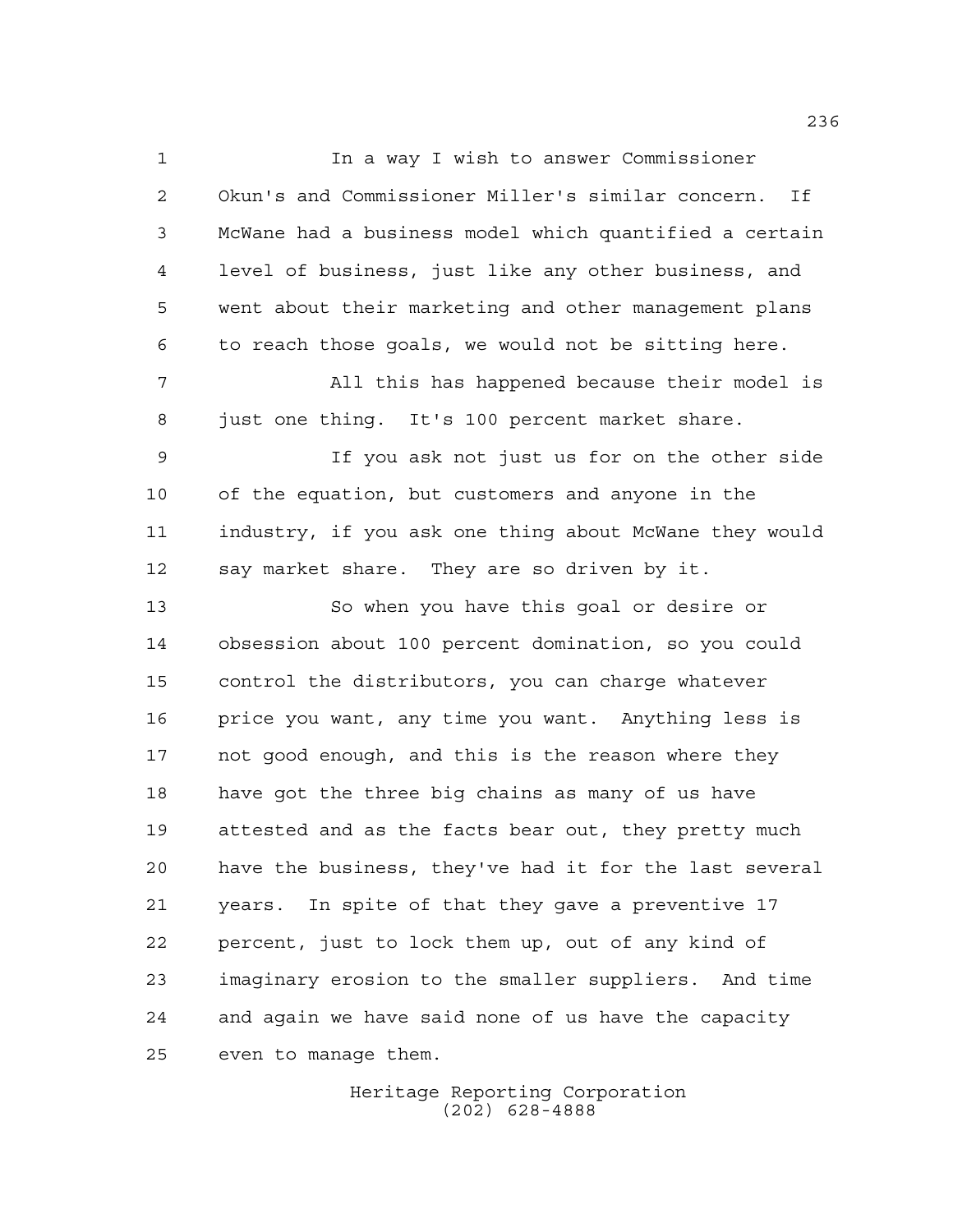In a way I wish to answer Commissioner Okun's and Commissioner Miller's similar concern. If McWane had a business model which quantified a certain level of business, just like any other business, and went about their marketing and other management plans to reach those goals, we would not be sitting here.

All this has happened because their model is just one thing. It's 100 percent market share.

If you ask not just us for on the other side of the equation, but customers and anyone in the industry, if you ask one thing about McWane they would say market share. They are so driven by it.

So when you have this goal or desire or obsession about 100 percent domination, so you could control the distributors, you can charge whatever price you want, any time you want. Anything less is not good enough, and this is the reason where they have got the three big chains as many of us have attested and as the facts bear out, they pretty much have the business, they've had it for the last several years. In spite of that they gave a preventive 17 percent, just to lock them up, out of any kind of imaginary erosion to the smaller suppliers. And time and again we have said none of us have the capacity even to manage them.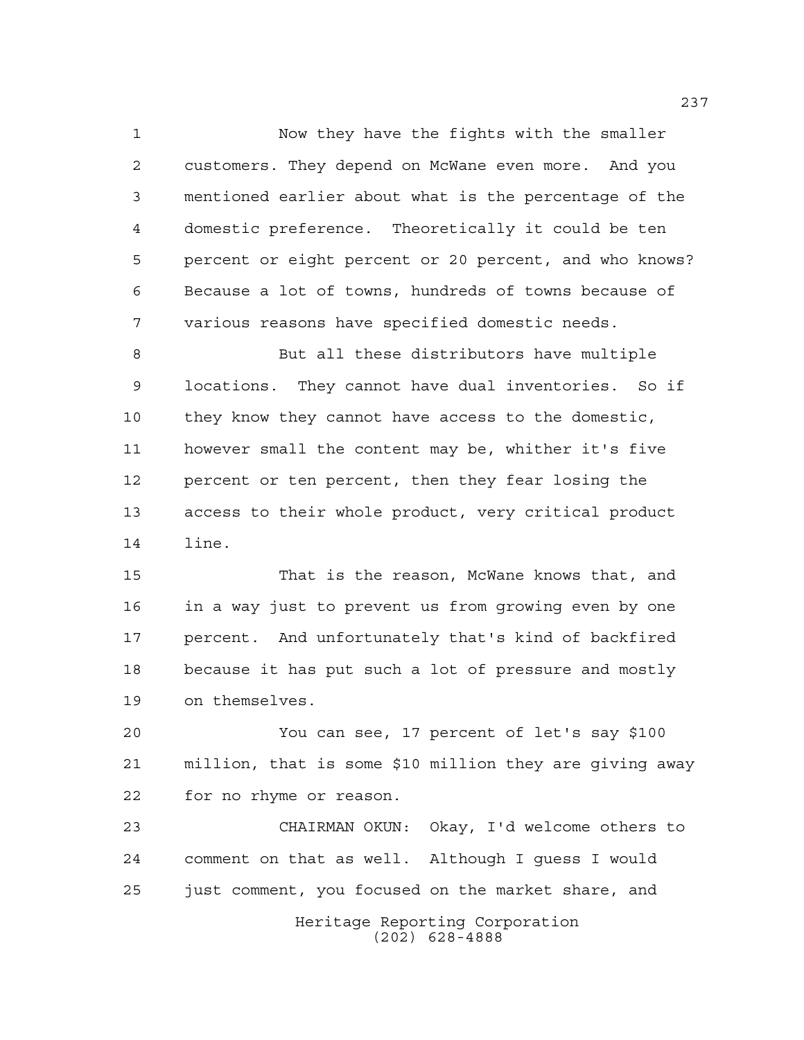Now they have the fights with the smaller customers. They depend on McWane even more. And you mentioned earlier about what is the percentage of the domestic preference. Theoretically it could be ten percent or eight percent or 20 percent, and who knows? Because a lot of towns, hundreds of towns because of various reasons have specified domestic needs.

But all these distributors have multiple locations. They cannot have dual inventories. So if they know they cannot have access to the domestic, however small the content may be, whither it's five percent or ten percent, then they fear losing the access to their whole product, very critical product line.

That is the reason, McWane knows that, and in a way just to prevent us from growing even by one percent. And unfortunately that's kind of backfired because it has put such a lot of pressure and mostly on themselves.

You can see, 17 percent of let's say $100 million, that is some $10 million they are giving away for no rhyme or reason.

CHAIRMAN OKUN: Okay, I'd welcome others to comment on that as well. Although I guess I would just comment, you focused on the market share, and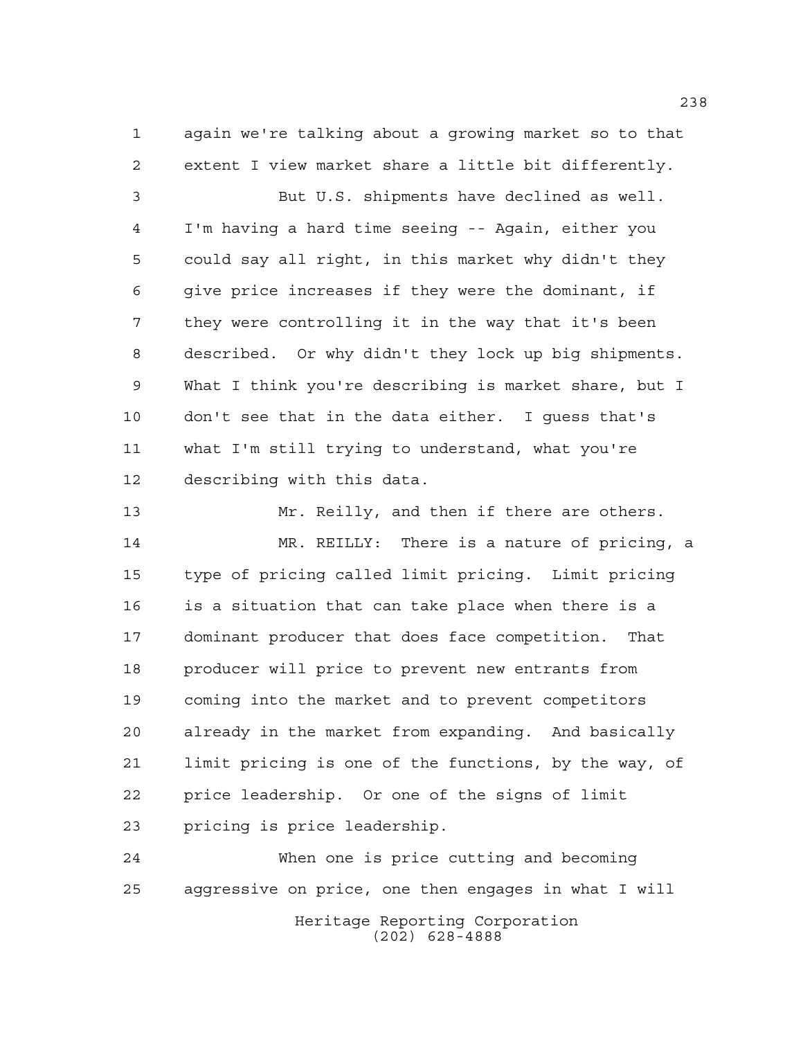again we're talking about a growing market so to that extent I view market share a little bit differently.

But U.S. shipments have declined as well. I'm having a hard time seeing -- Again, either you could say all right, in this market why didn't they give price increases if they were the dominant, if they were controlling it in the way that it's been described. Or why didn't they lock up big shipments. What I think you're describing is market share, but I don't see that in the data either. I guess that's what I'm still trying to understand, what you're describing with this data.

Mr. Reilly, and then if there are others.

MR. REILLY: There is a nature of pricing, a type of pricing called limit pricing. Limit pricing is a situation that can take place when there is a dominant producer that does face competition. That producer will price to prevent new entrants from coming into the market and to prevent competitors already in the market from expanding. And basically limit pricing is one of the functions, by the way, of price leadership. Or one of the signs of limit pricing is price leadership.

When one is price cutting and becoming aggressive on price, one then engages in what I will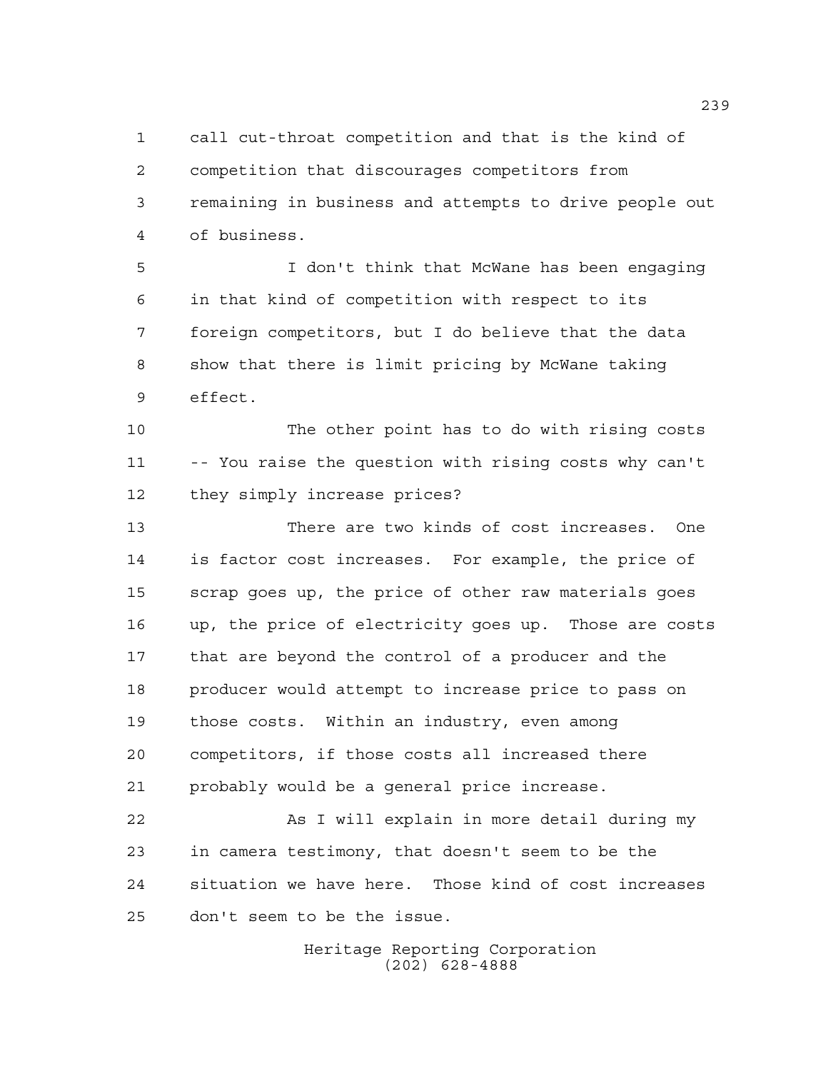call cut-throat competition and that is the kind of competition that discourages competitors from remaining in business and attempts to drive people out of business.

I don't think that McWane has been engaging in that kind of competition with respect to its foreign competitors, but I do believe that the data show that there is limit pricing by McWane taking effect.

The other point has to do with rising costs -- You raise the question with rising costs why can't they simply increase prices?

There are two kinds of cost increases. One is factor cost increases. For example, the price of scrap goes up, the price of other raw materials goes up, the price of electricity goes up. Those are costs that are beyond the control of a producer and the producer would attempt to increase price to pass on those costs. Within an industry, even among competitors, if those costs all increased there probably would be a general price increase.

As I will explain in more detail during my in camera testimony, that doesn't seem to be the situation we have here. Those kind of cost increases don't seem to be the issue.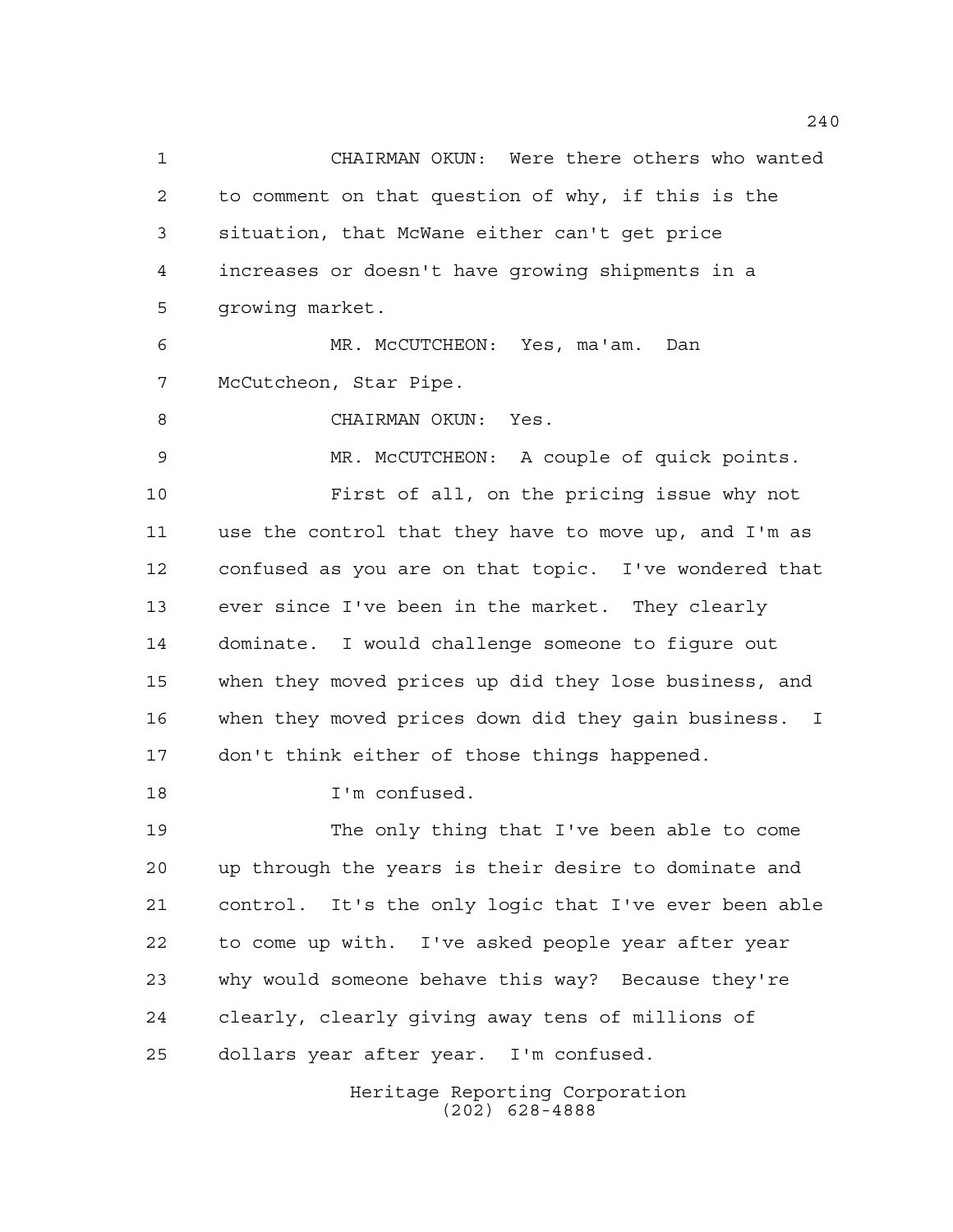CHAIRMAN OKUN: Were there others who wanted to comment on that question of why, if this is the situation, that McWane either can't get price increases or doesn't have growing shipments in a growing market.

MR. McCUTCHEON: Yes, ma'am. Dan McCutcheon, Star Pipe.

CHAIRMAN OKUN: Yes.

MR. McCUTCHEON: A couple of quick points.

First of all, on the pricing issue why not use the control that they have to move up, and I'm as confused as you are on that topic. I've wondered that ever since I've been in the market. They clearly dominate. I would challenge someone to figure out when they moved prices up did they lose business, and when they moved prices down did they gain business. I don't think either of those things happened.

I'm confused.

The only thing that I've been able to come up through the years is their desire to dominate and control. It's the only logic that I've ever been able to come up with. I've asked people year after year why would someone behave this way? Because they're clearly, clearly giving away tens of millions of dollars year after year. I'm confused.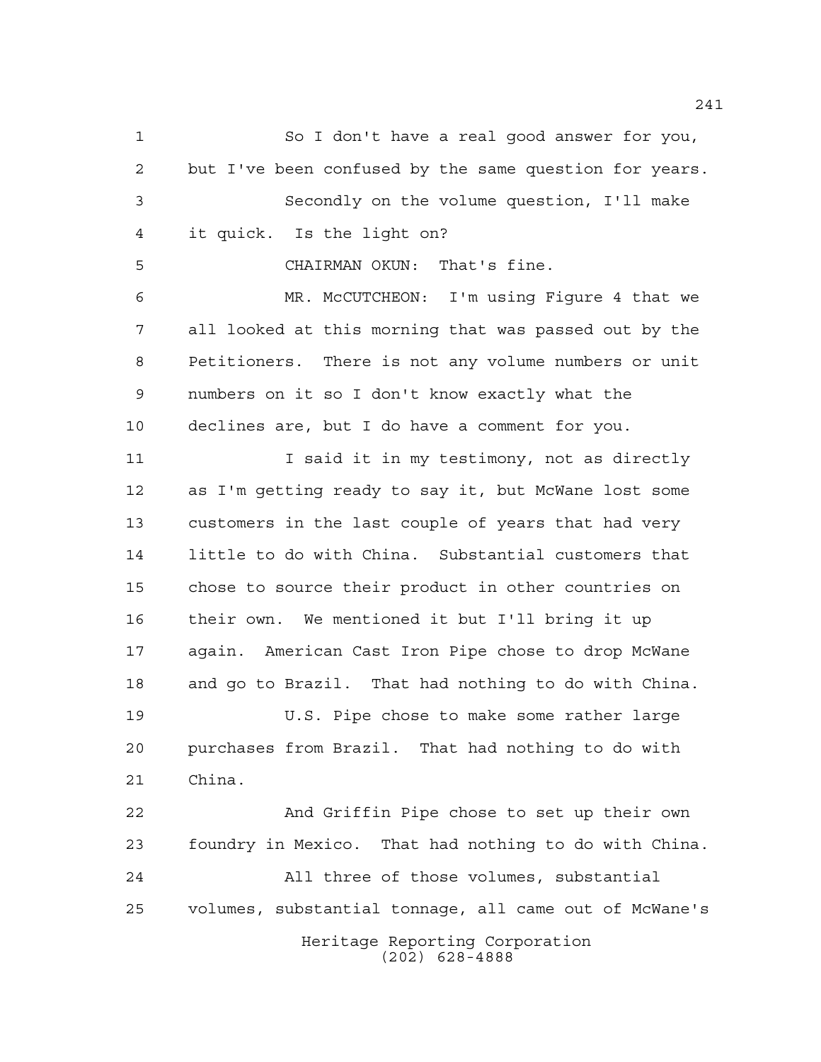So I don't have a real good answer for you, but I've been confused by the same question for years.

Secondly on the volume question, I'll make it quick. Is the light on?

CHAIRMAN OKUN: That's fine.

MR. McCUTCHEON: I'm using Figure 4 that we all looked at this morning that was passed out by the Petitioners. There is not any volume numbers or unit numbers on it so I don't know exactly what the declines are, but I do have a comment for you.

I said it in my testimony, not as directly as I'm getting ready to say it, but McWane lost some customers in the last couple of years that had very little to do with China. Substantial customers that chose to source their product in other countries on their own. We mentioned it but I'll bring it up again. American Cast Iron Pipe chose to drop McWane and go to Brazil. That had nothing to do with China.

U.S. Pipe chose to make some rather large purchases from Brazil. That had nothing to do with China.

And Griffin Pipe chose to set up their own foundry in Mexico. That had nothing to do with China.

All three of those volumes, substantial volumes, substantial tonnage, all came out of McWane's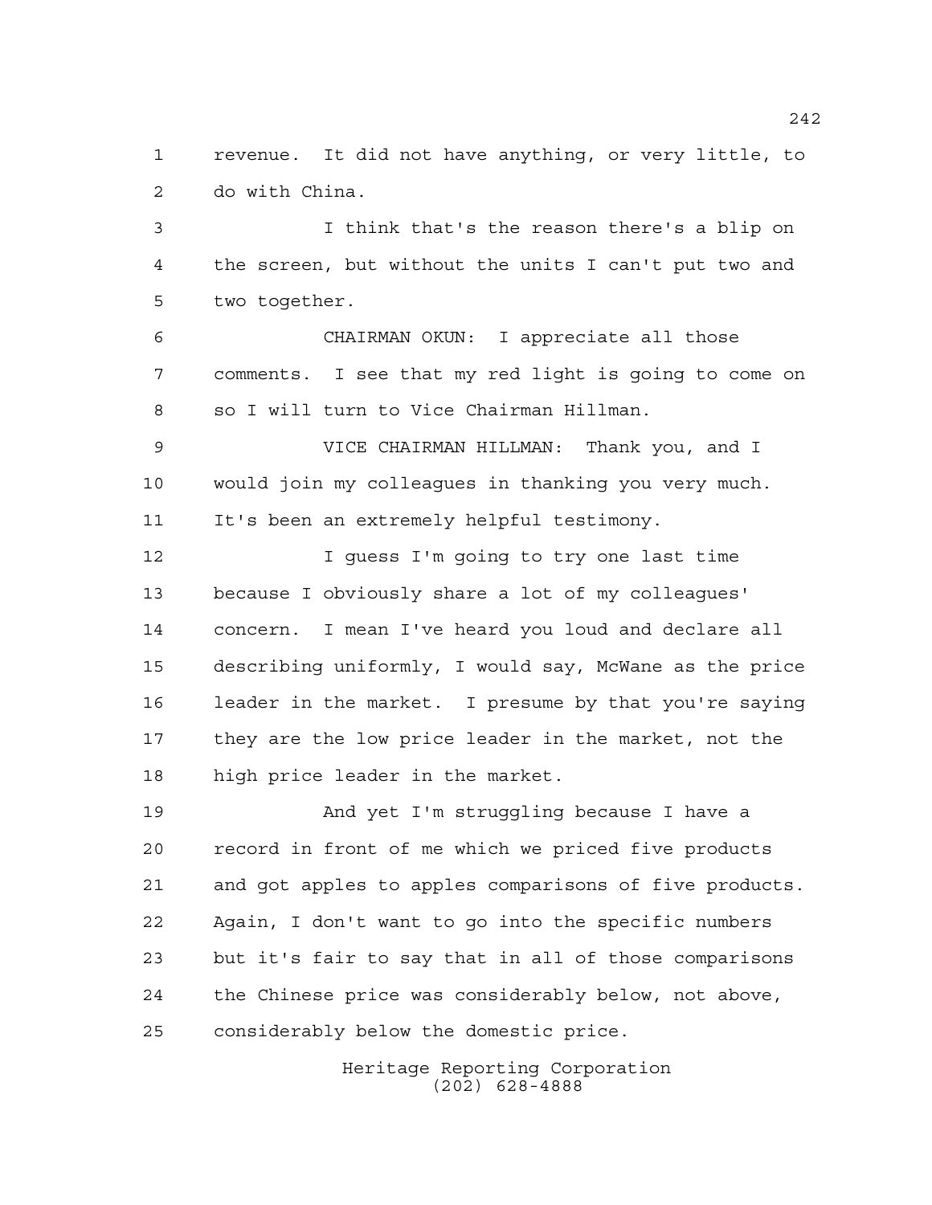revenue. It did not have anything, or very little, to do with China.

I think that's the reason there's a blip on the screen, but without the units I can't put two and two together.

CHAIRMAN OKUN: I appreciate all those comments. I see that my red light is going to come on so I will turn to Vice Chairman Hillman.

VICE CHAIRMAN HILLMAN: Thank you, and I would join my colleagues in thanking you very much. It's been an extremely helpful testimony.

I guess I'm going to try one last time because I obviously share a lot of my colleagues' concern. I mean I've heard you loud and declare all describing uniformly, I would say, McWane as the price leader in the market. I presume by that you're saying they are the low price leader in the market, not the high price leader in the market.

And yet I'm struggling because I have a record in front of me which we priced five products and got apples to apples comparisons of five products. Again, I don't want to go into the specific numbers but it's fair to say that in all of those comparisons the Chinese price was considerably below, not above, considerably below the domestic price.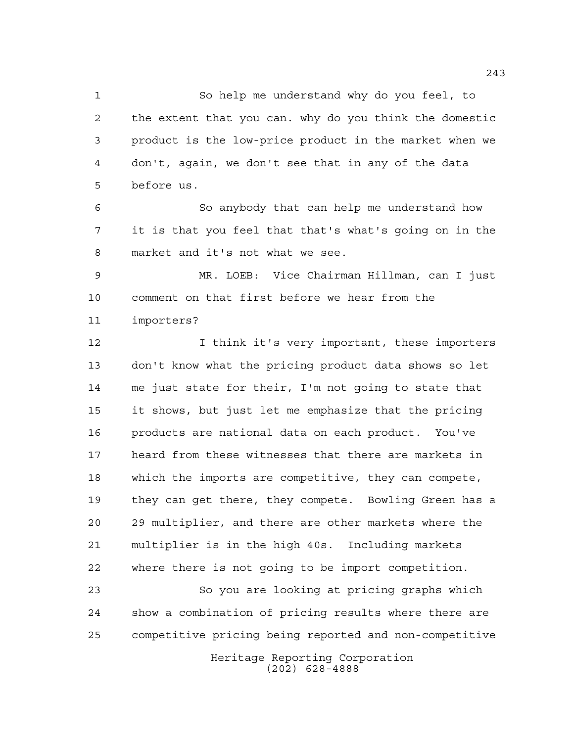So help me understand why do you feel, to the extent that you can. why do you think the domestic product is the low-price product in the market when we don't, again, we don't see that in any of the data before us.

So anybody that can help me understand how it is that you feel that that's what's going on in the market and it's not what we see.

MR. LOEB: Vice Chairman Hillman, can I just comment on that first before we hear from the importers?

I think it's very important, these importers don't know what the pricing product data shows so let me just state for their, I'm not going to state that it shows, but just let me emphasize that the pricing products are national data on each product. You've heard from these witnesses that there are markets in which the imports are competitive, they can compete, they can get there, they compete. Bowling Green has a 29 multiplier, and there are other markets where the multiplier is in the high 40s. Including markets where there is not going to be import competition.

So you are looking at pricing graphs which show a combination of pricing results where there are competitive pricing being reported and non-competitive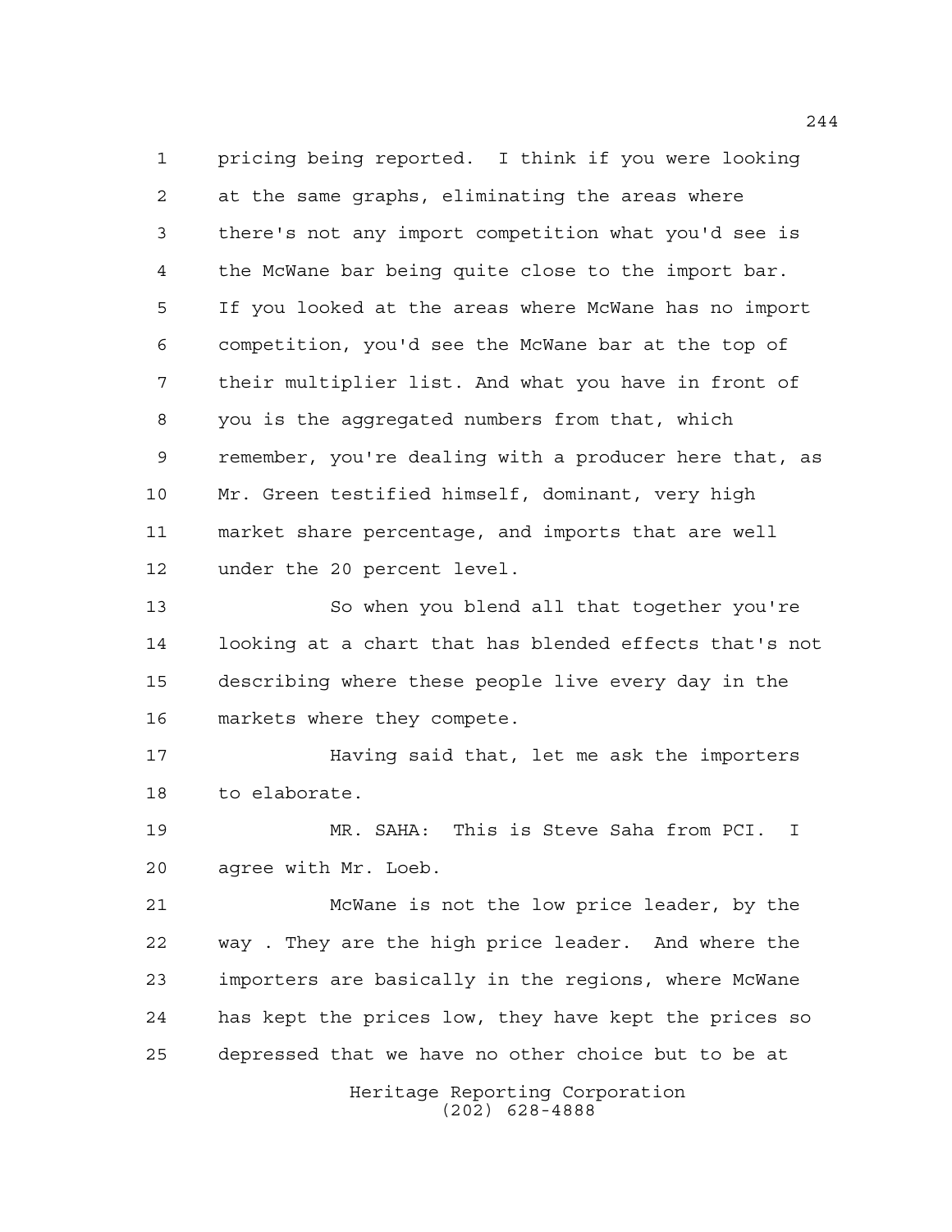pricing being reported. I think if you were looking at the same graphs, eliminating the areas where there's not any import competition what you'd see is the McWane bar being quite close to the import bar. If you looked at the areas where McWane has no import competition, you'd see the McWane bar at the top of their multiplier list. And what you have in front of you is the aggregated numbers from that, which remember, you're dealing with a producer here that, as Mr. Green testified himself, dominant, very high market share percentage, and imports that are well under the 20 percent level.

So when you blend all that together you're looking at a chart that has blended effects that's not describing where these people live every day in the markets where they compete.

Having said that, let me ask the importers to elaborate.

MR. SAHA: This is Steve Saha from PCI. I agree with Mr. Loeb.

McWane is not the low price leader, by the way . They are the high price leader. And where the importers are basically in the regions, where McWane has kept the prices low, they have kept the prices so depressed that we have no other choice but to be at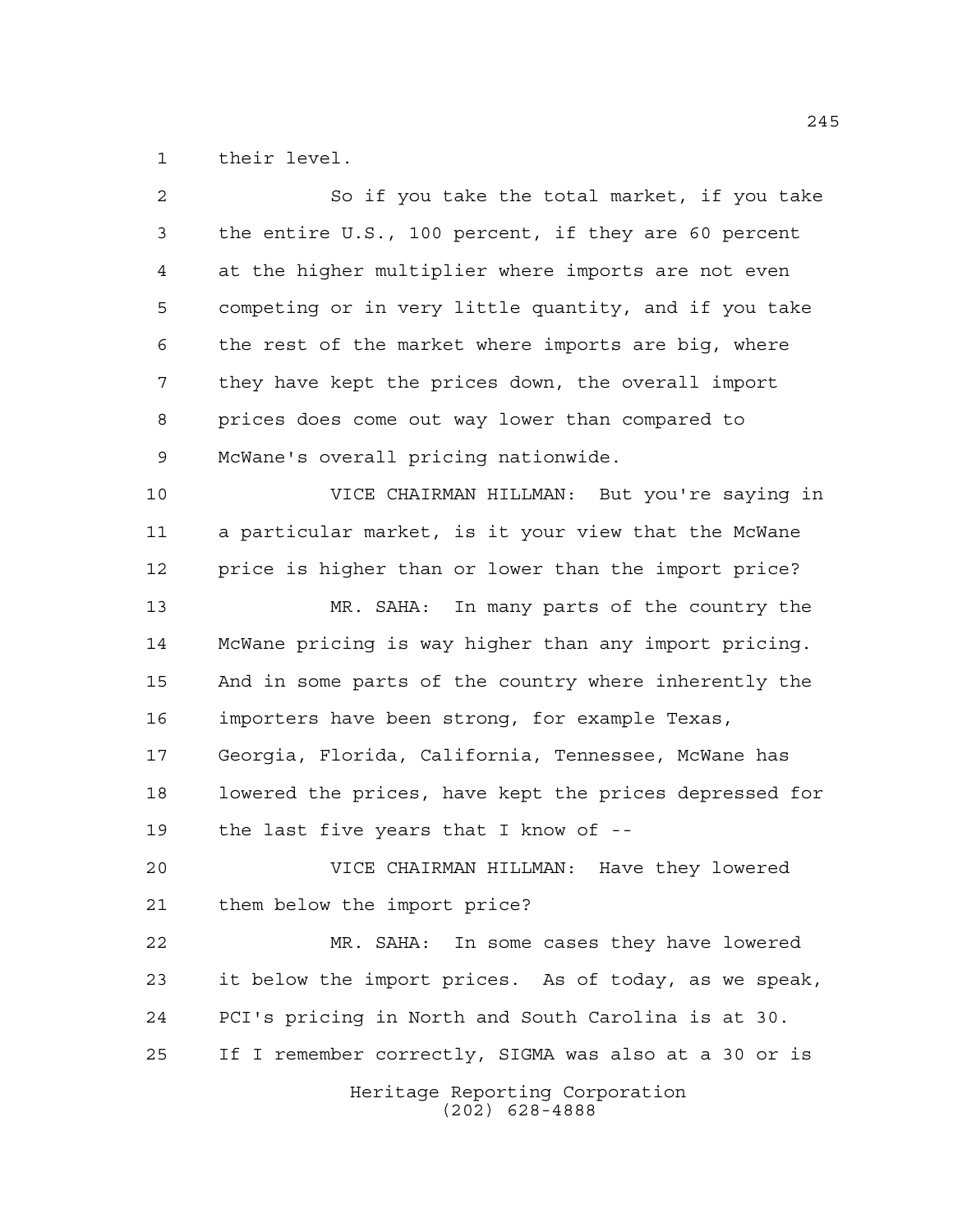their level.

So if you take the total market, if you take the entire U.S., 100 percent, if they are 60 percent at the higher multiplier where imports are not even competing or in very little quantity, and if you take the rest of the market where imports are big, where they have kept the prices down, the overall import prices does come out way lower than compared to McWane's overall pricing nationwide.

VICE CHAIRMAN HILLMAN: But you're saying in a particular market, is it your view that the McWane price is higher than or lower than the import price?

MR. SAHA: In many parts of the country the McWane pricing is way higher than any import pricing. And in some parts of the country where inherently the importers have been strong, for example Texas, Georgia, Florida, California, Tennessee, McWane has lowered the prices, have kept the prices depressed for the last five years that I know of --

VICE CHAIRMAN HILLMAN: Have they lowered them below the import price?

MR. SAHA: In some cases they have lowered it below the import prices. As of today, as we speak, PCI's pricing in North and South Carolina is at 30. If I remember correctly, SIGMA was also at a 30 or is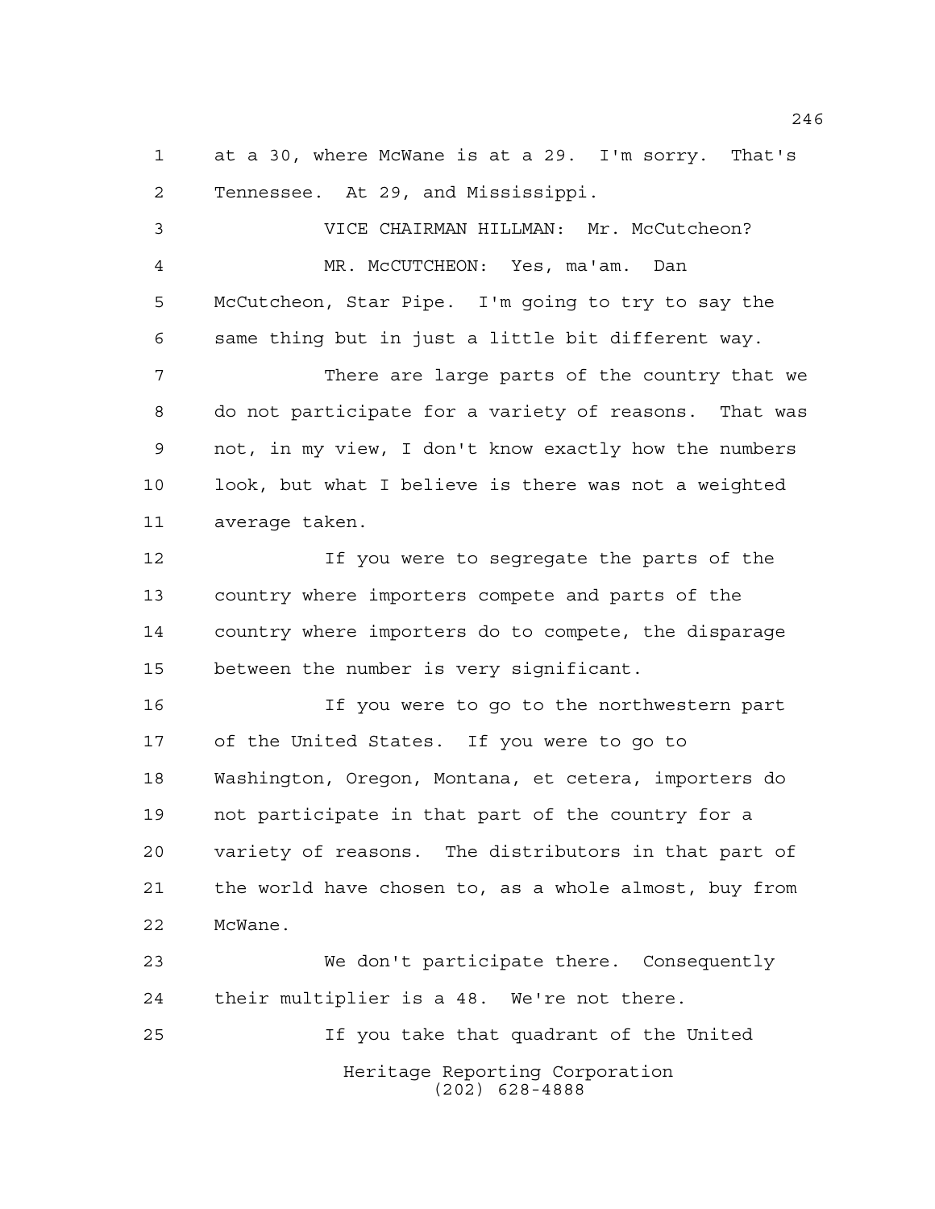at a 30, where McWane is at a 29. I'm sorry. That's Tennessee. At 29, and Mississippi.

VICE CHAIRMAN HILLMAN: Mr. McCutcheon?

MR. McCUTCHEON: Yes, ma'am. Dan McCutcheon, Star Pipe. I'm going to try to say the same thing but in just a little bit different way.

There are large parts of the country that we do not participate for a variety of reasons. That was not, in my view, I don't know exactly how the numbers look, but what I believe is there was not a weighted average taken.

If you were to segregate the parts of the country where importers compete and parts of the country where importers do to compete, the disparage between the number is very significant.

If you were to go to the northwestern part of the United States. If you were to go to Washington, Oregon, Montana, et cetera, importers do not participate in that part of the country for a variety of reasons. The distributors in that part of the world have chosen to, as a whole almost, buy from McWane.

We don't participate there. Consequently their multiplier is a 48. We're not there.

If you take that quadrant of the United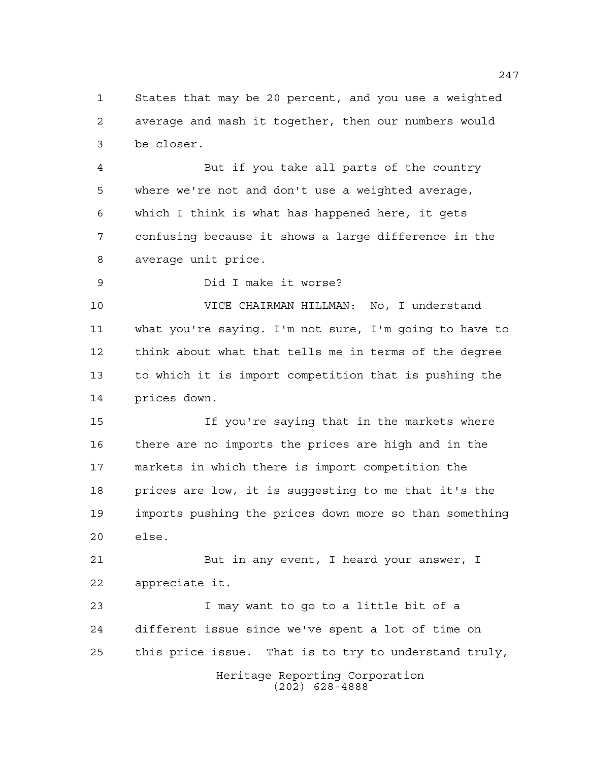States that may be 20 percent, and you use a weighted average and mash it together, then our numbers would be closer.

But if you take all parts of the country where we're not and don't use a weighted average, which I think is what has happened here, it gets confusing because it shows a large difference in the average unit price.

Did I make it worse?

VICE CHAIRMAN HILLMAN: No, I understand what you're saying. I'm not sure, I'm going to have to think about what that tells me in terms of the degree to which it is import competition that is pushing the prices down.

If you're saying that in the markets where there are no imports the prices are high and in the markets in which there is import competition the prices are low, it is suggesting to me that it's the imports pushing the prices down more so than something else.

But in any event, I heard your answer, I appreciate it.

I may want to go to a little bit of a different issue since we've spent a lot of time on this price issue. That is to try to understand truly,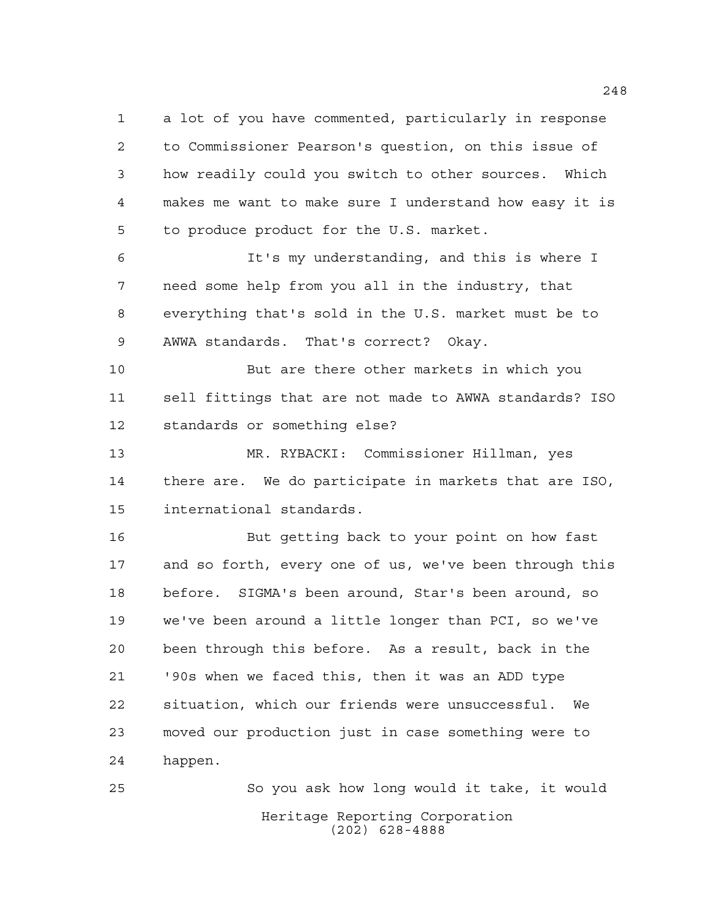a lot of you have commented, particularly in response to Commissioner Pearson's question, on this issue of how readily could you switch to other sources. Which makes me want to make sure I understand how easy it is to produce product for the U.S. market.

It's my understanding, and this is where I need some help from you all in the industry, that everything that's sold in the U.S. market must be to AWWA standards. That's correct? Okay.

But are there other markets in which you sell fittings that are not made to AWWA standards? ISO standards or something else?

MR. RYBACKI: Commissioner Hillman, yes there are. We do participate in markets that are ISO, international standards.

But getting back to your point on how fast and so forth, every one of us, we've been through this before. SIGMA's been around, Star's been around, so we've been around a little longer than PCI, so we've been through this before. As a result, back in the '90s when we faced this, then it was an ADD type situation, which our friends were unsuccessful. We moved our production just in case something were to happen.

So you ask how long would it take, it would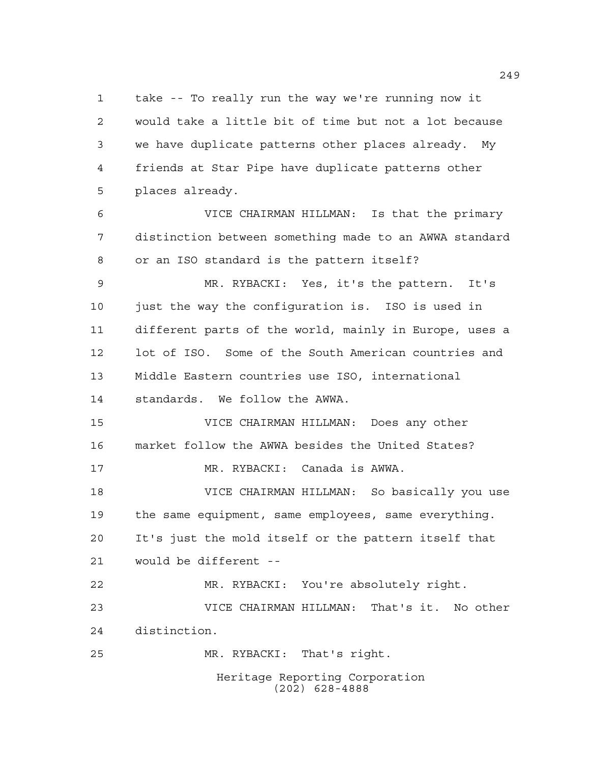take -- To really run the way we're running now it would take a little bit of time but not a lot because we have duplicate patterns other places already. My friends at Star Pipe have duplicate patterns other places already.

VICE CHAIRMAN HILLMAN: Is that the primary distinction between something made to an AWWA standard or an ISO standard is the pattern itself?

MR. RYBACKI: Yes, it's the pattern. It's just the way the configuration is. ISO is used in different parts of the world, mainly in Europe, uses a lot of ISO. Some of the South American countries and Middle Eastern countries use ISO, international standards. We follow the AWWA.

VICE CHAIRMAN HILLMAN: Does any other market follow the AWWA besides the United States?

MR. RYBACKI: Canada is AWWA.

VICE CHAIRMAN HILLMAN: So basically you use the same equipment, same employees, same everything. It's just the mold itself or the pattern itself that would be different --

MR. RYBACKI: You're absolutely right.

VICE CHAIRMAN HILLMAN: That's it. No other distinction.

MR. RYBACKI: That's right.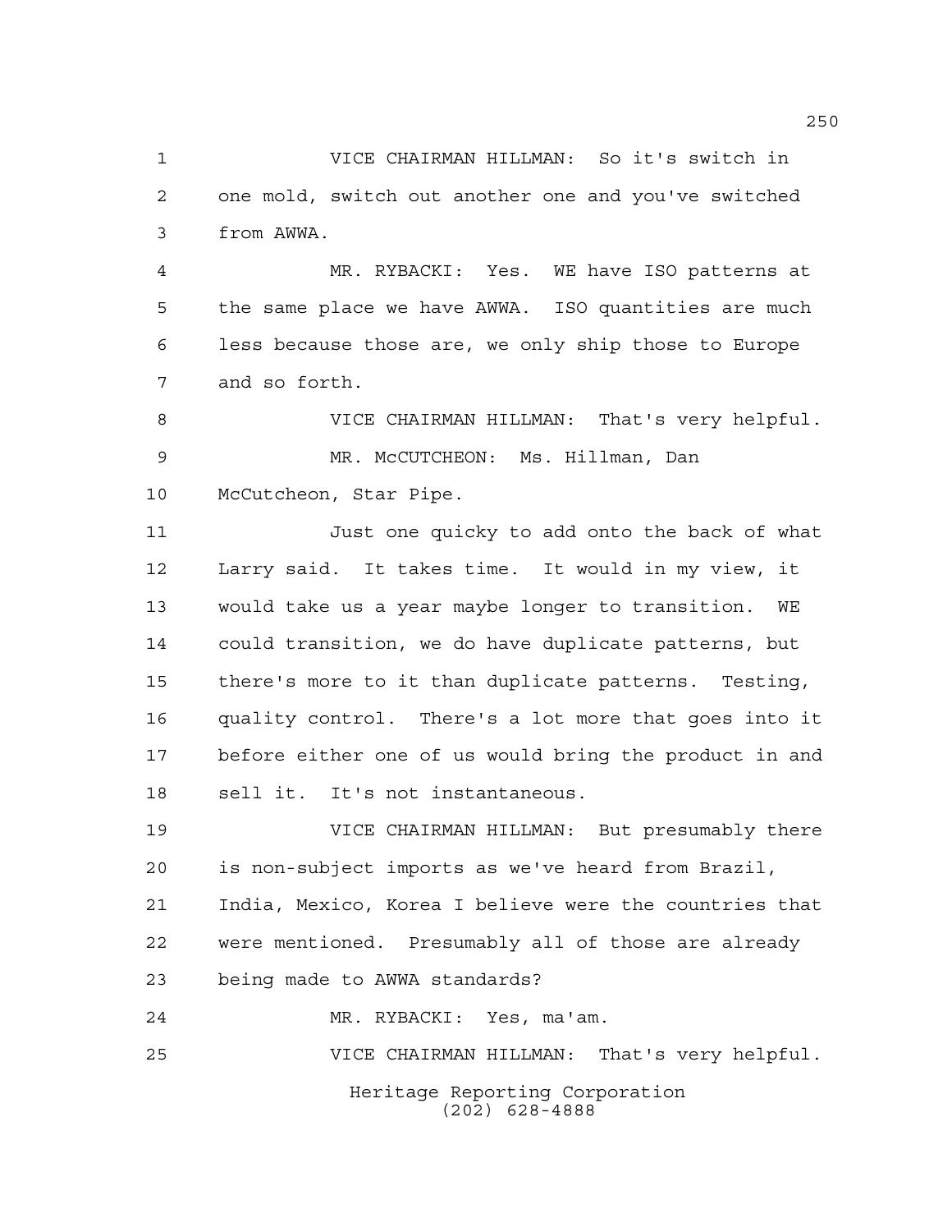VICE CHAIRMAN HILLMAN: So it's switch in one mold, switch out another one and you've switched from AWWA.

MR. RYBACKI: Yes. WE have ISO patterns at the same place we have AWWA. ISO quantities are much less because those are, we only ship those to Europe and so forth.

VICE CHAIRMAN HILLMAN: That's very helpful.

MR. McCUTCHEON: Ms. Hillman, Dan McCutcheon, Star Pipe.

Just one quicky to add onto the back of what Larry said. It takes time. It would in my view, it would take us a year maybe longer to transition. WE could transition, we do have duplicate patterns, but there's more to it than duplicate patterns. Testing, quality control. There's a lot more that goes into it before either one of us would bring the product in and sell it. It's not instantaneous.

VICE CHAIRMAN HILLMAN: But presumably there is non-subject imports as we've heard from Brazil, India, Mexico, Korea I believe were the countries that were mentioned. Presumably all of those are already being made to AWWA standards?

MR. RYBACKI: Yes, ma'am.

VICE CHAIRMAN HILLMAN: That's very helpful.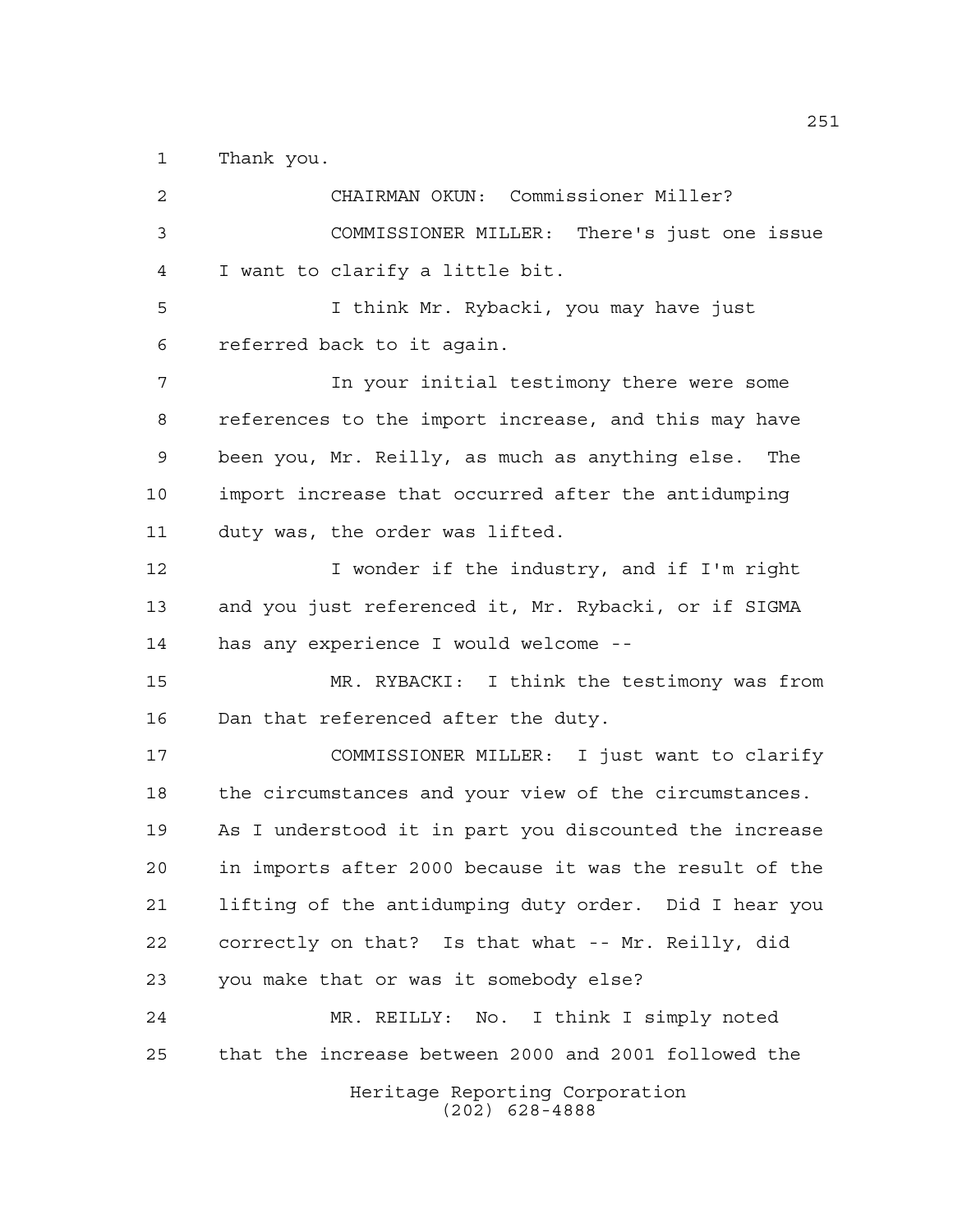Thank you.

CHAIRMAN OKUN: Commissioner Miller?

COMMISSIONER MILLER: There's just one issue I want to clarify a little bit.

I think Mr. Rybacki, you may have just referred back to it again.

In your initial testimony there were some references to the import increase, and this may have been you, Mr. Reilly, as much as anything else. The import increase that occurred after the antidumping duty was, the order was lifted.

I wonder if the industry, and if I'm right and you just referenced it, Mr. Rybacki, or if SIGMA has any experience I would welcome --

MR. RYBACKI: I think the testimony was from Dan that referenced after the duty.

COMMISSIONER MILLER: I just want to clarify the circumstances and your view of the circumstances. As I understood it in part you discounted the increase in imports after 2000 because it was the result of the lifting of the antidumping duty order. Did I hear you correctly on that? Is that what -- Mr. Reilly, did you make that or was it somebody else?

MR. REILLY: No. I think I simply noted that the increase between 2000 and 2001 followed the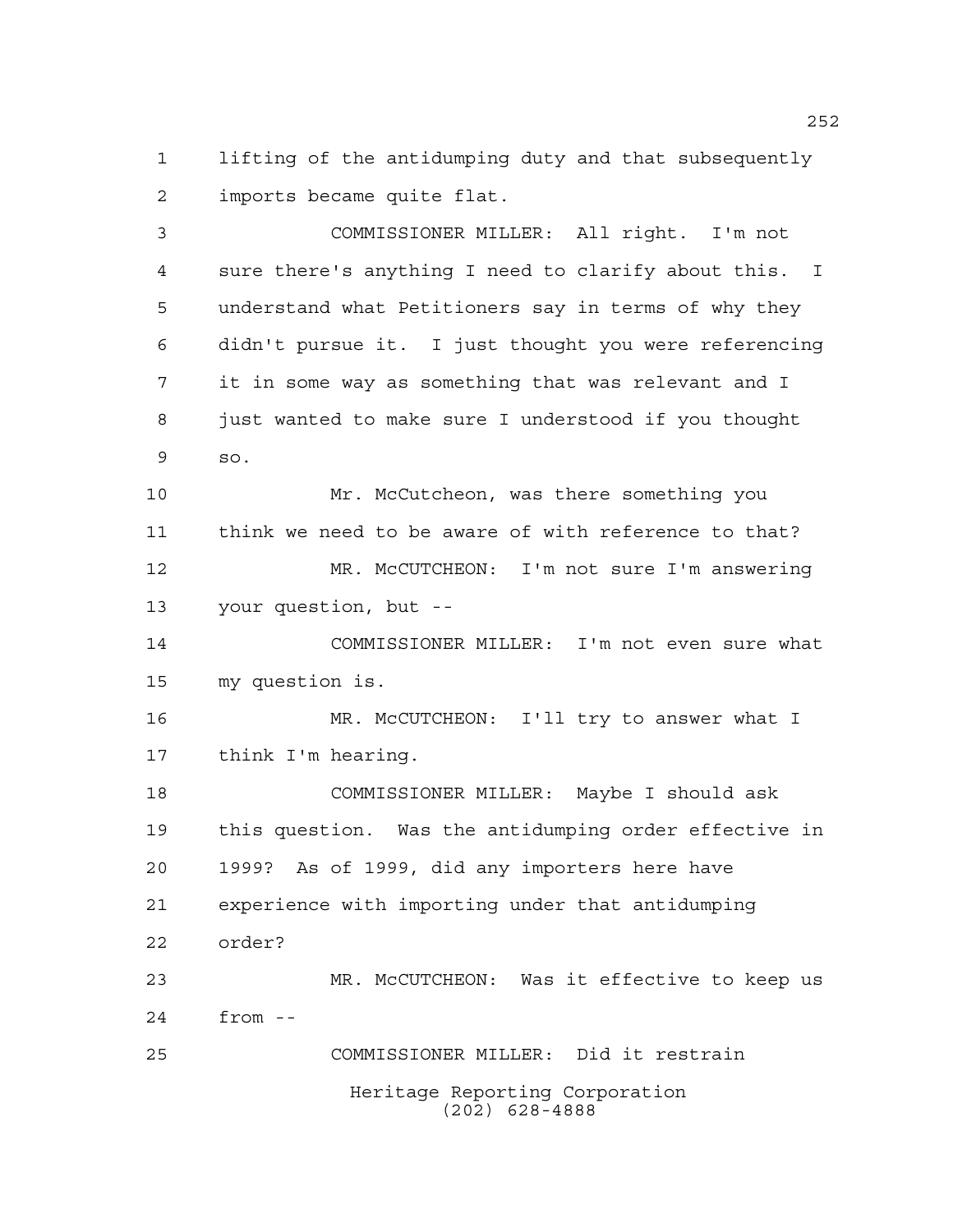lifting of the antidumping duty and that subsequently imports became quite flat.

COMMISSIONER MILLER: All right. I'm not sure there's anything I need to clarify about this. I understand what Petitioners say in terms of why they didn't pursue it. I just thought you were referencing it in some way as something that was relevant and I just wanted to make sure I understood if you thought so.

Mr. McCutcheon, was there something you think we need to be aware of with reference to that?

MR. McCUTCHEON: I'm not sure I'm answering your question, but --

COMMISSIONER MILLER: I'm not even sure what my question is.

MR. McCUTCHEON: I'll try to answer what I think I'm hearing.

COMMISSIONER MILLER: Maybe I should ask this question. Was the antidumping order effective in 1999? As of 1999, did any importers here have experience with importing under that antidumping order?

MR. McCUTCHEON: Was it effective to keep us from --

COMMISSIONER MILLER: Did it restrain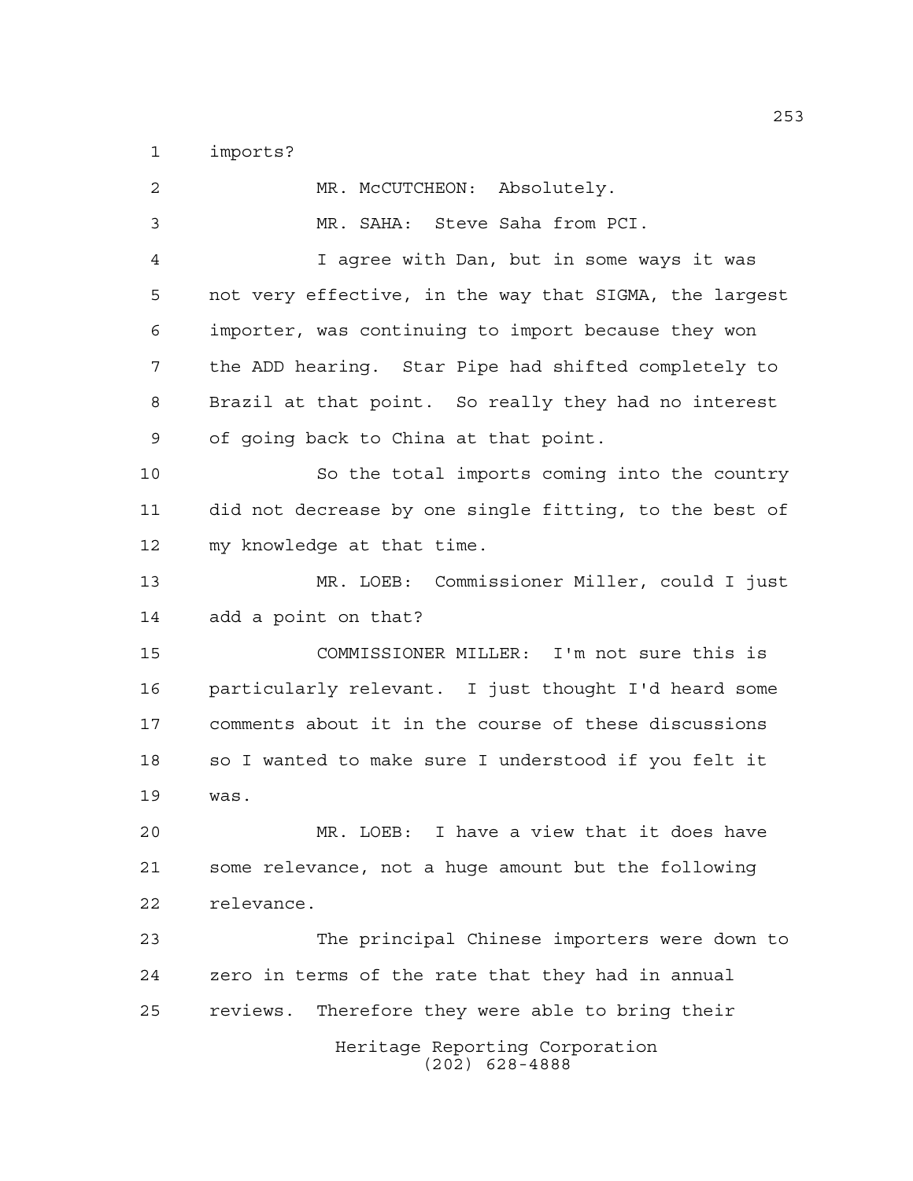imports?

MR. McCUTCHEON: Absolutely.

MR. SAHA: Steve Saha from PCI.

I agree with Dan, but in some ways it was not very effective, in the way that SIGMA, the largest importer, was continuing to import because they won the ADD hearing. Star Pipe had shifted completely to Brazil at that point. So really they had no interest of going back to China at that point.

So the total imports coming into the country did not decrease by one single fitting, to the best of my knowledge at that time.

MR. LOEB: Commissioner Miller, could I just add a point on that?

COMMISSIONER MILLER: I'm not sure this is particularly relevant. I just thought I'd heard some comments about it in the course of these discussions so I wanted to make sure I understood if you felt it was.

MR. LOEB: I have a view that it does have some relevance, not a huge amount but the following relevance.

The principal Chinese importers were down to zero in terms of the rate that they had in annual reviews. Therefore they were able to bring their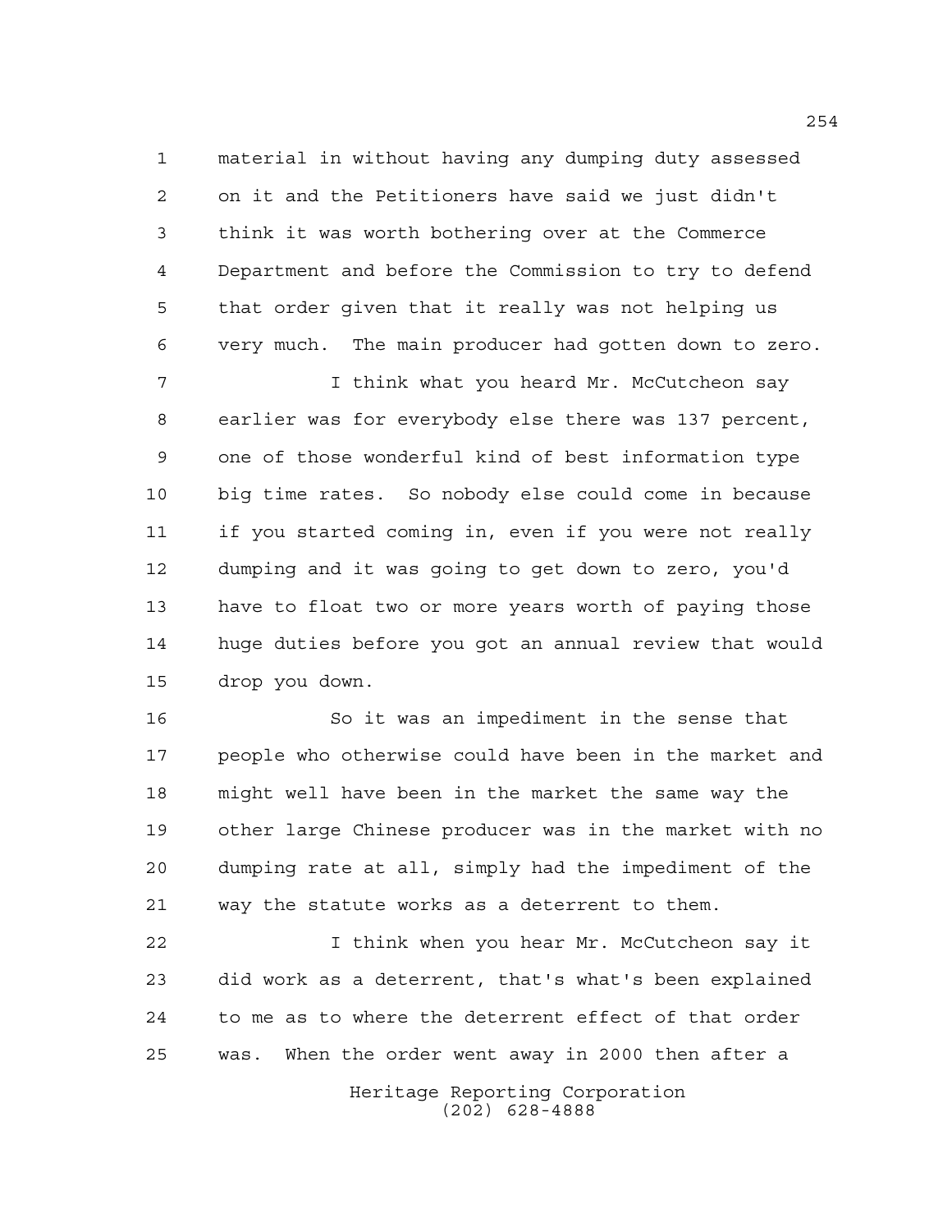material in without having any dumping duty assessed on it and the Petitioners have said we just didn't think it was worth bothering over at the Commerce Department and before the Commission to try to defend that order given that it really was not helping us very much. The main producer had gotten down to zero.

I think what you heard Mr. McCutcheon say earlier was for everybody else there was 137 percent, one of those wonderful kind of best information type big time rates. So nobody else could come in because if you started coming in, even if you were not really dumping and it was going to get down to zero, you'd have to float two or more years worth of paying those huge duties before you got an annual review that would drop you down.

So it was an impediment in the sense that people who otherwise could have been in the market and might well have been in the market the same way the other large Chinese producer was in the market with no dumping rate at all, simply had the impediment of the way the statute works as a deterrent to them.

I think when you hear Mr. McCutcheon say it did work as a deterrent, that's what's been explained to me as to where the deterrent effect of that order was. When the order went away in 2000 then after a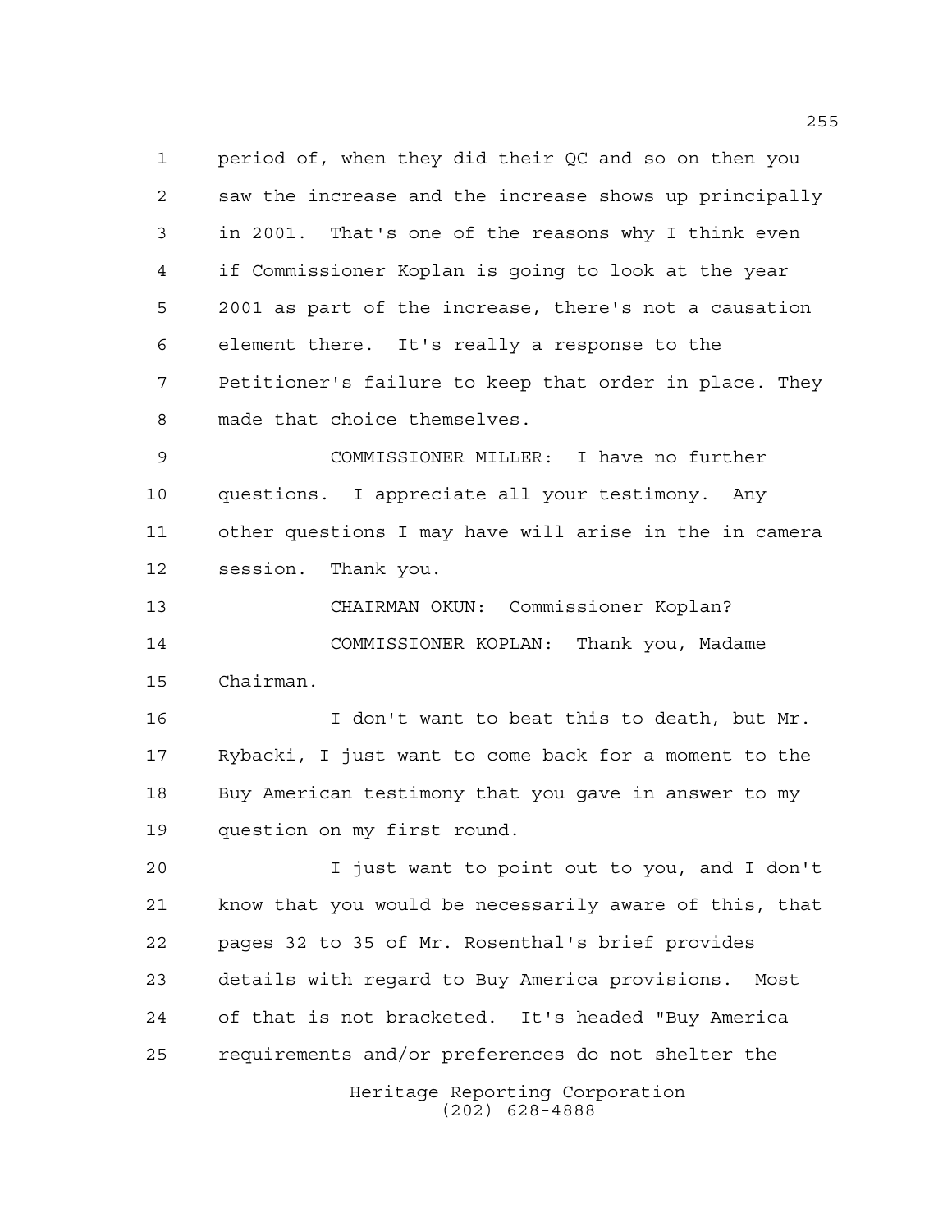period of, when they did their QC and so on then you saw the increase and the increase shows up principally in 2001. That's one of the reasons why I think even if Commissioner Koplan is going to look at the year 2001 as part of the increase, there's not a causation element there. It's really a response to the Petitioner's failure to keep that order in place. They made that choice themselves.

COMMISSIONER MILLER: I have no further questions. I appreciate all your testimony. Any other questions I may have will arise in the in camera session. Thank you.

CHAIRMAN OKUN: Commissioner Koplan?

COMMISSIONER KOPLAN: Thank you, Madame Chairman.

I don't want to beat this to death, but Mr. Rybacki, I just want to come back for a moment to the Buy American testimony that you gave in answer to my question on my first round.

I just want to point out to you, and I don't know that you would be necessarily aware of this, that pages 32 to 35 of Mr. Rosenthal's brief provides details with regard to Buy America provisions. Most of that is not bracketed. It's headed "Buy America requirements and/or preferences do not shelter the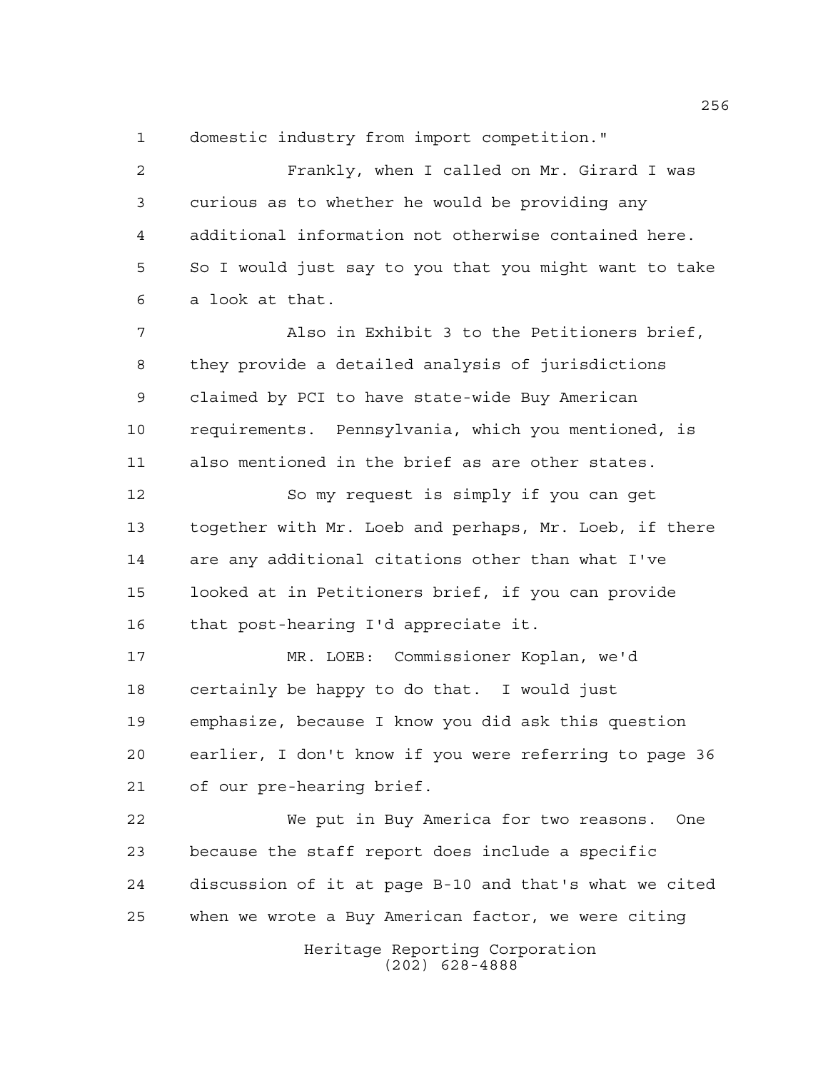domestic industry from import competition."

Frankly, when I called on Mr. Girard I was curious as to whether he would be providing any additional information not otherwise contained here. So I would just say to you that you might want to take a look at that.

Also in Exhibit 3 to the Petitioners brief, they provide a detailed analysis of jurisdictions claimed by PCI to have state-wide Buy American requirements. Pennsylvania, which you mentioned, is also mentioned in the brief as are other states.

So my request is simply if you can get together with Mr. Loeb and perhaps, Mr. Loeb, if there are any additional citations other than what I've looked at in Petitioners brief, if you can provide that post-hearing I'd appreciate it.

MR. LOEB: Commissioner Koplan, we'd certainly be happy to do that. I would just emphasize, because I know you did ask this question earlier, I don't know if you were referring to page 36 of our pre-hearing brief.

We put in Buy America for two reasons. One because the staff report does include a specific discussion of it at page B-10 and that's what we cited when we wrote a Buy American factor, we were citing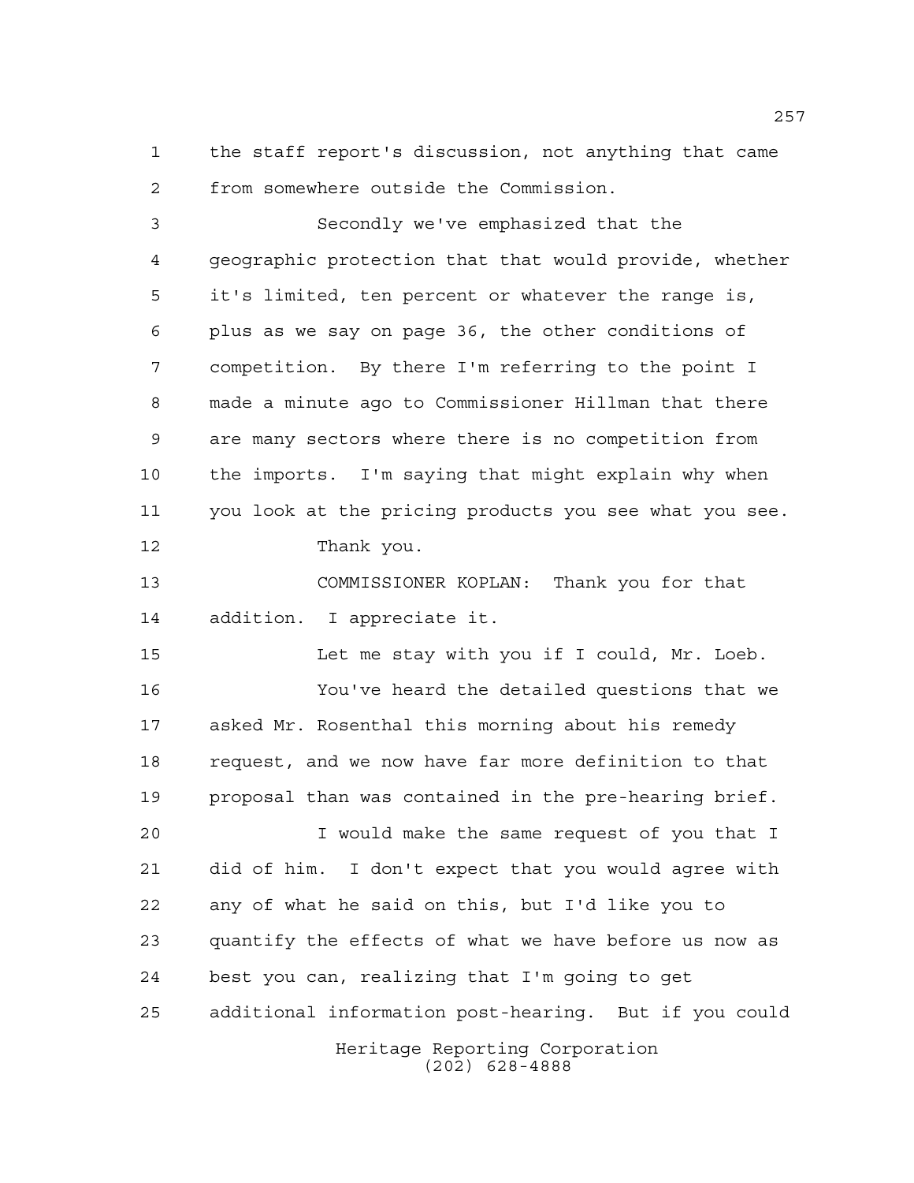the staff report's discussion, not anything that came from somewhere outside the Commission.

Secondly we've emphasized that the geographic protection that that would provide, whether it's limited, ten percent or whatever the range is, plus as we say on page 36, the other conditions of competition. By there I'm referring to the point I made a minute ago to Commissioner Hillman that there are many sectors where there is no competition from the imports. I'm saying that might explain why when you look at the pricing products you see what you see.

Thank you.

COMMISSIONER KOPLAN: Thank you for that addition. I appreciate it.

Let me stay with you if I could, Mr. Loeb.

You've heard the detailed questions that we asked Mr. Rosenthal this morning about his remedy request, and we now have far more definition to that proposal than was contained in the pre-hearing brief.

I would make the same request of you that I did of him. I don't expect that you would agree with any of what he said on this, but I'd like you to quantify the effects of what we have before us now as best you can, realizing that I'm going to get additional information post-hearing. But if you could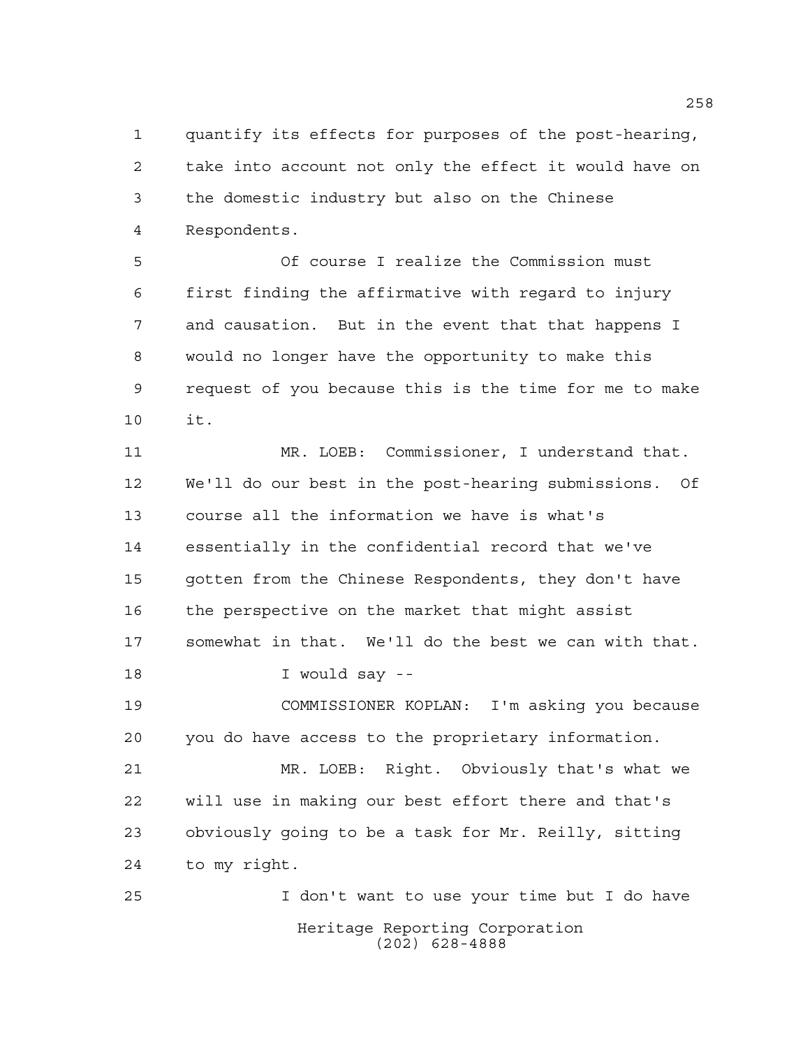quantify its effects for purposes of the post-hearing, take into account not only the effect it would have on the domestic industry but also on the Chinese Respondents.

Of course I realize the Commission must first finding the affirmative with regard to injury and causation. But in the event that that happens I would no longer have the opportunity to make this request of you because this is the time for me to make it.

MR. LOEB: Commissioner, I understand that. We'll do our best in the post-hearing submissions. Of course all the information we have is what's essentially in the confidential record that we've gotten from the Chinese Respondents, they don't have the perspective on the market that might assist somewhat in that. We'll do the best we can with that.

I would say --

COMMISSIONER KOPLAN: I'm asking you because you do have access to the proprietary information.

MR. LOEB: Right. Obviously that's what we will use in making our best effort there and that's obviously going to be a task for Mr. Reilly, sitting to my right.

I don't want to use your time but I do have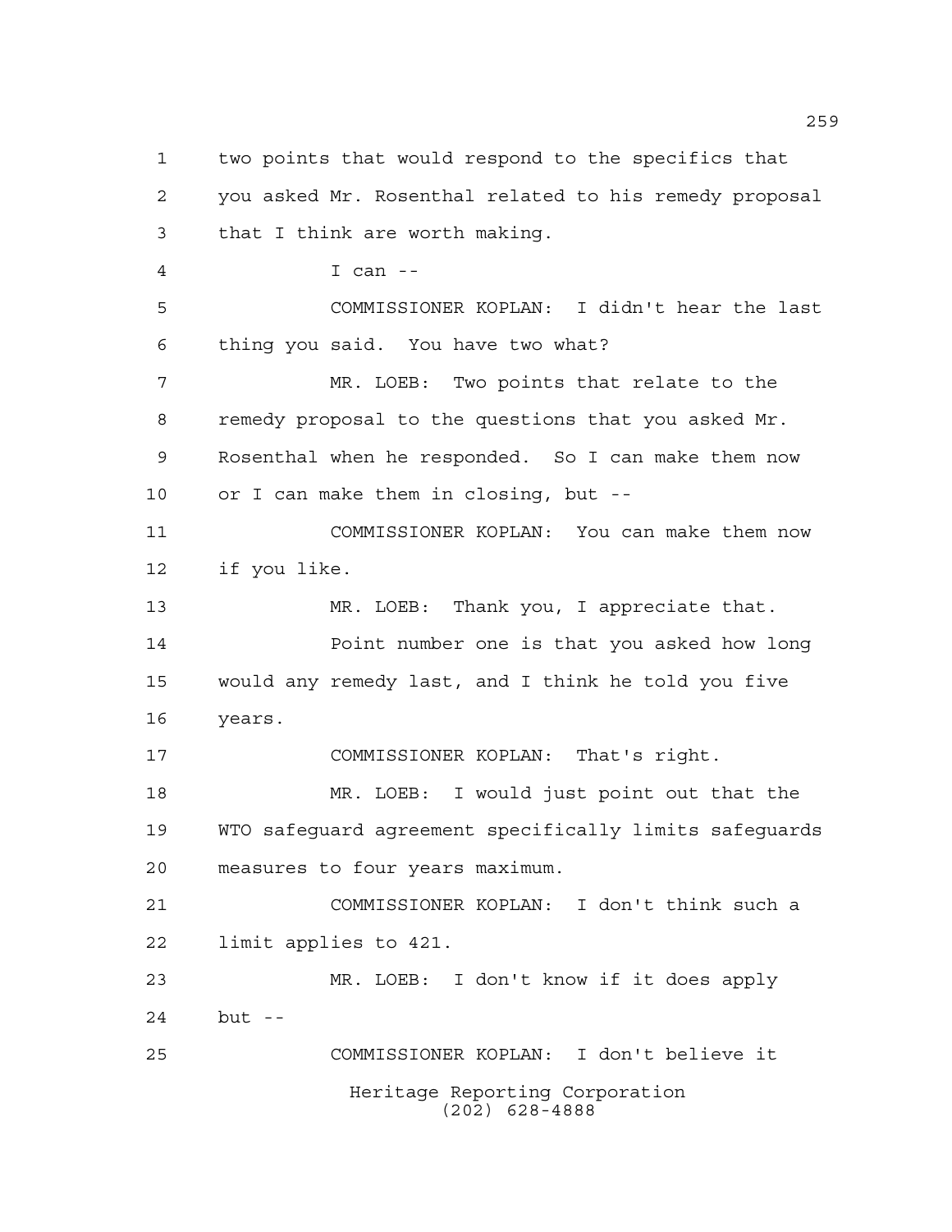two points that would respond to the specifics that you asked Mr. Rosenthal related to his remedy proposal that I think are worth making.

I can --

COMMISSIONER KOPLAN: I didn't hear the last thing you said. You have two what?

MR. LOEB: Two points that relate to the remedy proposal to the questions that you asked Mr. Rosenthal when he responded. So I can make them now or I can make them in closing, but --

COMMISSIONER KOPLAN: You can make them now if you like.

MR. LOEB: Thank you, I appreciate that.

Point number one is that you asked how long would any remedy last, and I think he told you five years.

COMMISSIONER KOPLAN: That's right.

MR. LOEB: I would just point out that the WTO safeguard agreement specifically limits safeguards measures to four years maximum.

COMMISSIONER KOPLAN: I don't think such a limit applies to 421.

MR. LOEB: I don't know if it does apply but --

COMMISSIONER KOPLAN: I don't believe it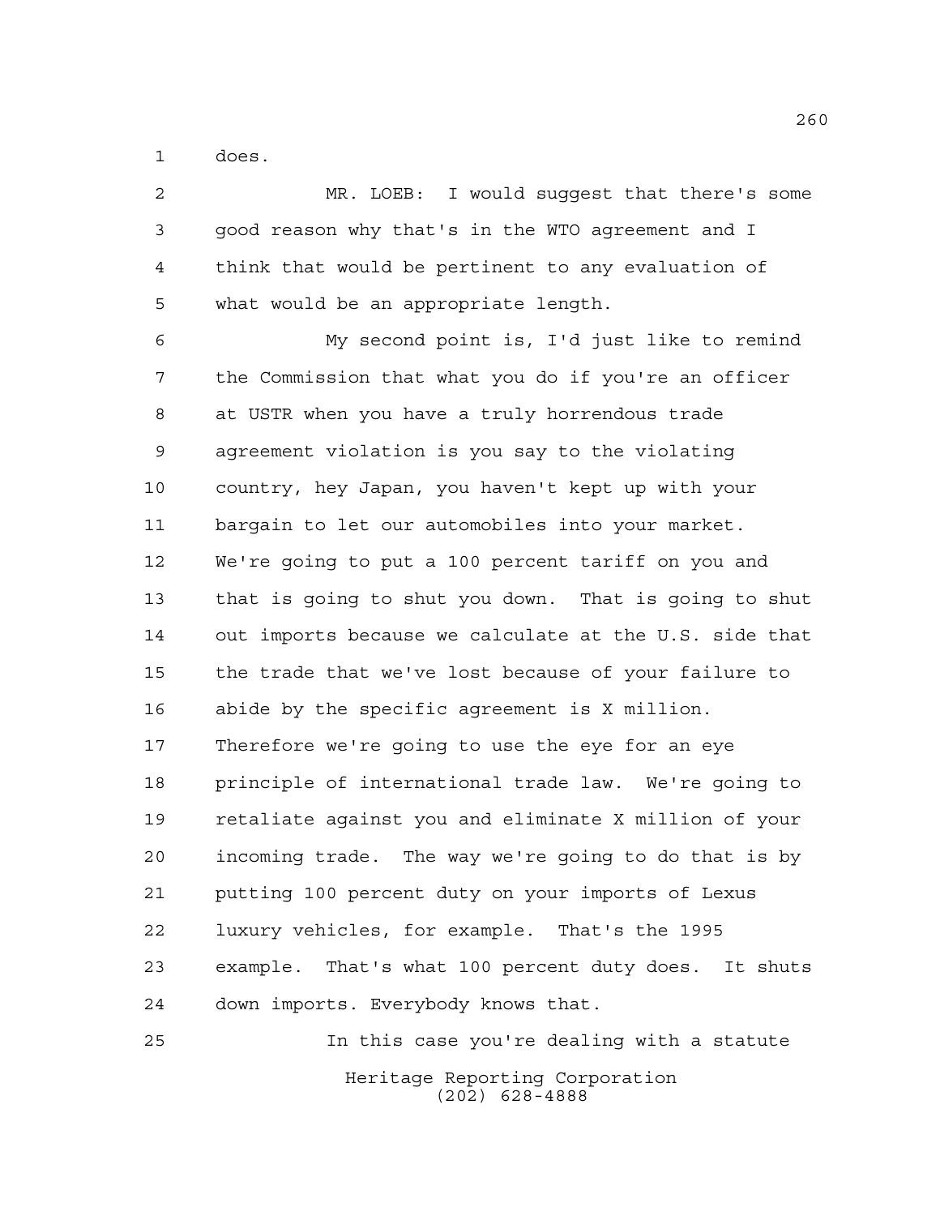does.

MR. LOEB: I would suggest that there's some good reason why that's in the WTO agreement and I think that would be pertinent to any evaluation of what would be an appropriate length.

My second point is, I'd just like to remind the Commission that what you do if you're an officer at USTR when you have a truly horrendous trade agreement violation is you say to the violating country, hey Japan, you haven't kept up with your bargain to let our automobiles into your market. We're going to put a 100 percent tariff on you and that is going to shut you down. That is going to shut out imports because we calculate at the U.S. side that the trade that we've lost because of your failure to abide by the specific agreement is X million. Therefore we're going to use the eye for an eye principle of international trade law. We're going to retaliate against you and eliminate X million of your incoming trade. The way we're going to do that is by putting 100 percent duty on your imports of Lexus luxury vehicles, for example. That's the 1995 example. That's what 100 percent duty does. It shuts down imports. Everybody knows that.

In this case you're dealing with a statute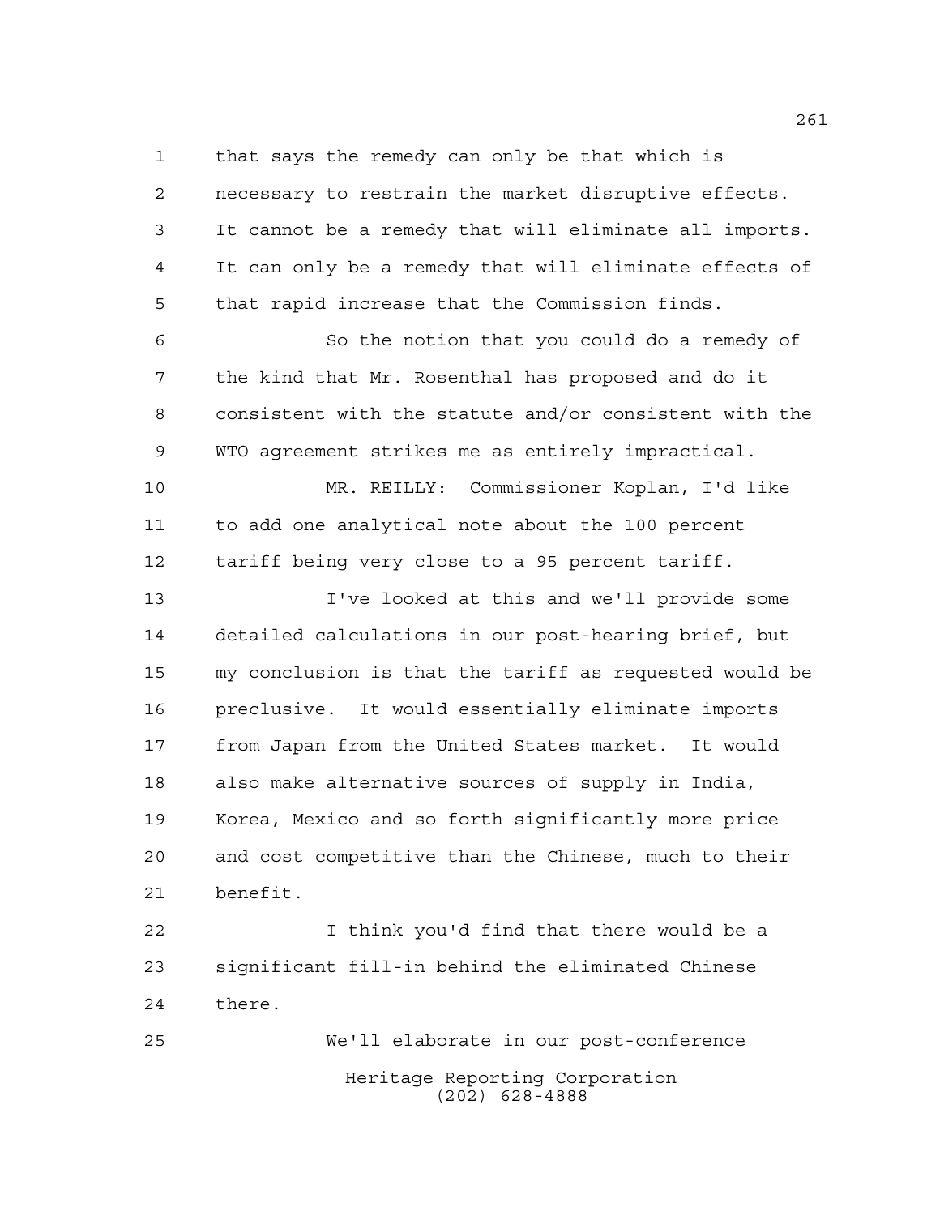that says the remedy can only be that which is necessary to restrain the market disruptive effects. It cannot be a remedy that will eliminate all imports. It can only be a remedy that will eliminate effects of that rapid increase that the Commission finds.

So the notion that you could do a remedy of the kind that Mr. Rosenthal has proposed and do it consistent with the statute and/or consistent with the WTO agreement strikes me as entirely impractical.

MR. REILLY: Commissioner Koplan, I'd like to add one analytical note about the 100 percent tariff being very close to a 95 percent tariff.

I've looked at this and we'll provide some detailed calculations in our post-hearing brief, but my conclusion is that the tariff as requested would be preclusive. It would essentially eliminate imports from Japan from the United States market. It would also make alternative sources of supply in India, Korea, Mexico and so forth significantly more price and cost competitive than the Chinese, much to their benefit.

I think you'd find that there would be a significant fill-in behind the eliminated Chinese there.

We'll elaborate in our post-conference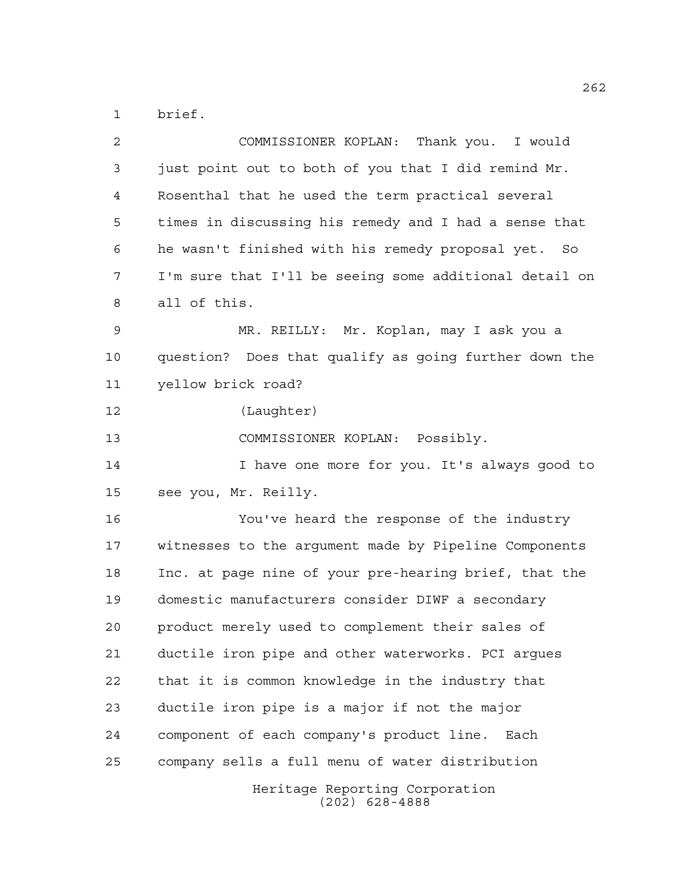brief.

COMMISSIONER KOPLAN: Thank you. I would just point out to both of you that I did remind Mr. Rosenthal that he used the term practical several times in discussing his remedy and I had a sense that he wasn't finished with his remedy proposal yet. So I'm sure that I'll be seeing some additional detail on all of this.

MR. REILLY: Mr. Koplan, may I ask you a question? Does that qualify as going further down the yellow brick road?

(Laughter)

COMMISSIONER KOPLAN: Possibly.

I have one more for you. It's always good to see you, Mr. Reilly.

You've heard the response of the industry witnesses to the argument made by Pipeline Components Inc. at page nine of your pre-hearing brief, that the domestic manufacturers consider DIWF a secondary product merely used to complement their sales of ductile iron pipe and other waterworks. PCI argues that it is common knowledge in the industry that ductile iron pipe is a major if not the major component of each company's product line. Each company sells a full menu of water distribution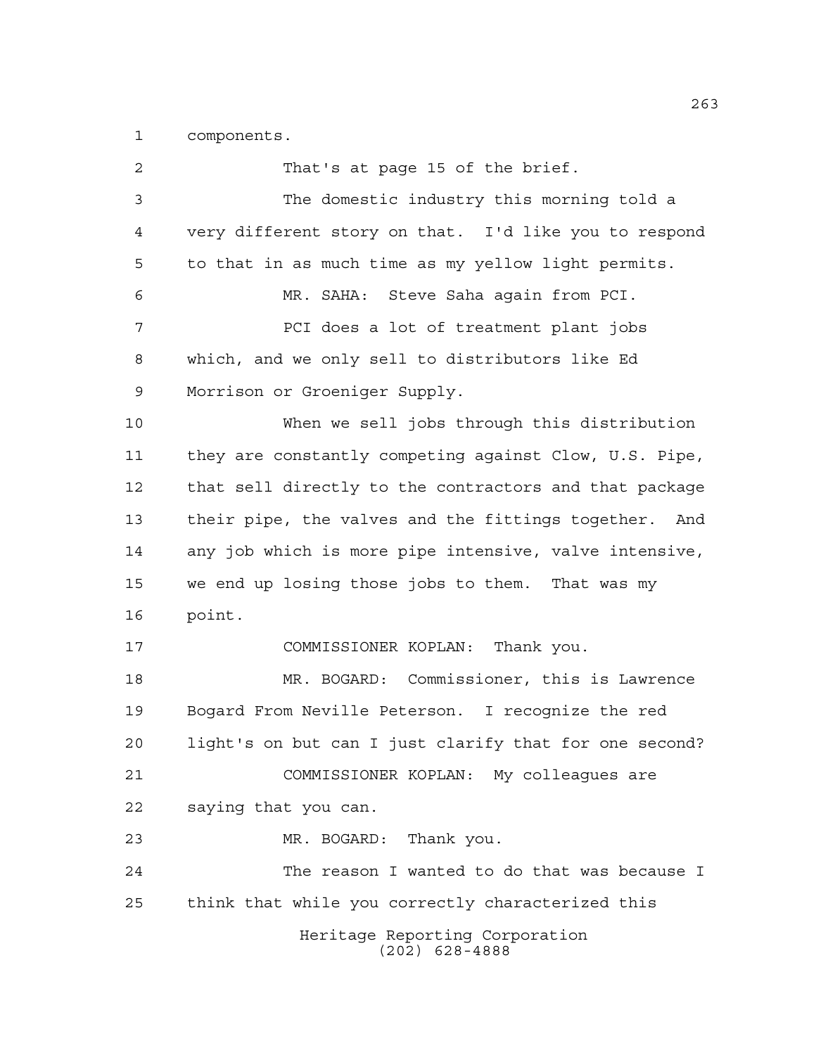components.

That's at page 15 of the brief.

The domestic industry this morning told a very different story on that. I'd like you to respond to that in as much time as my yellow light permits.

MR. SAHA: Steve Saha again from PCI.

PCI does a lot of treatment plant jobs which, and we only sell to distributors like Ed Morrison or Groeniger Supply.

When we sell jobs through this distribution they are constantly competing against Clow, U.S. Pipe, that sell directly to the contractors and that package their pipe, the valves and the fittings together. And any job which is more pipe intensive, valve intensive, we end up losing those jobs to them. That was my point.

COMMISSIONER KOPLAN: Thank you.

MR. BOGARD: Commissioner, this is Lawrence Bogard From Neville Peterson. I recognize the red light's on but can I just clarify that for one second?

COMMISSIONER KOPLAN: My colleagues are saying that you can.

MR. BOGARD: Thank you.

The reason I wanted to do that was because I think that while you correctly characterized this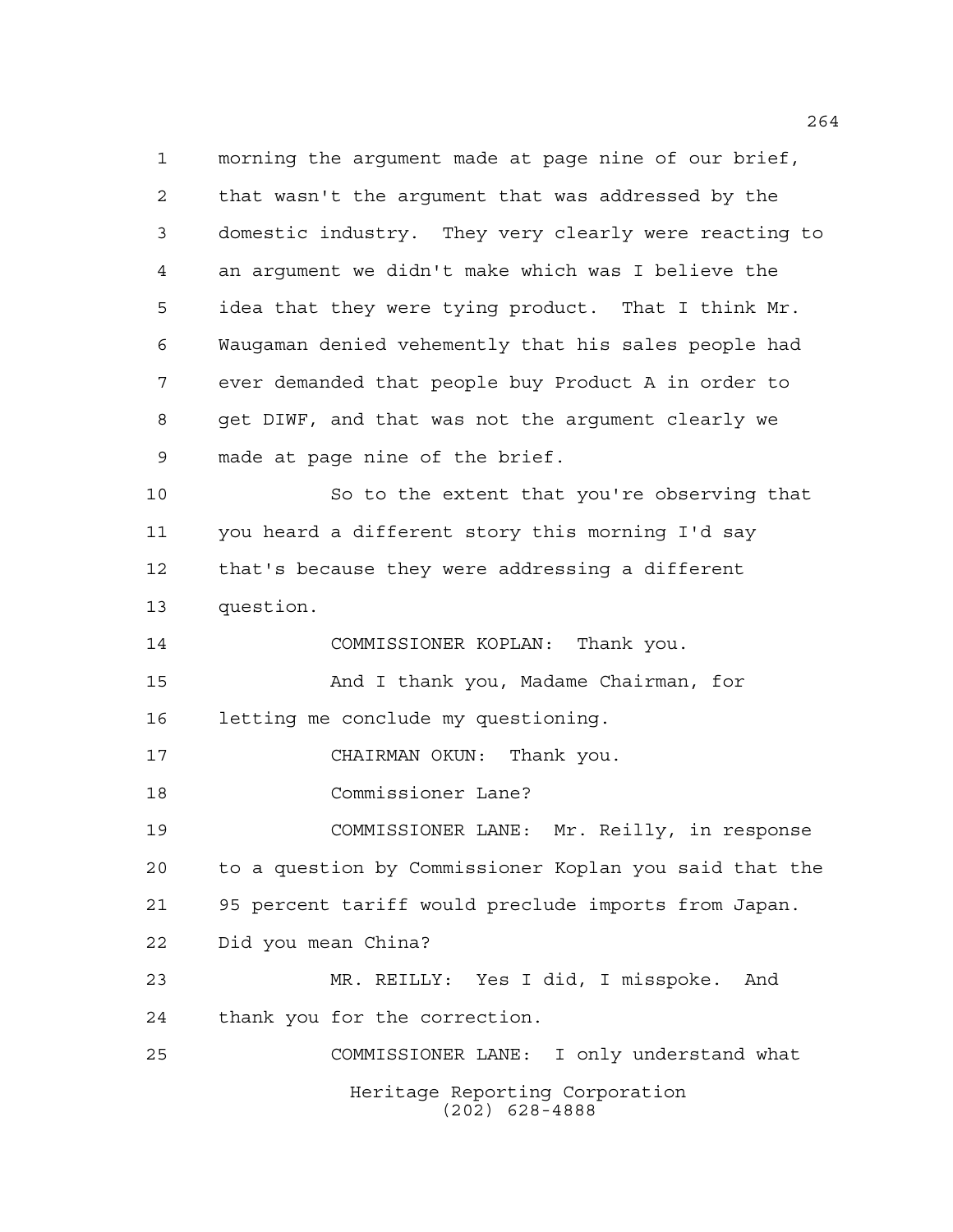morning the argument made at page nine of our brief, that wasn't the argument that was addressed by the domestic industry. They very clearly were reacting to an argument we didn't make which was I believe the idea that they were tying product. That I think Mr. Waugaman denied vehemently that his sales people had ever demanded that people buy Product A in order to get DIWF, and that was not the argument clearly we made at page nine of the brief.

So to the extent that you're observing that you heard a different story this morning I'd say that's because they were addressing a different question.

COMMISSIONER KOPLAN: Thank you.

And I thank you, Madame Chairman, for letting me conclude my questioning.

CHAIRMAN OKUN: Thank you.

Commissioner Lane?

COMMISSIONER LANE: Mr. Reilly, in response to a question by Commissioner Koplan you said that the 95 percent tariff would preclude imports from Japan. Did you mean China?

MR. REILLY: Yes I did, I misspoke. And thank you for the correction.

COMMISSIONER LANE: I only understand what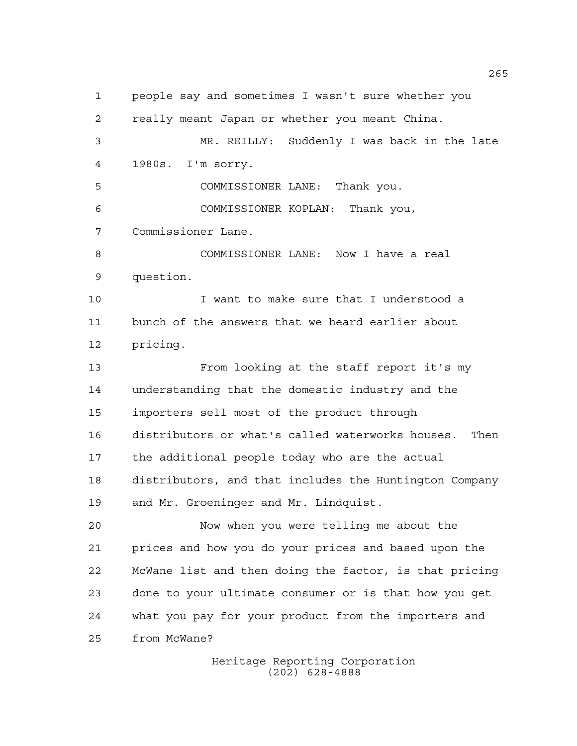people say and sometimes I wasn't sure whether you really meant Japan or whether you meant China.

MR. REILLY: Suddenly I was back in the late 1980s. I'm sorry.

COMMISSIONER LANE: Thank you.

COMMISSIONER KOPLAN: Thank you, Commissioner Lane.

COMMISSIONER LANE: Now I have a real question.

I want to make sure that I understood a bunch of the answers that we heard earlier about pricing.

From looking at the staff report it's my understanding that the domestic industry and the importers sell most of the product through distributors or what's called waterworks houses. Then the additional people today who are the actual distributors, and that includes the Huntington Company and Mr. Groeninger and Mr. Lindquist.

Now when you were telling me about the prices and how you do your prices and based upon the McWane list and then doing the factor, is that pricing done to your ultimate consumer or is that how you get what you pay for your product from the importers and from McWane?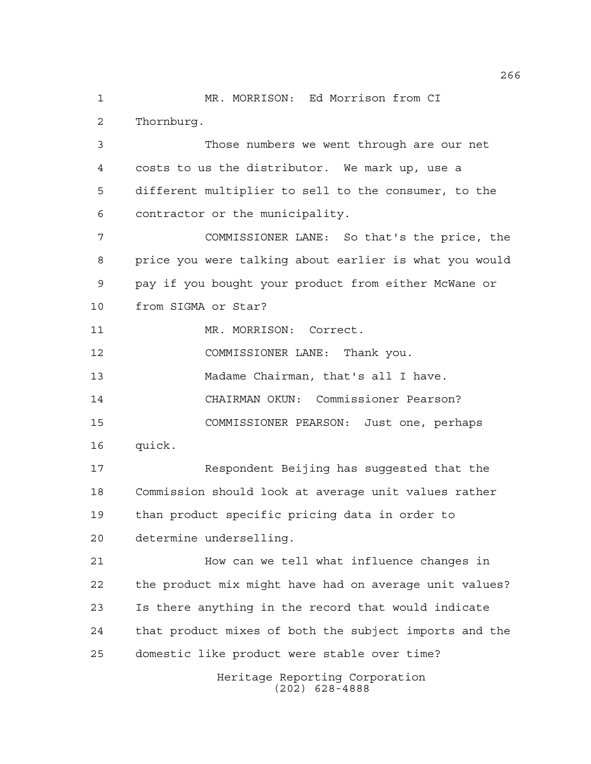MR. MORRISON: Ed Morrison from CI Thornburg.

Those numbers we went through are our net costs to us the distributor. We mark up, use a different multiplier to sell to the consumer, to the contractor or the municipality.

COMMISSIONER LANE: So that's the price, the price you were talking about earlier is what you would pay if you bought your product from either McWane or from SIGMA or Star?

MR. MORRISON: Correct.

COMMISSIONER LANE: Thank you.

Madame Chairman, that's all I have.

CHAIRMAN OKUN: Commissioner Pearson?

COMMISSIONER PEARSON: Just one, perhaps quick.

Respondent Beijing has suggested that the Commission should look at average unit values rather than product specific pricing data in order to determine underselling.

How can we tell what influence changes in the product mix might have had on average unit values? Is there anything in the record that would indicate that product mixes of both the subject imports and the domestic like product were stable over time?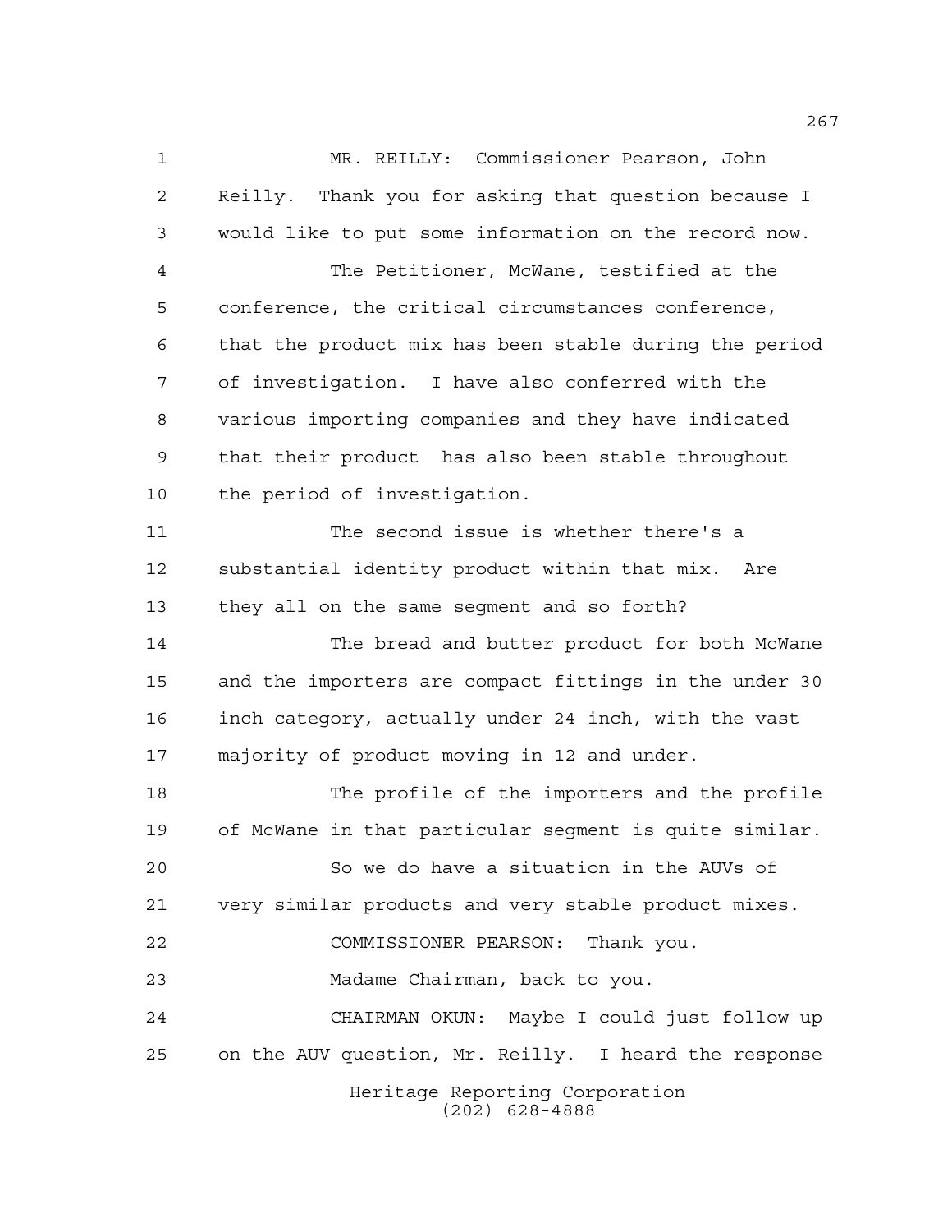MR. REILLY: Commissioner Pearson, John Reilly. Thank you for asking that question because I would like to put some information on the record now.

The Petitioner, McWane, testified at the conference, the critical circumstances conference, that the product mix has been stable during the period of investigation. I have also conferred with the various importing companies and they have indicated that their product has also been stable throughout the period of investigation.

The second issue is whether there's a substantial identity product within that mix. Are they all on the same segment and so forth?

The bread and butter product for both McWane and the importers are compact fittings in the under 30 inch category, actually under 24 inch, with the vast majority of product moving in 12 and under.

The profile of the importers and the profile of McWane in that particular segment is quite similar.

So we do have a situation in the AUVs of very similar products and very stable product mixes.

COMMISSIONER PEARSON: Thank you.

Madame Chairman, back to you.

CHAIRMAN OKUN: Maybe I could just follow up on the AUV question, Mr. Reilly. I heard the response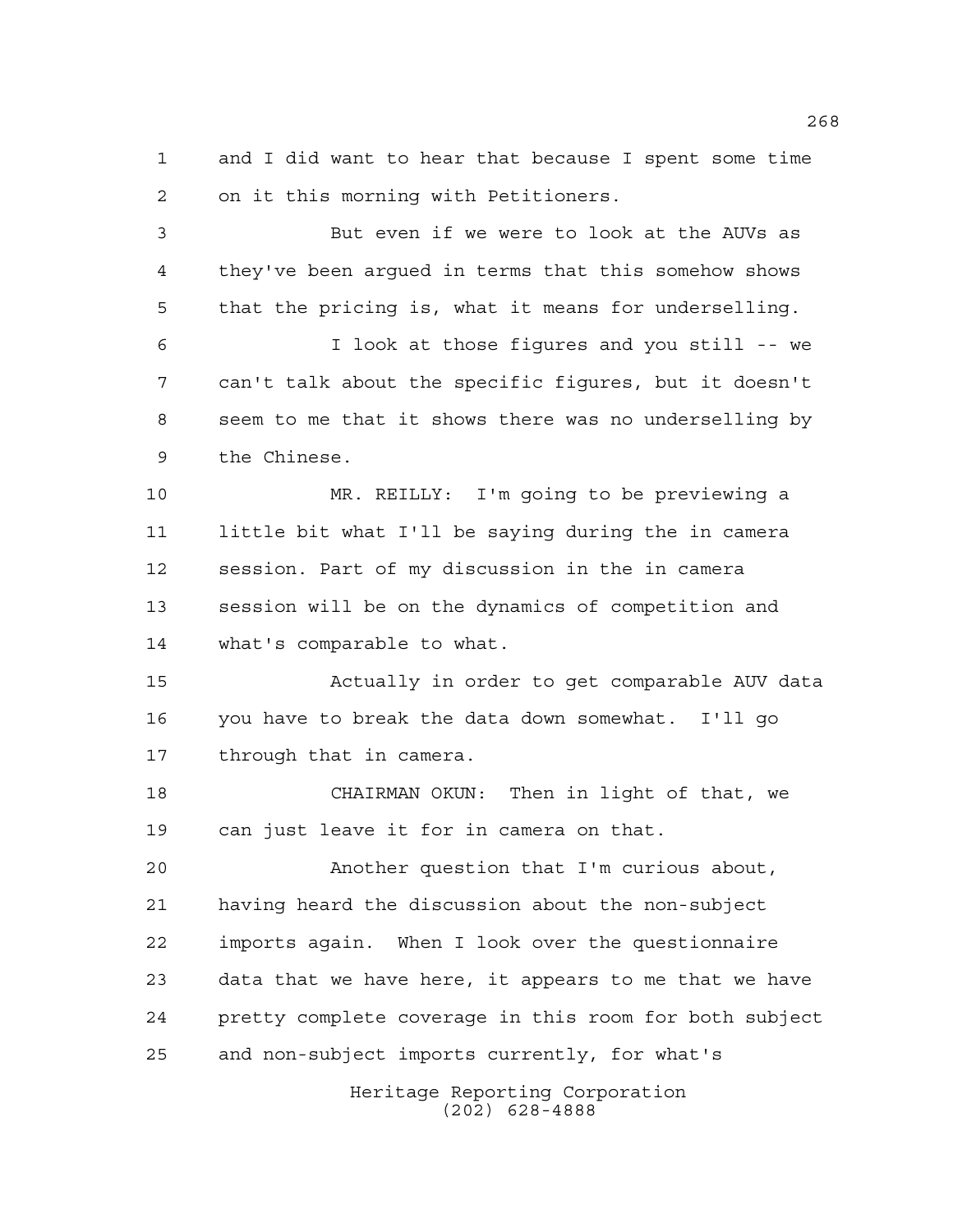and I did want to hear that because I spent some time on it this morning with Petitioners.

But even if we were to look at the AUVs as they've been argued in terms that this somehow shows that the pricing is, what it means for underselling.

I look at those figures and you still -- we can't talk about the specific figures, but it doesn't seem to me that it shows there was no underselling by the Chinese.

MR. REILLY: I'm going to be previewing a little bit what I'll be saying during the in camera session. Part of my discussion in the in camera session will be on the dynamics of competition and what's comparable to what.

Actually in order to get comparable AUV data you have to break the data down somewhat. I'll go through that in camera.

CHAIRMAN OKUN: Then in light of that, we can just leave it for in camera on that.

Another question that I'm curious about, having heard the discussion about the non-subject imports again. When I look over the questionnaire data that we have here, it appears to me that we have pretty complete coverage in this room for both subject and non-subject imports currently, for what's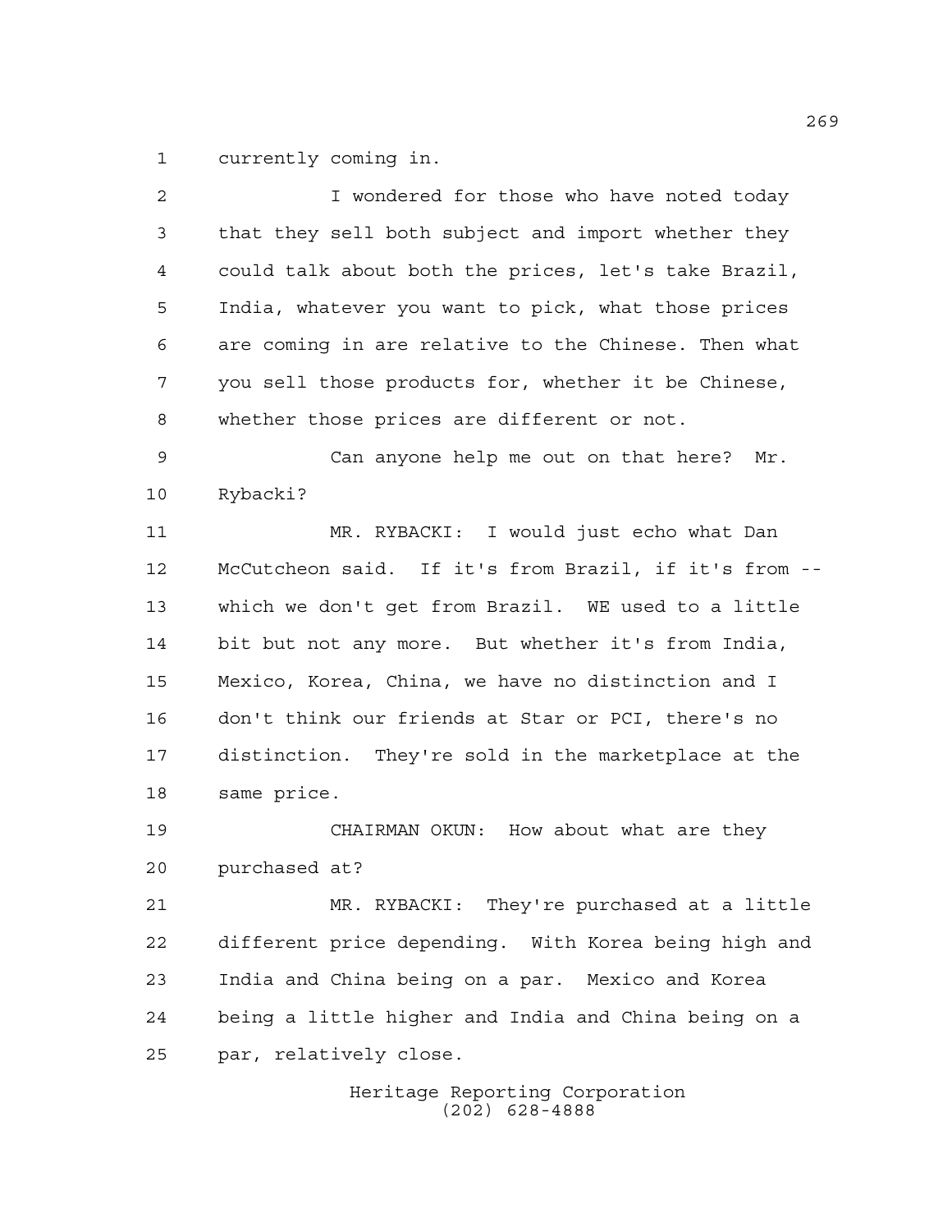currently coming in.

I wondered for those who have noted today that they sell both subject and import whether they could talk about both the prices, let's take Brazil, India, whatever you want to pick, what those prices are coming in are relative to the Chinese. Then what you sell those products for, whether it be Chinese, whether those prices are different or not.

Can anyone help me out on that here? Mr. Rybacki?

MR. RYBACKI: I would just echo what Dan McCutcheon said. If it's from Brazil, if it's from -- which we don't get from Brazil. WE used to a little bit but not any more. But whether it's from India, Mexico, Korea, China, we have no distinction and I don't think our friends at Star or PCI, there's no distinction. They're sold in the marketplace at the same price.

CHAIRMAN OKUN: How about what are they purchased at?

MR. RYBACKI: They're purchased at a little different price depending. With Korea being high and India and China being on a par. Mexico and Korea being a little higher and India and China being on a par, relatively close.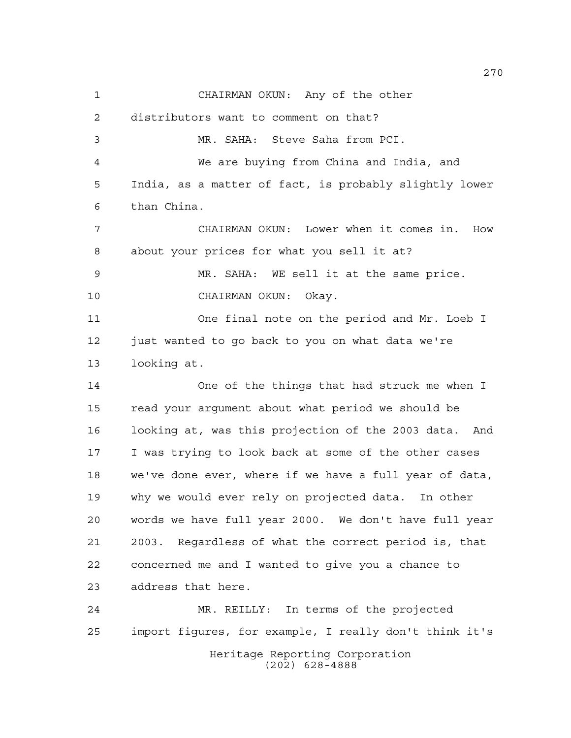CHAIRMAN OKUN: Any of the other distributors want to comment on that?

MR. SAHA: Steve Saha from PCI.

We are buying from China and India, and India, as a matter of fact, is probably slightly lower than China.

CHAIRMAN OKUN: Lower when it comes in. How about your prices for what you sell it at?

MR. SAHA: WE sell it at the same price.

CHAIRMAN OKUN: Okay.

One final note on the period and Mr. Loeb I just wanted to go back to you on what data we're looking at.

One of the things that had struck me when I read your argument about what period we should be looking at, was this projection of the 2003 data. And I was trying to look back at some of the other cases we've done ever, where if we have a full year of data, why we would ever rely on projected data. In other words we have full year 2000. We don't have full year 2003. Regardless of what the correct period is, that concerned me and I wanted to give you a chance to address that here.

MR. REILLY: In terms of the projected import figures, for example, I really don't think it's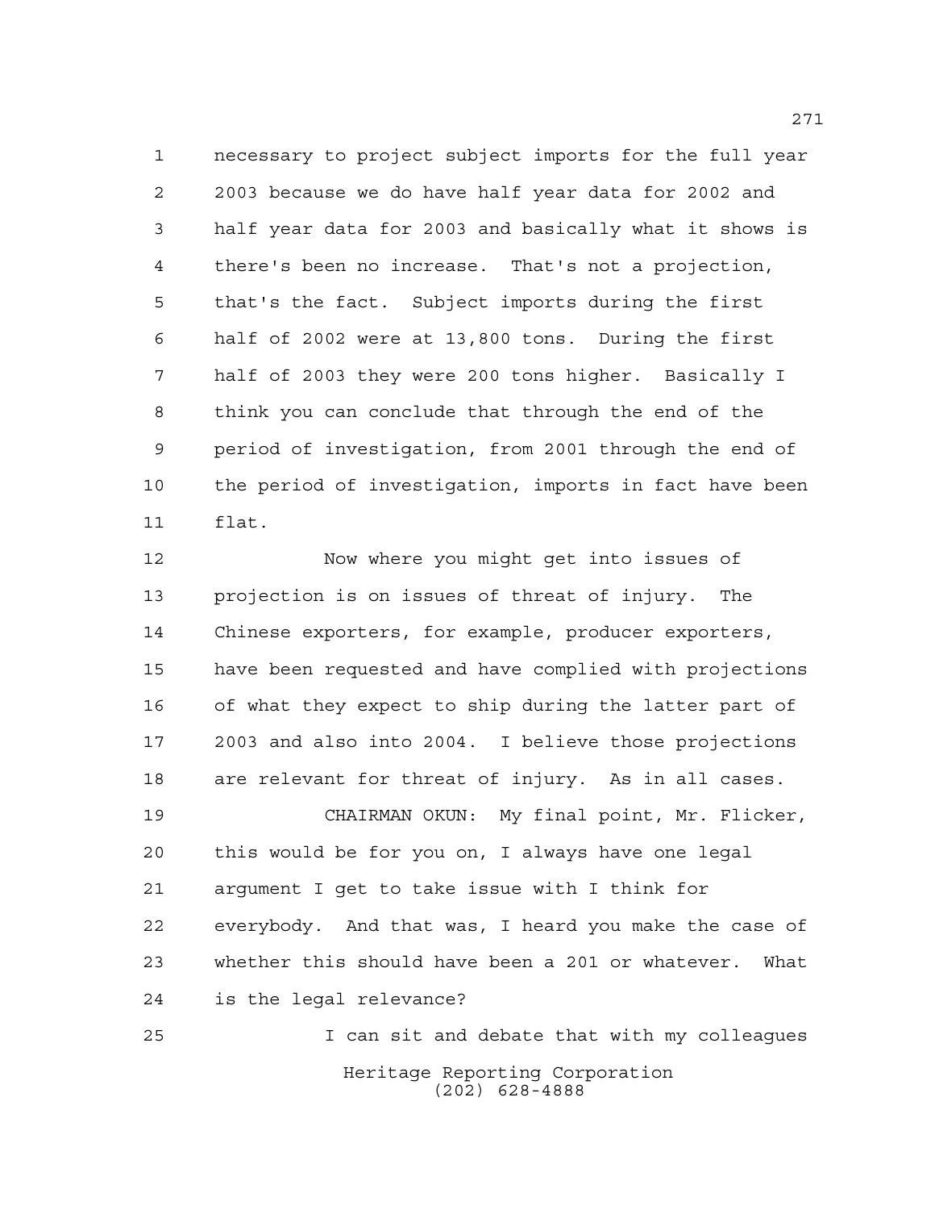necessary to project subject imports for the full year 2003 because we do have half year data for 2002 and half year data for 2003 and basically what it shows is there's been no increase. That's not a projection, that's the fact. Subject imports during the first half of 2002 were at 13,800 tons. During the first half of 2003 they were 200 tons higher. Basically I think you can conclude that through the end of the period of investigation, from 2001 through the end of the period of investigation, imports in fact have been flat.

Now where you might get into issues of projection is on issues of threat of injury. The Chinese exporters, for example, producer exporters, have been requested and have complied with projections of what they expect to ship during the latter part of 2003 and also into 2004. I believe those projections are relevant for threat of injury. As in all cases.

CHAIRMAN OKUN: My final point, Mr. Flicker, this would be for you on, I always have one legal argument I get to take issue with I think for everybody. And that was, I heard you make the case of whether this should have been a 201 or whatever. What is the legal relevance?

I can sit and debate that with my colleagues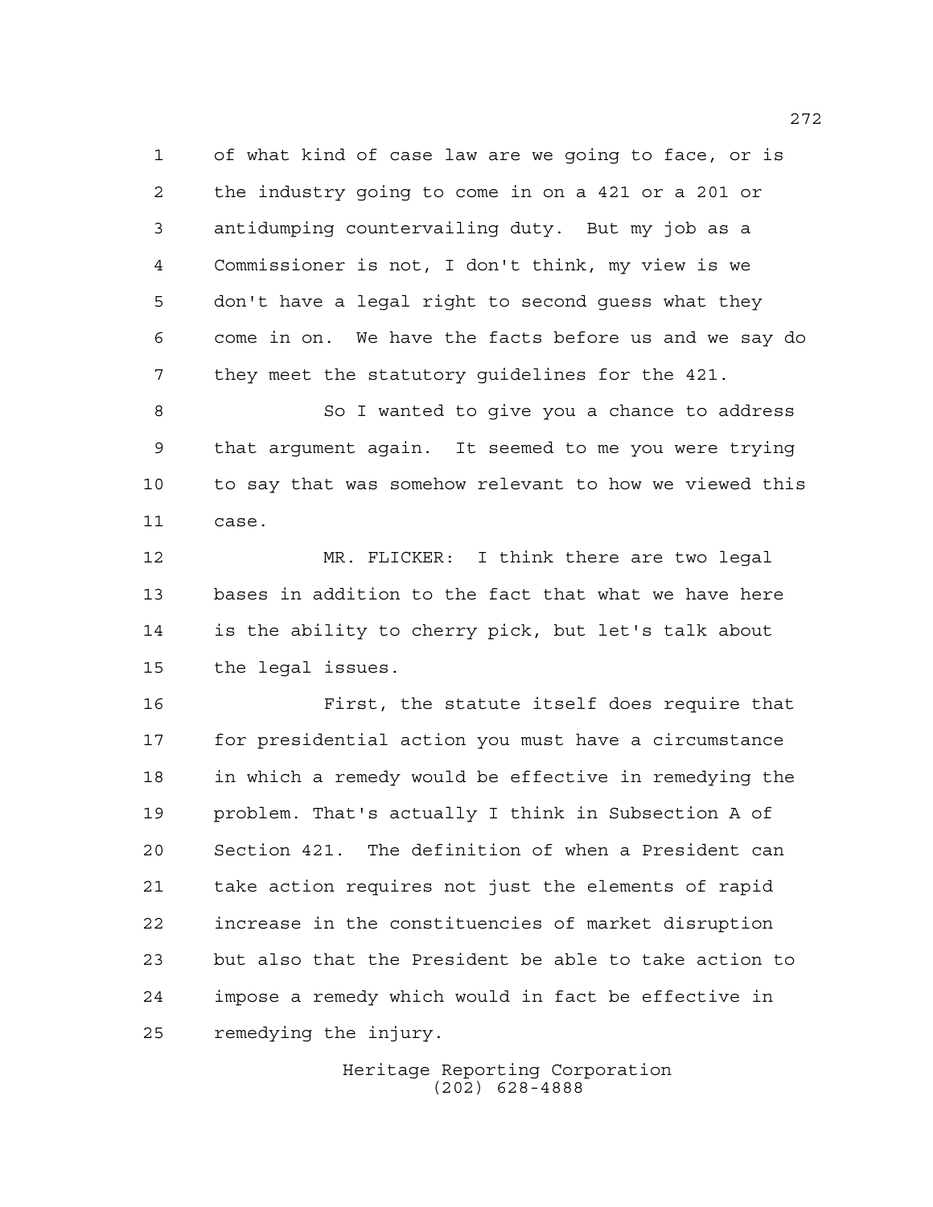of what kind of case law are we going to face, or is the industry going to come in on a 421 or a 201 or antidumping countervailing duty. But my job as a Commissioner is not, I don't think, my view is we don't have a legal right to second guess what they come in on. We have the facts before us and we say do they meet the statutory guidelines for the 421.

So I wanted to give you a chance to address that argument again. It seemed to me you were trying to say that was somehow relevant to how we viewed this case.

MR. FLICKER: I think there are two legal bases in addition to the fact that what we have here is the ability to cherry pick, but let's talk about the legal issues.

First, the statute itself does require that for presidential action you must have a circumstance in which a remedy would be effective in remedying the problem. That's actually I think in Subsection A of Section 421. The definition of when a President can take action requires not just the elements of rapid increase in the constituencies of market disruption but also that the President be able to take action to impose a remedy which would in fact be effective in remedying the injury.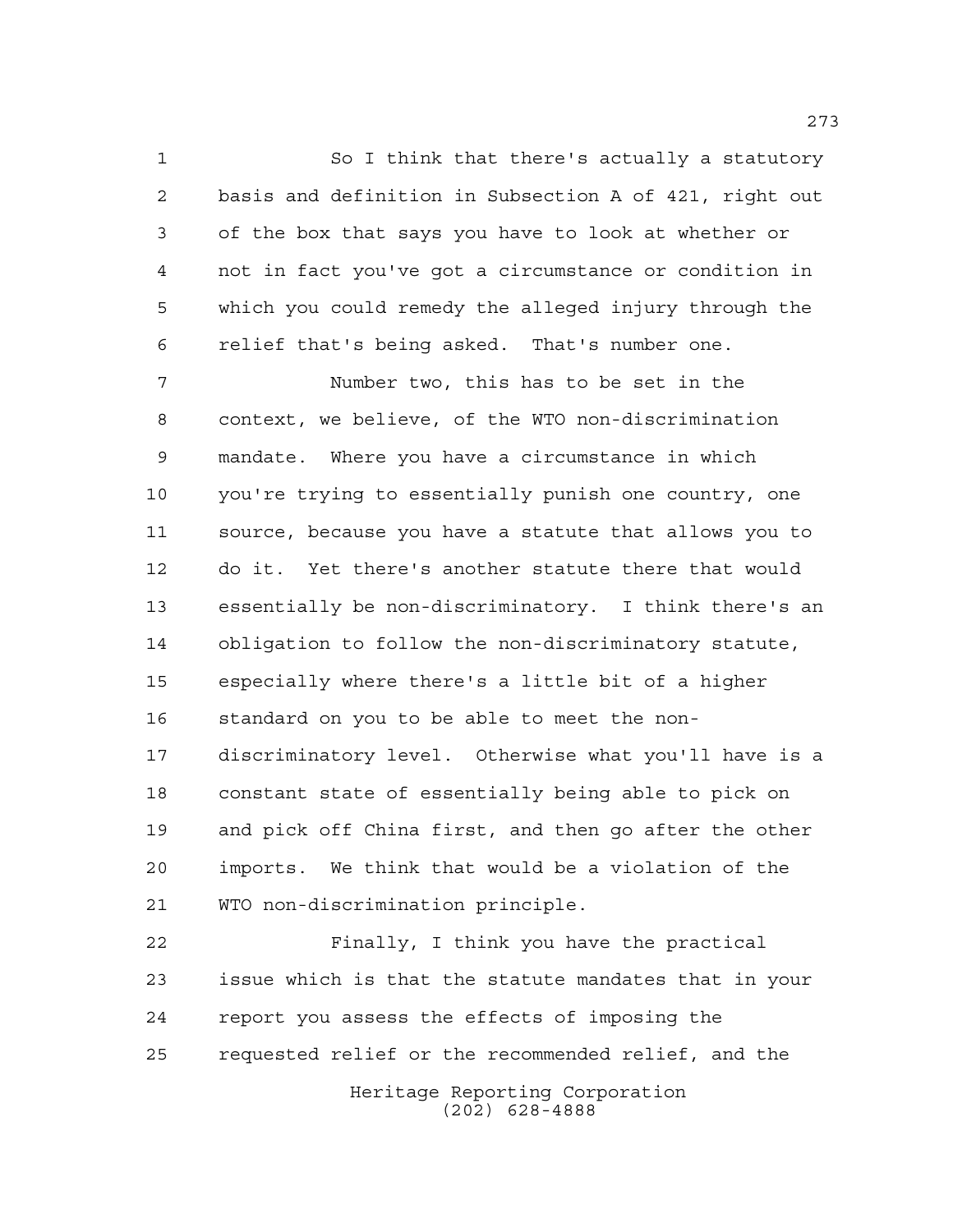So I think that there's actually a statutory basis and definition in Subsection A of 421, right out of the box that says you have to look at whether or not in fact you've got a circumstance or condition in which you could remedy the alleged injury through the relief that's being asked. That's number one.

Number two, this has to be set in the context, we believe, of the WTO non-discrimination mandate. Where you have a circumstance in which you're trying to essentially punish one country, one source, because you have a statute that allows you to do it. Yet there's another statute there that would essentially be non-discriminatory. I think there's an obligation to follow the non-discriminatory statute, especially where there's a little bit of a higher standard on you to be able to meet the non-discriminatory level. Otherwise what you'll have is a constant state of essentially being able to pick on and pick off China first, and then go after the other imports. We think that would be a violation of the WTO non-discrimination principle.

Finally, I think you have the practical issue which is that the statute mandates that in your report you assess the effects of imposing the requested relief or the recommended relief, and the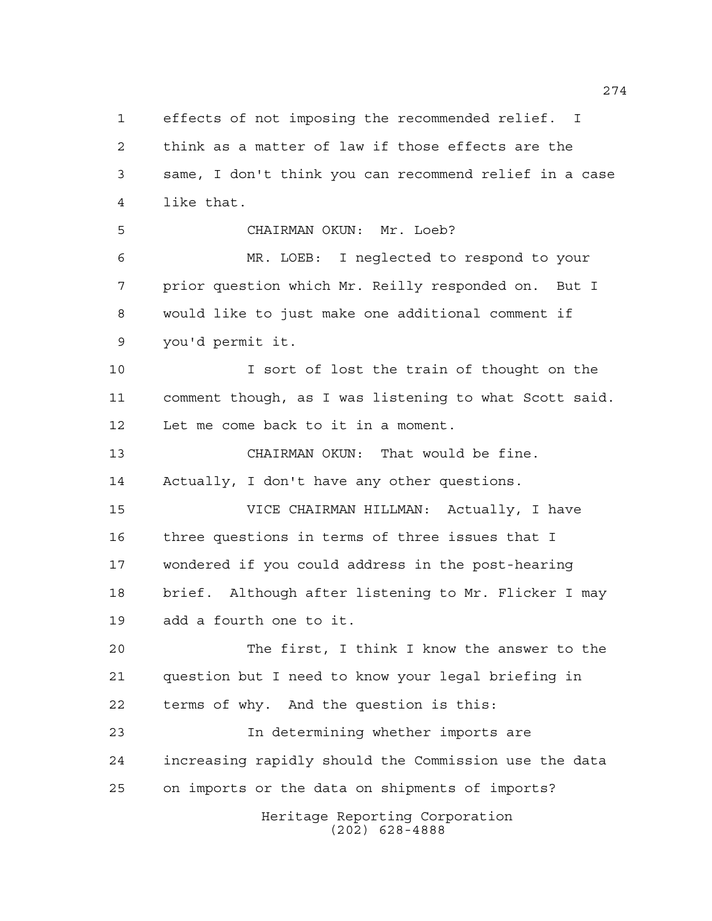effects of not imposing the recommended relief. I think as a matter of law if those effects are the same, I don't think you can recommend relief in a case like that.

CHAIRMAN OKUN: Mr. Loeb?

MR. LOEB: I neglected to respond to your prior question which Mr. Reilly responded on. But I would like to just make one additional comment if you'd permit it.

I sort of lost the train of thought on the comment though, as I was listening to what Scott said. Let me come back to it in a moment.

CHAIRMAN OKUN: That would be fine. Actually, I don't have any other questions.

VICE CHAIRMAN HILLMAN: Actually, I have three questions in terms of three issues that I wondered if you could address in the post-hearing brief. Although after listening to Mr. Flicker I may add a fourth one to it.

The first, I think I know the answer to the question but I need to know your legal briefing in terms of why. And the question is this:

In determining whether imports are increasing rapidly should the Commission use the data on imports or the data on shipments of imports?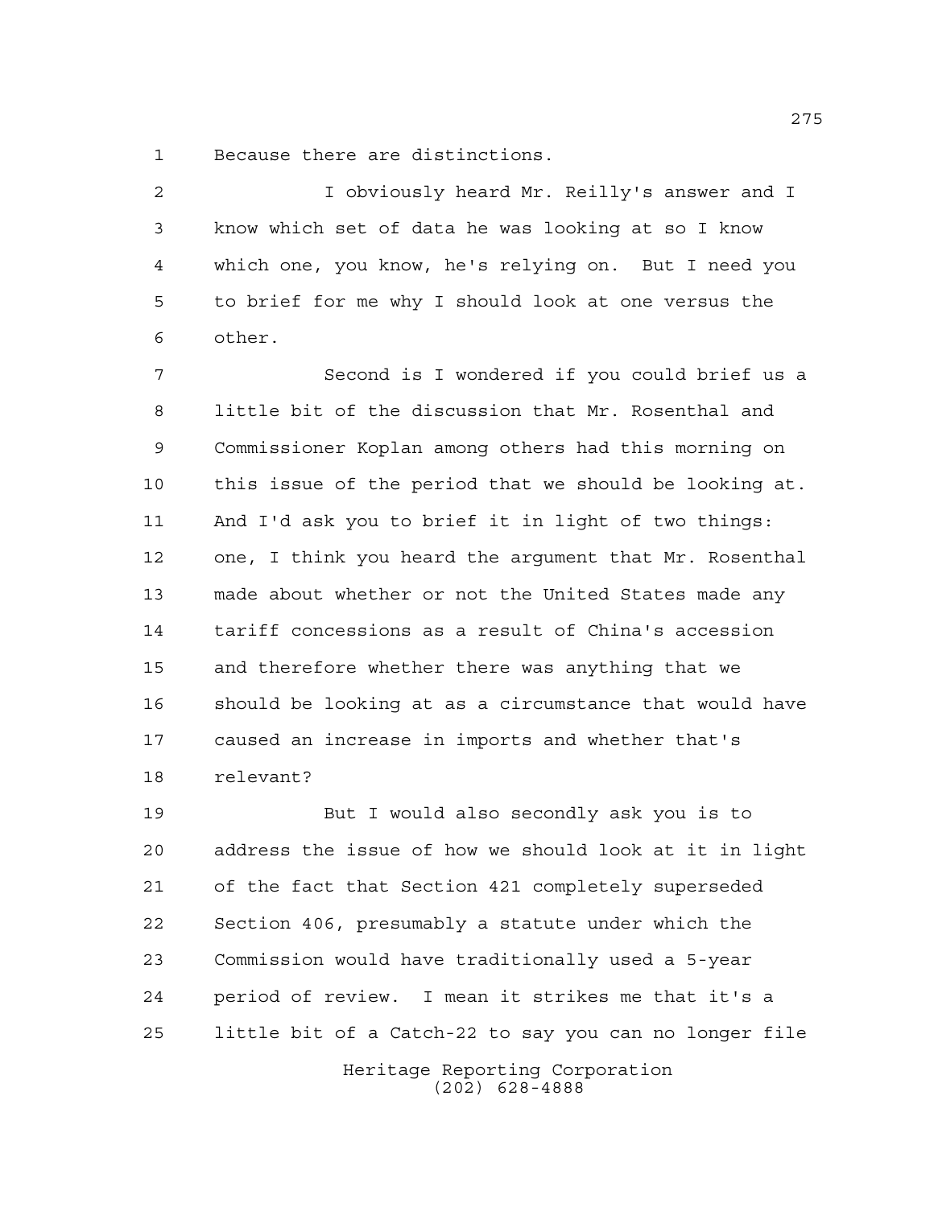Because there are distinctions.

I obviously heard Mr. Reilly's answer and I know which set of data he was looking at so I know which one, you know, he's relying on. But I need you to brief for me why I should look at one versus the other.

Second is I wondered if you could brief us a little bit of the discussion that Mr. Rosenthal and Commissioner Koplan among others had this morning on this issue of the period that we should be looking at. And I'd ask you to brief it in light of two things: one, I think you heard the argument that Mr. Rosenthal made about whether or not the United States made any tariff concessions as a result of China's accession and therefore whether there was anything that we should be looking at as a circumstance that would have caused an increase in imports and whether that's relevant?

But I would also secondly ask you is to address the issue of how we should look at it in light of the fact that Section 421 completely superseded Section 406, presumably a statute under which the Commission would have traditionally used a 5-year period of review. I mean it strikes me that it's a little bit of a Catch-22 to say you can no longer file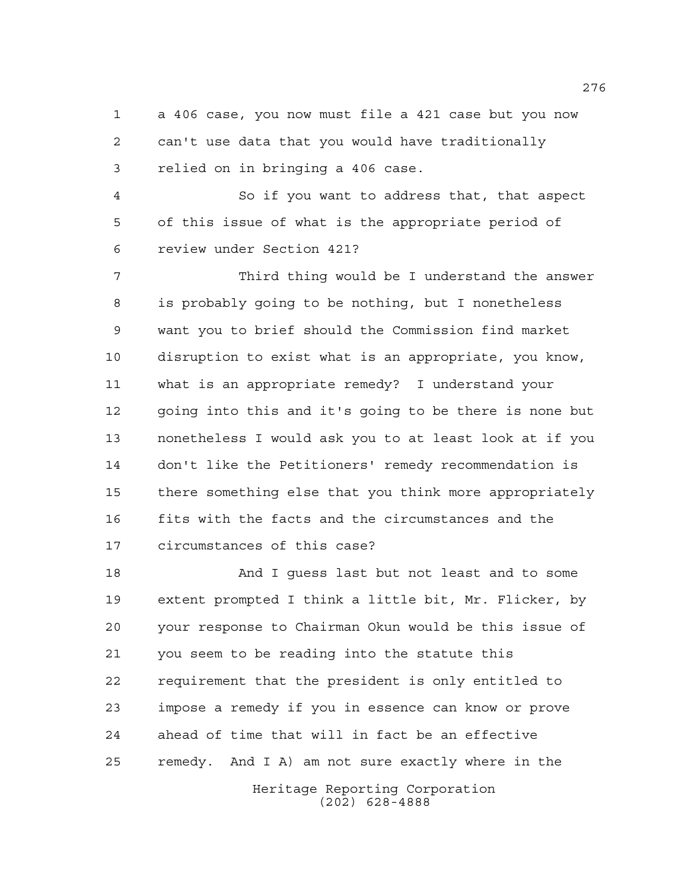a 406 case, you now must file a 421 case but you now can't use data that you would have traditionally relied on in bringing a 406 case.

So if you want to address that, that aspect of this issue of what is the appropriate period of review under Section 421?

Third thing would be I understand the answer is probably going to be nothing, but I nonetheless want you to brief should the Commission find market disruption to exist what is an appropriate, you know, what is an appropriate remedy? I understand your going into this and it's going to be there is none but nonetheless I would ask you to at least look at if you don't like the Petitioners' remedy recommendation is there something else that you think more appropriately fits with the facts and the circumstances and the circumstances of this case?

And I guess last but not least and to some extent prompted I think a little bit, Mr. Flicker, by your response to Chairman Okun would be this issue of you seem to be reading into the statute this requirement that the president is only entitled to impose a remedy if you in essence can know or prove ahead of time that will in fact be an effective remedy. And I A) am not sure exactly where in the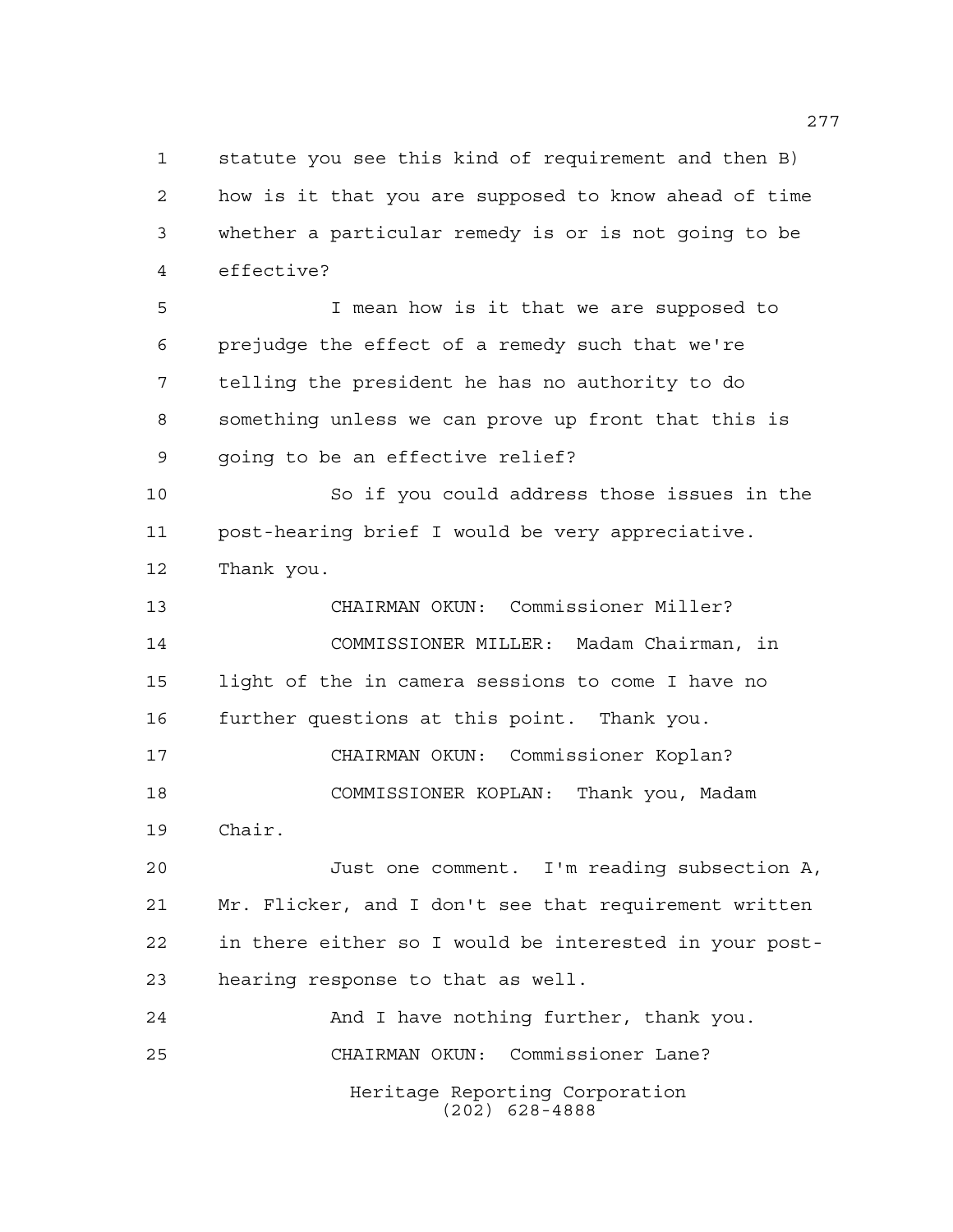statute you see this kind of requirement and then B) how is it that you are supposed to know ahead of time whether a particular remedy is or is not going to be effective?

I mean how is it that we are supposed to prejudge the effect of a remedy such that we're telling the president he has no authority to do something unless we can prove up front that this is going to be an effective relief?

So if you could address those issues in the post-hearing brief I would be very appreciative. Thank you.

CHAIRMAN OKUN: Commissioner Miller?

COMMISSIONER MILLER: Madam Chairman, in light of the in camera sessions to come I have no further questions at this point. Thank you.

CHAIRMAN OKUN: Commissioner Koplan?

COMMISSIONER KOPLAN: Thank you, Madam Chair.

Just one comment. I'm reading subsection A, Mr. Flicker, and I don't see that requirement written in there either so I would be interested in your post-hearing response to that as well.

And I have nothing further, thank you.

CHAIRMAN OKUN: Commissioner Lane?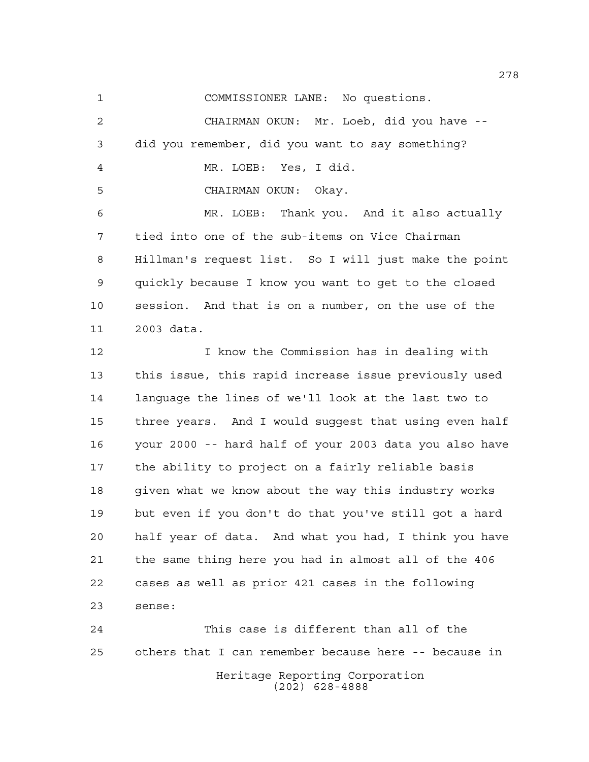COMMISSIONER LANE: No questions.

CHAIRMAN OKUN: Mr. Loeb, did you have -- did you remember, did you want to say something?

MR. LOEB: Yes, I did.

CHAIRMAN OKUN: Okay.

MR. LOEB: Thank you. And it also actually tied into one of the sub-items on Vice Chairman Hillman's request list. So I will just make the point quickly because I know you want to get to the closed session. And that is on a number, on the use of the 2003 data.

I know the Commission has in dealing with this issue, this rapid increase issue previously used language the lines of we'll look at the last two to three years. And I would suggest that using even half your 2000 -- hard half of your 2003 data you also have the ability to project on a fairly reliable basis given what we know about the way this industry works but even if you don't do that you've still got a hard half year of data. And what you had, I think you have the same thing here you had in almost all of the 406 cases as well as prior 421 cases in the following sense:

This case is different than all of the others that I can remember because here -- because in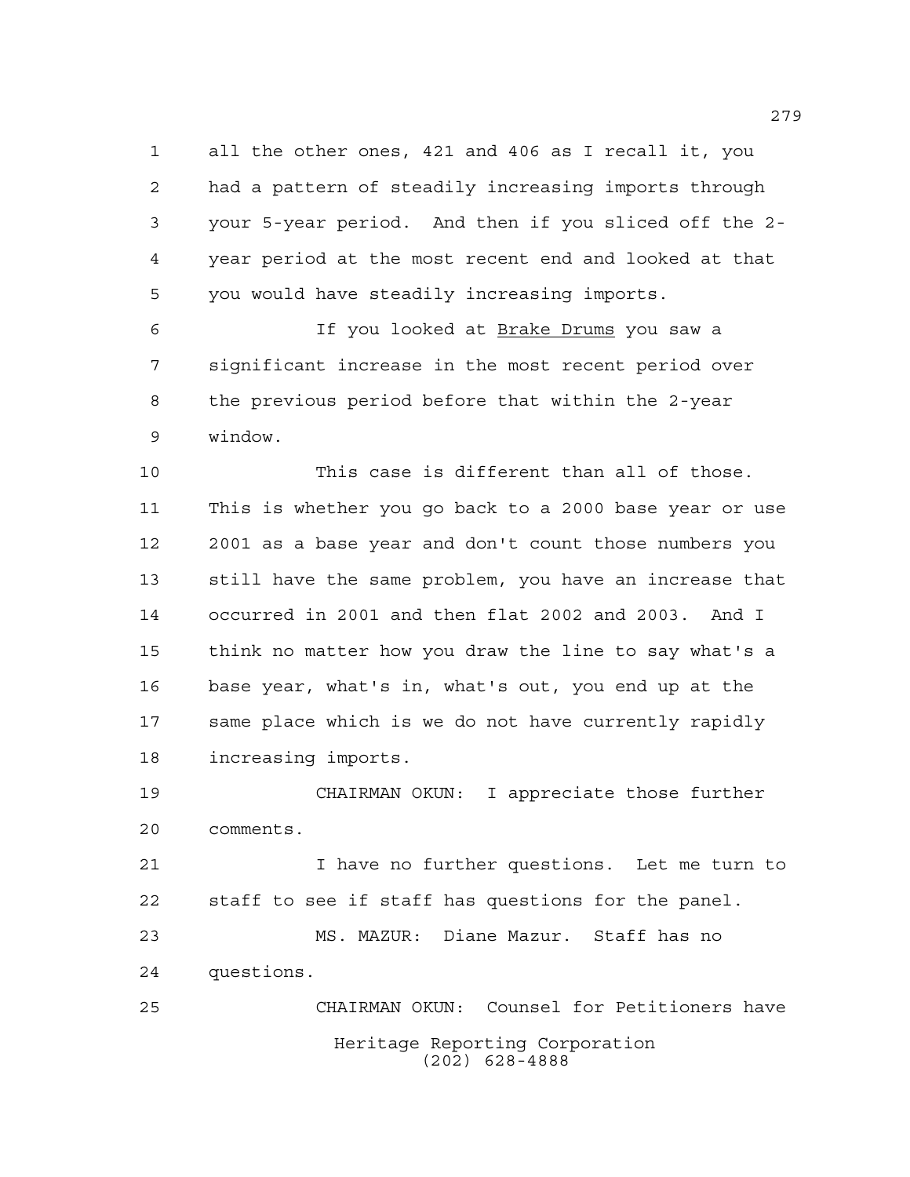all the other ones, 421 and 406 as I recall it, you had a pattern of steadily increasing imports through your 5-year period. And then if you sliced off the 2-year period at the most recent end and looked at that you would have steadily increasing imports.

If you looked at Brake Drums you saw a significant increase in the most recent period over the previous period before that within the 2-year window.

This case is different than all of those. This is whether you go back to a 2000 base year or use 2001 as a base year and don't count those numbers you still have the same problem, you have an increase that occurred in 2001 and then flat 2002 and 2003. And I think no matter how you draw the line to say what's a base year, what's in, what's out, you end up at the same place which is we do not have currently rapidly increasing imports.

CHAIRMAN OKUN: I appreciate those further comments.

I have no further questions. Let me turn to staff to see if staff has questions for the panel.

MS. MAZUR: Diane Mazur. Staff has no questions.

CHAIRMAN OKUN: Counsel for Petitioners have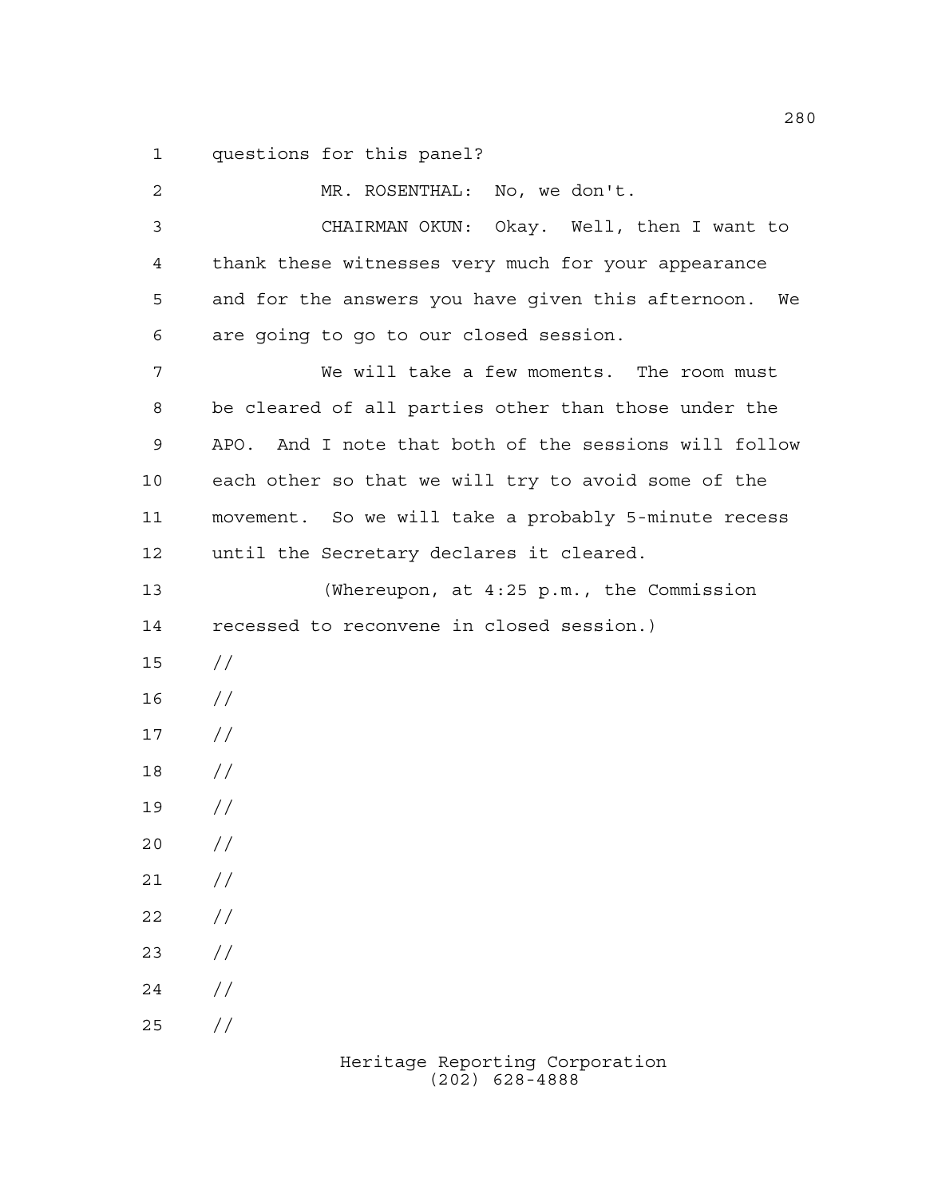questions for this panel?

MR. ROSENTHAL: No, we don't.

CHAIRMAN OKUN: Okay. Well, then I want to thank these witnesses very much for your appearance and for the answers you have given this afternoon. We are going to go to our closed session.

We will take a few moments. The room must be cleared of all parties other than those under the APO. And I note that both of the sessions will follow each other so that we will try to avoid some of the movement. So we will take a probably 5-minute recess until the Secretary declares it cleared.

(Whereupon, at 4:25 p.m., the Commission recessed to reconvene in closed session.)

//

//

//

//

//

//

//

//

//

//

//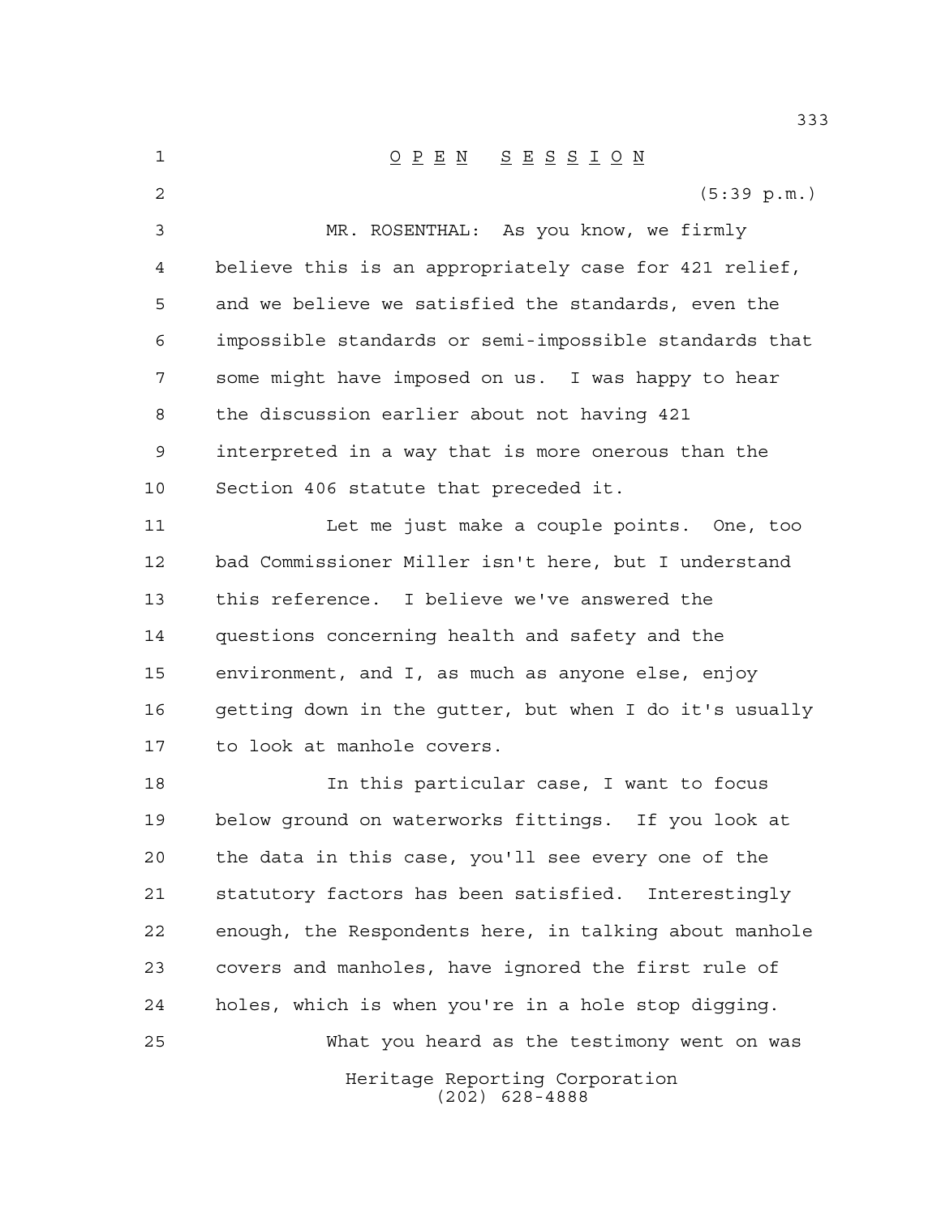# OPEN SESSION

(5:39 p.m.)

MR. ROSENTHAL: As you know, we firmly believe this is an appropriately case for 421 relief, and we believe we satisfied the standards, even the impossible standards or semi-impossible standards that some might have imposed on us. I was happy to hear the discussion earlier about not having 421 interpreted in a way that is more onerous than the Section 406 statute that preceded it.

Let me just make a couple points. One, too bad Commissioner Miller isn't here, but I understand this reference. I believe we've answered the questions concerning health and safety and the environment, and I, as much as anyone else, enjoy getting down in the gutter, but when I do it's usually to look at manhole covers.

In this particular case, I want to focus below ground on waterworks fittings. If you look at the data in this case, you'll see every one of the statutory factors has been satisfied. Interestingly enough, the Respondents here, in talking about manhole covers and manholes, have ignored the first rule of holes, which is when you're in a hole stop digging.

What you heard as the testimony went on was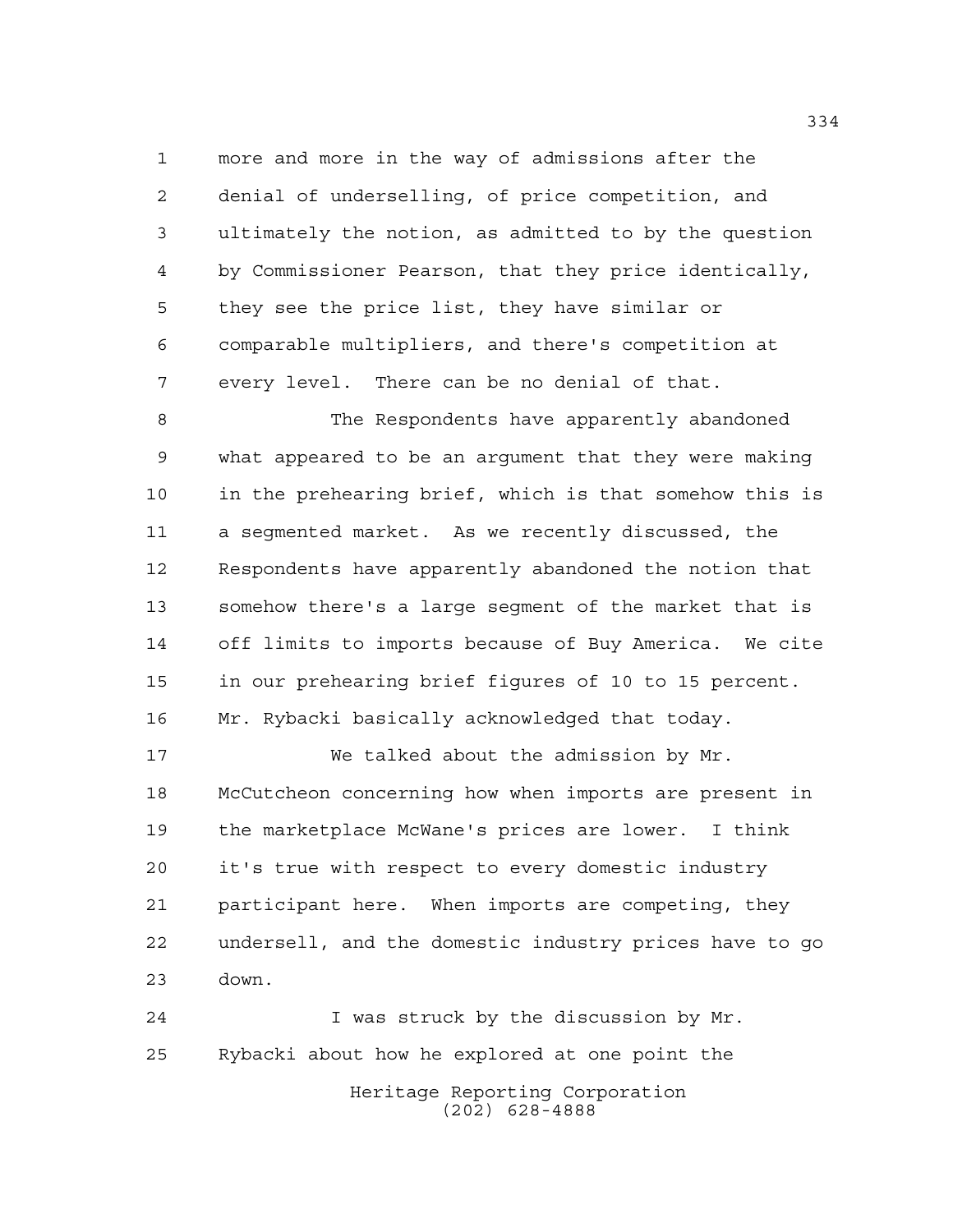more and more in the way of admissions after the denial of underselling, of price competition, and ultimately the notion, as admitted to by the question by Commissioner Pearson, that they price identically, they see the price list, they have similar or comparable multipliers, and there's competition at every level. There can be no denial of that.

The Respondents have apparently abandoned what appeared to be an argument that they were making in the prehearing brief, which is that somehow this is a segmented market. As we recently discussed, the Respondents have apparently abandoned the notion that somehow there's a large segment of the market that is off limits to imports because of Buy America. We cite in our prehearing brief figures of 10 to 15 percent. Mr. Rybacki basically acknowledged that today.

We talked about the admission by Mr. McCutcheon concerning how when imports are present in the marketplace McWane's prices are lower. I think it's true with respect to every domestic industry participant here. When imports are competing, they undersell, and the domestic industry prices have to go down.

I was struck by the discussion by Mr. Rybacki about how he explored at one point the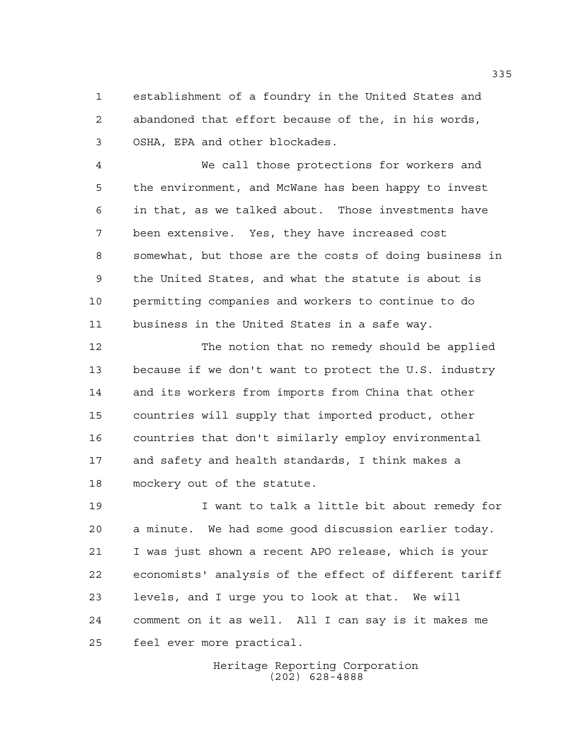establishment of a foundry in the United States and abandoned that effort because of the, in his words, OSHA, EPA and other blockades.

We call those protections for workers and the environment, and McWane has been happy to invest in that, as we talked about. Those investments have been extensive. Yes, they have increased cost somewhat, but those are the costs of doing business in the United States, and what the statute is about is permitting companies and workers to continue to do business in the United States in a safe way.

The notion that no remedy should be applied because if we don't want to protect the U.S. industry and its workers from imports from China that other countries will supply that imported product, other countries that don't similarly employ environmental and safety and health standards, I think makes a mockery out of the statute.

I want to talk a little bit about remedy for a minute. We had some good discussion earlier today. I was just shown a recent APO release, which is your economists' analysis of the effect of different tariff levels, and I urge you to look at that. We will comment on it as well. All I can say is it makes me feel ever more practical.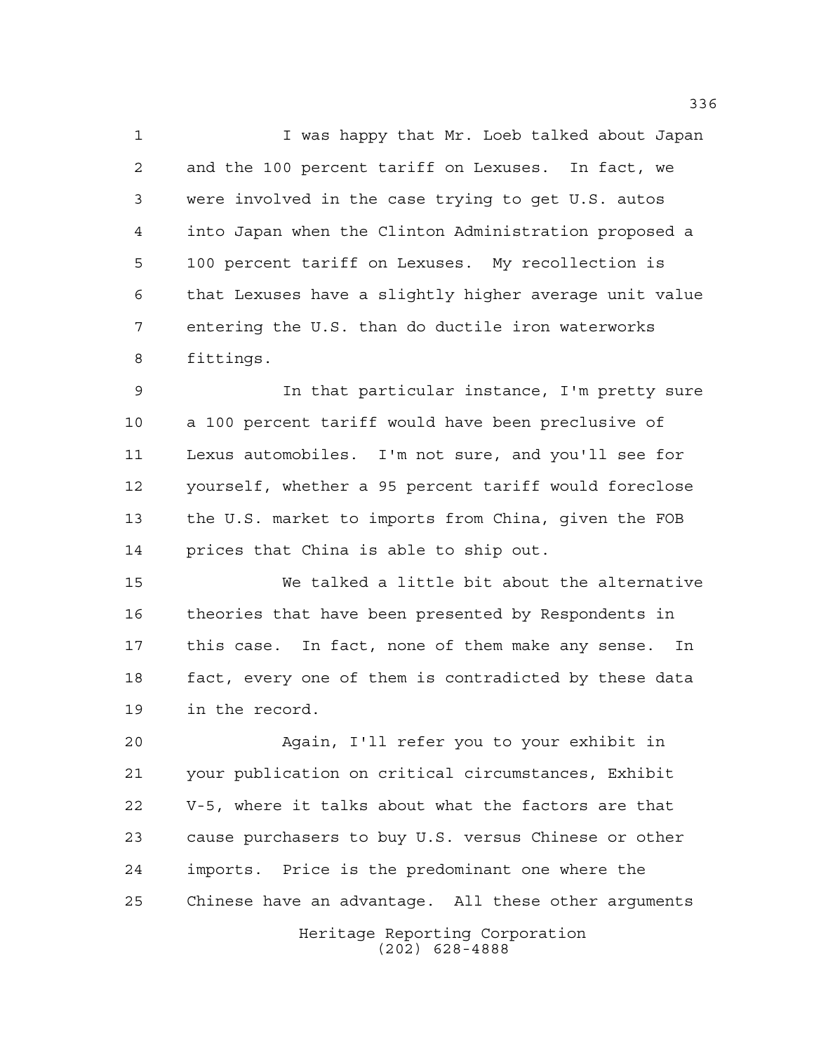I was happy that Mr. Loeb talked about Japan and the 100 percent tariff on Lexuses. In fact, we were involved in the case trying to get U.S. autos into Japan when the Clinton Administration proposed a 100 percent tariff on Lexuses. My recollection is that Lexuses have a slightly higher average unit value entering the U.S. than do ductile iron waterworks fittings.

In that particular instance, I'm pretty sure a 100 percent tariff would have been preclusive of Lexus automobiles. I'm not sure, and you'll see for yourself, whether a 95 percent tariff would foreclose the U.S. market to imports from China, given the FOB prices that China is able to ship out.

We talked a little bit about the alternative theories that have been presented by Respondents in this case. In fact, none of them make any sense. In fact, every one of them is contradicted by these data in the record.

Again, I'll refer you to your exhibit in your publication on critical circumstances, Exhibit V-5, where it talks about what the factors are that cause purchasers to buy U.S. versus Chinese or other imports. Price is the predominant one where the Chinese have an advantage. All these other arguments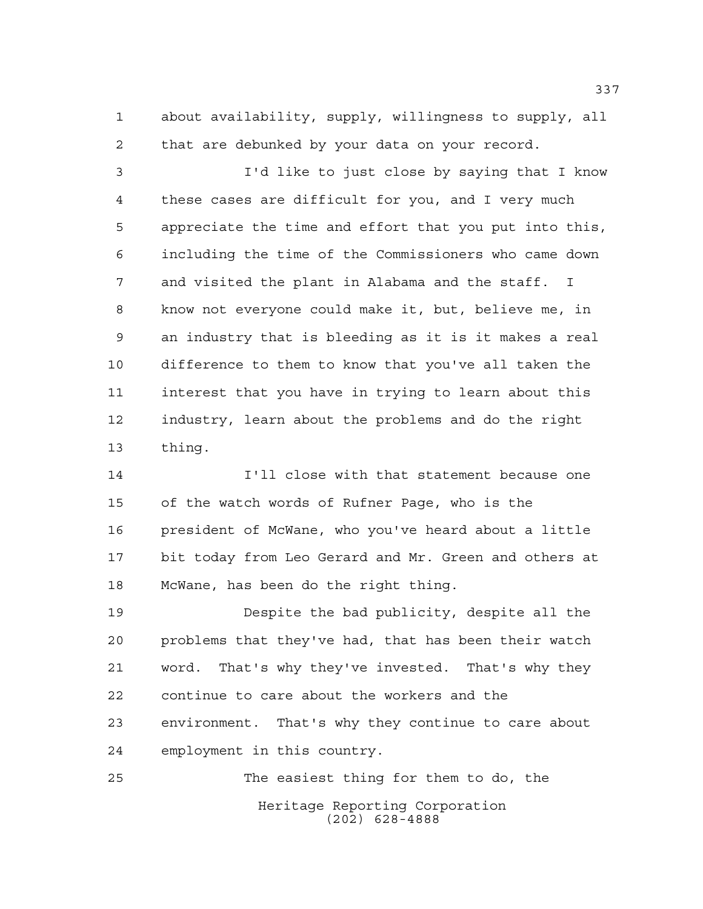about availability, supply, willingness to supply, all that are debunked by your data on your record.

I'd like to just close by saying that I know these cases are difficult for you, and I very much appreciate the time and effort that you put into this, including the time of the Commissioners who came down and visited the plant in Alabama and the staff. I know not everyone could make it, but, believe me, in an industry that is bleeding as it is it makes a real difference to them to know that you've all taken the interest that you have in trying to learn about this industry, learn about the problems and do the right thing.

I'll close with that statement because one of the watch words of Rufner Page, who is the president of McWane, who you've heard about a little bit today from Leo Gerard and Mr. Green and others at McWane, has been do the right thing.

Despite the bad publicity, despite all the problems that they've had, that has been their watch word. That's why they've invested. That's why they continue to care about the workers and the environment. That's why they continue to care about employment in this country.

The easiest thing for them to do, the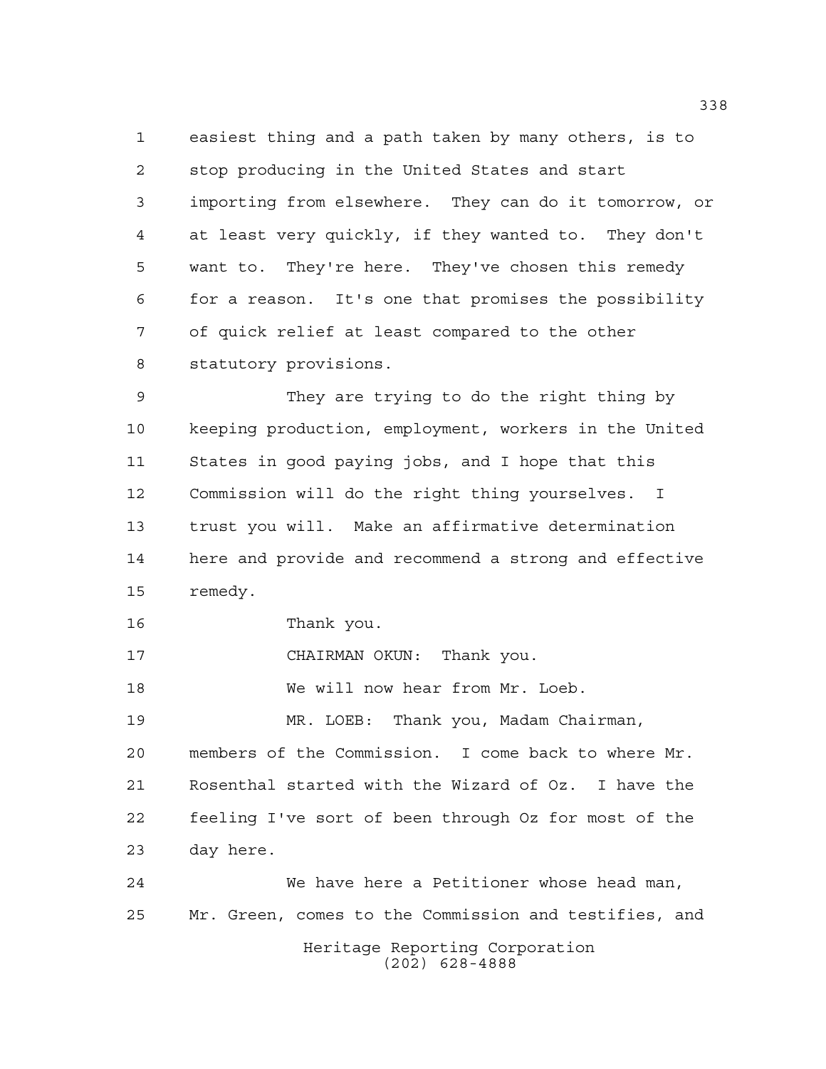easiest thing and a path taken by many others, is to stop producing in the United States and start importing from elsewhere. They can do it tomorrow, or at least very quickly, if they wanted to. They don't want to. They're here. They've chosen this remedy for a reason. It's one that promises the possibility of quick relief at least compared to the other statutory provisions.

They are trying to do the right thing by keeping production, employment, workers in the United States in good paying jobs, and I hope that this Commission will do the right thing yourselves. I trust you will. Make an affirmative determination here and provide and recommend a strong and effective remedy.

Thank you.

CHAIRMAN OKUN: Thank you.

We will now hear from Mr. Loeb.

MR. LOEB: Thank you, Madam Chairman, members of the Commission. I come back to where Mr. Rosenthal started with the Wizard of Oz. I have the feeling I've sort of been through Oz for most of the day here.

We have here a Petitioner whose head man, Mr. Green, comes to the Commission and testifies, and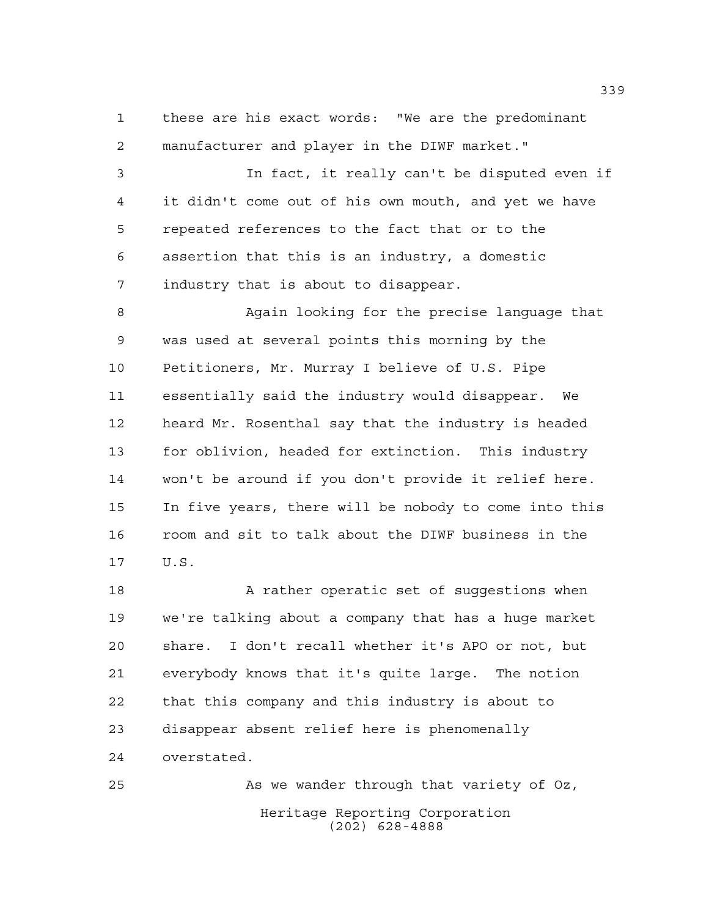these are his exact words: "We are the predominant manufacturer and player in the DIWF market."

In fact, it really can't be disputed even if it didn't come out of his own mouth, and yet we have repeated references to the fact that or to the assertion that this is an industry, a domestic industry that is about to disappear.

Again looking for the precise language that was used at several points this morning by the Petitioners, Mr. Murray I believe of U.S. Pipe essentially said the industry would disappear. We heard Mr. Rosenthal say that the industry is headed for oblivion, headed for extinction. This industry won't be around if you don't provide it relief here. In five years, there will be nobody to come into this room and sit to talk about the DIWF business in the U.S.

A rather operatic set of suggestions when we're talking about a company that has a huge market share. I don't recall whether it's APO or not, but everybody knows that it's quite large. The notion that this company and this industry is about to disappear absent relief here is phenomenally overstated.

As we wander through that variety of Oz,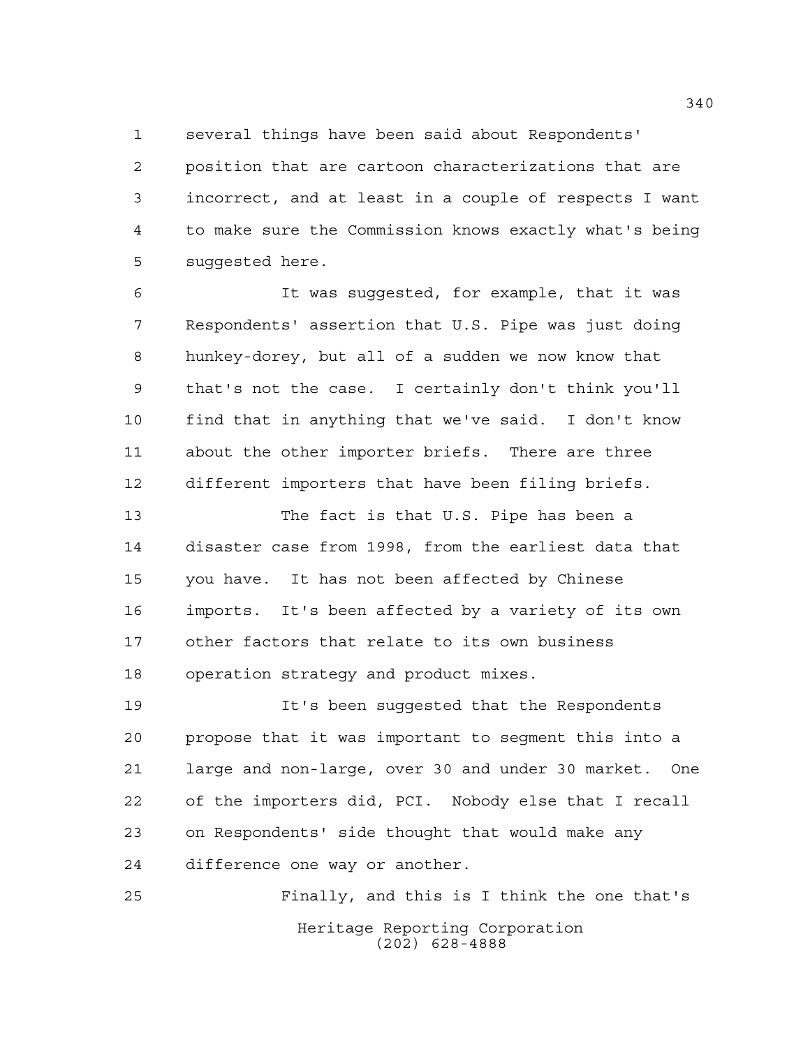several things have been said about Respondents' position that are cartoon characterizations that are incorrect, and at least in a couple of respects I want to make sure the Commission knows exactly what's being suggested here.

It was suggested, for example, that it was Respondents' assertion that U.S. Pipe was just doing hunkey-dorey, but all of a sudden we now know that that's not the case. I certainly don't think you'll find that in anything that we've said. I don't know about the other importer briefs. There are three different importers that have been filing briefs.

The fact is that U.S. Pipe has been a disaster case from 1998, from the earliest data that you have. It has not been affected by Chinese imports. It's been affected by a variety of its own other factors that relate to its own business operation strategy and product mixes.

It's been suggested that the Respondents propose that it was important to segment this into a large and non-large, over 30 and under 30 market. One of the importers did, PCI. Nobody else that I recall on Respondents' side thought that would make any difference one way or another.

Finally, and this is I think the one that's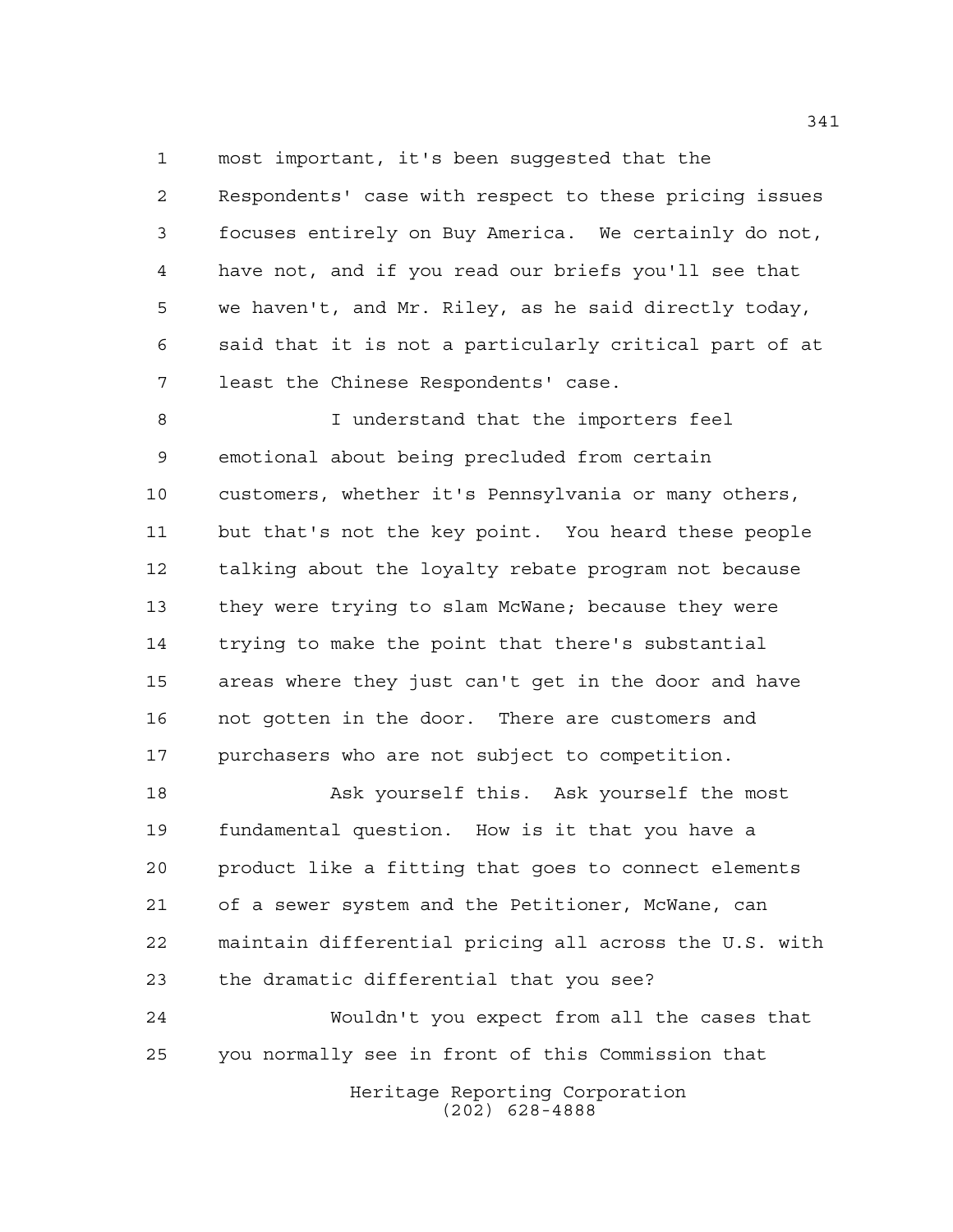most important, it's been suggested that the Respondents' case with respect to these pricing issues focuses entirely on Buy America. We certainly do not, have not, and if you read our briefs you'll see that we haven't, and Mr. Riley, as he said directly today, said that it is not a particularly critical part of at least the Chinese Respondents' case.

I understand that the importers feel emotional about being precluded from certain customers, whether it's Pennsylvania or many others, but that's not the key point. You heard these people talking about the loyalty rebate program not because they were trying to slam McWane; because they were trying to make the point that there's substantial areas where they just can't get in the door and have not gotten in the door. There are customers and purchasers who are not subject to competition.

Ask yourself this. Ask yourself the most fundamental question. How is it that you have a product like a fitting that goes to connect elements of a sewer system and the Petitioner, McWane, can maintain differential pricing all across the U.S. with the dramatic differential that you see?

Wouldn't you expect from all the cases that you normally see in front of this Commission that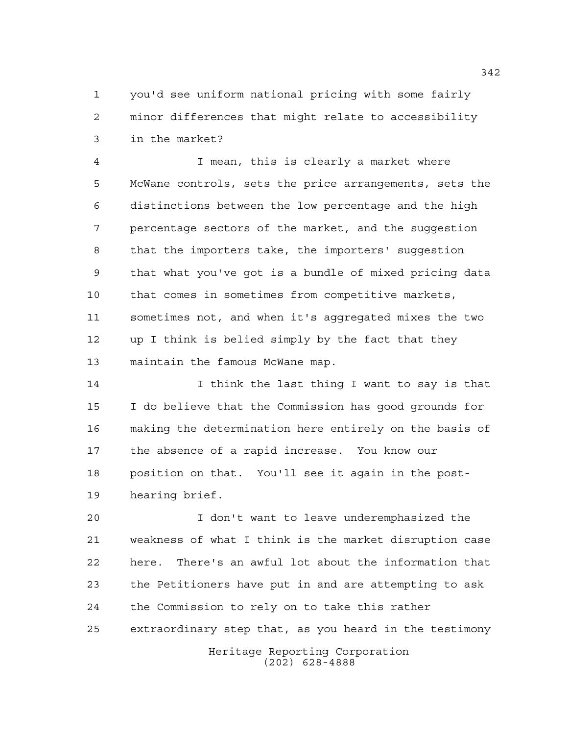you'd see uniform national pricing with some fairly minor differences that might relate to accessibility in the market?

I mean, this is clearly a market where McWane controls, sets the price arrangements, sets the distinctions between the low percentage and the high percentage sectors of the market, and the suggestion that the importers take, the importers' suggestion that what you've got is a bundle of mixed pricing data that comes in sometimes from competitive markets, sometimes not, and when it's aggregated mixes the two up I think is belied simply by the fact that they maintain the famous McWane map.

I think the last thing I want to say is that I do believe that the Commission has good grounds for making the determination here entirely on the basis of the absence of a rapid increase. You know our position on that. You'll see it again in the post-hearing brief.

I don't want to leave underemphasized the weakness of what I think is the market disruption case here. There's an awful lot about the information that the Petitioners have put in and are attempting to ask the Commission to rely on to take this rather extraordinary step that, as you heard in the testimony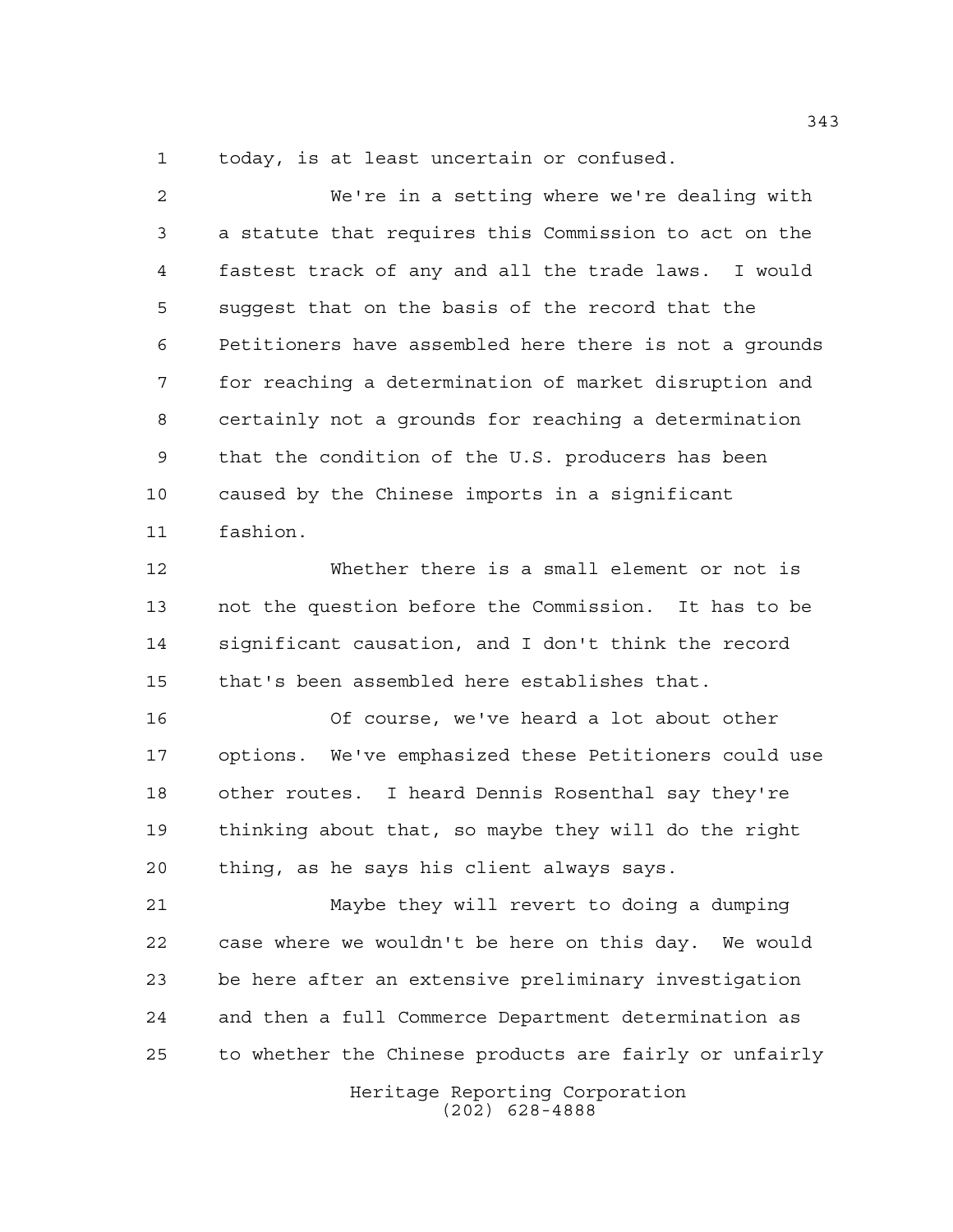today, is at least uncertain or confused.

We're in a setting where we're dealing with a statute that requires this Commission to act on the fastest track of any and all the trade laws. I would suggest that on the basis of the record that the Petitioners have assembled here there is not a grounds for reaching a determination of market disruption and certainly not a grounds for reaching a determination that the condition of the U.S. producers has been caused by the Chinese imports in a significant fashion.

Whether there is a small element or not is not the question before the Commission. It has to be significant causation, and I don't think the record that's been assembled here establishes that.

Of course, we've heard a lot about other options. We've emphasized these Petitioners could use other routes. I heard Dennis Rosenthal say they're thinking about that, so maybe they will do the right thing, as he says his client always says.

Maybe they will revert to doing a dumping case where we wouldn't be here on this day. We would be here after an extensive preliminary investigation and then a full Commerce Department determination as to whether the Chinese products are fairly or unfairly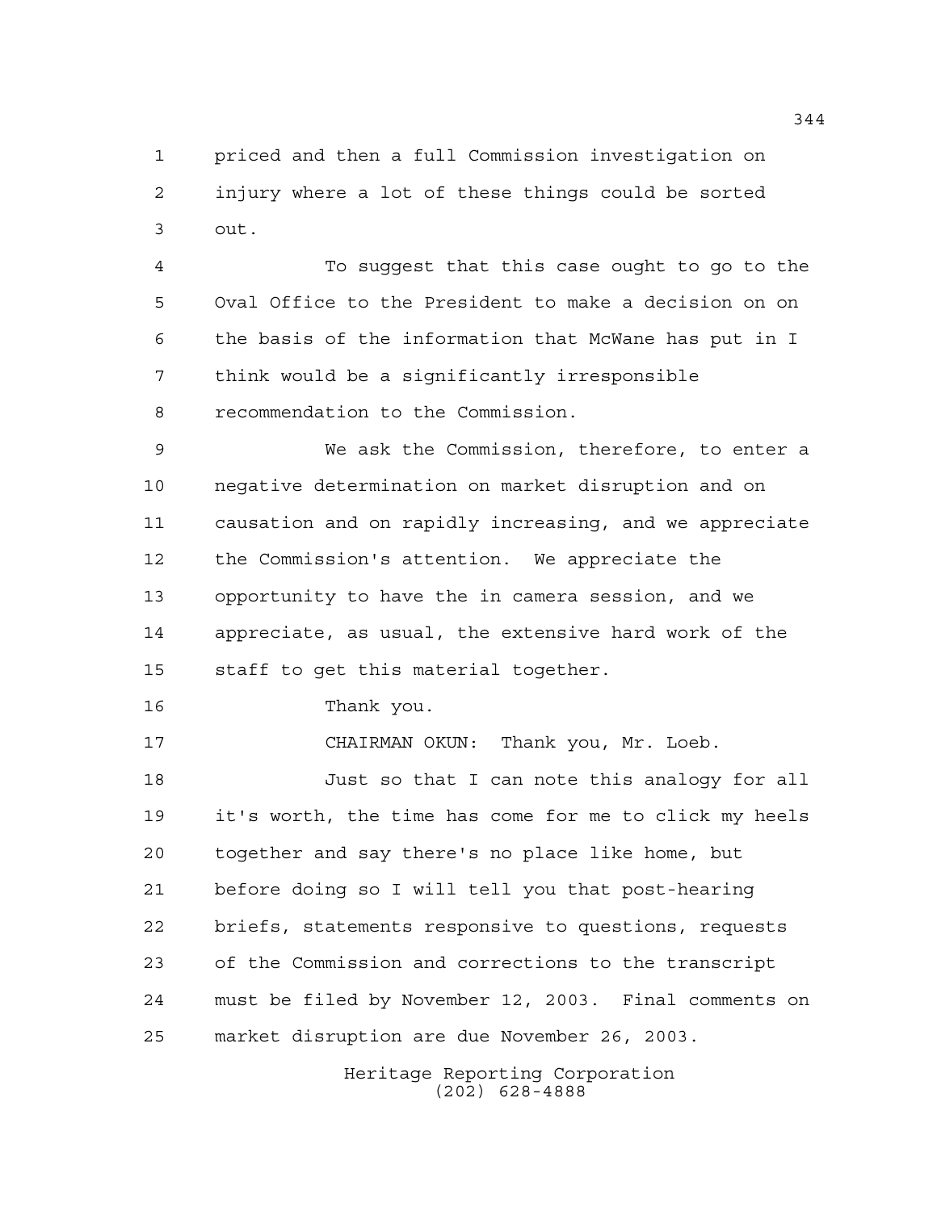priced and then a full Commission investigation on injury where a lot of these things could be sorted out.

To suggest that this case ought to go to the Oval Office to the President to make a decision on on the basis of the information that McWane has put in I think would be a significantly irresponsible recommendation to the Commission.

We ask the Commission, therefore, to enter a negative determination on market disruption and on causation and on rapidly increasing, and we appreciate the Commission's attention. We appreciate the opportunity to have the in camera session, and we appreciate, as usual, the extensive hard work of the staff to get this material together.

Thank you.

CHAIRMAN OKUN: Thank you, Mr. Loeb.

Just so that I can note this analogy for all it's worth, the time has come for me to click my heels together and say there's no place like home, but before doing so I will tell you that post-hearing briefs, statements responsive to questions, requests of the Commission and corrections to the transcript must be filed by November 12, 2003. Final comments on market disruption are due November 26, 2003.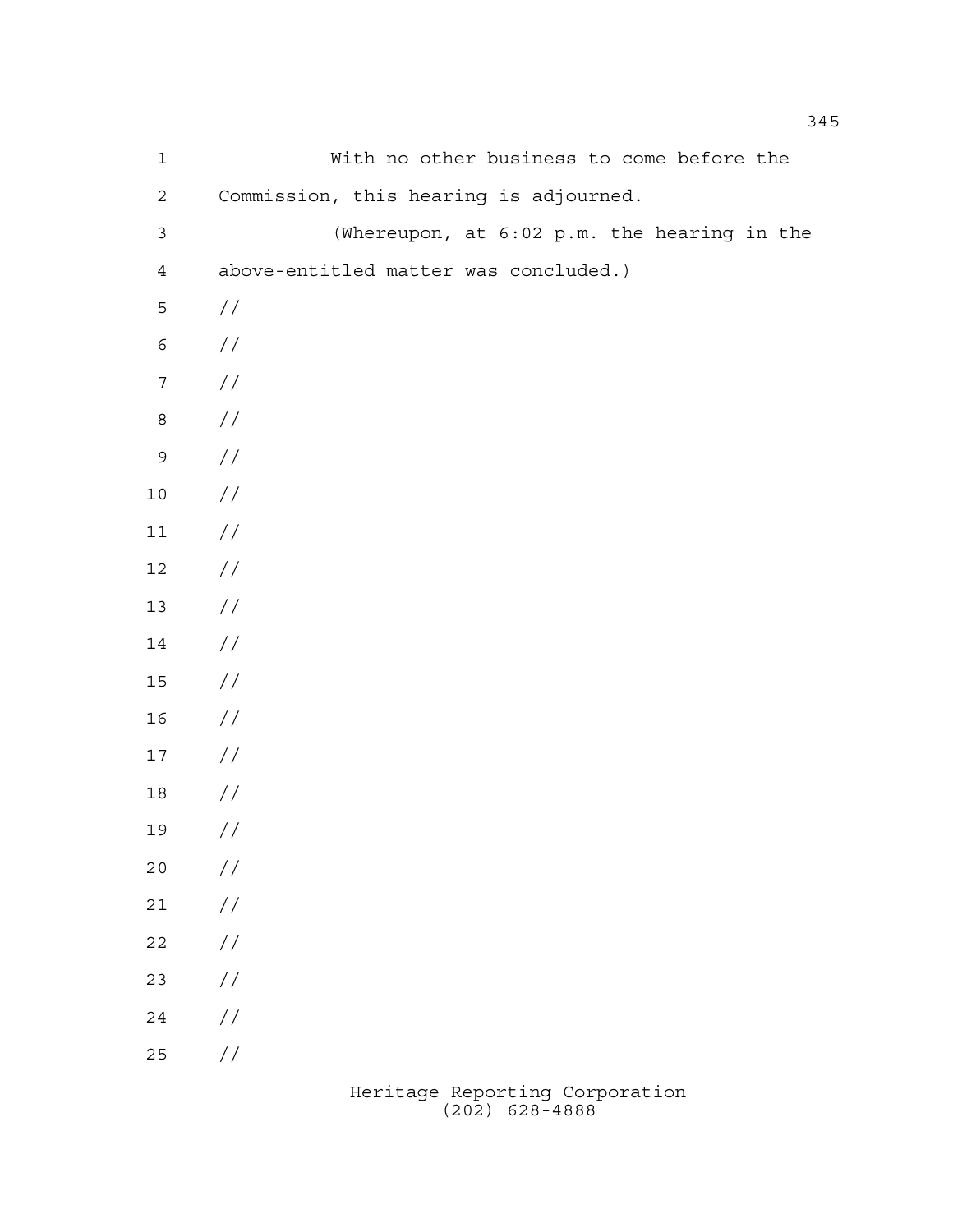With no other business to come before the Commission, this hearing is adjourned.

(Whereupon, at 6:02 p.m. the hearing in the above-entitled matter was concluded.)

//

//

//

//

//

//

//

//

//

//

//

//

//

//

//

//

//

//

//

//

//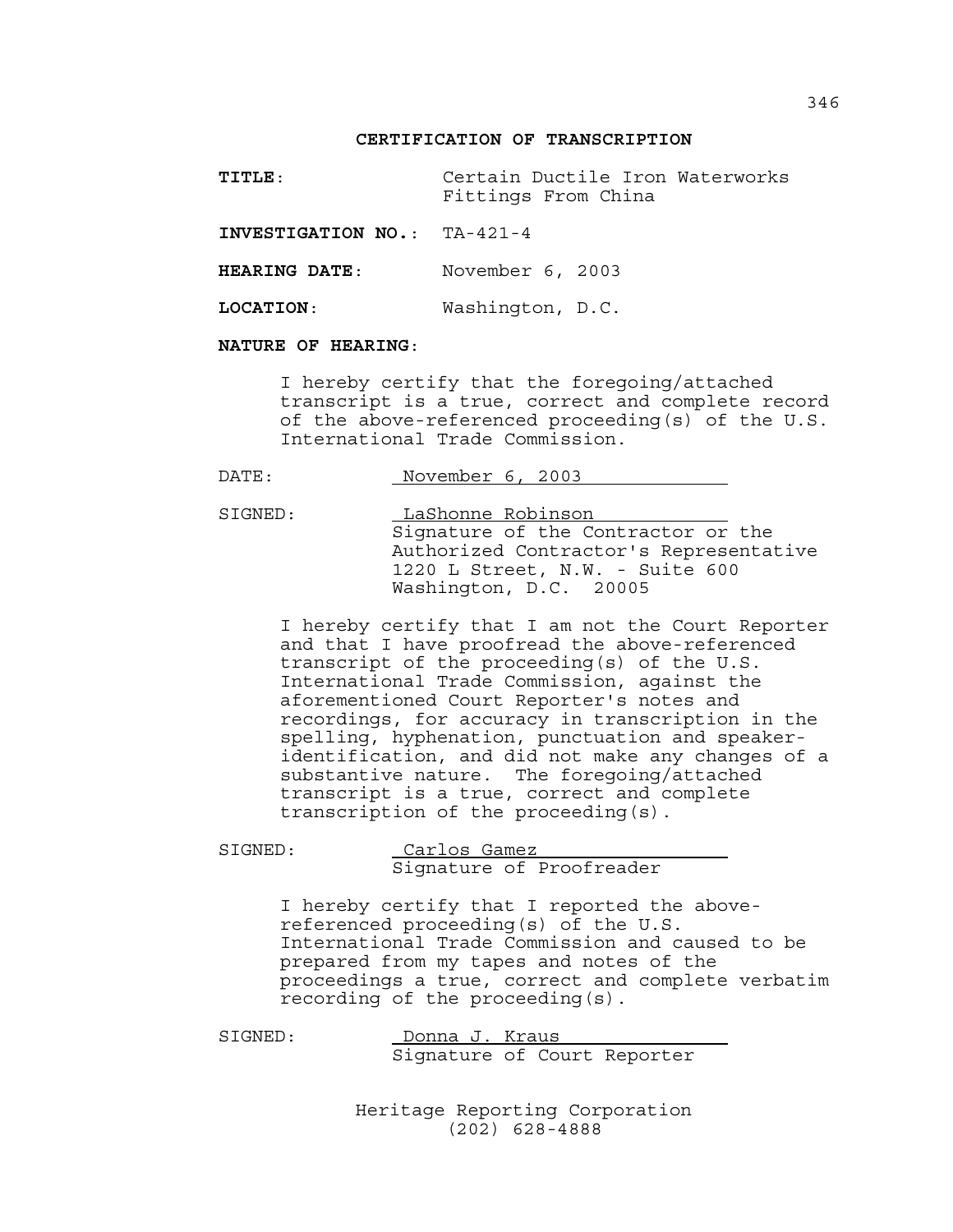## CERTIFICATION OF TRANSCRIPTION

**TITLE**: Certain Ductile Iron Waterworks Fittings From China

**INVESTIGATION NO.**: TA-421-4

**HEARING DATE**: November 6, 2003

**LOCATION**: Washington, D.C.

**NATURE OF HEARING**:

I hereby certify that the foregoing/attached transcript is a true, correct and complete record of the above-referenced proceeding(s) of the U.S. International Trade Commission.

DATE: November 6, 2003

SIGNED: LaShonne Robinson
Signature of the Contractor or the Authorized Contractor's Representative
1220 L Street, N.W. - Suite 600
Washington, D.C. 20005

I hereby certify that I am not the Court Reporter and that I have proofread the above-referenced transcript of the proceeding(s) of the U.S. International Trade Commission, against the aforementioned Court Reporter's notes and recordings, for accuracy in transcription in the spelling, hyphenation, punctuation and speaker-identification, and did not make any changes of a substantive nature. The foregoing/attached transcript is a true, correct and complete transcription of the proceeding(s).

SIGNED: Carlos Gamez
Signature of Proofreader

I hereby certify that I reported the above-referenced proceeding(s) of the U.S. International Trade Commission and caused to be prepared from my tapes and notes of the proceedings a true, correct and complete verbatim recording of the proceeding(s).

SIGNED: Donna J. Kraus
Signature of Court Reporter

Heritage Reporting Corporation
(202) 628-4888